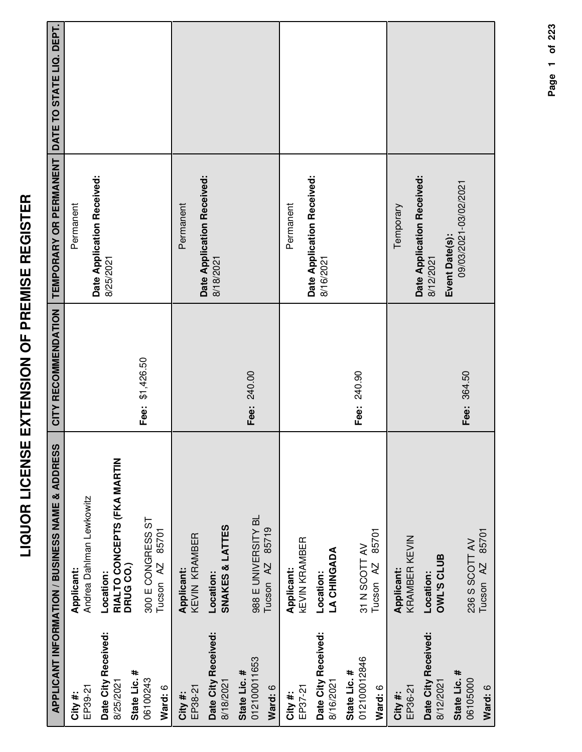# LIQUOR LICENSE EXTENSION OF PREMISE REGISTER

| APPLICANT INFORMATION / BUSINESS NAME & ADDRESS | | CITY RECOMMENDATION | TEMPORARY OR PERMANENT | DATE TO STATE LIQ. DEPT. |
|---|---|---|---|---|
| **City #:** EP39-21<br>**Date City Received:** 8/25/2021<br>**State Lic. #** 06100243<br>**Ward:** 6 | **Applicant:** Andrea Dahlman Lewkowitz<br>**Location:** **RIALTO CONCEPTS (FKA MARTIN DRUG CO.)**<br>300 E CONGRESS ST<br>Tucson AZ 85701 | **Fee:** $1,426.50 | Permanent<br>**Date Application Received:** 8/25/2021 | |
| **City #:** EP38-21<br>**Date City Received:** 8/18/2021<br>**State Lic. #** 012100011653<br>**Ward:** 6 | **Applicant:** KEVIN KRAMBER<br>**Location:** **SNAKES & LATTES**<br>988 E UNIVERSITY BL<br>Tucson AZ 85719 | **Fee:** 240.00 | Permanent<br>**Date Application Received:** 8/18/2021 | |
| **City #:** EP37-21<br>**Date City Received:** 8/16/2021<br>**State Lic. #** 012100012846<br>**Ward:** 6 | **Applicant:** kEVIN KRAMBER<br>**Location:** **LA CHINGADA**<br>31 N SCOTT AV<br>Tucson AZ 85701 | **Fee:** 240.90 | Permanent<br>**Date Application Received:** 8/16/2021 | |
| **City #:** EP36-21<br>**Date City Received:** 8/12/2021<br>**State Lic. #** 06105000<br>**Ward:** 6 | **Applicant:** KRAMBER KEVIN<br>**Location:** **OWL'S CLUB**<br>236 S SCOTT AV<br>Tucson AZ 85701 | **Fee:** 364.50 | Temporary<br>**Date Application Received:** 8/12/2021<br>**Event Date(s):** 09/03/2021-03/02/2021 | |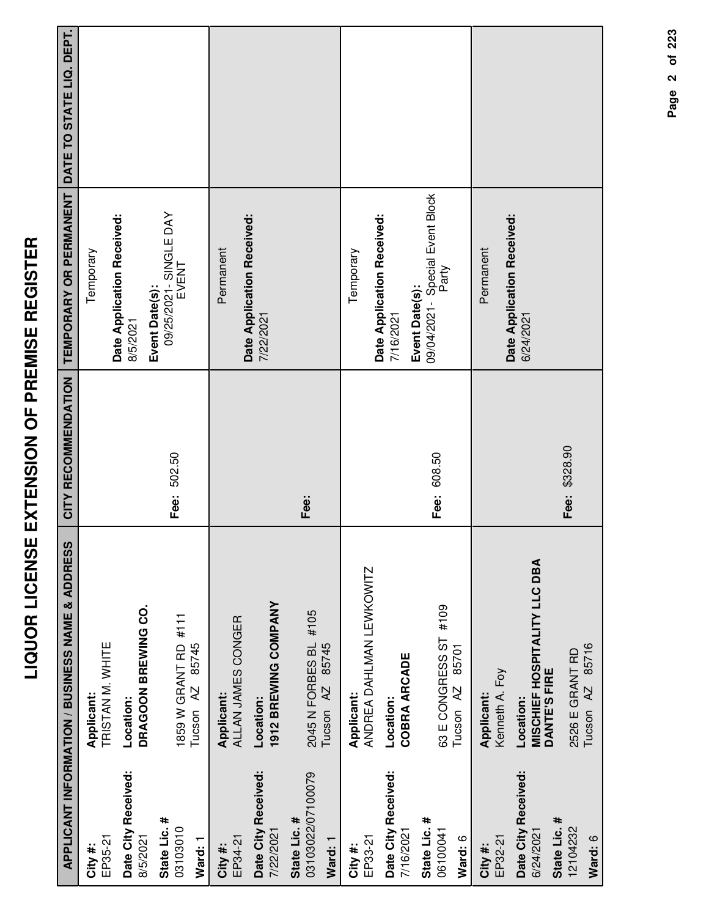# LIQUOR LICENSE EXTENSION OF PREMISE REGISTER

| APPLICANT INFORMATION / BUSINESS NAME & ADDRESS | | CITY RECOMMENDATION | TEMPORARY OR PERMANENT | DATE TO STATE LIQ. DEPT. |
|---|---|---|---|---|
| **City #:** EP35-21<br>**Date City Received:** 8/5/2021<br>**State Lic. #** 03103010<br>**Ward:** 1 | **Applicant:** TRISTAN M. WHITE<br>**Location:** **DRAGOON BREWING CO.**<br>1859 W GRANT RD #111<br>Tucson AZ 85745 | **Fee:** 502.50 | Temporary<br>**Date Application Received:** 8/5/2021<br>**Event Date(s):** 09/25/2021- SINGLE DAY EVENT | |
| **City #:** EP34-21<br>**Date City Received:** 7/22/2021<br>**State Lic. #** 03103022/07100079<br>**Ward:** 1 | **Applicant:** ALLAN JAMES CONGER<br>**Location:** **1912 BREWING COMPANY**<br>2045 N FORBES BL #105<br>Tucson AZ 85745 | **Fee:** | Permanent<br>**Date Application Received:** 7/22/2021 | |
| **City #:** EP33-21<br>**Date City Received:** 7/16/2021<br>**State Lic. #** 06100041<br>**Ward:** 6 | **Applicant:** ANDREA DAHLMAN LEWKOWITZ<br>**Location:** **COBRA ARCADE**<br>63 E CONGRESS ST #109<br>Tucson AZ 85701 | **Fee:** 608.50 | Temporary<br>**Date Application Received:** 7/16/2021<br>**Event Date(s):** 09/04/2021- Special Event Block Party | |
| **City #:** EP32-21<br>**Date City Received:** 6/24/2021<br>**State Lic. #** 12104232<br>**Ward:** 6 | **Applicant:** Kenneth A. Foy<br>**Location:** **MISCHIEF HOSPITALITY LLC DBA DANTE'S FIRE**<br>2526 E GRANT RD<br>Tucson AZ 85716 | **Fee:** $328.90 | Permanent<br>**Date Application Received:** 6/24/2021 | |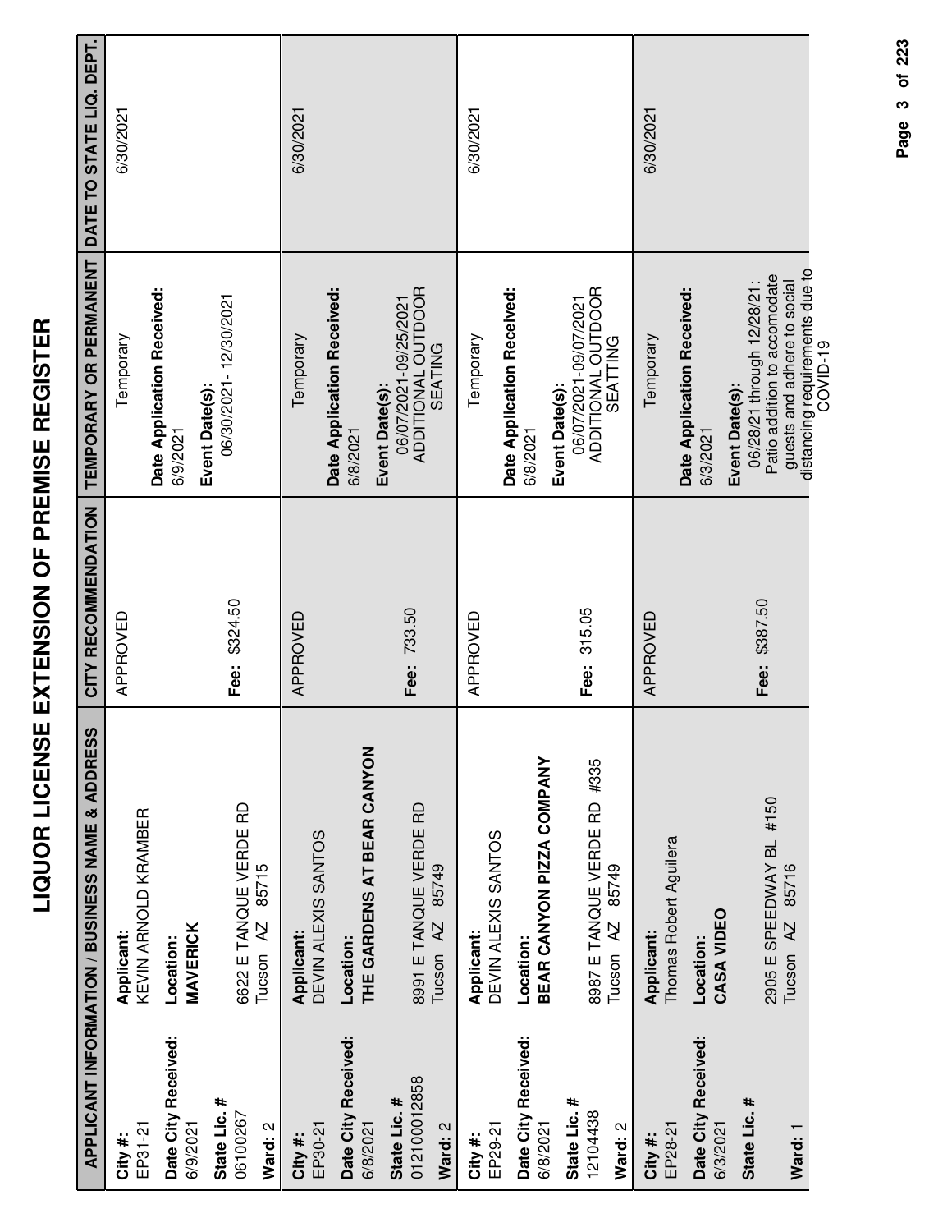# LIQUOR LICENSE EXTENSION OF PREMISE REGISTER

| APPLICANT INFORMATION / BUSINESS NAME & ADDRESS | | CITY RECOMMENDATION | TEMPORARY OR PERMANENT | DATE TO STATE LIQ. DEPT. |
|---|---|---|---|---|
| **City #:** EP31-21<br>**Date City Received:** 6/9/2021<br>**State Lic. #** 06100267<br>**Ward:** 2 | **Applicant:** KEVIN ARNOLD KRAMBER<br>**Location:** **MAVERICK**<br>6622 E TANQUE VERDE RD<br>Tucson AZ 85715 | APPROVED<br>**Fee:** $324.50 | Temporary<br>**Date Application Received:** 6/9/2021<br>**Event Date(s):** 06/30/2021 - 12/30/2021 | 6/30/2021 |
| **City #:** EP30-21<br>**Date City Received:** 6/8/2021<br>**State Lic. #** 012100012858<br>**Ward:** 2 | **Applicant:** DEVIN ALEXIS SANTOS<br>**Location:** **THE GARDENS AT BEAR CANYON**<br>8991 E TANQUE VERDE RD<br>Tucson AZ 85749 | APPROVED<br>**Fee:** 733.50 | Temporary<br>**Date Application Received:** 6/8/2021<br>**Event Date(s):** 06/07/2021-09/25/2021 ADDITIONAL OUTDOOR SEATING | 6/30/2021 |
| **City #:** EP29-21<br>**Date City Received:** 6/8/2021<br>**State Lic. #** 12104438<br>**Ward:** 2 | **Applicant:** DEVIN ALEXIS SANTOS<br>**Location:** **BEAR CANYON PIZZA COMPANY**<br>8987 E TANQUE VERDE RD #335<br>Tucson AZ 85749 | APPROVED<br>**Fee:** 315.05 | Temporary<br>**Date Application Received:** 6/8/2021<br>**Event Date(s):** 06/07/2021-09/07/2021 ADDITIONAL OUTDOOR SEATTING | 6/30/2021 |
| **City #:** EP28-21<br>**Date City Received:** 6/3/2021<br>**State Lic. #**<br>**Ward:** 1 | **Applicant:** Thomas Robert Aguilera<br>**Location:** **CASA VIDEO**<br>2905 E SPEEDWAY BL #150<br>Tucson AZ 85716 | APPROVED<br>**Fee:** $387.50 | Temporary<br>**Date Application Received:** 6/3/2021<br>**Event Date(s):** 06/28/21 through 12/28/21: Patio addition to accomodate guests and adhere to social distancing requirements due to COVID-19 | 6/30/2021 |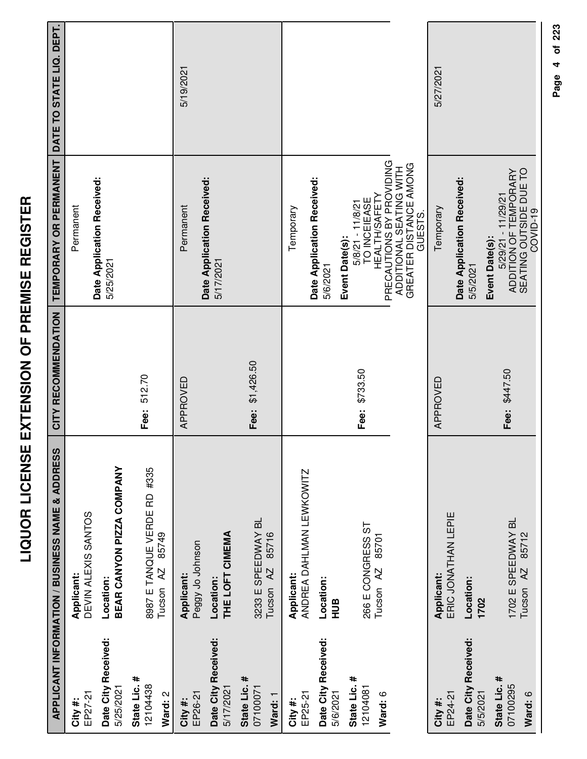# LIQUOR LICENSE EXTENSION OF PREMISE REGISTER

| APPLICANT INFORMATION / BUSINESS NAME & ADDRESS | | CITY RECOMMENDATION | TEMPORARY OR PERMANENT | DATE TO STATE LIQ. DEPT. |
|---|---|---|---|---|
| **City #:** EP27-21<br>**Date City Received:** 5/25/2021<br>**State Lic. #** 12104438<br>**Ward:** 2 | **Applicant:** DEVIN ALEXIS SANTOS<br>**Location:** **BEAR CANYON PIZZA COMPANY**<br>8987 E TANQUE VERDE RD #335<br>Tucson AZ 85749 | **Fee:** 512.70 | Permanent<br>**Date Application Received:** 5/25/2021 | |
| **City #:** EP26-21<br>**Date City Received:** 5/17/2021<br>**State Lic. #** 07100071<br>**Ward:** 1 | **Applicant:** Peggy Jo Johnson<br>**Location:** **THE LOFT CIMEMA**<br>3233 E SPEEDWAY BL<br>Tucson AZ 85716 | APPROVED<br>**Fee:** $1,426.50 | Permanent<br>**Date Application Received:** 5/17/2021 | 5/19/2021 |
| **City #:** EP25-21<br>**Date City Received:** 5/6/2021<br>**State Lic. #** 12104081<br>**Ward:** 6 | **Applicant:** ANDREA DAHLMAN LEWKOWITZ<br>**Location:** **HUB**<br>266 E CONGRESS ST<br>Tucson AZ 85701 | **Fee:** $733.50 | Temporary<br>**Date Application Received:** 5/6/2021<br>**Event Date(s):** 5/8/21 - 11/8/21 TO INCEIEASE HEALTH/SAFETY PRECAUTIONS BY PROVIDING ADDITIONAL SEATING WITH GREATER DISTANCE AMONG GUESTS. | |
| **City #:** EP24-21<br>**Date City Received:** 5/5/2021<br>**State Lic. #** 07100295<br>**Ward:** 6 | **Applicant:** ERIC JONATHAN LEPIE<br>**Location:** **1702**<br>1702 E SPEEDWAY BL<br>Tucson AZ 85712 | APPROVED<br>**Fee:** $447.50 | Temporary<br>**Date Application Received:** 5/5/2021<br>**Event Date(s):** 5/29/21 - 11/29/21 ADDITION OF TEMPORARY SEATING OUTSIDE DUE TO COVID-19 | 5/27/2021 |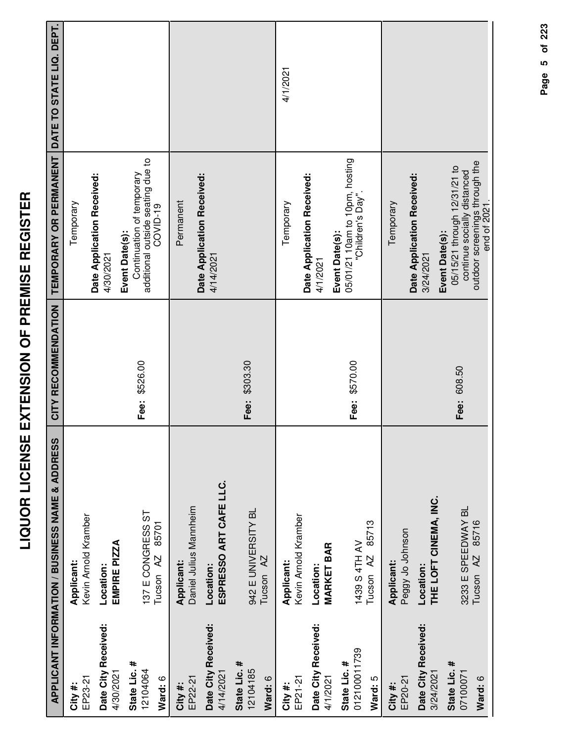# LIQUOR LICENSE EXTENSION OF PREMISE REGISTER

| APPLICANT INFORMATION / BUSINESS NAME & ADDRESS | | CITY RECOMMENDATION | TEMPORARY OR PERMANENT | DATE TO STATE LIQ. DEPT. |
|---|---|---|---|---|
| **City #:** EP23-21<br>**Date City Received:** 4/30/2021<br>**State Lic. #** 12104064<br>**Ward:** 6 | **Applicant:** Kevin Arnold Kramber<br>**Location:** **EMPIRE PIZZA**<br>137 E CONGRESS ST<br>Tucson AZ 85701 | **Fee:** $526.00 | Temporary<br>**Date Application Received:** 4/30/2021<br>**Event Date(s):** Continuation of temporary additional outside seating due to COVID-19 | |
| **City #:** EP22-21<br>**Date City Received:** 4/14/2021<br>**State Lic. #** 12104185<br>**Ward:** 6 | **Applicant:** Daniel Julius Mannheim<br>**Location:** **ESPRESSO ART CAFE LLC.**<br>942 E UNIVERSITY BL<br>Tucson AZ | **Fee:** $303.30 | Permanent<br>**Date Application Received:** 4/14/2021 | |
| **City #:** EP21-21<br>**Date City Received:** 4/1/2021<br>**State Lic. #** 012100011739<br>**Ward:** 5 | **Applicant:** Kevin Arnold Kramber<br>**Location:** **MARKET BAR**<br>1439 S 4TH AV<br>Tucson AZ 85713 | **Fee:** $570.00 | Temporary<br>**Date Application Received:** 4/1/2021<br>**Event Date(s):** 05/01/21 10am to 10pm, hosting "Children's Day". | 4/1/2021 |
| **City #:** EP20-21<br>**Date City Received:** 3/24/2021<br>**State Lic. #** 07100071<br>**Ward:** 6 | **Applicant:** Peggy Jo Johnson<br>**Location:** **THE LOFT CINEMA, INC.**<br>3233 E SPEEDWAY BL<br>Tucson AZ 85716 | **Fee:** 608.50 | Temporary<br>**Date Application Received:** 3/24/2021<br>**Event Date(s):** 05/15/21 through 12/31/21 to continue socially distanced outdoor screenings through the end of 2021. | |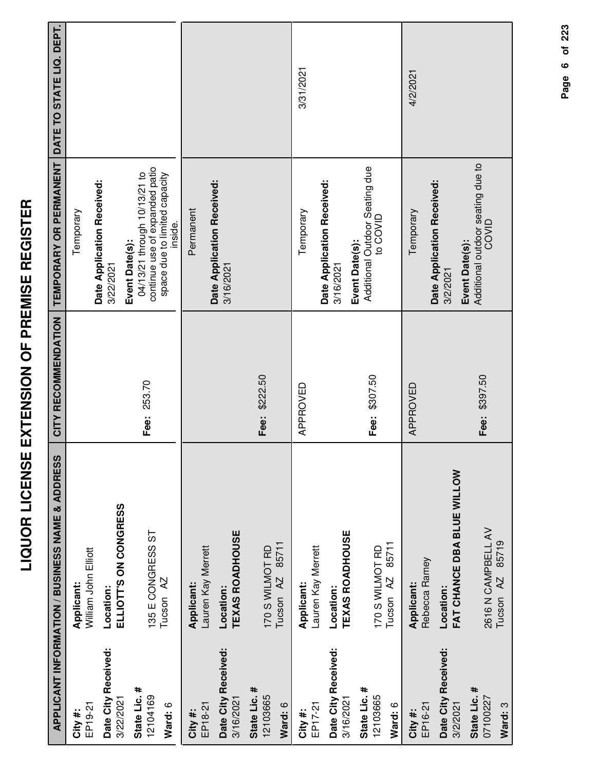# LIQUOR LICENSE EXTENSION OF PREMISE REGISTER

| APPLICANT INFORMATION / BUSINESS NAME & ADDRESS | | CITY RECOMMENDATION | TEMPORARY OR PERMANENT | DATE TO STATE LIQ. DEPT. |
|---|---|---|---|---|
| **City #:** EP19-21<br>**Date City Received:** 3/22/2021<br>**State Lic. #** 12104169<br>**Ward:** 6 | **Applicant:** William John Elliott<br>**Location:** **ELLIOTT'S ON CONGRESS**<br>135 E CONGRESS ST<br>Tucson AZ | **Fee:** 253.70 | Temporary<br>**Date Application Received:** 3/22/2021<br>**Event Date(s):** 04/13/21 through 10/13/21 to continue use of expanded patio space due to limited capacity inside. | |
| **City #:** EP18-21<br>**Date City Received:** 3/16/2021<br>**State Lic. #** 12103665<br>**Ward:** 6 | **Applicant:** Lauren Kay Merrett<br>**Location:** **TEXAS ROADHOUSE**<br>170 S WILMOT RD<br>Tucson AZ 85711 | **Fee:** $222.50 | Permanent<br>**Date Application Received:** 3/16/2021 | |
| **City #:** EP17-21<br>**Date City Received:** 3/16/2021<br>**State Lic. #** 12103665<br>**Ward:** 6 | **Applicant:** Lauren Kay Merrett<br>**Location:** **TEXAS ROADHOUSE**<br>170 S WILMOT RD<br>Tucson AZ 85711 | APPROVED<br>**Fee:** $307.50 | Temporary<br>**Date Application Received:** 3/16/2021<br>**Event Date(s):** Additional Outdoor Seating due to COVID | 3/31/2021 |
| **City #:** EP16-21<br>**Date City Received:** 3/2/2021<br>**State Lic. #** 07100227<br>**Ward:** 3 | **Applicant:** Rebecca Ramey<br>**Location:** **FAT CHANCE DBA BLUE WILLOW**<br>2616 N CAMPBELL AV<br>Tucson AZ 85719 | APPROVED<br>**Fee:** $397.50 | Temporary<br>**Date Application Received:** 3/2/2021<br>**Event Date(s):** Additional outdoor seating due to COVID | 4/2/2021 |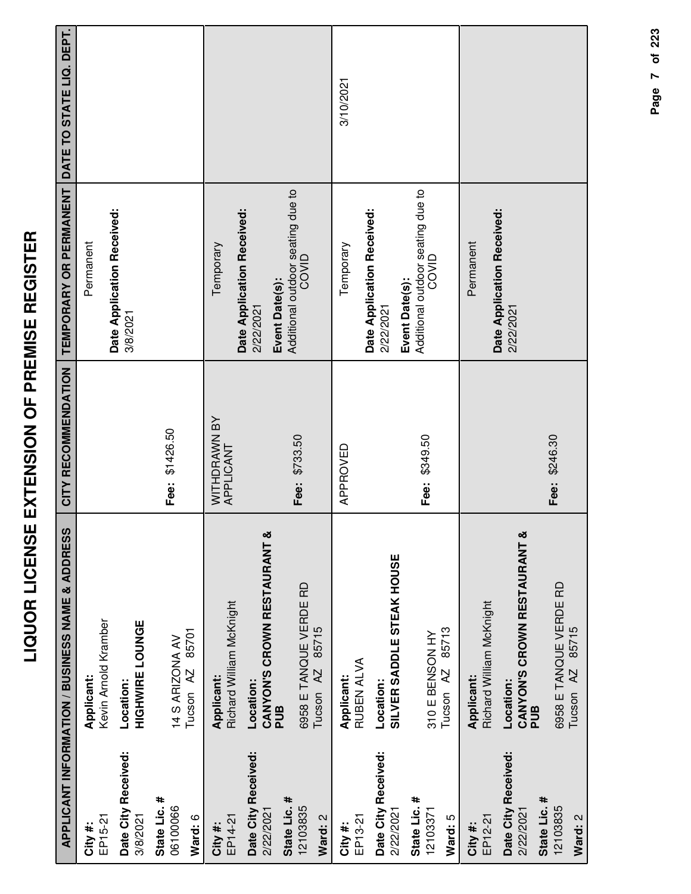# LIQUOR LICENSE EXTENSION OF PREMISE REGISTER

| APPLICANT INFORMATION / BUSINESS NAME & ADDRESS | | CITY RECOMMENDATION | TEMPORARY OR PERMANENT | DATE TO STATE LIQ. DEPT. |
|---|---|---|---|---|
| **City #:** EP15-21<br>**Date City Received:** 3/8/2021<br>**State Lic. #** 06100066<br>**Ward:** 6 | **Applicant:** Kevin Arnold Kramber<br>**Location:** **HIGHWIRE LOUNGE**<br>14 S ARIZONA AV<br>Tucson AZ 85701 | **Fee:** $1426.50 | Permanent<br>**Date Application Received:** 3/8/2021 | |
| **City #:** EP14-21<br>**Date City Received:** 2/22/2021<br>**State Lic. #** 12103835<br>**Ward:** 2 | **Applicant:** Richard William McKnight<br>**Location:** **CANYON'S CROWN RESTAURANT & PUB**<br>6958 E TANQUE VERDE RD<br>Tucson AZ 85715 | WITHDRAWN BY APPLICANT<br>**Fee:** $733.50 | Temporary<br>**Date Application Received:** 2/22/2021<br>**Event Date(s):** Additional outdoor seating due to COVID | |
| **City #:** EP13-21<br>**Date City Received:** 2/22/2021<br>**State Lic. #** 12103371<br>**Ward:** 5 | **Applicant:** RUBEN ALVA<br>**Location:** **SILVER SADDLE STEAK HOUSE**<br>310 E BENSON HY<br>Tucson AZ 85713 | APPROVED<br>**Fee:** $349.50 | Temporary<br>**Date Application Received:** 2/22/2021<br>**Event Date(s):** Additional outdoor seating due to COVID | 3/10/2021 |
| **City #:** EP12-21<br>**Date City Received:** 2/22/2021<br>**State Lic. #** 12103835<br>**Ward:** 2 | **Applicant:** Richard William McKnight<br>**Location:** **CANYON'S CROWN RESTAURANT & PUB**<br>6958 E TANQUE VERDE RD<br>Tucson AZ 85715 | **Fee:** $246.30 | Permanent<br>**Date Application Received:** 2/22/2021 | |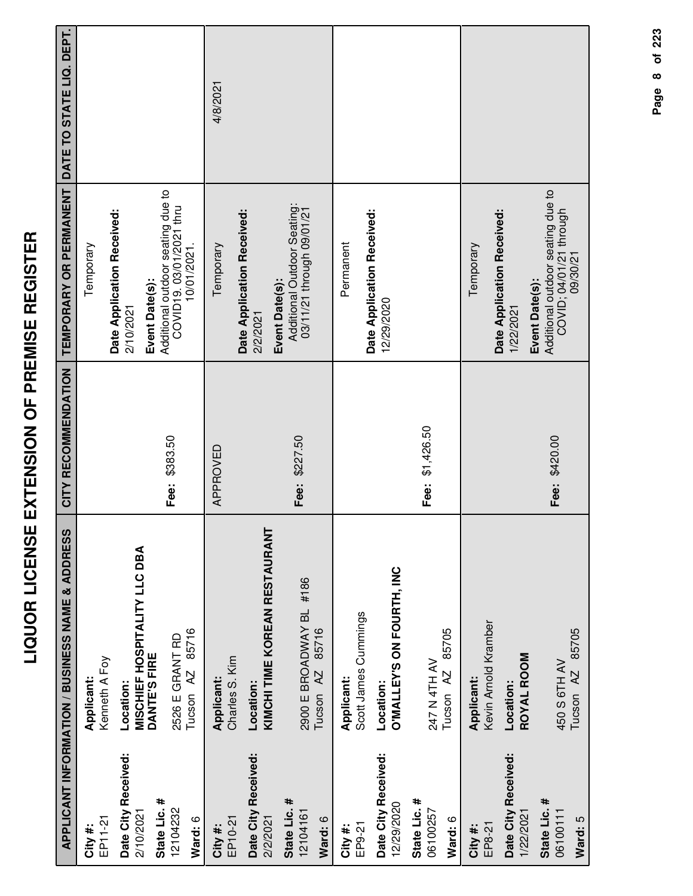# LIQUOR LICENSE EXTENSION OF PREMISE REGISTER

| APPLICANT INFORMATION / BUSINESS NAME & ADDRESS | CITY RECOMMENDATION | TEMPORARY OR PERMANENT | DATE TO STATE LIQ. DEPT. |
|---|---|---|---|
| **City #:** EP11-21<br>**Date City Received:** 2/10/2021<br>**State Lic. #** 12104232<br>**Ward:** 6<br>**Applicant:** Kenneth A Foy<br>**Location:** **MISCHIEF HOSPITALITY LLC DBA DANTE'S FIRE**<br>2526 E GRANT RD<br>Tucson AZ 85716 | **Fee:** $383.50 | Temporary<br>**Date Application Received:** 2/10/2021<br>**Event Date(s):** Additional outdoor seating due to COVID19. 03/01/2021 thru 10/01/2021. | |
| **City #:** EP10-21<br>**Date City Received:** 2/2/2021<br>**State Lic. #** 12104161<br>**Ward:** 6<br>**Applicant:** Charles S. Kim<br>**Location:** **KIMCHI TIME KOREAN RESTAURANT**<br>2900 E BROADWAY BL #186<br>Tucson AZ 85716 | APPROVED<br>**Fee:** $227.50 | Temporary<br>**Date Application Received:** 2/2/2021<br>**Event Date(s):** Additional Outdoor Seating: 03/11/21 through 09/01/21 | 4/8/2021 |
| **City #:** EP9-21<br>**Date City Received:** 12/29/2020<br>**State Lic. #** 06100257<br>**Ward:** 6<br>**Applicant:** Scott James Cummings<br>**Location:** **O'MALLEY'S ON FOURTH, INC**<br>247 N 4TH AV<br>Tucson AZ 85705 | **Fee:** $1,426.50 | Permanent<br>**Date Application Received:** 12/29/2020 | |
| **City #:** EP8-21<br>**Date City Received:** 1/22/2021<br>**State Lic. #** 06100111<br>**Ward:** 5<br>**Applicant:** Kevin Arnold Kramber<br>**Location:** **ROYAL ROOM**<br>450 S 6TH AV<br>Tucson AZ 85705 | **Fee:** $420.00 | Temporary<br>**Date Application Received:** 1/22/2021<br>**Event Date(s):** Additional outdoor seating due to COVID; 04/01/21 through 09/30/21 | |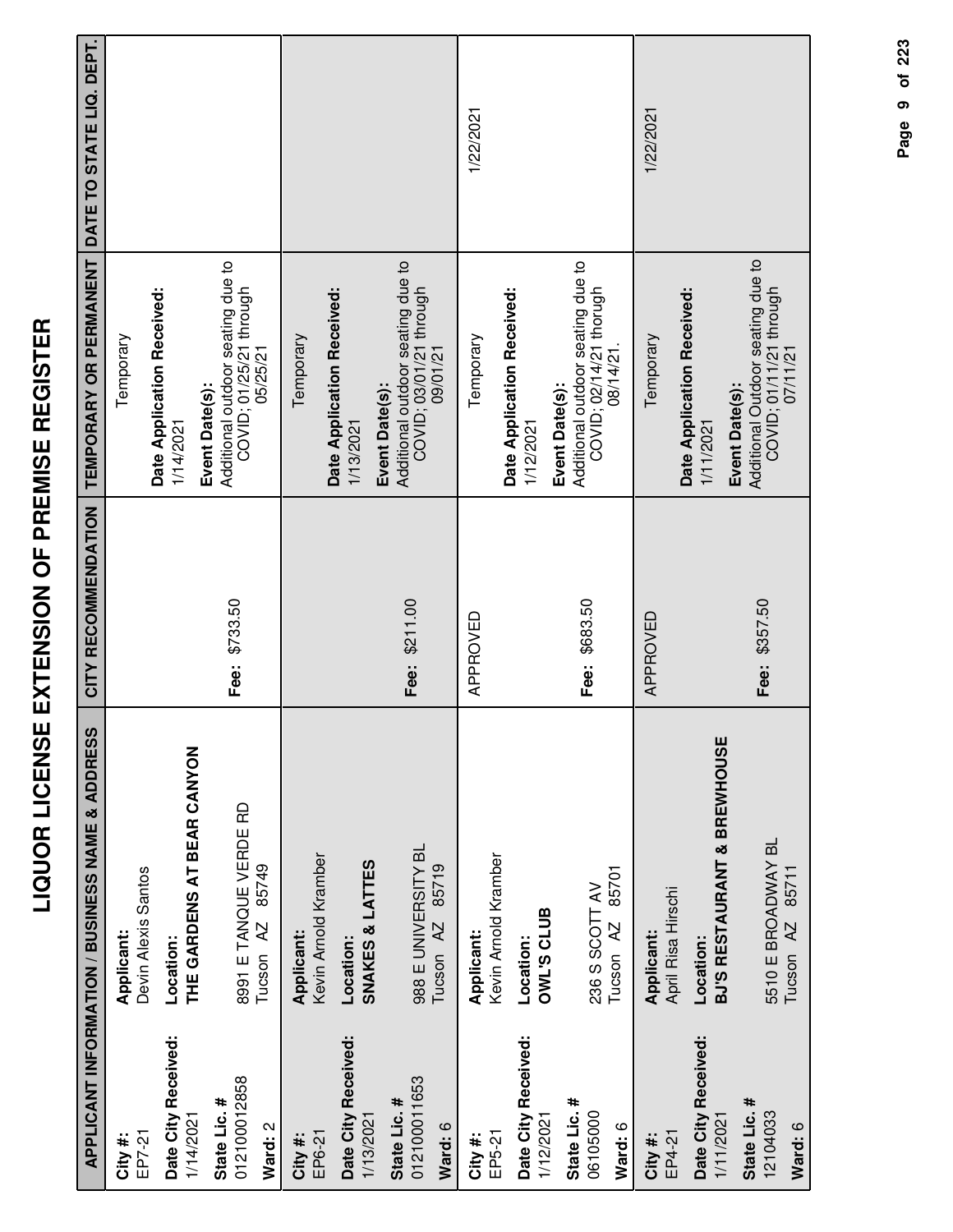# LIQUOR LICENSE EXTENSION OF PREMISE REGISTER

| APPLICANT INFORMATION / BUSINESS NAME & ADDRESS | | CITY RECOMMENDATION | TEMPORARY OR PERMANENT | DATE TO STATE LIQ. DEPT. |
|---|---|---|---|---|
| **City #:** EP7-21<br>**Date City Received:** 1/14/2021<br>**State Lic. #** 012100012858<br>**Ward:** 2 | **Applicant:** Devin Alexis Santos<br>**Location:** **THE GARDENS AT BEAR CANYON**<br>8991 E TANQUE VERDE RD<br>Tucson AZ 85749 | **Fee:** $733.50 | Temporary<br>**Date Application Received:** 1/14/2021<br>**Event Date(s):** Additional outdoor seating due to COVID; 01/25/21 through 05/25/21 | |
| **City #:** EP6-21<br>**Date City Received:** 1/13/2021<br>**State Lic. #** 012100011653<br>**Ward:** 6 | **Applicant:** Kevin Arnold Kramber<br>**Location:** **SNAKES & LATTES**<br>988 E UNIVERSITY BL<br>Tucson AZ 85719 | **Fee:** $211.00 | Temporary<br>**Date Application Received:** 1/13/2021<br>**Event Date(s):** Additional outdoor seating due to COVID; 03/01/21 through 09/01/21 | |
| **City #:** EP5-21<br>**Date City Received:** 1/12/2021<br>**State Lic. #** 06105000<br>**Ward:** 6 | **Applicant:** Kevin Arnold Kramber<br>**Location:** **OWL'S CLUB**<br>236 S SCOTT AV<br>Tucson AZ 85701 | APPROVED<br>**Fee:** $683.50 | Temporary<br>**Date Application Received:** 1/12/2021<br>**Event Date(s):** Additional outdoor seating due to COVID; 02/14/21 thorugh 08/14/21. | 1/22/2021 |
| **City #:** EP4-21<br>**Date City Received:** 1/11/2021<br>**State Lic. #** 12104033<br>**Ward:** 6 | **Applicant:** April Risa Hirschi<br>**Location:** **BJ'S RESTAURANT & BREWHOUSE**<br>5510 E BROADWAY BL<br>Tucson AZ 85711 | APPROVED<br>**Fee:** $357.50 | Temporary<br>**Date Application Received:** 1/11/2021<br>**Event Date(s):** Additional Outdoor seating due to COVID; 01/11/21 through 07/11/21 | 1/22/2021 |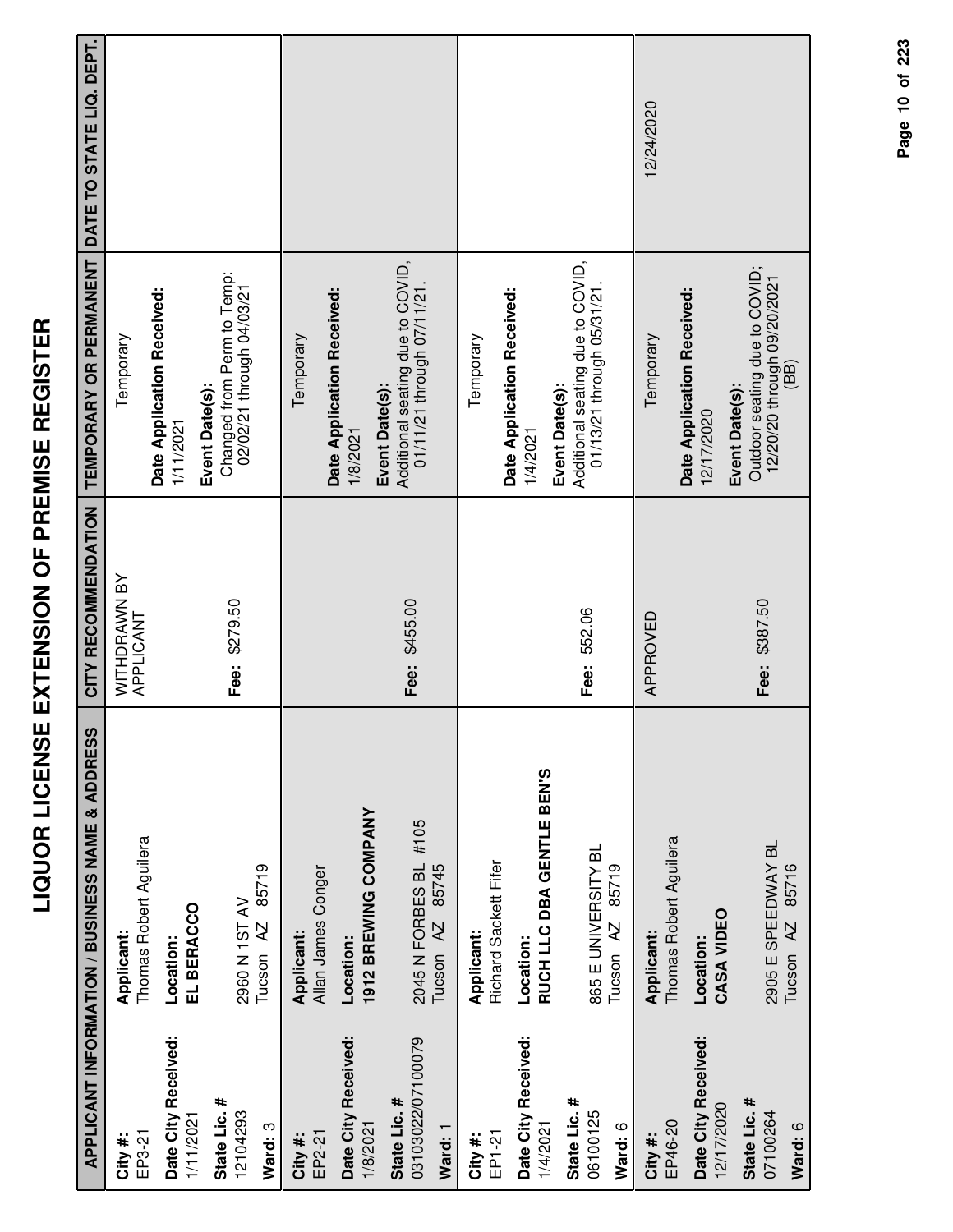# LIQUOR LICENSE EXTENSION OF PREMISE REGISTER

| APPLICANT INFORMATION / BUSINESS NAME & ADDRESS | | CITY RECOMMENDATION | TEMPORARY OR PERMANENT | DATE TO STATE LIQ. DEPT. |
|---|---|---|---|---|
| **City #:** EP3-21<br>**Date City Received:** 1/11/2021<br>**State Lic. #** 12104293<br>**Ward:** 3 | **Applicant:** Thomas Robert Aguilera<br>**Location:** **EL BERACCO**<br>2960 N 1ST AV<br>Tucson AZ 85719 | WITHDRAWN BY APPLICANT<br>**Fee:** $279.50 | Temporary<br>**Date Application Received:** 1/11/2021<br>**Event Date(s):** Changed from Perm to Temp: 02/02/21 through 04/03/21 | |
| **City #:** EP2-21<br>**Date City Received:** 1/8/2021<br>**State Lic. #** 03103022/07100079<br>**Ward:** 1 | **Applicant:** Allan James Conger<br>**Location:** **1912 BREWING COMPANY**<br>2045 N FORBES BL #105<br>Tucson AZ 85745 | **Fee:** $455.00 | Temporary<br>**Date Application Received:** 1/8/2021<br>**Event Date(s):** Additional seating due to COVID, 01/11/21 through 07/11/21. | |
| **City #:** EP1-21<br>**Date City Received:** 1/4/2021<br>**State Lic. #** 0610012<br>**Ward:** 6 | **Applicant:** Richard Sackett Fifer<br>**Location:** **RUCH LLC DBA GENTLE BEN'S**<br>865 E UNIVERSITY BL<br>Tucson AZ 85719 | **Fee:** 552.06 | Temporary<br>**Date Application Received:** 1/4/2021<br>**Event Date(s):** Additional seating due to COVID, 01/13/21 through 05/31/21. | |
| **City #:** EP46-20<br>**Date City Received:** 12/17/2020<br>**State Lic. #** 07100264<br>**Ward:** 6 | **Applicant:** Thomas Robert Aguilera<br>**Location:** **CASA VIDEO**<br>2905 E SPEEDWAY BL<br>Tucson AZ 85716 | APPROVED<br>**Fee:** $387.50 | Temporary<br>**Date Application Received:** 12/17/2020<br>**Event Date(s):** Outdoor seating due to COVID; 12/20/20 through 09/20/2021 (BB) | 12/24/2020 |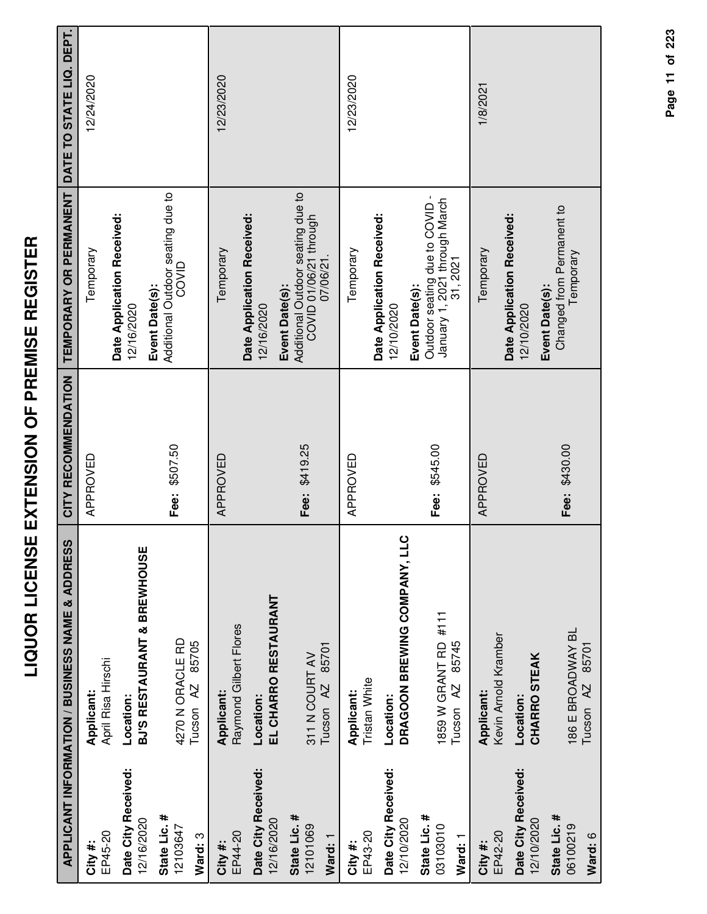# LIQUOR LICENSE EXTENSION OF PREMISE REGISTER

| APPLICANT INFORMATION / BUSINESS NAME & ADDRESS | | CITY RECOMMENDATION | TEMPORARY OR PERMANENT | DATE TO STATE LIQ. DEPT. |
|---|---|---|---|---|
| **City #:** EP45-20<br>**Date City Received:** 12/16/2020<br>**State Lic. #** 12103647<br>**Ward:** 3 | **Applicant:** April Risa Hirschi<br>**Location:** **BJ'S RESTAURANT & BREWHOUSE**<br>4270 N ORACLE RD<br>Tucson AZ 85705 | APPROVED<br>**Fee:** $507.50 | Temporary<br>**Date Application Received:** 12/16/2020<br>**Event Date(s):** Additional Outdoor seating due to COVID | 12/24/2020 |
| **City #:** EP44-20<br>**Date City Received:** 12/16/2020<br>**State Lic. #** 12101069<br>**Ward:** 1 | **Applicant:** Raymond Gilbert Flores<br>**Location:** **EL CHARRO RESTAURANT**<br>311 N COURT AV<br>Tucson AZ 85701 | APPROVED<br>**Fee:** $419.25 | Temporary<br>**Date Application Received:** 12/16/2020<br>**Event Date(s):** Additional Outdoor seating due to COVID 01/06/21 through 07/06/21. | 12/23/2020 |
| **City #:** EP43-20<br>**Date City Received:** 12/10/2020<br>**State Lic. #** 03103010<br>**Ward:** 1 | **Applicant:** Tristan White<br>**Location:** **DRAGOON BREWING COMPANY, LLC**<br>1859 W GRANT RD #111<br>Tucson AZ 85745 | APPROVED<br>**Fee:** $545.00 | Temporary<br>**Date Application Received:** 12/10/2020<br>**Event Date(s):** Outdoor seating due to COVID - January 1, 2021 through March 31, 2021 | 12/23/2020 |
| **City #:** EP42-20<br>**Date City Received:** 12/10/2020<br>**State Lic. #** 06100219<br>**Ward:** 6 | **Applicant:** Kevin Arnold Kramber<br>**Location:** **CHARRO STEAK**<br>186 E BROADWAY BL<br>Tucson AZ 85701 | APPROVED<br>**Fee:** $430.00 | Temporary<br>**Date Application Received:** 12/10/2020<br>**Event Date(s):** Changed from Permanent to Temporary | 1/8/2021 |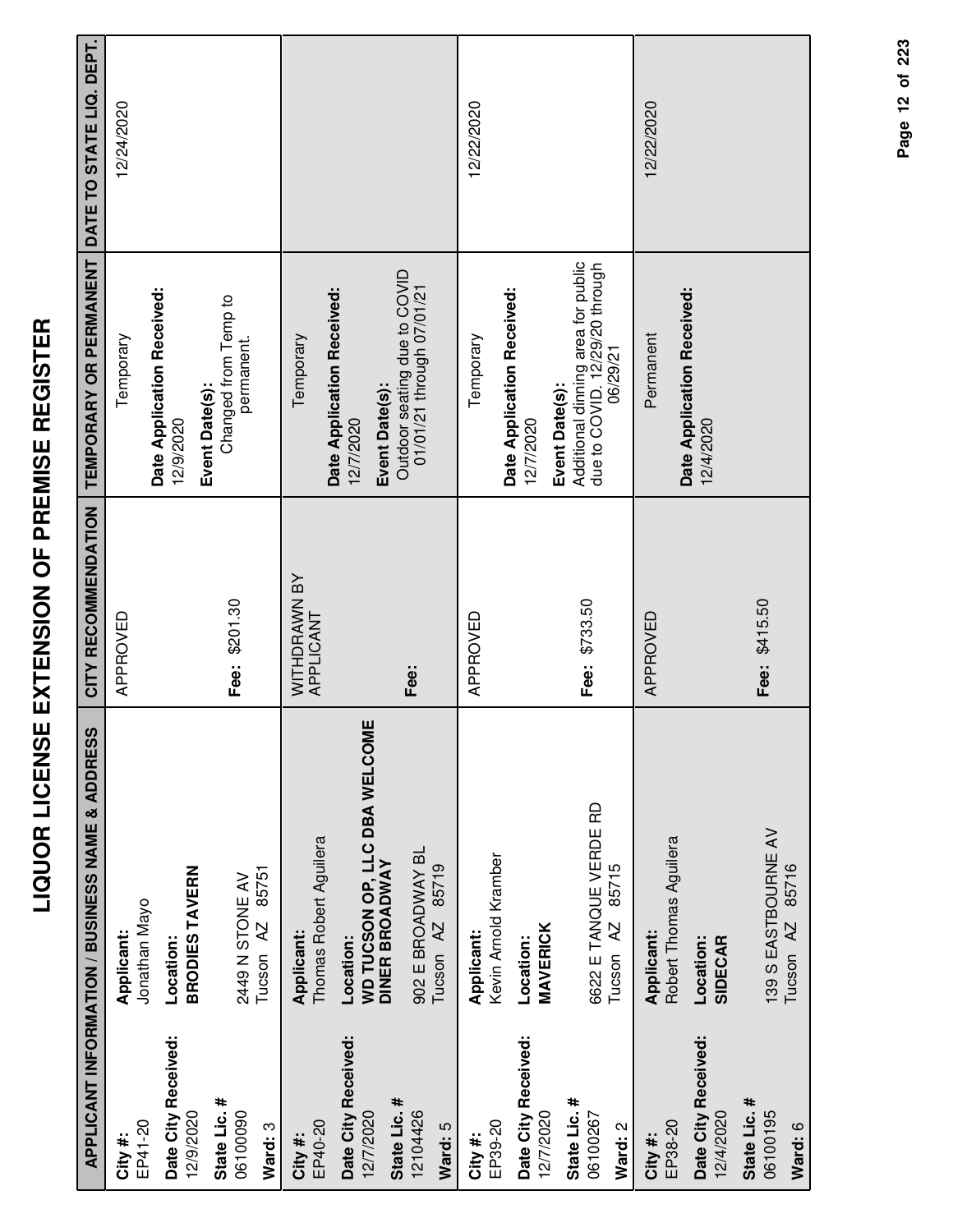# LIQUOR LICENSE EXTENSION OF PREMISE REGISTER

| APPLICANT INFORMATION / BUSINESS NAME & ADDRESS | | CITY RECOMMENDATION | TEMPORARY OR PERMANENT | DATE TO STATE LIQ. DEPT. |
|---|---|---|---|---|
| **City #:** EP41-20<br>**Date City Received:** 12/9/2020<br>**State Lic. #** 06100090<br>**Ward:** 3 | **Applicant:** Jonathan Mayo<br>**Location:** **BRODIES TAVERN**<br>2449 N STONE AV<br>Tucson AZ 85751 | APPROVED<br><br>**Fee:** $201.30 | Temporary<br>**Date Application Received:** 12/9/2020<br>**Event Date(s):** Changed from Temp to permanent. | 12/24/2020 |
| **City #:** EP40-20<br>**Date City Received:** 12/7/2020<br>**State Lic. #** 12104426<br>**Ward:** 5 | **Applicant:** Thomas Robert Aguilera<br>**Location:** **WD TUCSON OP, LLC DBA WELCOME DINER BROADWAY**<br>902 E BROADWAY BL<br>Tucson AZ 85719 | WITHDRAWN BY APPLICANT<br><br>**Fee:** | Temporary<br>**Date Application Received:** 12/7/2020<br>**Event Date(s):** Outdoor seating due to COVID 01/01/21 through 07/01/21 | |
| **City #:** EP39-20<br>**Date City Received:** 12/7/2020<br>**State Lic. #** 06100267<br>**Ward:** 2 | **Applicant:** Kevin Arnold Kramber<br>**Location:** **MAVERICK**<br>6622 E TANQUE VERDE RD<br>Tucson AZ 85715 | APPROVED<br><br>**Fee:** $733.50 | Temporary<br>**Date Application Received:** 12/7/2020<br>**Event Date(s):** Additional dinning area for public due to COVID. 12/29/20 through 06/29/21 | 12/22/2020 |
| **City #:** EP38-20<br>**Date City Received:** 12/4/2020<br>**State Lic. #** 06100195<br>**Ward:** 6 | **Applicant:** Robert Thomas Aguilera<br>**Location:** **SIDECAR**<br>139 S EASTBOURNE AV<br>Tucson AZ 85716 | APPROVED<br><br>**Fee:** $415.50 | Permanent<br>**Date Application Received:** 12/4/2020 | 12/22/2020 |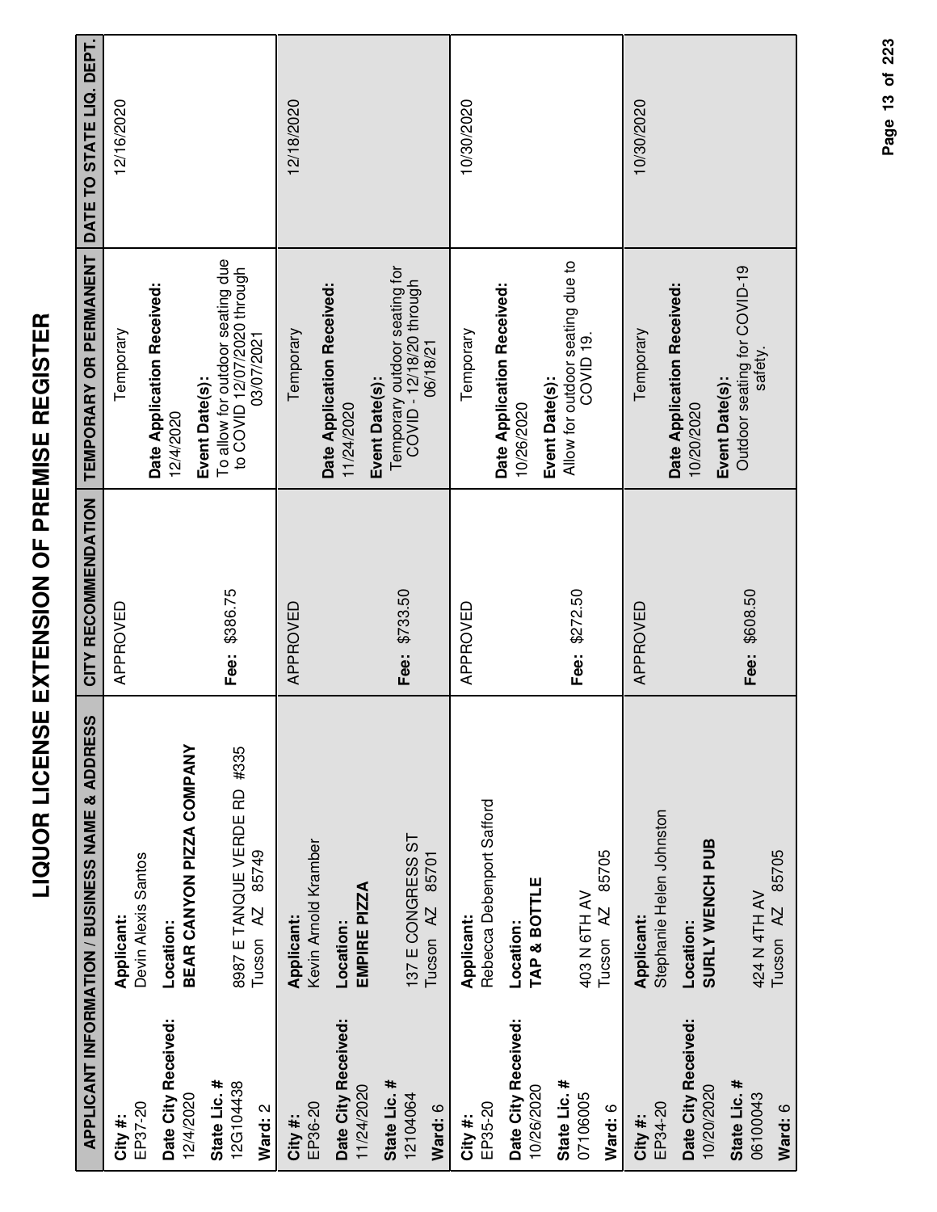# LIQUOR LICENSE EXTENSION OF PREMISE REGISTER

| APPLICANT INFORMATION / BUSINESS NAME & ADDRESS | | CITY RECOMMENDATION | TEMPORARY OR PERMANENT | DATE TO STATE LIQ. DEPT. |
|---|---|---|---|---|
| **City #:** EP37-20<br>**Date City Received:** 12/4/2020<br>**State Lic. #** 12G104438<br>**Ward:** 2 | **Applicant:** Devin Alexis Santos<br>**Location:** **BEAR CANYON PIZZA COMPANY**<br>8987 E TANQUE VERDE RD #335<br>Tucson AZ 85749 | APPROVED<br>**Fee:** $386.75 | Temporary<br>**Date Application Received:** 12/4/2020<br>**Event Date(s):** To allow for outdoor seating due to COVID 12/07/2020 through 03/07/2021 | 12/16/2020 |
| **City #:** EP36-20<br>**Date City Received:** 11/24/2020<br>**State Lic. #** 12104064<br>**Ward:** 6 | **Applicant:** Kevin Arnold Kramber<br>**Location:** **EMPIRE PIZZA**<br>137 E CONGRESS ST<br>Tucson AZ 85701 | APPROVED<br>**Fee:** $733.50 | Temporary<br>**Date Application Received:** 11/24/2020<br>**Event Date(s):** Temporary outdoor seating for COVID - 12/18/20 through 06/18/21 | 12/18/2020 |
| **City #:** EP35-20<br>**Date City Received:** 10/26/2020<br>**State Lic. #** 07106005<br>**Ward:** 6 | **Applicant:** Rebecca Debenport Safford<br>**Location:** **TAP & BOTTLE**<br>403 N 6TH AV<br>Tucson AZ 85705 | APPROVED<br>**Fee:** $272.50 | Temporary<br>**Date Application Received:** 10/26/2020<br>**Event Date(s):** Allow for outdoor seating due to COVID 19. | 10/30/2020 |
| **City #:** EP34-20<br>**Date City Received:** 10/20/2020<br>**State Lic. #** 06100043<br>**Ward:** 6 | **Applicant:** Stephanie Helen Johnston<br>**Location:** **SURLY WENCH PUB**<br>424 N 4TH AV<br>Tucson AZ 85705 | APPROVED<br>**Fee:** $608.50 | Temporary<br>**Date Application Received:** 10/20/2020<br>**Event Date(s):** Outdoor seating for COVID-19 safety. | 10/30/2020 |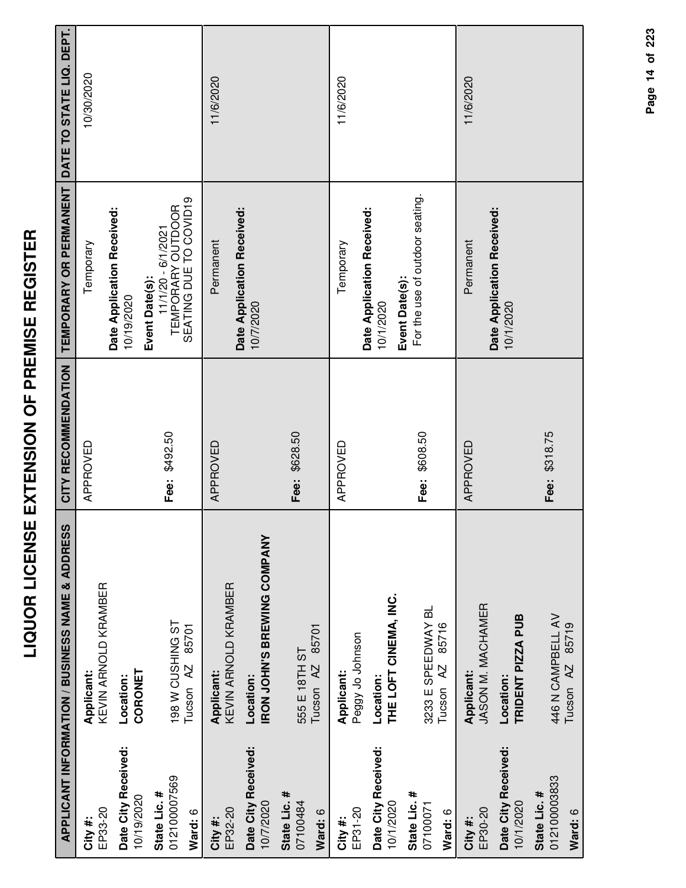# LIQUOR LICENSE EXTENSION OF PREMISE REGISTER

| APPLICANT INFORMATION / BUSINESS NAME & ADDRESS | | CITY RECOMMENDATION | TEMPORARY OR PERMANENT | DATE TO STATE LIQ. DEPT. |
|---|---|---|---|---|
| **City #:** EP33-20<br>**Date City Received:** 10/19/2020<br>**State Lic. #** 01210000<br>7569<br>**Ward:** 6 | **Applicant:** KEVIN ARNOLD KRAMBER<br>**Location:** **CORONET**<br>198 W CUSHING ST<br>Tucson AZ 85701 | APPROVED<br><br>**Fee:** $492.50 | Temporary<br>**Date Application Received:** 10/19/2020<br>**Event Date(s):** 11/1/20 - 6/1/2021 TEMPORARY OUTDOOR SEATING DUE TO COVID19 | 10/30/2020 |
| **City #:** EP32-20<br>**Date City Received:** 10/7/2020<br>**State Lic. #** 07100484<br>**Ward:** 6 | **Applicant:** KEVIN ARNOLD KRAMBER<br>**Location:** **IRON JOHN'S BREWING COMPANY**<br>555 E 18TH ST<br>Tucson AZ 85701 | APPROVED<br><br>**Fee:** $628.50 | Permanent<br>**Date Application Received:** 10/7/2020 | 11/6/2020 |
| **City #:** EP31-20<br>**Date City Received:** 10/1/2020<br>**State Lic. #** 07100071<br>**Ward:** 6 | **Applicant:** Peggy Jo Johnson<br>**Location:** **THE LOFT CINEMA, INC.**<br>3233 E SPEEDWAY BL<br>Tucson AZ 85716 | APPROVED<br><br>**Fee:** $608.50 | Temporary<br>**Date Application Received:** 10/1/2020<br>**Event Date(s):** For the use of outdoor seating. | 11/6/2020 |
| **City #:** EP30-20<br>**Date City Received:** 10/1/2020<br>**State Lic. #** 012100003833<br>**Ward:** 6 | **Applicant:** JASON M. MACHAMER<br>**Location:** **TRIDENT PIZZA PUB**<br>446 N CAMPBELL AV<br>Tucson AZ 85719 | APPROVED<br><br>**Fee:** $318.75 | Permanent<br>**Date Application Received:** 10/1/2020 | 11/6/2020 |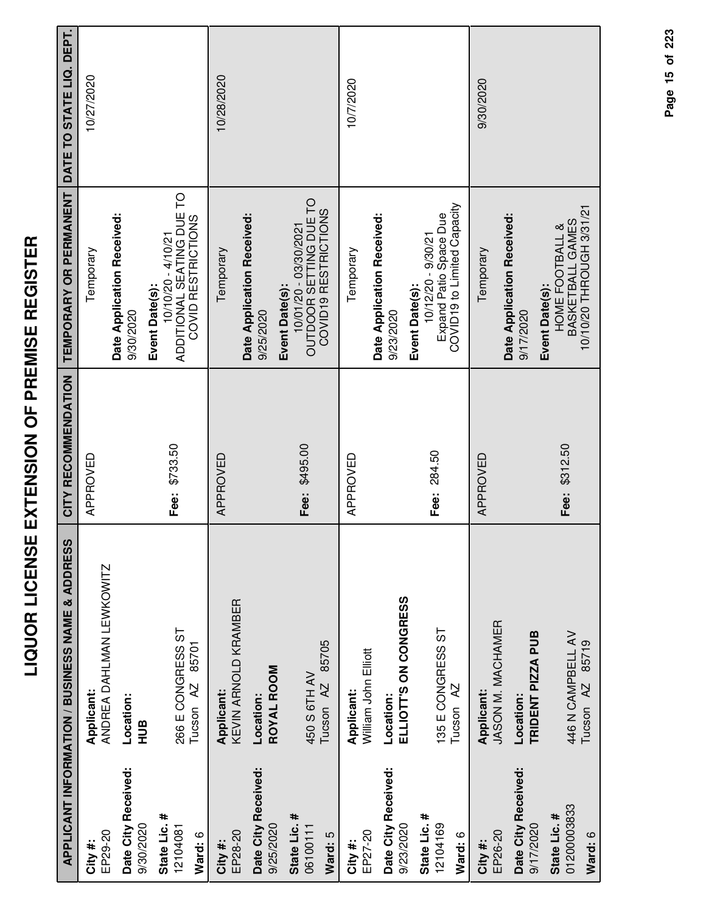# LIQUOR LICENSE EXTENSION OF PREMISE REGISTER

| APPLICANT INFORMATION / BUSINESS NAME & ADDRESS | | CITY RECOMMENDATION | TEMPORARY OR PERMANENT | DATE TO STATE LIQ. DEPT. |
|---|---|---|---|---|
| **City #:** EP29-20<br>**Date City Received:** 9/30/2020<br>**State Lic. #** 12104081<br>**Ward:** 6 | **Applicant:** ANDREA DAHLMAN LEWKOWITZ<br>**Location:** **HUB**<br>266 E CONGRESS ST<br>Tucson AZ 85701 | APPROVED<br>**Fee:** $733.50 | Temporary<br>**Date Application Received:** 9/30/2020<br>**Event Date(s):** 10/10/20 - 4/10/21<br>ADDITIONAL SEATING DUE TO COVID RESTRICTIONS | 10/27/2020 |
| **City #:** EP28-20<br>**Date City Received:** 9/25/2020<br>**State Lic. #** 06100111<br>**Ward:** 5 | **Applicant:** KEVIN ARNOLD KRAMBER<br>**Location:** **ROYAL ROOM**<br>450 S 6TH AV<br>Tucson AZ 85705 | APPROVED<br>**Fee:** $495.00 | Temporary<br>**Date Application Received:** 9/25/2020<br>**Event Date(s):** 10/01/20 - 03/30/2021<br>OUTDOOR SETTING DUE TO COVID19 RESTRICTIONS | 10/28/2020 |
| **City #:** EP27-20<br>**Date City Received:** 9/23/2020<br>**State Lic. #** 12104169<br>**Ward:** 6 | **Applicant:** William John Elliott<br>**Location:** **ELLIOTT'S ON CONGRESS**<br>135 E CONGRESS ST<br>Tucson AZ | APPROVED<br>**Fee:** 284.50 | Temporary<br>**Date Application Received:** 9/23/2020<br>**Event Date(s):** 10/12/20 - 9/30/21<br>Expand Patio Space Due COVID19 to Limited Capacity | 10/7/2020 |
| **City #:** EP26-20<br>**Date City Received:** 9/17/2020<br>**State Lic. #** 01200003833<br>**Ward:** 6 | **Applicant:** JASON M. MACHAMER<br>**Location:** **TRIDENT PIZZA PUB**<br>446 N CAMPBELL AV<br>Tucson AZ 85719 | APPROVED<br>**Fee:** $312.50 | Temporary<br>**Date Application Received:** 9/17/2020<br>**Event Date(s):** HOME FOOTBALL & BASKETBALL GAMES 10/10/20 THROUGH 3/31/21 | 9/30/2020 |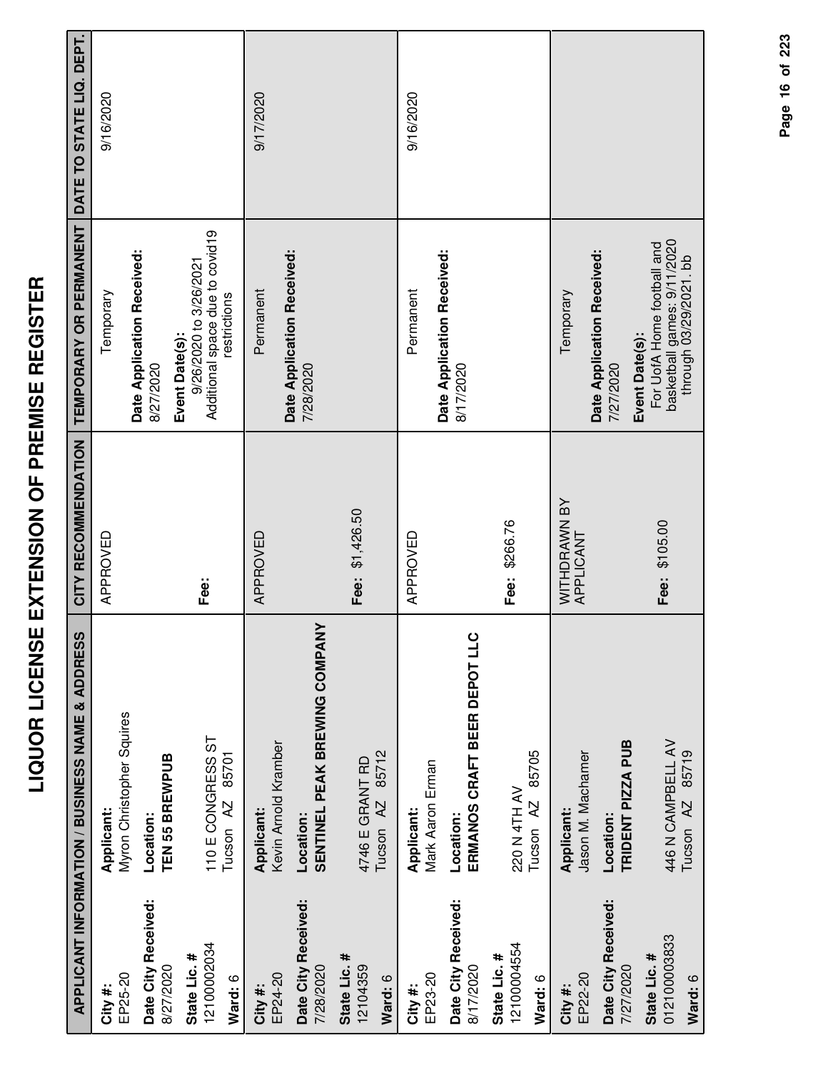# LIQUOR LICENSE EXTENSION OF PREMISE REGISTER

| APPLICANT INFORMATION / BUSINESS NAME & ADDRESS | | CITY RECOMMENDATION | TEMPORARY OR PERMANENT | DATE TO STATE LIQ. DEPT. |
|---|---|---|---|---|
| **City #:** EP25-20<br>**Date City Received:** 8/27/2020<br>**State Lic. #** 12100002034<br>**Ward:** 6 | **Applicant:** Myron Christopher Squires<br>**Location:** **TEN 55 BREWPUB**<br>110 E CONGRESS ST<br>Tucson AZ 85701 | APPROVED<br><br>**Fee:** | Temporary<br>**Date Application Received:** 8/27/2020<br>**Event Date(s):** 9/26/2020 to 3/26/2021 Additional space due to covid19 restrictions | 9/16/2020 |
| **City #:** EP24-20<br>**Date City Received:** 7/28/2020<br>**State Lic. #** 12104359<br>**Ward:** 6 | **Applicant:** Kevin Arnold Kramber<br>**Location:** **SENTINEL PEAK BREWING COMPANY**<br>4746 E GRANT RD<br>Tucson AZ 85712 | APPROVED<br><br>**Fee:** $1,426.50 | Permanent<br>**Date Application Received:** 7/28/2020 | 9/17/2020 |
| **City #:** EP23-20<br>**Date City Received:** 8/17/2020<br>**State Lic. #** 12100004554<br>**Ward:** 6 | **Applicant:** Mark Aaron Erman<br>**Location:** **ERMANOS CRAFT BEER DEPOT LLC**<br>220 N 4TH AV<br>Tucson AZ 85705 | APPROVED<br><br>**Fee:** $266.76 | Permanent<br>**Date Application Received:** 8/17/2020 | 9/16/2020 |
| **City #:** EP22-20<br>**Date City Received:** 7/27/2020<br>**State Lic. #** 012100003833<br>**Ward:** 6 | **Applicant:** Jason M. Machamer<br>**Location:** **TRIDENT PIZZA PUB**<br>446 N CAMPBELL AV<br>Tucson AZ 85719 | WITHDRAWN BY APPLICANT<br><br>**Fee:** $105.00 | Temporary<br>**Date Application Received:** 7/27/2020<br>**Event Date(s):** For UofA Home football and basketball games: 9/11/2020 through 03/29/2021. bb | |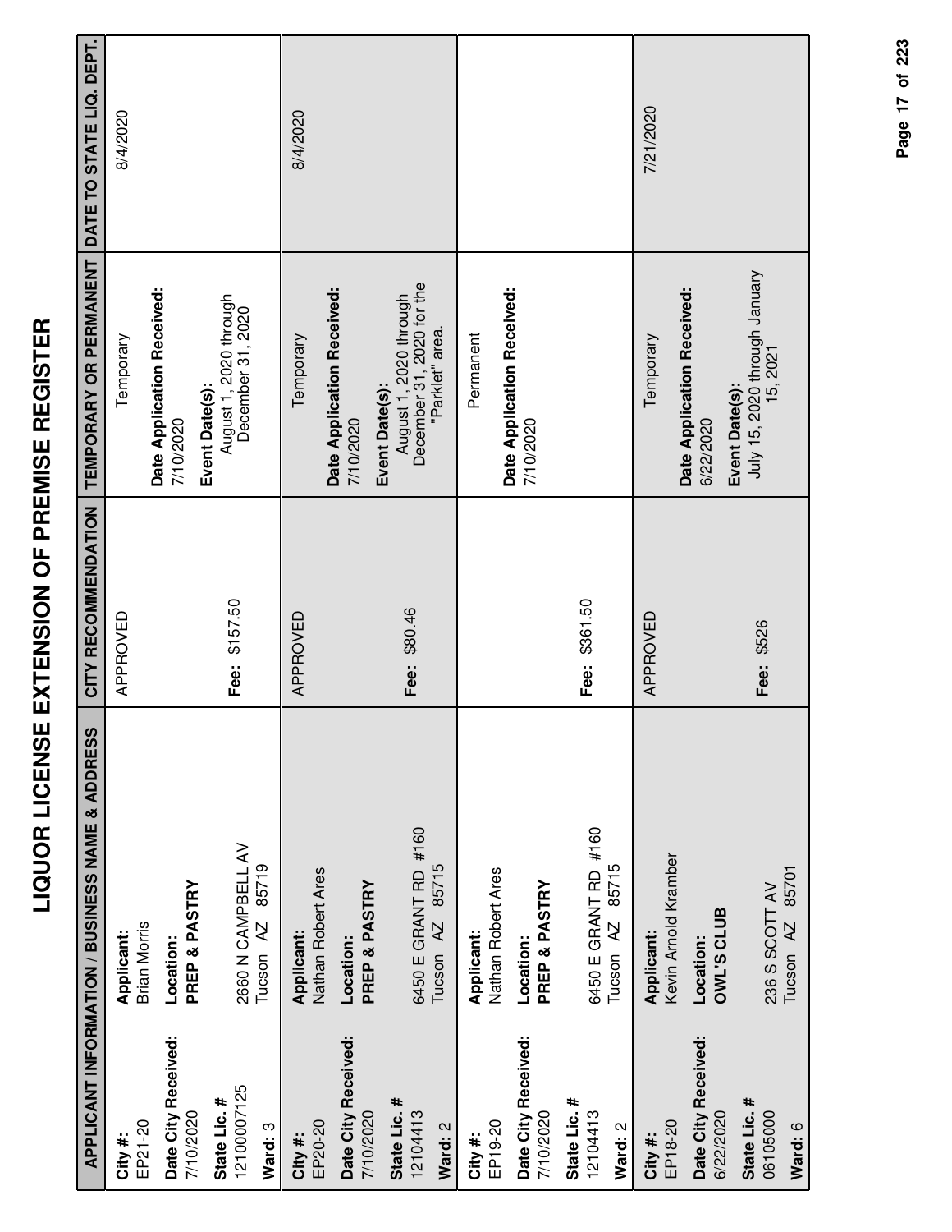# LIQUOR LICENSE EXTENSION OF PREMISE REGISTER

| APPLICANT INFORMATION / BUSINESS NAME & ADDRESS | CITY RECOMMENDATION | TEMPORARY OR PERMANENT | DATE TO STATE LIQ. DEPT. |
|---|---|---|---|
| **City #:** EP21-20<br>**Date City Received:** 7/10/2020<br>**State Lic. #** 12100007125<br>**Ward:** 3<br>**Applicant:** Brian Morris<br>**Location:** **PREP & PASTRY**<br>2660 N CAMPBELL AV<br>Tucson AZ 85719 | APPROVED<br>**Fee:** $157.50 | Temporary<br>**Date Application Received:** 7/10/2020<br>**Event Date(s):** August 1, 2020 through December 31, 2020 | 8/4/2020 |
| **City #:** EP20-20<br>**Date City Received:** 7/10/2020<br>**State Lic. #** 12104413<br>**Ward:** 2<br>**Applicant:** Nathan Robert Ares<br>**Location:** **PREP & PASTRY**<br>6450 E GRANT RD #160<br>Tucson AZ 85715 | APPROVED<br>**Fee:** $80.46 | Temporary<br>**Date Application Received:** 7/10/2020<br>**Event Date(s):** August 1, 2020 through December 31, 2020 for the "Parklet" area. | 8/4/2020 |
| **City #:** EP19-20<br>**Date City Received:** 7/10/2020<br>**State Lic. #** 12104413<br>**Ward:** 2<br>**Applicant:** Nathan Robert Ares<br>**Location:** **PREP & PASTRY**<br>6450 E GRANT RD #160<br>Tucson AZ 85715 | **Fee:** $361.50 | Permanent<br>**Date Application Received:** 7/10/2020 | |
| **City #:** EP18-20<br>**Date City Received:** 6/22/2020<br>**State Lic. #** 06105000<br>**Ward:** 6<br>**Applicant:** Kevin Arnold Kramber<br>**Location:** **OWL'S CLUB**<br>236 S SCOTT AV<br>Tucson AZ 85701 | APPROVED<br>**Fee:** $526 | Temporary<br>**Date Application Received:** 6/22/2020<br>**Event Date(s):** July 15, 2020 through January 15, 2021 | 7/21/2020 |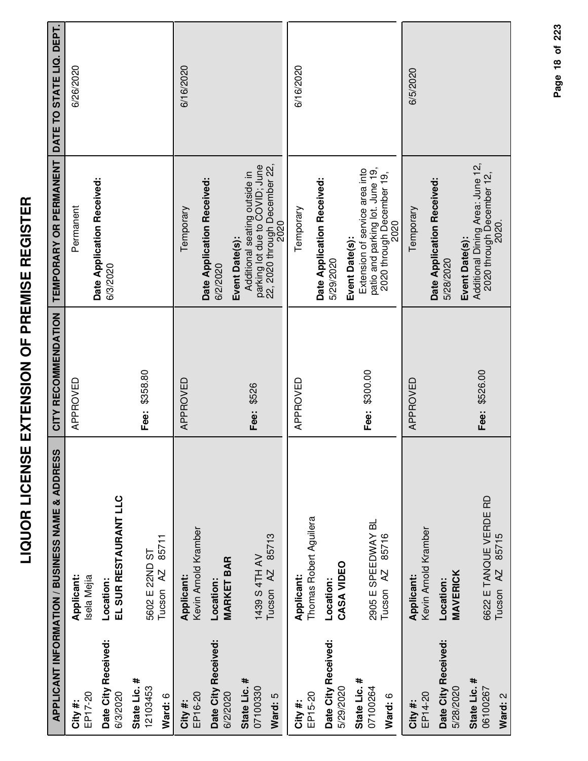# LIQUOR LICENSE EXTENSION OF PREMISE REGISTER

| APPLICANT INFORMATION / BUSINESS NAME & ADDRESS | | CITY RECOMMENDATION | TEMPORARY OR PERMANENT | DATE TO STATE LIQ. DEPT. |
|---|---|---|---|---|
| **City #:** EP17-20<br>**Date City Received:** 6/3/2020<br>**State Lic. #** 12103453<br>**Ward:** 6 | **Applicant:** Isela Mejia<br>**Location:** **EL SUR RESTAURANT LLC**<br>5602 E 22ND ST<br>Tucson AZ 85711 | APPROVED<br><br>**Fee:** $358.80 | Permanent<br>**Date Application Received:** 6/3/2020 | 6/26/2020 |
| **City #:** EP16-20<br>**Date City Received:** 6/2/2020<br>**State Lic. #** 07100330<br>**Ward:** 5 | **Applicant:** Kevin Arnold Kramber<br>**Location:** **MARKET BAR**<br>1439 S 4TH AV<br>Tucson AZ 85713 | APPROVED<br><br>**Fee:** $526 | Temporary<br>**Date Application Received:** 6/2/2020<br>**Event Date(s):** Additional seating outside in parking lot due to COVID; June 22, 2020 through December 22, 2020 | 6/16/2020 |
| **City #:** EP15-20<br>**Date City Received:** 5/29/2020<br>**State Lic. #** 07100264<br>**Ward:** 6 | **Applicant:** Thomas Robert Aguilera<br>**Location:** **CASA VIDEO**<br>2905 E SPEEDWAY BL<br>Tucson AZ 85716 | APPROVED<br><br>**Fee:** $300.00 | Temporary<br>**Date Application Received:** 5/29/2020<br>**Event Date(s):** Extension of service area into patio and parking lot. June 19, 2020 through December 19, 2020 | 6/16/2020 |
| **City #:** EP14-20<br>**Date City Received:** 5/28/2020<br>**State Lic. #** 06100267<br>**Ward:** 2 | **Applicant:** Kevin Arnold Kramber<br>**Location:** **MAVERICK**<br>6622 E TANQUE VERDE RD<br>Tucson AZ 85715 | APPROVED<br><br>**Fee:** $526.00 | Temporary<br>**Date Application Received:** 5/28/2020<br>**Event Date(s):** Additional Dining Area: June 12, 2020 through December 12, 2020. | 6/5/2020 |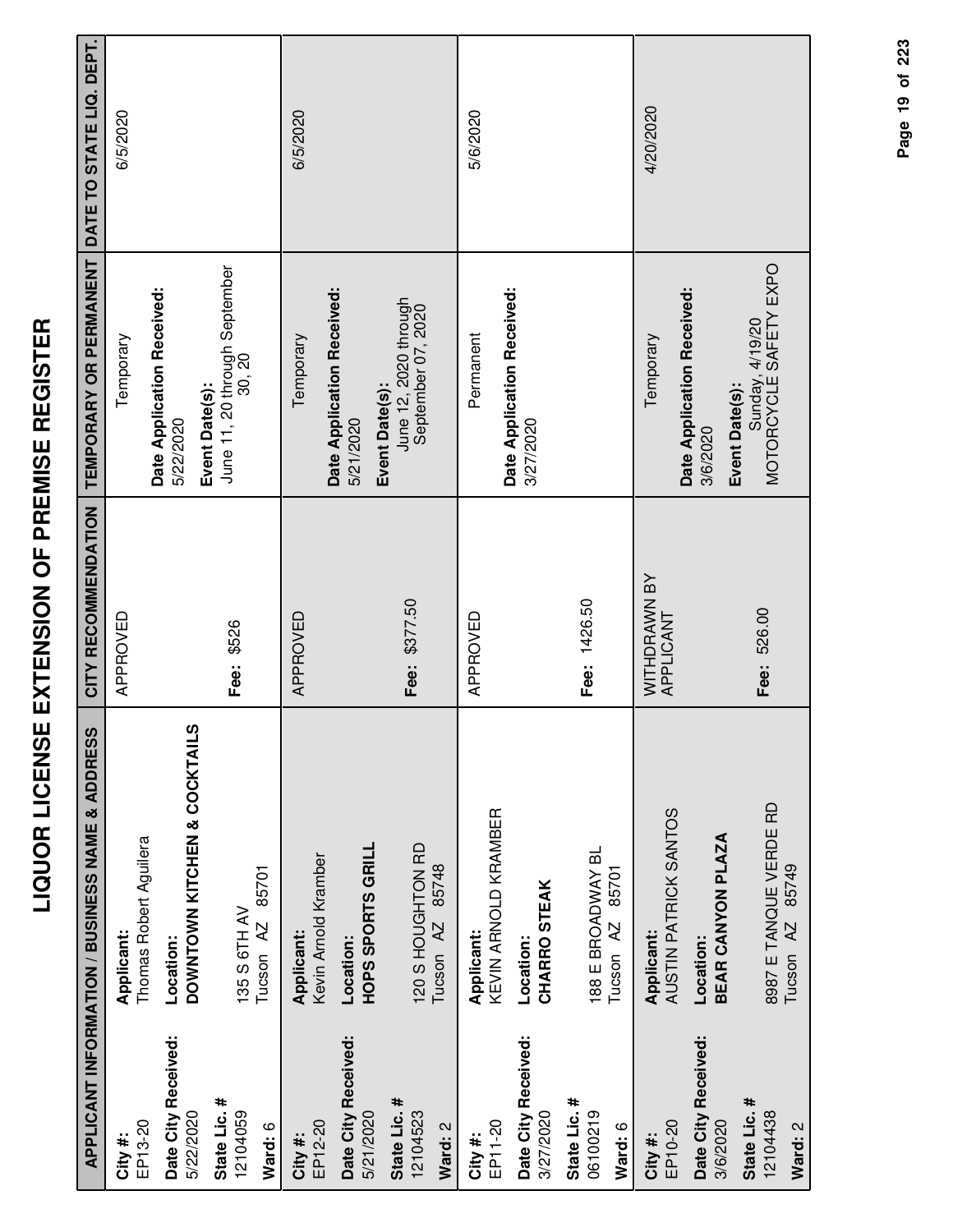# LIQUOR LICENSE EXTENSION OF PREMISE REGISTER

| APPLICANT INFORMATION / BUSINESS NAME & ADDRESS | | CITY RECOMMENDATION | TEMPORARY OR PERMANENT | DATE TO STATE LIQ. DEPT. |
|---|---|---|---|---|
| **City #:** EP13-20<br>**Date City Received:** 5/22/2020<br>**State Lic. #** 12104059<br>**Ward:** 6 | **Applicant:** Thomas Robert Aguilera<br>**Location:** **DOWNTOWN KITCHEN & COCKTAILS**<br>135 S 6TH AV<br>Tucson AZ 85701 | APPROVED<br>**Fee:** $526 | Temporary<br>**Date Application Received:** 5/22/2020<br>**Event Date(s):** June 11, 20 through September 30, 20 | 6/5/2020 |
| **City #:** EP12-20<br>**Date City Received:** 5/21/2020<br>**State Lic. #** 12104523<br>**Ward:** 2 | **Applicant:** Kevin Arnold Kramber<br>**Location:** **HOPS SPORTS GRILL**<br>120 S HOUGHTON RD<br>Tucson AZ 85748 | APPROVED<br>**Fee:** $377.50 | Temporary<br>**Date Application Received:** 5/21/2020<br>**Event Date(s):** June 12, 2020 through September 07, 2020 | 6/5/2020 |
| **City #:** EP11-20<br>**Date City Received:** 3/27/2020<br>**State Lic. #** 06100219<br>**Ward:** 6 | **Applicant:** KEVIN ARNOLD KRAMBER<br>**Location:** **CHARRO STEAK**<br>188 E BROADWAY BL<br>Tucson AZ 85701 | APPROVED<br>**Fee:** 1426.50 | Permanent<br>**Date Application Received:** 3/27/2020 | 5/6/2020 |
| **City #:** EP10-20<br>**Date City Received:** 3/6/2020<br>**State Lic. #** 12104438<br>**Ward:** 2 | **Applicant:** AUSTIN PATRICK SANTOS<br>**Location:** **BEAR CANYON PLAZA**<br>8987 E TANQUE VERDE RD<br>Tucson AZ 85749 | WITHDRAWN BY APPLICANT<br>**Fee:** 526.00 | Temporary<br>**Date Application Received:** 3/6/2020<br>**Event Date(s):** Sunday, 4/19/20 MOTORCYCLE SAFETY EXPO | 4/20/2020 |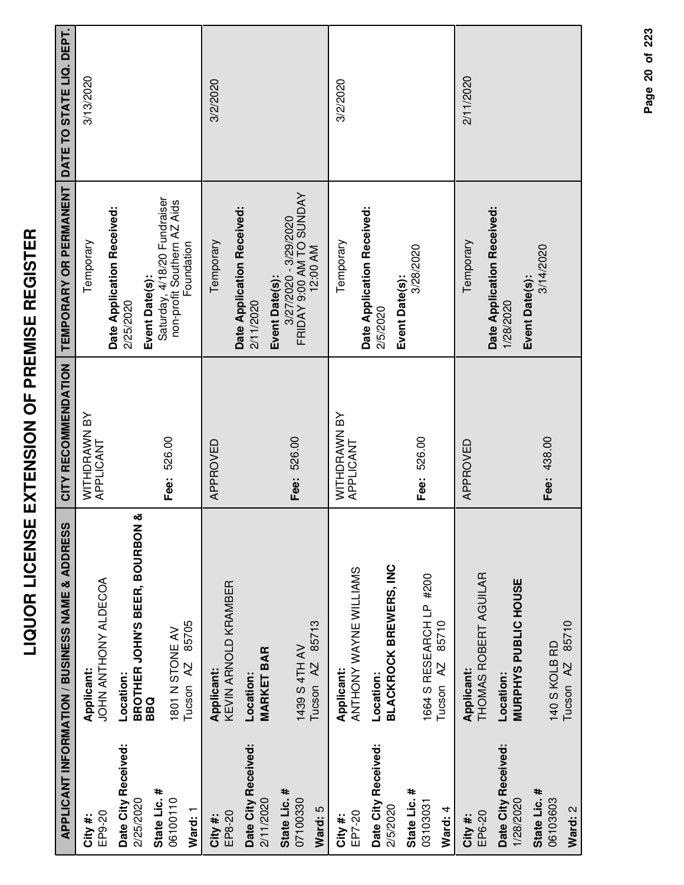# LIQUOR LICENSE EXTENSION OF PREMISE REGISTER

| APPLICANT INFORMATION / BUSINESS NAME & ADDRESS | | CITY RECOMMENDATION | TEMPORARY OR PERMANENT | DATE TO STATE LIQ. DEPT. |
|---|---|---|---|---|
| **City #:** EP9-20<br>**Date City Received:** 2/25/2020<br>**State Lic. #** 06100110<br>**Ward:** 1 | **Applicant:** JOHN ANTHONY ALDECOA<br>**Location:** **BROTHER JOHN'S BEER, BOURBON & BBQ**<br>1801 N STONE AV<br>Tucson AZ 85705 | WITHDRAWN BY APPLICANT<br>**Fee:** 526.00 | Temporary<br>**Date Application Received:** 2/25/2020<br>**Event Date(s):** Saturday, 4/18/20 Fundraiser non-profit Southern AZ Aids Foundation | 3/13/2020 |
| **City #:** EP8-20<br>**Date City Received:** 2/11/2020<br>**State Lic. #** 07100330<br>**Ward:** 5 | **Applicant:** KEVIN ARNOLD KRAMBER<br>**Location:** **MARKET BAR**<br>1439 S 4TH AV<br>Tucson AZ 85713 | APPROVED<br>**Fee:** 526.00 | Temporary<br>**Date Application Received:** 2/11/2020<br>**Event Date(s):** 3/27/2020 - 3/29/2020 FRIDAY 9:00 AM TO SUNDAY 12:00 AM | 3/2/2020 |
| **City #:** EP7-20<br>**Date City Received:** 2/5/2020<br>**State Lic. #** 03103031<br>**Ward:** 4 | **Applicant:** ANTHONY WAYNE WILLIAMS<br>**Location:** **BLACKROCK BREWERS, INC**<br>1664 S RESEARCH LP #200<br>Tucson AZ 85710 | WITHDRAWN BY APPLICANT<br>**Fee:** 526.00 | Temporary<br>**Date Application Received:** 2/5/2020<br>**Event Date(s):** 3/28/2020 | 3/2/2020 |
| **City #:** EP6-20<br>**Date City Received:** 1/28/2020<br>**State Lic. #** 06103603<br>**Ward:** 2 | **Applicant:** THOMAS ROBERT AGUILAR<br>**Location:** **MURPHYS PUBLIC HOUSE**<br>140 S KOLB RD<br>Tucson AZ 85710 | APPROVED<br>**Fee:** 438.00 | Temporary<br>**Date Application Received:** 1/28/2020<br>**Event Date(s):** 3/14/2020 | 2/11/2020 |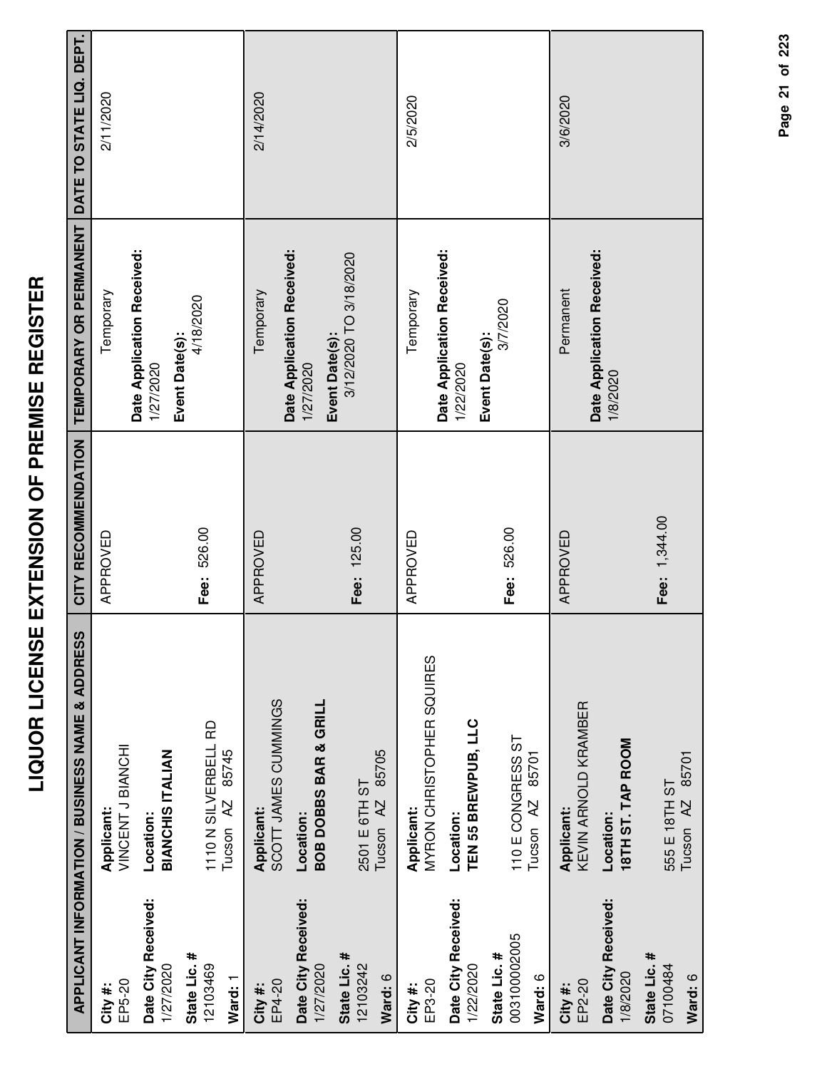# LIQUOR LICENSE EXTENSION OF PREMISE REGISTER

| APPLICANT INFORMATION / BUSINESS NAME & ADDRESS | | CITY RECOMMENDATION | TEMPORARY OR PERMANENT | DATE TO STATE LIQ. DEPT. |
|---|---|---|---|---|
| **City #:** EP5-20<br>**Date City Received:** 1/27/2020<br>**State Lic. #** 12103469<br>**Ward:** 1 | **Applicant:** VINCENT J BIANCHI<br>**Location:** **BIANCHIS ITALIAN**<br>1110 N SILVERBELL RD<br>Tucson AZ 85745 | APPROVED<br>**Fee:** 526.00 | Temporary<br>**Date Application Received:** 1/27/2020<br>**Event Date(s):** 4/18/2020 | 2/11/2020 |
| **City #:** EP4-20<br>**Date City Received:** 1/27/2020<br>**State Lic. #** 12103242<br>**Ward:** 6 | **Applicant:** SCOTT JAMES CUMMINGS<br>**Location:** **BOB DOBBS BAR & GRILL**<br>2501 E 6TH ST<br>Tucson AZ 85705 | APPROVED<br>**Fee:** 125.00 | Temporary<br>**Date Application Received:** 1/27/2020<br>**Event Date(s):** 3/12/2020 TO 3/18/2020 | 2/14/2020 |
| **City #:** EP3-20<br>**Date City Received:** 1/22/2020<br>**State Lic. #** 00310002005<br>**Ward:** 6 | **Applicant:** MYRON CHRISTOPHER SQUIRES<br>**Location:** **TEN 55 BREWPUB, LLC**<br>110 E CONGRESS ST<br>Tucson AZ 85701 | APPROVED<br>**Fee:** 526.00 | Temporary<br>**Date Application Received:** 1/22/2020<br>**Event Date(s):** 3/7/2020 | 2/5/2020 |
| **City #:** EP2-20<br>**Date City Received:** 1/8/2020<br>**State Lic. #** 07100484<br>**Ward:** 6 | **Applicant:** KEVIN ARNOLD KRAMBER<br>**Location:** **18TH ST. TAP ROOM**<br>555 E 18TH ST<br>Tucson AZ 85701 | APPROVED<br>**Fee:** 1,344.00 | Permanent<br>**Date Application Received:** 1/8/2020 | 3/6/2020 |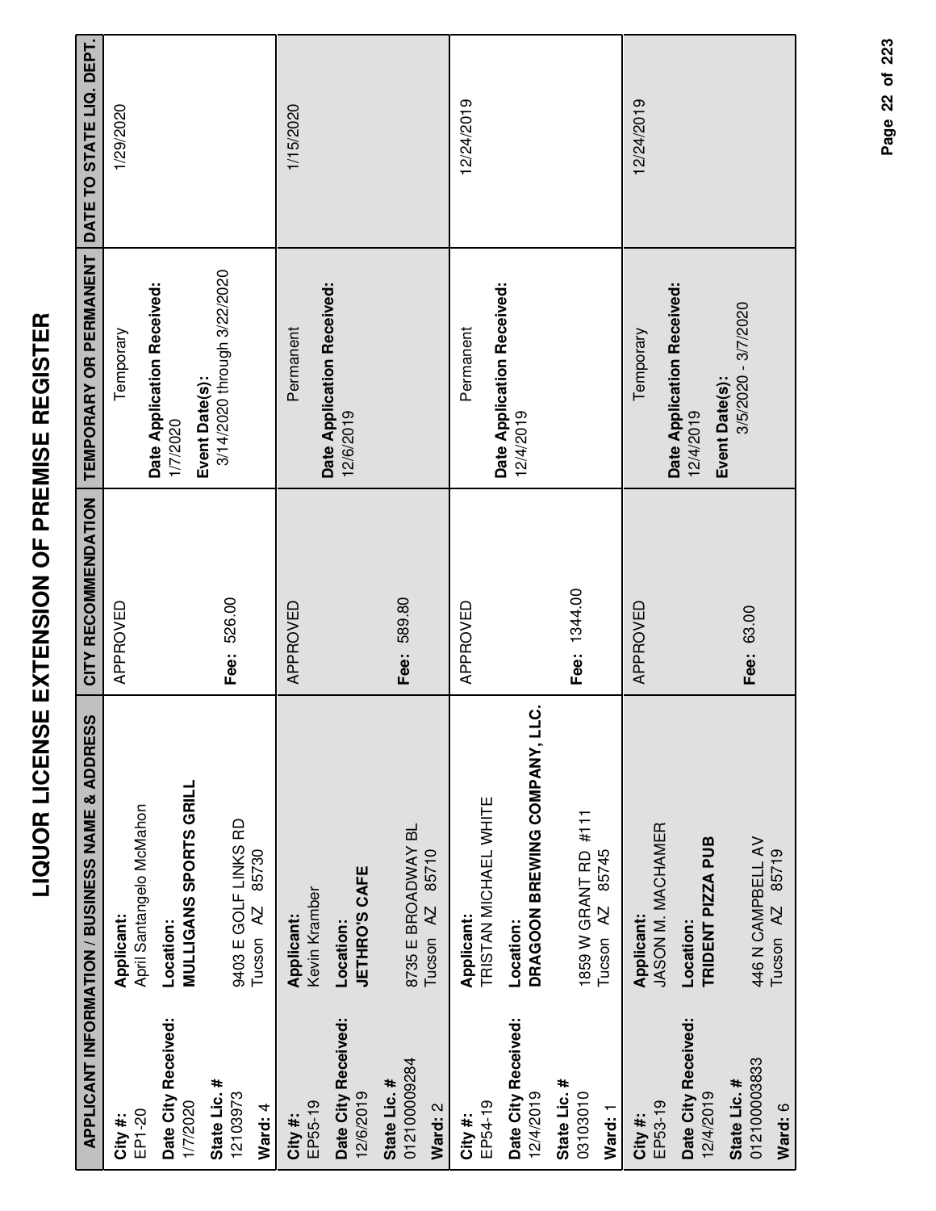# LIQUOR LICENSE EXTENSION OF PREMISE REGISTER

| APPLICANT INFORMATION / BUSINESS NAME & ADDRESS | | CITY RECOMMENDATION | TEMPORARY OR PERMANENT | DATE TO STATE LIQ. DEPT. |
|---|---|---|---|---|
| **City #:** EP1-20<br>**Date City Received:** 1/7/2020<br>**State Lic. #** 12103973<br>**Ward:** 4 | **Applicant:** April Santangelo McMahon<br>**Location:** **MULLIGANS SPORTS GRILL**<br>9403 E GOLF LINKS RD<br>Tucson AZ 85730 | APPROVED<br><br>**Fee:** 526.00 | Temporary<br>**Date Application Received:** 1/7/2020<br>**Event Date(s):** 3/14/2020 through 3/22/2020 | 1/29/2020 |
| **City #:** EP55-19<br>**Date City Received:** 12/6/2019<br>**State Lic. #** 012100009284<br>**Ward:** 2 | **Applicant:** Kevin Kramber<br>**Location:** **JETHRO'S CAFE**<br>8735 E BROADWAY BL<br>Tucson AZ 85710 | APPROVED<br><br>**Fee:** 589.80 | Permanent<br>**Date Application Received:** 12/6/2019 | 1/15/2020 |
| **City #:** EP54-19<br>**Date City Received:** 12/4/2019<br>**State Lic. #** 03103010<br>**Ward:** 1 | **Applicant:** TRISTAN MICHAEL WHITE<br>**Location:** **DRAGOON BREWING COMPANY, LLC.**<br>1859 W GRANT RD #111<br>Tucson AZ 85745 | APPROVED<br><br>**Fee:** 1344.00 | Permanent<br>**Date Application Received:** 12/4/2019 | 12/24/2019 |
| **City #:** EP53-19<br>**Date City Received:** 12/4/2019<br>**State Lic. #** 012100003833<br>**Ward:** 6 | **Applicant:** JASON M. MACHAMER<br>**Location:** **TRIDENT PIZZA PUB**<br>446 N CAMPBELL AV<br>Tucson AZ 85719 | APPROVED<br><br>**Fee:** 63.00 | Temporary<br>**Date Application Received:** 12/4/2019<br>**Event Date(s):** 3/5/2020 - 3/7/2020 | 12/24/2019 |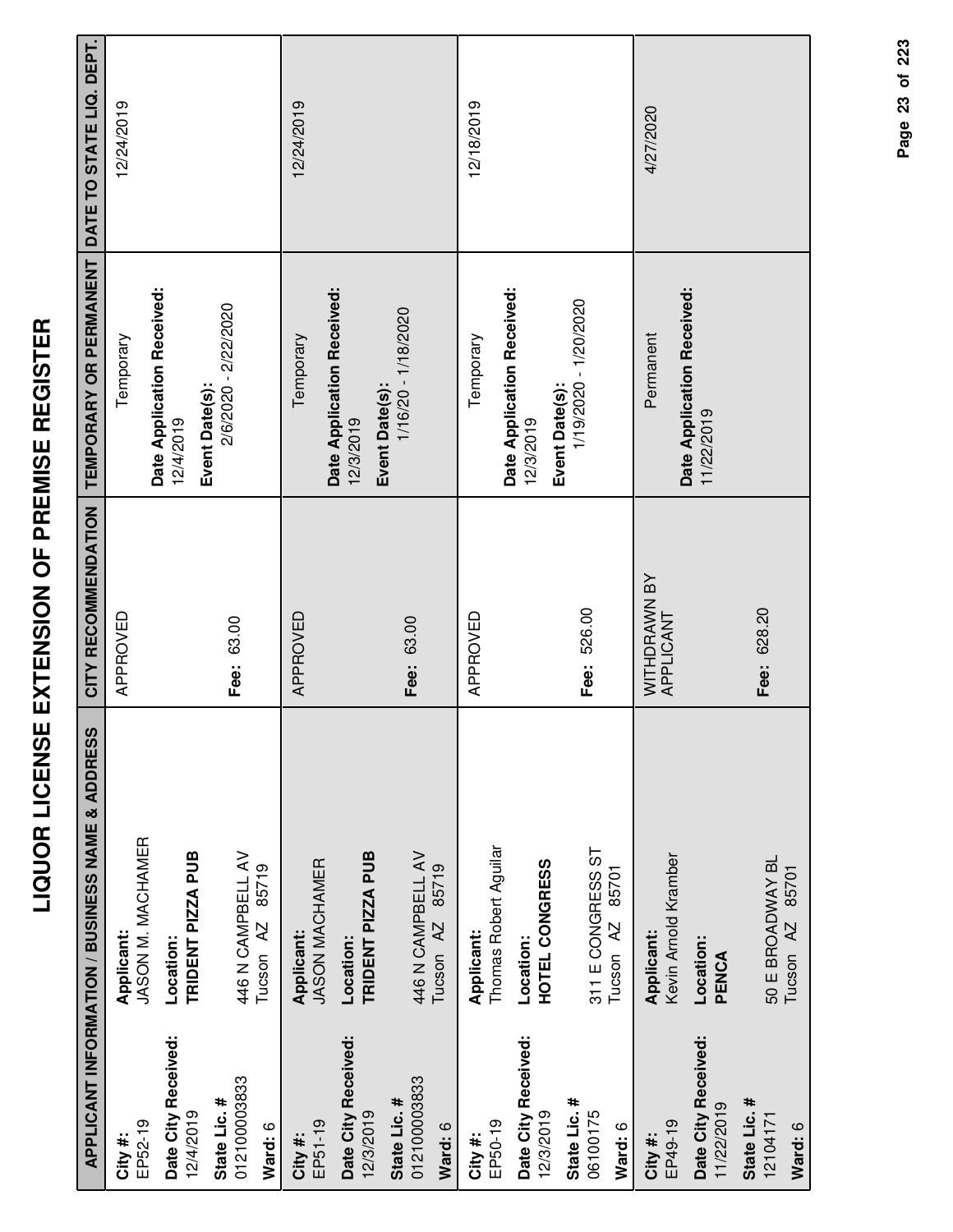# LIQUOR LICENSE EXTENSION OF PREMISE REGISTER

| APPLICANT INFORMATION / BUSINESS NAME & ADDRESS | | CITY RECOMMENDATION | TEMPORARY OR PERMANENT | DATE TO STATE LIQ. DEPT. |
|---|---|---|---|---|
| **City #:** EP52-19<br>**Date City Received:** 12/4/2019<br>**State Lic. #** 012100003833<br>**Ward:** 6 | **Applicant:** JASON M. MACHAMER<br>**Location:** **TRIDENT PIZZA PUB**<br>446 N CAMPBELL AV<br>Tucson AZ 85719 | APPROVED<br><br>**Fee:** 63.00 | Temporary<br>**Date Application Received:** 12/4/2019<br>**Event Date(s):** 2/6/2020 - 2/22/2020 | 12/24/2019 |
| **City #:** EP51-19<br>**Date City Received:** 12/3/2019<br>**State Lic. #** 012100003833<br>**Ward:** 6 | **Applicant:** JASON MACHAMER<br>**Location:** **TRIDENT PIZZA PUB**<br>446 N CAMPBELL AV<br>Tucson AZ 85719 | APPROVED<br><br>**Fee:** 63.00 | Temporary<br>**Date Application Received:** 12/3/2019<br>**Event Date(s):** 1/16/20 - 1/18/2020 | 12/24/2019 |
| **City #:** EP50-19<br>**Date City Received:** 12/3/2019<br>**State Lic. #** 0610017​5<br>**Ward:** 6 | **Applicant:** Thomas Robert Aguilar<br>**Location:** **HOTEL CONGRESS**<br>311 E CONGRESS ST<br>Tucson AZ 85701 | APPROVED<br><br>**Fee:** 526.00 | Temporary<br>**Date Application Received:** 12/3/2019<br>**Event Date(s):** 1/19/2020 - 1/20/2020 | 12/18/2019 |
| **City #:** EP49-19<br>**Date City Received:** 11/22/2019<br>**State Lic. #** 12104171<br>**Ward:** 6 | **Applicant:** Kevin Arnold Kramber<br>**Location:** **PENCA**<br>50 E BROADWAY BL<br>Tucson AZ 85701 | WITHDRAWN BY APPLICANT<br><br>**Fee:** 628.20 | Permanent<br>**Date Application Received:** 11/22/2019 | 4/27/2020 |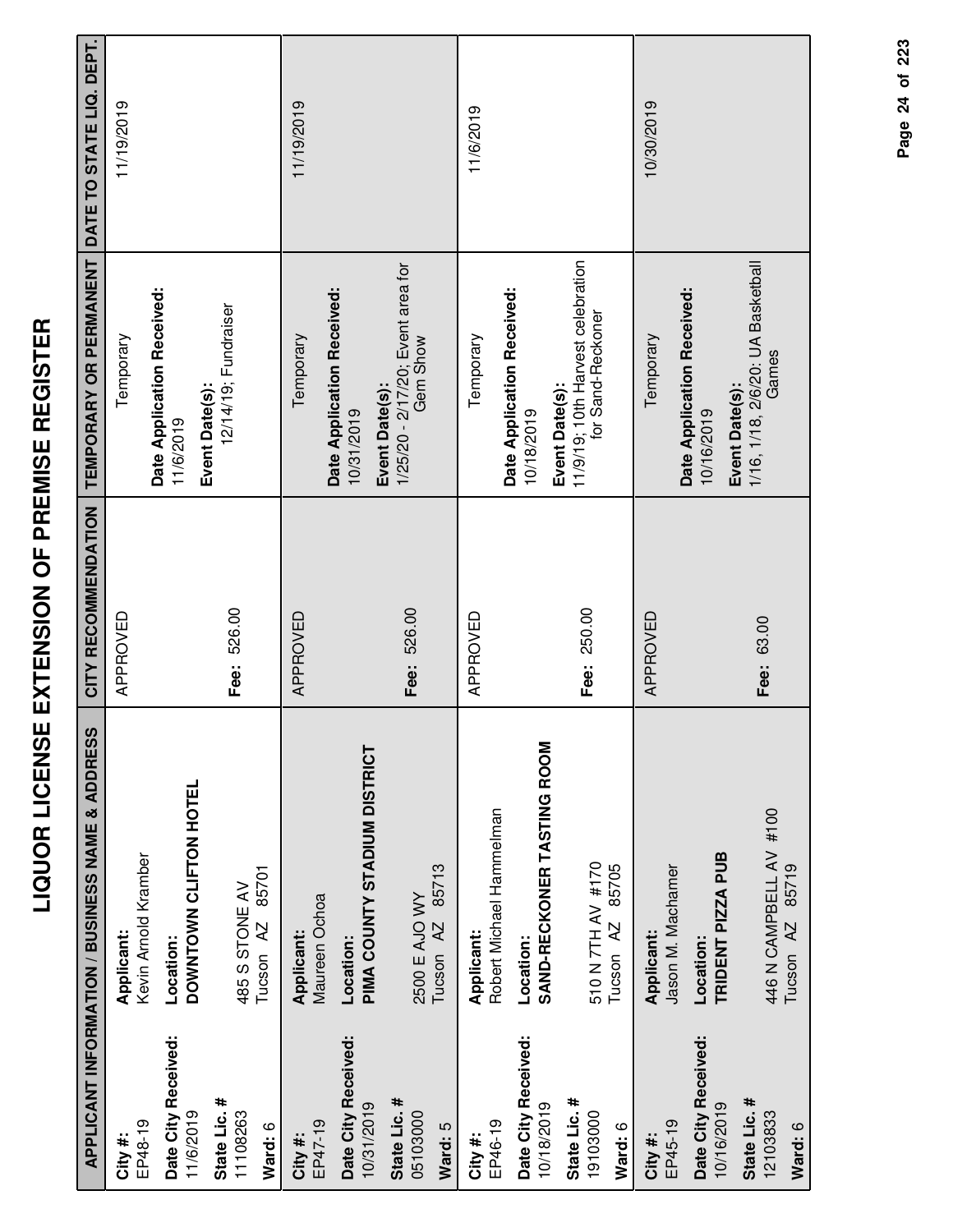# LIQUOR LICENSE EXTENSION OF PREMISE REGISTER

| APPLICANT INFORMATION / BUSINESS NAME & ADDRESS | | CITY RECOMMENDATION | TEMPORARY OR PERMANENT | DATE TO STATE LIQ. DEPT. |
|---|---|---|---|---|
| **City #:** EP48-19<br>**Date City Received:** 11/6/2019<br>**State Lic. #** 11108263<br>**Ward:** 6 | **Applicant:** Kevin Arnold Kramber<br>**Location:** **DOWNTOWN CLIFTON HOTEL**<br>485 S STONE AV<br>Tucson AZ 85701 | APPROVED<br>**Fee:** 526.00 | Temporary<br>**Date Application Received:** 11/6/2019<br>**Event Date(s):** 12/14/19; Fundraiser | 11/19/2019 |
| **City #:** EP47-19<br>**Date City Received:** 10/31/2019<br>**State Lic. #** 05103000<br>**Ward:** 5 | **Applicant:** Maureen Ochoa<br>**Location:** **PIMA COUNTY STADIUM DISTRICT**<br>2500 E AJO WY<br>Tucson AZ 85713 | APPROVED<br>**Fee:** 526.00 | Temporary<br>**Date Application Received:** 10/31/2019<br>**Event Date(s):** 1/25/20 - 2/17/20; Event area for Gem Show | 11/19/2019 |
| **City #:** EP46-19<br>**Date City Received:** 10/18/2019<br>**State Lic. #** 19103000<br>**Ward:** 6 | **Applicant:** Robert Michael Hammelman<br>**Location:** **SAND-RECKONER TASTING ROOM**<br>510 N 7TH AV #170<br>Tucson AZ 85705 | APPROVED<br>**Fee:** 250.00 | Temporary<br>**Date Application Received:** 10/18/2019<br>**Event Date(s):** 11/9/19; 10th Harvest celebration for Sand-Reckoner | 11/6/2019 |
| **City #:** EP45-19<br>**Date City Received:** 10/16/2019<br>**State Lic. #** 12103833<br>**Ward:** 6 | **Applicant:** Jason M. Machamer<br>**Location:** **TRIDENT PIZZA PUB**<br>446 N CAMPBELL AV #100<br>Tucson AZ 85719 | APPROVED<br>**Fee:** 63.00 | Temporary<br>**Date Application Received:** 10/16/2019<br>**Event Date(s):** 1/16, 1/18, 2/6/20: UA Basketball Games | 10/30/2019 |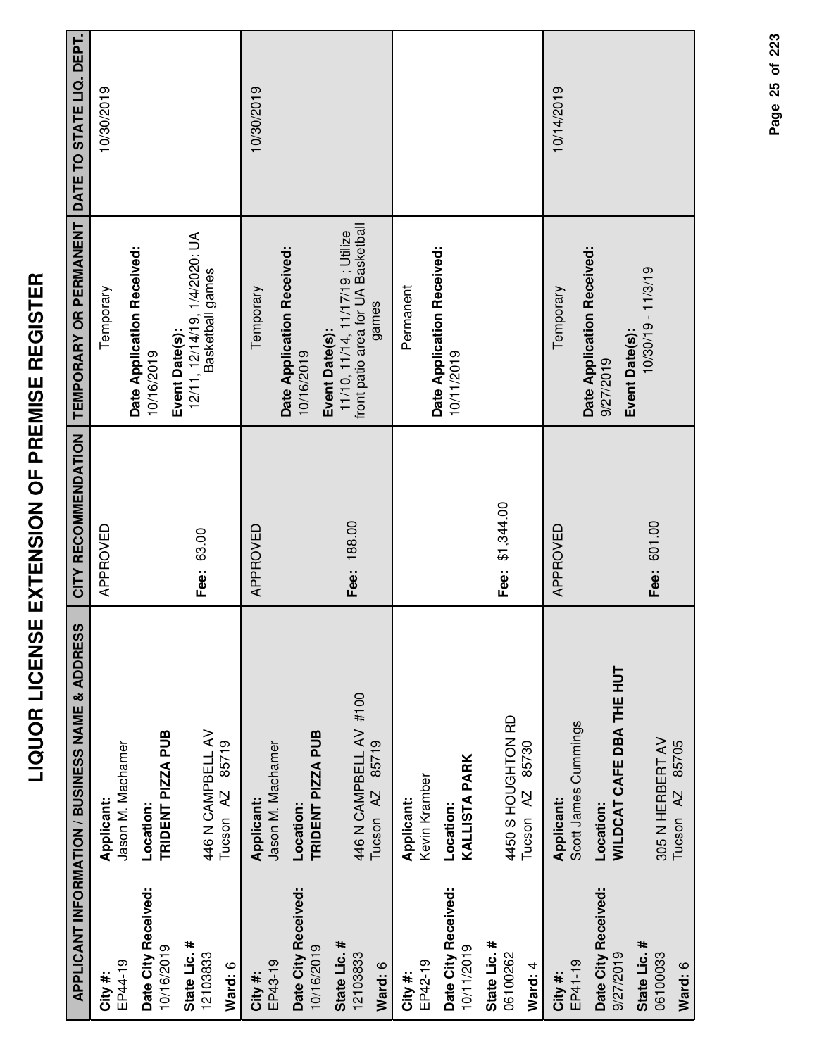# LIQUOR LICENSE EXTENSION OF PREMISE REGISTER

| APPLICANT INFORMATION / BUSINESS NAME & ADDRESS | | CITY RECOMMENDATION | TEMPORARY OR PERMANENT | DATE TO STATE LIQ. DEPT. |
|---|---|---|---|---|
| **City #:** EP44-19<br>**Date City Received:** 10/16/2019<br>**State Lic. #** 12103833<br>**Ward:** 6 | **Applicant:** Jason M. Machamer<br>**Location:** **TRIDENT PIZZA PUB**<br>446 N CAMPBELL AV<br>Tucson AZ 85719 | APPROVED<br><br>**Fee:** 63.00 | Temporary<br>**Date Application Received:** 10/16/2019<br>**Event Date(s):** 12/11, 12/14/19, 1/4/2020: UA Basketball games | 10/30/2019 |
| **City #:** EP43-19<br>**Date City Received:** 10/16/2019<br>**State Lic. #** 12103833<br>**Ward:** 6 | **Applicant:** Jason M. Machamer<br>**Location:** **TRIDENT PIZZA PUB**<br>446 N CAMPBELL AV #100<br>Tucson AZ 85719 | APPROVED<br><br>**Fee:** 188.00 | Temporary<br>**Date Application Received:** 10/16/2019<br>**Event Date(s):** 11/10, 11/14, 11/17/19 ; Utilize front patio area for UA Basketball games | 10/30/2019 |
| **City #:** EP42-19<br>**Date City Received:** 10/11/2019<br>**State Lic. #** 06100262<br>**Ward:** 4 | **Applicant:** Kevin Kramber<br>**Location:** **KALLISTA PARK**<br>4450 S HOUGHTON RD<br>Tucson AZ 85730 | <br><br>**Fee:** $1,344.00 | Permanent<br>**Date Application Received:** 10/11/2019 | |
| **City #:** EP41-19<br>**Date City Received:** 9/27/2019<br>**State Lic. #** 06100033<br>**Ward:** 6 | **Applicant:** Scott James Cummings<br>**Location:** **WILDCAT CAFE DBA THE HUT**<br>305 N HERBERT AV<br>Tucson AZ 85705 | APPROVED<br><br>**Fee:** 601.00 | Temporary<br>**Date Application Received:** 9/27/2019<br>**Event Date(s):** 10/30/19 - 11/3/19 | 10/14/2019 |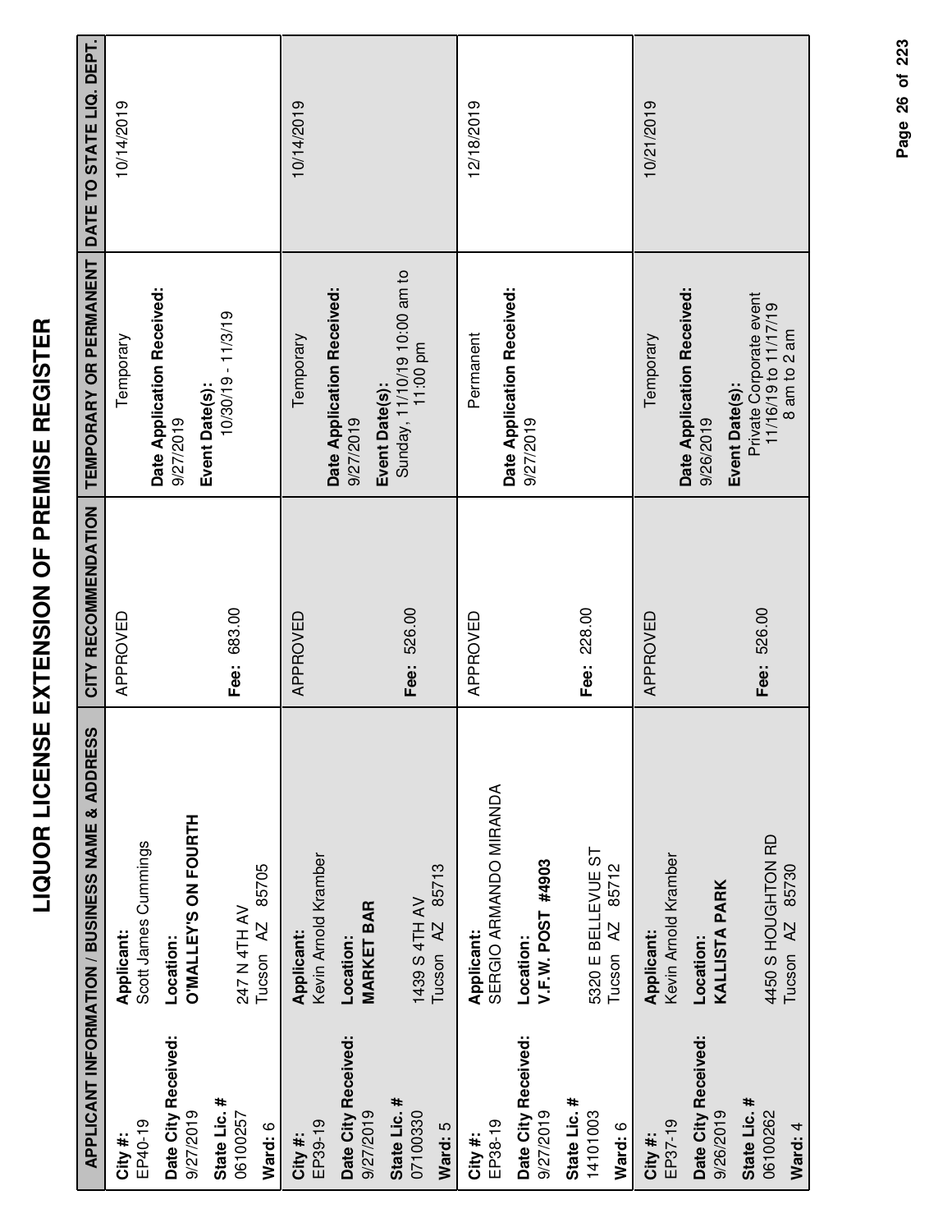# LIQUOR LICENSE EXTENSION OF PREMISE REGISTER

| APPLICANT INFORMATION / BUSINESS NAME & ADDRESS | | CITY RECOMMENDATION | TEMPORARY OR PERMANENT | DATE TO STATE LIQ. DEPT. |
|---|---|---|---|---|
| **City #:** EP40-19 **Date City Received:** 9/27/2019 **State Lic. #** 06100257 **Ward:** 6 | **Applicant:** Scott James Cummings **Location:** **O'MALLEY'S ON FOURTH** 247 N 4TH AV Tucson AZ 85705 | APPROVED **Fee:** 683.00 | Temporary **Date Application Received:** 9/27/2019 **Event Date(s):** 10/30/19 - 11/3/19 | 10/14/2019 |
| **City #:** EP39-19 **Date City Received:** 9/27/2019 **State Lic. #** 07100330 **Ward:** 5 | **Applicant:** Kevin Arnold Kramber **Location:** **MARKET BAR** 1439 S 4TH AV Tucson AZ 85713 | APPROVED **Fee:** 526.00 | Temporary **Date Application Received:** 9/27/2019 **Event Date(s):** Sunday, 11/10/19 10:00 am to 11:00 pm | 10/14/2019 |
| **City #:** EP38-19 **Date City Received:** 9/27/2019 **State Lic. #** 14101003 **Ward:** 6 | **Applicant:** SERGIO ARMANDO MIRANDA **Location:** **V.F.W. POST #4903** 5320 E BELLEVUE ST Tucson AZ 85712 | APPROVED **Fee:** 228.00 | Permanent **Date Application Received:** 9/27/2019 | 12/18/2019 |
| **City #:** EP37-19 **Date City Received:** 9/26/2019 **State Lic. #** 06100262 **Ward:** 4 | **Applicant:** Kevin Arnold Kramber **Location:** **KALLISTA PARK** 4450 S HOUGHTON RD Tucson AZ 85730 | APPROVED **Fee:** 526.00 | Temporary **Date Application Received:** 9/26/2019 **Event Date(s):** Private Corporate event 11/16/19 to 11/17/19 8 am to 2 am | 10/21/2019 |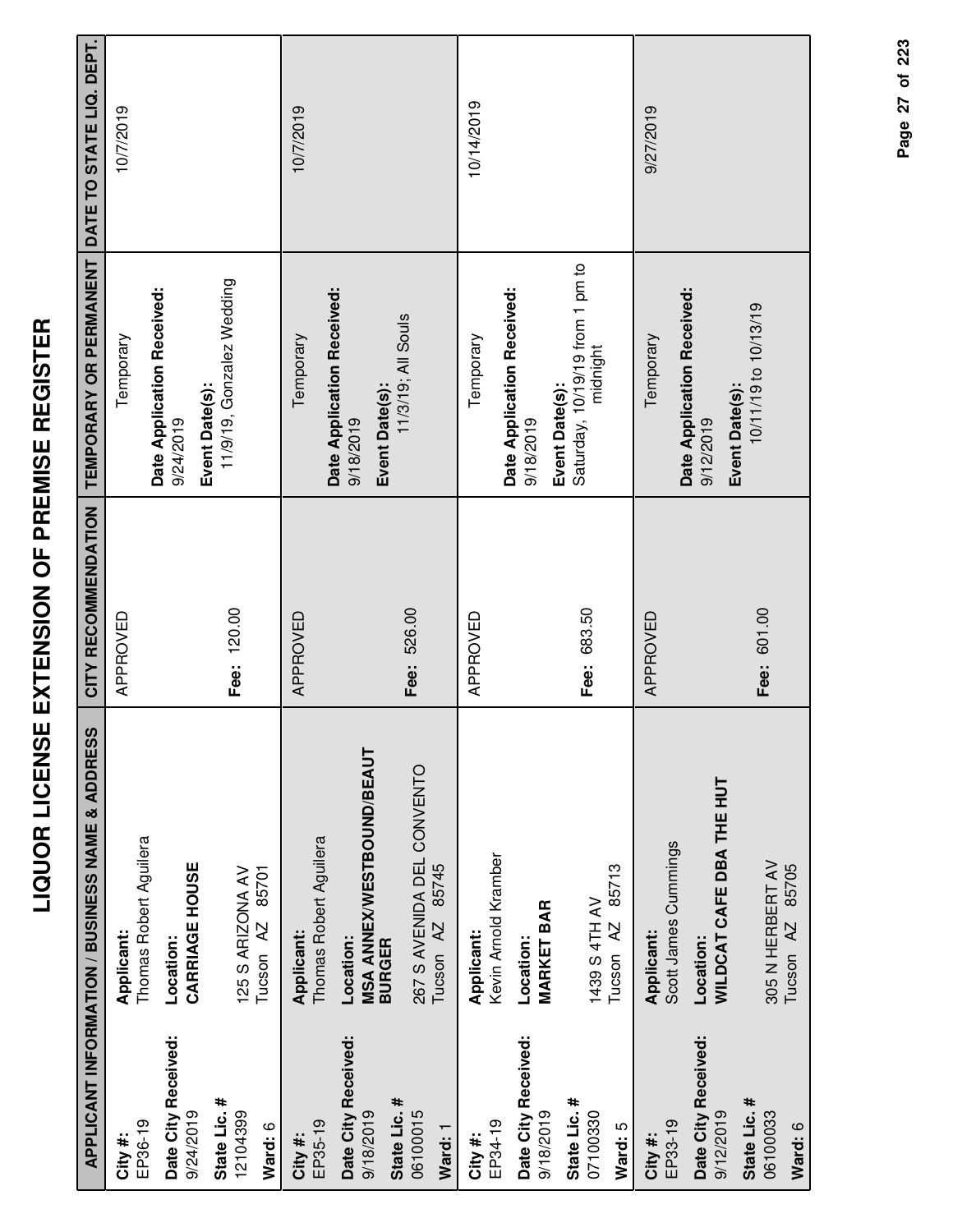# LIQUOR LICENSE EXTENSION OF PREMISE REGISTER

| APPLICANT INFORMATION / BUSINESS NAME & ADDRESS | | CITY RECOMMENDATION | TEMPORARY OR PERMANENT | DATE TO STATE LIQ. DEPT. |
|---|---|---|---|---|
| **City #:** EP36-19<br>**Date City Received:** 9/24/2019<br>**State Lic. #** 12104399<br>**Ward:** 6 | **Applicant:** Thomas Robert Aguilera<br>**Location:** **CARRIAGE HOUSE**<br>125 S ARIZONA AV<br>Tucson AZ 85701 | APPROVED<br><br>**Fee:** 120.00 | Temporary<br>**Date Application Received:** 9/24/2019<br>**Event Date(s):** 11/9/19, Gonzalez Wedding | 10/7/2019 |
| **City #:** EP35-19<br>**Date City Received:** 9/18/2019<br>**State Lic. #** 06100015<br>**Ward:** 1 | **Applicant:** Thomas Robert Aguilera<br>**Location:** **MSA ANNEX/WESTBOUND/BEAUT BURGER**<br>267 S AVENIDA DEL CONVENTO<br>Tucson AZ 85745 | APPROVED<br><br>**Fee:** 526.00 | Temporary<br>**Date Application Received:** 9/18/2019<br>**Event Date(s):** 11/3/19; All Souls | 10/7/2019 |
| **City #:** EP34-19<br>**Date City Received:** 9/18/2019<br>**State Lic. #** 07100330<br>**Ward:** 5 | **Applicant:** Kevin Arnold Kramber<br>**Location:** **MARKET BAR**<br>1439 S 4TH AV<br>Tucson AZ 85713 | APPROVED<br><br>**Fee:** 683.50 | Temporary<br>**Date Application Received:** 9/18/2019<br>**Event Date(s):** Saturday, 10/19/19 from 1 pm to midnight | 10/14/2019 |
| **City #:** EP33-19<br>**Date City Received:** 9/12/2019<br>**State Lic. #** 06100033<br>**Ward:** 6 | **Applicant:** Scott James Cummings<br>**Location:** **WILDCAT CAFE DBA THE HUT**<br>305 N HERBERT AV<br>Tucson AZ 85705 | APPROVED<br><br>**Fee:** 601.00 | Temporary<br>**Date Application Received:** 9/12/2019<br>**Event Date(s):** 10/11/19 to 10/13/19 | 9/27/2019 |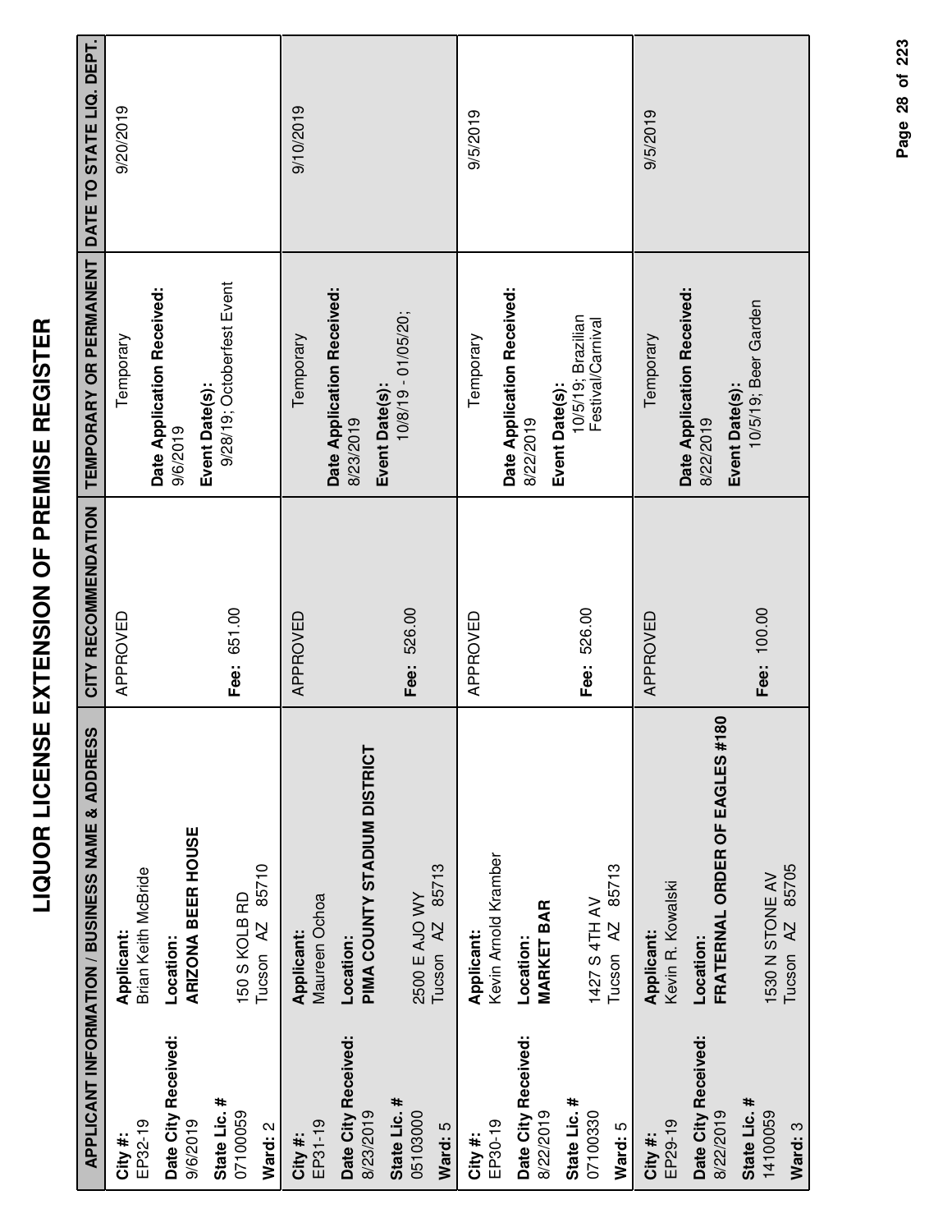# LIQUOR LICENSE EXTENSION OF PREMISE REGISTER

| APPLICANT INFORMATION / BUSINESS NAME & ADDRESS | | CITY RECOMMENDATION | TEMPORARY OR PERMANENT | DATE TO STATE LIQ. DEPT. |
|---|---|---|---|---|
| **City #:** EP32-19<br>**Date City Received:** 9/6/2019<br>**State Lic. #** 07100059<br>**Ward:** 2 | **Applicant:** Brian Keith McBride<br>**Location:** **ARIZONA BEER HOUSE**<br>150 S KOLB RD<br>Tucson AZ 85710 | APPROVED<br><br>**Fee:** 651.00 | Temporary<br>**Date Application Received:** 9/6/2019<br>**Event Date(s):** 9/28/19; Octoberfest Event | 9/20/2019 |
| **City #:** EP31-19<br>**Date City Received:** 8/23/2019<br>**State Lic. #** 05103000<br>**Ward:** 5 | **Applicant:** Maureen Ochoa<br>**Location:** **PIMA COUNTY STADIUM DISTRICT**<br>2500 E AJO WY<br>Tucson AZ 85713 | APPROVED<br><br>**Fee:** 526.00 | Temporary<br>**Date Application Received:** 8/23/2019<br>**Event Date(s):** 10/8/19 - 01/05/20; | 9/10/2019 |
| **City #:** EP30-19<br>**Date City Received:** 8/22/2019<br>**State Lic. #** 07100330<br>**Ward:** 5 | **Applicant:** Kevin Arnold Kramber<br>**Location:** **MARKET BAR**<br>1427 S 4TH AV<br>Tucson AZ 85713 | APPROVED<br><br>**Fee:** 526.00 | Temporary<br>**Date Application Received:** 8/22/2019<br>**Event Date(s):** 10/5/19; Brazilian Festival/Carnival | 9/5/2019 |
| **City #:** EP29-19<br>**Date City Received:** 8/22/2019<br>**State Lic. #** 14100059<br>**Ward:** 3 | **Applicant:** Kevin R. Kowalski<br>**Location:** **FRATERNAL ORDER OF EAGLES #180**<br>1530 N STONE AV<br>Tucson AZ 85705 | APPROVED<br><br>**Fee:** 100.00 | Temporary<br>**Date Application Received:** 8/22/2019<br>**Event Date(s):** 10/5/19; Beer Garden | 9/5/2019 |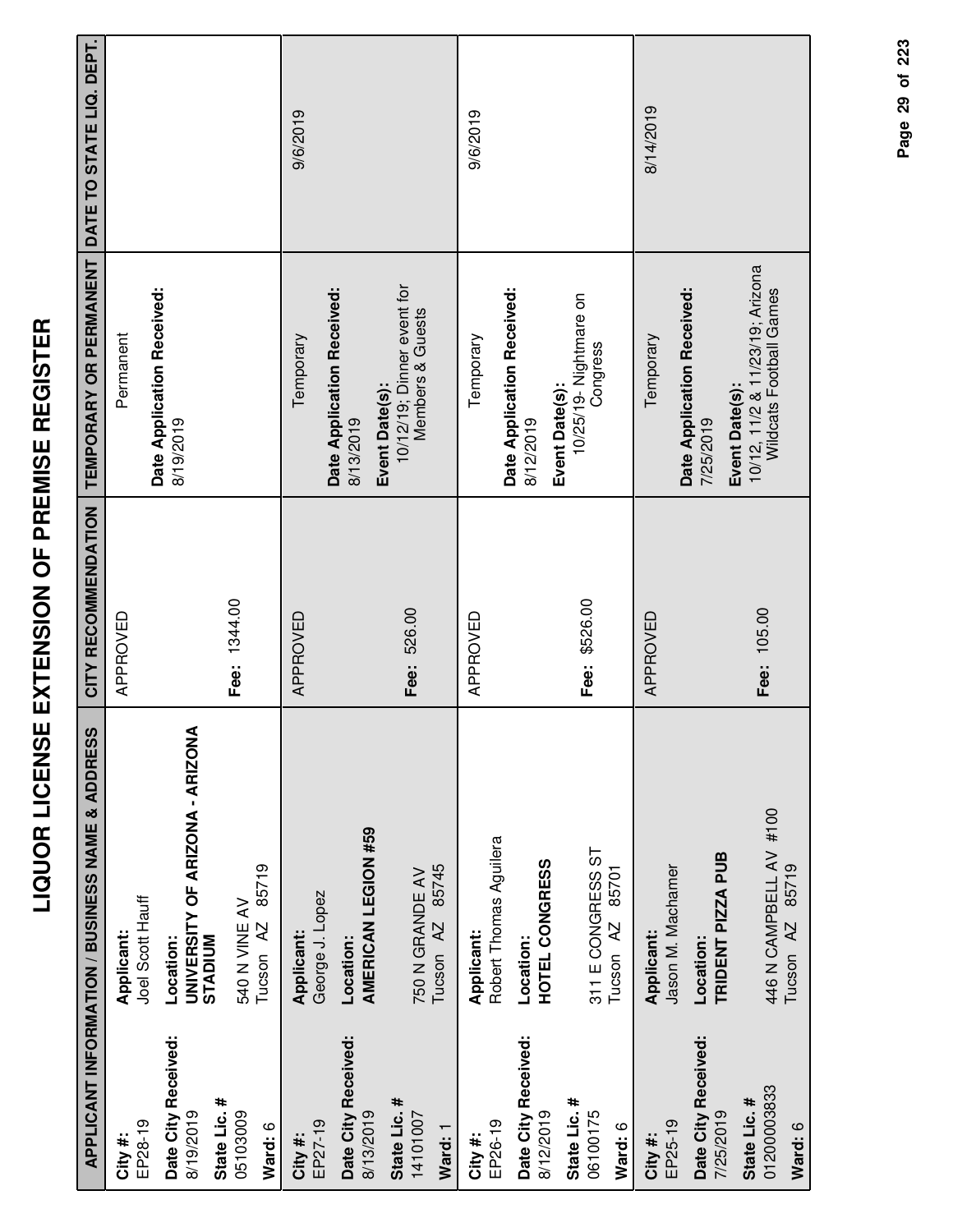# LIQUOR LICENSE EXTENSION OF PREMISE REGISTER

| APPLICANT INFORMATION / BUSINESS NAME & ADDRESS | | CITY RECOMMENDATION | TEMPORARY OR PERMANENT | DATE TO STATE LIQ. DEPT. |
|---|---|---|---|---|
| **City #:** EP28-19<br>**Date City Received:** 8/19/2019<br>**State Lic. #** 05103009<br>**Ward:** 6 | **Applicant:** Joel Scott Hauff<br>**Location:** **UNIVERSITY OF ARIZONA - ARIZONA STADIUM**<br>540 N VINE AV<br>Tucson AZ 85719 | APPROVED<br>**Fee:** 1344.00 | Permanent<br>**Date Application Received:** 8/19/2019 | |
| **City #:** EP27-19<br>**Date City Received:** 8/13/2019<br>**State Lic. #** 14101007<br>**Ward:** 1 | **Applicant:** George J. Lopez<br>**Location:** **AMERICAN LEGION #59**<br>750 N GRANDE AV<br>Tucson AZ 85745 | APPROVED<br>**Fee:** 526.00 | Temporary<br>**Date Application Received:** 8/13/2019<br>**Event Date(s):** 10/12/19; Dinner event for Members & Guests | 9/6/2019 |
| **City #:** EP26-19<br>**Date City Received:** 8/12/2019<br>**State Lic. #** 06100175<br>**Ward:** 6 | **Applicant:** Robert Thomas Aguilera<br>**Location:** **HOTEL CONGRESS**<br>311 E CONGRESS ST<br>Tucson AZ 85701 | APPROVED<br>**Fee:** $526.00 | Temporary<br>**Date Application Received:** 8/12/2019<br>**Event Date(s):** 10/25/19- Nightmare on Congress | 9/6/2019 |
| **City #:** EP25-19<br>**Date City Received:** 7/25/2019<br>**State Lic. #** 01200003833<br>**Ward:** 6 | **Applicant:** Jason M. Machamer<br>**Location:** **TRIDENT PIZZA PUB**<br>446 N CAMPBELL AV #100<br>Tucson AZ 85719 | APPROVED<br>**Fee:** 105.00 | Temporary<br>**Date Application Received:** 7/25/2019<br>**Event Date(s):** 10/12, 11/2 & 11/23/19; Arizona Wildcats Football Games | 8/14/2019 |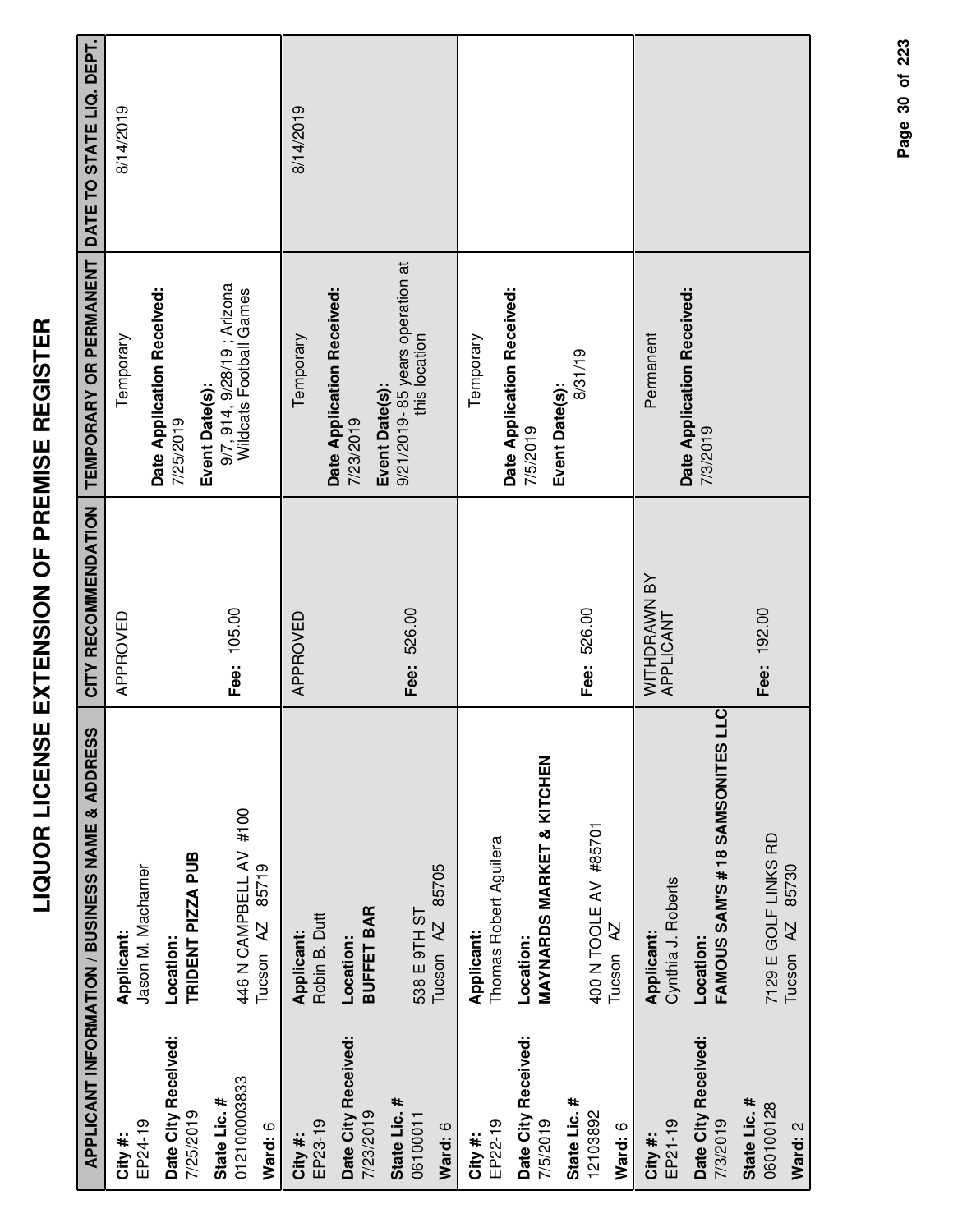# LIQUOR LICENSE EXTENSION OF PREMISE REGISTER

| APPLICANT INFORMATION / BUSINESS NAME & ADDRESS | | CITY RECOMMENDATION | TEMPORARY OR PERMANENT | DATE TO STATE LIQ. DEPT. |
|---|---|---|---|---|
| **City #:** EP24-19<br>**Date City Received:** 7/25/2019<br>**State Lic. #** 012100003833<br>**Ward:** 6 | **Applicant:** Jason M. Machamer<br>**Location:** **TRIDENT PIZZA PUB**<br>446 N CAMPBELL AV #100<br>Tucson AZ 85719 | APPROVED<br><br>**Fee:** 105.00 | Temporary<br>**Date Application Received:** 7/25/2019<br>**Event Date(s):** 9/7, 914, 9/28/19 ; Arizona Wildcats Football Games | 8/14/2019 |
| **City #:** EP23-19<br>**Date City Received:** 7/23/2019<br>**State Lic. #** 06100011<br>**Ward:** 6 | **Applicant:** Robin B. Dutt<br>**Location:** **BUFFET BAR**<br>538 E 9TH ST<br>Tucson AZ 85705 | APPROVED<br><br>**Fee:** 526.00 | Temporary<br>**Date Application Received:** 7/23/2019<br>**Event Date(s):** 9/21/2019- 85 years operation at this location | 8/14/2019 |
| **City #:** EP22-19<br>**Date City Received:** 7/5/2019<br>**State Lic. #** 12103892<br>**Ward:** 6 | **Applicant:** Thomas Robert Aguilera<br>**Location:** **MAYNARDS MARKET & KITCHEN**<br>400 N TOOLE AV #85701<br>Tucson AZ | **Fee:** 526.00 | Temporary<br>**Date Application Received:** 7/5/2019<br>**Event Date(s):** 8/31/19 | |
| **City #:** EP21-19<br>**Date City Received:** 7/3/2019<br>**State Lic. #** 060100128<br>**Ward:** 2 | **Applicant:** Cynthia J. Roberts<br>**Location:** **FAMOUS SAM'S # 18 SAMSONITES LLC**<br>7129 E GOLF LINKS RD<br>Tucson AZ 85730 | WITHDRAWN BY APPLICANT<br><br>**Fee:** 192.00 | Permanent<br>**Date Application Received:** 7/3/2019 | |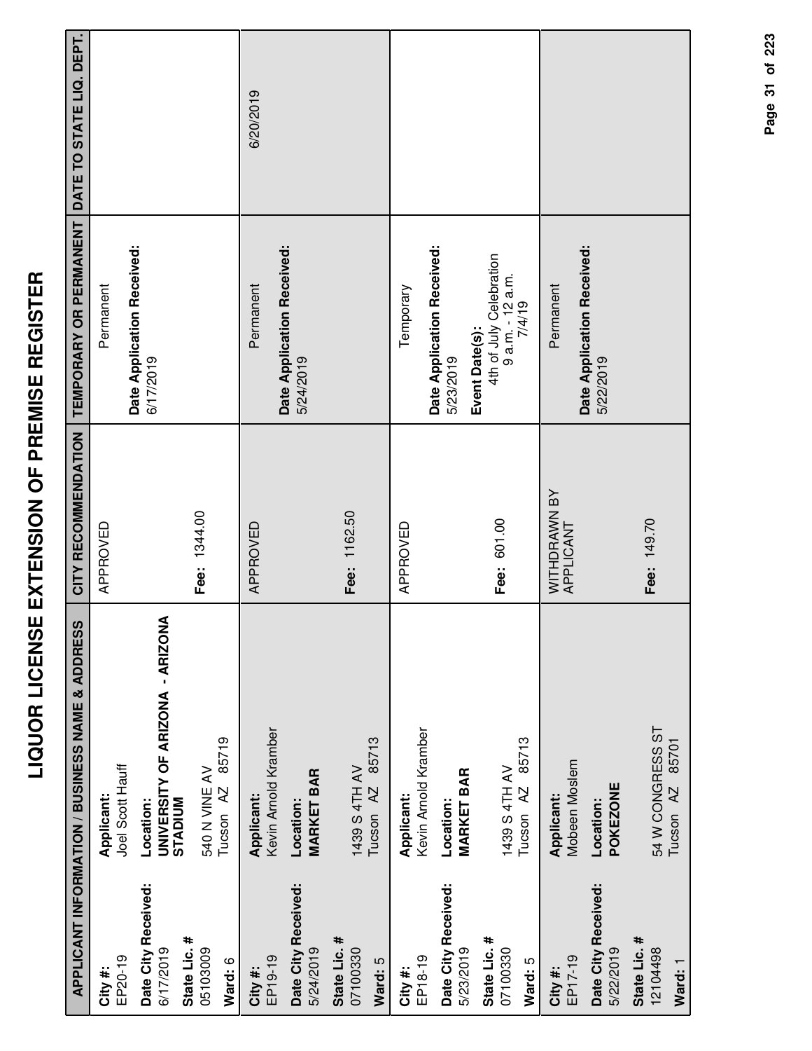# LIQUOR LICENSE EXTENSION OF PREMISE REGISTER

| APPLICANT INFORMATION / BUSINESS NAME & ADDRESS | | CITY RECOMMENDATION | TEMPORARY OR PERMANENT | DATE TO STATE LIQ. DEPT. |
|---|---|---|---|---|
| **City #:** EP20-19<br>**Date City Received:** 6/17/2019<br>**State Lic. #** 05103009<br>**Ward:** 6 | **Applicant:** Joel Scott Hauff<br>**Location:** **UNIVERSITY OF ARIZONA - ARIZONA STADIUM**<br>540 N VINE AV<br>Tucson AZ 85719 | APPROVED<br><br>**Fee:** 1344.00 | Permanent<br><br>**Date Application Received:** 6/17/2019 | |
| **City #:** EP19-19<br>**Date City Received:** 5/24/2019<br>**State Lic. #** 07100330<br>**Ward:** 5 | **Applicant:** Kevin Arnold Kramber<br>**Location:** **MARKET BAR**<br>1439 S 4TH AV<br>Tucson AZ 85713 | APPROVED<br><br>**Fee:** 1162.50 | Permanent<br><br>**Date Application Received:** 5/24/2019 | 6/20/2019 |
| **City #:** EP18-19<br>**Date City Received:** 5/23/2019<br>**State Lic. #** 07100330<br>**Ward:** 5 | **Applicant:** Kevin Arnold Kramber<br>**Location:** **MARKET BAR**<br>1439 S 4TH AV<br>Tucson AZ 85713 | APPROVED<br><br>**Fee:** 601.00 | Temporary<br><br>**Date Application Received:** 5/23/2019<br>**Event Date(s):**<br>4th of July Celebration<br>9 a.m. - 12 a.m.<br>7/4/19 | |
| **City #:** EP17-19<br>**Date City Received:** 5/22/2019<br>**State Lic. #** 12104498<br>**Ward:** 1 | **Applicant:** Mobeen Moslem<br>**Location:** **POKEZONE**<br>54 W CONGRESS ST<br>Tucson AZ 85701 | WITHDRAWN BY APPLICANT<br><br>**Fee:** 149.70 | Permanent<br><br>**Date Application Received:** 5/22/2019 | |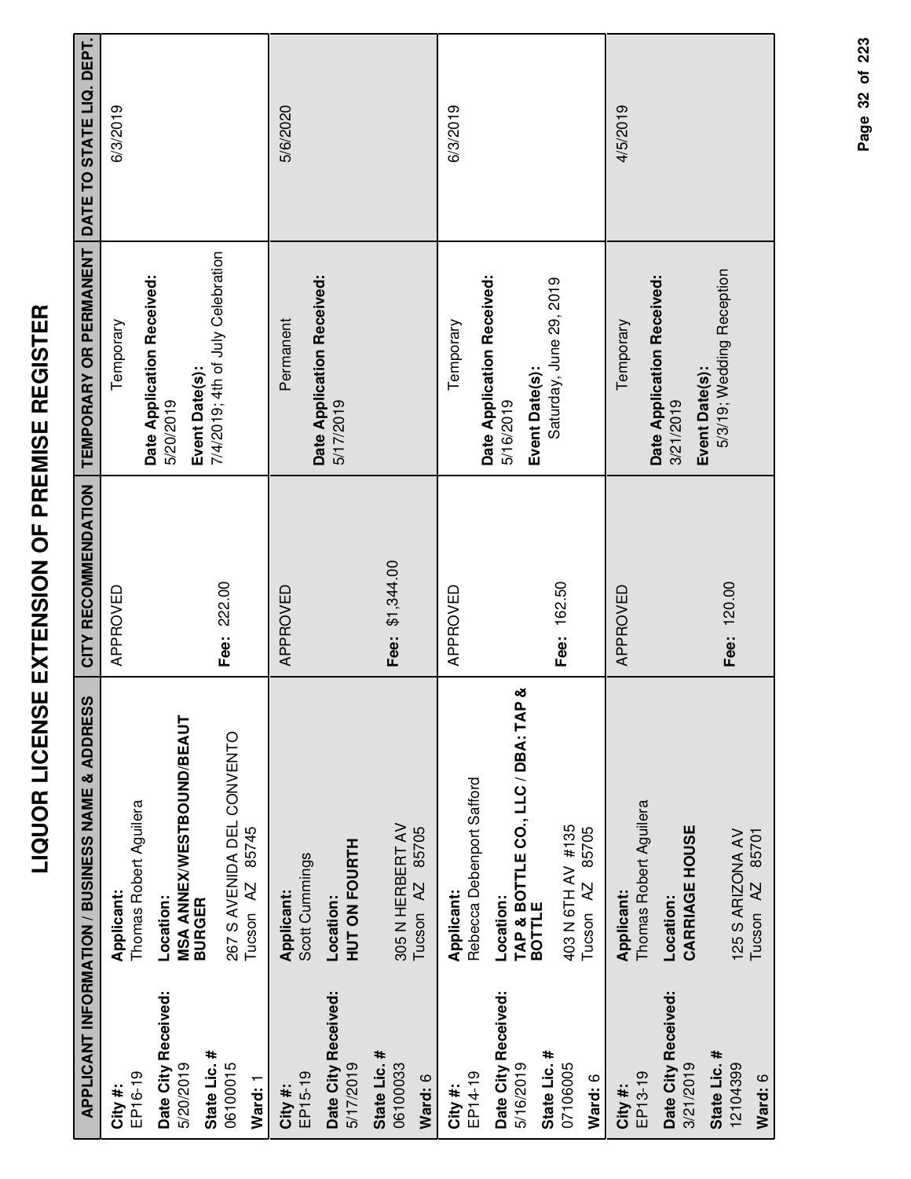# LIQUOR LICENSE EXTENSION OF PREMISE REGISTER

| APPLICANT INFORMATION / BUSINESS NAME & ADDRESS | | CITY RECOMMENDATION | TEMPORARY OR PERMANENT | DATE TO STATE LIQ. DEPT. |
|---|---|---|---|---|
| **City #:** EP16-19<br>**Date City Received:** 5/20/2019<br>**State Lic. #** 06100015<br>**Ward:** 1 | **Applicant:** Thomas Robert Aguilera<br>**Location:** **MSA ANNEX/WESTBOUND/BEAUT BURGER**<br>267 S AVENIDA DEL CONVENTO<br>Tucson AZ 85745 | APPROVED<br><br>**Fee:** 222.00 | Temporary<br>**Date Application Received:** 5/20/2019<br>**Event Date(s):** 7/4/2019; 4th of July Celebration | 6/3/2019 |
| **City #:** EP15-19<br>**Date City Received:** 5/17/2019<br>**State Lic. #** 06100033<br>**Ward:** 6 | **Applicant:** Scott Cummings<br>**Location:** **HUT ON FOURTH**<br>305 N HERBERT AV<br>Tucson AZ 85705 | APPROVED<br><br>**Fee:** $1,344.00 | Permanent<br>**Date Application Received:** 5/17/2019 | 5/6/2020 |
| **City #:** EP14-19<br>**Date City Received:** 5/16/2019<br>**State Lic. #** 07106005<br>**Ward:** 6 | **Applicant:** Rebecca Debenport Safford<br>**Location:** **TAP & BOTTLE CO., LLC / DBA: TAP & BOTTLE**<br>403 N 6TH AV #135<br>Tucson AZ 85705 | APPROVED<br><br>**Fee:** 162.50 | Temporary<br>**Date Application Received:** 5/16/2019<br>**Event Date(s):** Saturday, June 29, 2019 | 6/3/2019 |
| **City #:** EP13-19<br>**Date City Received:** 3/21/2019<br>**State Lic. #** 12104399<br>**Ward:** 6 | **Applicant:** Thomas Robert Aguilera<br>**Location:** **CARRIAGE HOUSE**<br>125 S ARIZONA AV<br>Tucson AZ 85701 | APPROVED<br><br>**Fee:** 120.00 | Temporary<br>**Date Application Received:** 3/21/2019<br>**Event Date(s):** 5/3/19; Wedding Reception | 4/5/2019 |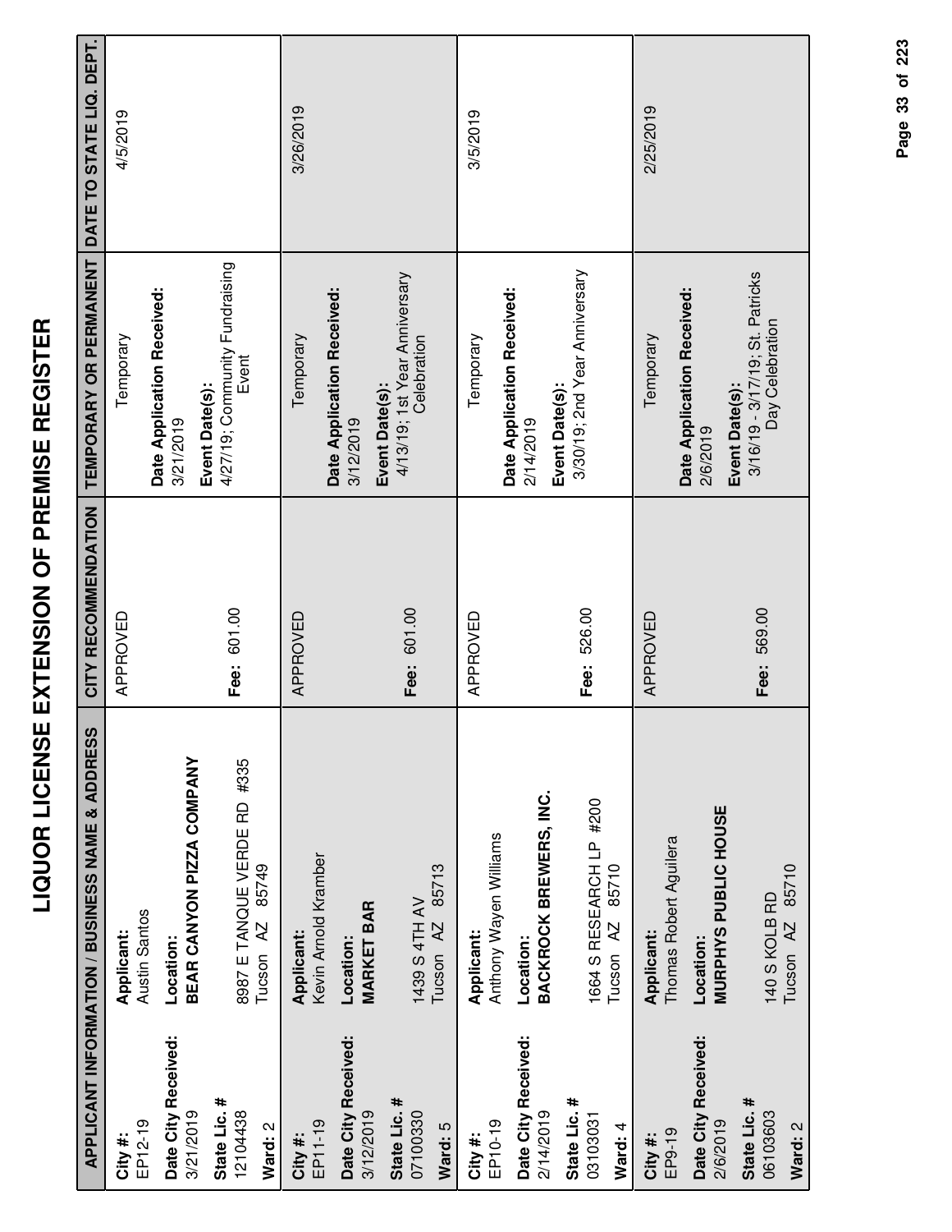# LIQUOR LICENSE EXTENSION OF PREMISE REGISTER

| APPLICANT INFORMATION / BUSINESS NAME & ADDRESS | | CITY RECOMMENDATION | TEMPORARY OR PERMANENT | DATE TO STATE LIQ. DEPT. |
|---|---|---|---|---|
| **City #:** EP12-19<br>**Date City Received:** 3/21/2019<br>**State Lic. #** 12104438<br>**Ward:** 2 | **Applicant:** Austin Santos<br>**Location:** **BEAR CANYON PIZZA COMPANY**<br>8987 E TANQUE VERDE RD #335<br>Tucson AZ 85749 | APPROVED<br>**Fee:** 601.00 | Temporary<br>**Date Application Received:** 3/21/2019<br>**Event Date(s):** 4/27/19; Community Fundraising Event | 4/5/2019 |
| **City #:** EP11-19<br>**Date City Received:** 3/12/2019<br>**State Lic. #** 07100330<br>**Ward:** 5 | **Applicant:** Kevin Arnold Kramber<br>**Location:** **MARKET BAR**<br>1439 S 4TH AV<br>Tucson AZ 85713 | APPROVED<br>**Fee:** 601.00 | Temporary<br>**Date Application Received:** 3/12/2019<br>**Event Date(s):** 4/13/19; 1st Year Anniversary Celebration | 3/26/2019 |
| **City #:** EP10-19<br>**Date City Received:** 2/14/2019<br>**State Lic. #** 03103031<br>**Ward:** 4 | **Applicant:** Anthony Wayen Williams<br>**Location:** **BACKROCK BREWERS, INC.**<br>1664 S RESEARCH LP #200<br>Tucson AZ 85710 | APPROVED<br>**Fee:** 526.00 | Temporary<br>**Date Application Received:** 2/14/2019<br>**Event Date(s):** 3/30/19; 2nd Year Anniversary | 3/5/2019 |
| **City #:** EP9-19<br>**Date City Received:** 2/6/2019<br>**State Lic. #** 06103603<br>**Ward:** 2 | **Applicant:** Thomas Robert Aguilera<br>**Location:** **MURPHYS PUBLIC HOUSE**<br>140 S KOLB RD<br>Tucson AZ 85710 | APPROVED<br>**Fee:** 569.00 | Temporary<br>**Date Application Received:** 2/6/2019<br>**Event Date(s):** 3/16/19 - 3/17/19; St. Patricks Day Celebration | 2/25/2019 |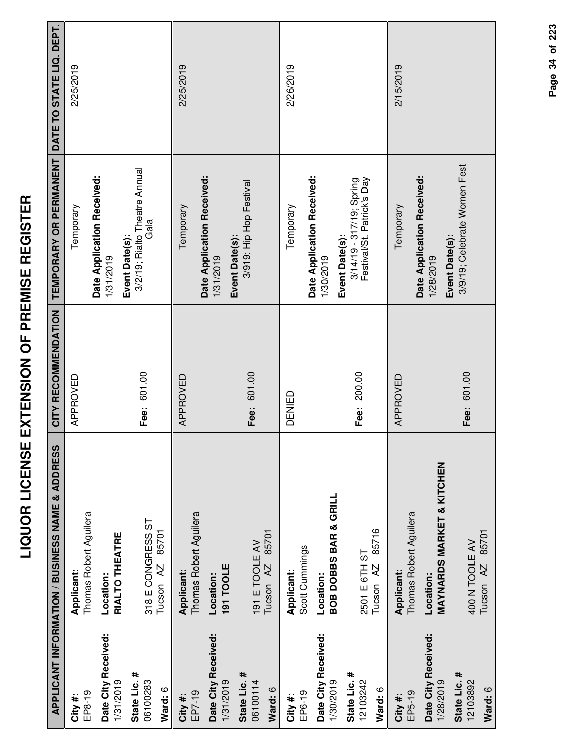# LIQUOR LICENSE EXTENSION OF PREMISE REGISTER

| APPLICANT INFORMATION / BUSINESS NAME & ADDRESS | | CITY RECOMMENDATION | TEMPORARY OR PERMANENT | DATE TO STATE LIQ. DEPT. |
|---|---|---|---|---|
| **City #:** EP8-19<br>**Date City Received:** 1/31/2019<br>**State Lic. #** 06100283<br>**Ward:** 6 | **Applicant:** Thomas Robert Aguilera<br>**Location:** **RIALTO THEATRE**<br>318 E CONGRESS ST<br>Tucson AZ 85701 | APPROVED<br><br>**Fee:** 601.00 | Temporary<br>**Date Application Received:** 1/31/2019<br>**Event Date(s):** 3/2/19; Rialto Theatre Annual Gala | 2/25/2019 |
| **City #:** EP7-19<br>**Date City Received:** 1/31/2019<br>**State Lic. #** 06100114<br>**Ward:** 6 | **Applicant:** Thomas Robert Aguilera<br>**Location:** **191 TOOLE**<br>191 E TOOLE AV<br>Tucson AZ 85701 | APPROVED<br><br>**Fee:** 601.00 | Temporary<br>**Date Application Received:** 1/31/2019<br>**Event Date(s):** 3/919; Hip Hop Festival | 2/25/2019 |
| **City #:** EP6-19<br>**Date City Received:** 1/30/2019<br>**State Lic. #** 12103242<br>**Ward:** 6 | **Applicant:** Scott Cummings<br>**Location:** **BOB DOBBS BAR & GRILL**<br>2501 E 6TH ST<br>Tucson AZ 85716 | DENIED<br><br>**Fee:** 200.00 | Temporary<br>**Date Application Received:** 1/30/2019<br>**Event Date(s):** 3/14/19 - 317/19; Spring Festival/St. Patrick's Day | 2/26/2019 |
| **City #:** EP5-19<br>**Date City Received:** 1/28/2019<br>**State Lic. #** 12103892<br>**Ward:** 6 | **Applicant:** Thomas Robert Aguilera<br>**Location:** **MAYNARDS MARKET & KITCHEN**<br>400 N TOOLE AV<br>Tucson AZ 85701 | APPROVED<br><br>**Fee:** 601.00 | Temporary<br>**Date Application Received:** 1/28/2019<br>**Event Date(s):** 3/9/19; Celebrate Women Fest | 2/15/2019 |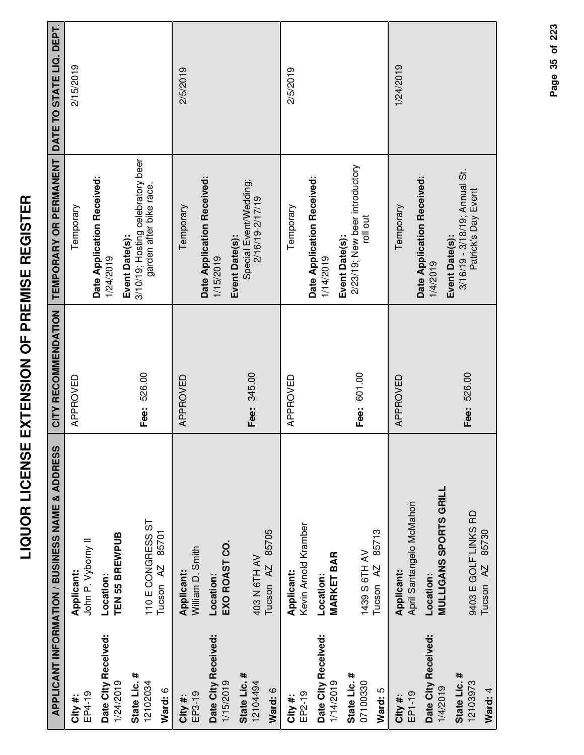# LIQUOR LICENSE EXTENSION OF PREMISE REGISTER

| APPLICANT INFORMATION / BUSINESS NAME & ADDRESS | | CITY RECOMMENDATION | TEMPORARY OR PERMANENT | DATE TO STATE LIQ. DEPT. |
|---|---|---|---|---|
| **City #:** EP4-19<br>**Date City Received:** 1/24/2019<br>**State Lic. #** 12102034<br>**Ward:** 6 | **Applicant:** John P. Vyborny II<br>**Location:** **TEN 55 BREWPUB**<br>110 E CONGRESS ST<br>Tucson AZ 85701 | APPROVED<br>**Fee:** 526.00 | Temporary<br>**Date Application Received:** 1/24/2019<br>**Event Date(s):** 3/10/19; Hosting celebratory beer garden after bike race. | 2/15/2019 |
| **City #:** EP3-19<br>**Date City Received:** 1/15/2019<br>**State Lic. #** 12104494<br>**Ward:** 6 | **Applicant:** William D. Smith<br>**Location:** **EXO ROAST CO.**<br>403 N 6TH AV<br>Tucson AZ 85705 | APPROVED<br>**Fee:** 345.00 | Temporary<br>**Date Application Received:** 1/15/2019<br>**Event Date(s):** Special Event/Wedding; 2/16/19-2/17/19 | 2/5/2019 |
| **City #:** EP2-19<br>**Date City Received:** 1/14/2019<br>**State Lic. #** 07100330<br>**Ward:** 5 | **Applicant:** Kevin Arnold Kramber<br>**Location:** **MARKET BAR**<br>1439 S 6TH AV<br>Tucson AZ 85713 | APPROVED<br>**Fee:** 601.00 | Temporary<br>**Date Application Received:** 1/14/2019<br>**Event Date(s):** 2/23/19; New beer introductory roll out | 2/5/2019 |
| **City #:** EP1-19<br>**Date City Received:** 1/4/2019<br>**State Lic. #** 12103973<br>**Ward:** 4 | **Applicant:** April Santangelo McMahon<br>**Location:** **MULLIGANS SPORTS GRILL**<br>9403 E GOLF LINKS RD<br>Tucson AZ 85730 | APPROVED<br>**Fee:** 526.00 | Temporary<br>**Date Application Received:** 1/4/2019<br>**Event Date(s):** 3/16/19 - 3/18/19; Annual St. Patrick's Day Event | 1/24/2019 |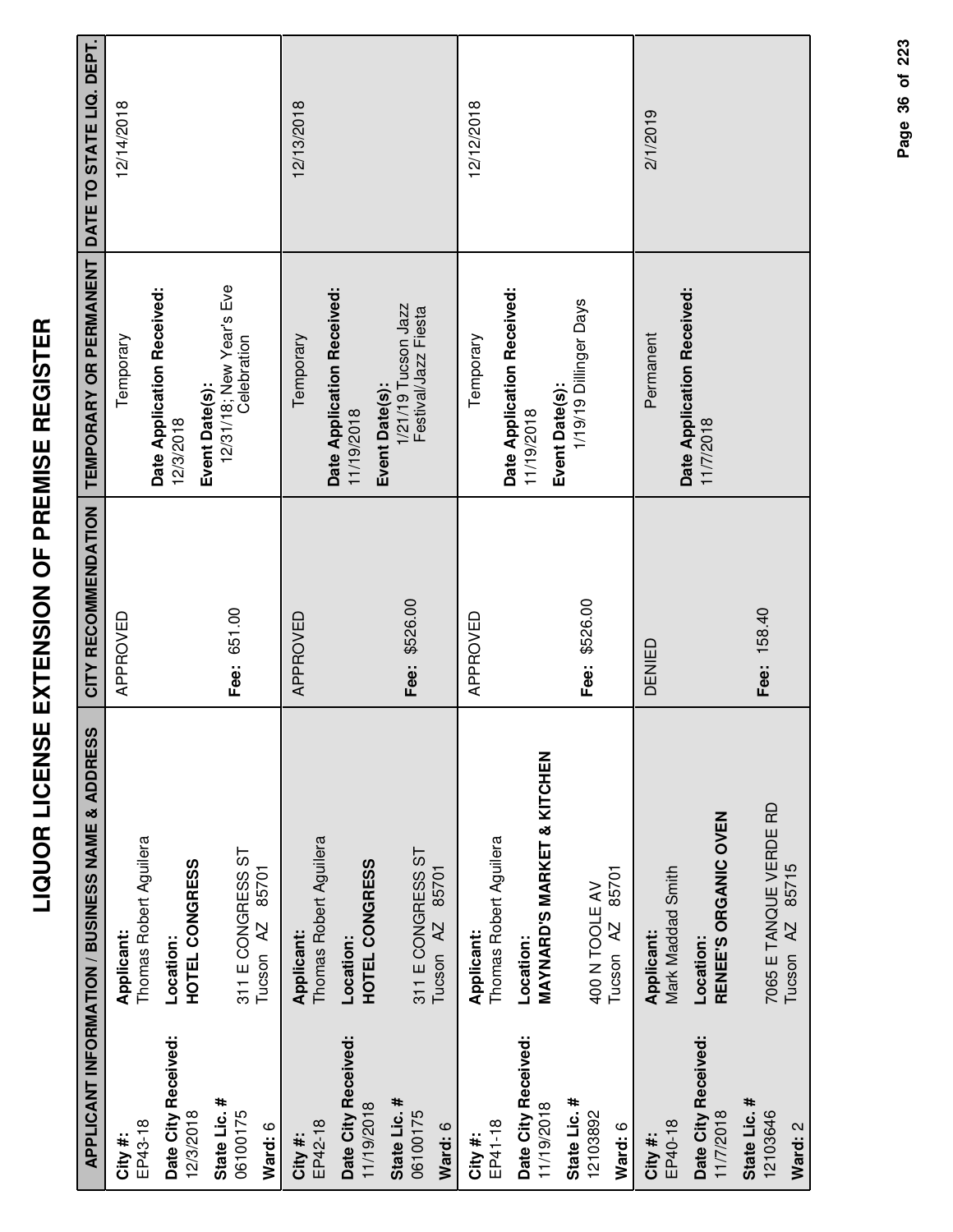# LIQUOR LICENSE EXTENSION OF PREMISE REGISTER

| APPLICANT INFORMATION / BUSINESS NAME & ADDRESS | | CITY RECOMMENDATION | TEMPORARY OR PERMANENT | DATE TO STATE LIQ. DEPT. |
|---|---|---|---|---|
| **City #:** EP43-18<br>**Date City Received:** 12/3/2018<br>**State Lic. #** 06100175<br>**Ward:** 6 | **Applicant:** Thomas Robert Aguilera<br>**Location:** **HOTEL CONGRESS**<br>311 E CONGRESS ST<br>Tucson AZ 85701 | APPROVED<br>**Fee:** 651.00 | Temporary<br>**Date Application Received:** 12/3/2018<br>**Event Date(s):** 12/31/18; New Year's Eve Celebration | 12/14/2018 |
| **City #:** EP42-18<br>**Date City Received:** 11/19/2018<br>**State Lic. #** 06100175<br>**Ward:** 6 | **Applicant:** Thomas Robert Aguilera<br>**Location:** **HOTEL CONGRESS**<br>311 E CONGRESS ST<br>Tucson AZ 85701 | APPROVED<br>**Fee:** $526.00 | Temporary<br>**Date Application Received:** 11/19/2018<br>**Event Date(s):** 1/21/19 Tucson Jazz Festival/Jazz Fiesta | 12/13/2018 |
| **City #:** EP41-18<br>**Date City Received:** 11/19/2018<br>**State Lic. #** 12103892<br>**Ward:** 6 | **Applicant:** Thomas Robert Aguilera<br>**Location:** **MAYNARD'S MARKET & KITCHEN**<br>400 N TOOLE AV<br>Tucson AZ 85701 | APPROVED<br>**Fee:** $526.00 | Temporary<br>**Date Application Received:** 11/19/2018<br>**Event Date(s):** 1/19/19 Dillinger Days | 12/12/2018 |
| **City #:** EP40-18<br>**Date City Received:** 11/7/2018<br>**State Lic. #** 12103646<br>**Ward:** 2 | **Applicant:** Mark Maddad Smith<br>**Location:** **RENEE'S ORGANIC OVEN**<br>7065 E TANQUE VERDE RD<br>Tucson AZ 85715 | DENIED<br>**Fee:** 158.40 | Permanent<br>**Date Application Received:** 11/7/2018 | 2/1/2019 |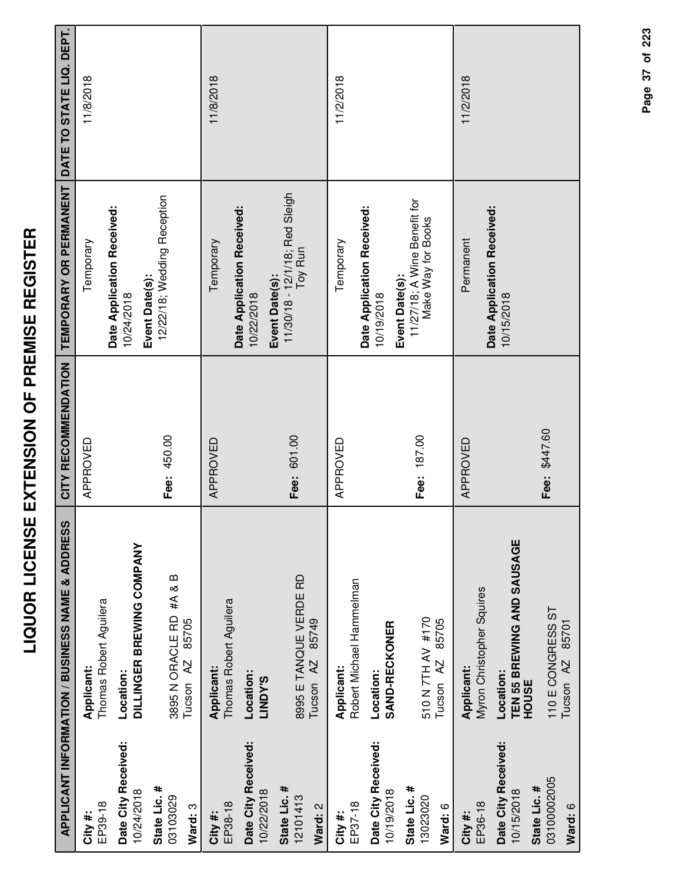# LIQUOR LICENSE EXTENSION OF PREMISE REGISTER

| APPLICANT INFORMATION / BUSINESS NAME & ADDRESS | | CITY RECOMMENDATION | TEMPORARY OR PERMANENT | DATE TO STATE LIQ. DEPT. |
|---|---|---|---|---|
| **City #:** EP39-18<br>**Date City Received:** 10/24/2018<br>**State Lic. #** 03103029<br>**Ward:** 3 | **Applicant:** Thomas Robert Aguilera<br>**Location:** **DILLINGER BREWING COMPANY**<br>3895 N ORACLE RD #A & B<br>Tucson AZ 85705 | APPROVED<br>**Fee:** 450.00 | Temporary<br>**Date Application Received:** 10/24/2018<br>**Event Date(s):** 12/22/18; Wedding Reception | 11/8/2018 |
| **City #:** EP38-18<br>**Date City Received:** 10/22/2018<br>**State Lic. #** 12101413<br>**Ward:** 2 | **Applicant:** Thomas Robert Aguilera<br>**Location:** **LINDY'S**<br>8995 E TANQUE VERDE RD<br>Tucson AZ 85749 | APPROVED<br>**Fee:** 601.00 | Temporary<br>**Date Application Received:** 10/22/2018<br>**Event Date(s):** 11/30/18 - 12/1/18; Red Sleigh Toy Run | 11/8/2018 |
| **City #:** EP37-18<br>**Date City Received:** 10/19/2018<br>**State Lic. #** 13023020<br>**Ward:** 6 | **Applicant:** Robert Michael Hammelman<br>**Location:** **SAND-RECKONER**<br>510 N 7TH AV #170<br>Tucson AZ 85705 | APPROVED<br>**Fee:** 187.00 | Temporary<br>**Date Application Received:** 10/19/2018<br>**Event Date(s):** 11/27/18; A Wine Benefit for Make Way for Books | 11/2/2018 |
| **City #:** EP36-18<br>**Date City Received:** 10/15/2018<br>**State Lic. #** 0310002005<br>**Ward:** 6 | **Applicant:** Myron Christopher Squires<br>**Location:** **TEN 55 BREWING AND SAUSAGE HOUSE**<br>110 E CONGRESS ST<br>Tucson AZ 85701 | APPROVED<br>**Fee:** $447.60 | Permanent<br>**Date Application Received:** 10/15/2018 | 11/2/2018 |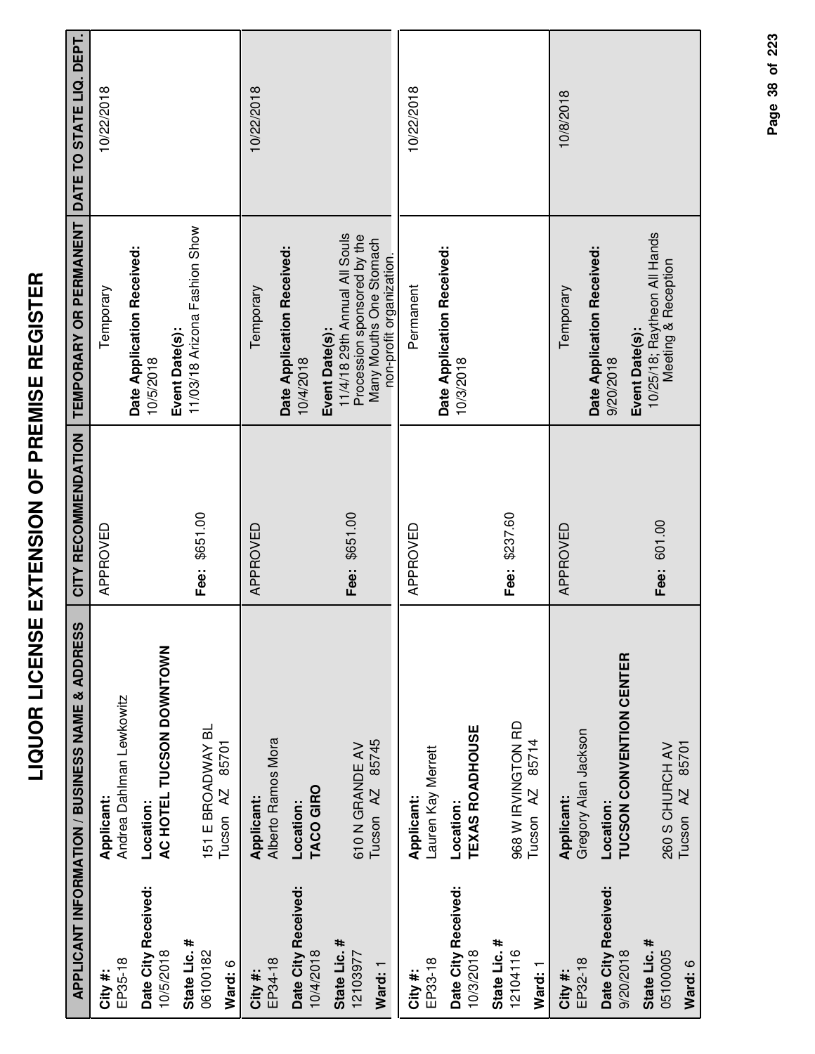# LIQUOR LICENSE EXTENSION OF PREMISE REGISTER

| APPLICANT INFORMATION / BUSINESS NAME & ADDRESS | | CITY RECOMMENDATION | TEMPORARY OR PERMANENT | DATE TO STATE LIQ. DEPT. |
|---|---|---|---|---|
| **City #:** EP35-18<br>**Date City Received:** 10/5/2018<br>**State Lic. #** 06100182<br>**Ward:** 6 | **Applicant:** Andrea Dahlman Lewkowitz<br>**Location:** **AC HOTEL TUCSON DOWNTOWN**<br>151 E BROADWAY BL<br>Tucson AZ 85701 | APPROVED<br>**Fee:** $651.00 | Temporary<br>**Date Application Received:** 10/5/2018<br>**Event Date(s):** 11/03/18 Arizona Fashion Show | 10/22/2018 |
| **City #:** EP34-18<br>**Date City Received:** 10/4/2018<br>**State Lic. #** 12103977<br>**Ward:** 1 | **Applicant:** Alberto Ramos Mora<br>**Location:** **TACO GIRO**<br>610 N GRANDE AV<br>Tucson AZ 85745 | APPROVED<br>**Fee:** $651.00 | Temporary<br>**Date Application Received:** 10/4/2018<br>**Event Date(s):** 11/4/18 29th Annual All Souls Procession sponsored by the Many Mouths One Stomach non-profit organization. | 10/22/2018 |
| **City #:** EP33-18<br>**Date City Received:** 10/3/2018<br>**State Lic. #** 12104116<br>**Ward:** 1 | **Applicant:** Lauren Kay Merrett<br>**Location:** **TEXAS ROADHOUSE**<br>968 W IRVINGTON RD<br>Tucson AZ 85714 | APPROVED<br>**Fee:** $237.60 | Permanent<br>**Date Application Received:** 10/3/2018 | 10/22/2018 |
| **City #:** EP32-18<br>**Date City Received:** 9/20/2018<br>**State Lic. #** 05100005<br>**Ward:** 6 | **Applicant:** Gregory Alan Jackson<br>**Location:** **TUCSON CONVENTION CENTER**<br>260 S CHURCH AV<br>Tucson AZ 85701 | APPROVED<br>**Fee:** 601.00 | Temporary<br>**Date Application Received:** 9/20/2018<br>**Event Date(s):** 10/25/18; Raytheon All Hands Meeting & Reception | 10/8/2018 |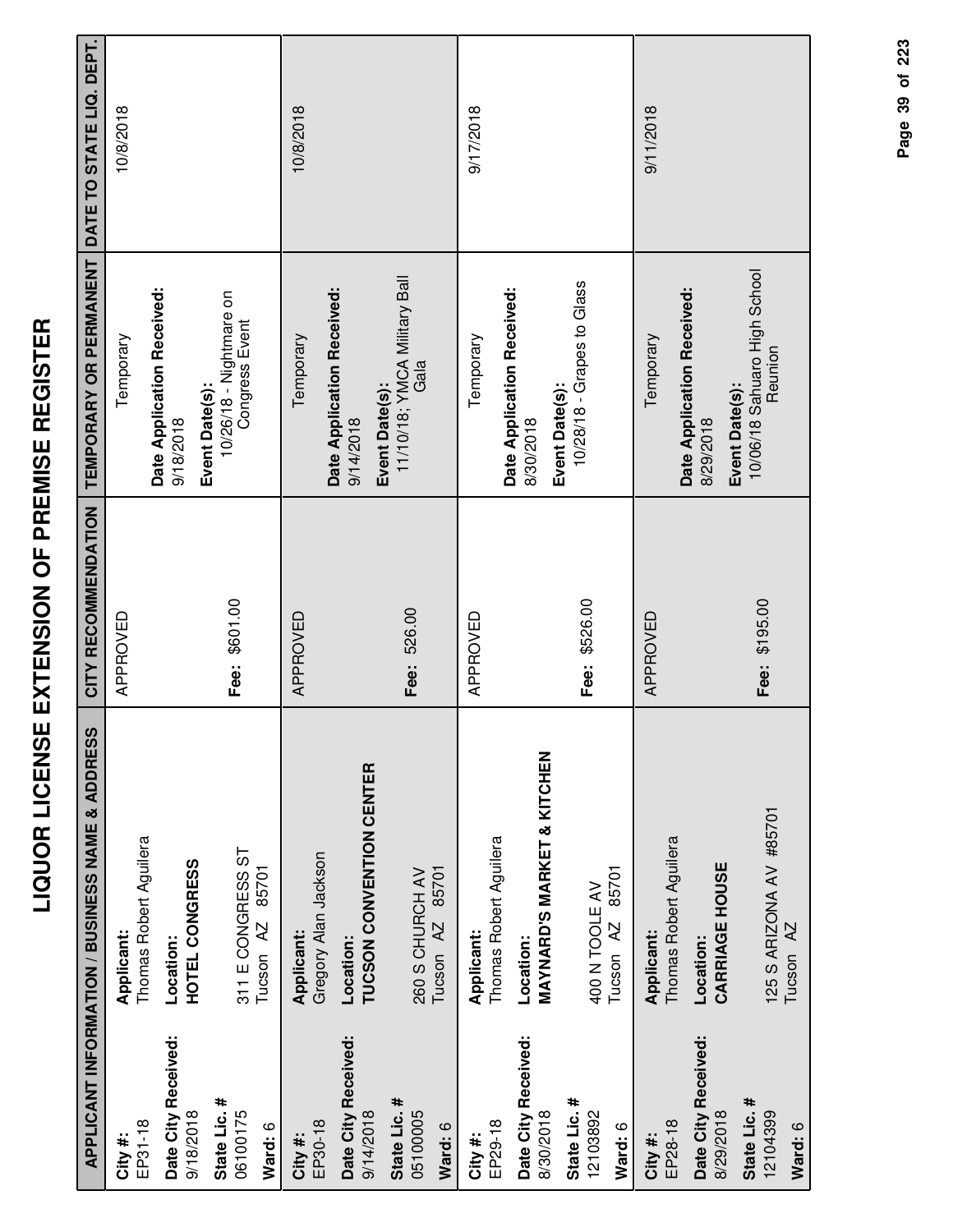# LIQUOR LICENSE EXTENSION OF PREMISE REGISTER

| APPLICANT INFORMATION / BUSINESS NAME & ADDRESS | | CITY RECOMMENDATION | TEMPORARY OR PERMANENT | DATE TO STATE LIQ. DEPT. |
|---|---|---|---|---|
| **City #:** EP31-18<br>**Date City Received:** 9/18/2018<br>**State Lic. #** 0610O175<br>**Ward:** 6 | **Applicant:** Thomas Robert Aguilera<br>**Location:** **HOTEL CONGRESS**<br>311 E CONGRESS ST<br>Tucson AZ 85701 | APPROVED<br>**Fee:** $601.00 | Temporary<br>**Date Application Received:** 9/18/2018<br>**Event Date(s):** 10/26/18 - Nightmare on Congress Event | 10/8/2018 |
| **City #:** EP30-18<br>**Date City Received:** 9/14/2018<br>**State Lic. #** 05100005<br>**Ward:** 6 | **Applicant:** Gregory Alan Jackson<br>**Location:** **TUCSON CONVENTION CENTER**<br>260 S CHURCH AV<br>Tucson AZ 85701 | APPROVED<br>**Fee:** 526.00 | Temporary<br>**Date Application Received:** 9/14/2018<br>**Event Date(s):** 11/10/18; YMCA Military Ball Gala | 10/8/2018 |
| **City #:** EP29-18<br>**Date City Received:** 8/30/2018<br>**State Lic. #** 12103892<br>**Ward:** 6 | **Applicant:** Thomas Robert Aguilera<br>**Location:** **MAYNARD'S MARKET & KITCHEN**<br>400 N TOOLE AV<br>Tucson AZ 85701 | APPROVED<br>**Fee:** $526.00 | Temporary<br>**Date Application Received:** 8/30/2018<br>**Event Date(s):** 10/28/18 - Grapes to Glass | 9/17/2018 |
| **City #:** EP28-18<br>**Date City Received:** 8/29/2018<br>**State Lic. #** 12104399<br>**Ward:** 6 | **Applicant:** Thomas Robert Aguilera<br>**Location:** **CARRIAGE HOUSE**<br>125 S ARIZONA AV #85701<br>Tucson AZ | APPROVED<br>**Fee:** $195.00 | Temporary<br>**Date Application Received:** 8/29/2018<br>**Event Date(s):** 10/06/18 Sahuaro High School Reunion | 9/11/2018 |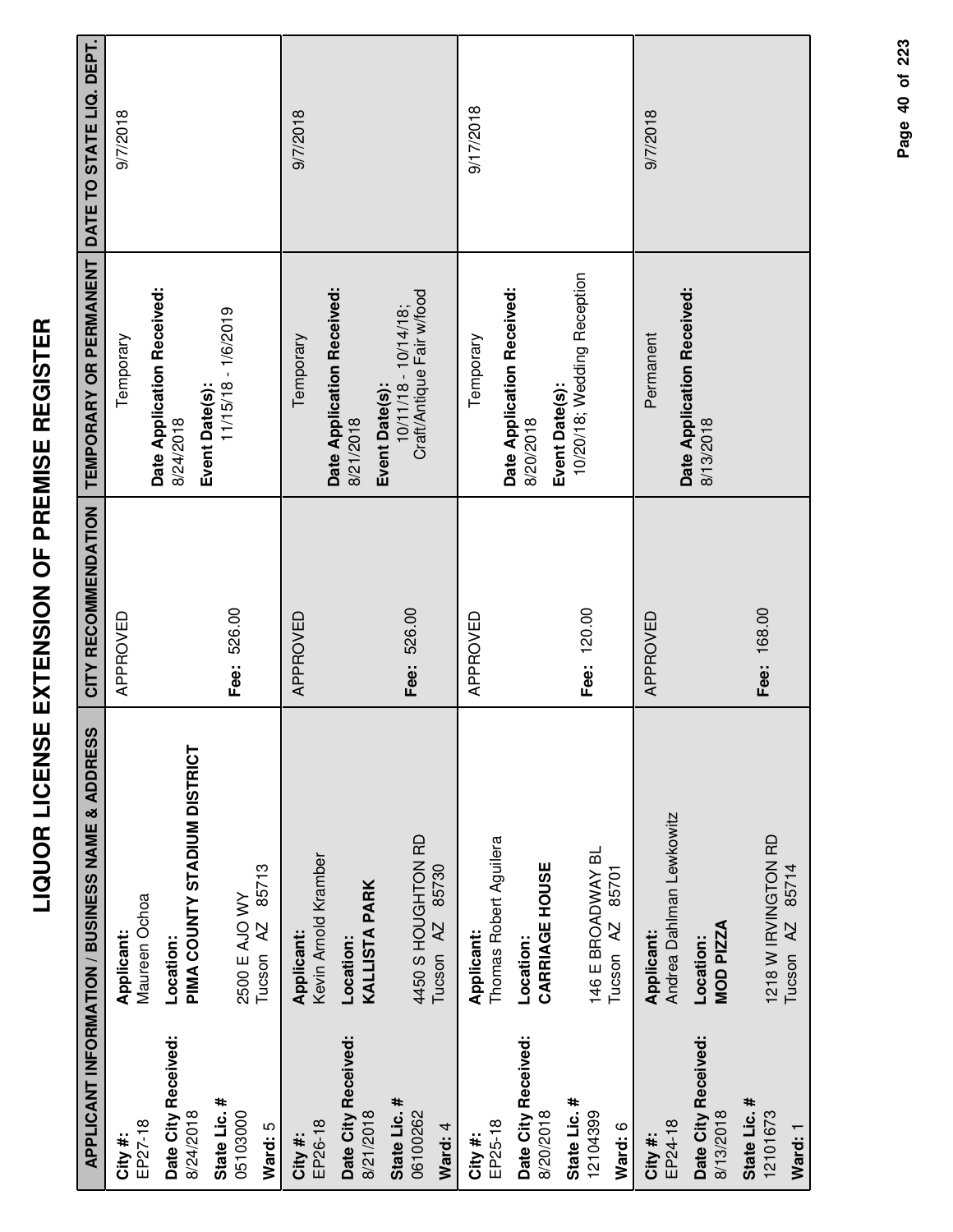# LIQUOR LICENSE EXTENSION OF PREMISE REGISTER

| APPLICANT INFORMATION / BUSINESS NAME & ADDRESS | | CITY RECOMMENDATION | TEMPORARY OR PERMANENT | DATE TO STATE LIQ. DEPT. |
|---|---|---|---|---|
| **City #:** EP27-18<br>**Date City Received:** 8/24/2018<br>**State Lic. #** 05103000<br>**Ward:** 5 | **Applicant:** Maureen Ochoa<br>**Location:** **PIMA COUNTY STADIUM DISTRICT**<br>2500 E AJO WY<br>Tucson AZ 85713 | APPROVED<br>**Fee:** 526.00 | Temporary<br>**Date Application Received:** 8/24/2018<br>**Event Date(s):** 11/15/18 - 1/6/2019 | 9/7/2018 |
| **City #:** EP26-18<br>**Date City Received:** 8/21/2018<br>**State Lic. #** 06100262<br>**Ward:** 4 | **Applicant:** Kevin Arnold Kramber<br>**Location:** **KALLISTA PARK**<br>4450 S HOUGHTON RD<br>Tucson AZ 85730 | APPROVED<br>**Fee:** 526.00 | Temporary<br>**Date Application Received:** 8/21/2018<br>**Event Date(s):** 10/11/18 - 10/14/18; Craft/Antique Fair w/food | 9/7/2018 |
| **City #:** EP25-18<br>**Date City Received:** 8/20/2018<br>**State Lic. #** 12104399<br>**Ward:** 6 | **Applicant:** Thomas Robert Aguilera<br>**Location:** **CARRIAGE HOUSE**<br>146 E BROADWAY BL<br>Tucson AZ 85701 | APPROVED<br>**Fee:** 120.00 | Temporary<br>**Date Application Received:** 8/20/2018<br>**Event Date(s):** 10/20/18; Wedding Reception | 9/17/2018 |
| **City #:** EP24-18<br>**Date City Received:** 8/13/2018<br>**State Lic. #** 12101673<br>**Ward:** 1 | **Applicant:** Andrea Dahlman Lewkowitz<br>**Location:** **MOD PIZZA**<br>1218 W IRVINGTON RD<br>Tucson AZ 85714 | APPROVED<br>**Fee:** 168.00 | Permanent<br>**Date Application Received:** 8/13/2018 | 9/7/2018 |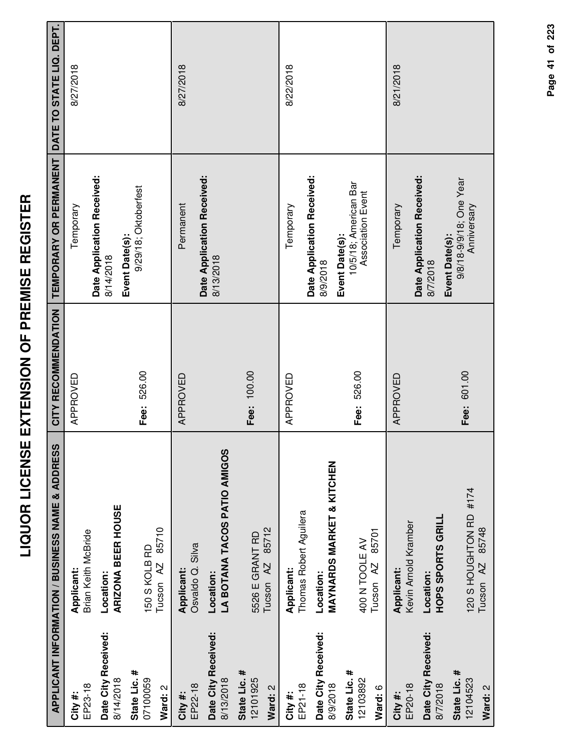# LIQUOR LICENSE EXTENSION OF PREMISE REGISTER

| APPLICANT INFORMATION / BUSINESS NAME & ADDRESS | | CITY RECOMMENDATION | TEMPORARY OR PERMANENT | DATE TO STATE LIQ. DEPT. |
|---|---|---|---|---|
| **City #:** EP23-18<br>**Date City Received:** 8/14/2018<br>**State Lic. #** 07100059<br>**Ward:** 2 | **Applicant:** Brian Keith McBride<br>**Location:** **ARIZONA BEER HOUSE**<br>150 S KOLB RD<br>Tucson AZ 85710 | APPROVED<br>**Fee:** 526.00 | Temporary<br>**Date Application Received:** 8/14/2018<br>**Event Date(s):** 9/29/18; Oktoberfest | 8/27/2018 |
| **City #:** EP22-18<br>**Date City Received:** 8/13/2018<br>**State Lic. #** 12101925<br>**Ward:** 2 | **Applicant:** Osvaldo Q. Silva<br>**Location:** **LA BOTANA TACOS PATIO AMIGOS**<br>5526 E GRANT RD<br>Tucson AZ 85712 | APPROVED<br>**Fee:** 100.00 | Permanent<br>**Date Application Received:** 8/13/2018 | 8/27/2018 |
| **City #:** EP21-18<br>**Date City Received:** 8/9/2018<br>**State Lic. #** 12103892<br>**Ward:** 6 | **Applicant:** Thomas Robert Aguilera<br>**Location:** **MAYNARDS MARKET & KITCHEN**<br>400 N TOOLE AV<br>Tucson AZ 85701 | APPROVED<br>**Fee:** 526.00 | Temporary<br>**Date Application Received:** 8/9/2018<br>**Event Date(s):** 10/5/18; American Bar Association Event | 8/22/2018 |
| **City #:** EP20-18<br>**Date City Received:** 8/7/2018<br>**State Lic. #** 12104523<br>**Ward:** 2 | **Applicant:** Kevin Arnold Kramber<br>**Location:** **HOPS SPORTS GRILL**<br>120 S HOUGHTON RD #174<br>Tucson AZ 85748 | APPROVED<br>**Fee:** 601.00 | Temporary<br>**Date Application Received:** 8/7/2018<br>**Event Date(s):** 9/8/18-9/9/18; One Year Anniversary | 8/21/2018 |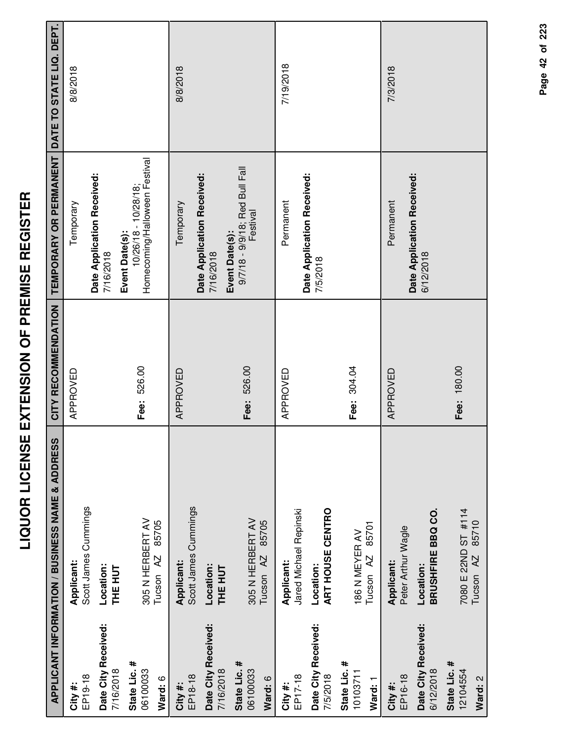# LIQUOR LICENSE EXTENSION OF PREMISE REGISTER

| APPLICANT INFORMATION / BUSINESS NAME & ADDRESS | | CITY RECOMMENDATION | TEMPORARY OR PERMANENT | DATE TO STATE LIQ. DEPT. |
|---|---|---|---|---|
| **City #:** EP19-18<br>**Date City Received:** 7/16/2018<br>**State Lic. #** 06100033<br>**Ward:** 6 | **Applicant:** Scott James Cummings<br>**Location:** **THE HUT**<br>305 N HERBERT AV<br>Tucson AZ 85705 | APPROVED<br><br>**Fee:** 526.00 | Temporary<br>**Date Application Received:** 7/16/2018<br>**Event Date(s):** 10/26/18 - 10/28/18; Homecoming/Halloween Festival | 8/8/2018 |
| **City #:** EP18-18<br>**Date City Received:** 7/16/2018<br>**State Lic. #** 06100033<br>**Ward:** 6 | **Applicant:** Scott James Cummings<br>**Location:** **THE HUT**<br>305 N HERBERT AV<br>Tucson AZ 85705 | APPROVED<br><br>**Fee:** 526.00 | Temporary<br>**Date Application Received:** 7/16/2018<br>**Event Date(s):** 9/7/18 - 9/9/18; Red Bull Fall Festival | 8/8/2018 |
| **City #:** EP17-18<br>**Date City Received:** 7/5/2018<br>**State Lic. #** 10103711<br>**Ward:** 1 | **Applicant:** Jared Michael Repinski<br>**Location:** **ART HOUSE CENTRO**<br>186 N MEYER AV<br>Tucson AZ 85701 | APPROVED<br><br>**Fee:** 304.04 | Permanent<br>**Date Application Received:** 7/5/2018 | 7/19/2018 |
| **City #:** EP16-18<br>**Date City Received:** 6/12/2018<br>**State Lic. #** 12104554<br>**Ward:** 2 | **Applicant:** Peter Arthur Wagle<br>**Location:** **BRUSHFIRE BBQ CO.**<br>7080 E 22ND ST #114<br>Tucson AZ 85710 | APPROVED<br><br>**Fee:** 180.00 | Permanent<br>**Date Application Received:** 6/12/2018 | 7/3/2018 |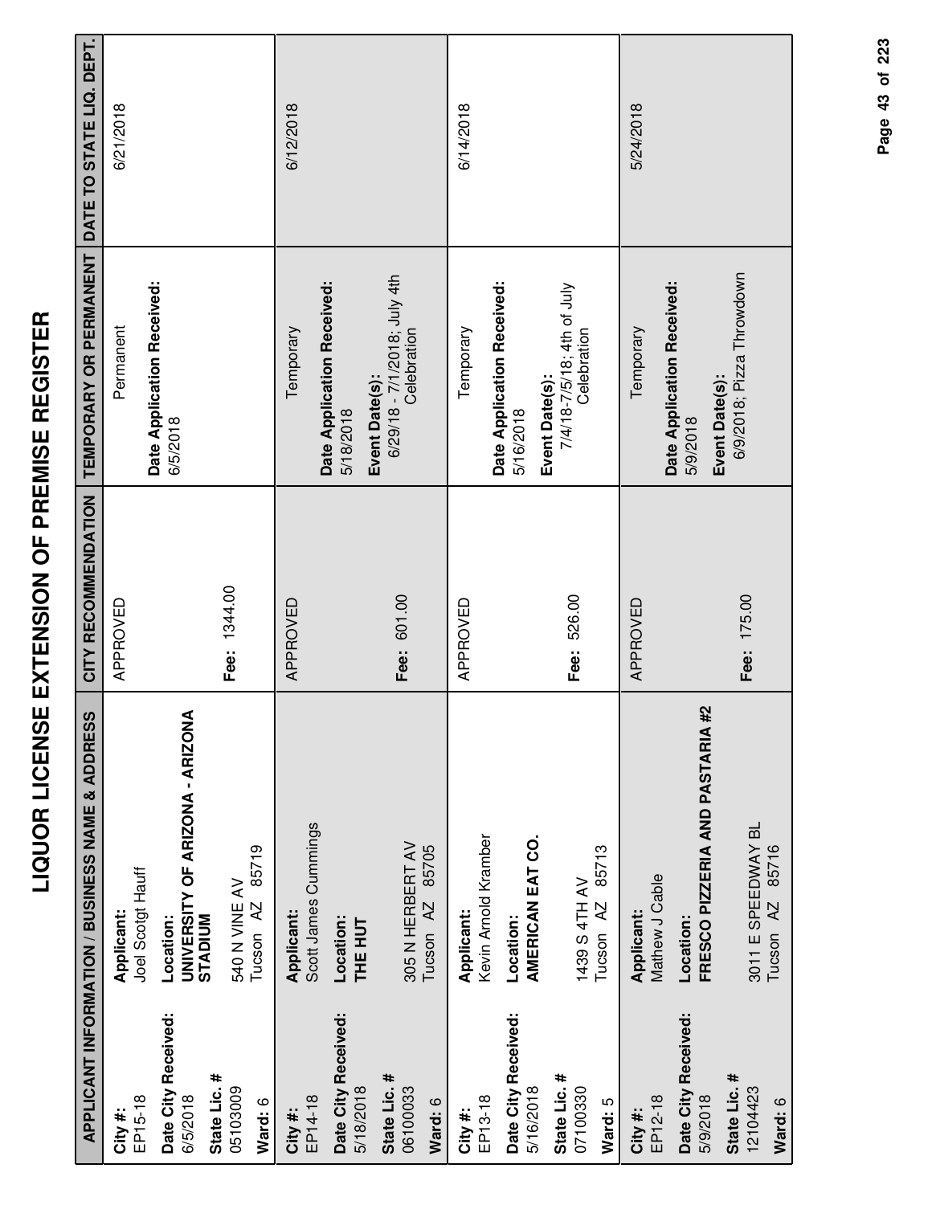# LIQUOR LICENSE EXTENSION OF PREMISE REGISTER

| APPLICANT INFORMATION / BUSINESS NAME & ADDRESS | | CITY RECOMMENDATION | TEMPORARY OR PERMANENT | DATE TO STATE LIQ. DEPT. |
|---|---|---|---|---|
| **City #:** EP15-18<br>**Date City Received:** 6/5/2018<br>**State Lic. #** 05103009<br>**Ward:** 6 | **Applicant:** Joel Scotgt Hauff<br>**Location:** **UNIVERSITY OF ARIZONA - ARIZONA STADIUM**<br>540 N VINE AV<br>Tucson AZ 85719 | APPROVED<br>**Fee:** 1344.00 | Permanent<br>**Date Application Received:** 6/5/2018 | 6/21/2018 |
| **City #:** EP14-18<br>**Date City Received:** 5/18/2018<br>**State Lic. #** 06100033<br>**Ward:** 6 | **Applicant:** Scott James Cummings<br>**Location:** **THE HUT**<br>305 N HERBERT AV<br>Tucson AZ 85705 | APPROVED<br>**Fee:** 601.00 | Temporary<br>**Date Application Received:** 5/18/2018<br>**Event Date(s):** 6/29/18 - 7/1/2018; July 4th Celebration | 6/12/2018 |
| **City #:** EP13-18<br>**Date City Received:** 5/16/2018<br>**State Lic. #** 07100330<br>**Ward:** 5 | **Applicant:** Kevin Arnold Kramber<br>**Location:** **AMERICAN EAT CO.**<br>1439 S 4TH AV<br>Tucson AZ 85713 | APPROVED<br>**Fee:** 526.00 | Temporary<br>**Date Application Received:** 5/16/2018<br>**Event Date(s):** 7/4/18-7/5/18; 4th of July Celebration | 6/14/2018 |
| **City #:** EP12-18<br>**Date City Received:** 5/9/2018<br>**State Lic. #** 12104423<br>**Ward:** 6 | **Applicant:** Mathew J Cable<br>**Location:** **FRESCO PIZZERIA AND PASTARIA #2**<br>3011 E SPEEDWAY BL<br>Tucson AZ 85716 | APPROVED<br>**Fee:** 175.00 | Temporary<br>**Date Application Received:** 5/9/2018<br>**Event Date(s):** 6/9/2018; Pizza Throwdown | 5/24/2018 |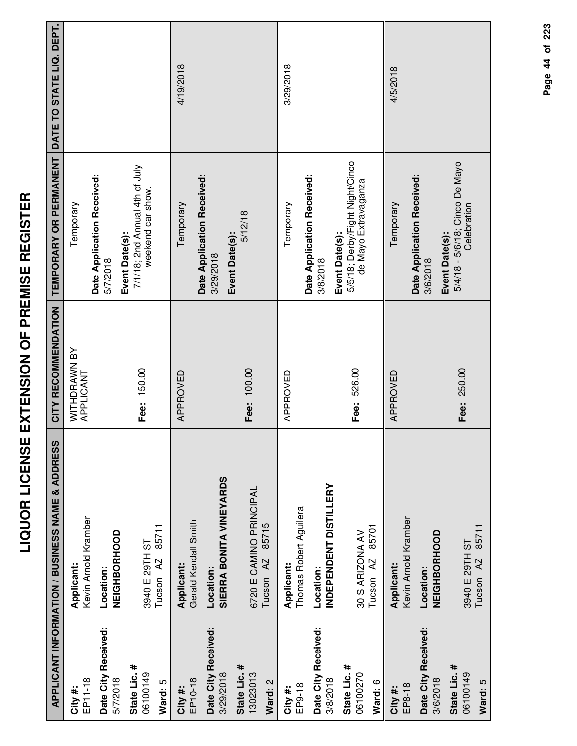# LIQUOR LICENSE EXTENSION OF PREMISE REGISTER

| APPLICANT INFORMATION / BUSINESS NAME & ADDRESS | | CITY RECOMMENDATION | TEMPORARY OR PERMANENT | DATE TO STATE LIQ. DEPT. |
|---|---|---|---|---|
| **City #:** EP11-18<br>**Date City Received:** 5/7/2018<br>**State Lic. #** 06100149<br>**Ward:** 5 | **Applicant:** Kevin Arnold Kramber<br>**Location:** **NEIGHBORHOOD**<br>3940 E 29TH ST<br>Tucson AZ 85711 | WITHDRAWN BY APPLICANT<br><br>**Fee:** 150.00 | Temporary<br>**Date Application Received:** 5/7/2018<br>**Event Date(s):** 7/1/18; 2nd Annual 4th of July weekend car show. | |
| **City #:** EP10-18<br>**Date City Received:** 3/29/2018<br>**State Lic. #** 13023013<br>**Ward:** 2 | **Applicant:** Gerald Kendall Smith<br>**Location:** **SIERRA BONITA VINEYARDS**<br>6720 E CAMINO PRINCIPAL<br>Tucson AZ 85715 | APPROVED<br><br>**Fee:** 100.00 | Temporary<br>**Date Application Received:** 3/29/2018<br>**Event Date(s):** 5/12/18 | 4/19/2018 |
| **City #:** EP9-18<br>**Date City Received:** 3/8/2018<br>**State Lic. #** 06100270<br>**Ward:** 6 | **Applicant:** Thomas Robert Aguilera<br>**Location:** **INDEPENDENT DISTILLERY**<br>30 S ARIZONA AV<br>Tucson AZ 85701 | APPROVED<br><br>**Fee:** 526.00 | Temporary<br>**Date Application Received:** 3/8/2018<br>**Event Date(s):** 5/5/18; Derby/Fight Night/Cinco de Mayo Extravaganza | 3/29/2018 |
| **City #:** EP8-18<br>**Date City Received:** 3/6/2018<br>**State Lic. #** 06100149<br>**Ward:** 5 | **Applicant:** Kevin Arnold Kramber<br>**Location:** **NEIGHBORHOOD**<br>3940 E 29TH ST<br>Tucson AZ 85711 | APPROVED<br><br>**Fee:** 250.00 | Temporary<br>**Date Application Received:** 3/6/2018<br>**Event Date(s):** 5/4/18 - 5/6/18; Cinco De Mayo Celebration | 4/5/2018 |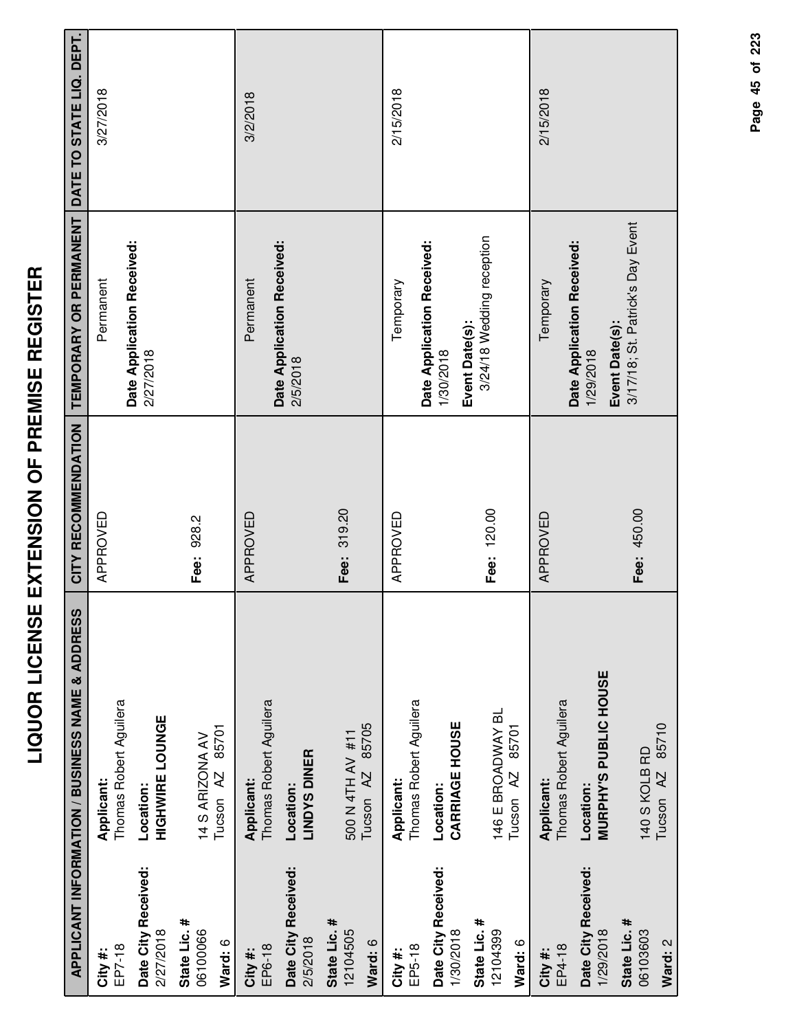# LIQUOR LICENSE EXTENSION OF PREMISE REGISTER

| APPLICANT INFORMATION / BUSINESS NAME & ADDRESS | | CITY RECOMMENDATION | TEMPORARY OR PERMANENT | DATE TO STATE LIQ. DEPT. |
|---|---|---|---|---|
| **City #:** EP7-18<br>**Date City Received:** 2/27/2018<br>**State Lic. #** 06100066<br>**Ward:** 6 | **Applicant:** Thomas Robert Aguilera<br>**Location:** **HIGHWIRE LOUNGE**<br>14 S ARIZONA AV<br>Tucson AZ 85701 | APPROVED<br><br>**Fee:** 928.2 | Permanent<br>**Date Application Received:** 2/27/2018 | 3/27/2018 |
| **City #:** EP6-18<br>**Date City Received:** 2/5/2018<br>**State Lic. #** 12104505<br>**Ward:** 6 | **Applicant:** Thomas Robert Aguilera<br>**Location:** **LINDYS DINER**<br>500 N 4TH AV #11<br>Tucson AZ 85705 | APPROVED<br><br>**Fee:** 319.20 | Permanent<br>**Date Application Received:** 2/5/2018 | 3/2/2018 |
| **City #:** EP5-18<br>**Date City Received:** 1/30/2018<br>**State Lic. #** 12104399<br>**Ward:** 6 | **Applicant:** Thomas Robert Aguilera<br>**Location:** **CARRIAGE HOUSE**<br>146 E BROADWAY BL<br>Tucson AZ 85701 | APPROVED<br><br>**Fee:** 120.00 | Temporary<br>**Date Application Received:** 1/30/2018<br>**Event Date(s):** 3/24/18 Wedding reception | 2/15/2018 |
| **City #:** EP4-18<br>**Date City Received:** 1/29/2018<br>**State Lic. #** 06103603<br>**Ward:** 2 | **Applicant:** Thomas Robert Aguilera<br>**Location:** **MURPHY'S PUBLIC HOUSE**<br>140 S KOLB RD<br>Tucson AZ 85710 | APPROVED<br><br>**Fee:** 450.00 | Temporary<br>**Date Application Received:** 1/29/2018<br>**Event Date(s):** 3/17/18; St. Patrick's Day Event | 2/15/2018 |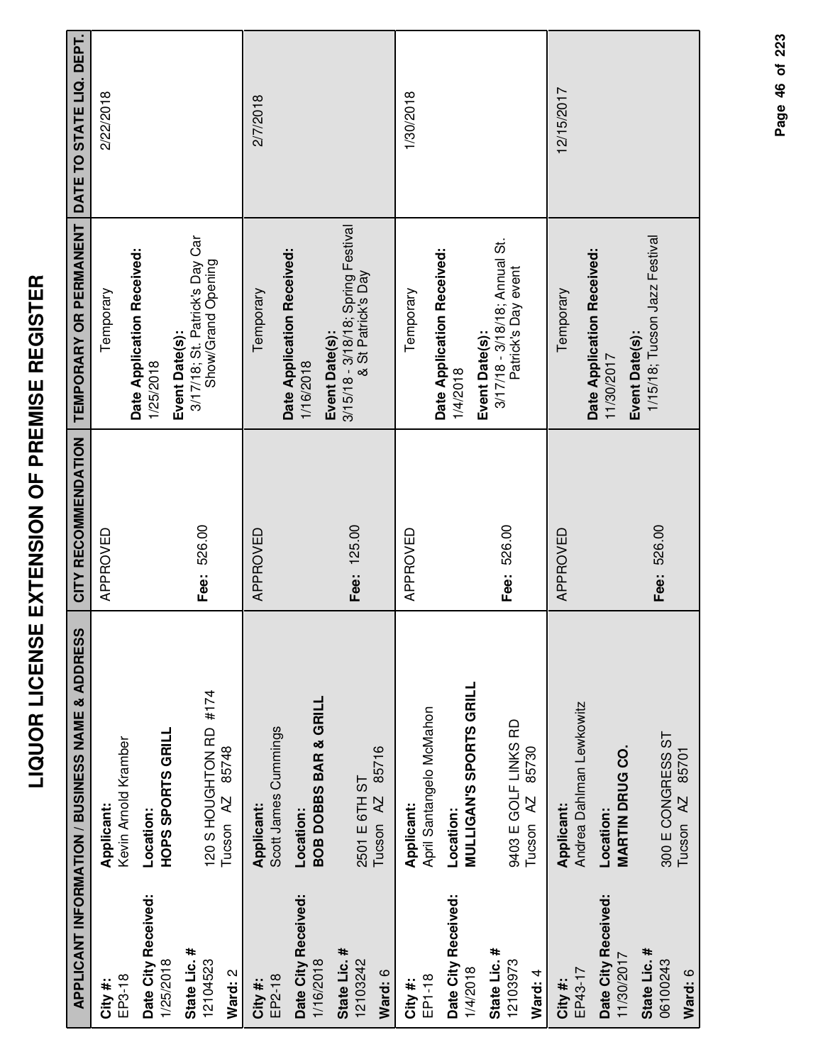# LIQUOR LICENSE EXTENSION OF PREMISE REGISTER

| APPLICANT INFORMATION / BUSINESS NAME & ADDRESS | | CITY RECOMMENDATION | TEMPORARY OR PERMANENT | DATE TO STATE LIQ. DEPT. |
|---|---|---|---|---|
| **City #:** EP3-18<br>**Date City Received:** 1/25/2018<br>**State Lic. #** 12104523<br>**Ward:** 2 | **Applicant:** Kevin Arnold Kramber<br>**Location:** **HOPS SPORTS GRILL**<br>120 S HOUGHTON RD #174<br>Tucson AZ 85748 | APPROVED<br>**Fee:** 526.00 | Temporary<br>**Date Application Received:** 1/25/2018<br>**Event Date(s):** 3/17/18; St. Patrick's Day Car Show/Grand Opening | 2/22/2018 |
| **City #:** EP2-18<br>**Date City Received:** 1/16/2018<br>**State Lic. #** 12103242<br>**Ward:** 6 | **Applicant:** Scott James Cummings<br>**Location:** **BOB DOBBS BAR & GRILL**<br>2501 E 6TH ST<br>Tucson AZ 85716 | APPROVED<br>**Fee:** 125.00 | Temporary<br>**Date Application Received:** 1/16/2018<br>**Event Date(s):** 3/15/18 - 3/18/18; Spring Festival & St Patrick's Day | 2/7/2018 |
| **City #:** EP1-18<br>**Date City Received:** 1/4/2018<br>**State Lic. #** 12103973<br>**Ward:** 4 | **Applicant:** April Santangelo McMahon<br>**Location:** **MULLIGAN'S SPORTS GRILL**<br>9403 E GOLF LINKS RD<br>Tucson AZ 85730 | APPROVED<br>**Fee:** 526.00 | Temporary<br>**Date Application Received:** 1/4/2018<br>**Event Date(s):** 3/17/18 - 3/18/18; Annual St. Patrick's Day event | 1/30/2018 |
| **City #:** EP43-17<br>**Date City Received:** 11/30/2017<br>**State Lic. #** 06100243<br>**Ward:** 6 | **Applicant:** Andrea Dahlman Lewkowitz<br>**Location:** **MARTIN DRUG CO.**<br>300 E CONGRESS ST<br>Tucson AZ 85701 | APPROVED<br>**Fee:** 526.00 | Temporary<br>**Date Application Received:** 11/30/2017<br>**Event Date(s):** 1/15/18; Tucson Jazz Festival | 12/15/2017 |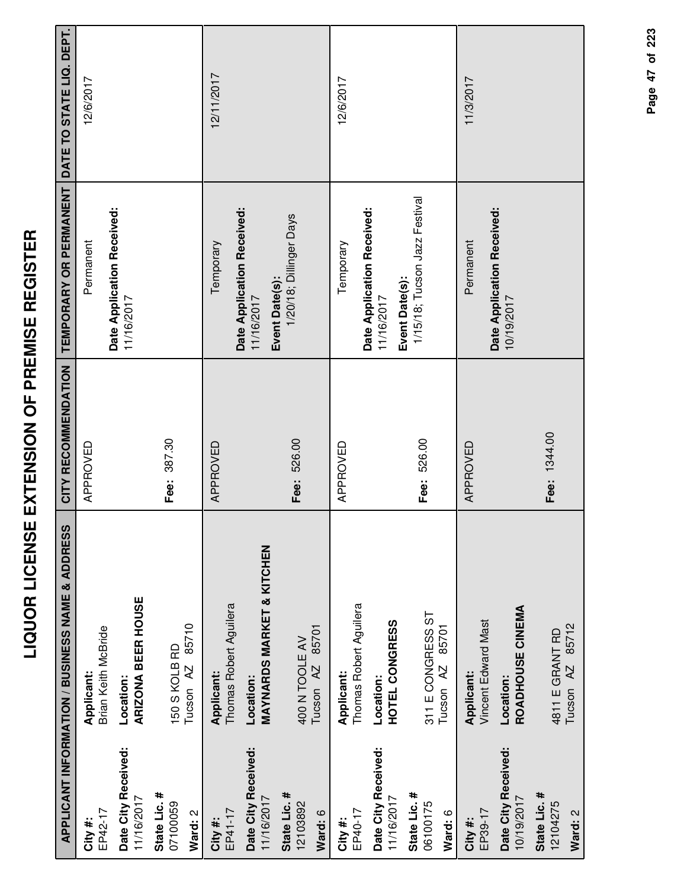# LIQUOR LICENSE EXTENSION OF PREMISE REGISTER

| APPLICANT INFORMATION / BUSINESS NAME & ADDRESS | | CITY RECOMMENDATION | TEMPORARY OR PERMANENT | DATE TO STATE LIQ. DEPT. |
|---|---|---|---|---|
| **City #:** EP42-17<br>**Date City Received:** 11/16/2017<br>**State Lic. #** 07100059<br>**Ward:** 2 | **Applicant:** Brian Keith McBride<br>**Location:** **ARIZONA BEER HOUSE**<br>150 S KOLB RD<br>Tucson AZ 85710 | APPROVED<br>**Fee:** 387.30 | Permanent<br>**Date Application Received:** 11/16/2017 | 12/6/2017 |
| **City #:** EP41-17<br>**Date City Received:** 11/16/2017<br>**State Lic. #** 12103892<br>**Ward:** 6 | **Applicant:** Thomas Robert Aguilera<br>**Location:** **MAYNARDS MARKET & KITCHEN**<br>400 N TOOLE AV<br>Tucson AZ 85701 | APPROVED<br>**Fee:** 526.00 | Temporary<br>**Date Application Received:** 11/16/2017<br>**Event Date(s):** 1/20/18; Dillinger Days | 12/11/2017 |
| **City #:** EP40-17<br>**Date City Received:** 11/16/2017<br>**State Lic. #** 06100175<br>**Ward:** 6 | **Applicant:** Thomas Robert Aguilera<br>**Location:** **HOTEL CONGRESS**<br>311 E CONGRESS ST<br>Tucson AZ 85701 | APPROVED<br>**Fee:** 526.00 | Temporary<br>**Date Application Received:** 11/16/2017<br>**Event Date(s):** 1/15/18; Tucson Jazz Festival | 12/6/2017 |
| **City #:** EP39-17<br>**Date City Received:** 10/19/2017<br>**State Lic. #** 12104275<br>**Ward:** 2 | **Applicant:** Vincent Edward Mast<br>**Location:** **ROADHOUSE CINEMA**<br>4811 E GRANT RD<br>Tucson AZ 85712 | APPROVED<br>**Fee:** 1344.00 | Permanent<br>**Date Application Received:** 10/19/2017 | 11/3/2017 |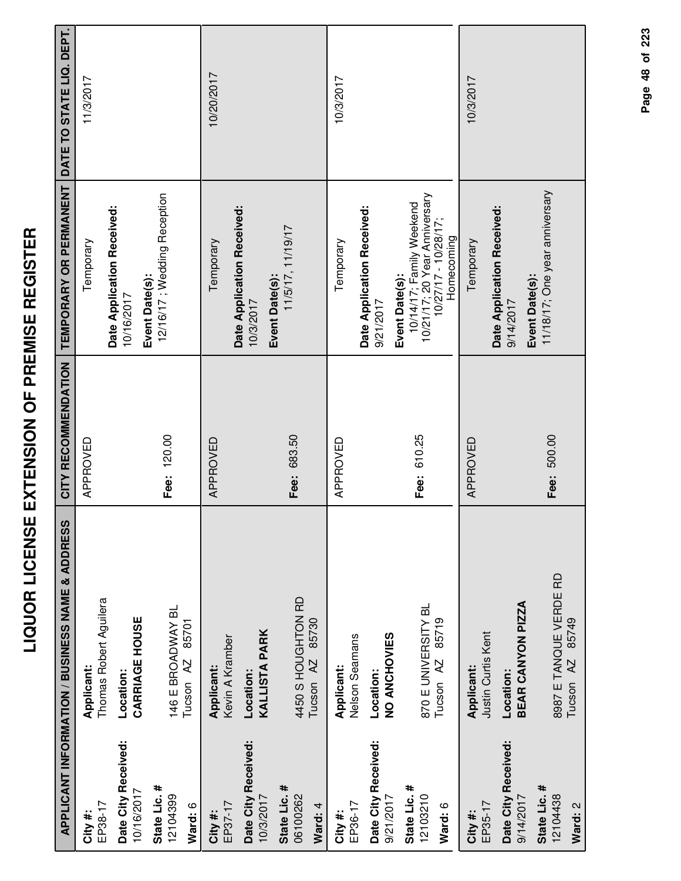# LIQUOR LICENSE EXTENSION OF PREMISE REGISTER

| APPLICANT INFORMATION / BUSINESS NAME & ADDRESS | | CITY RECOMMENDATION | TEMPORARY OR PERMANENT | DATE TO STATE LIQ. DEPT. |
|---|---|---|---|---|
| **City #:** EP38-17<br>**Date City Received:** 10/16/2017<br>**State Lic. #** 12104399<br>**Ward:** 6 | **Applicant:** Thomas Robert Aguilera<br>**Location:** **CARRIAGE HOUSE**<br>146 E BROADWAY BL<br>Tucson AZ 85701 | APPROVED<br>**Fee:** 120.00 | Temporary<br>**Date Application Received:** 10/16/2017<br>**Event Date(s):** 12/16/17 ; Wedding Reception | 11/3/2017 |
| **City #:** EP37-17<br>**Date City Received:** 10/3/2017<br>**State Lic. #** 06100262<br>**Ward:** 4 | **Applicant:** Kevin A Kramber<br>**Location:** **KALLISTA PARK**<br>4450 S HOUGHTON RD<br>Tucson AZ 85730 | APPROVED<br>**Fee:** 683.50 | Temporary<br>**Date Application Received:** 10/3/2017<br>**Event Date(s):** 11/5/17, 11/19/17 | 10/20/2017 |
| **City #:** EP36-17<br>**Date City Received:** 9/21/2017<br>**State Lic. #** 12103210<br>**Ward:** 6 | **Applicant:** Nelson Seamans<br>**Location:** **NO ANCHOVIES**<br>870 E UNIVERSITY BL<br>Tucson AZ 85719 | APPROVED<br>**Fee:** 610.25 | Temporary<br>**Date Application Received:** 9/21/2017<br>**Event Date(s):** 10/14/17; Family Weekend 10/21/17; 20 Year Anniversary 10/27/17 - 10/28/17; Homecoming | 10/3/2017 |
| **City #:** EP35-17<br>**Date City Received:** 9/14/2017<br>**State Lic. #** 12104438<br>**Ward:** 2 | **Applicant:** Justin Curtis Kent<br>**Location:** **BEAR CANYON PIZZA**<br>8987 E TANQUE VERDE RD<br>Tucson AZ 85749 | APPROVED<br>**Fee:** 500.00 | Temporary<br>**Date Application Received:** 9/14/2017<br>**Event Date(s):** 11/18/17; One year anniversary | 10/3/2017 |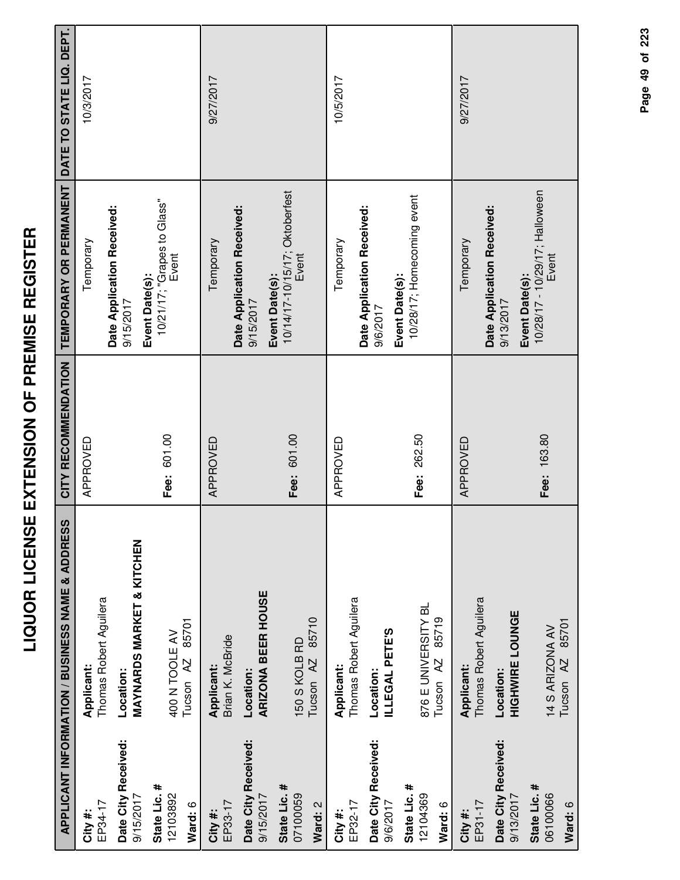# LIQUOR LICENSE EXTENSION OF PREMISE REGISTER

| APPLICANT INFORMATION / BUSINESS NAME & ADDRESS | | CITY RECOMMENDATION | TEMPORARY OR PERMANENT | DATE TO STATE LIQ. DEPT. |
|---|---|---|---|---|
| **City #:** EP34-17<br>**Date City Received:** 9/15/2017<br>**State Lic. #** 12103892<br>**Ward:** 6 | **Applicant:** Thomas Robert Aguilera<br>**Location:** **MAYNARDS MARKET & KITCHEN**<br>400 N TOOLE AV<br>Tucson AZ 85701 | APPROVED<br><br>**Fee:** 601.00 | Temporary<br>**Date Application Received:** 9/15/2017<br>**Event Date(s):** 10/21/17; "Grapes to Glass" Event | 10/3/2017 |
| **City #:** EP33-17<br>**Date City Received:** 9/15/2017<br>**State Lic. #** 07100059<br>**Ward:** 2 | **Applicant:** Brian K. McBride<br>**Location:** **ARIZONA BEER HOUSE**<br>150 S KOLB RD<br>Tucson AZ 85710 | APPROVED<br><br>**Fee:** 601.00 | Temporary<br>**Date Application Received:** 9/15/2017<br>**Event Date(s):** 10/14/17-10/15/17; Oktoberfest Event | 9/27/2017 |
| **City #:** EP32-17<br>**Date City Received:** 9/6/2017<br>**State Lic. #** 12104369<br>**Ward:** 6 | **Applicant:** Thomas Robert Aguilera<br>**Location:** **ILLEGAL PETE'S**<br>876 E UNIVERSITY BL<br>Tucson AZ 85719 | APPROVED<br><br>**Fee:** 262.50 | Temporary<br>**Date Application Received:** 9/6/2017<br>**Event Date(s):** 10/28/17; Homecoming event | 10/5/2017 |
| **City #:** EP31-17<br>**Date City Received:** 9/13/2017<br>**State Lic. #** 06100066<br>**Ward:** 6 | **Applicant:** Thomas Robert Aguilera<br>**Location:** **HIGHWIRE LOUNGE**<br>14 S ARIZONA AV<br>Tucson AZ 85701 | APPROVED<br><br>**Fee:** 163.80 | Temporary<br>**Date Application Received:** 9/13/2017<br>**Event Date(s):** 10/28/17 - 10/29/17; Halloween Event | 9/27/2017 |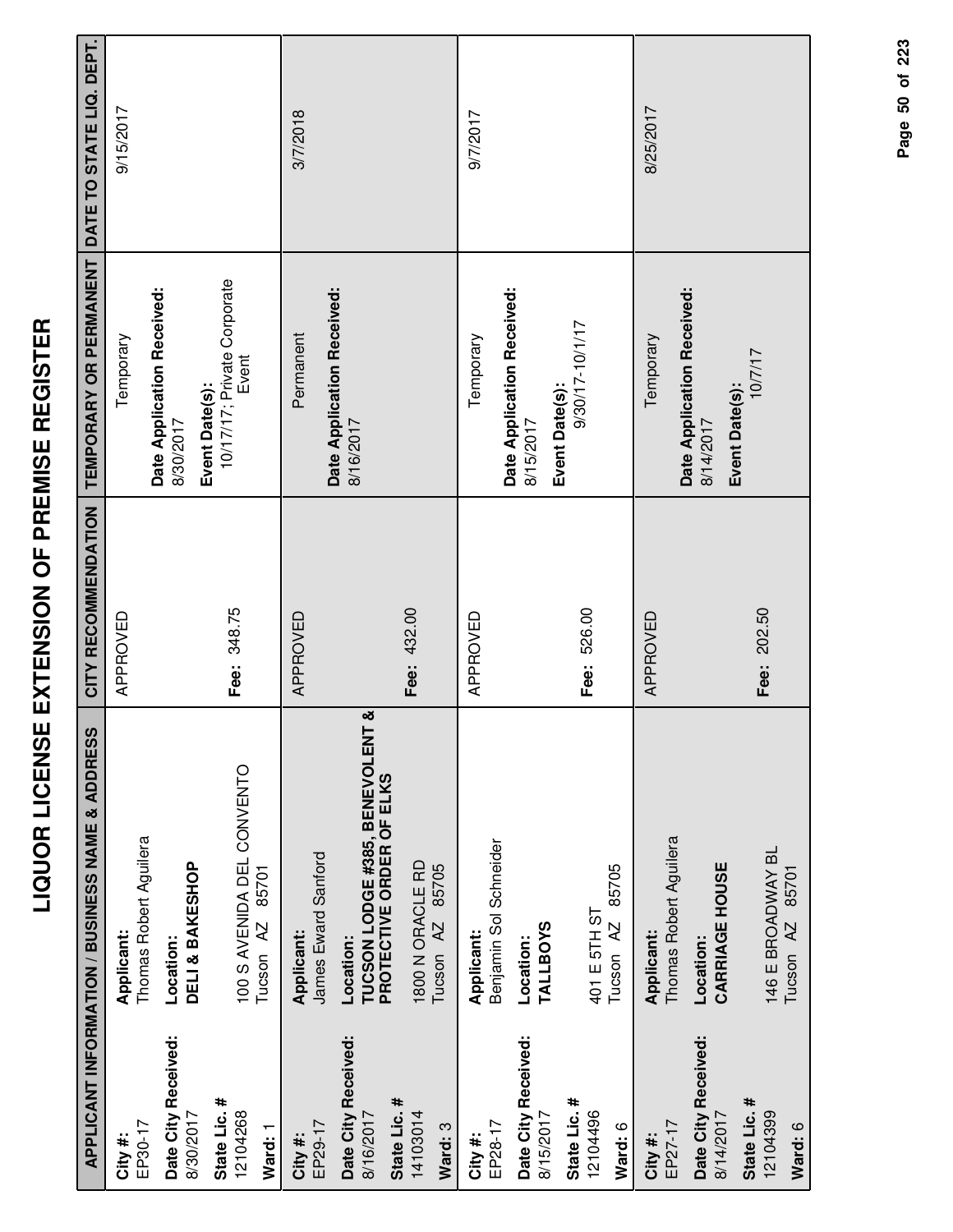# LIQUOR LICENSE EXTENSION OF PREMISE REGISTER

| APPLICANT INFORMATION / BUSINESS NAME & ADDRESS | | CITY RECOMMENDATION | TEMPORARY OR PERMANENT | DATE TO STATE LIQ. DEPT. |
|---|---|---|---|---|
| **City #:** EP30-17<br>**Date City Received:** 8/30/2017<br>**State Lic. #** 12104268<br>**Ward:** 1 | **Applicant:** Thomas Robert Aguilera<br>**Location:** **DELI & BAKESHOP**<br>100 S AVENIDA DEL CONVENTO<br>Tucson AZ 85701 | APPROVED<br><br>**Fee:** 348.75 | Temporary<br>**Date Application Received:** 8/30/2017<br>**Event Date(s):** 10/17/17; Private Corporate Event | 9/15/2017 |
| **City #:** EP29-17<br>**Date City Received:** 8/16/2017<br>**State Lic. #** 14103014<br>**Ward:** 3 | **Applicant:** James Eward Sanford<br>**Location:** **TUCSON LODGE #385, BENEVOLENT & PROTECTIVE ORDER OF ELKS**<br>1800 N ORACLE RD<br>Tucson AZ 85705 | APPROVED<br><br>**Fee:** 432.00 | Permanent<br>**Date Application Received:** 8/16/2017 | 3/7/2018 |
| **City #:** EP28-17<br>**Date City Received:** 8/15/2017<br>**State Lic. #** 12104496<br>**Ward:** 6 | **Applicant:** Benjamin Sol Schneider<br>**Location:** **TALLBOYS**<br>401 E 5TH ST<br>Tucson AZ 85705 | APPROVED<br><br>**Fee:** 526.00 | Temporary<br>**Date Application Received:** 8/15/2017<br>**Event Date(s):** 9/30/17-10/1/17 | 9/7/2017 |
| **City #:** EP27-17<br>**Date City Received:** 8/14/2017<br>**State Lic. #** 12104399<br>**Ward:** 6 | **Applicant:** Thomas Robert Aguilera<br>**Location:** **CARRIAGE HOUSE**<br>146 E BROADWAY BL<br>Tucson AZ 85701 | APPROVED<br><br>**Fee:** 202.50 | Temporary<br>**Date Application Received:** 8/14/2017<br>**Event Date(s):** 10/7/17 | 8/25/2017 |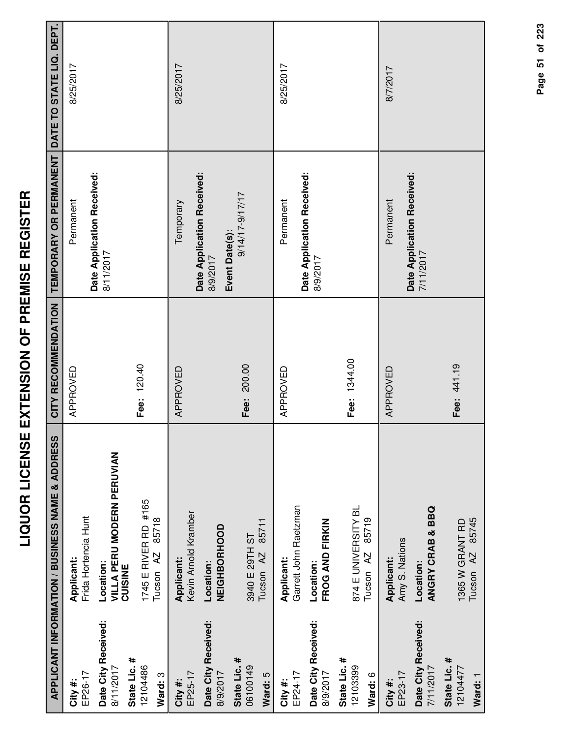# LIQUOR LICENSE EXTENSION OF PREMISE REGISTER

| APPLICANT INFORMATION / BUSINESS NAME & ADDRESS | | CITY RECOMMENDATION | TEMPORARY OR PERMANENT | DATE TO STATE LIQ. DEPT. |
|---|---|---|---|---|
| **City #:** EP26-17<br>**Date City Received:** 8/11/2017<br>**State Lic. #** 12104486<br>**Ward:** 3 | **Applicant:** Frida Hortencia Hunt<br>**Location:** **VILLA PERU MODERN PERUVIAN CUISINE**<br>1745 E RIVER RD #165<br>Tucson AZ 85718 | APPROVED<br><br>**Fee:** 120.40 | Permanent<br>**Date Application Received:** 8/11/2017 | 8/25/2017 |
| **City #:** EP25-17<br>**Date City Received:** 8/9/2017<br>**State Lic. #** 06100149<br>**Ward:** 5 | **Applicant:** Kevin Arnold Kramber<br>**Location:** **NEIGHBORHOOD**<br>3940 E 29TH ST<br>Tucson AZ 85711 | APPROVED<br><br>**Fee:** 200.00 | Temporary<br>**Date Application Received:** 8/9/2017<br>**Event Date(s):** 9/14/17-9/17/17 | 8/25/2017 |
| **City #:** EP24-17<br>**Date City Received:** 8/9/2017<br>**State Lic. #** 12103399<br>**Ward:** 6 | **Applicant:** Garrett John Raetzman<br>**Location:** **FROG AND FIRKIN**<br>874 E UNIVERSITY BL<br>Tucson AZ 85719 | APPROVED<br><br>**Fee:** 1344.00 | Permanent<br>**Date Application Received:** 8/9/2017 | 8/25/2017 |
| **City #:** EP23-17<br>**Date City Received:** 7/11/2017<br>**State Lic. #** 12104477<br>**Ward:** 1 | **Applicant:** Amy S. Nations<br>**Location:** **ANGRY CRAB & BBQ**<br>1365 W GRANT RD<br>Tucson AZ 85745 | APPROVED<br><br>**Fee:** 441.19 | Permanent<br>**Date Application Received:** 7/11/2017 | 8/7/2017 |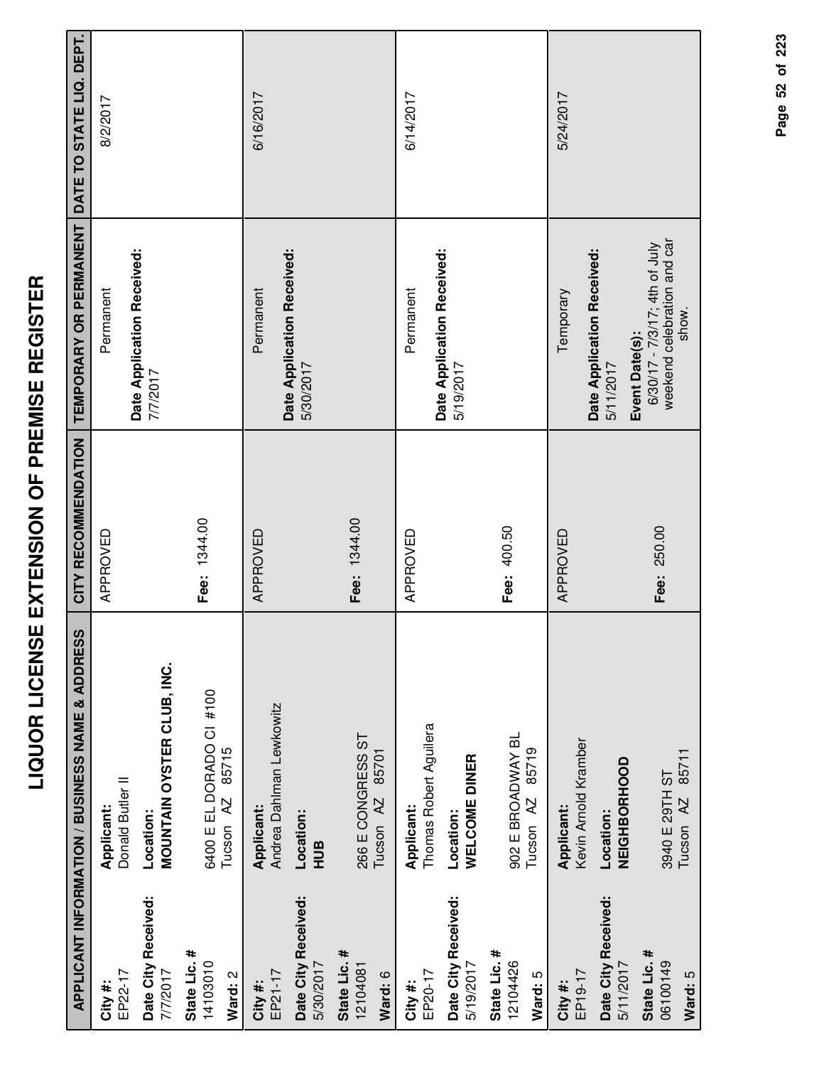# LIQUOR LICENSE EXTENSION OF PREMISE REGISTER

| APPLICANT INFORMATION / BUSINESS NAME & ADDRESS | | CITY RECOMMENDATION | TEMPORARY OR PERMANENT | DATE TO STATE LIQ. DEPT. |
|---|---|---|---|---|
| **City #:** EP22-17<br>**Date City Received:** 7/7/2017<br>**State Lic. #** 14103010<br>**Ward:** 2 | **Applicant:** Donald Butler II<br>**Location:** **MOUNTAIN OYSTER CLUB, INC.**<br>6400 E EL DORADO CI #100<br>Tucson AZ 85715 | APPROVED<br><br>**Fee:** 1344.00 | Permanent<br><br>**Date Application Received:** 7/7/2017 | 8/2/2017 |
| **City #:** EP21-17<br>**Date City Received:** 5/30/2017<br>**State Lic. #** 12104081<br>**Ward:** 6 | **Applicant:** Andrea Dahlman Lewkowitz<br>**Location:** **HUB**<br>266 E CONGRESS ST<br>Tucson AZ 85701 | APPROVED<br><br>**Fee:** 1344.00 | Permanent<br><br>**Date Application Received:** 5/30/2017 | 6/16/2017 |
| **City #:** EP20-17<br>**Date City Received:** 5/19/2017<br>**State Lic. #** 12104426<br>**Ward:** 5 | **Applicant:** Thomas Robert Aguilera<br>**Location:** **WELCOME DINER**<br>902 E BROADWAY BL<br>Tucson AZ 85719 | APPROVED<br><br>**Fee:** 400.50 | Permanent<br><br>**Date Application Received:** 5/19/2017 | 6/14/2017 |
| **City #:** EP19-17<br>**Date City Received:** 5/11/2017<br>**State Lic. #** 06100149<br>**Ward:** 5 | **Applicant:** Kevin Arnold Kramber<br>**Location:** **NEIGHBORHOOD**<br>3940 E 29TH ST<br>Tucson AZ 85711 | APPROVED<br><br>**Fee:** 250.00 | Temporary<br><br>**Date Application Received:** 5/11/2017<br>**Event Date(s):** 6/30/17 - 7/3/17; 4th of July weekend celebration and car show. | 5/24/2017 |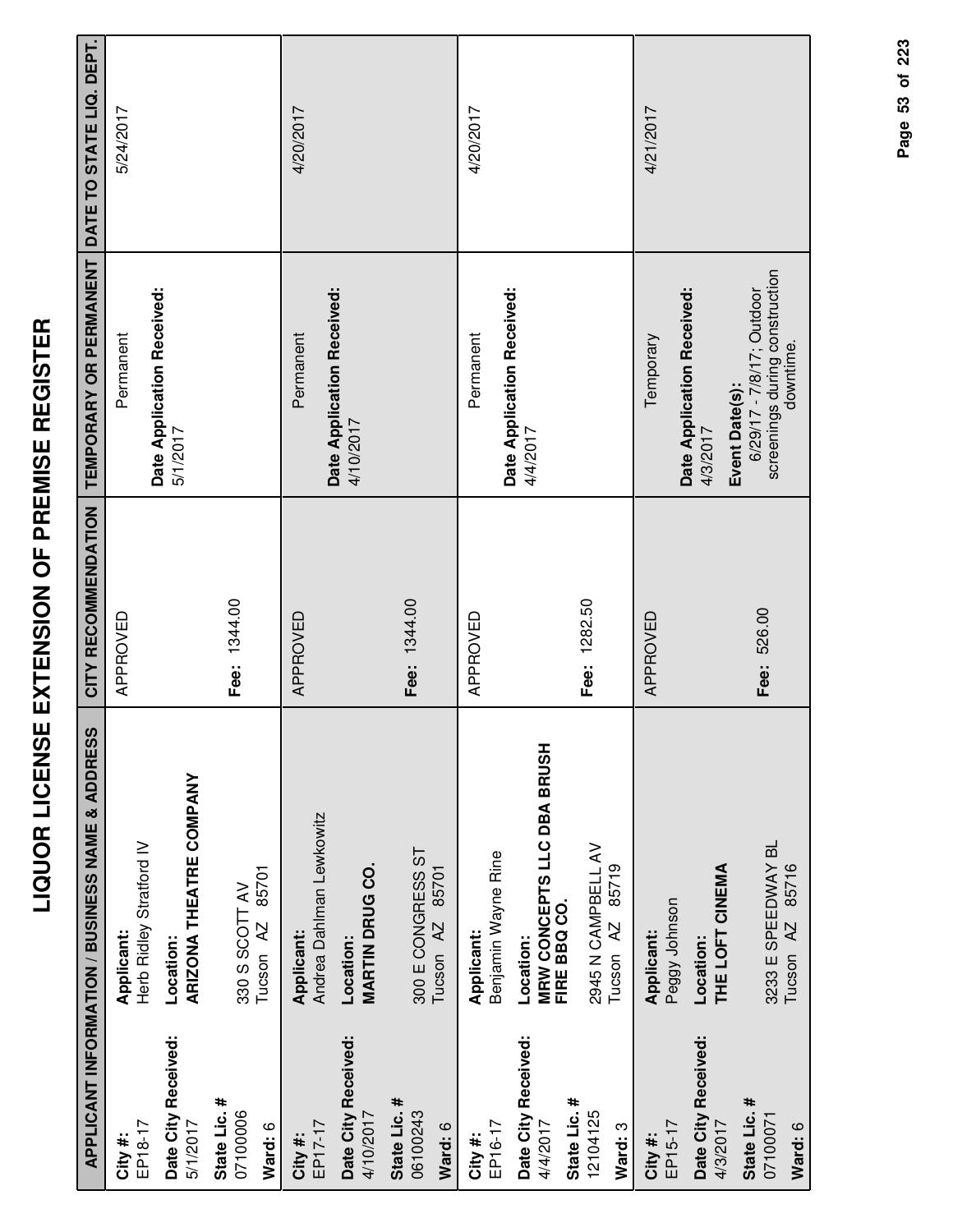# LIQUOR LICENSE EXTENSION OF PREMISE REGISTER

| APPLICANT INFORMATION / BUSINESS NAME & ADDRESS | | CITY RECOMMENDATION | TEMPORARY OR PERMANENT | DATE TO STATE LIQ. DEPT. |
|---|---|---|---|---|
| **City #:** EP18-17<br>**Date City Received:** 5/1/2017<br>**State Lic. #** 07100006<br>**Ward:** 6 | **Applicant:** Herb Ridley Stratford IV<br>**Location:** **ARIZONA THEATRE COMPANY**<br>330 S SCOTT AV<br>Tucson AZ 85701 | APPROVED<br>**Fee:** 1344.00 | Permanent<br>**Date Application Received:** 5/1/2017 | 5/24/2017 |
| **City #:** EP17-17<br>**Date City Received:** 4/10/2017<br>**State Lic. #** 06100243<br>**Ward:** 6 | **Applicant:** Andrea Dahlman Lewkowitz<br>**Location:** **MARTIN DRUG CO.**<br>300 E CONGRESS ST<br>Tucson AZ 85701 | APPROVED<br>**Fee:** 1344.00 | Permanent<br>**Date Application Received:** 4/10/2017 | 4/20/2017 |
| **City #:** EP16-17<br>**Date City Received:** 4/4/2017<br>**State Lic. #** 12104125<br>**Ward:** 3 | **Applicant:** Benjamin Wayne Rine<br>**Location:** **MRW CONCEPTS LLC DBA BRUSH FIRE BBQ CO.**<br>2945 N CAMPBELL AV<br>Tucson AZ 85719 | APPROVED<br>**Fee:** 1282.50 | Permanent<br>**Date Application Received:** 4/4/2017 | 4/20/2017 |
| **City #:** EP15-17<br>**Date City Received:** 4/3/2017<br>**State Lic. #** 07100071<br>**Ward:** 6 | **Applicant:** Peggy Johnson<br>**Location:** **THE LOFT CINEMA**<br>3233 E SPEEDWAY BL<br>Tucson AZ 85716 | APPROVED<br>**Fee:** 526.00 | Temporary<br>**Date Application Received:** 4/3/2017<br>**Event Date(s):** 6/29/17 - 7/8/17; Outdoor screenings during construction downtime. | 4/21/2017 |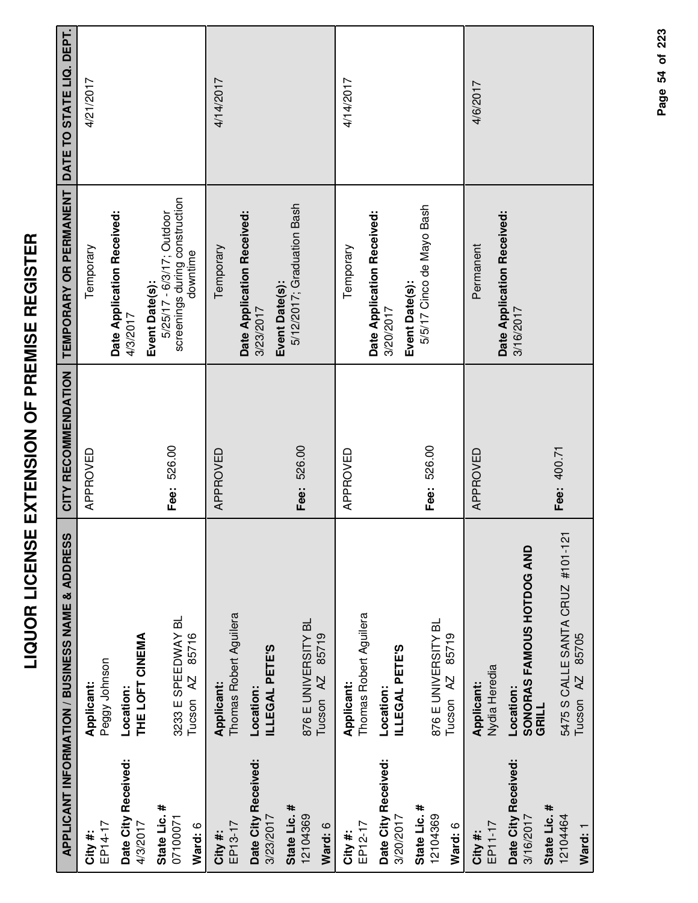# LIQUOR LICENSE EXTENSION OF PREMISE REGISTER

| APPLICANT INFORMATION / BUSINESS NAME & ADDRESS | | CITY RECOMMENDATION | TEMPORARY OR PERMANENT | DATE TO STATE LIQ. DEPT. |
|---|---|---|---|---|
| **City #:** EP14-17<br>**Date City Received:** 4/3/2017<br>**State Lic. #** 07100071<br>**Ward:** 6 | **Applicant:** Peggy Johnson<br>**Location:** **THE LOFT CINEMA**<br>3233 E SPEEDWAY BL<br>Tucson AZ 85716 | APPROVED<br><br>**Fee:** 526.00 | Temporary<br>**Date Application Received:** 4/3/2017<br>**Event Date(s):** 5/25/17 - 6/3/17; Outdoor screenings during construction downtime | 4/21/2017 |
| **City #:** EP13-17<br>**Date City Received:** 3/23/2017<br>**State Lic. #** 12104369<br>**Ward:** 6 | **Applicant:** Thomas Robert Aguilera<br>**Location:** **ILLEGAL PETE'S**<br>876 E UNIVERSITY BL<br>Tucson AZ 85719 | APPROVED<br><br>**Fee:** 526.00 | Temporary<br>**Date Application Received:** 3/23/2017<br>**Event Date(s):** 5/12/2017; Graduation Bash | 4/14/2017 |
| **City #:** EP12-17<br>**Date City Received:** 3/20/2017<br>**State Lic. #** 12104369<br>**Ward:** 6 | **Applicant:** Thomas Robert Aguilera<br>**Location:** **ILLEGAL PETE'S**<br>876 E UNIVERSITY BL<br>Tucson AZ 85719 | APPROVED<br><br>**Fee:** 526.00 | Temporary<br>**Date Application Received:** 3/20/2017<br>**Event Date(s):** 5/5/17 Cinco de Mayo Bash | 4/14/2017 |
| **City #:** EP11-17<br>**Date City Received:** 3/16/2017<br>**State Lic. #** 12104464<br>**Ward:** 1 | **Applicant:** Nydia Heredia<br>**Location:** **SONORAS FAMOUS HOTDOG AND GRILL**<br>5475 S CALLE SANTA CRUZ #101-121<br>Tucson AZ 85705 | APPROVED<br><br>**Fee:** 400.71 | Permanent<br>**Date Application Received:** 3/16/2017 | 4/6/2017 |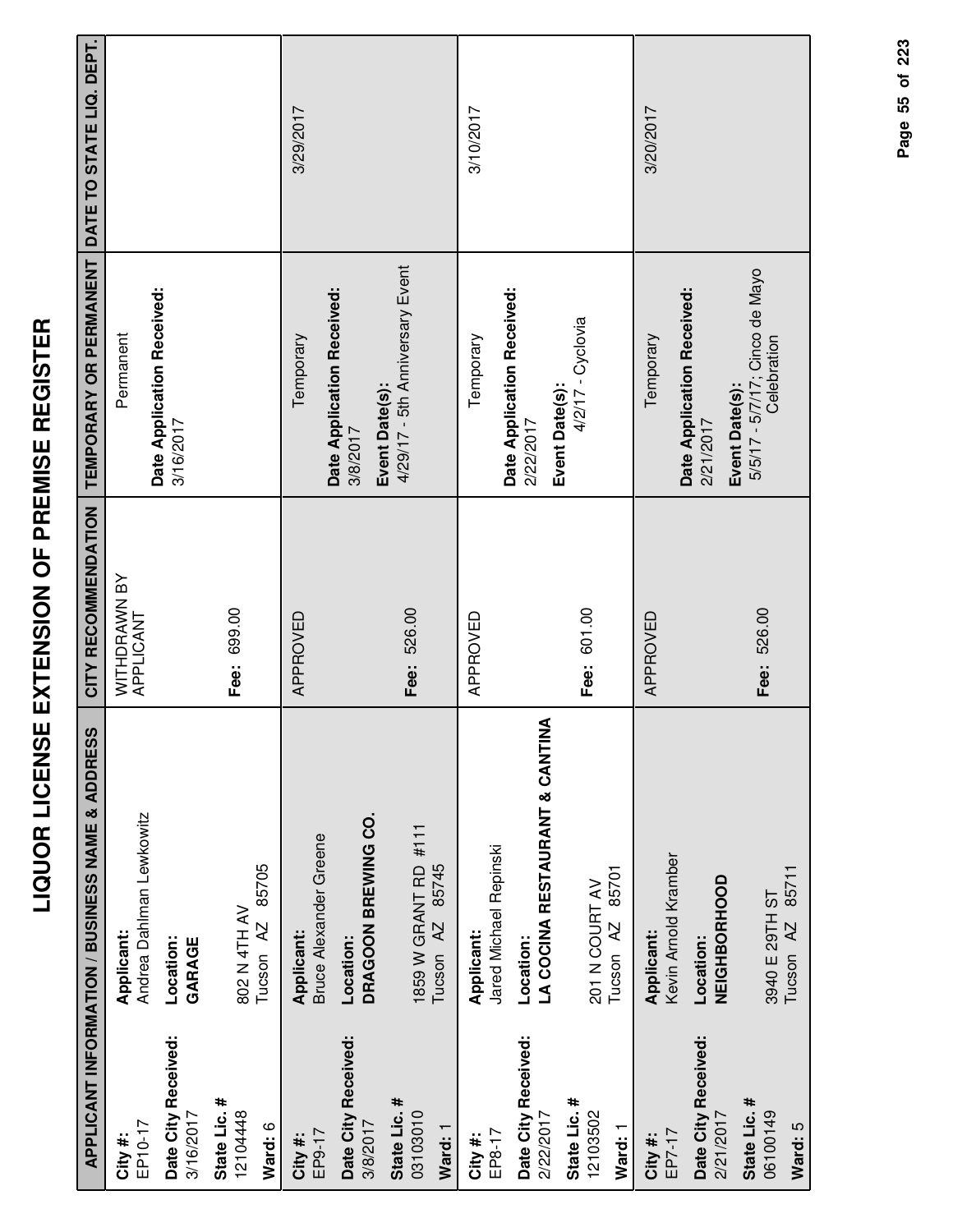# LIQUOR LICENSE EXTENSION OF PREMISE REGISTER

| APPLICANT INFORMATION / BUSINESS NAME & ADDRESS | | CITY RECOMMENDATION | TEMPORARY OR PERMANENT | DATE TO STATE LIQ. DEPT. |
|---|---|---|---|---|
| **City #:** EP10-17<br>**Date City Received:** 3/16/2017<br>**State Lic. #** 12104448<br>**Ward:** 6 | **Applicant:** Andrea Dahlman Lewkowitz<br>**Location:** **GARAGE**<br>802 N 4TH AV<br>Tucson AZ 85705 | WITHDRAWN BY APPLICANT<br>**Fee:** 699.00 | Permanent<br>**Date Application Received:** 3/16/2017 | |
| **City #:** EP9-17<br>**Date City Received:** 3/8/2017<br>**State Lic. #** 03103010<br>**Ward:** 1 | **Applicant:** Bruce Alexander Greene<br>**Location:** **DRAGOON BREWING CO.**<br>1859 W GRANT RD #111<br>Tucson AZ 85745 | APPROVED<br>**Fee:** 526.00 | Temporary<br>**Date Application Received:** 3/8/2017<br>**Event Date(s):** 4/29/17 - 5th Anniversary Event | 3/29/2017 |
| **City #:** EP8-17<br>**Date City Received:** 2/22/2017<br>**State Lic. #** 12103502<br>**Ward:** 1 | **Applicant:** Jared Michael Repinski<br>**Location:** **LA COCINA RESTAURANT & CANTINA**<br>201 N COURT AV<br>Tucson AZ 85701 | APPROVED<br>**Fee:** 601.00 | Temporary<br>**Date Application Received:** 2/22/2017<br>**Event Date(s):** 4/2/17 - Cyclovia | 3/10/2017 |
| **City #:** EP7-17<br>**Date City Received:** 2/21/2017<br>**State Lic. #** 06100149<br>**Ward:** 5 | **Applicant:** Kevin Arnold Kramber<br>**Location:** **NEIGHBORHOOD**<br>3940 E 29TH ST<br>Tucson AZ 85711 | APPROVED<br>**Fee:** 526.00 | Temporary<br>**Date Application Received:** 2/21/2017<br>**Event Date(s):** 5/5/17 - 5/7/17; Cinco de Mayo Celebration | 3/20/2017 |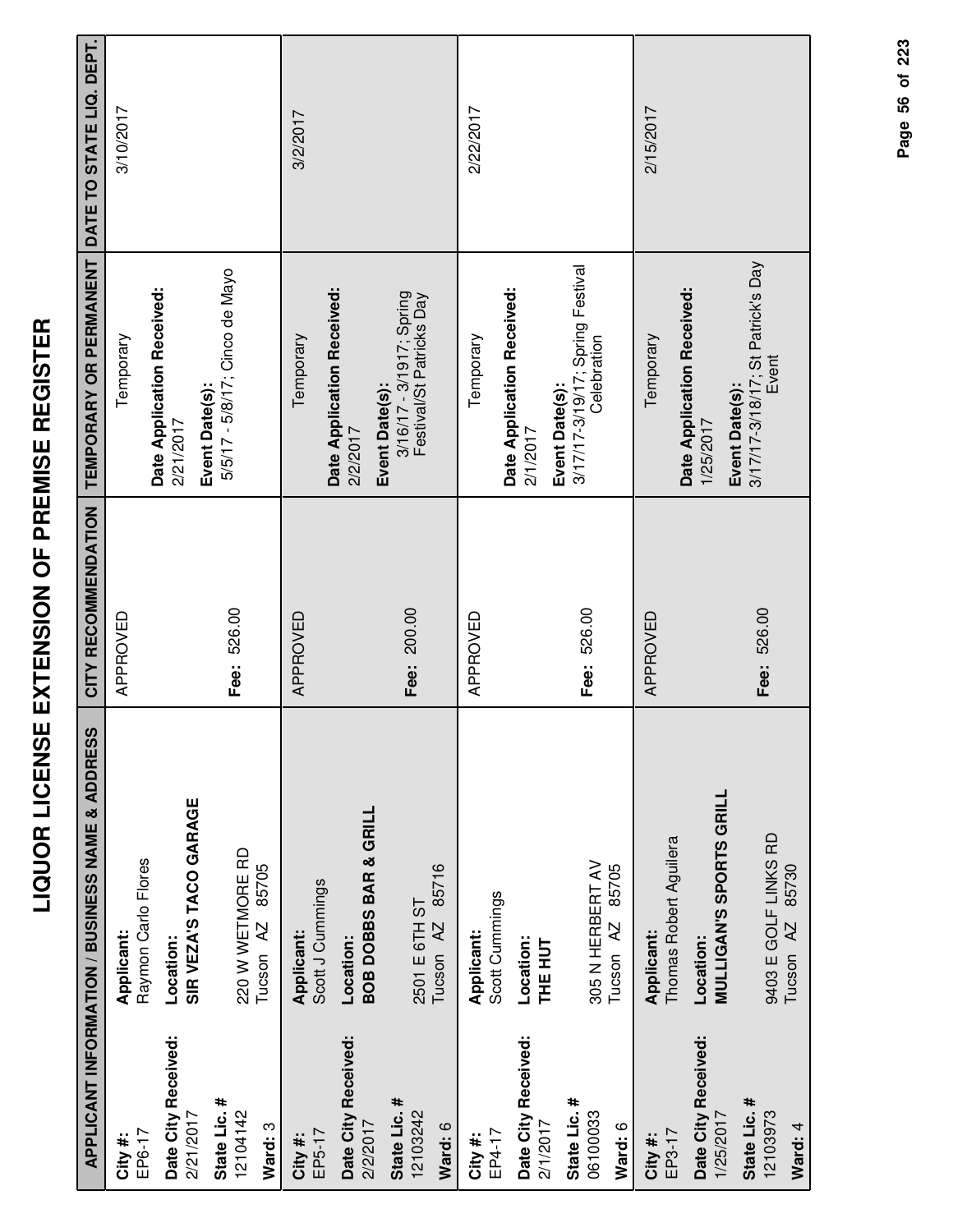# LIQUOR LICENSE EXTENSION OF PREMISE REGISTER

| APPLICANT INFORMATION / BUSINESS NAME & ADDRESS | | CITY RECOMMENDATION | TEMPORARY OR PERMANENT | DATE TO STATE LIQ. DEPT. |
|---|---|---|---|---|
| **City #:** EP6-17<br>**Date City Received:** 2/21/2017<br>**State Lic. #** 12104142<br>**Ward:** 3 | **Applicant:** Raymon Carlo Flores<br>**Location:** **SIR VEZA'S TACO GARAGE**<br>220 W WETMORE RD<br>Tucson AZ 85705 | APPROVED<br>**Fee:** 526.00 | Temporary<br>**Date Application Received:** 2/21/2017<br>**Event Date(s):** 5/5/17 - 5/8/17; Cinco de Mayo | 3/10/2017 |
| **City #:** EP5-17<br>**Date City Received:** 2/2/2017<br>**State Lic. #** 12103242<br>**Ward:** 6 | **Applicant:** Scott J Cummings<br>**Location:** **BOB DOBBS BAR & GRILL**<br>2501 E 6TH ST<br>Tucson AZ 85716 | APPROVED<br>**Fee:** 200.00 | Temporary<br>**Date Application Received:** 2/2/2017<br>**Event Date(s):** 3/16/17 - 3/1917; Spring Festival/St Patricks Day | 3/2/2017 |
| **City #:** EP4-17<br>**Date City Received:** 2/1/2017<br>**State Lic. #** 06100033<br>**Ward:** 6 | **Applicant:** Scott Cummings<br>**Location:** **THE HUT**<br>305 N HERBERT AV<br>Tucson AZ 85705 | APPROVED<br>**Fee:** 526.00 | Temporary<br>**Date Application Received:** 2/1/2017<br>**Event Date(s):** 3/17/17-3/19/17; Spring Festival Celebration | 2/22/2017 |
| **City #:** EP3-17<br>**Date City Received:** 1/25/2017<br>**State Lic. #** 12103973<br>**Ward:** 4 | **Applicant:** Thomas Robert Aguilera<br>**Location:** **MULLIGAN'S SPORTS GRILL**<br>9403 E GOLF LINKS RD<br>Tucson AZ 85730 | APPROVED<br>**Fee:** 526.00 | Temporary<br>**Date Application Received:** 1/25/2017<br>**Event Date(s):** 3/17/17-3/18/17; St Patrick's Day Event | 2/15/2017 |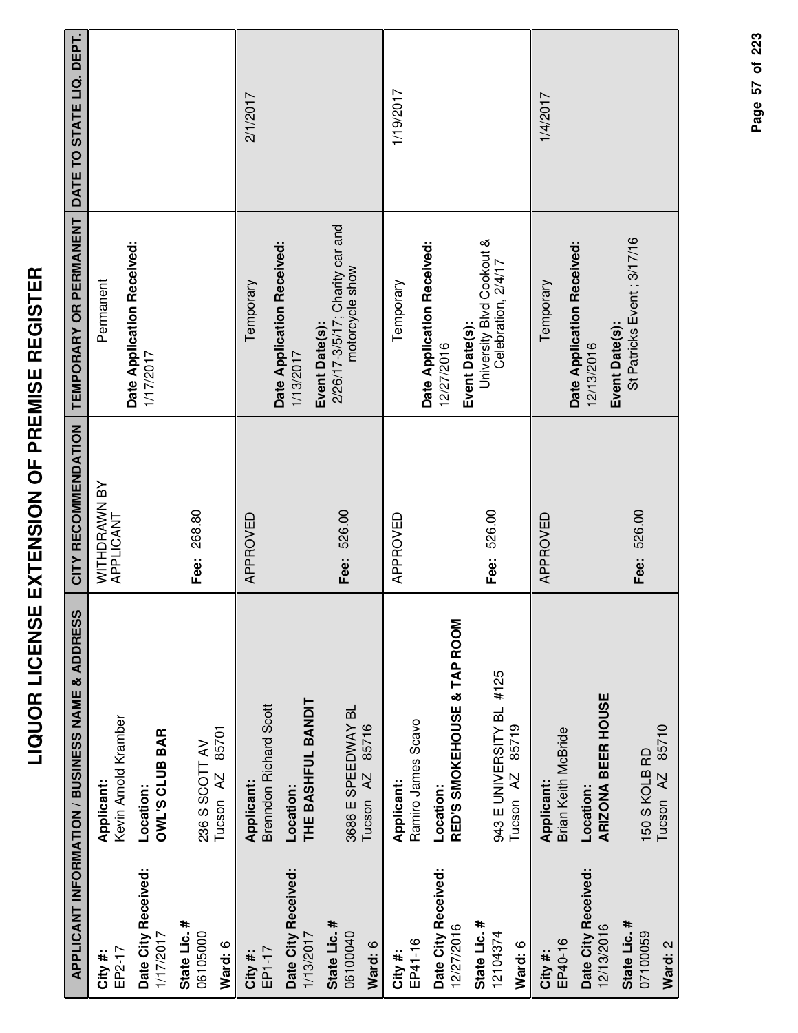# LIQUOR LICENSE EXTENSION OF PREMISE REGISTER

| APPLICANT INFORMATION / BUSINESS NAME & ADDRESS | | CITY RECOMMENDATION | TEMPORARY OR PERMANENT | DATE TO STATE LIQ. DEPT. |
|---|---|---|---|---|
| **City #:** EP2-17<br>**Date City Received:** 1/17/2017<br>**State Lic. #** 06105000<br>**Ward:** 6 | **Applicant:** Kevin Arnold Kramber<br>**Location:** **OWL'S CLUB BAR**<br>236 S SCOTT AV<br>Tucson AZ 85701 | WITHDRAWN BY APPLICANT<br>**Fee:** 268.80 | Permanent<br>**Date Application Received:** 1/17/2017 | |
| **City #:** EP1-17<br>**Date City Received:** 1/13/2017<br>**State Lic. #** 06100040<br>**Ward:** 6 | **Applicant:** Brenndon Richard Scott<br>**Location:** **THE BASHFUL BANDIT**<br>3686 E SPEEDWAY BL<br>Tucson AZ 85716 | APPROVED<br>**Fee:** 526.00 | Temporary<br>**Date Application Received:** 1/13/2017<br>**Event Date(s):** 2/26/17-3/5/17; Charity car and motorcycle show | 2/1/2017 |
| **City #:** EP41-16<br>**Date City Received:** 12/27/2016<br>**State Lic. #** 12104374<br>**Ward:** 6 | **Applicant:** Ramiro James Scavo<br>**Location:** **RED'S SMOKEHOUSE & TAP ROOM**<br>943 E UNIVERSITY BL #125<br>Tucson AZ 85719 | APPROVED<br>**Fee:** 526.00 | Temporary<br>**Date Application Received:** 12/27/2016<br>**Event Date(s):** University Blvd Cookout & Celebration, 2/4/17 | 1/19/2017 |
| **City #:** EP40-16<br>**Date City Received:** 12/13/2016<br>**State Lic. #** 07100059<br>**Ward:** 2 | **Applicant:** Brian Keith McBride<br>**Location:** **ARIZONA BEER HOUSE**<br>150 S KOLB RD<br>Tucson AZ 85710 | APPROVED<br>**Fee:** 526.00 | Temporary<br>**Date Application Received:** 12/13/2016<br>**Event Date(s):** St Patricks Event ; 3/17/16 | 1/4/2017 |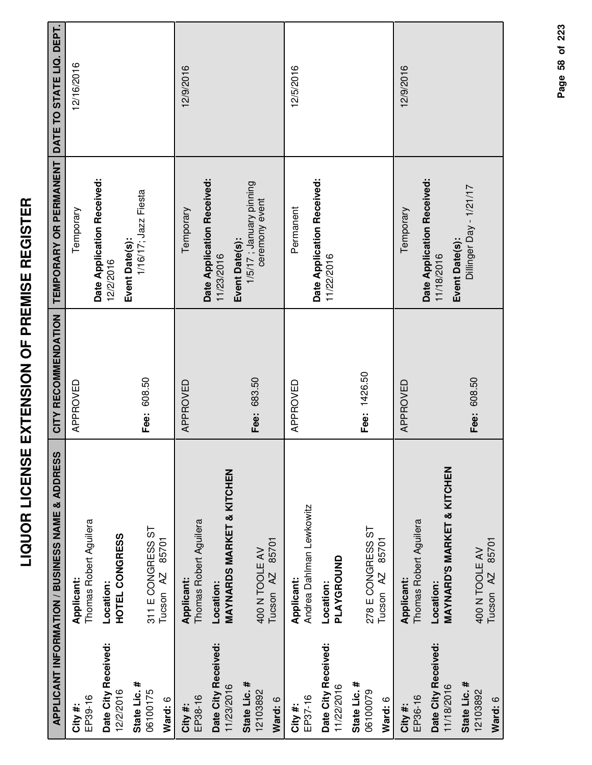# LIQUOR LICENSE EXTENSION OF PREMISE REGISTER

| APPLICANT INFORMATION / BUSINESS NAME & ADDRESS | | CITY RECOMMENDATION | TEMPORARY OR PERMANENT | DATE TO STATE LIQ. DEPT. |
|---|---|---|---|---|
| **City #:** EP39-16<br>**Date City Received:** 12/2/2016<br>**State Lic. #** 06100175<br>**Ward:** 6 | **Applicant:** Thomas Robert Aguilera<br>**Location:** **HOTEL CONGRESS**<br>311 E CONGRESS ST<br>Tucson AZ 85701 | APPROVED<br>**Fee:** 608.50 | Temporary<br>**Date Application Received:** 12/2/2016<br>**Event Date(s):** 1/16/17; Jazz Fiesta | 12/16/2016 |
| **City #:** EP38-16<br>**Date City Received:** 11/23/2016<br>**State Lic. #** 12103892<br>**Ward:** 6 | **Applicant:** Thomas Robert Aguilera<br>**Location:** **MAYNARDS MARKET & KITCHEN**<br>400 N TOOLE AV<br>Tucson AZ 85701 | APPROVED<br>**Fee:** 683.50 | Temporary<br>**Date Application Received:** 11/23/2016<br>**Event Date(s):** 1/5/17 ; January pinning ceremony event | 12/9/2016 |
| **City #:** EP37-16<br>**Date City Received:** 11/22/2016<br>**State Lic. #** 06100079<br>**Ward:** 6 | **Applicant:** Andrea Dahlman Lewkowitz<br>**Location:** **PLAYGROUND**<br>278 E CONGRESS ST<br>Tucson AZ 85701 | APPROVED<br>**Fee:** 1426.50 | Permanent<br>**Date Application Received:** 11/22/2016 | 12/5/2016 |
| **City #:** EP36-16<br>**Date City Received:** 11/18/2016<br>**State Lic. #** 12103892<br>**Ward:** 6 | **Applicant:** Thomas Robert Aguilera<br>**Location:** **MAYNARD'S MARKET & KITCHEN**<br>400 N TOOLE AV<br>Tucson AZ 85701 | APPROVED<br>**Fee:** 608.50 | Temporary<br>**Date Application Received:** 11/18/2016<br>**Event Date(s):** Dillinger Day - 1/21/17 | 12/9/2016 |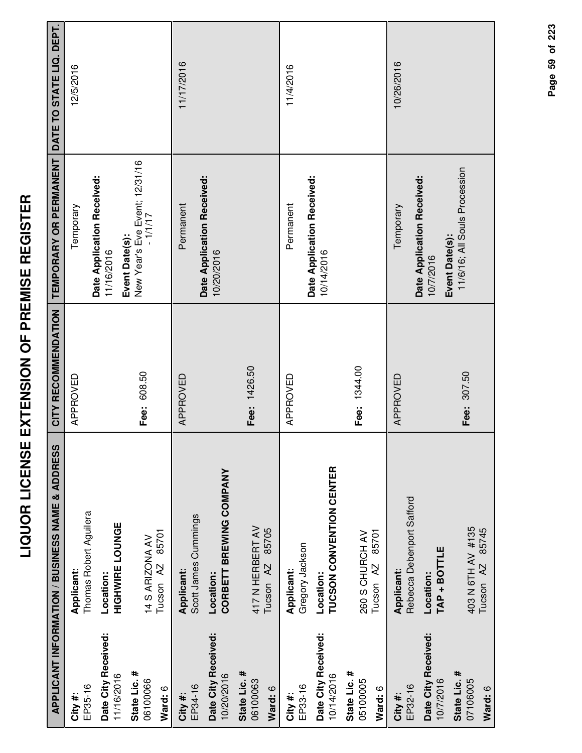# LIQUOR LICENSE EXTENSION OF PREMISE REGISTER

| APPLICANT INFORMATION / BUSINESS NAME & ADDRESS | | CITY RECOMMENDATION | TEMPORARY OR PERMANENT | DATE TO STATE LIQ. DEPT. |
|---|---|---|---|---|
| **City #:** EP35-16<br>**Date City Received:** 11/16/2016<br>**State Lic. #** 06100066<br>**Ward:** 6 | **Applicant:** Thomas Robert Aguilera<br>**Location:** **HIGHWIRE LOUNGE**<br>14 S ARIZONA AV<br>Tucson AZ 85701 | APPROVED<br><br>**Fee:** 608.50 | Temporary<br>**Date Application Received:** 11/16/2016<br>**Event Date(s):** New Year's Eve Event; 12/31/16 - 1/1/17 | 12/5/2016 |
| **City #:** EP34-16<br>**Date City Received:** 10/20/2016<br>**State Lic. #** 06100063<br>**Ward:** 6 | **Applicant:** Scott James Cummings<br>**Location:** **CORBETT BREWING COMPANY**<br>417 N HERBERT AV<br>Tucson AZ 85705 | APPROVED<br><br>**Fee:** 1426.50 | Permanent<br>**Date Application Received:** 10/20/2016 | 11/17/2016 |
| **City #:** EP33-16<br>**Date City Received:** 10/14/2016<br>**State Lic. #** 0510005<br>**Ward:** 6 | **Applicant:** Gregory Jackson<br>**Location:** **TUCSON CONVENTION CENTER**<br>260 S CHURCH AV<br>Tucson AZ 85701 | APPROVED<br><br>**Fee:** 1344.00 | Permanent<br>**Date Application Received:** 10/14/2016 | 11/4/2016 |
| **City #:** EP32-16<br>**Date City Received:** 10/7/2016<br>**State Lic. #** 07106005<br>**Ward:** 6 | **Applicant:** Rebecca Debenport Safford<br>**Location:** **TAP + BOTTLE**<br>403 N 6TH AV #135<br>Tucson AZ 85745 | APPROVED<br><br>**Fee:** 307.50 | Temporary<br>**Date Application Received:** 10/7/2016<br>**Event Date(s):** 11/6/16; All Souls Procession | 10/26/2016 |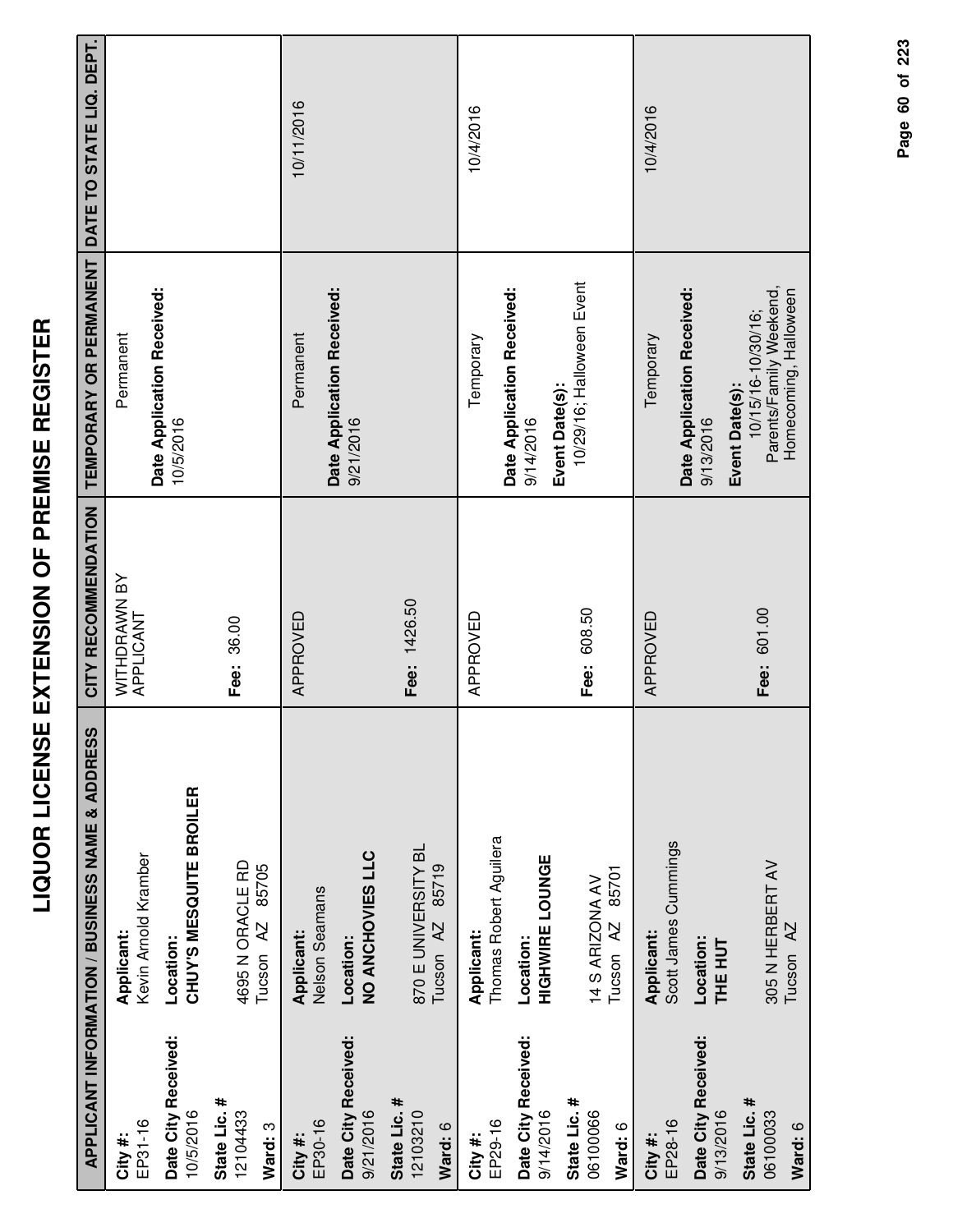# LIQUOR LICENSE EXTENSION OF PREMISE REGISTER

| APPLICANT INFORMATION / BUSINESS NAME & ADDRESS | | CITY RECOMMENDATION | TEMPORARY OR PERMANENT | DATE TO STATE LIQ. DEPT. |
|---|---|---|---|---|
| **City #:** EP31-16 **Date City Received:** 10/5/2016 **State Lic. #** 12104433 **Ward:** 3 | **Applicant:** Kevin Arnold Kramber **Location:** **CHUY'S MESQUITE BROILER** 4695 N ORACLE RD Tucson AZ 85705 | WITHDRAWN BY APPLICANT **Fee:** 36.00 | Permanent **Date Application Received:** 10/5/2016 | |
| **City #:** EP30-16 **Date City Received:** 9/21/2016 **State Lic. #** 12103210 **Ward:** 6 | **Applicant:** Nelson Seamans **Location:** **NO ANCHOVIES LLC** 870 E UNIVERSITY BL Tucson AZ 85719 | APPROVED **Fee:** 1426.50 | Permanent **Date Application Received:** 9/21/2016 | 10/11/2016 |
| **City #:** EP29-16 **Date City Received:** 9/14/2016 **State Lic. #** 06100066 **Ward:** 6 | **Applicant:** Thomas Robert Aguilera **Location:** **HIGHWIRE LOUNGE** 14 S ARIZONA AV Tucson AZ 85701 | APPROVED **Fee:** 608.50 | Temporary **Date Application Received:** 9/14/2016 **Event Date(s):** 10/29/16; Halloween Event | 10/4/2016 |
| **City #:** EP28-16 **Date City Received:** 9/13/2016 **State Lic. #** 06100033 **Ward:** 6 | **Applicant:** Scott James Cummings **Location:** **THE HUT** 305 N HERBERT AV Tucson AZ | APPROVED **Fee:** 601.00 | Temporary **Date Application Received:** 9/13/2016 **Event Date(s):** 10/15/16-10/30/16; Parents/Family Weekend, Homecoming, Halloween | 10/4/2016 |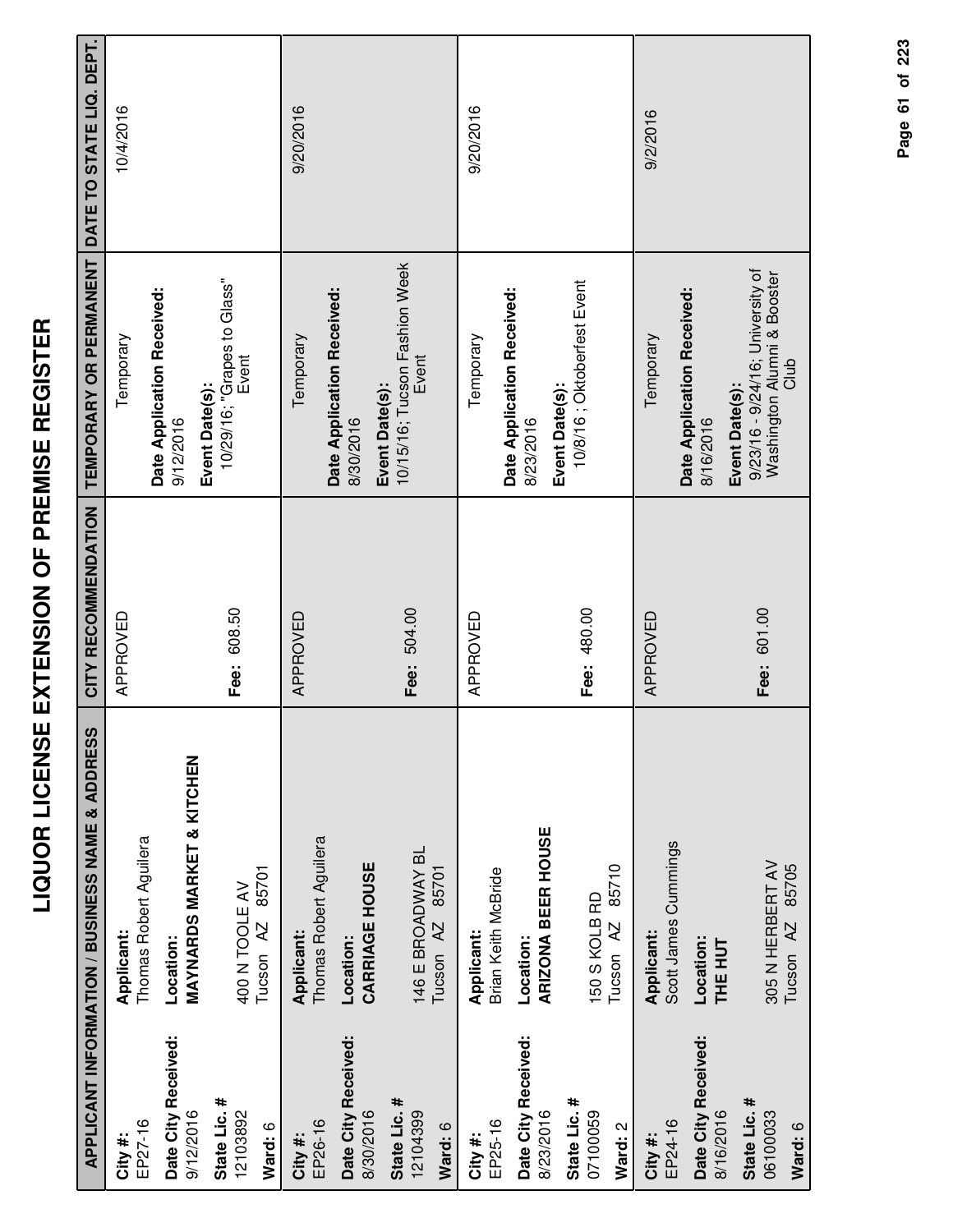# LIQUOR LICENSE EXTENSION OF PREMISE REGISTER

| APPLICANT INFORMATION / BUSINESS NAME & ADDRESS | | CITY RECOMMENDATION | TEMPORARY OR PERMANENT | DATE TO STATE LIQ. DEPT. |
|---|---|---|---|---|
| **City #:** EP27-16<br>**Date City Received:** 9/12/2016<br>**State Lic. #** 12103892<br>**Ward:** 6 | **Applicant:** Thomas Robert Aguilera<br>**Location:** **MAYNARDS MARKET & KITCHEN**<br>400 N TOOLE AV<br>Tucson AZ 85701 | APPROVED<br><br>**Fee:** 608.50 | Temporary<br>**Date Application Received:** 9/12/2016<br>**Event Date(s):** 10/29/16; "Grapes to Glass" Event | 10/4/2016 |
| **City #:** EP26-16<br>**Date City Received:** 8/30/2016<br>**State Lic. #** 12104399<br>**Ward:** 6 | **Applicant:** Thomas Robert Aguilera<br>**Location:** **CARRIAGE HOUSE**<br>146 E BROADWAY BL<br>Tucson AZ 85701 | APPROVED<br><br>**Fee:** 504.00 | Temporary<br>**Date Application Received:** 8/30/2016<br>**Event Date(s):** 10/15/16; Tucson Fashion Week Event | 9/20/2016 |
| **City #:** EP25-16<br>**Date City Received:** 8/23/2016<br>**State Lic. #** 07100059<br>**Ward:** 2 | **Applicant:** Brian Keith McBride<br>**Location:** **ARIZONA BEER HOUSE**<br>150 S KOLB RD<br>Tucson AZ 85710 | APPROVED<br><br>**Fee:** 480.00 | Temporary<br>**Date Application Received:** 8/23/2016<br>**Event Date(s):** 10/8/16 ; Oktoberfest Event | 9/20/2016 |
| **City #:** EP24-16<br>**Date City Received:** 8/16/2016<br>**State Lic. #** 06100033<br>**Ward:** 6 | **Applicant:** Scott James Cummings<br>**Location:** **THE HUT**<br>305 N HERBERT AV<br>Tucson AZ 85705 | APPROVED<br><br>**Fee:** 601.00 | Temporary<br>**Date Application Received:** 8/16/2016<br>**Event Date(s):** 9/23/16 - 9/24/16; University of Washington Alumni & Booster Club | 9/2/2016 |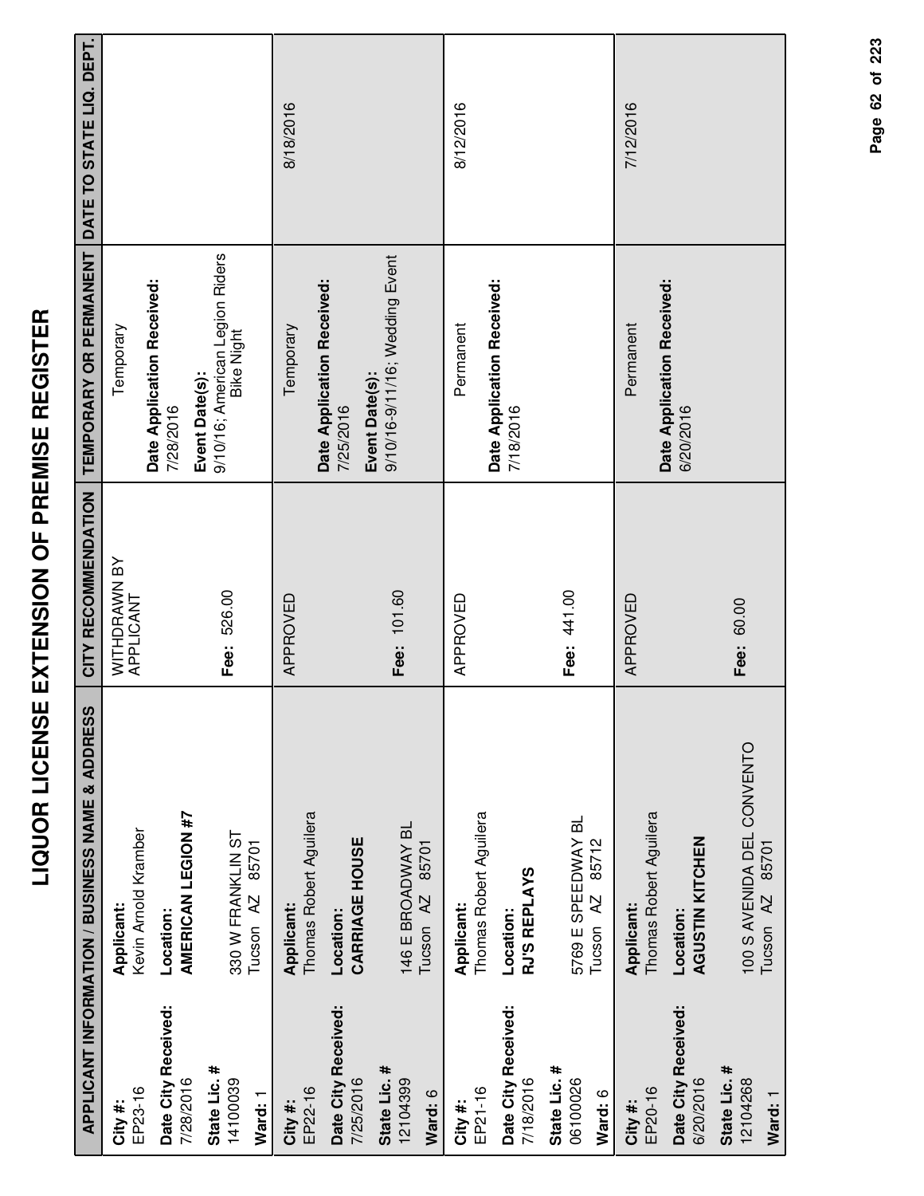# LIQUOR LICENSE EXTENSION OF PREMISE REGISTER

| APPLICANT INFORMATION / BUSINESS NAME & ADDRESS | | CITY RECOMMENDATION | TEMPORARY OR PERMANENT | DATE TO STATE LIQ. DEPT. |
|---|---|---|---|---|
| **City #:** EP23-16<br>**Date City Received:** 7/28/2016<br>**State Lic. #** 14100039<br>**Ward:** 1 | **Applicant:** Kevin Arnold Kramber<br>**Location:** **AMERICAN LEGION #7**<br>330 W FRANKLIN ST<br>Tucson AZ 85701 | WITHDRAWN BY APPLICANT<br><br>**Fee:** 526.00 | Temporary<br>**Date Application Received:** 7/28/2016<br>**Event Date(s):** 9/10/16; American Legion Riders Bike Night | |
| **City #:** EP22-16<br>**Date City Received:** 7/25/2016<br>**State Lic. #** 12104399<br>**Ward:** 6 | **Applicant:** Thomas Robert Aguilera<br>**Location:** **CARRIAGE HOUSE**<br>146 E BROADWAY BL<br>Tucson AZ 85701 | APPROVED<br><br>**Fee:** 101.60 | Temporary<br>**Date Application Received:** 7/25/2016<br>**Event Date(s):** 9/10/16-9/11/16; Wedding Event | 8/18/2016 |
| **City #:** EP21-16<br>**Date City Received:** 7/18/2016<br>**State Lic. #** 06100026<br>**Ward:** 6 | **Applicant:** Thomas Robert Aguilera<br>**Location:** **RJ'S REPLAYS**<br>5769 E SPEEDWAY BL<br>Tucson AZ 85712 | APPROVED<br><br>**Fee:** 441.00 | Permanent<br>**Date Application Received:** 7/18/2016 | 8/12/2016 |
| **City #:** EP20-16<br>**Date City Received:** 6/20/2016<br>**State Lic. #** 12104268<br>**Ward:** 1 | **Applicant:** Thomas Robert Aguilera<br>**Location:** **AGUSTIN KITCHEN**<br>100 S AVENIDA DEL CONVENTO<br>Tucson AZ 85701 | APPROVED<br><br>**Fee:** 60.00 | Permanent<br>**Date Application Received:** 6/20/2016 | 7/12/2016 |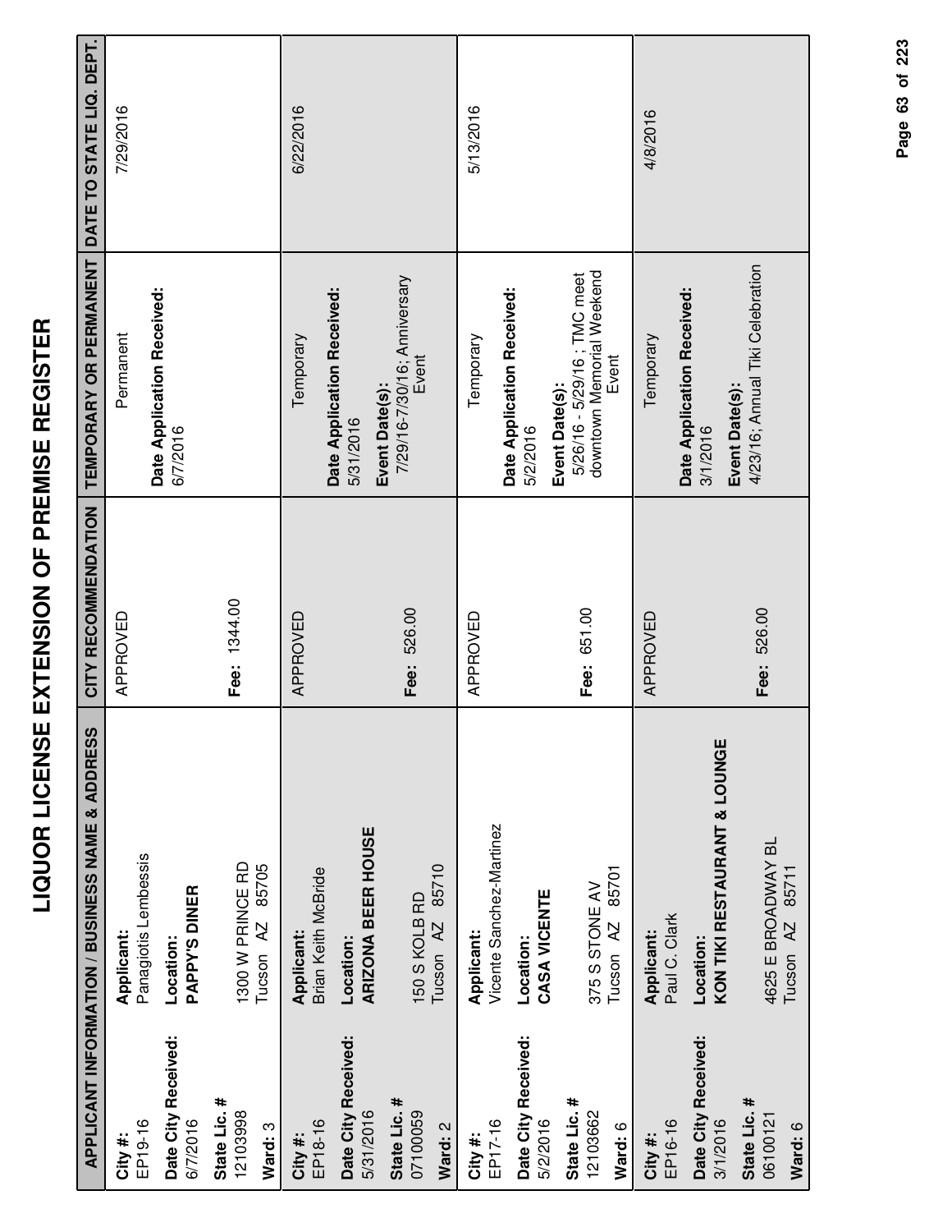# LIQUOR LICENSE EXTENSION OF PREMISE REGISTER

| APPLICANT INFORMATION / BUSINESS NAME & ADDRESS | | CITY RECOMMENDATION | TEMPORARY OR PERMANENT | DATE TO STATE LIQ. DEPT. |
|---|---|---|---|---|
| **City #:** EP19-16<br>**Date City Received:** 6/7/2016<br>**State Lic. #** 12103998<br>**Ward:** 3 | **Applicant:** Panagiotis Lembessis<br>**Location:** **PAPPY'S DINER**<br>1300 W PRINCE RD<br>Tucson AZ 85705 | APPROVED<br><br>**Fee:** 1344.00 | Permanent<br><br>**Date Application Received:** 6/7/2016 | 7/29/2016 |
| **City #:** EP18-16<br>**Date City Received:** 5/31/2016<br>**State Lic. #** 07100059<br>**Ward:** 2 | **Applicant:** Brian Keith McBride<br>**Location:** **ARIZONA BEER HOUSE**<br>150 S KOLB RD<br>Tucson AZ 85710 | APPROVED<br><br>**Fee:** 526.00 | Temporary<br><br>**Date Application Received:** 5/31/2016<br>**Event Date(s):** 7/29/16-7/30/16; Anniversary Event | 6/22/2016 |
| **City #:** EP17-16<br>**Date City Received:** 5/2/2016<br>**State Lic. #** 12103662<br>**Ward:** 6 | **Applicant:** Vicente Sanchez-Martinez<br>**Location:** **CASA VICENTE**<br>375 S STONE AV<br>Tucson AZ 85701 | APPROVED<br><br>**Fee:** 651.00 | Temporary<br><br>**Date Application Received:** 5/2/2016<br>**Event Date(s):** 5/26/16 - 5/29/16 ; TMC meet downtown Memorial Weekend Event | 5/13/2016 |
| **City #:** EP16-16<br>**Date City Received:** 3/1/2016<br>**State Lic. #** 06100121<br>**Ward:** 6 | **Applicant:** Paul C. Clark<br>**Location:** **KON TIKI RESTAURANT & LOUNGE**<br>4625 E BROADWAY BL<br>Tucson AZ 85711 | APPROVED<br><br>**Fee:** 526.00 | Temporary<br><br>**Date Application Received:** 3/1/2016<br>**Event Date(s):** 4/23/16; Annual Tiki Celebration | 4/8/2016 |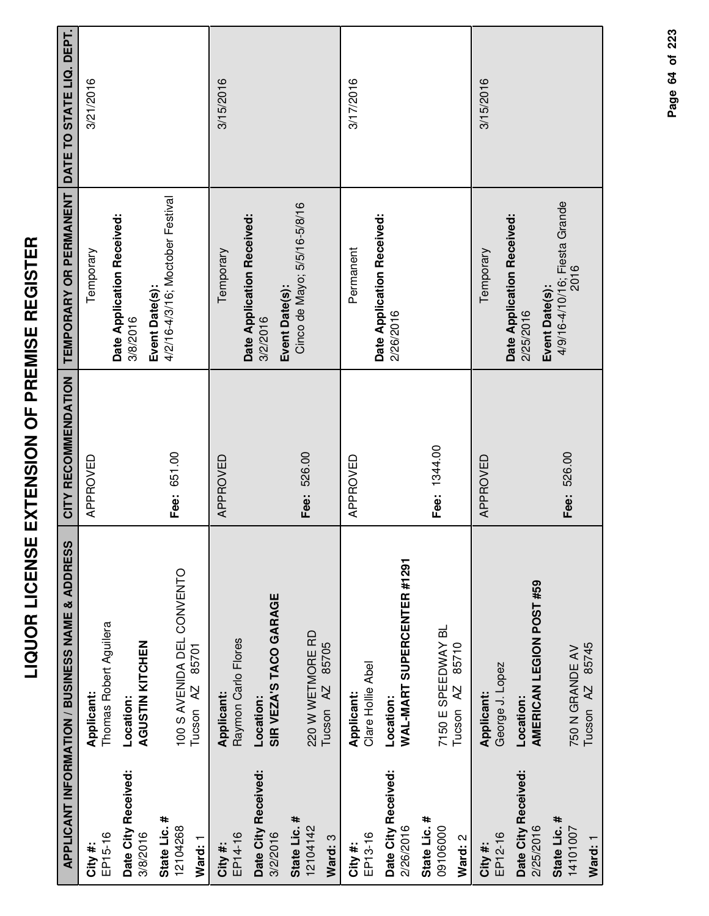# LIQUOR LICENSE EXTENSION OF PREMISE REGISTER

| APPLICANT INFORMATION / BUSINESS NAME & ADDRESS | | CITY RECOMMENDATION | TEMPORARY OR PERMANENT | DATE TO STATE LIQ. DEPT. |
|---|---|---|---|---|
| **City #:** EP15-16<br>**Date City Received:** 3/8/2016<br>**State Lic. #** 12104268<br>**Ward:** 1 | **Applicant:** Thomas Robert Aguilera<br>**Location:** **AGUSTIN KITCHEN**<br>100 S AVENIDA DEL CONVENTO<br>Tucson AZ 85701 | APPROVED<br><br>**Fee:** 651.00 | Temporary<br>**Date Application Received:** 3/8/2016<br>**Event Date(s):** 4/2/16-4/3/16; Moctober Festival | 3/21/2016 |
| **City #:** EP14-16<br>**Date City Received:** 3/2/2016<br>**State Lic. #** 12104142<br>**Ward:** 3 | **Applicant:** Raymon Carlo Flores<br>**Location:** **SIR VEZA'S TACO GARAGE**<br>220 W WETMORE RD<br>Tucson AZ 85705 | APPROVED<br><br>**Fee:** 526.00 | Temporary<br>**Date Application Received:** 3/2/2016<br>**Event Date(s):** Cinco de Mayo; 5/5/16-5/8/16 | 3/15/2016 |
| **City #:** EP13-16<br>**Date City Received:** 2/26/2016<br>**State Lic. #** 09106000<br>**Ward:** 2 | **Applicant:** Clare Hollie Abel<br>**Location:** **WAL-MART SUPERCENTER #1291**<br>7150 E SPEEDWAY BL<br>Tucson AZ 85710 | APPROVED<br><br>**Fee:** 1344.00 | Permanent<br>**Date Application Received:** 2/26/2016 | 3/17/2016 |
| **City #:** EP12-16<br>**Date City Received:** 2/25/2016<br>**State Lic. #** 14101007<br>**Ward:** 1 | **Applicant:** George J. Lopez<br>**Location:** **AMERICAN LEGION POST #59**<br>750 N GRANDE AV<br>Tucson AZ 85745 | APPROVED<br><br>**Fee:** 526.00 | Temporary<br>**Date Application Received:** 2/25/2016<br>**Event Date(s):** 4/9/16-4/10/16; Fiesta Grande 2016 | 3/15/2016 |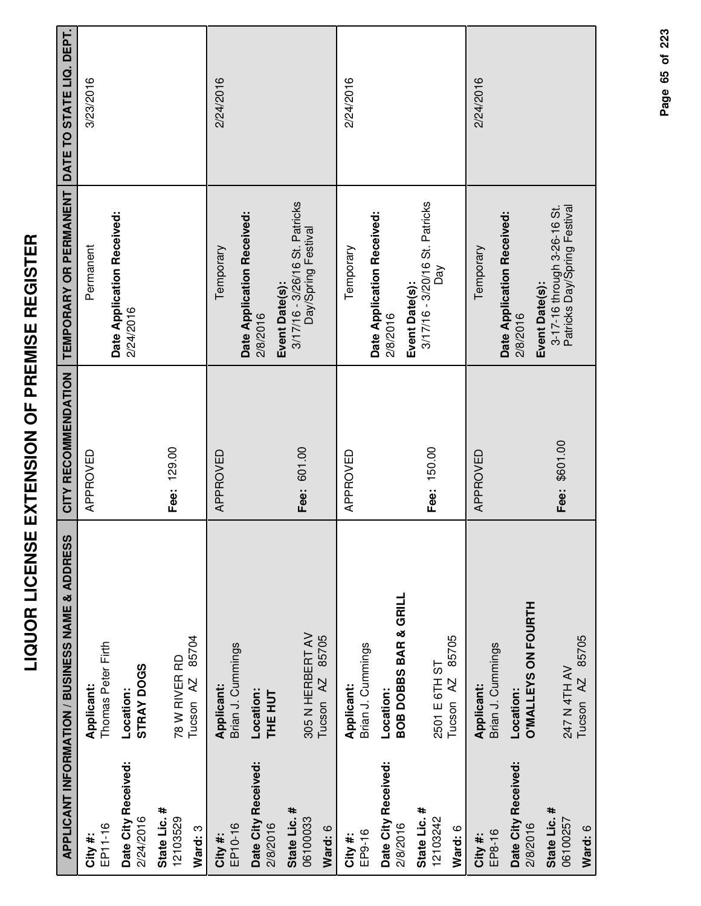# LIQUOR LICENSE EXTENSION OF PREMISE REGISTER

| APPLICANT INFORMATION / BUSINESS NAME & ADDRESS | | CITY RECOMMENDATION | TEMPORARY OR PERMANENT | DATE TO STATE LIQ. DEPT. |
|---|---|---|---|---|
| **City #:** EP11-16<br>**Date City Received:** 2/24/2016<br>**State Lic. #** 12103529<br>**Ward:** 3 | **Applicant:** Thomas Peter Firth<br>**Location:** **STRAY DOGS**<br>78 W RIVER RD<br>Tucson AZ 85704 | APPROVED<br>**Fee:** 129.00 | Permanent<br>**Date Application Received:** 2/24/2016 | 3/23/2016 |
| **City #:** EP10-16<br>**Date City Received:** 2/8/2016<br>**State Lic. #** 06100033<br>**Ward:** 6 | **Applicant:** Brian J. Cummings<br>**Location:** **THE HUT**<br>305 N HERBERT AV<br>Tucson AZ 85705 | APPROVED<br>**Fee:** 601.00 | Temporary<br>**Date Application Received:** 2/8/2016<br>**Event Date(s):** 3/17/16 - 3/26/16 St. Patricks Day/Spring Festival | 2/24/2016 |
| **City #:** EP9-16<br>**Date City Received:** 2/8/2016<br>**State Lic. #** 12103242<br>**Ward:** 6 | **Applicant:** Brian J. Cummings<br>**Location:** **BOB DOBBS BAR & GRILL**<br>2501 E 6TH ST<br>Tucson AZ 85705 | APPROVED<br>**Fee:** 150.00 | Temporary<br>**Date Application Received:** 2/8/2016<br>**Event Date(s):** 3/17/16 - 3/20/16 St. Patricks Day | 2/24/2016 |
| **City #:** EP8-16<br>**Date City Received:** 2/8/2016<br>**State Lic. #** 06100257<br>**Ward:** 6 | **Applicant:** Brian J. Cummings<br>**Location:** **O'MALLEYS ON FOURTH**<br>247 N 4TH AV<br>Tucson AZ 85705 | APPROVED<br>**Fee:** $601.00 | Temporary<br>**Date Application Received:** 2/8/2016<br>**Event Date(s):** 3-17-16 through 3-26-16 St. Patricks Day/Spring Festival | 2/24/2016 |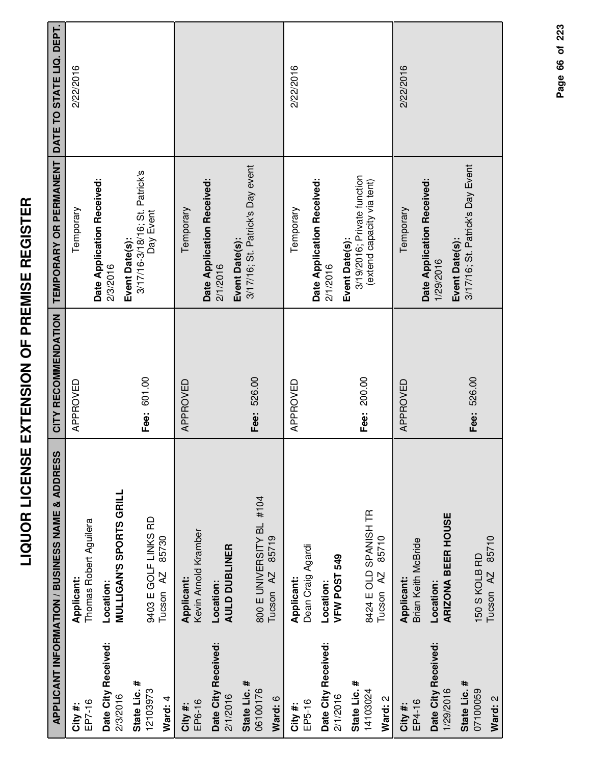# LIQUOR LICENSE EXTENSION OF PREMISE REGISTER

| APPLICANT INFORMATION / BUSINESS NAME & ADDRESS | | CITY RECOMMENDATION | TEMPORARY OR PERMANENT | DATE TO STATE LIQ. DEPT. |
|---|---|---|---|---|
| **City #:** EP7-16<br>**Date City Received:** 2/3/2016<br>**State Lic. #** 12103973<br>**Ward:** 4 | **Applicant:** Thomas Robert Aguilera<br>**Location:** **MULLIGAN'S SPORTS GRILL**<br>9403 E GOLF LINKS RD<br>Tucson AZ 85730 | APPROVED<br>**Fee:** 601.00 | Temporary<br>**Date Application Received:** 2/3/2016<br>**Event Date(s):** 3/17/16-3/18/16; St. Patrick's Day Event | 2/22/2016 |
| **City #:** EP6-16<br>**Date City Received:** 2/1/2016<br>**State Lic. #** 06100176<br>**Ward:** 6 | **Applicant:** Kevin Arnold Kramber<br>**Location:** **AULD DUBLINER**<br>800 E UNIVERSITY BL #104<br>Tucson AZ 85719 | APPROVED<br>**Fee:** 526.00 | Temporary<br>**Date Application Received:** 2/1/2016<br>**Event Date(s):** 3/17/16; St. Patrick's Day event | |
| **City #:** EP5-16<br>**Date City Received:** 2/1/2016<br>**State Lic. #** 14103024<br>**Ward:** 2 | **Applicant:** Dean Craig Agardi<br>**Location:** **VFW POST 549**<br>8424 E OLD SPANISH TR<br>Tucson AZ 85710 | APPROVED<br>**Fee:** 200.00 | Temporary<br>**Date Application Received:** 2/1/2016<br>**Event Date(s):** 3/19/2016; Private function (extend capacity via tent) | 2/22/2016 |
| **City #:** EP4-16<br>**Date City Received:** 1/29/2016<br>**State Lic. #** 07100059<br>**Ward:** 2 | **Applicant:** Brian Keith McBride<br>**Location:** **ARIZONA BEER HOUSE**<br>150 S KOLB RD<br>Tucson AZ 85710 | APPROVED<br>**Fee:** 526.00 | Temporary<br>**Date Application Received:** 1/29/2016<br>**Event Date(s):** 3/17/16; St. Patrick's Day Event | 2/22/2016 |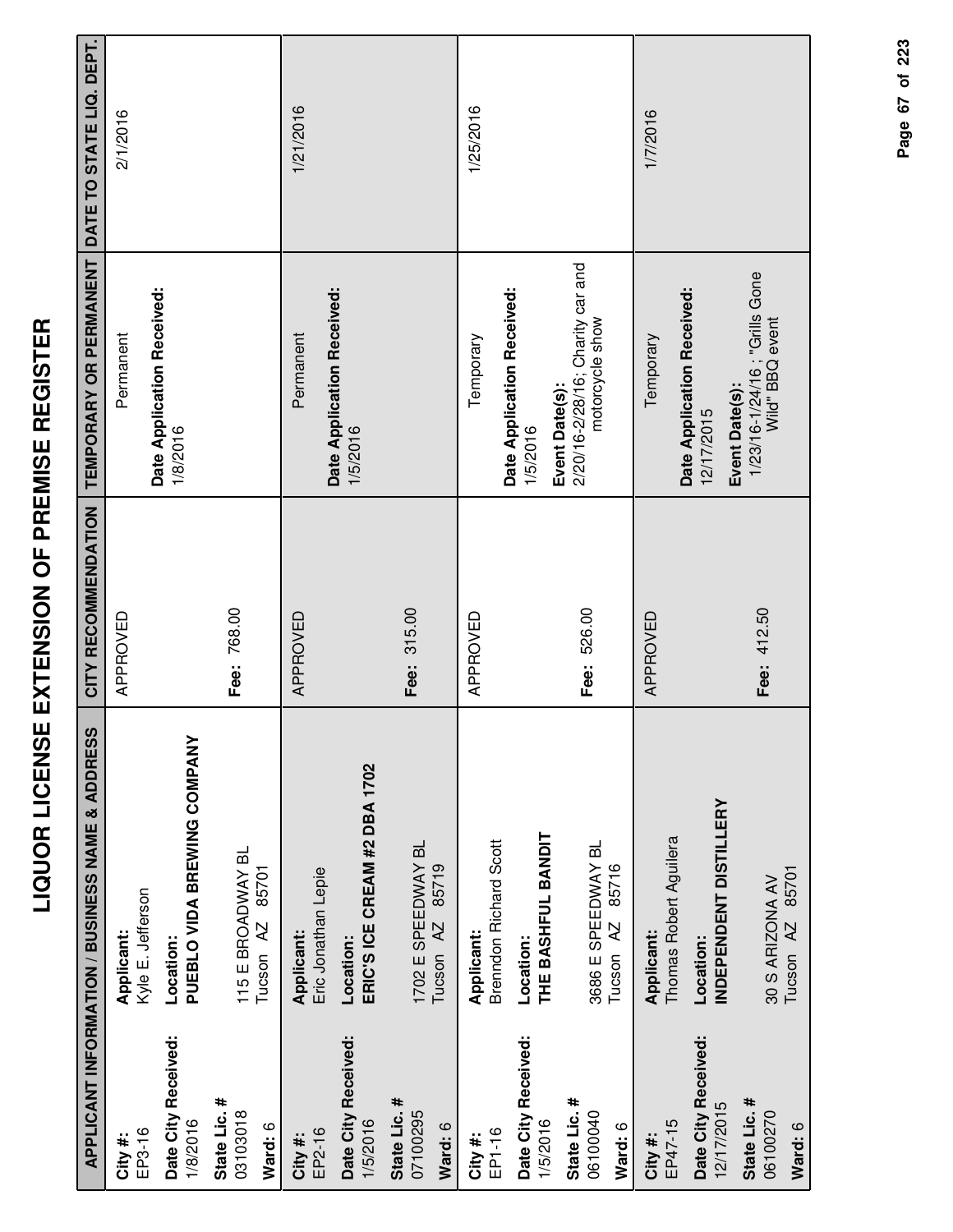# LIQUOR LICENSE EXTENSION OF PREMISE REGISTER

| APPLICANT INFORMATION / BUSINESS NAME & ADDRESS | | CITY RECOMMENDATION | TEMPORARY OR PERMANENT | DATE TO STATE LIQ. DEPT. |
|---|---|---|---|---|
| **City #:** EP3-16<br>**Date City Received:** 1/8/2016<br>**State Lic. #** 03103018<br>**Ward:** 6 | **Applicant:** Kyle E. Jefferson<br>**Location:** **PUEBLO VIDA BREWING COMPANY**<br>115 E BROADWAY BL<br>Tucson AZ 85701 | APPROVED<br><br>**Fee:** 768.00 | Permanent<br>**Date Application Received:** 1/8/2016 | 2/1/2016 |
| **City #:** EP2-16<br>**Date City Received:** 1/5/2016<br>**State Lic. #** 07100295<br>**Ward:** 6 | **Applicant:** Eric Jonathan Lepie<br>**Location:** **ERIC'S ICE CREAM #2 DBA 1702**<br>1702 E SPEEDWAY BL<br>Tucson AZ 85719 | APPROVED<br><br>**Fee:** 315.00 | Permanent<br>**Date Application Received:** 1/5/2016 | 1/21/2016 |
| **City #:** EP1-16<br>**Date City Received:** 1/5/2016<br>**State Lic. #** 06100040<br>**Ward:** 6 | **Applicant:** Brenndon Richard Scott<br>**Location:** **THE BASHFUL BANDIT**<br>3686 E SPEEDWAY BL<br>Tucson AZ 85716 | APPROVED<br><br>**Fee:** 526.00 | Temporary<br>**Date Application Received:** 1/5/2016<br>**Event Date(s):** 2/20/16-2/28/16; Charity car and motorcycle show | 1/25/2016 |
| **City #:** EP47-15<br>**Date City Received:** 12/17/2015<br>**State Lic. #** 06100270<br>**Ward:** 6 | **Applicant:** Thomas Robert Aguilera<br>**Location:** **INDEPENDENT DISTILLERY**<br>30 S ARIZONA AV<br>Tucson AZ 85701 | APPROVED<br><br>**Fee:** 412.50 | Temporary<br>**Date Application Received:** 12/17/2015<br>**Event Date(s):** 1/23/16-1/24/16 ; "Grills Gone Wild" BBQ event | 1/7/2016 |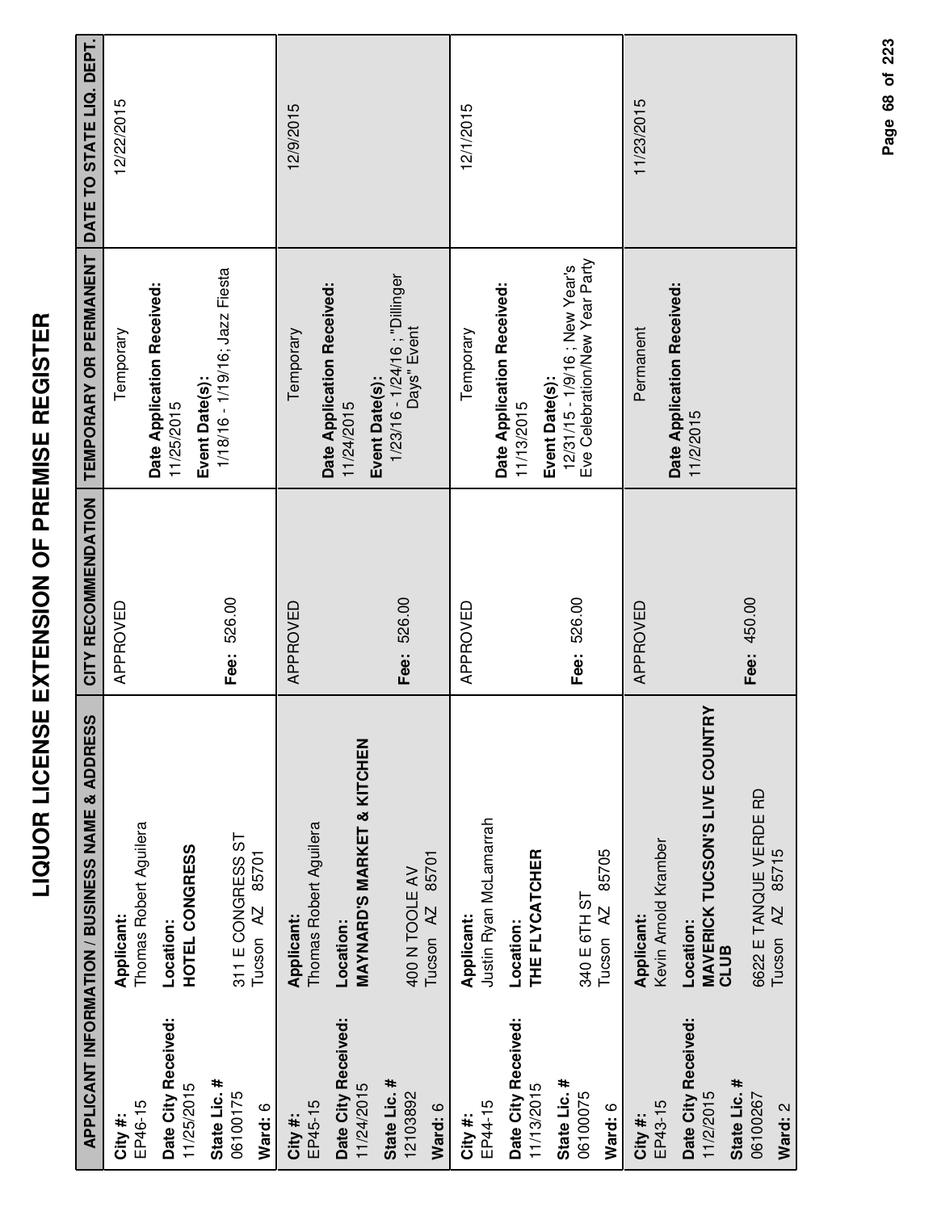# LIQUOR LICENSE EXTENSION OF PREMISE REGISTER

| APPLICANT INFORMATION / BUSINESS NAME & ADDRESS | | CITY RECOMMENDATION | TEMPORARY OR PERMANENT | DATE TO STATE LIQ. DEPT. |
|---|---|---|---|---|
| **City #:** EP46-15<br>**Date City Received:** 11/25/2015<br>**State Lic. #** 06100175<br>**Ward:** 6 | **Applicant:** Thomas Robert Aguilera<br>**Location:** **HOTEL CONGRESS**<br>311 E CONGRESS ST<br>Tucson AZ 85701 | APPROVED<br>**Fee:** 526.00 | Temporary<br>**Date Application Received:** 11/25/2015<br>**Event Date(s):** 1/18/16 - 1/19/16; Jazz Fiesta | 12/22/2015 |
| **City #:** EP45-15<br>**Date City Received:** 11/24/2015<br>**State Lic. #** 12103892<br>**Ward:** 6 | **Applicant:** Thomas Robert Aguilera<br>**Location:** **MAYNARD'S MARKET & KITCHEN**<br>400 N TOOLE AV<br>Tucson AZ 85701 | APPROVED<br>**Fee:** 526.00 | Temporary<br>**Date Application Received:** 11/24/2015<br>**Event Date(s):** 1/23/16 - 1/24/16 ; "Dillinger Days" Event | 12/9/2015 |
| **City #:** EP44-15<br>**Date City Received:** 11/13/2015<br>**State Lic. #** 06100075<br>**Ward:** 6 | **Applicant:** Justin Ryan McLamarrah<br>**Location:** **THE FLYCATCHER**<br>340 E 6TH ST<br>Tucson AZ 85705 | APPROVED<br>**Fee:** 526.00 | Temporary<br>**Date Application Received:** 11/13/2015<br>**Event Date(s):** 12/31/15 - 1/9/16 ; New Year's Eve Celebration/New Year Party | 12/1/2015 |
| **City #:** EP43-15<br>**Date City Received:** 11/2/2015<br>**State Lic. #** 06100267<br>**Ward:** 2 | **Applicant:** Kevin Arnold Kramber<br>**Location:** **MAVERICK TUCSON'S LIVE COUNTRY CLUB**<br>6622 E TANQUE VERDE RD<br>Tucson AZ 85715 | APPROVED<br>**Fee:** 450.00 | Permanent<br>**Date Application Received:** 11/2/2015 | 11/23/2015 |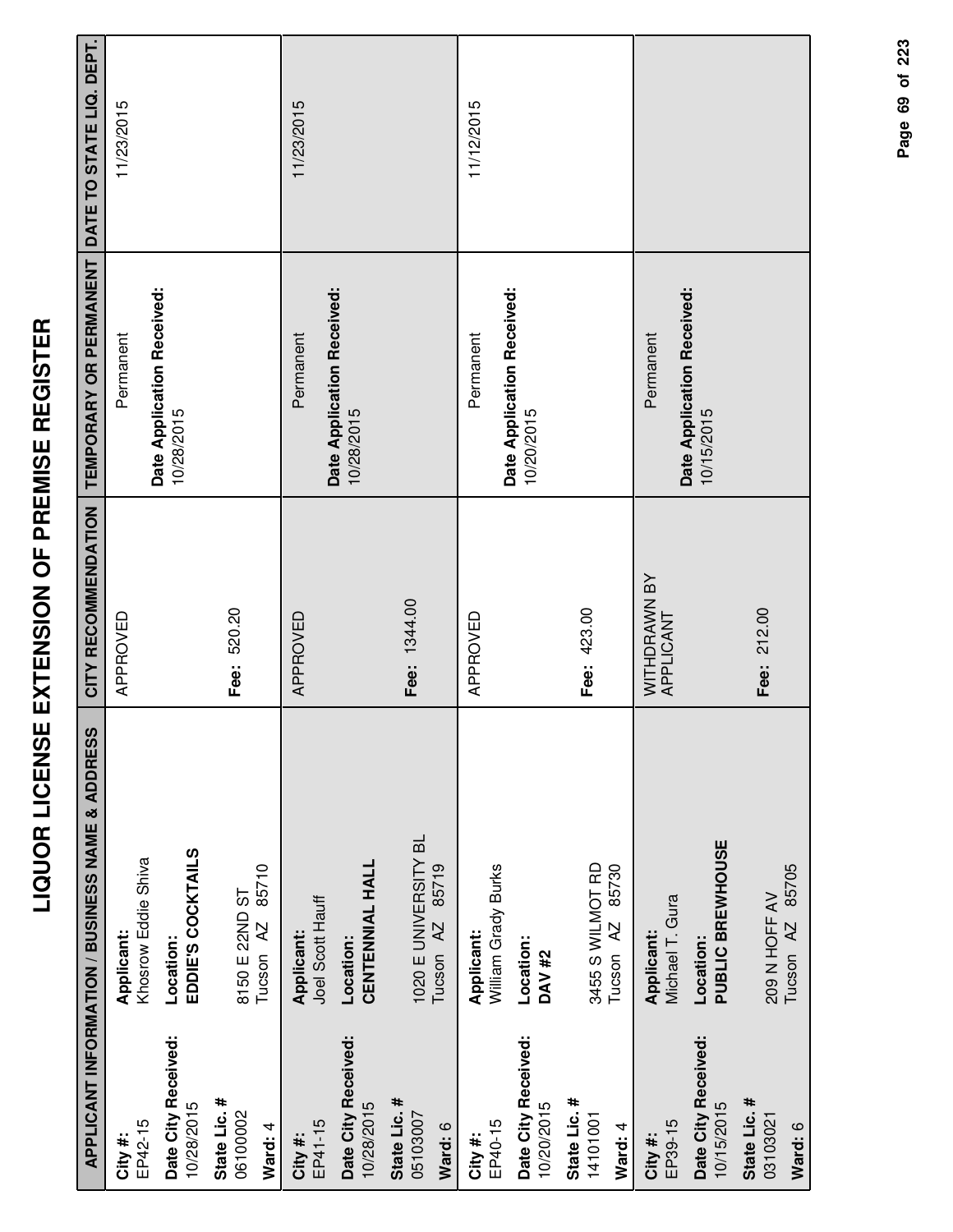# LIQUOR LICENSE EXTENSION OF PREMISE REGISTER

| APPLICANT INFORMATION / BUSINESS NAME & ADDRESS | | CITY RECOMMENDATION | TEMPORARY OR PERMANENT | DATE TO STATE LIQ. DEPT. |
|---|---|---|---|---|
| **City #:** EP42-15<br>**Date City Received:** 10/28/2015<br>**State Lic. #** 06100002<br>**Ward:** 4 | **Applicant:** Khosrow Eddie Shiva<br>**Location:** **EDDIE'S COCKTAILS**<br>8150 E 22ND ST<br>Tucson AZ 85710 | APPROVED<br><br>**Fee:** 520.20 | Permanent<br><br>**Date Application Received:** 10/28/2015 | 11/23/2015 |
| **City #:** EP41-15<br>**Date City Received:** 10/28/2015<br>**State Lic. #** 05103007<br>**Ward:** 6 | **Applicant:** Joel Scott Hauff<br>**Location:** **CENTENNIAL HALL**<br>1020 E UNIVERSITY BL<br>Tucson AZ 85719 | APPROVED<br><br>**Fee:** 1344.00 | Permanent<br><br>**Date Application Received:** 10/28/2015 | 11/23/2015 |
| **City #:** EP40-15<br>**Date City Received:** 10/20/2015<br>**State Lic. #** 14101001<br>**Ward:** 4 | **Applicant:** William Grady Burks<br>**Location:** **DAV #2**<br>3455 S WILMOT RD<br>Tucson AZ 85730 | APPROVED<br><br>**Fee:** 423.00 | Permanent<br><br>**Date Application Received:** 10/20/2015 | 11/12/2015 |
| **City #:** EP39-15<br>**Date City Received:** 10/15/2015<br>**State Lic. #** 03103021<br>**Ward:** 6 | **Applicant:** Michael T. Gura<br>**Location:** **PUBLIC BREWHOUSE**<br>209 N HOFF AV<br>Tucson AZ 85705 | WITHDRAWN BY APPLICANT<br><br>**Fee:** 212.00 | Permanent<br><br>**Date Application Received:** 10/15/2015 | |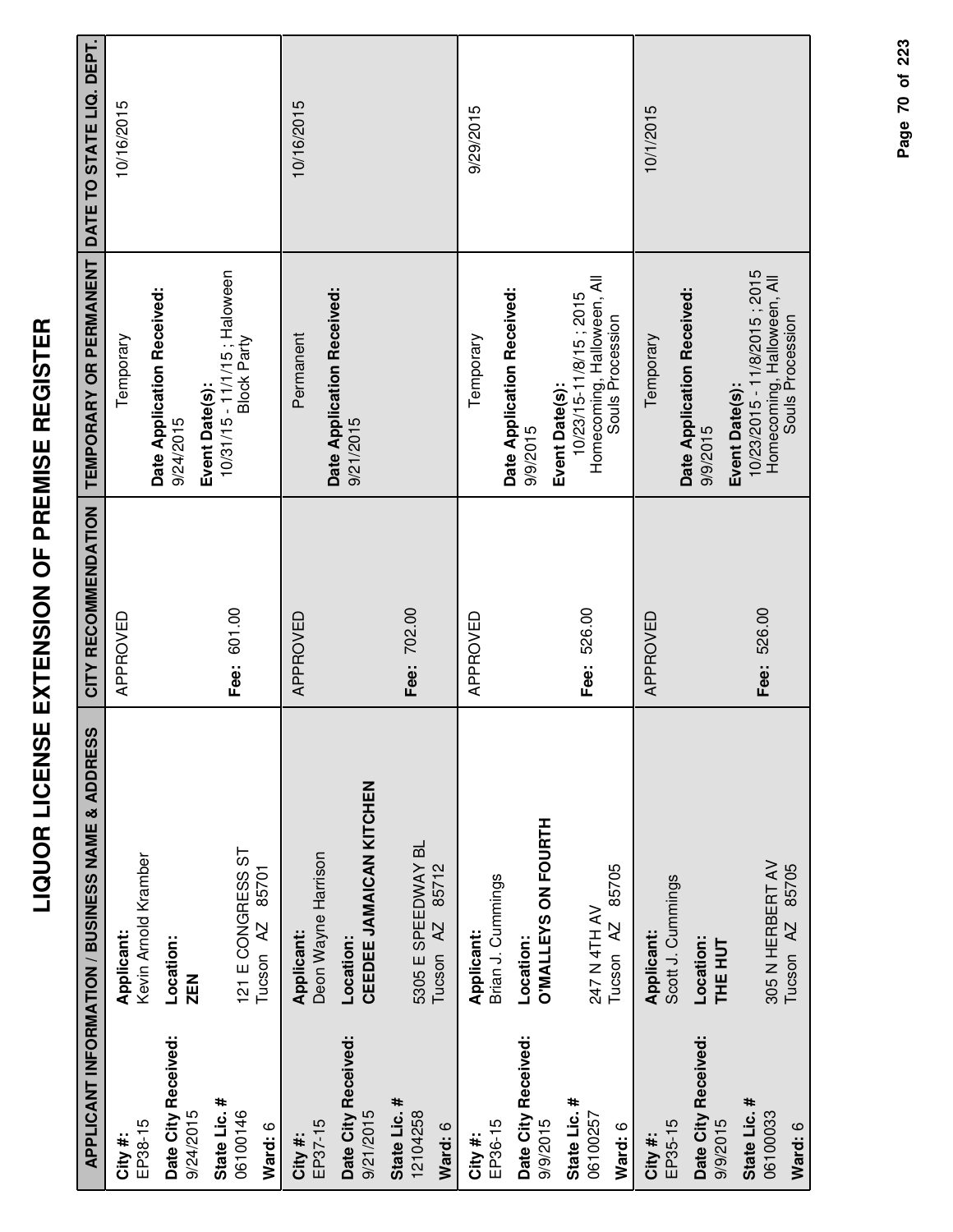# LIQUOR LICENSE EXTENSION OF PREMISE REGISTER

| APPLICANT INFORMATION / BUSINESS NAME & ADDRESS | | CITY RECOMMENDATION | TEMPORARY OR PERMANENT | DATE TO STATE LIQ. DEPT. |
|---|---|---|---|---|
| **City #:** EP38-15<br>**Date City Received:** 9/24/2015<br>**State Lic. #** 06100146<br>**Ward:** 6 | **Applicant:** Kevin Arnold Kramber<br>**Location:** **ZEN**<br>121 E CONGRESS ST<br>Tucson AZ 85701 | APPROVED<br>**Fee:** 601.00 | Temporary<br>**Date Application Received:** 9/24/2015<br>**Event Date(s):** 10/31/15 - 11/1/15 ; Haloween Block Party | 10/16/2015 |
| **City #:** EP37-15<br>**Date City Received:** 9/21/2015<br>**State Lic. #** 12104258<br>**Ward:** 6 | **Applicant:** Deon Wayne Harrison<br>**Location:** **CEEDEE JAMAICAN KITCHEN**<br>5305 E SPEEDWAY BL<br>Tucson AZ 85712 | APPROVED<br>**Fee:** 702.00 | Permanent<br>**Date Application Received:** 9/21/2015 | 10/16/2015 |
| **City #:** EP36-15<br>**Date City Received:** 9/9/2015<br>**State Lic. #** 06100257<br>**Ward:** 6 | **Applicant:** Brian J. Cummings<br>**Location:** **O'MALLEYS ON FOURTH**<br>247 N 4TH AV<br>Tucson AZ 85705 | APPROVED<br>**Fee:** 526.00 | Temporary<br>**Date Application Received:** 9/9/2015<br>**Event Date(s):** 10/23/15-11/8/15 ; 2015 Homecoming, Halloween, All Souls Procession | 9/29/2015 |
| **City #:** EP35-15<br>**Date City Received:** 9/9/2015<br>**State Lic. #** 06100033<br>**Ward:** 6 | **Applicant:** Scott J. Cummings<br>**Location:** **THE HUT**<br>305 N HERBERT AV<br>Tucson AZ 85705 | APPROVED<br>**Fee:** 526.00 | Temporary<br>**Date Application Received:** 9/9/2015<br>**Event Date(s):** 10/23/2015 - 11/8/2015 ; 2015 Homecoming, Halloween, All Souls Procession | 10/1/2015 |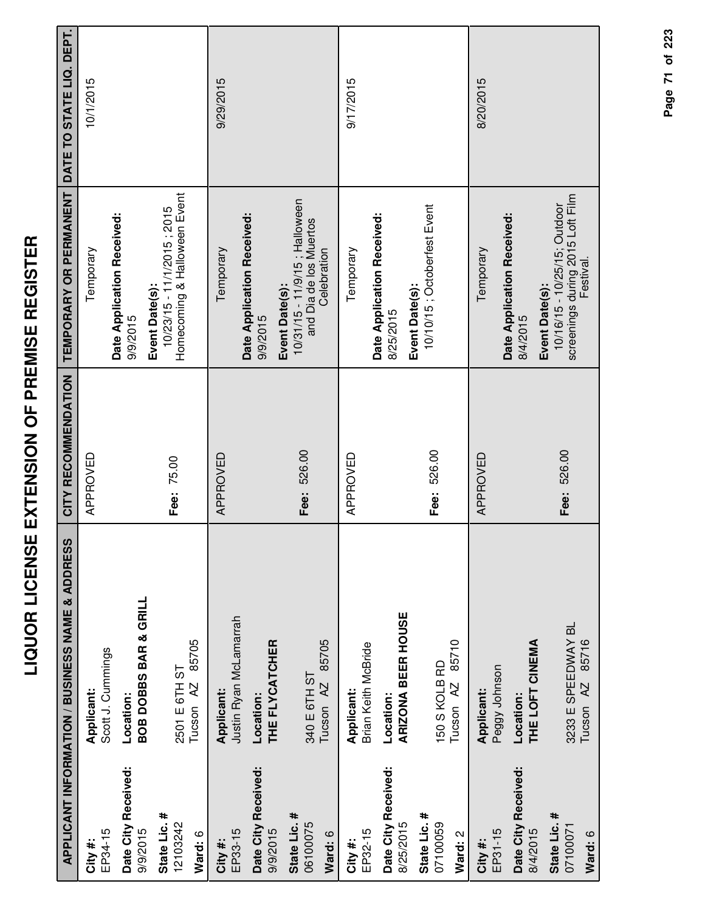# LIQUOR LICENSE EXTENSION OF PREMISE REGISTER

| APPLICANT INFORMATION / BUSINESS NAME & ADDRESS | | CITY RECOMMENDATION | TEMPORARY OR PERMANENT | DATE TO STATE LIQ. DEPT. |
|---|---|---|---|---|
| **City #:** EP34-15<br>**Date City Received:** 9/9/2015<br>**State Lic. #** 12103242<br>**Ward:** 6 | **Applicant:** Scott J. Cummings<br>**Location:** **BOB DOBBS BAR & GRILL**<br>2501 E 6TH ST<br>Tucson AZ 85705 | APPROVED<br><br>**Fee:** 75.00 | Temporary<br>**Date Application Received:** 9/9/2015<br>**Event Date(s):** 10/23/15 - 11/1/2015 ; 2015 Homecoming & Halloween Event | 10/1/2015 |
| **City #:** EP33-15<br>**Date City Received:** 9/9/2015<br>**State Lic. #** 06100075<br>**Ward:** 6 | **Applicant:** Justin Ryan McLamarrah<br>**Location:** **THE FLYCATCHER**<br>340 E 6TH ST<br>Tucson AZ 85705 | APPROVED<br><br>**Fee:** 526.00 | Temporary<br>**Date Application Received:** 9/9/2015<br>**Event Date(s):** 10/31/15 - 11/9/15 ; Halloween and Dia de los Muertos Celebration | 9/29/2015 |
| **City #:** EP32-15<br>**Date City Received:** 8/25/2015<br>**State Lic. #** 07100059<br>**Ward:** 2 | **Applicant:** Brian Keith McBride<br>**Location:** **ARIZONA BEER HOUSE**<br>150 S KOLB RD<br>Tucson AZ 85710 | APPROVED<br><br>**Fee:** 526.00 | Temporary<br>**Date Application Received:** 8/25/2015<br>**Event Date(s):** 10/10/15 ; Octoberfest Event | 9/17/2015 |
| **City #:** EP31-15<br>**Date City Received:** 8/4/2015<br>**State Lic. #** 07100071<br>**Ward:** 6 | **Applicant:** Peggy Johnson<br>**Location:** **THE LOFT CINEMA**<br>3233 E SPEEDWAY BL<br>Tucson AZ 85716 | APPROVED<br><br>**Fee:** 526.00 | Temporary<br>**Date Application Received:** 8/4/2015<br>**Event Date(s):** 10/16/15 - 10/25/15; Outdoor screenings during 2015 Loft Film Festival. | 8/20/2015 |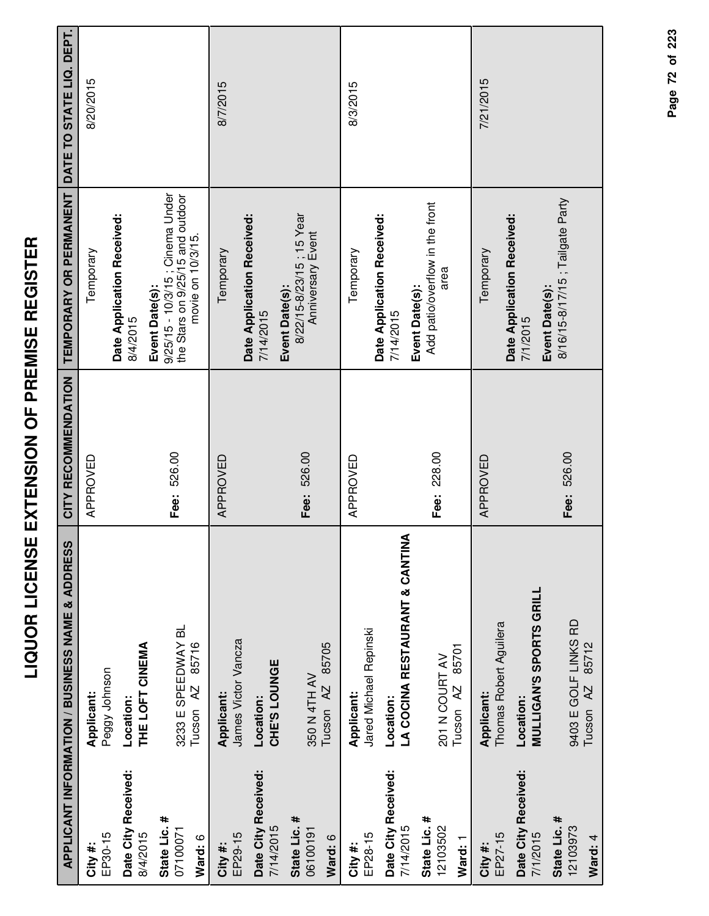# LIQUOR LICENSE EXTENSION OF PREMISE REGISTER

| APPLICANT INFORMATION / BUSINESS NAME & ADDRESS | | CITY RECOMMENDATION | TEMPORARY OR PERMANENT | DATE TO STATE LIQ. DEPT. |
|---|---|---|---|---|
| **City #:** EP30-15<br>**Date City Received:** 8/4/2015<br>**State Lic. #** 07100071<br>**Ward:** 6 | **Applicant:** Peggy Johnson<br>**Location:** **THE LOFT CINEMA**<br>3233 E SPEEDWAY BL<br>Tucson AZ 85716 | APPROVED<br><br>**Fee:** 526.00 | Temporary<br>**Date Application Received:** 8/4/2015<br>**Event Date(s):** 9/25/15 - 10/3/15 ; Cinema Under the Stars on 9/25/15 and outdoor movie on 10/3/15. | 8/20/2015 |
| **City #:** EP29-15<br>**Date City Received:** 7/14/2015<br>**State Lic. #** 06100191<br>**Ward:** 6 | **Applicant:** James Victor Vancza<br>**Location:** **CHE'S LOUNGE**<br>350 N 4TH AV<br>Tucson AZ 85705 | APPROVED<br><br>**Fee:** 526.00 | Temporary<br>**Date Application Received:** 7/14/2015<br>**Event Date(s):** 8/22/15-8/23/15 ; 15 Year Anniversary Event | 8/7/2015 |
| **City #:** EP28-15<br>**Date City Received:** 7/14/2015<br>**State Lic. #** 12103502<br>**Ward:** 1 | **Applicant:** Jared Michael Repinski<br>**Location:** **LA COCINA RESTAURANT & CANTINA**<br>201 N COURT AV<br>Tucson AZ 85701 | APPROVED<br><br>**Fee:** 228.00 | Temporary<br>**Date Application Received:** 7/14/2015<br>**Event Date(s):** Add patio/overflow in the front area | 8/3/2015 |
| **City #:** EP27-15<br>**Date City Received:** 7/1/2015<br>**State Lic. #** 12103973<br>**Ward:** 4 | **Applicant:** Thomas Robert Aguilera<br>**Location:** **MULLIGAN'S SPORTS GRILL**<br>9403 E GOLF LINKS RD<br>Tucson AZ 85712 | APPROVED<br><br>**Fee:** 526.00 | Temporary<br>**Date Application Received:** 7/1/2015<br>**Event Date(s):** 8/16/15-8/17/15 ; Tailgate Party | 7/21/2015 |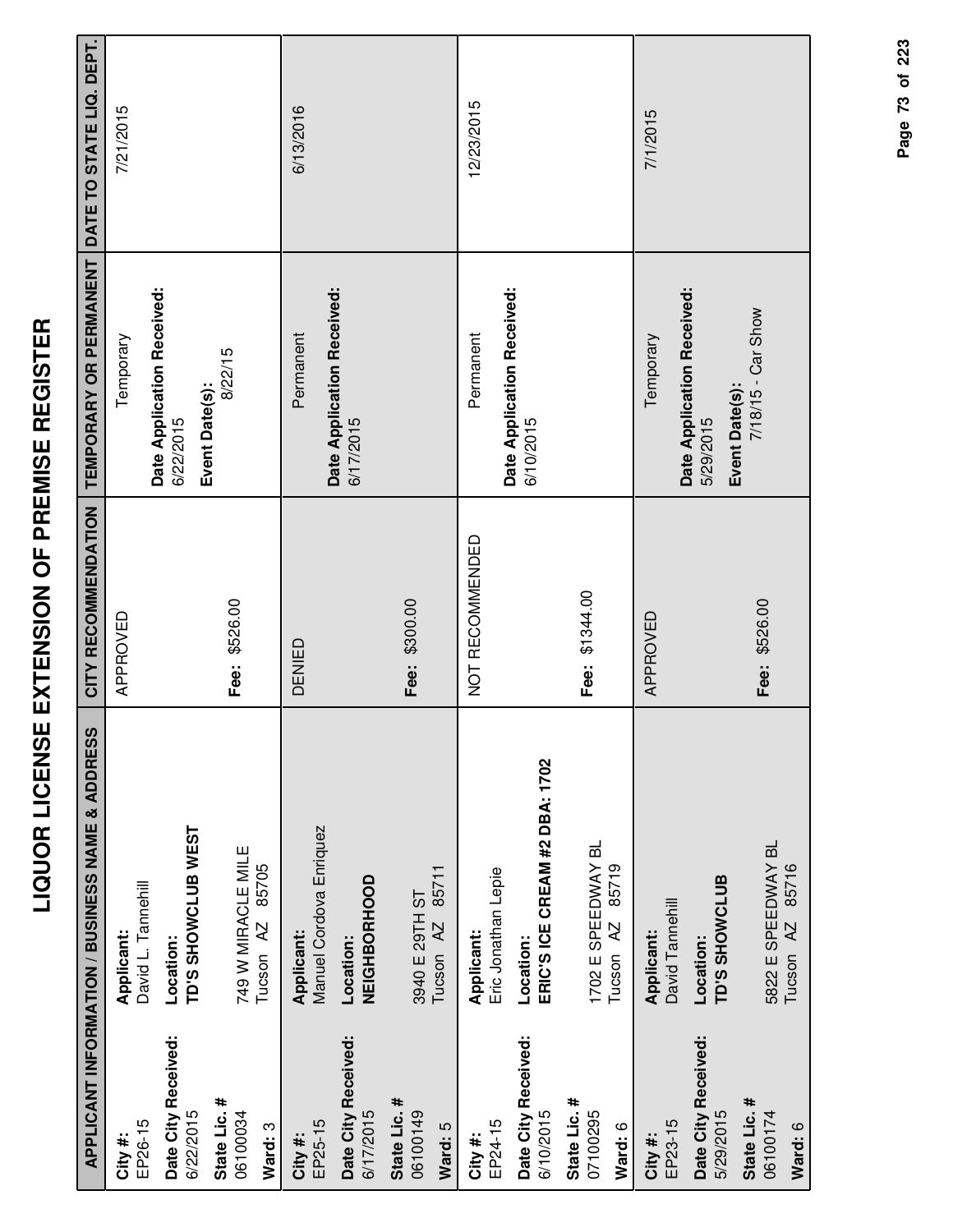# LIQUOR LICENSE EXTENSION OF PREMISE REGISTER

| APPLICANT INFORMATION / BUSINESS NAME & ADDRESS | | CITY RECOMMENDATION | TEMPORARY OR PERMANENT | DATE TO STATE LIQ. DEPT. |
|---|---|---|---|---|
| **City #:** EP26-15<br>**Date City Received:** 6/22/2015<br>**State Lic. #** 06100034<br>**Ward:** 3 | **Applicant:** David L. Tannehill<br>**Location:** **TD'S SHOWCLUB WEST**<br>749 W MIRACLE MILE<br>Tucson AZ 85705 | APPROVED<br><br>**Fee:** $526.00 | Temporary<br>**Date Application Received:** 6/22/2015<br>**Event Date(s):** 8/22/15 | 7/21/2015 |
| **City #:** EP25-15<br>**Date City Received:** 6/17/2015<br>**State Lic. #** 06100149<br>**Ward:** 5 | **Applicant:** Manuel Cordova Enriquez<br>**Location:** **NEIGHBORHOOD**<br>3940 E 29TH ST<br>Tucson AZ 85711 | DENIED<br><br>**Fee:** $300.00 | Permanent<br>**Date Application Received:** 6/17/2015 | 6/13/2016 |
| **City #:** EP24-15<br>**Date City Received:** 6/10/2015<br>**State Lic. #** 07100295<br>**Ward:** 6 | **Applicant:** Eric Jonathan Lepie<br>**Location:** **ERIC'S ICE CREAM #2 DBA: 1702**<br>1702 E SPEEDWAY BL<br>Tucson AZ 85719 | NOT RECOMMENDED<br><br>**Fee:** $1344.00 | Permanent<br>**Date Application Received:** 6/10/2015 | 12/23/2015 |
| **City #:** EP23-15<br>**Date City Received:** 5/29/2015<br>**State Lic. #** 06100174<br>**Ward:** 6 | **Applicant:** David Tannehill<br>**Location:** **TD'S SHOWCLUB**<br>5822 E SPEEDWAY BL<br>Tucson AZ 85716 | APPROVED<br><br>**Fee:** $526.00 | Temporary<br>**Date Application Received:** 5/29/2015<br>**Event Date(s):** 7/18/15 - Car Show | 7/1/2015 |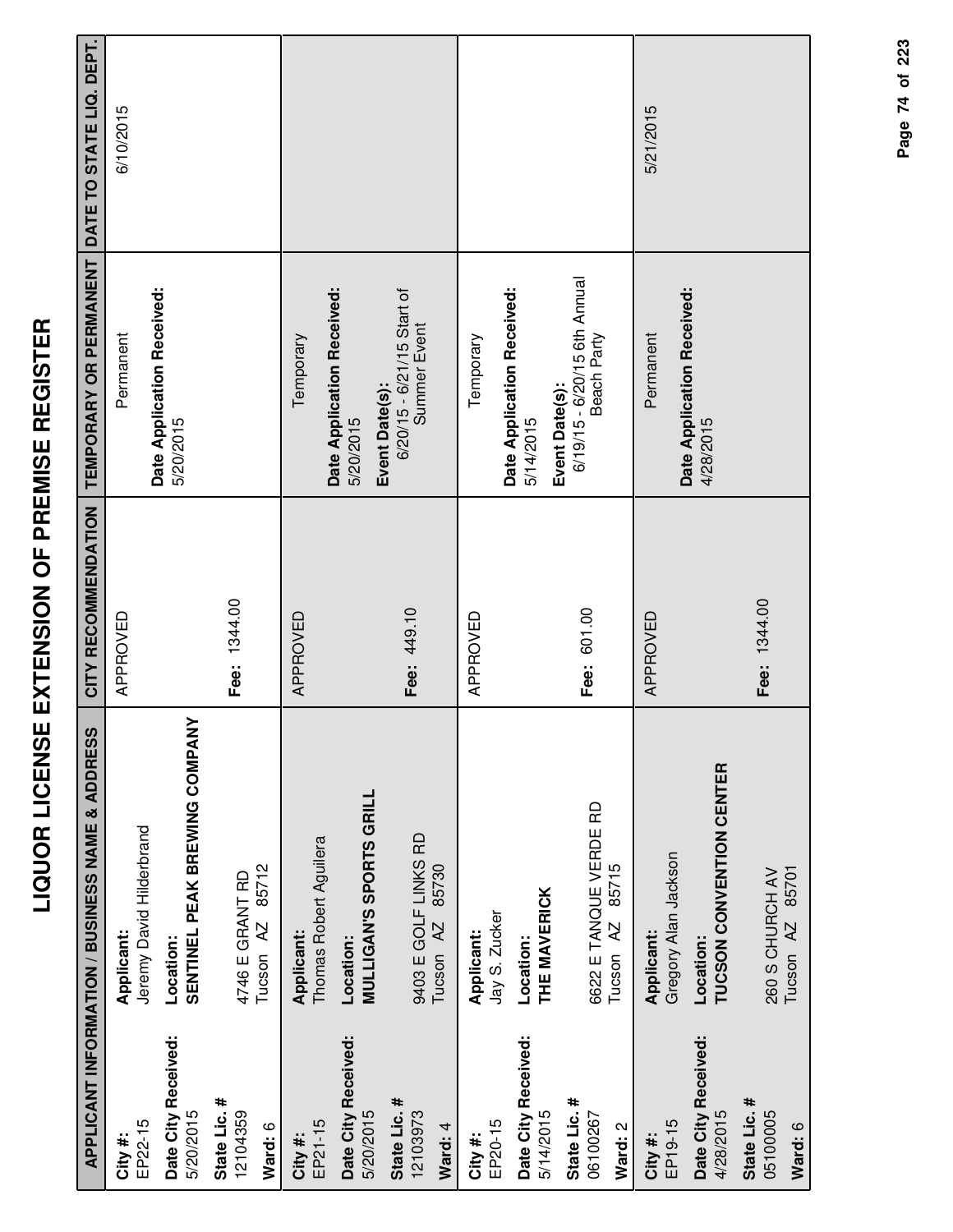# LIQUOR LICENSE EXTENSION OF PREMISE REGISTER

| APPLICANT INFORMATION / BUSINESS NAME & ADDRESS | | CITY RECOMMENDATION | TEMPORARY OR PERMANENT | DATE TO STATE LIQ. DEPT. |
|---|---|---|---|---|
| **City #:** EP22-15<br>**Date City Received:** 5/20/2015<br>**State Lic. #** 12104359<br>**Ward:** 6 | **Applicant:** Jeremy David Hilderbrand<br>**Location:** **SENTINEL PEAK BREWING COMPANY**<br>4746 E GRANT RD<br>Tucson AZ 85712 | APPROVED<br>**Fee:** 1344.00 | Permanent<br>**Date Application Received:** 5/20/2015 | 6/10/2015 |
| **City #:** EP21-15<br>**Date City Received:** 5/20/2015<br>**State Lic. #** 12103973<br>**Ward:** 4 | **Applicant:** Thomas Robert Aguilera<br>**Location:** **MULLIGAN'S SPORTS GRILL**<br>9403 E GOLF LINKS RD<br>Tucson AZ 85730 | APPROVED<br>**Fee:** 449.10 | Temporary<br>**Date Application Received:** 5/20/2015<br>**Event Date(s):** 6/20/15 - 6/21/15 Start of Summer Event | |
| **City #:** EP20-15<br>**Date City Received:** 5/14/2015<br>**State Lic. #** 06100267<br>**Ward:** 2 | **Applicant:** Jay S. Zucker<br>**Location:** **THE MAVERICK**<br>6622 E TANQUE VERDE RD<br>Tucson AZ 85715 | APPROVED<br>**Fee:** 601.00 | Temporary<br>**Date Application Received:** 5/14/2015<br>**Event Date(s):** 6/19/15 - 6/20/15 6th Annual Beach Party | |
| **City #:** EP19-15<br>**Date City Received:** 4/28/2015<br>**State Lic. #** 05100005<br>**Ward:** 6 | **Applicant:** Gregory Alan Jackson<br>**Location:** **TUCSON CONVENTION CENTER**<br>260 S CHURCH AV<br>Tucson AZ 85701 | APPROVED<br>**Fee:** 1344.00 | Permanent<br>**Date Application Received:** 4/28/2015 | 5/21/2015 |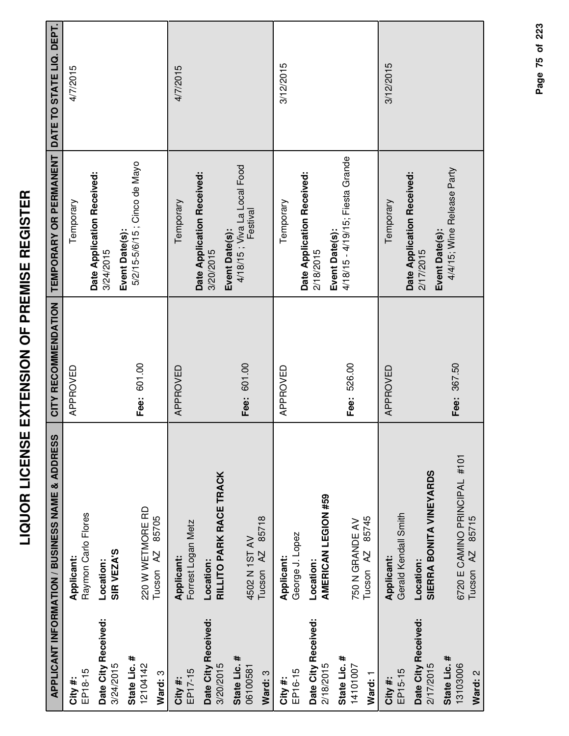# LIQUOR LICENSE EXTENSION OF PREMISE REGISTER

| APPLICANT INFORMATION / BUSINESS NAME & ADDRESS | | CITY RECOMMENDATION | TEMPORARY OR PERMANENT | DATE TO STATE LIQ. DEPT. |
|---|---|---|---|---|
| **City #:** EP18-15<br>**Date City Received:** 3/24/2015<br>**State Lic. #** 12104142<br>**Ward:** 3 | **Applicant:** Raymon Carlo Flores<br>**Location:** **SIR VEZA'S**<br>220 W WETMORE RD<br>Tucson AZ 85705 | APPROVED<br>**Fee:** 601.00 | Temporary<br>**Date Application Received:** 3/24/2015<br>**Event Date(s):** 5/2/15-5/6/15 ; Cinco de Mayo | 4/7/2015 |
| **City #:** EP17-15<br>**Date City Received:** 3/20/2015<br>**State Lic. #** 06100581<br>**Ward:** 3 | **Applicant:** Forrest Logan Metz<br>**Location:** **RILLITO PARK RACE TRACK**<br>4502 N 1ST AV<br>Tucson AZ 85718 | APPROVED<br>**Fee:** 601.00 | Temporary<br>**Date Application Received:** 3/20/2015<br>**Event Date(s):** 4/18/15 ; Viva La Local Food Festival | 4/7/2015 |
| **City #:** EP16-15<br>**Date City Received:** 2/18/2015<br>**State Lic. #** 14101007<br>**Ward:** 1 | **Applicant:** George J. Lopez<br>**Location:** **AMERICAN LEGION #59**<br>750 N GRANDE AV<br>Tucson AZ 85745 | APPROVED<br>**Fee:** 526.00 | Temporary<br>**Date Application Received:** 2/18/2015<br>**Event Date(s):** 4/18/15 - 4/19/15; Fiesta Grande | 3/12/2015 |
| **City #:** EP15-15<br>**Date City Received:** 2/17/2015<br>**State Lic. #** 13103006<br>**Ward:** 2 | **Applicant:** Gerald Kendall Smith<br>**Location:** **SIERRA BONITA VINEYARDS**<br>6720 E CAMINO PRINCIPAL #101<br>Tucson AZ 85715 | APPROVED<br>**Fee:** 367.50 | Temporary<br>**Date Application Received:** 2/17/2015<br>**Event Date(s):** 4/4/15; Wine Release Party | 3/12/2015 |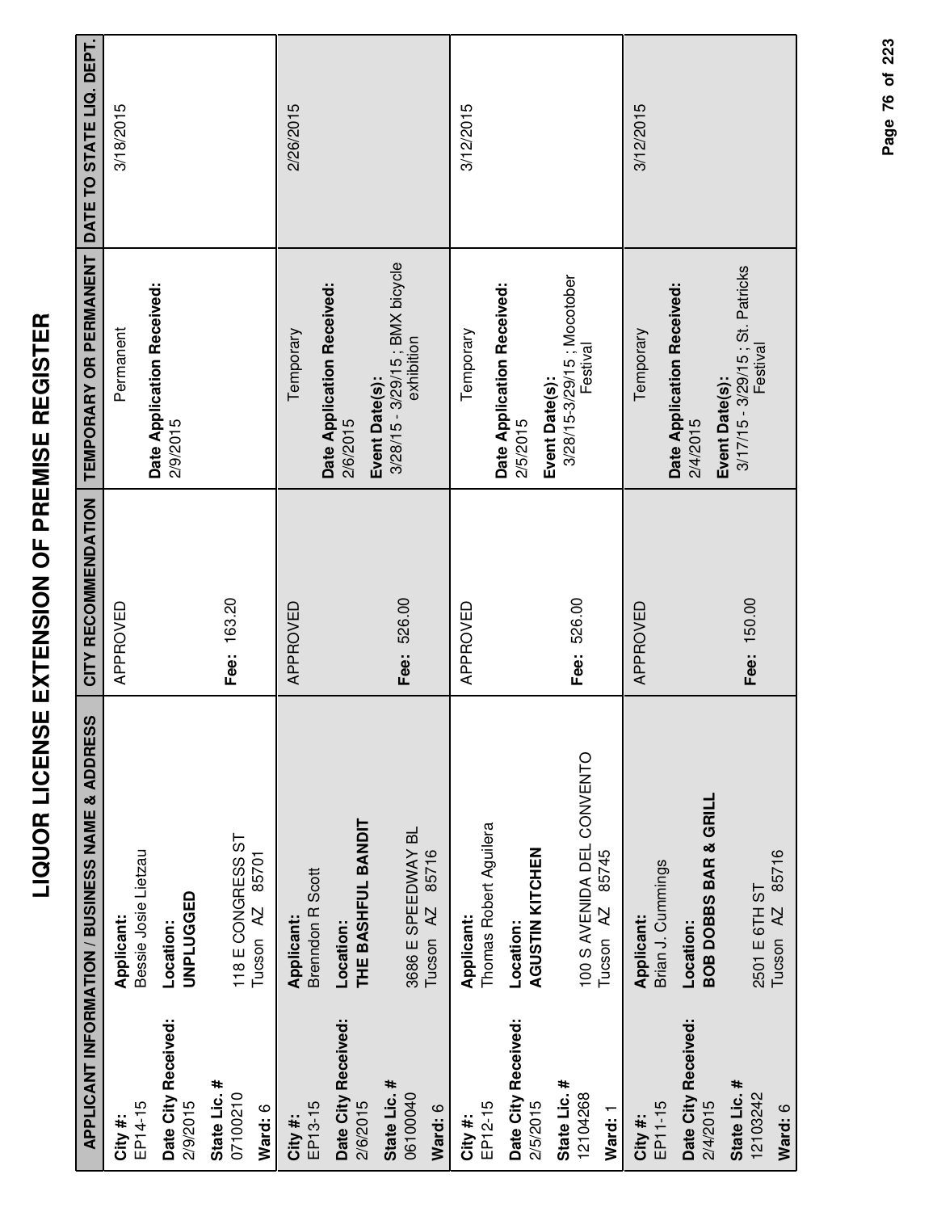# LIQUOR LICENSE EXTENSION OF PREMISE REGISTER

| APPLICANT INFORMATION / BUSINESS NAME & ADDRESS | | CITY RECOMMENDATION | TEMPORARY OR PERMANENT | DATE TO STATE LIQ. DEPT. |
|---|---|---|---|---|
| **City #:** EP14-15<br>**Date City Received:** 2/9/2015<br>**State Lic. #** 07100210<br>**Ward:** 6 | **Applicant:** Bessie Josie Lietzau<br>**Location:** **UNPLUGGED**<br>118 E CONGRESS ST<br>Tucson AZ 85701 | APPROVED<br>**Fee:** 163.20 | Permanent<br>**Date Application Received:** 2/9/2015 | 3/18/2015 |
| **City #:** EP13-15<br>**Date City Received:** 2/6/2015<br>**State Lic. #** 06100040<br>**Ward:** 6 | **Applicant:** Brenndon R Scott<br>**Location:** **THE BASHFUL BANDIT**<br>3686 E SPEEDWAY BL<br>Tucson AZ 85716 | APPROVED<br>**Fee:** 526.00 | Temporary<br>**Date Application Received:** 2/6/2015<br>**Event Date(s):** 3/28/15 - 3/29/15 ; BMX bicycle exhibition | 2/26/2015 |
| **City #:** EP12-15<br>**Date City Received:** 2/5/2015<br>**State Lic. #** 12104268<br>**Ward:** 1 | **Applicant:** Thomas Robert Aguilera<br>**Location:** **AGUSTIN KITCHEN**<br>100 S AVENIDA DEL CONVENTO<br>Tucson AZ 85745 | APPROVED<br>**Fee:** 526.00 | Temporary<br>**Date Application Received:** 2/5/2015<br>**Event Date(s):** 3/28/15-3/29/15 ; Mocotober Festival | 3/12/2015 |
| **City #:** EP11-15<br>**Date City Received:** 2/4/2015<br>**State Lic. #** 12103242<br>**Ward:** 6 | **Applicant:** Brian J. Cummings<br>**Location:** **BOB DOBBS BAR & GRILL**<br>2501 E 6TH ST<br>Tucson AZ 85716 | APPROVED<br>**Fee:** 150.00 | Temporary<br>**Date Application Received:** 2/4/2015<br>**Event Date(s):** 3/17/15 - 3/29/15 ; St. Patricks Festival | 3/12/2015 |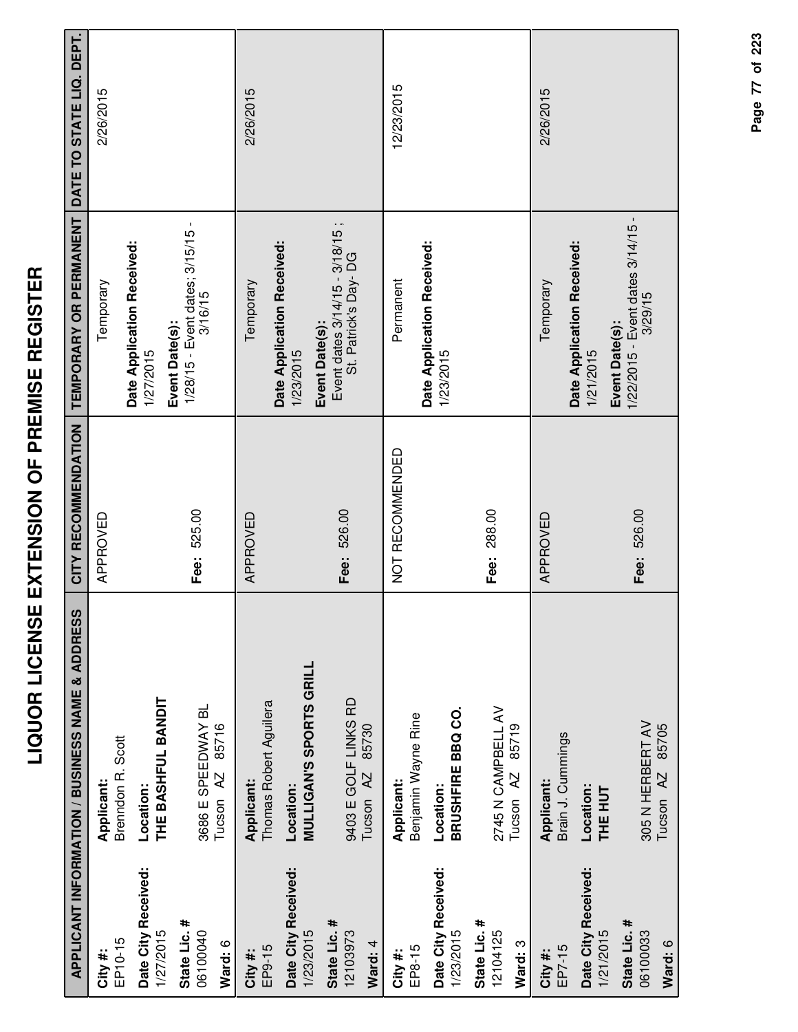# LIQUOR LICENSE EXTENSION OF PREMISE REGISTER

| APPLICANT INFORMATION / BUSINESS NAME & ADDRESS | | CITY RECOMMENDATION | TEMPORARY OR PERMANENT | DATE TO STATE LIQ. DEPT. |
|---|---|---|---|---|
| **City #:** EP10-15<br>**Date City Received:** 1/27/2015<br>**State Lic. #** 06100040<br>**Ward:** 6 | **Applicant:** Brenndon R. Scott<br>**Location:** **THE BASHFUL BANDIT**<br>3686 E SPEEDWAY BL<br>Tucson AZ 85716 | APPROVED<br><br>**Fee:** 525.00 | Temporary<br>**Date Application Received:** 1/27/2015<br>**Event Date(s):** 1/28/15 - Event dates; 3/15/15 - 3/16/15 | 2/26/2015 |
| **City #:** EP9-15<br>**Date City Received:** 1/23/2015<br>**State Lic. #** 12103973<br>**Ward:** 4 | **Applicant:** Thomas Robert Aguilera<br>**Location:** **MULLIGAN'S SPORTS GRILL**<br>9403 E GOLF LINKS RD<br>Tucson AZ 85730 | APPROVED<br><br>**Fee:** 526.00 | Temporary<br>**Date Application Received:** 1/23/2015<br>**Event Date(s):** Event dates 3/14/15 - 3/18/15 ; St. Patrick's Day- DG | 2/26/2015 |
| **City #:** EP8-15<br>**Date City Received:** 1/23/2015<br>**State Lic. #** 12104125<br>**Ward:** 3 | **Applicant:** Benjamin Wayne Rine<br>**Location:** **BRUSHFIRE BBQ CO.**<br>2745 N CAMPBELL AV<br>Tucson AZ 85719 | NOT RECOMMENDED<br><br>**Fee:** 288.00 | Permanent<br>**Date Application Received:** 1/23/2015 | 12/23/2015 |
| **City #:** EP7-15<br>**Date City Received:** 1/21/2015<br>**State Lic. #** 06100033<br>**Ward:** 6 | **Applicant:** Brain J. Cummings<br>**Location:** **THE HUT**<br>305 N HERBERT AV<br>Tucson AZ 85705 | APPROVED<br><br>**Fee:** 526.00 | Temporary<br>**Date Application Received:** 1/21/2015<br>**Event Date(s):** 1/22/2015 - Event dates 3/14/15 - 3/29/15 | 2/26/2015 |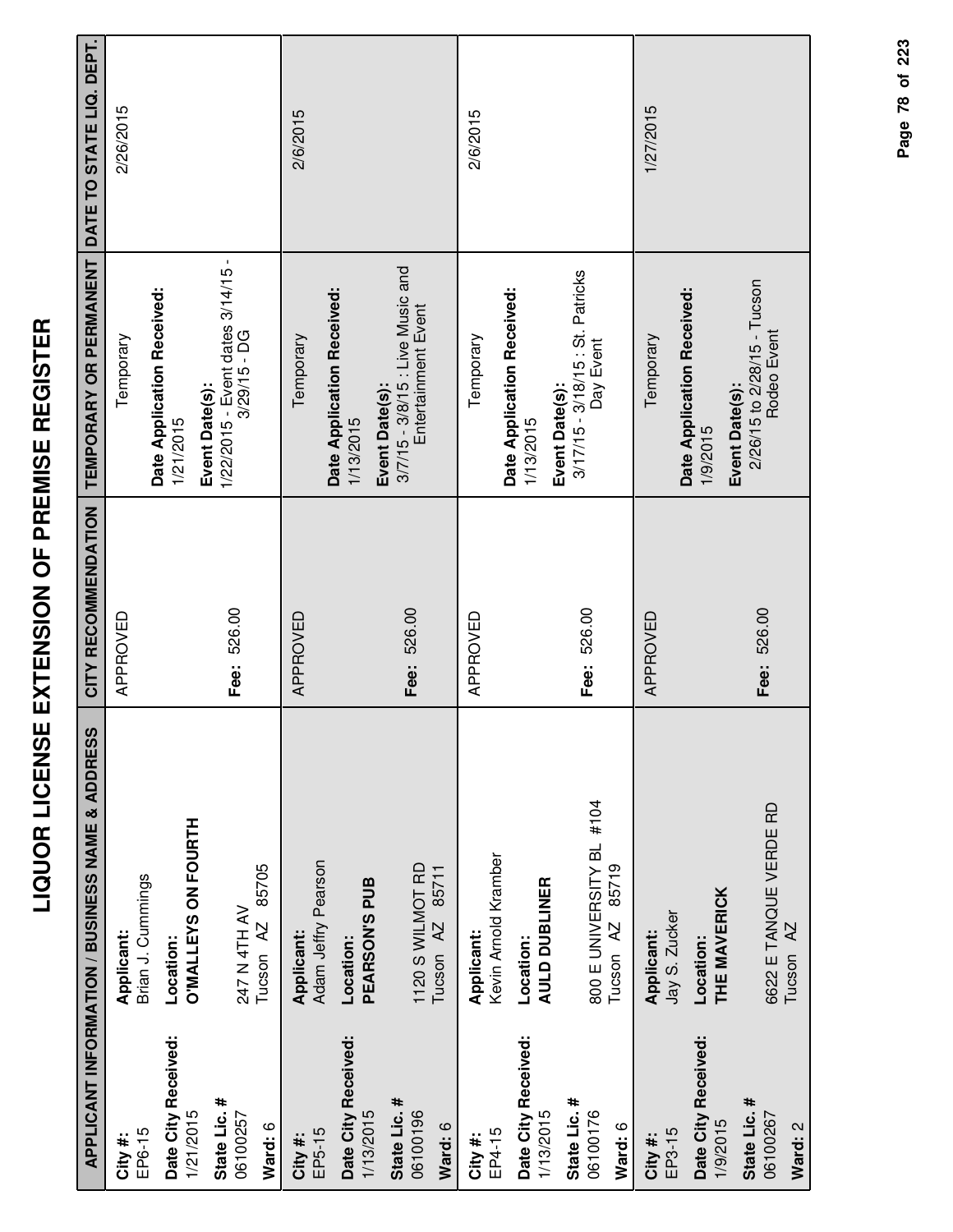# LIQUOR LICENSE EXTENSION OF PREMISE REGISTER

| APPLICANT INFORMATION / BUSINESS NAME & ADDRESS | | CITY RECOMMENDATION | TEMPORARY OR PERMANENT | DATE TO STATE LIQ. DEPT. |
|---|---|---|---|---|
| **City #:** EP6-15<br>**Date City Received:** 1/21/2015<br>**State Lic. #** 06100257<br>**Ward:** 6 | **Applicant:** Brian J. Cummings<br>**Location:** **O'MALLEYS ON FOURTH**<br>247 N 4TH AV<br>Tucson AZ 85705 | APPROVED<br>**Fee:** 526.00 | Temporary<br>**Date Application Received:** 1/21/2015<br>**Event Date(s):** 1/22/2015 - Event dates 3/14/15 - 3/29/15 - DG | 2/26/2015 |
| **City #:** EP5-15<br>**Date City Received:** 1/13/2015<br>**State Lic. #** 06100196<br>**Ward:** 6 | **Applicant:** Adam Jeffry Pearson<br>**Location:** **PEARSON'S PUB**<br>1120 S WILMOT RD<br>Tucson AZ 85711 | APPROVED<br>**Fee:** 526.00 | Temporary<br>**Date Application Received:** 1/13/2015<br>**Event Date(s):** 3/7/15 - 3/8/15 : Live Music and Entertainment Event | 2/6/2015 |
| **City #:** EP4-15<br>**Date City Received:** 1/13/2015<br>**State Lic. #** 06100176<br>**Ward:** 6 | **Applicant:** Kevin Arnold Kramber<br>**Location:** **AULD DUBLINER**<br>800 E UNIVERSITY BL #104<br>Tucson AZ 85719 | APPROVED<br>**Fee:** 526.00 | Temporary<br>**Date Application Received:** 1/13/2015<br>**Event Date(s):** 3/17/15 - 3/18/15 : St. Patricks Day Event | 2/6/2015 |
| **City #:** EP3-15<br>**Date City Received:** 1/9/2015<br>**State Lic. #** 06100267<br>**Ward:** 2 | **Applicant:** Jay S. Zucker<br>**Location:** **THE MAVERICK**<br>6622 E TANQUE VERDE RD<br>Tucson AZ | APPROVED<br>**Fee:** 526.00 | Temporary<br>**Date Application Received:** 1/9/2015<br>**Event Date(s):** 2/26/15 to 2/28/15 - Tucson Rodeo Event | 1/27/2015 |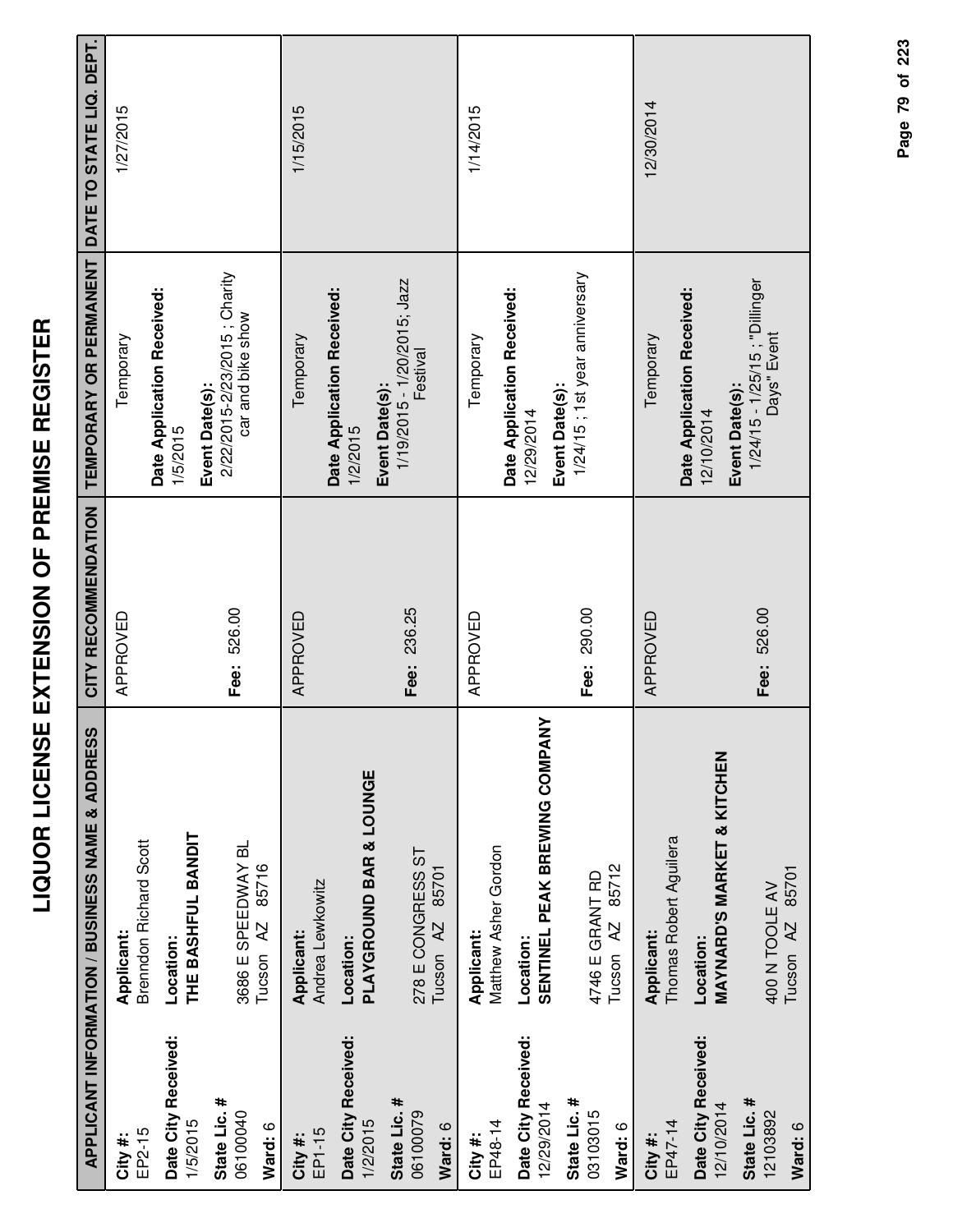# LIQUOR LICENSE EXTENSION OF PREMISE REGISTER

| APPLICANT INFORMATION / BUSINESS NAME & ADDRESS | | CITY RECOMMENDATION | TEMPORARY OR PERMANENT | DATE TO STATE LIQ. DEPT. |
|---|---|---|---|---|
| **City #:** EP2-15<br>**Date City Received:** 1/5/2015<br>**State Lic. #** 06100040<br>**Ward:** 6 | **Applicant:** Brenndon Richard Scott<br>**Location:** **THE BASHFUL BANDIT**<br>3686 E SPEEDWAY BL<br>Tucson AZ 85716 | APPROVED<br>**Fee:** 526.00 | Temporary<br>**Date Application Received:** 1/5/2015<br>**Event Date(s):** 2/22/2015-2/23/2015 ; Charity car and bike show | 1/27/2015 |
| **City #:** EP1-15<br>**Date City Received:** 1/2/2015<br>**State Lic. #** 06100079<br>**Ward:** 6 | **Applicant:** Andrea Lewkowitz<br>**Location:** **PLAYGROUND BAR & LOUNGE**<br>278 E CONGRESS ST<br>Tucson AZ 85701 | APPROVED<br>**Fee:** 236.25 | Temporary<br>**Date Application Received:** 1/2/2015<br>**Event Date(s):** 1/19/2015 - 1/20/2015; Jazz Festival | 1/15/2015 |
| **City #:** EP48-14<br>**Date City Received:** 12/29/2014<br>**State Lic. #** 03103015<br>**Ward:** 6 | **Applicant:** Matthew Asher Gordon<br>**Location:** **SENTINEL PEAK BREWING COMPANY**<br>4746 E GRANT RD<br>Tucson AZ 85712 | APPROVED<br>**Fee:** 290.00 | Temporary<br>**Date Application Received:** 12/29/2014<br>**Event Date(s):** 1/24/15 ; 1st year anniversary | 1/14/2015 |
| **City #:** EP47-14<br>**Date City Received:** 12/10/2014<br>**State Lic. #** 12103892<br>**Ward:** 6 | **Applicant:** Thomas Robert Aguilera<br>**Location:** **MAYNARD'S MARKET & KITCHEN**<br>400 N TOOLE AV<br>Tucson AZ 85701 | APPROVED<br>**Fee:** 526.00 | Temporary<br>**Date Application Received:** 12/10/2014<br>**Event Date(s):** 1/24/15 - 1/25/15 ; "Dillinger Days" Event | 12/30/2014 |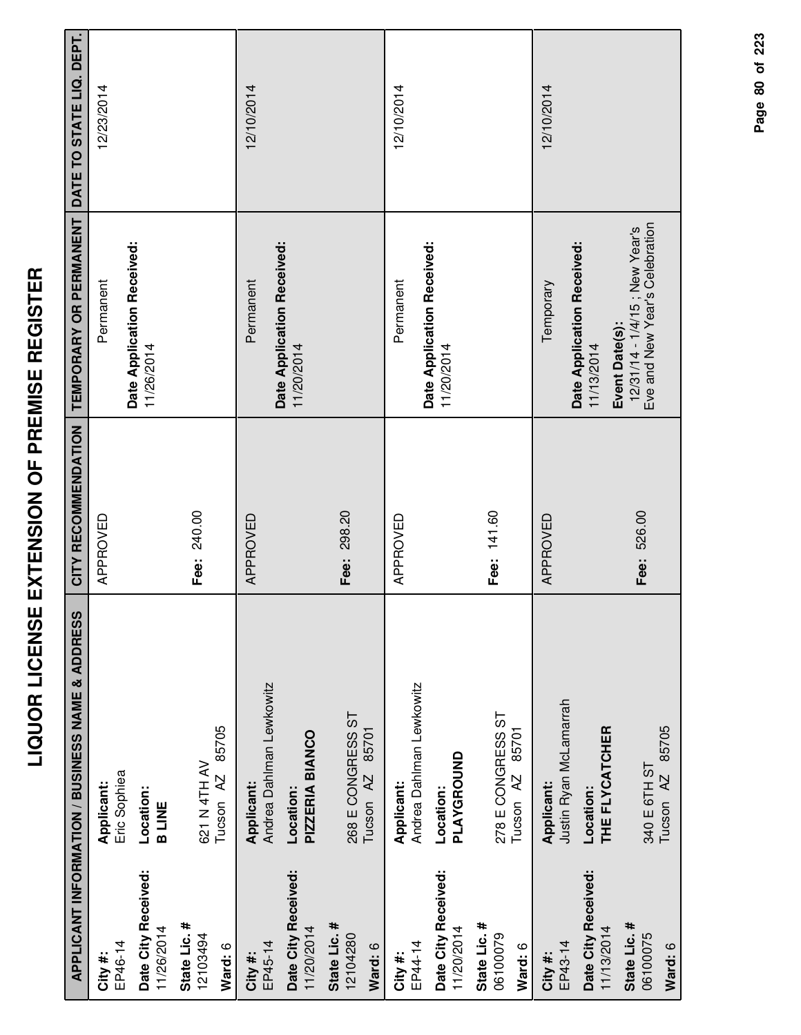# LIQUOR LICENSE EXTENSION OF PREMISE REGISTER

| APPLICANT INFORMATION / BUSINESS NAME & ADDRESS | | CITY RECOMMENDATION | TEMPORARY OR PERMANENT | DATE TO STATE LIQ. DEPT. |
|---|---|---|---|---|
| **City #:** EP46-14<br>**Date City Received:** 11/26/2014<br>**State Lic. #** 12103494<br>**Ward:** 6 | **Applicant:** Eric Sophiea<br>**Location:** **B LINE**<br>621 N 4TH AV<br>Tucson AZ 85705 | APPROVED<br><br>**Fee:** 240.00 | Permanent<br>**Date Application Received:** 11/26/2014 | 12/23/2014 |
| **City #:** EP45-14<br>**Date City Received:** 11/20/2014<br>**State Lic. #** 12104280<br>**Ward:** 6 | **Applicant:** Andrea Dahlman Lewkowitz<br>**Location:** **PIZZERIA BIANCO**<br>268 E CONGRESS ST<br>Tucson AZ 85701 | APPROVED<br><br>**Fee:** 298.20 | Permanent<br>**Date Application Received:** 11/20/2014 | 12/10/2014 |
| **City #:** EP44-14<br>**Date City Received:** 11/20/2014<br>**State Lic. #** 06100079<br>**Ward:** 6 | **Applicant:** Andrea Dahlman Lewkowitz<br>**Location:** **PLAYGROUND**<br>278 E CONGRESS ST<br>Tucson AZ 85701 | APPROVED<br><br>**Fee:** 141.60 | Permanent<br>**Date Application Received:** 11/20/2014 | 12/10/2014 |
| **City #:** EP43-14<br>**Date City Received:** 11/13/2014<br>**State Lic. #** 06100075<br>**Ward:** 6 | **Applicant:** Justin Ryan McLamarrah<br>**Location:** **THE FLYCATCHER**<br>340 E 6TH ST<br>Tucson AZ 85705 | APPROVED<br><br>**Fee:** 526.00 | Temporary<br>**Date Application Received:** 11/13/2014<br>**Event Date(s):** 12/31/14 - 1/4/15 ; New Year's Eve and New Year's Celebration | 12/10/2014 |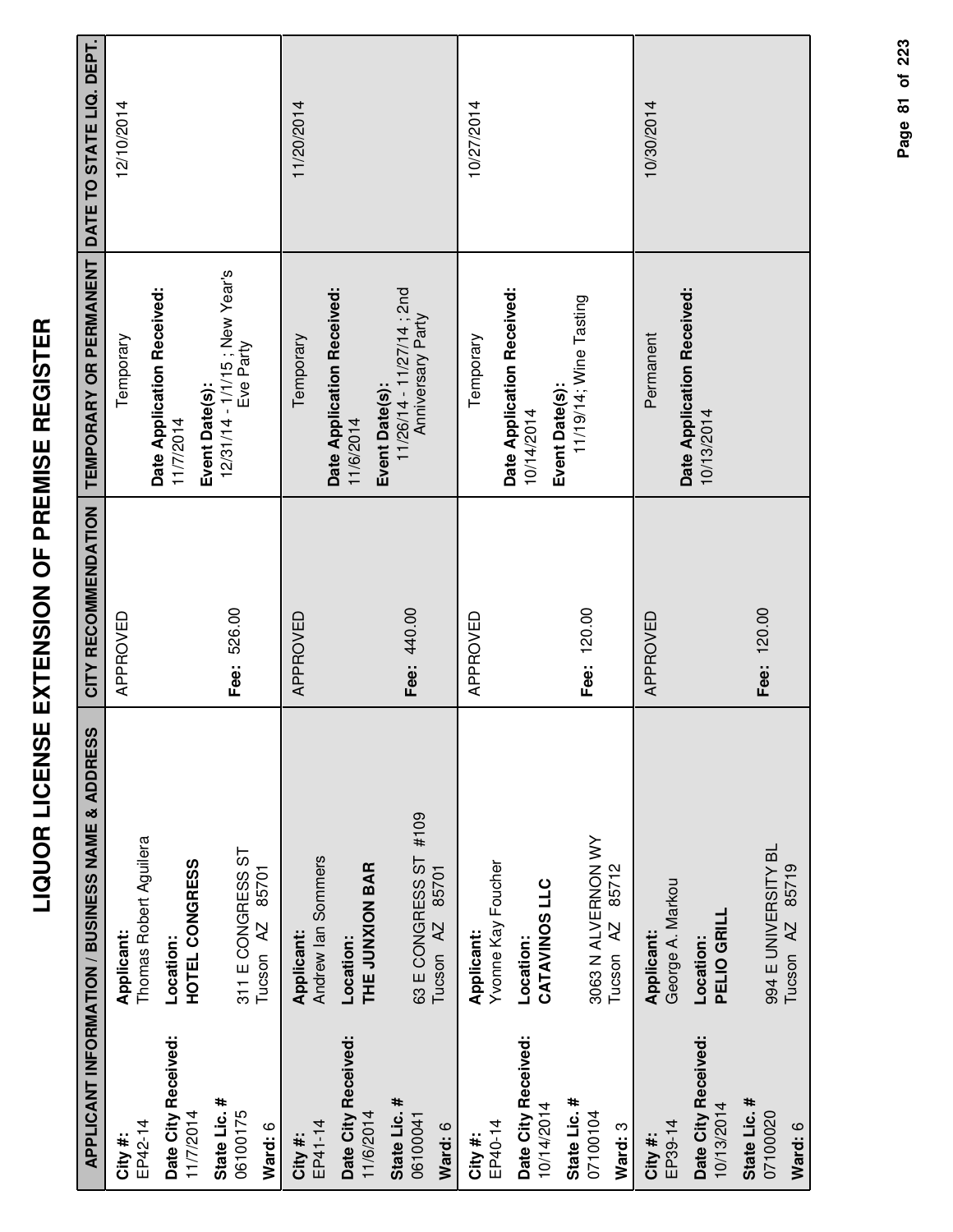# LIQUOR LICENSE EXTENSION OF PREMISE REGISTER

| APPLICANT INFORMATION / BUSINESS NAME & ADDRESS | | CITY RECOMMENDATION | TEMPORARY OR PERMANENT | DATE TO STATE LIQ. DEPT. |
|---|---|---|---|---|
| **City #:** EP42-14<br>**Date City Received:** 11/7/2014<br>**State Lic. #** 06100175<br>**Ward:** 6 | **Applicant:** Thomas Robert Aguilera<br>**Location:** **HOTEL CONGRESS**<br>311 E CONGRESS ST<br>Tucson AZ 85701 | APPROVED<br>**Fee:** 526.00 | Temporary<br>**Date Application Received:** 11/7/2014<br>**Event Date(s):** 12/31/14 - 1/1/15 ; New Year's Eve Party | 12/10/2014 |
| **City #:** EP41-14<br>**Date City Received:** 11/6/2014<br>**State Lic. #** 06100041<br>**Ward:** 6 | **Applicant:** Andrew Ian Sommers<br>**Location:** **THE JUNXION BAR**<br>63 E CONGRESS ST #109<br>Tucson AZ 85701 | APPROVED<br>**Fee:** 440.00 | Temporary<br>**Date Application Received:** 11/6/2014<br>**Event Date(s):** 11/26/14 - 11/27/14 ; 2nd Anniversary Party | 11/20/2014 |
| **City #:** EP40-14<br>**Date City Received:** 10/14/2014<br>**State Lic. #** 07100104<br>**Ward:** 3 | **Applicant:** Yvonne Kay Foucher<br>**Location:** **CATAVINOS LLC**<br>3063 N ALVERNON WY<br>Tucson AZ 85712 | APPROVED<br>**Fee:** 120.00 | Temporary<br>**Date Application Received:** 10/14/2014<br>**Event Date(s):** 11/19/14; Wine Tasting | 10/27/2014 |
| **City #:** EP39-14<br>**Date City Received:** 10/13/2014<br>**State Lic. #** 07100020<br>**Ward:** 6 | **Applicant:** George A. Markou<br>**Location:** **PELIO GRILL**<br>994 E UNIVERSITY BL<br>Tucson AZ 85719 | APPROVED<br>**Fee:** 120.00 | Permanent<br>**Date Application Received:** 10/13/2014 | 10/30/2014 |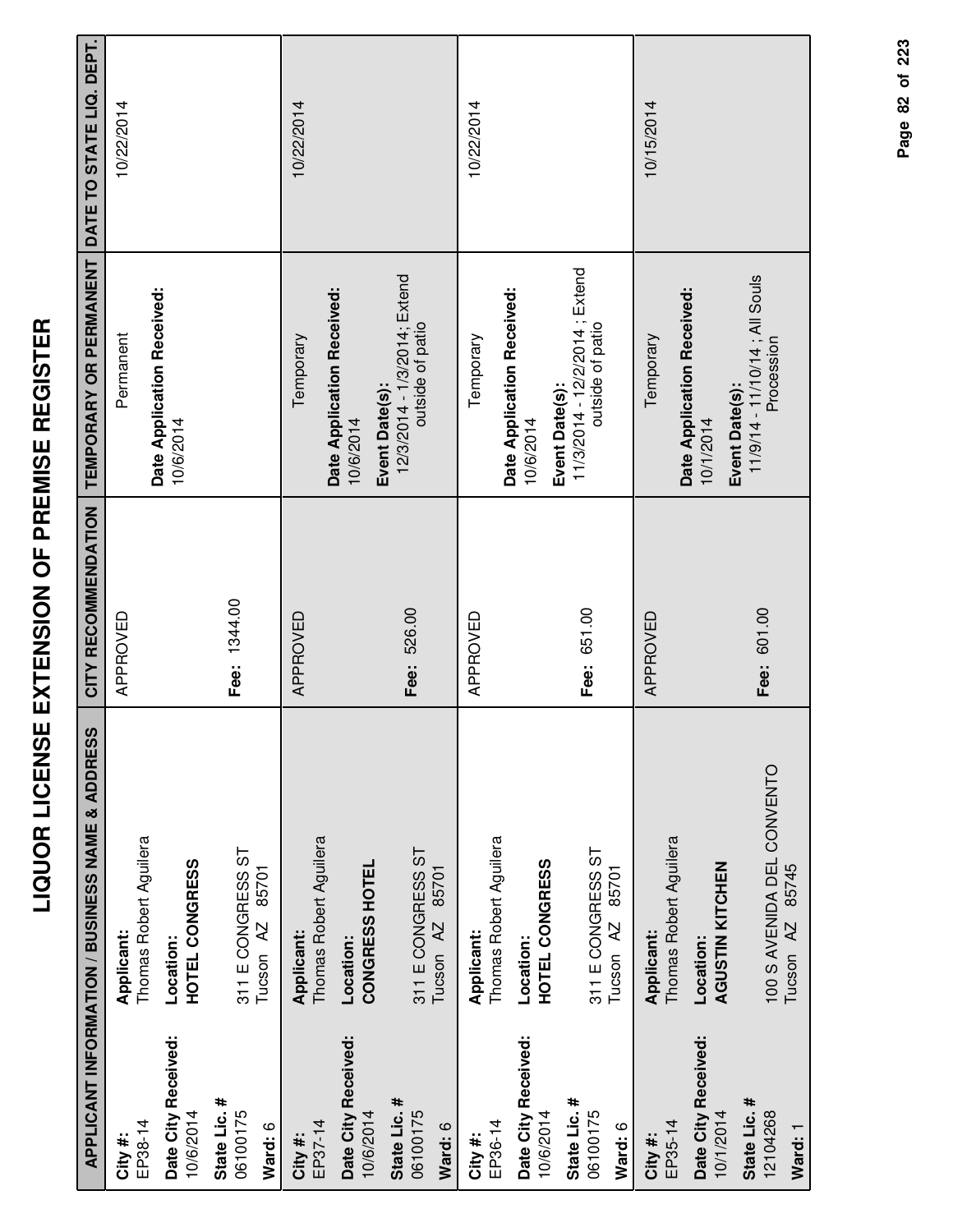# LIQUOR LICENSE EXTENSION OF PREMISE REGISTER

| APPLICANT INFORMATION / BUSINESS NAME & ADDRESS | | CITY RECOMMENDATION | TEMPORARY OR PERMANENT | DATE TO STATE LIQ. DEPT. |
|---|---|---|---|---|
| **City #:** EP38-14<br>**Date City Received:** 10/6/2014<br>**State Lic. #** 06100175<br>**Ward:** 6 | **Applicant:** Thomas Robert Aguilera<br>**Location:** **HOTEL CONGRESS**<br>311 E CONGRESS ST<br>Tucson AZ 85701 | APPROVED<br><br>**Fee:** 1344.00 | Permanent<br>**Date Application Received:** 10/6/2014 | 10/22/2014 |
| **City #:** EP37-14<br>**Date City Received:** 10/6/2014<br>**State Lic. #** 06100175<br>**Ward:** 6 | **Applicant:** Thomas Robert Aguilera<br>**Location:** **CONGRESS HOTEL**<br>311 E CONGRESS ST<br>Tucson AZ 85701 | APPROVED<br><br>**Fee:** 526.00 | Temporary<br>**Date Application Received:** 10/6/2014<br>**Event Date(s):** 12/3/2014 - 1/3/2014; Extend outside of patio | 10/22/2014 |
| **City #:** EP36-14<br>**Date City Received:** 10/6/2014<br>**State Lic. #** 06100175<br>**Ward:** 6 | **Applicant:** Thomas Robert Aguilera<br>**Location:** **HOTEL CONGRESS**<br>311 E CONGRESS ST<br>Tucson AZ 85701 | APPROVED<br><br>**Fee:** 651.00 | Temporary<br>**Date Application Received:** 10/6/2014<br>**Event Date(s):** 11/3/2014 - 12/2/2014 ; Extend outside of patio | 10/22/2014 |
| **City #:** EP35-14<br>**Date City Received:** 10/1/2014<br>**State Lic. #** 12104268<br>**Ward:** 1 | **Applicant:** Thomas Robert Aguilera<br>**Location:** **AGUSTIN KITCHEN**<br>100 S AVENIDA DEL CONVENTO<br>Tucson AZ 85745 | APPROVED<br><br>**Fee:** 601.00 | Temporary<br>**Date Application Received:** 10/1/2014<br>**Event Date(s):** 11/9/14 - 11/10/14 ; All Souls Procession | 10/15/2014 |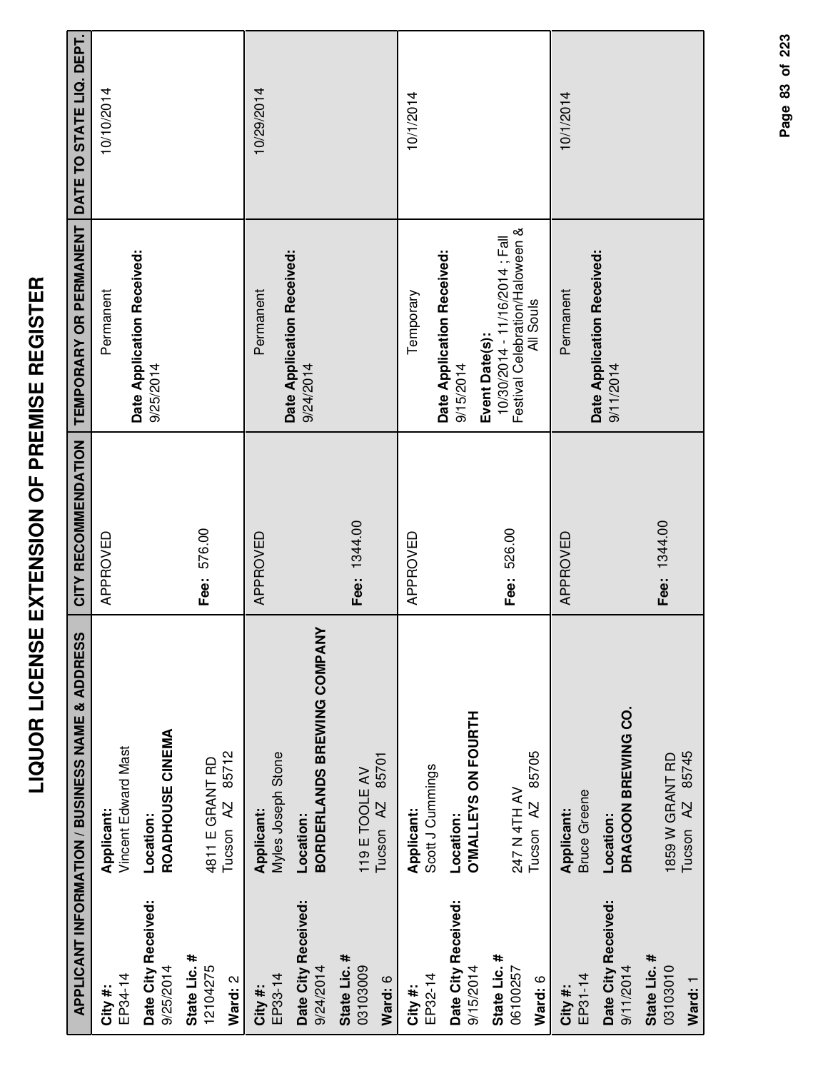# LIQUOR LICENSE EXTENSION OF PREMISE REGISTER

| APPLICANT INFORMATION / BUSINESS NAME & ADDRESS | | CITY RECOMMENDATION | TEMPORARY OR PERMANENT | DATE TO STATE LIQ. DEPT. |
|---|---|---|---|---|
| **City #:** EP34-14<br>**Date City Received:** 9/25/2014<br>**State Lic. #** 12104275<br>**Ward:** 2 | **Applicant:** Vincent Edward Mast<br>**Location:** **ROADHOUSE CINEMA**<br>4811 E GRANT RD<br>Tucson AZ 85712 | APPROVED<br>**Fee:** 576.00 | Permanent<br>**Date Application Received:** 9/25/2014 | 10/10/2014 |
| **City #:** EP33-14<br>**Date City Received:** 9/24/2014<br>**State Lic. #** 03103009<br>**Ward:** 6 | **Applicant:** Myles Joseph Stone<br>**Location:** **BORDERLANDS BREWING COMPANY**<br>119 E TOOLE AV<br>Tucson AZ 85701 | APPROVED<br>**Fee:** 1344.00 | Permanent<br>**Date Application Received:** 9/24/2014 | 10/29/2014 |
| **City #:** EP32-14<br>**Date City Received:** 9/15/2014<br>**State Lic. #** 06100257<br>**Ward:** 6 | **Applicant:** Scott J Cummings<br>**Location:** **O'MALLEYS ON FOURTH**<br>247 N 4TH AV<br>Tucson AZ 85705 | APPROVED<br>**Fee:** 526.00 | Temporary<br>**Date Application Received:** 9/15/2014<br>**Event Date(s):** 10/30/2014 - 11/16/2014 ; Fall Festival Celebration/Haloween & All Souls | 10/1/2014 |
| **City #:** EP31-14<br>**Date City Received:** 9/11/2014<br>**State Lic. #** 03103010<br>**Ward:** 1 | **Applicant:** Bruce Greene<br>**Location:** **DRAGOON BREWING CO.**<br>1859 W GRANT RD<br>Tucson AZ 85745 | APPROVED<br>**Fee:** 1344.00 | Permanent<br>**Date Application Received:** 9/11/2014 | 10/1/2014 |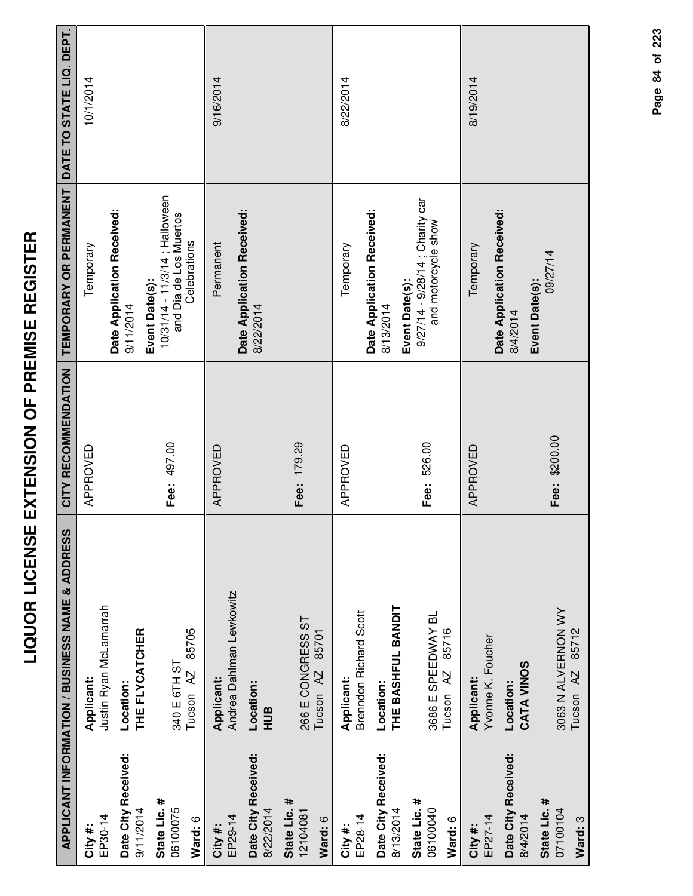# LIQUOR LICENSE EXTENSION OF PREMISE REGISTER

| APPLICANT INFORMATION / BUSINESS NAME & ADDRESS | | CITY RECOMMENDATION | TEMPORARY OR PERMANENT | DATE TO STATE LIQ. DEPT. |
|---|---|---|---|---|
| **City #:** EP30-14<br>**Date City Received:** 9/11/2014<br>**State Lic. #** 06100075<br>**Ward:** 6 | **Applicant:** Justin Ryan McLamarrah<br>**Location:** **THE FLYCATCHER**<br>340 E 6TH ST<br>Tucson AZ 85705 | APPROVED<br><br>**Fee:** 497.00 | Temporary<br>**Date Application Received:** 9/11/2014<br>**Event Date(s):** 10/31/14 - 11/3/14 ; Halloween and Dia de Los Muertos Celebrations | 10/1/2014 |
| **City #:** EP29-14<br>**Date City Received:** 8/22/2014<br>**State Lic. #** 12104081<br>**Ward:** 6 | **Applicant:** Andrea Dahlman Lewkowitz<br>**Location:** **HUB**<br>266 E CONGRESS ST<br>Tucson AZ 85701 | APPROVED<br><br>**Fee:** 179.29 | Permanent<br>**Date Application Received:** 8/22/2014 | 9/16/2014 |
| **City #:** EP28-14<br>**Date City Received:** 8/13/2014<br>**State Lic. #** 06100040<br>**Ward:** 6 | **Applicant:** Brenndon Richard Scott<br>**Location:** **THE BASHFUL BANDIT**<br>3686 E SPEEDWAY BL<br>Tucson AZ 85716 | APPROVED<br><br>**Fee:** 526.00 | Temporary<br>**Date Application Received:** 8/13/2014<br>**Event Date(s):** 9/27/14 - 9/28/14 ; Charity car and motorcycle show | 8/22/2014 |
| **City #:** EP27-14<br>**Date City Received:** 8/4/2014<br>**State Lic. #** 07100104<br>**Ward:** 3 | **Applicant:** Yvonne K. Foucher<br>**Location:** **CATA VINOS**<br>3063 N ALVERNON WY<br>Tucson AZ 85712 | APPROVED<br><br>**Fee:** $200.00 | Temporary<br>**Date Application Received:** 8/4/2014<br>**Event Date(s):** 09/27/14 | 8/19/2014 |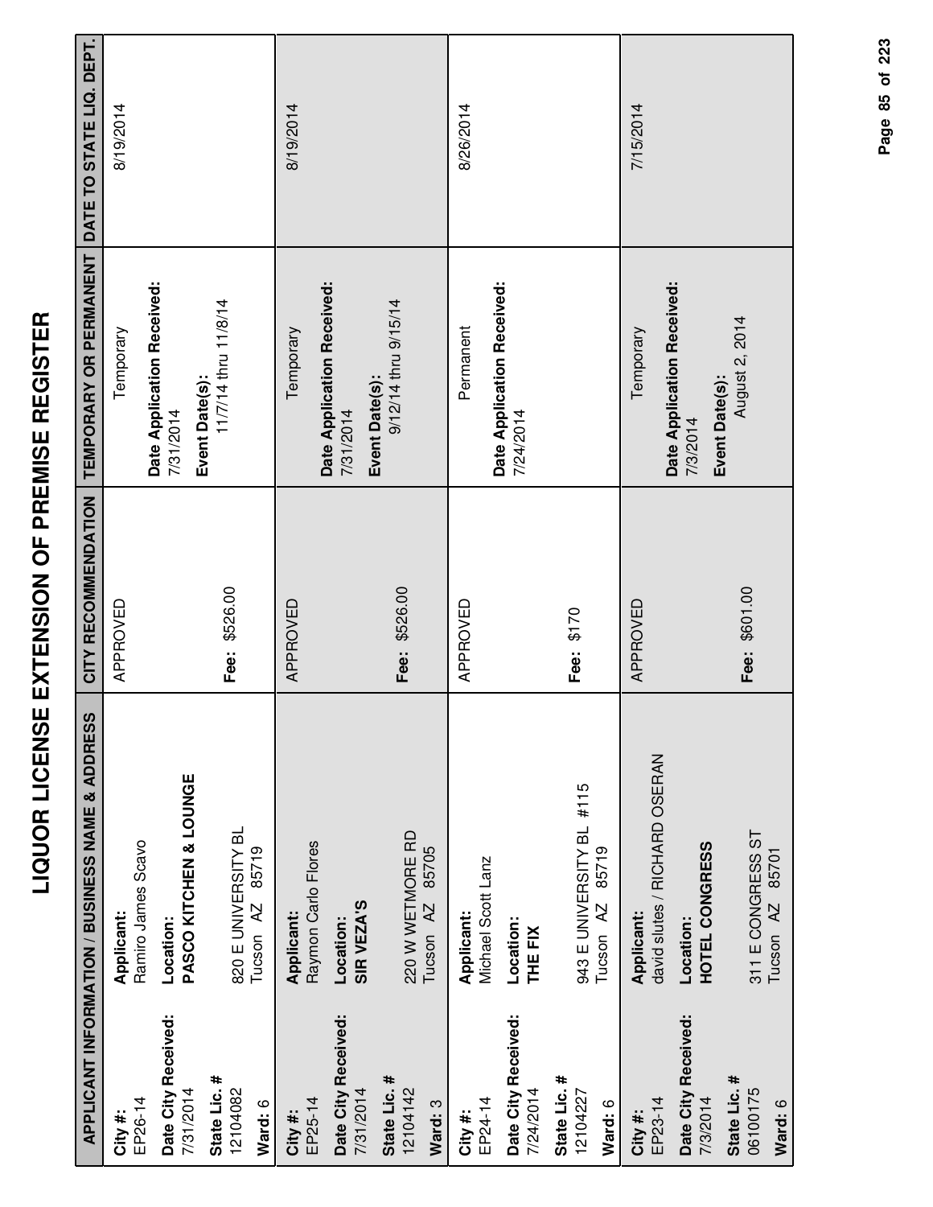# LIQUOR LICENSE EXTENSION OF PREMISE REGISTER

| APPLICANT INFORMATION / BUSINESS NAME & ADDRESS | | CITY RECOMMENDATION | TEMPORARY OR PERMANENT | DATE TO STATE LIQ. DEPT. |
|---|---|---|---|---|
| **City #:** EP26-14<br>**Date City Received:** 7/31/2014<br>**State Lic. #** 12104082<br>**Ward:** 6 | **Applicant:** Ramiro James Scavo<br>**Location:** **PASCO KITCHEN & LOUNGE**<br>820 E UNIVERSITY BL<br>Tucson AZ 85719 | APPROVED<br><br>**Fee:** $526.00 | Temporary<br>**Date Application Received:** 7/31/2014<br>**Event Date(s):** 11/7/14 thru 11/8/14 | 8/19/2014 |
| **City #:** EP25-14<br>**Date City Received:** 7/31/2014<br>**State Lic. #** 12104142<br>**Ward:** 3 | **Applicant:** Raymon Carlo Flores<br>**Location:** **SIR VEZA'S**<br>220 W WETMORE RD<br>Tucson AZ 85705 | APPROVED<br><br>**Fee:** $526.00 | Temporary<br>**Date Application Received:** 7/31/2014<br>**Event Date(s):** 9/12/14 thru 9/15/14 | 8/19/2014 |
| **City #:** EP24-14<br>**Date City Received:** 7/24/2014<br>**State Lic. #** 12104227<br>**Ward:** 6 | **Applicant:** Michael Scott Lanz<br>**Location:** **THE FIX**<br>943 E UNIVERSITY BL #115<br>Tucson AZ 85719 | APPROVED<br><br>**Fee:** $170 | Permanent<br>**Date Application Received:** 7/24/2014 | 8/26/2014 |
| **City #:** EP23-14<br>**Date City Received:** 7/3/2014<br>**State Lic. #** 06100175<br>**Ward:** 6 | **Applicant:** david slutes / RICHARD OSERAN<br>**Location:** **HOTEL CONGRESS**<br>311 E CONGRESS ST<br>Tucson AZ 85701 | APPROVED<br><br>**Fee:** $601.00 | Temporary<br>**Date Application Received:** 7/3/2014<br>**Event Date(s):** August 2, 2014 | 7/15/2014 |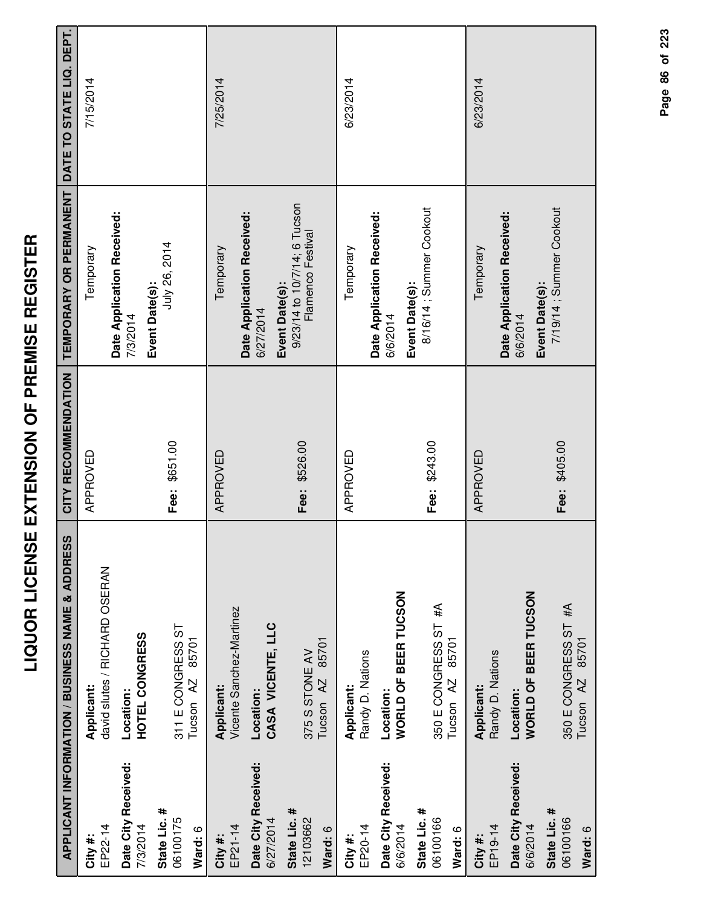# LIQUOR LICENSE EXTENSION OF PREMISE REGISTER

| APPLICANT INFORMATION / BUSINESS NAME & ADDRESS | | CITY RECOMMENDATION | TEMPORARY OR PERMANENT | DATE TO STATE LIQ. DEPT. |
|---|---|---|---|---|
| **City #:** EP22-14 **Date City Received:** 7/3/2014 **State Lic. #** 06100175 **Ward:** 6 | **Applicant:** david slutes / RICHARD OSERAN **Location:** **HOTEL CONGRESS** 311 E CONGRESS ST Tucson AZ 85701 | APPROVED **Fee:** $651.00 | Temporary **Date Application Received:** 7/3/2014 **Event Date(s):** July 26, 2014 | 7/15/2014 |
| **City #:** EP21-14 **Date City Received:** 6/27/2014 **State Lic. #** 12103662 **Ward:** 6 | **Applicant:** Vicente Sanchez-Martinez **Location:** **CASA VICENTE, LLC** 375 S STONE AV Tucson AZ 85701 | APPROVED **Fee:** $526.00 | Temporary **Date Application Received:** 6/27/2014 **Event Date(s):** 9/23/14 to 10/7/14; 6 Tucson Flamenco Festival | 7/25/2014 |
| **City #:** EP20-14 **Date City Received:** 6/6/2014 **State Lic. #** 06100166 **Ward:** 6 | **Applicant:** Randy D. Nations **Location:** **WORLD OF BEER TUCSON** 350 E CONGRESS ST #A Tucson AZ 85701 | APPROVED **Fee:** $243.00 | Temporary **Date Application Received:** 6/6/2014 **Event Date(s):** 8/16/14 ; Summer Cookout | 6/23/2014 |
| **City #:** EP19-14 **Date City Received:** 6/6/2014 **State Lic. #** 06100166 **Ward:** 6 | **Applicant:** Randy D. Nations **Location:** **WORLD OF BEER TUCSON** 350 E CONGRESS ST #A Tucson AZ 85701 | APPROVED **Fee:** $405.00 | Temporary **Date Application Received:** 6/6/2014 **Event Date(s):** 7/19/14 ; Summer Cookout | 6/23/2014 |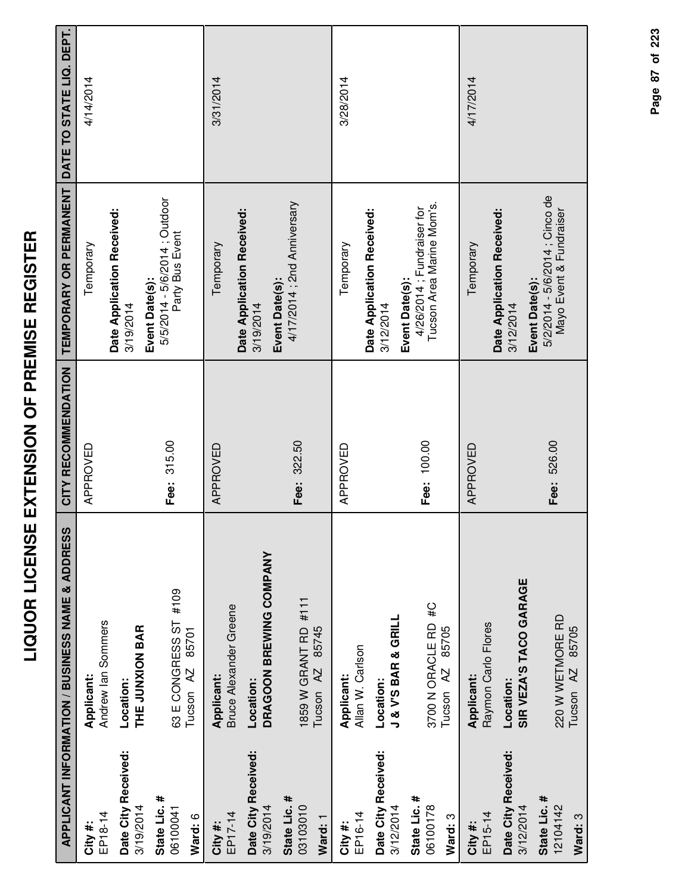# LIQUOR LICENSE EXTENSION OF PREMISE REGISTER

| APPLICANT INFORMATION / BUSINESS NAME & ADDRESS | | CITY RECOMMENDATION | TEMPORARY OR PERMANENT | DATE TO STATE LIQ. DEPT. |
|---|---|---|---|---|
| **City #:** EP18-14 **Date City Received:** 3/19/2014 **State Lic. #** 06100041 **Ward:** 6 | **Applicant:** Andrew Ian Sommers **Location:** **THE JUNXION BAR** 63 E CONGRESS ST #109 Tucson AZ 85701 | APPROVED **Fee:** 315.00 | Temporary **Date Application Received:** 3/19/2014 **Event Date(s):** 5/5/2014 - 5/6/2014 ; Outdoor Party Bus Event | 4/14/2014 |
| **City #:** EP17-14 **Date City Received:** 3/19/2014 **State Lic. #** 03103010 **Ward:** 1 | **Applicant:** Bruce Alexander Greene **Location:** **DRAGOON BREWING COMPANY** 1859 W GRANT RD #111 Tucson AZ 85745 | APPROVED **Fee:** 322.50 | Temporary **Date Application Received:** 3/19/2014 **Event Date(s):** 4/17/2014 ; 2nd Anniversary | 3/31/2014 |
| **City #:** EP16-14 **Date City Received:** 3/12/2014 **State Lic. #** 06100178 **Ward:** 3 | **Applicant:** Allan W. Carlson **Location:** **J & V'S BAR & GRILL** 3700 N ORACLE RD #C Tucson AZ 85705 | APPROVED **Fee:** 100.00 | Temporary **Date Application Received:** 3/12/2014 **Event Date(s):** 4/26/2014 ; Fundraiser for Tucson Area Marine Mom's. | 3/28/2014 |
| **City #:** EP15-14 **Date City Received:** 3/12/2014 **State Lic. #** 12104142 **Ward:** 3 | **Applicant:** Raymon Carlo Flores **Location:** **SIR VEZA'S TACO GARAGE** 220 W WETMORE RD Tucson AZ 85705 | APPROVED **Fee:** 526.00 | Temporary **Date Application Received:** 3/12/2014 **Event Date(s):** 5/2/2014 - 5/6/2014 ; Cinco de Mayo Event & Fundraiser | 4/17/2014 |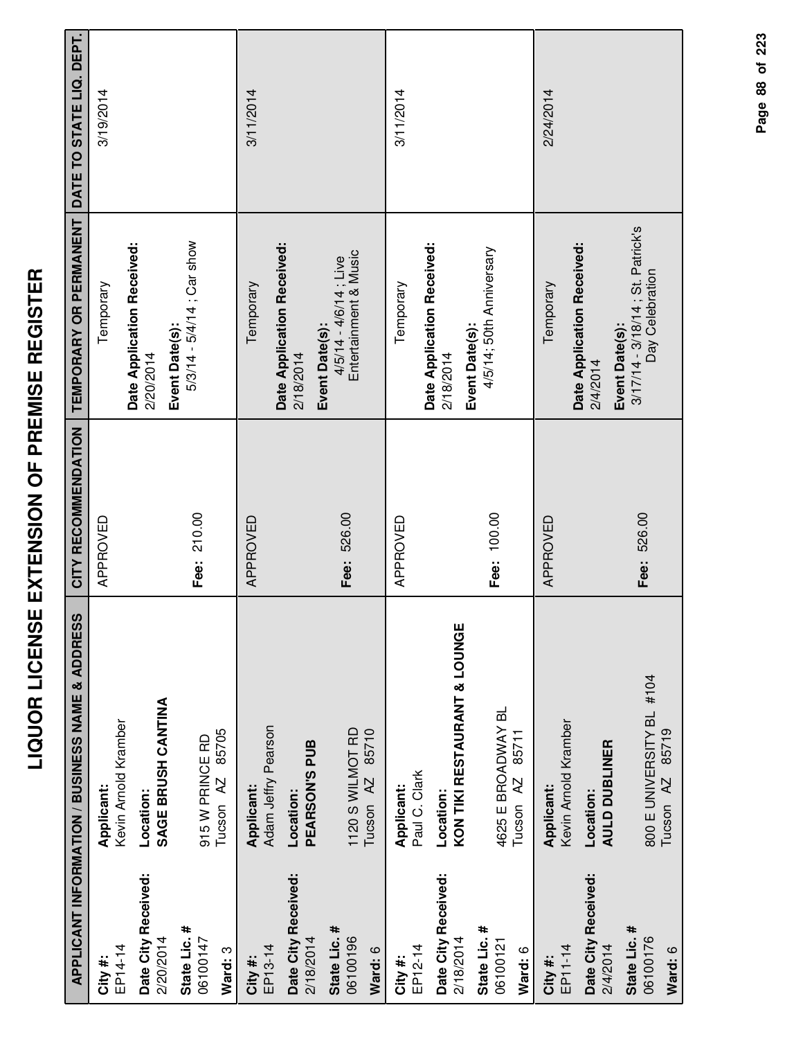# LIQUOR LICENSE EXTENSION OF PREMISE REGISTER

| APPLICANT INFORMATION / BUSINESS NAME & ADDRESS | | CITY RECOMMENDATION | TEMPORARY OR PERMANENT | DATE TO STATE LIQ. DEPT. |
|---|---|---|---|---|
| **City #:** EP14-14<br>**Date City Received:** 2/20/2014<br>**State Lic. #** 06100147<br>**Ward:** 3 | **Applicant:** Kevin Arnold Kramber<br>**Location:** **SAGE BRUSH CANTINA**<br>915 W PRINCE RD<br>Tucson AZ 85705 | APPROVED<br>**Fee:** 210.00 | Temporary<br>**Date Application Received:** 2/20/2014<br>**Event Date(s):** 5/3/14 - 5/4/14 ; Car show | 3/19/2014 |
| **City #:** EP13-14<br>**Date City Received:** 2/18/2014<br>**State Lic. #** 06100196<br>**Ward:** 6 | **Applicant:** Adam Jeffry Pearson<br>**Location:** **PEARSON'S PUB**<br>1120 S WILMOT RD<br>Tucson AZ 85710 | APPROVED<br>**Fee:** 526.00 | Temporary<br>**Date Application Received:** 2/18/2014<br>**Event Date(s):** 4/5/14 - 4/6/14 ; Live Entertainment & Music | 3/11/2014 |
| **City #:** EP12-14<br>**Date City Received:** 2/18/2014<br>**State Lic. #** 06100121<br>**Ward:** 6 | **Applicant:** Paul C. Clark<br>**Location:** **KON TIKI RESTAURANT & LOUNGE**<br>4625 E BROADWAY BL<br>Tucson AZ 85711 | APPROVED<br>**Fee:** 100.00 | Temporary<br>**Date Application Received:** 2/18/2014<br>**Event Date(s):** 4/5/14; 50th Anniversary | 3/11/2014 |
| **City #:** EP11-14<br>**Date City Received:** 2/4/2014<br>**State Lic. #** 06100176<br>**Ward:** 6 | **Applicant:** Kevin Arnold Kramber<br>**Location:** **AULD DUBLINER**<br>800 E UNIVERSITY BL #104<br>Tucson AZ 85719 | APPROVED<br>**Fee:** 526.00 | Temporary<br>**Date Application Received:** 2/4/2014<br>**Event Date(s):** 3/17/14 - 3/18/14 ; St. Patrick's Day Celebration | 2/24/2014 |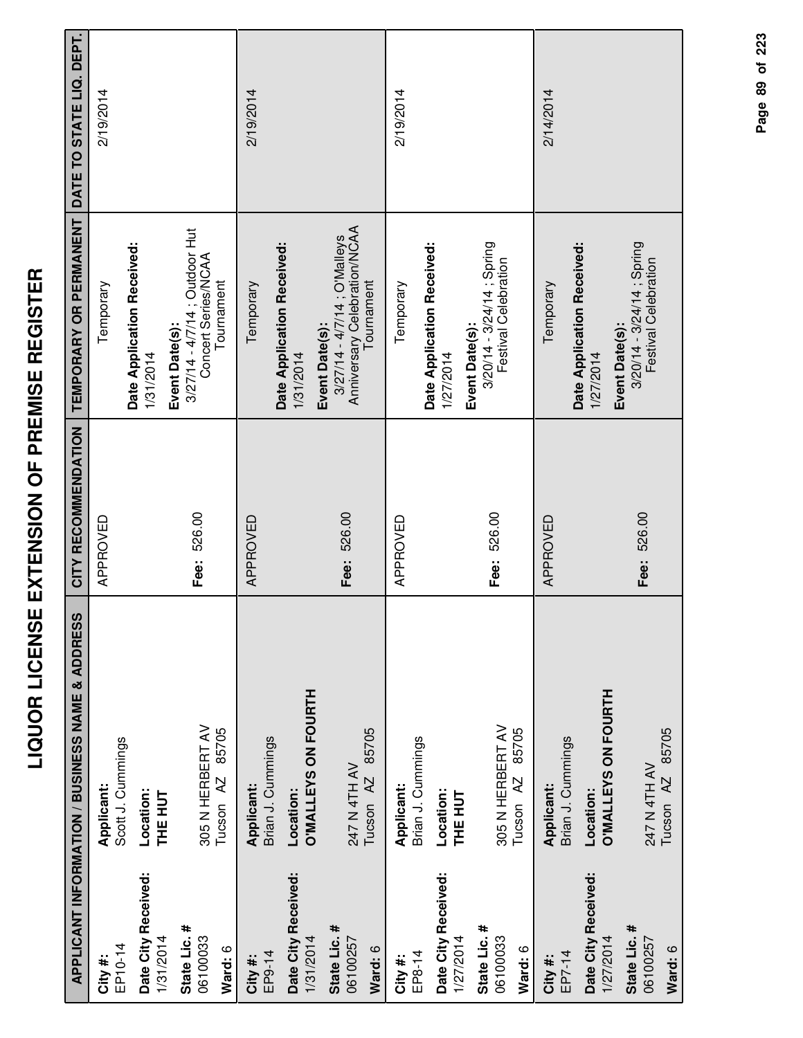# LIQUOR LICENSE EXTENSION OF PREMISE REGISTER

| APPLICANT INFORMATION / BUSINESS NAME & ADDRESS | | CITY RECOMMENDATION | TEMPORARY OR PERMANENT | DATE TO STATE LIQ. DEPT. |
|---|---|---|---|---|
| **City #:** EP10-14<br>**Date City Received:** 1/31/2014<br>**State Lic. #** 06100033<br>**Ward:** 6 | **Applicant:** Scott J. Cummings<br>**Location:** **THE HUT**<br>305 N HERBERT AV<br>Tucson AZ 85705 | APPROVED<br><br>**Fee:** 526.00 | Temporary<br>**Date Application Received:** 1/31/2014<br>**Event Date(s):** 3/27/14 - 4/7/14 ; Outdoor Hut Concert Series/NCAA Tournament | 2/19/2014 |
| **City #:** EP9-14<br>**Date City Received:** 1/31/2014<br>**State Lic. #** 06100257<br>**Ward:** 6 | **Applicant:** Brian J. Cummings<br>**Location:** **O'MALLEYS ON FOURTH**<br>247 N 4TH AV<br>Tucson AZ 85705 | APPROVED<br><br>**Fee:** 526.00 | Temporary<br>**Date Application Received:** 1/31/2014<br>**Event Date(s):** 3/27/14 - 4/7/14 ; O'Malleys Anniversary Celebration/NCAA Tournament | 2/19/2014 |
| **City #:** EP8-14<br>**Date City Received:** 1/27/2014<br>**State Lic. #** 06100033<br>**Ward:** 6 | **Applicant:** Brian J. Cummings<br>**Location:** **THE HUT**<br>305 N HERBERT AV<br>Tucson AZ 85705 | APPROVED<br><br>**Fee:** 526.00 | Temporary<br>**Date Application Received:** 1/27/2014<br>**Event Date(s):** 3/20/14 - 3/24/14 ; Spring Festival Celebration | 2/19/2014 |
| **City #:** EP7-14<br>**Date City Received:** 1/27/2014<br>**State Lic. #** 06100257<br>**Ward:** 6 | **Applicant:** Brian J. Cummings<br>**Location:** **O'MALLEYS ON FOURTH**<br>247 N 4TH AV<br>Tucson AZ 85705 | APPROVED<br><br>**Fee:** 526.00 | Temporary<br>**Date Application Received:** 1/27/2014<br>**Event Date(s):** 3/20/14 - 3/24/14 ; Spring Festival Celebration | 2/14/2014 |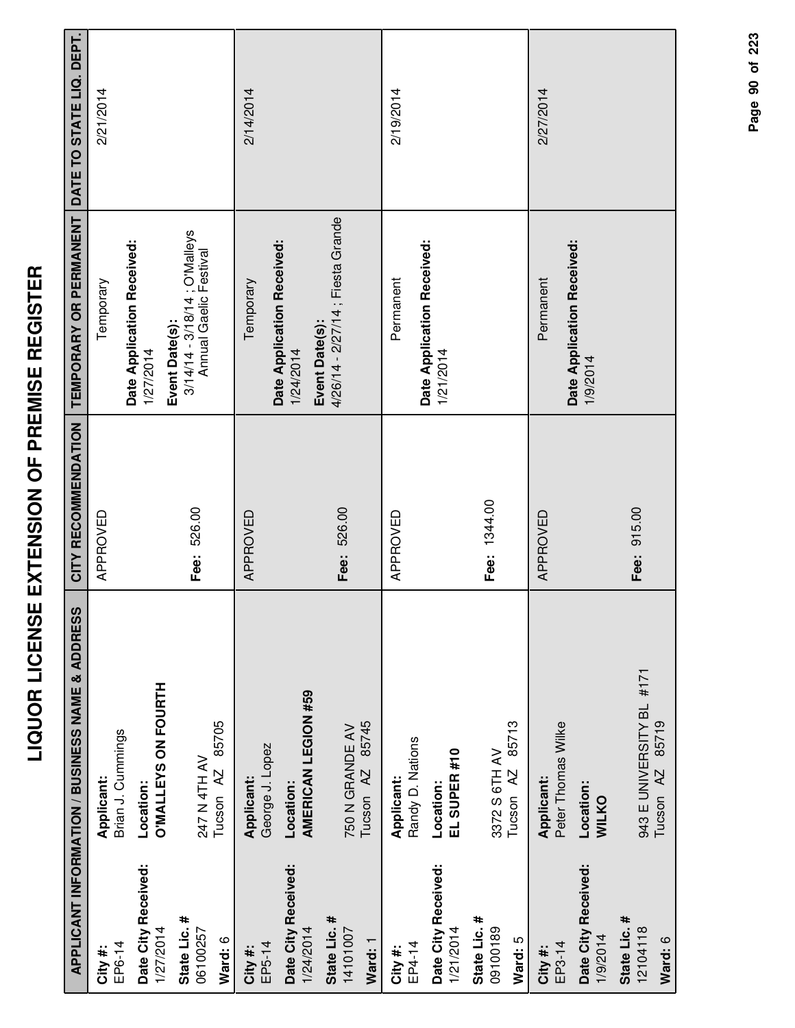# LIQUOR LICENSE EXTENSION OF PREMISE REGISTER

| APPLICANT INFORMATION / BUSINESS NAME & ADDRESS | | CITY RECOMMENDATION | TEMPORARY OR PERMANENT | DATE TO STATE LIQ. DEPT. |
|---|---|---|---|---|
| **City #:** EP6-14<br>**Date City Received:** 1/27/2014<br>**State Lic. #** 06100257<br>**Ward:** 6 | **Applicant:** Brian J. Cummings<br>**Location:** **O'MALLEYS ON FOURTH**<br>247 N 4TH AV<br>Tucson AZ 85705 | APPROVED<br>**Fee:** 526.00 | Temporary<br>**Date Application Received:** 1/27/2014<br>**Event Date(s):** 3/14/14 - 3/18/14 ; O'Malleys Annual Gaelic Festival | 2/21/2014 |
| **City #:** EP5-14<br>**Date City Received:** 1/24/2014<br>**State Lic. #** 14101007<br>**Ward:** 1 | **Applicant:** George J. Lopez<br>**Location:** **AMERICAN LEGION #59**<br>750 N GRANDE AV<br>Tucson AZ 85745 | APPROVED<br>**Fee:** 526.00 | Temporary<br>**Date Application Received:** 1/24/2014<br>**Event Date(s):** 4/26/14 - 2/27/14 ; Fiesta Grande | 2/14/2014 |
| **City #:** EP4-14<br>**Date City Received:** 1/21/2014<br>**State Lic. #** 09100189<br>**Ward:** 5 | **Applicant:** Randy D. Nations<br>**Location:** **EL SUPER #10**<br>3372 S 6TH AV<br>Tucson AZ 85713 | APPROVED<br>**Fee:** 1344.00 | Permanent<br>**Date Application Received:** 1/21/2014 | 2/19/2014 |
| **City #:** EP3-14<br>**Date City Received:** 1/9/2014<br>**State Lic. #** 12104118<br>**Ward:** 6 | **Applicant:** Peter Thomas Wilke<br>**Location:** **WILKO**<br>943 E UNIVERSITY BL #171<br>Tucson AZ 85719 | APPROVED<br>**Fee:** 915.00 | Permanent<br>**Date Application Received:** 1/9/2014 | 2/27/2014 |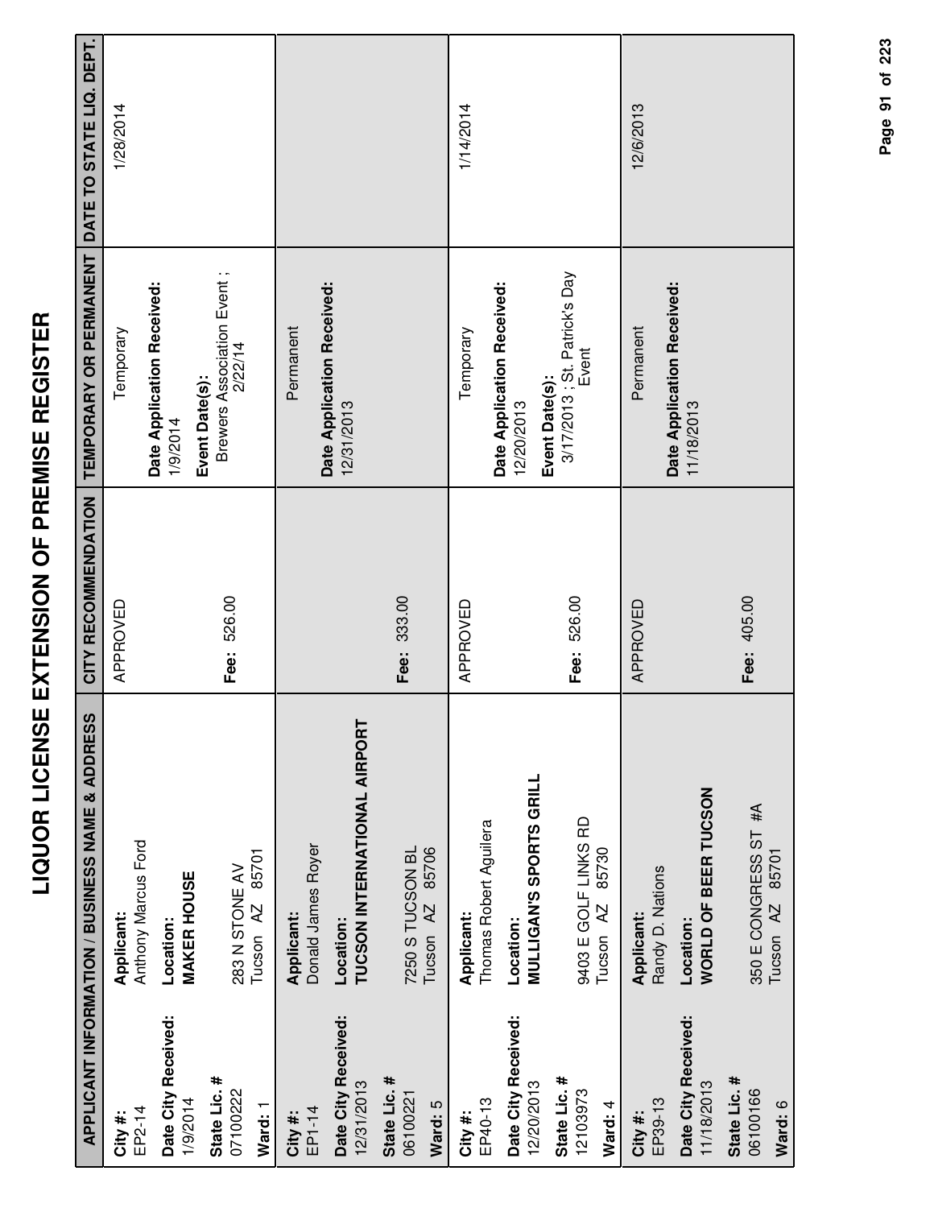# LIQUOR LICENSE EXTENSION OF PREMISE REGISTER

| APPLICANT INFORMATION / BUSINESS NAME & ADDRESS | | CITY RECOMMENDATION | TEMPORARY OR PERMANENT | DATE TO STATE LIQ. DEPT. |
|---|---|---|---|---|
| **City #:** EP2-14<br>**Date City Received:** 1/9/2014<br>**State Lic. #** 07100222<br>**Ward:** 1 | **Applicant:** Anthony Marcus Ford<br>**Location:** **MAKER HOUSE**<br>283 N STONE AV<br>Tucson AZ 85701 | APPROVED<br>**Fee:** 526.00 | Temporary<br>**Date Application Received:** 1/9/2014<br>**Event Date(s):** Brewers Association Event ; 2/22/14 | 1/28/2014 |
| **City #:** EP1-14<br>**Date City Received:** 12/31/2013<br>**State Lic. #** 06100221<br>**Ward:** 5 | **Applicant:** Donald James Royer<br>**Location:** **TUCSON INTERNATIONAL AIRPORT**<br>7250 S TUCSON BL<br>Tucson AZ 85706 | **Fee:** 333.00 | Permanent<br>**Date Application Received:** 12/31/2013 | |
| **City #:** EP40-13<br>**Date City Received:** 12/20/2013<br>**State Lic. #** 12103973<br>**Ward:** 4 | **Applicant:** Thomas Robert Aguilera<br>**Location:** **MULLIGAN'S SPORTS GRILL**<br>9403 E GOLF LINKS RD<br>Tucson AZ 85730 | APPROVED<br>**Fee:** 526.00 | Temporary<br>**Date Application Received:** 12/20/2013<br>**Event Date(s):** 3/17/2013 ; St. Patrick's Day Event | 1/14/2014 |
| **City #:** EP39-13<br>**Date City Received:** 11/18/2013<br>**State Lic. #** 06100166<br>**Ward:** 6 | **Applicant:** Randy D. Nations<br>**Location:** **WORLD OF BEER TUCSON**<br>350 E CONGRESS ST #A<br>Tucson AZ 85701 | APPROVED<br>**Fee:** 405.00 | Permanent<br>**Date Application Received:** 11/18/2013 | 12/6/2013 |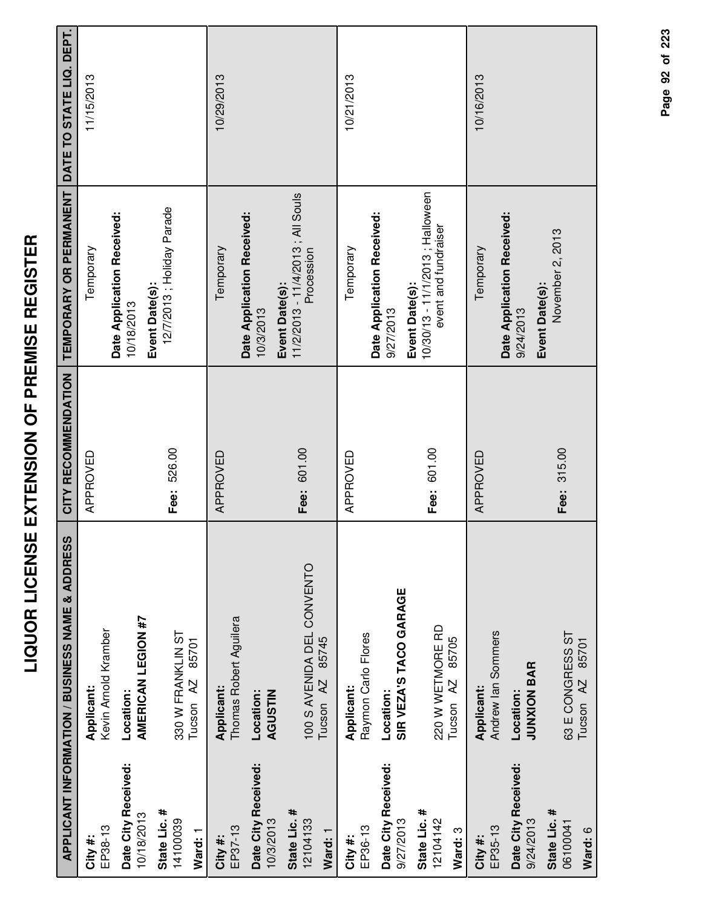# LIQUOR LICENSE EXTENSION OF PREMISE REGISTER

| APPLICANT INFORMATION / BUSINESS NAME & ADDRESS | | CITY RECOMMENDATION | TEMPORARY OR PERMANENT | DATE TO STATE LIQ. DEPT. |
|---|---|---|---|---|
| **City #:** EP38-13<br>**Date City Received:** 10/18/2013<br>**State Lic. #** 14100039<br>**Ward:** 1 | **Applicant:** Kevin Arnold Kramber<br>**Location:** **AMERICAN LEGION #7**<br>330 W FRANKLIN ST<br>Tucson AZ 85701 | APPROVED<br>**Fee:** 526.00 | Temporary<br>**Date Application Received:** 10/18/2013<br>**Event Date(s):** 12/7/2013 ; Holiday Parade | 11/15/2013 |
| **City #:** EP37-13<br>**Date City Received:** 10/3/2013<br>**State Lic. #** 12104133<br>**Ward:** 1 | **Applicant:** Thomas Robert Aguilera<br>**Location:** **AGUSTIN**<br>100 S AVENIDA DEL CONVENTO<br>Tucson AZ 85745 | APPROVED<br>**Fee:** 601.00 | Temporary<br>**Date Application Received:** 10/3/2013<br>**Event Date(s):** 11/2/2013 - 11/4/2013 ; All Souls Procession | 10/29/2013 |
| **City #:** EP36-13<br>**Date City Received:** 9/27/2013<br>**State Lic. #** 12104142<br>**Ward:** 3 | **Applicant:** Raymon Carlo Flores<br>**Location:** **SIR VEZA'S TACO GARAGE**<br>220 W WETMORE RD<br>Tucson AZ 85705 | APPROVED<br>**Fee:** 601.00 | Temporary<br>**Date Application Received:** 9/27/2013<br>**Event Date(s):** 10/30/13 - 11/1/2013 ; Halloween event and fundraiser | 10/21/2013 |
| **City #:** EP35-13<br>**Date City Received:** 9/24/2013<br>**State Lic. #** 06100041<br>**Ward:** 6 | **Applicant:** Andrew Ian Sommers<br>**Location:** **JUNXION BAR**<br>63 E CONGRESS ST<br>Tucson AZ 85701 | APPROVED<br>**Fee:** 315.00 | Temporary<br>**Date Application Received:** 9/24/2013<br>**Event Date(s):** November 2, 2013 | 10/16/2013 |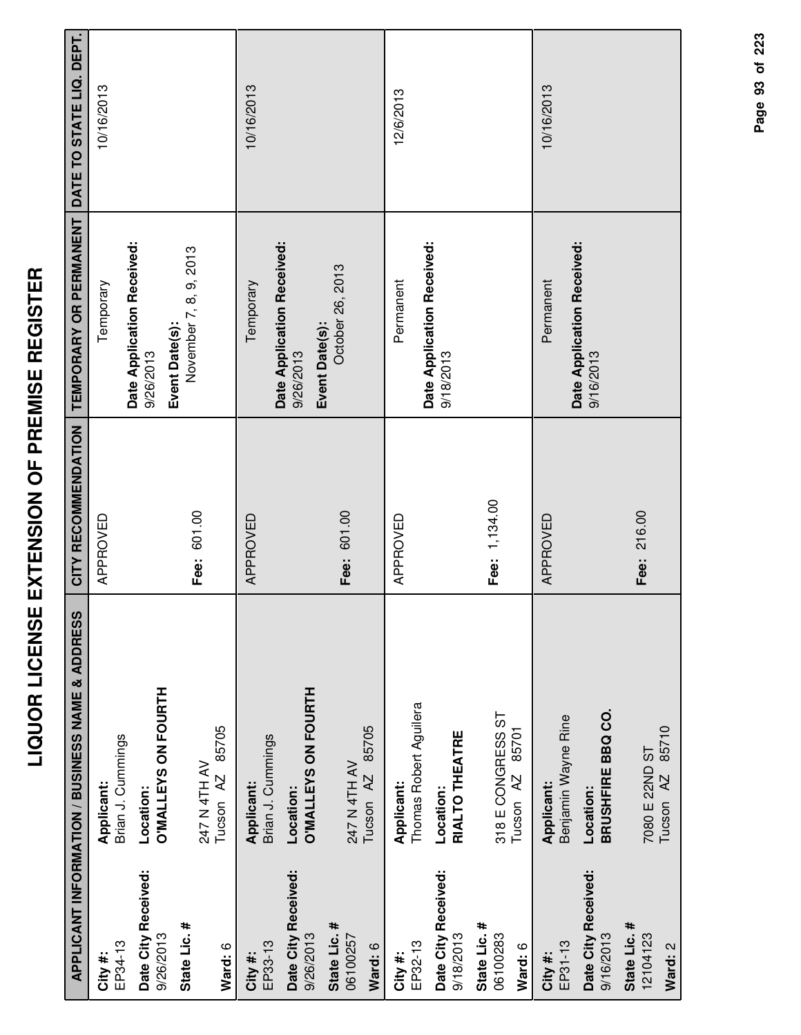# LIQUOR LICENSE EXTENSION OF PREMISE REGISTER

| APPLICANT INFORMATION / BUSINESS NAME & ADDRESS | | CITY RECOMMENDATION | TEMPORARY OR PERMANENT | DATE TO STATE LIQ. DEPT. |
|---|---|---|---|---|
| **City #:** EP34-13<br>**Date City Received:** 9/26/2013<br>**State Lic. #**<br><br>**Ward:** 6 | **Applicant:** Brian J. Cummings<br>**Location:** **O'MALLEYS ON FOURTH**<br>247 N 4TH AV<br>Tucson AZ 85705 | APPROVED<br><br>**Fee:** 601.00 | Temporary<br>**Date Application Received:** 9/26/2013<br>**Event Date(s):** November 7, 8, 9, 2013 | 10/16/2013 |
| **City #:** EP33-13<br>**Date City Received:** 9/26/2013<br>**State Lic. #** 06100257<br>**Ward:** 6 | **Applicant:** Brian J. Cummings<br>**Location:** **O'MALLEYS ON FOURTH**<br>247 N 4TH AV<br>Tucson AZ 85705 | APPROVED<br><br>**Fee:** 601.00 | Temporary<br>**Date Application Received:** 9/26/2013<br>**Event Date(s):** October 26, 2013 | 10/16/2013 |
| **City #:** EP32-13<br>**Date City Received:** 9/18/2013<br>**State Lic. #** 06100283<br>**Ward:** 6 | **Applicant:** Thomas Robert Aguilera<br>**Location:** **RIALTO THEATRE**<br>318 E CONGRESS ST<br>Tucson AZ 85701 | APPROVED<br><br>**Fee:** 1,134.00 | Permanent<br>**Date Application Received:** 9/18/2013 | 12/6/2013 |
| **City #:** EP31-13<br>**Date City Received:** 9/16/2013<br>**State Lic. #** 12104123<br>**Ward:** 2 | **Applicant:** Benjamin Wayne Rine<br>**Location:** **BRUSHFIRE BBQ CO.**<br>7080 E 22ND ST<br>Tucson AZ 85710 | APPROVED<br><br>**Fee:** 216.00 | Permanent<br>**Date Application Received:** 9/16/2013 | 10/16/2013 |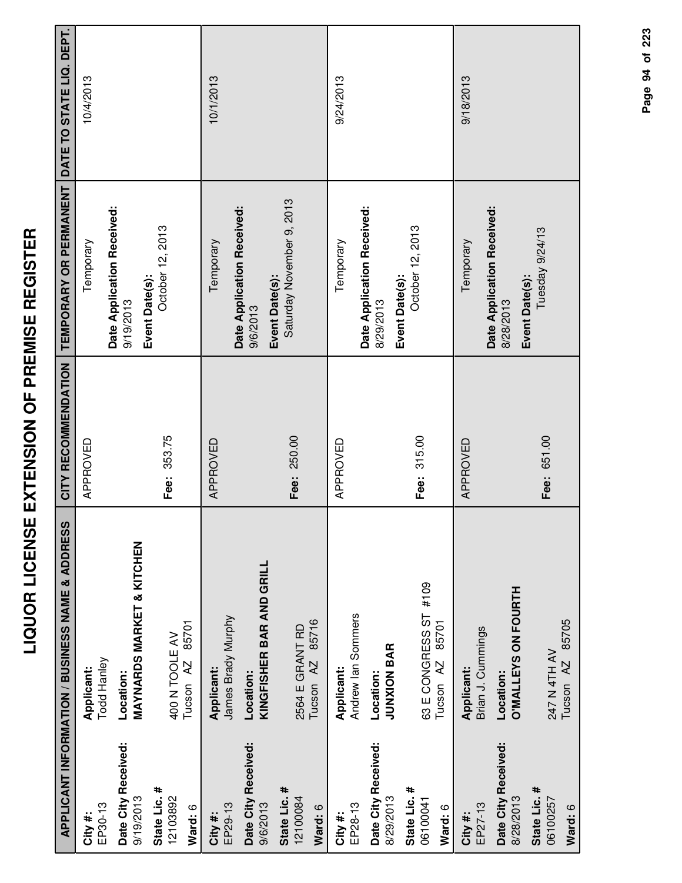# LIQUOR LICENSE EXTENSION OF PREMISE REGISTER

| APPLICANT INFORMATION / BUSINESS NAME & ADDRESS | | CITY RECOMMENDATION | TEMPORARY OR PERMANENT | DATE TO STATE LIQ. DEPT. |
|---|---|---|---|---|
| **City #:** EP30-13<br>**Date City Received:** 9/19/2013<br>**State Lic. #** 12103892<br>**Ward:** 6 | **Applicant:** Todd Hanley<br>**Location:** **MAYNARDS MARKET & KITCHEN**<br>400 N TOOLE AV<br>Tucson AZ 85701 | APPROVED<br><br>**Fee:** 353.75 | Temporary<br>**Date Application Received:** 9/19/2013<br>**Event Date(s):** October 12, 2013 | 10/4/2013 |
| **City #:** EP29-13<br>**Date City Received:** 9/6/2013<br>**State Lic. #** 12100084<br>**Ward:** 6 | **Applicant:** James Brady Murphy<br>**Location:** **KINGFISHER BAR AND GRILL**<br>2564 E GRANT RD<br>Tucson AZ 85716 | APPROVED<br><br>**Fee:** 250.00 | Temporary<br>**Date Application Received:** 9/6/2013<br>**Event Date(s):** Saturday November 9, 2013 | 10/1/2013 |
| **City #:** EP28-13<br>**Date City Received:** 8/29/2013<br>**State Lic. #** 06100041<br>**Ward:** 6 | **Applicant:** Andrew Ian Sommers<br>**Location:** **JUNXION BAR**<br>63 E CONGRESS ST #109<br>Tucson AZ 85701 | APPROVED<br><br>**Fee:** 315.00 | Temporary<br>**Date Application Received:** 8/29/2013<br>**Event Date(s):** October 12, 2013 | 9/24/2013 |
| **City #:** EP27-13<br>**Date City Received:** 8/28/2013<br>**State Lic. #** 06100257<br>**Ward:** 6 | **Applicant:** Brian J. Cummings<br>**Location:** **O'MALLEYS ON FOURTH**<br>247 N 4TH AV<br>Tucson AZ 85705 | APPROVED<br><br>**Fee:** 651.00 | Temporary<br>**Date Application Received:** 8/28/2013<br>**Event Date(s):** Tuesday 9/24/13 | 9/18/2013 |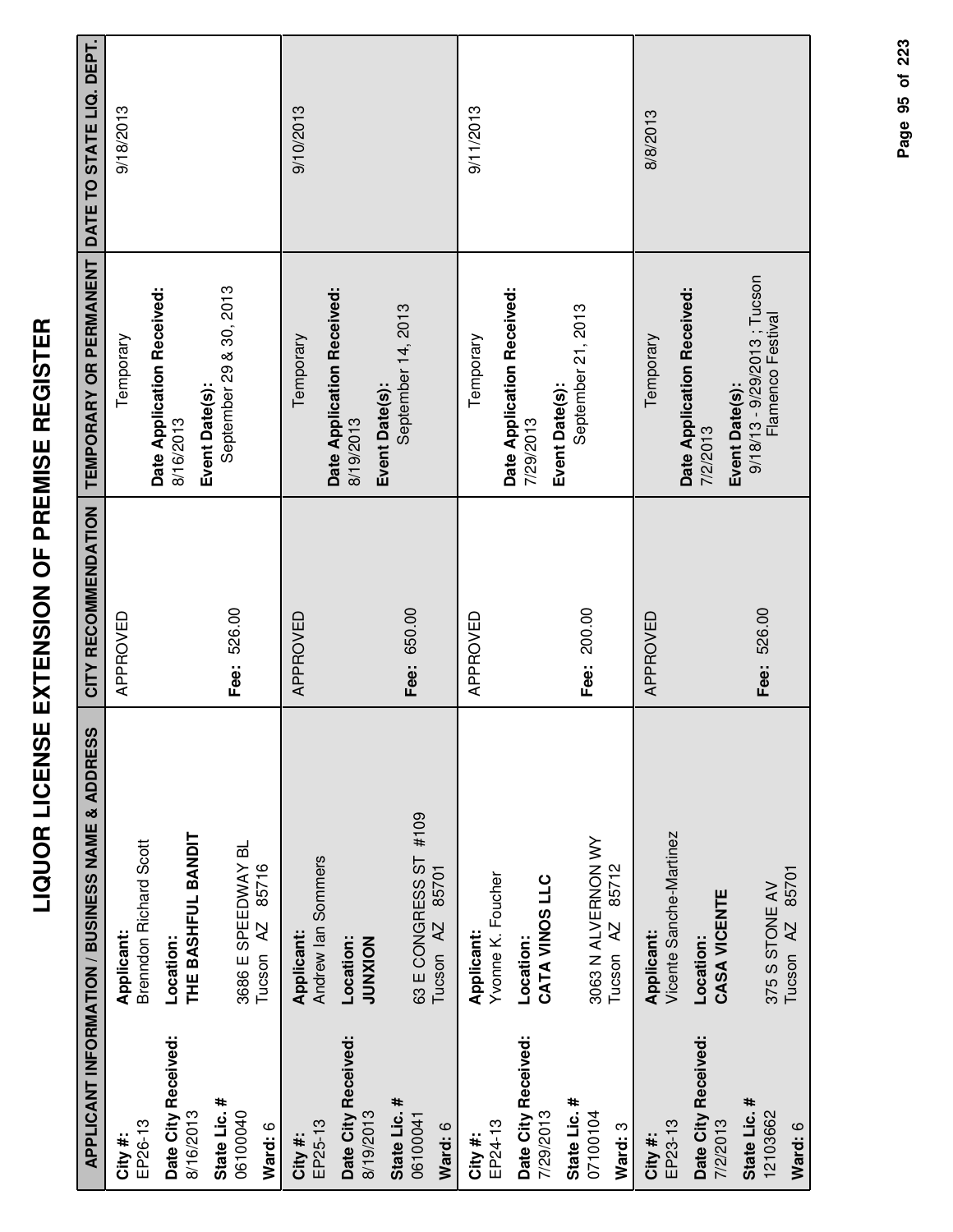# LIQUOR LICENSE EXTENSION OF PREMISE REGISTER

| APPLICANT INFORMATION / BUSINESS NAME & ADDRESS | | CITY RECOMMENDATION | TEMPORARY OR PERMANENT | DATE TO STATE LIQ. DEPT. |
|---|---|---|---|---|
| **City #:** EP26-13<br>**Date City Received:** 8/16/2013<br>**State Lic. #** 06100040<br>**Ward:** 6 | **Applicant:** Brenndon Richard Scott<br>**Location:** **THE BASHFUL BANDIT**<br>3686 E SPEEDWAY BL<br>Tucson AZ 85716 | APPROVED<br>**Fee:** 526.00 | Temporary<br>**Date Application Received:** 8/16/2013<br>**Event Date(s):** September 29 & 30, 2013 | 9/18/2013 |
| **City #:** EP25-13<br>**Date City Received:** 8/19/2013<br>**State Lic. #** 06100041<br>**Ward:** 6 | **Applicant:** Andrew Ian Sommers<br>**Location:** **JUNXION**<br>63 E CONGRESS ST #109<br>Tucson AZ 85701 | APPROVED<br>**Fee:** 650.00 | Temporary<br>**Date Application Received:** 8/19/2013<br>**Event Date(s):** September 14, 2013 | 9/10/2013 |
| **City #:** EP24-13<br>**Date City Received:** 7/29/2013<br>**State Lic. #** 07100104<br>**Ward:** 3 | **Applicant:** Yvonne K. Foucher<br>**Location:** **CATA VINOS LLC**<br>3063 N ALVERNON WY<br>Tucson AZ 85712 | APPROVED<br>**Fee:** 200.00 | Temporary<br>**Date Application Received:** 7/29/2013<br>**Event Date(s):** September 21, 2013 | 9/11/2013 |
| **City #:** EP23-13<br>**Date City Received:** 7/2/2013<br>**State Lic. #** 12103662<br>**Ward:** 6 | **Applicant:** Vicente Sanche-Martinez<br>**Location:** **CASA VICENTE**<br>375 S STONE AV<br>Tucson AZ 85701 | APPROVED<br>**Fee:** 526.00 | Temporary<br>**Date Application Received:** 7/2/2013<br>**Event Date(s):** 9/18/13 - 9/29/2013 ; Tucson Flamenco Festival | 8/8/2013 |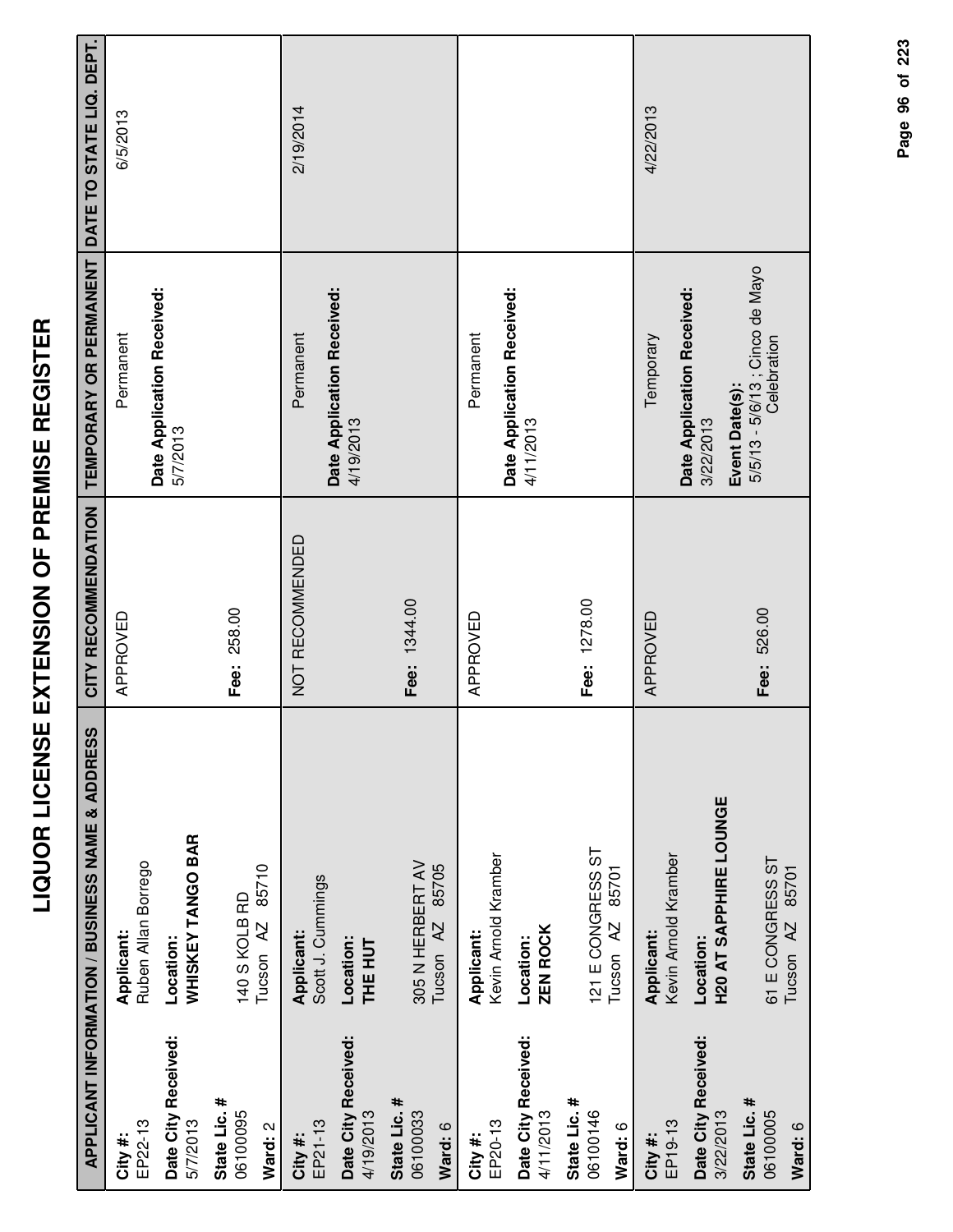# LIQUOR LICENSE EXTENSION OF PREMISE REGISTER

| APPLICANT INFORMATION / BUSINESS NAME & ADDRESS | | CITY RECOMMENDATION | TEMPORARY OR PERMANENT | DATE TO STATE LIQ. DEPT. |
|---|---|---|---|---|
| **City #:** EP22-13 **Date City Received:** 5/7/2013 **State Lic. #** 06100095 **Ward:** 2 | **Applicant:** Ruben Allan Borrego **Location:** **WHISKEY TANGO BAR** 140 S KOLB RD Tucson AZ 85710 | APPROVED **Fee:** 258.00 | Permanent **Date Application Received:** 5/7/2013 | 6/5/2013 |
| **City #:** EP21-13 **Date City Received:** 4/19/2013 **State Lic. #** 06100033 **Ward:** 6 | **Applicant:** Scott J. Cummings **Location:** **THE HUT** 305 N HERBERT AV Tucson AZ 85705 | NOT RECOMMENDED **Fee:** 1344.00 | Permanent **Date Application Received:** 4/19/2013 | 2/19/2014 |
| **City #:** EP20-13 **Date City Received:** 4/11/2013 **State Lic. #** 06100146 **Ward:** 6 | **Applicant:** Kevin Arnold Kramber **Location:** **ZEN ROCK** 121 E CONGRESS ST Tucson AZ 85701 | APPROVED **Fee:** 1278.00 | Permanent **Date Application Received:** 4/11/2013 | |
| **City #:** EP19-13 **Date City Received:** 3/22/2013 **State Lic. #** 06100005 **Ward:** 6 | **Applicant:** Kevin Arnold Kramber **Location:** **H20 AT SAPPHIRE LOUNGE** 61 E CONGRESS ST Tucson AZ 85701 | APPROVED **Fee:** 526.00 | Temporary **Date Application Received:** 3/22/2013 **Event Date(s):** 5/5/13 - 5/6/13 ; Cinco de Mayo Celebration | 4/22/2013 |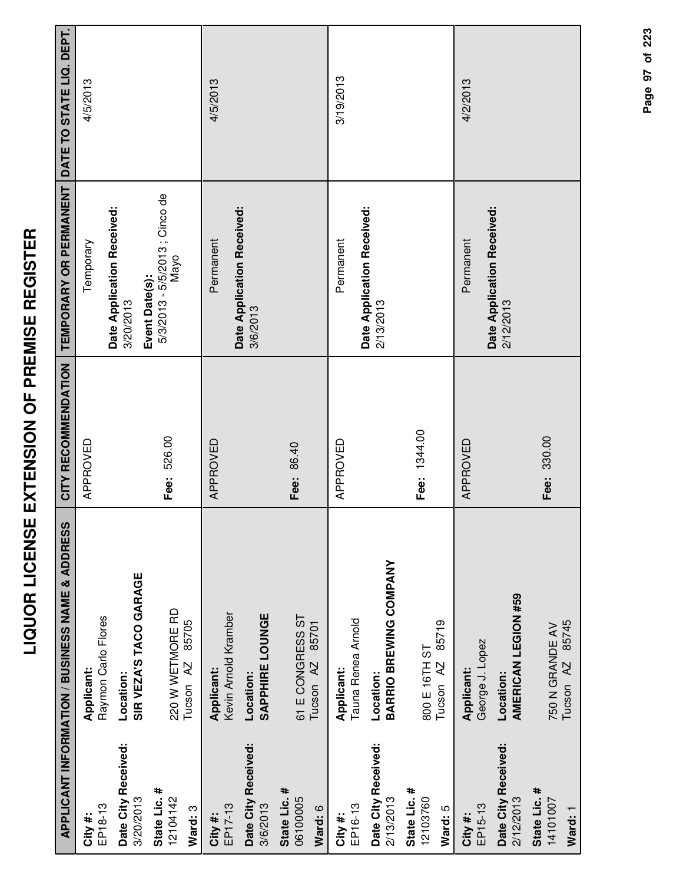# LIQUOR LICENSE EXTENSION OF PREMISE REGISTER

| APPLICANT INFORMATION / BUSINESS NAME & ADDRESS | CITY RECOMMENDATION | TEMPORARY OR PERMANENT | DATE TO STATE LIQ. DEPT. |
|---|---|---|---|
| **City #:** EP18-13 **Applicant:** Raymon Carlo Flores<br>**Date City Received:** 3/20/2013 **Location:** **SIR VEZA'S TACO GARAGE**<br>**State Lic. #** 12104142 220 W WETMORE RD<br>**Ward:** 3 Tucson AZ 85705 | APPROVED<br><br>**Fee:** 526.00 | Temporary<br>**Date Application Received:** 3/20/2013<br>**Event Date(s):** 5/3/2013 - 5/5/2013 ; Cinco de Mayo | 4/5/2013 |
| **City #:** EP17-13 **Applicant:** Kevin Arnold Kramber<br>**Date City Received:** 3/6/2013 **Location:** **SAPPHIRE LOUNGE**<br>**State Lic. #** 06100005 61 E CONGRESS ST<br>**Ward:** 6 Tucson AZ 85701 | APPROVED<br><br>**Fee:** 86.40 | Permanent<br>**Date Application Received:** 3/6/2013 | 4/5/2013 |
| **City #:** EP16-13 **Applicant:** Tauna Renea Arnold<br>**Date City Received:** 2/13/2013 **Location:** **BARRIO BREWING COMPANY**<br>**State Lic. #** 12103760 800 E 16TH ST<br>**Ward:** 5 Tucson AZ 85719 | APPROVED<br><br>**Fee:** 1344.00 | Permanent<br>**Date Application Received:** 2/13/2013 | 3/19/2013 |
| **City #:** EP15-13 **Applicant:** George J. Lopez<br>**Date City Received:** 2/12/2013 **Location:** **AMERICAN LEGION #59**<br>**State Lic. #** 14101007 750 N GRANDE AV<br>**Ward:** 1 Tucson AZ 85745 | APPROVED<br><br>**Fee:** 330.00 | Permanent<br>**Date Application Received:** 2/12/2013 | 4/2/2013 |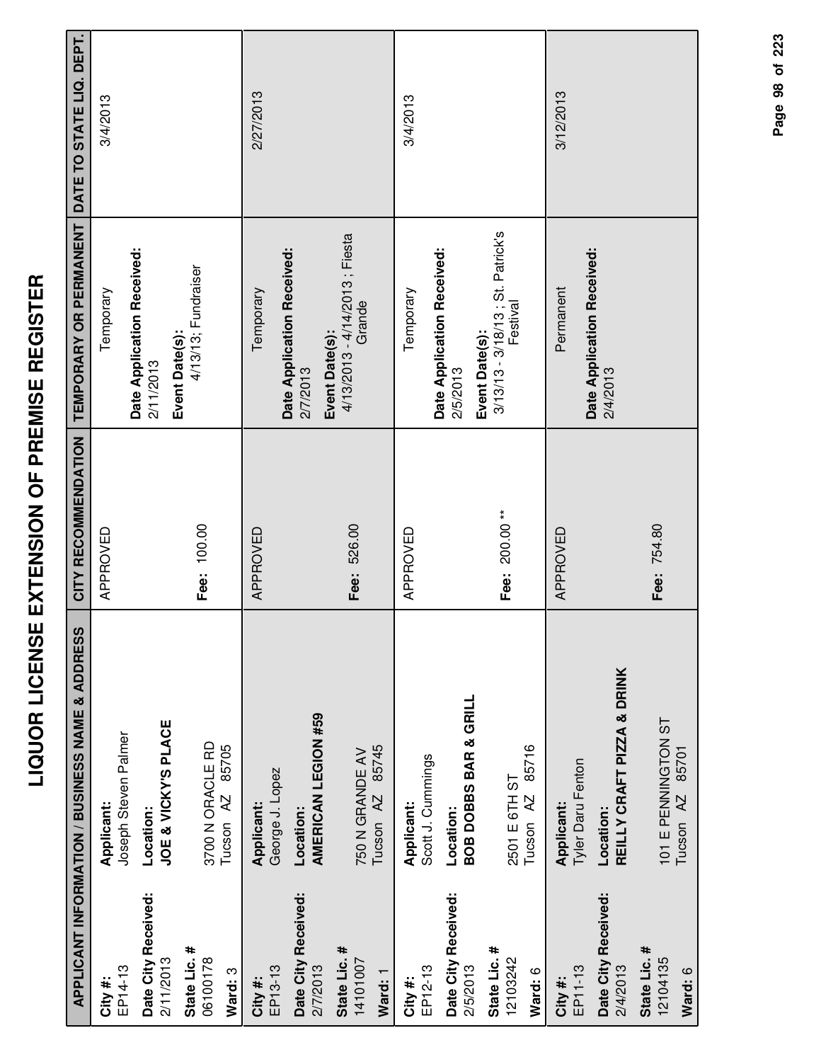# LIQUOR LICENSE EXTENSION OF PREMISE REGISTER

| APPLICANT INFORMATION / BUSINESS NAME & ADDRESS | | CITY RECOMMENDATION | TEMPORARY OR PERMANENT | DATE TO STATE LIQ. DEPT. |
|---|---|---|---|---|
| **City #:** EP14-13<br>**Date City Received:** 2/11/2013<br>**State Lic. #** 06100178<br>**Ward:** 3 | **Applicant:** Joseph Steven Palmer<br>**Location:** **JOE & VICKY'S PLACE**<br>3700 N ORACLE RD<br>Tucson AZ 85705 | APPROVED<br>**Fee:** 100.00 | Temporary<br>**Date Application Received:** 2/11/2013<br>**Event Date(s):** 4/13/13; Fundraiser | 3/4/2013 |
| **City #:** EP13-13<br>**Date City Received:** 2/7/2013<br>**State Lic. #** 14101007<br>**Ward:** 1 | **Applicant:** George J. Lopez<br>**Location:** **AMERICAN LEGION #59**<br>750 N GRANDE AV<br>Tucson AZ 85745 | APPROVED<br>**Fee:** 526.00 | Temporary<br>**Date Application Received:** 2/7/2013<br>**Event Date(s):** 4/13/2013 - 4/14/2013 ; Fiesta Grande | 2/27/2013 |
| **City #:** EP12-13<br>**Date City Received:** 2/5/2013<br>**State Lic. #** 12103242<br>**Ward:** 6 | **Applicant:** Scott J. Cummings<br>**Location:** **BOB DOBBS BAR & GRILL**<br>2501 E 6TH ST<br>Tucson AZ 85716 | APPROVED<br>**Fee:** 200.00 ** | Temporary<br>**Date Application Received:** 2/5/2013<br>**Event Date(s):** 3/13/13 - 3/18/13 ; St. Patrick's Festival | 3/4/2013 |
| **City #:** EP11-13<br>**Date City Received:** 2/4/2013<br>**State Lic. #** 12104135<br>**Ward:** 6 | **Applicant:** Tyler Daru Fenton<br>**Location:** **REILLY CRAFT PIZZA & DRINK**<br>101 E PENNINGTON ST<br>Tucson AZ 85701 | APPROVED<br>**Fee:** 754.80 | Permanent<br>**Date Application Received:** 2/4/2013 | 3/12/2013 |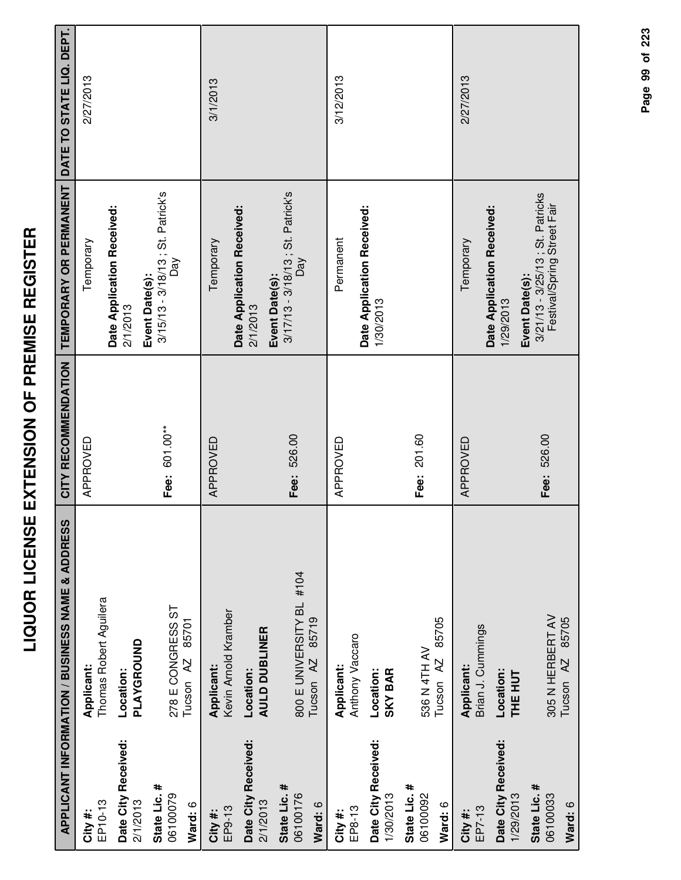# LIQUOR LICENSE EXTENSION OF PREMISE REGISTER

| APPLICANT INFORMATION / BUSINESS NAME & ADDRESS | | CITY RECOMMENDATION | TEMPORARY OR PERMANENT | DATE TO STATE LIQ. DEPT. |
|---|---|---|---|---|
| **City #:** EP10-13<br>**Date City Received:** 2/1/2013<br>**State Lic. #** 06100079<br>**Ward:** 6 | **Applicant:** Thomas Robert Aguilera<br>**Location:** **PLAYGROUND**<br>278 E CONGRESS ST<br>Tucson AZ 85701 | APPROVED<br><br>**Fee:** 601.00** | Temporary<br>**Date Application Received:** 2/1/2013<br>**Event Date(s):** 3/15/13 - 3/18/13 ; St. Patrick's Day | 2/27/2013 |
| **City #:** EP9-13<br>**Date City Received:** 2/1/2013<br>**State Lic. #** 06100176<br>**Ward:** 6 | **Applicant:** Kevin Arnold Kramber<br>**Location:** **AULD DUBLINER**<br>800 E UNIVERSITY BL #104<br>Tucson AZ 85719 | APPROVED<br><br>**Fee:** 526.00 | Temporary<br>**Date Application Received:** 2/1/2013<br>**Event Date(s):** 3/17/13 - 3/18/13 ; St. Patrick's Day | 3/1/2013 |
| **City #:** EP8-13<br>**Date City Received:** 1/30/2013<br>**State Lic. #** 06100092<br>**Ward:** 6 | **Applicant:** Anthony Vaccaro<br>**Location:** **SKY BAR**<br>536 N 4TH AV<br>Tucson AZ 85705 | APPROVED<br><br>**Fee:** 201.60 | Permanent<br>**Date Application Received:** 1/30/2013 | 3/12/2013 |
| **City #:** EP7-13<br>**Date City Received:** 1/29/2013<br>**State Lic. #** 06100033<br>**Ward:** 6 | **Applicant:** Brian J. Cummings<br>**Location:** **THE HUT**<br>305 N HERBERT AV<br>Tucson AZ 85705 | APPROVED<br><br>**Fee:** 526.00 | Temporary<br>**Date Application Received:** 1/29/2013<br>**Event Date(s):** 3/21/13 - 3/25/13 ; St. Patricks Festival/Spring Street Fair | 2/27/2013 |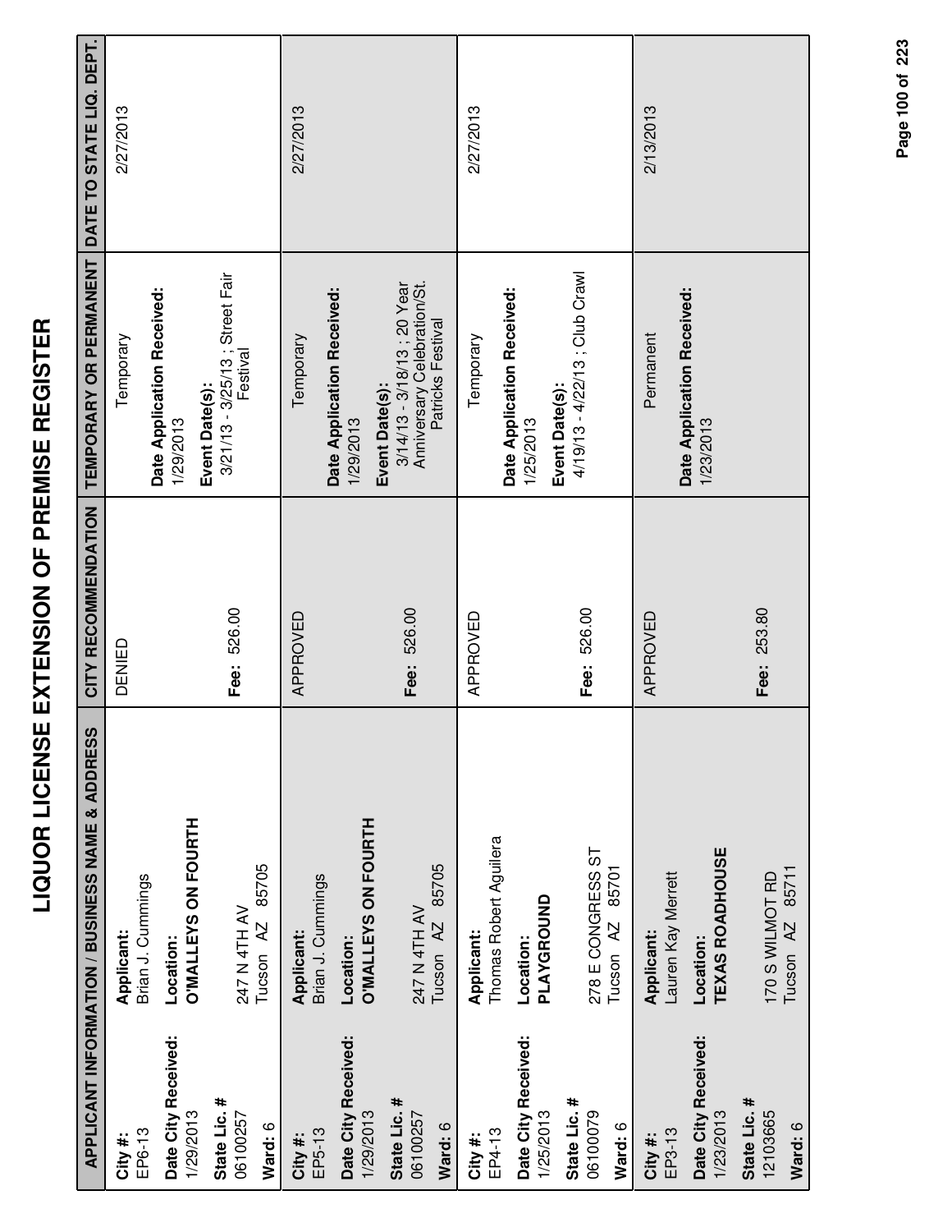# LIQUOR LICENSE EXTENSION OF PREMISE REGISTER

| APPLICANT INFORMATION / BUSINESS NAME & ADDRESS | | CITY RECOMMENDATION | TEMPORARY OR PERMANENT | DATE TO STATE LIQ. DEPT. |
|---|---|---|---|---|
| **City #:** EP6-13<br>**Date City Received:** 1/29/2013<br>**State Lic. #** 06100257<br>**Ward:** 6 | **Applicant:** Brian J. Cummings<br>**Location:** **O'MALLEYS ON FOURTH**<br>247 N 4TH AV<br>Tucson AZ 85705 | DENIED<br><br>**Fee:** 526.00 | Temporary<br>**Date Application Received:** 1/29/2013<br>**Event Date(s):** 3/21/13 - 3/25/13 ; Street Fair Festival | 2/27/2013 |
| **City #:** EP5-13<br>**Date City Received:** 1/29/2013<br>**State Lic. #** 06100257<br>**Ward:** 6 | **Applicant:** Brian J. Cummings<br>**Location:** **O'MALLEYS ON FOURTH**<br>247 N 4TH AV<br>Tucson AZ 85705 | APPROVED<br><br>**Fee:** 526.00 | Temporary<br>**Date Application Received:** 1/29/2013<br>**Event Date(s):** 3/14/13 - 3/18/13 ; 20 Year Anniversary Celebration/St. Patricks Festival | 2/27/2013 |
| **City #:** EP4-13<br>**Date City Received:** 1/25/2013<br>**State Lic. #** 06100079<br>**Ward:** 6 | **Applicant:** Thomas Robert Aguilera<br>**Location:** **PLAYGROUND**<br>278 E CONGRESS ST<br>Tucson AZ 85701 | APPROVED<br><br>**Fee:** 526.00 | Temporary<br>**Date Application Received:** 1/25/2013<br>**Event Date(s):** 4/19/13 - 4/22/13 ; Club Crawl | 2/27/2013 |
| **City #:** EP3-13<br>**Date City Received:** 1/23/2013<br>**State Lic. #** 12103665<br>**Ward:** 6 | **Applicant:** Lauren Kay Merrett<br>**Location:** **TEXAS ROADHOUSE**<br>170 S WILMOT RD<br>Tucson AZ 85711 | APPROVED<br><br>**Fee:** 253.80 | Permanent<br>**Date Application Received:** 1/23/2013 | 2/13/2013 |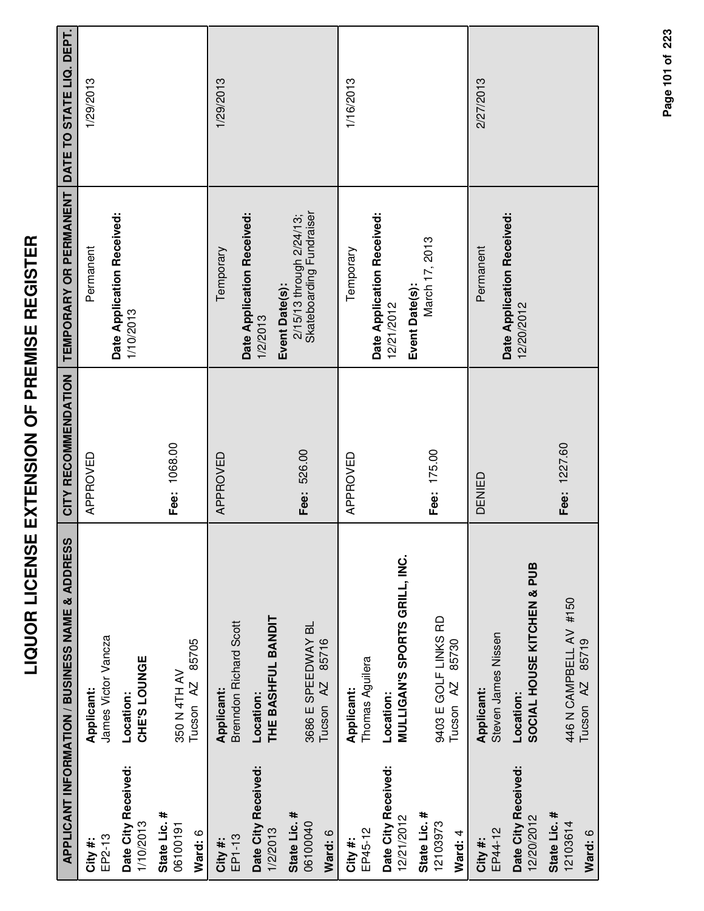# LIQUOR LICENSE EXTENSION OF PREMISE REGISTER

| APPLICANT INFORMATION / BUSINESS NAME & ADDRESS | | CITY RECOMMENDATION | TEMPORARY OR PERMANENT | DATE TO STATE LIQ. DEPT. |
|---|---|---|---|---|
| **City #:** EP2-13 **Date City Received:** 1/10/2013 **State Lic. #** 06100191 **Ward:** 6 | **Applicant:** James Victor Vancza **Location:** **CHE'S LOUNGE** 350 N 4TH AV Tucson AZ 85705 | APPROVED **Fee:** 1068.00 | Permanent **Date Application Received:** 1/10/2013 | 1/29/2013 |
| **City #:** EP1-13 **Date City Received:** 1/2/2013 **State Lic. #** 06100040 **Ward:** 6 | **Applicant:** Brenndon Richard Scott **Location:** **THE BASHFUL BANDIT** 3686 E SPEEDWAY BL Tucson AZ 85716 | APPROVED **Fee:** 526.00 | Temporary **Date Application Received:** 1/2/2013 **Event Date(s):** 2/15/13 through 2/24/13; Skateboarding Fundraiser | 1/29/2013 |
| **City #:** EP45-12 **Date City Received:** 12/21/2012 **State Lic. #** 12103973 **Ward:** 4 | **Applicant:** Thomas Aguilera **Location:** **MULLIGAN'S SPORTS GRILL, INC.** 9403 E GOLF LINKS RD Tucson AZ 85730 | APPROVED **Fee:** 175.00 | Temporary **Date Application Received:** 12/21/2012 **Event Date(s):** March 17, 2013 | 1/16/2013 |
| **City #:** EP44-12 **Date City Received:** 12/20/2012 **State Lic. #** 12103614 **Ward:** 6 | **Applicant:** Steven James Nissen **Location:** **SOCIAL HOUSE KITCHEN & PUB** 446 N CAMPBELL AV #150 Tucson AZ 85719 | DENIED **Fee:** 1227.60 | Permanent **Date Application Received:** 12/20/2012 | 2/27/2013 |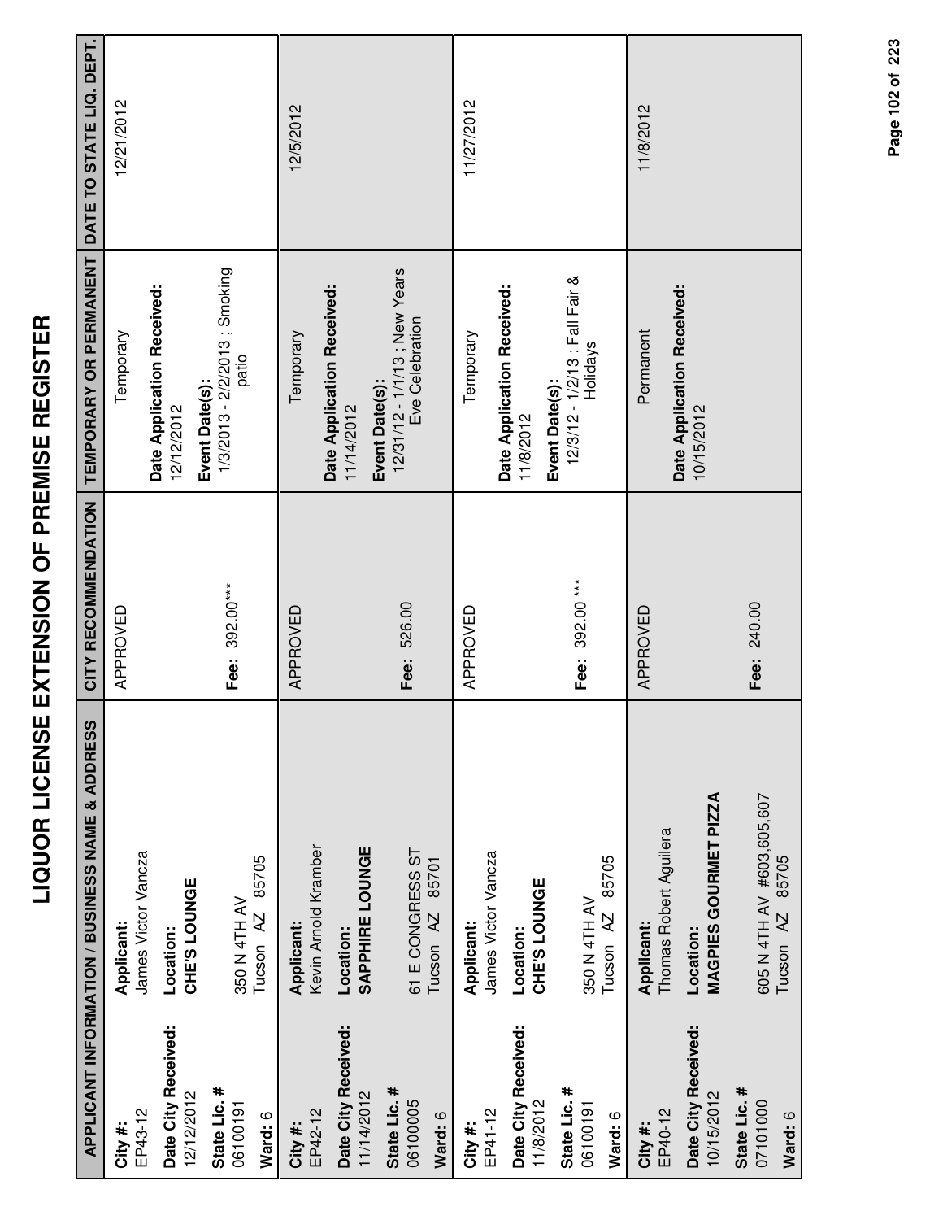# LIQUOR LICENSE EXTENSION OF PREMISE REGISTER

| APPLICANT INFORMATION / BUSINESS NAME & ADDRESS | | CITY RECOMMENDATION | TEMPORARY OR PERMANENT | DATE TO STATE LIQ. DEPT. |
|---|---|---|---|---|
| **City #:** EP43-12<br>**Date City Received:** 12/12/2012<br>**State Lic. #** 06100191<br>**Ward:** 6 | **Applicant:** James Victor Vancza<br>**Location:** **CHE'S LOUNGE**<br>350 N 4TH AV<br>Tucson AZ 85705 | APPROVED<br><br>**Fee:** 392.00*** | Temporary<br>**Date Application Received:** 12/12/2012<br>**Event Date(s):** 1/3/2013 - 2/2/2013 ; Smoking patio | 12/21/2012 |
| **City #:** EP42-12<br>**Date City Received:** 11/14/2012<br>**State Lic. #** 06100005<br>**Ward:** 6 | **Applicant:** Kevin Arnold Kramber<br>**Location:** **SAPPHIRE LOUNGE**<br>61 E CONGRESS ST<br>Tucson AZ 85701 | APPROVED<br><br>**Fee:** 526.00 | Temporary<br>**Date Application Received:** 11/14/2012<br>**Event Date(s):** 12/31/12 - 1/1/13 ; New Years Eve Celebration | 12/5/2012 |
| **City #:** EP41-12<br>**Date City Received:** 11/8/2012<br>**State Lic. #** 06100191<br>**Ward:** 6 | **Applicant:** James Victor Vancza<br>**Location:** **CHE'S LOUNGE**<br>350 N 4TH AV<br>Tucson AZ 85705 | APPROVED<br><br>**Fee:** 392.00 *** | Temporary<br>**Date Application Received:** 11/8/2012<br>**Event Date(s):** 12/3/12 - 1/2/13 ; Fall Fair & Holidays | 11/27/2012 |
| **City #:** EP40-12<br>**Date City Received:** 10/15/2012<br>**State Lic. #** 07101000<br>**Ward:** 6 | **Applicant:** Thomas Robert Aguilera<br>**Location:** **MAGPIES GOURMET PIZZA**<br>605 N 4TH AV #603,605,607<br>Tucson AZ 85705 | APPROVED<br><br>**Fee:** 240.00 | Permanent<br>**Date Application Received:** 10/15/2012 | 11/8/2012 |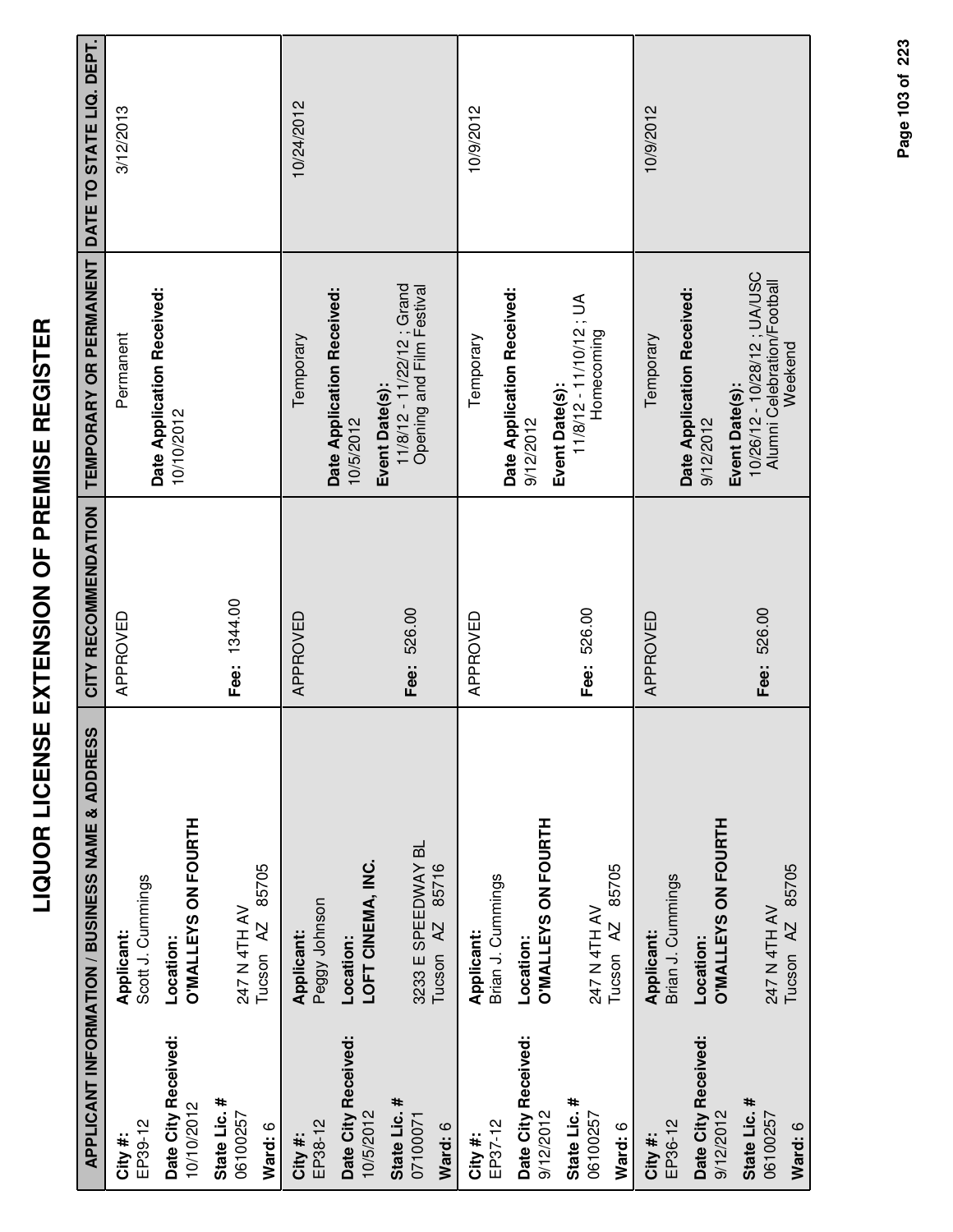# LIQUOR LICENSE EXTENSION OF PREMISE REGISTER

| APPLICANT INFORMATION / BUSINESS NAME & ADDRESS | | CITY RECOMMENDATION | TEMPORARY OR PERMANENT | DATE TO STATE LIQ. DEPT. |
|---|---|---|---|---|
| **City #:** EP39-12<br>**Date City Received:** 10/10/2012<br>**State Lic. #** 06100257<br>**Ward:** 6 | **Applicant:** Scott J. Cummings<br>**Location:** **O'MALLEYS ON FOURTH**<br>247 N 4TH AV<br>Tucson AZ 85705 | APPROVED<br>**Fee:** 1344.00 | Permanent<br>**Date Application Received:** 10/10/2012 | 3/12/2013 |
| **City #:** EP38-12<br>**Date City Received:** 10/5/2012<br>**State Lic. #** 07100071<br>**Ward:** 6 | **Applicant:** Peggy Johnson<br>**Location:** **LOFT CINEMA, INC.**<br>3233 E SPEEDWAY BL<br>Tucson AZ 85716 | APPROVED<br>**Fee:** 526.00 | Temporary<br>**Date Application Received:** 10/5/2012<br>**Event Date(s):** 11/8/12 - 11/22/12 ; Grand Opening and Film Festival | 10/24/2012 |
| **City #:** EP37-12<br>**Date City Received:** 9/12/2012<br>**State Lic. #** 06100257<br>**Ward:** 6 | **Applicant:** Brian J. Cummings<br>**Location:** **O'MALLEYS ON FOURTH**<br>247 N 4TH AV<br>Tucson AZ 85705 | APPROVED<br>**Fee:** 526.00 | Temporary<br>**Date Application Received:** 9/12/2012<br>**Event Date(s):** 11/8/12 - 11/10/12 ; UA Homecoming | 10/9/2012 |
| **City #:** EP36-12<br>**Date City Received:** 9/12/2012<br>**State Lic. #** 06100257<br>**Ward:** 6 | **Applicant:** Brian J. Cummings<br>**Location:** **O'MALLEYS ON FOURTH**<br>247 N 4TH AV<br>Tucson AZ 85705 | APPROVED<br>**Fee:** 526.00 | Temporary<br>**Date Application Received:** 9/12/2012<br>**Event Date(s):** 10/26/12 - 10/28/12 ; UA/USC Alumni Celebration/Football Weekend | 10/9/2012 |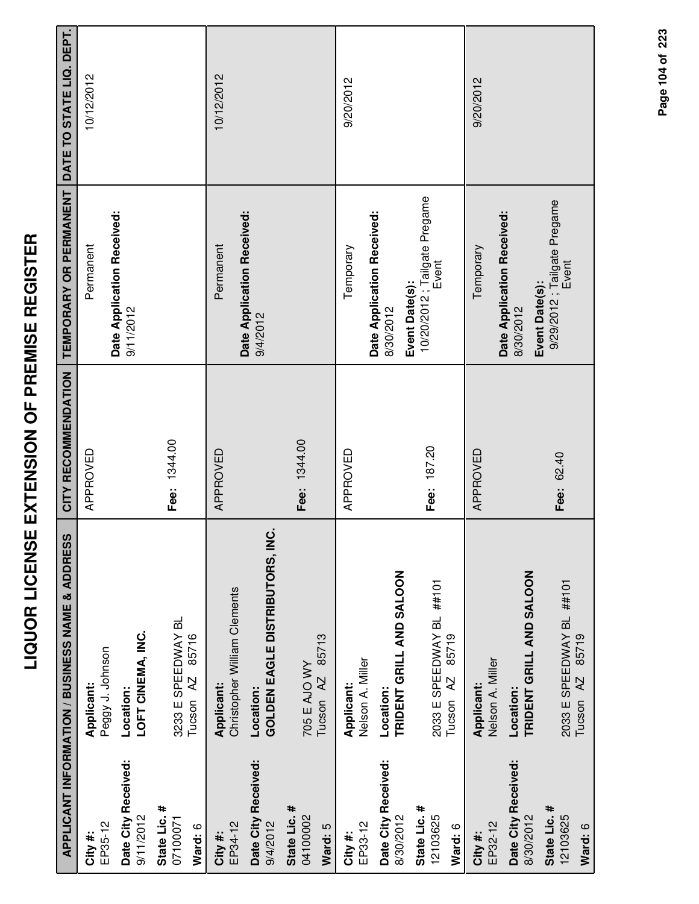# LIQUOR LICENSE EXTENSION OF PREMISE REGISTER

| APPLICANT INFORMATION / BUSINESS NAME & ADDRESS | | CITY RECOMMENDATION | TEMPORARY OR PERMANENT | DATE TO STATE LIQ. DEPT. |
|---|---|---|---|---|
| **City #:** EP35-12<br>**Date City Received:** 9/11/2012<br>**State Lic. #** 07100071<br>**Ward:** 6 | **Applicant:** Peggy J. Johnson<br>**Location:** **LOFT CINEMA, INC.**<br>3233 E SPEEDWAY BL<br>Tucson AZ 85716 | APPROVED<br>**Fee:** 1344.00 | Permanent<br>**Date Application Received:** 9/11/2012 | 10/12/2012 |
| **City #:** EP34-12<br>**Date City Received:** 9/4/2012<br>**State Lic. #** 04100002<br>**Ward:** 5 | **Applicant:** Christopher William Clements<br>**Location:** **GOLDEN EAGLE DISTRIBUTORS, INC.**<br>705 E AJO WY<br>Tucson AZ 85713 | APPROVED<br>**Fee:** 1344.00 | Permanent<br>**Date Application Received:** 9/4/2012 | 10/12/2012 |
| **City #:** EP33-12<br>**Date City Received:** 8/30/2012<br>**State Lic. #** 12103625<br>**Ward:** 6 | **Applicant:** Nelson A. Miller<br>**Location:** **TRIDENT GRILL AND SALOON**<br>2033 E SPEEDWAY BL ##101<br>Tucson AZ 85719 | APPROVED<br>**Fee:** 187.20 | Temporary<br>**Date Application Received:** 8/30/2012<br>**Event Date(s):** 10/20/2012 ; Tailgate Pregame Event | 9/20/2012 |
| **City #:** EP32-12<br>**Date City Received:** 8/30/2012<br>**State Lic. #** 12103625<br>**Ward:** 6 | **Applicant:** Nelson A. Miller<br>**Location:** **TRIDENT GRILL AND SALOON**<br>2033 E SPEEDWAY BL ##101<br>Tucson AZ 85719 | APPROVED<br>**Fee:** 62.40 | Temporary<br>**Date Application Received:** 8/30/2012<br>**Event Date(s):** 9/29/2012 ; Tailgate Pregame Event | 9/20/2012 |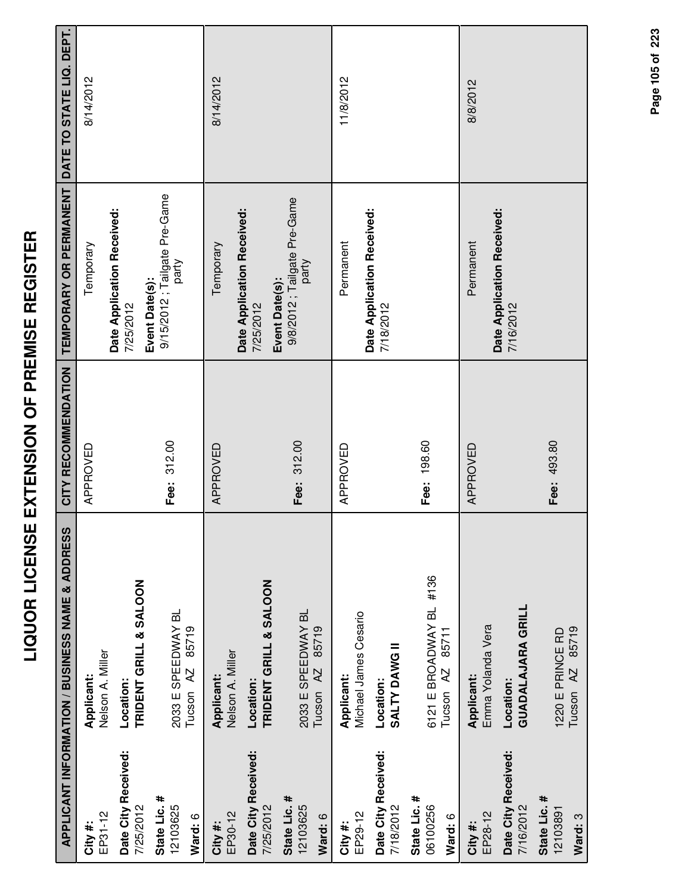# LIQUOR LICENSE EXTENSION OF PREMISE REGISTER

| APPLICANT INFORMATION / BUSINESS NAME & ADDRESS | | CITY RECOMMENDATION | TEMPORARY OR PERMANENT | DATE TO STATE LIQ. DEPT. |
|---|---|---|---|---|
| **City #:** EP31-12<br>**Date City Received:** 7/25/2012<br>**State Lic. #** 12103625<br>**Ward:** 6 | **Applicant:** Nelson A. Miller<br>**Location:** **TRIDENT GRILL & SALOON**<br>2033 E SPEEDWAY BL<br>Tucson AZ 85719 | APPROVED<br>**Fee:** 312.00 | Temporary<br>**Date Application Received:** 7/25/2012<br>**Event Date(s):** 9/15/2012 ; Tailgate Pre-Game party | 8/14/2012 |
| **City #:** EP30-12<br>**Date City Received:** 7/25/2012<br>**State Lic. #** 12103625<br>**Ward:** 6 | **Applicant:** Nelson A. Miller<br>**Location:** **TRIDENT GRILL & SALOON**<br>2033 E SPEEDWAY BL<br>Tucson AZ 85719 | APPROVED<br>**Fee:** 312.00 | Temporary<br>**Date Application Received:** 7/25/2012<br>**Event Date(s):** 9/8/2012 ; Tailgate Pre-Game party | 8/14/2012 |
| **City #:** EP29-12<br>**Date City Received:** 7/18/2012<br>**State Lic. #** 06100256<br>**Ward:** 6 | **Applicant:** Michael James Cesario<br>**Location:** **SALTY DAWG II**<br>6121 E BROADWAY BL #136<br>Tucson AZ 85711 | APPROVED<br>**Fee:** 198.60 | Permanent<br>**Date Application Received:** 7/18/2012 | 11/8/2012 |
| **City #:** EP28-12<br>**Date City Received:** 7/16/2012<br>**State Lic. #** 12103891<br>**Ward:** 3 | **Applicant:** Emma Yolanda Vera<br>**Location:** **GUADALAJARA GRILL**<br>1220 E PRINCE RD<br>Tucson AZ 85719 | APPROVED<br>**Fee:** 493.80 | Permanent<br>**Date Application Received:** 7/16/2012 | 8/8/2012 |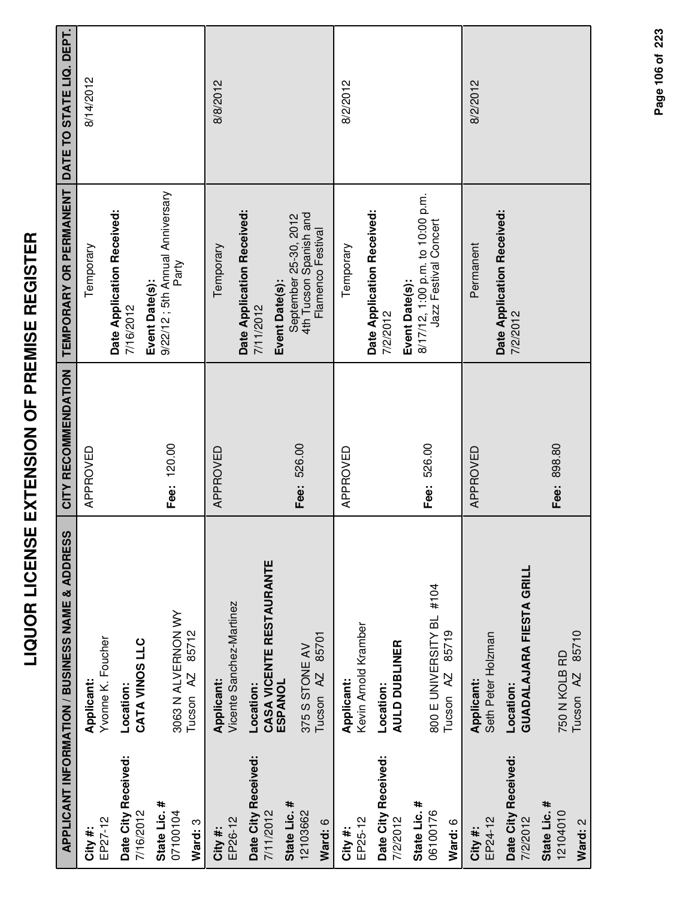# LIQUOR LICENSE EXTENSION OF PREMISE REGISTER

| APPLICANT INFORMATION / BUSINESS NAME & ADDRESS | | CITY RECOMMENDATION | TEMPORARY OR PERMANENT | DATE TO STATE LIQ. DEPT. |
|---|---|---|---|---|
| **City #:** EP27-12<br>**Date City Received:** 7/16/2012<br>**State Lic. #** 07100104<br>**Ward:** 3 | **Applicant:** Yvonne K. Foucher<br>**Location:** **CATA VINOS LLC**<br>3063 N ALVERNON WY<br>Tucson AZ 85712 | APPROVED<br>**Fee:** 120.00 | Temporary<br>**Date Application Received:** 7/16/2012<br>**Event Date(s):** 9/22/12 ; 5th Annual Anniversary Party | 8/14/2012 |
| **City #:** EP26-12<br>**Date City Received:** 7/11/2012<br>**State Lic. #** 12103662<br>**Ward:** 6 | **Applicant:** Vicente Sanchez-Martinez<br>**Location:** **CASA VICENTE RESTAURANTE ESPANOL**<br>375 S STONE AV<br>Tucson AZ 85701 | APPROVED<br>**Fee:** 526.00 | Temporary<br>**Date Application Received:** 7/11/2012<br>**Event Date(s):** September 25-30, 2012 4th Tucson Spanish and Flamenco Festival | 8/8/2012 |
| **City #:** EP25-12<br>**Date City Received:** 7/2/2012<br>**State Lic. #** 06100176<br>**Ward:** 6 | **Applicant:** Kevin Arnold Kramber<br>**Location:** **AULD DUBLINER**<br>800 E UNIVERSITY BL #104<br>Tucson AZ 85719 | APPROVED<br>**Fee:** 526.00 | Temporary<br>**Date Application Received:** 7/2/2012<br>**Event Date(s):** 8/17/12, 1:00 p.m. to 10:00 p.m. Jazz Festival Concert | 8/2/2012 |
| **City #:** EP24-12<br>**Date City Received:** 7/2/2012<br>**State Lic. #** 12104010<br>**Ward:** 2 | **Applicant:** Seth Peter Holzman<br>**Location:** **GUADALAJARA FIESTA GRILL**<br>750 N KOLB RD<br>Tucson AZ 85710 | APPROVED<br>**Fee:** 898.80 | Permanent<br>**Date Application Received:** 7/2/2012 | 8/2/2012 |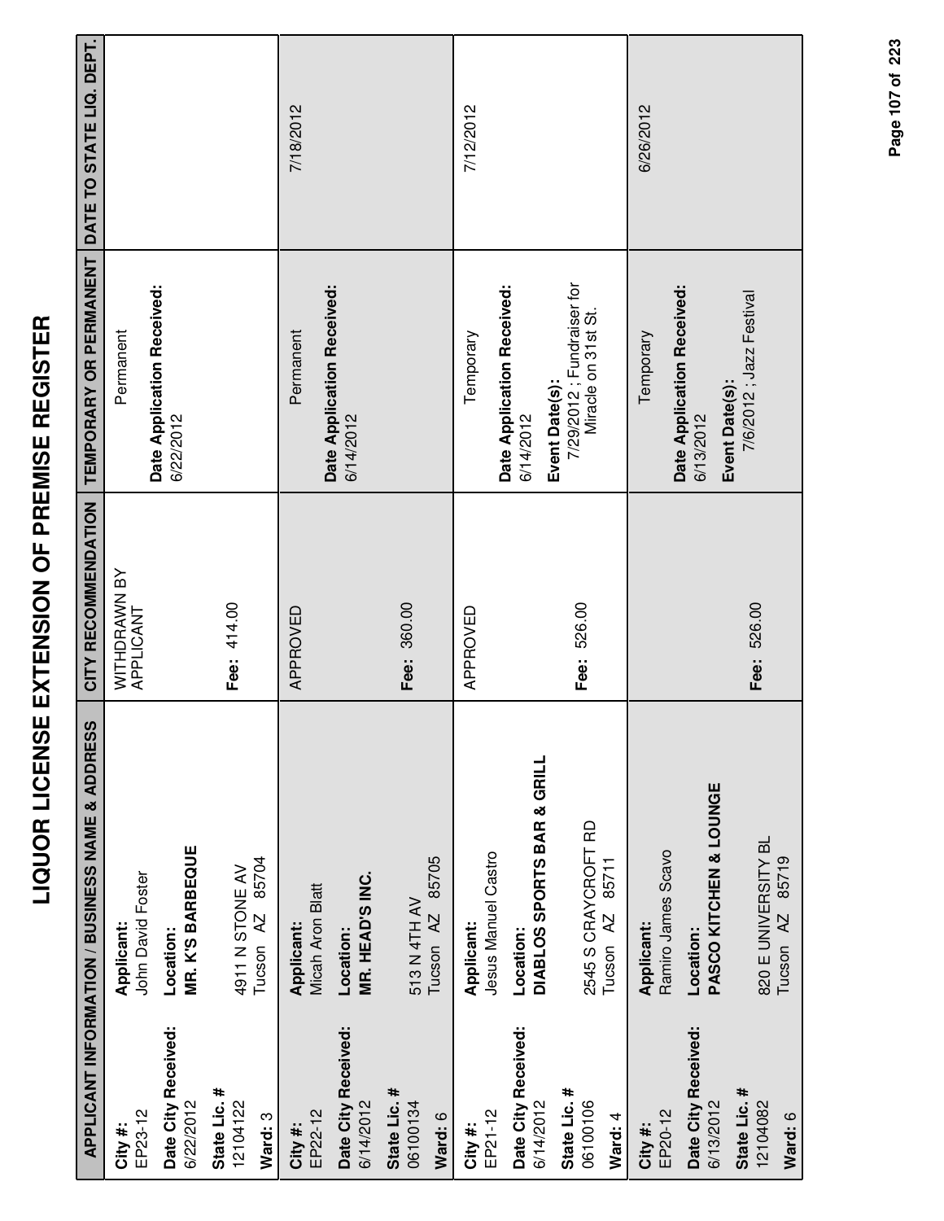# LIQUOR LICENSE EXTENSION OF PREMISE REGISTER

| APPLICANT INFORMATION / BUSINESS NAME & ADDRESS | | CITY RECOMMENDATION | TEMPORARY OR PERMANENT | DATE TO STATE LIQ. DEPT. |
|---|---|---|---|---|
| **City #:** EP23-12<br>**Date City Received:** 6/22/2012<br>**State Lic. #** 12104122<br>**Ward:** 3 | **Applicant:** John David Foster<br>**Location:** **MR. K'S BARBEQUE**<br>4911 N STONE AV<br>Tucson AZ 85704 | WITHDRAWN BY APPLICANT<br><br>**Fee:** 414.00 | Permanent<br><br>**Date Application Received:** 6/22/2012 | |
| **City #:** EP22-12<br>**Date City Received:** 6/14/2012<br>**State Lic. #** 06100134<br>**Ward:** 6 | **Applicant:** Micah Aron Blatt<br>**Location:** **MR. HEAD'S INC.**<br>513 N 4TH AV<br>Tucson AZ 85705 | APPROVED<br><br>**Fee:** 360.00 | Permanent<br><br>**Date Application Received:** 6/14/2012 | 7/18/2012 |
| **City #:** EP21-12<br>**Date City Received:** 6/14/2012<br>**State Lic. #** 06100106<br>**Ward:** 4 | **Applicant:** Jesus Manuel Castro<br>**Location:** **DIABLOS SPORTS BAR & GRILL**<br>2545 S CRAYCROFT RD<br>Tucson AZ 85711 | APPROVED<br><br>**Fee:** 526.00 | Temporary<br><br>**Date Application Received:** 6/14/2012<br>**Event Date(s):** 7/29/2012 ; Fundraiser for Miracle on 31st St. | 7/12/2012 |
| **City #:** EP20-12<br>**Date City Received:** 6/13/2012<br>**State Lic. #** 12104082<br>**Ward:** 6 | **Applicant:** Ramiro James Scavo<br>**Location:** **PASCO KITCHEN & LOUNGE**<br>820 E UNIVERSITY BL<br>Tucson AZ 85719 | **Fee:** 526.00 | Temporary<br><br>**Date Application Received:** 6/13/2012<br>**Event Date(s):** 7/6/2012 ; Jazz Festival | 6/26/2012 |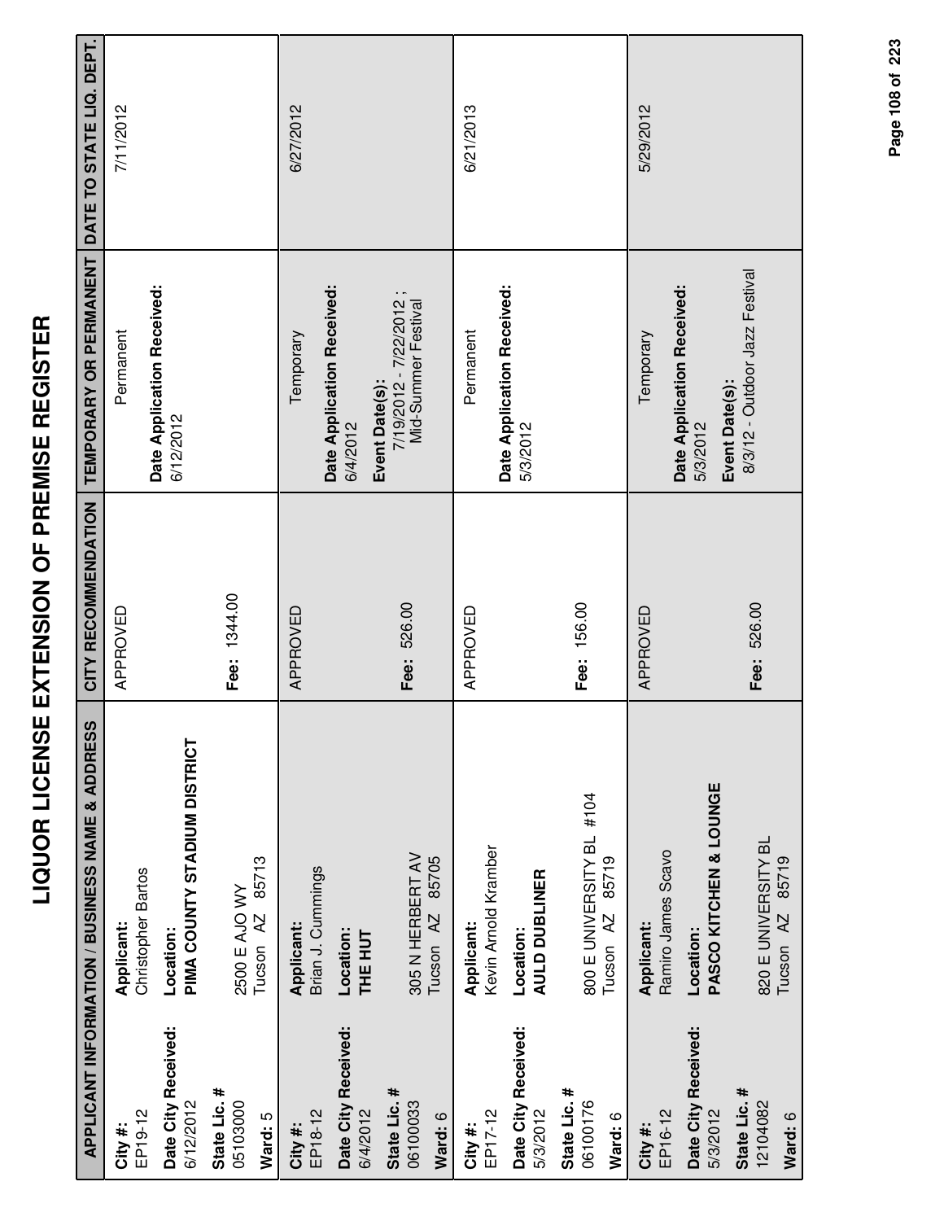# LIQUOR LICENSE EXTENSION OF PREMISE REGISTER

| APPLICANT INFORMATION / BUSINESS NAME & ADDRESS | | CITY RECOMMENDATION | TEMPORARY OR PERMANENT | DATE TO STATE LIQ. DEPT. |
|---|---|---|---|---|
| **City #:** EP19-12<br>**Date City Received:** 6/12/2012<br>**State Lic. #** 05103000<br>**Ward:** 5 | **Applicant:** Christopher Bartos<br>**Location:** **PIMA COUNTY STADIUM DISTRICT**<br>2500 E AJO WY<br>Tucson AZ 85713 | APPROVED<br><br>**Fee:** 1344.00 | Permanent<br>**Date Application Received:** 6/12/2012 | 7/11/2012 |
| **City #:** EP18-12<br>**Date City Received:** 6/4/2012<br>**State Lic. #** 06100033<br>**Ward:** 6 | **Applicant:** Brian J. Cummings<br>**Location:** **THE HUT**<br>305 N HERBERT AV<br>Tucson AZ 85705 | APPROVED<br><br>**Fee:** 526.00 | Temporary<br>**Date Application Received:** 6/4/2012<br>**Event Date(s):** 7/19/2012 - 7/22/2012 ; Mid-Summer Festival | 6/27/2012 |
| **City #:** EP17-12<br>**Date City Received:** 5/3/2012<br>**State Lic. #** 06100176<br>**Ward:** 6 | **Applicant:** Kevin Arnold Kramber<br>**Location:** **AULD DUBLINER**<br>800 E UNIVERSITY BL #104<br>Tucson AZ 85719 | APPROVED<br><br>**Fee:** 156.00 | Permanent<br>**Date Application Received:** 5/3/2012 | 6/21/2013 |
| **City #:** EP16-12<br>**Date City Received:** 5/3/2012<br>**State Lic. #** 12104082<br>**Ward:** 6 | **Applicant:** Ramiro James Scavo<br>**Location:** **PASCO KITCHEN & LOUNGE**<br>820 E UNIVERSITY BL<br>Tucson AZ 85719 | APPROVED<br><br>**Fee:** 526.00 | Temporary<br>**Date Application Received:** 5/3/2012<br>**Event Date(s):** 8/3/12 - Outdoor Jazz Festival | 5/29/2012 |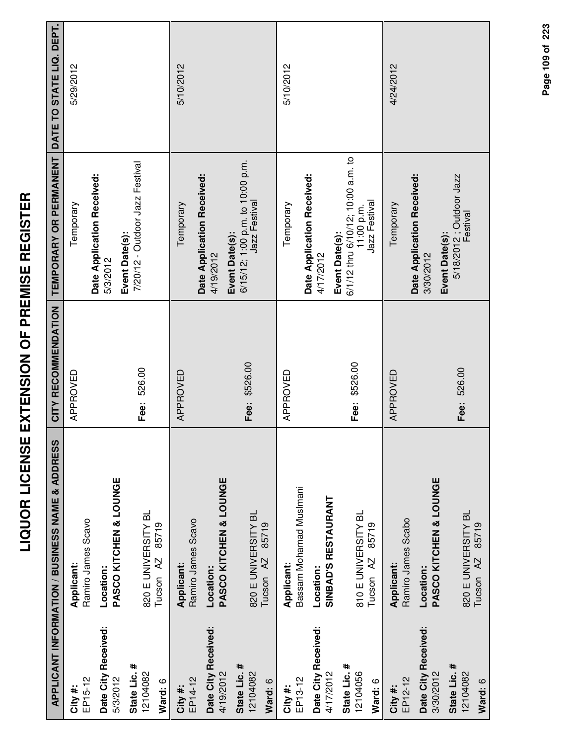# LIQUOR LICENSE EXTENSION OF PREMISE REGISTER

| APPLICANT INFORMATION / BUSINESS NAME & ADDRESS | | CITY RECOMMENDATION | TEMPORARY OR PERMANENT | DATE TO STATE LIQ. DEPT. |
|---|---|---|---|---|
| **City #:** EP15-12<br>**Date City Received:** 5/3/2012<br>**State Lic. #** 12104082<br>**Ward:** 6 | **Applicant:** Ramiro James Scavo<br>**Location:** **PASCO KITCHEN & LOUNGE**<br>820 E UNIVERSITY BL<br>Tucson AZ 85719 | APPROVED<br><br>**Fee:** 526.00 | Temporary<br>**Date Application Received:** 5/3/2012<br>**Event Date(s):** 7/20/12 - Outdoor Jazz Festival | 5/29/2012 |
| **City #:** EP14-12<br>**Date City Received:** 4/19/2012<br>**State Lic. #** 12104082<br>**Ward:** 6 | **Applicant:** Ramiro James Scavo<br>**Location:** **PASCO KITCHEN & LOUNGE**<br>820 E UNIVERSITY BL<br>Tucson AZ 85719 | APPROVED<br><br>**Fee:** $526.00 | Temporary<br>**Date Application Received:** 4/19/2012<br>**Event Date(s):** 6/15/12; 1:00 p.m. to 10:00 p.m. Jazz Festival | 5/10/2012 |
| **City #:** EP13-12<br>**Date City Received:** 4/17/2012<br>**State Lic. #** 12104056<br>**Ward:** 6 | **Applicant:** Bassam Mohamad Muslmani<br>**Location:** **SINBAD'S RESTAURANT**<br>810 E UNIVERSITY BL<br>Tucson AZ 85719 | APPROVED<br><br>**Fee:** $526.00 | Temporary<br>**Date Application Received:** 4/17/2012<br>**Event Date(s):** 6/1/12 thru 6/10/12; 10:00 a.m. to 11:00 p.m. Jazz Festival | 5/10/2012 |
| **City #:** EP12-12<br>**Date City Received:** 3/30/2012<br>**State Lic. #** 12104082<br>**Ward:** 6 | **Applicant:** Ramiro James Scabo<br>**Location:** **PASCO KITCHEN & LOUNGE**<br>820 E UNIVERSITY BL<br>Tucson AZ 85719 | APPROVED<br><br>**Fee:** 526.00 | Temporary<br>**Date Application Received:** 3/30/2012<br>**Event Date(s):** 5/18/2012 ; Outdoor Jazz Festival | 4/24/2012 |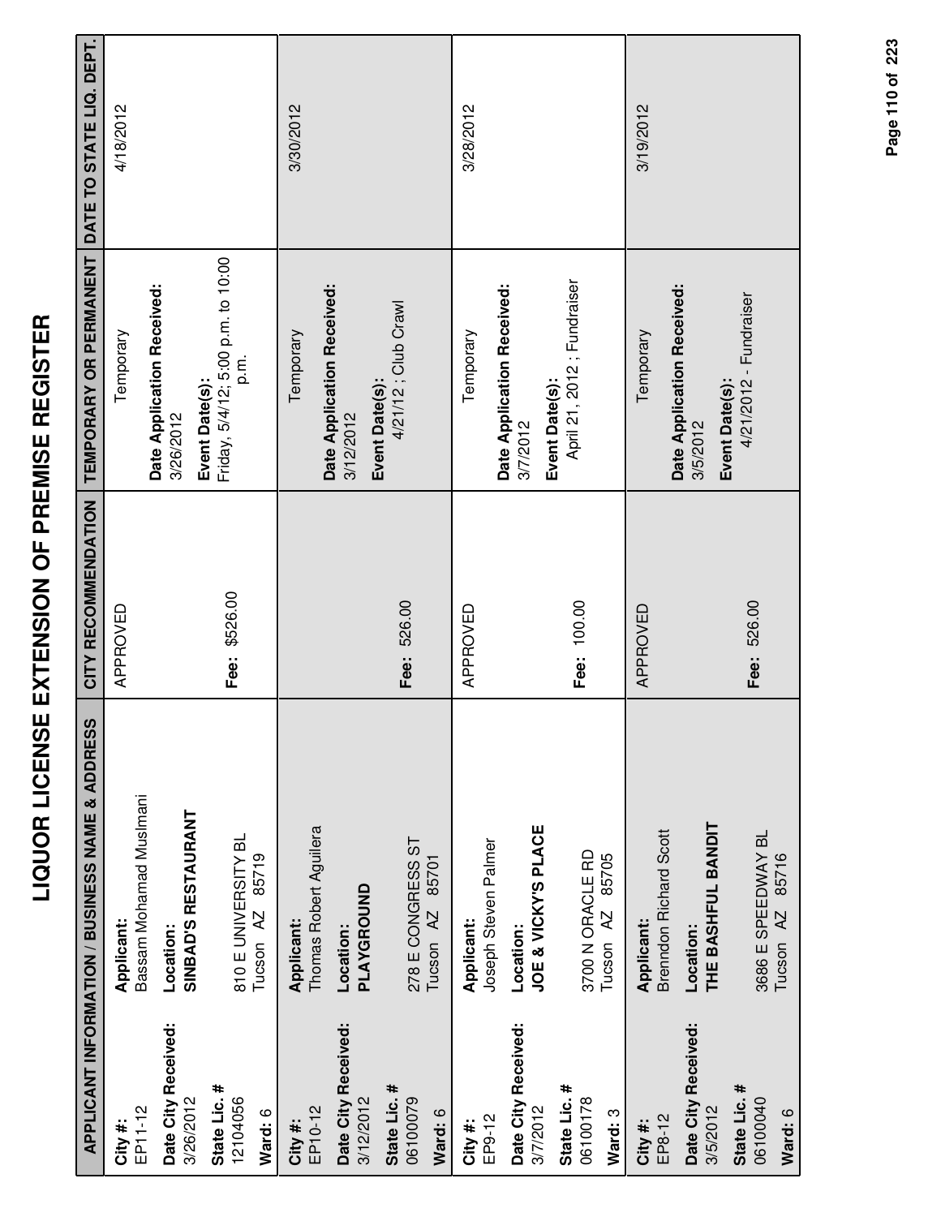# LIQUOR LICENSE EXTENSION OF PREMISE REGISTER

| APPLICANT INFORMATION / BUSINESS NAME & ADDRESS | | CITY RECOMMENDATION | TEMPORARY OR PERMANENT | DATE TO STATE LIQ. DEPT. |
|---|---|---|---|---|
| **City #:** EP11-12<br>**Date City Received:** 3/26/2012<br>**State Lic. #** 12104056<br>**Ward:** 6 | **Applicant:** Bassam Mohamad Muslmani<br>**Location:** **SINBAD'S RESTAURANT**<br>810 E UNIVERSITY BL<br>Tucson AZ 85719 | APPROVED<br><br>**Fee:** $526.00 | Temporary<br>**Date Application Received:** 3/26/2012<br>**Event Date(s):** Friday, 5/4/12; 5:00 p.m. to 10:00 p.m. | 4/18/2012 |
| **City #:** EP10-12<br>**Date City Received:** 3/12/2012<br>**State Lic. #** 06100079<br>**Ward:** 6 | **Applicant:** Thomas Robert Aguilera<br>**Location:** **PLAYGROUND**<br>278 E CONGRESS ST<br>Tucson AZ 85701 | **Fee:** 526.00 | Temporary<br>**Date Application Received:** 3/12/2012<br>**Event Date(s):** 4/21/12 ; Club Crawl | 3/30/2012 |
| **City #:** EP9-12<br>**Date City Received:** 3/7/2012<br>**State Lic. #** 06100178<br>**Ward:** 3 | **Applicant:** Joseph Steven Palmer<br>**Location:** **JOE & VICKY'S PLACE**<br>3700 N ORACLE RD<br>Tucson AZ 85705 | APPROVED<br><br>**Fee:** 100.00 | Temporary<br>**Date Application Received:** 3/7/2012<br>**Event Date(s):** April 21, 2012 ; Fundraiser | 3/28/2012 |
| **City #:** EP8-12<br>**Date City Received:** 3/5/2012<br>**State Lic. #** 06100040<br>**Ward:** 6 | **Applicant:** Brenndon Richard Scott<br>**Location:** **THE BASHFUL BANDIT**<br>3686 E SPEEDWAY BL<br>Tucson AZ 85716 | APPROVED<br><br>**Fee:** 526.00 | Temporary<br>**Date Application Received:** 3/5/2012<br>**Event Date(s):** 4/21/2012 - Fundraiser | 3/19/2012 |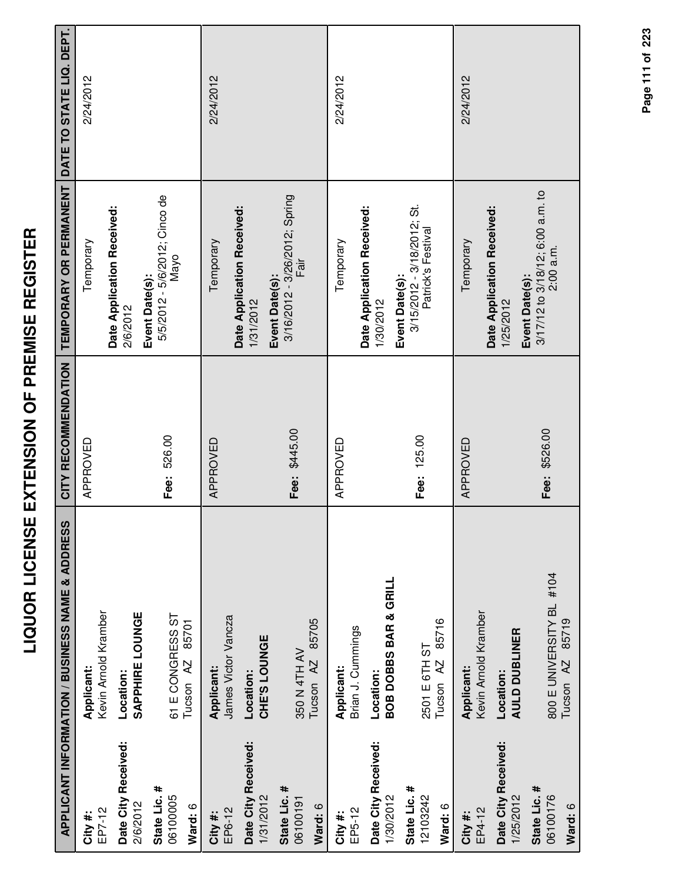# LIQUOR LICENSE EXTENSION OF PREMISE REGISTER

| APPLICANT INFORMATION / BUSINESS NAME & ADDRESS | | CITY RECOMMENDATION | TEMPORARY OR PERMANENT | DATE TO STATE LIQ. DEPT. |
|---|---|---|---|---|
| **City #:** EP7-12<br>**Date City Received:** 2/6/2012<br>**State Lic. #** 06100005<br>**Ward:** 6 | **Applicant:** Kevin Arnold Kramber<br>**Location:** **SAPPHIRE LOUNGE**<br>61 E CONGRESS ST<br>Tucson AZ 85701 | APPROVED<br><br>**Fee:** 526.00 | Temporary<br>**Date Application Received:** 2/6/2012<br>**Event Date(s):** 5/5/2012 - 5/6/2012; Cinco de Mayo | 2/24/2012 |
| **City #:** EP6-12<br>**Date City Received:** 1/31/2012<br>**State Lic. #** 06100191<br>**Ward:** 6 | **Applicant:** James Victor Vancza<br>**Location:** **CHE'S LOUNGE**<br>350 N 4TH AV<br>Tucson AZ 85705 | APPROVED<br><br>**Fee:** $445.00 | Temporary<br>**Date Application Received:** 1/31/2012<br>**Event Date(s):** 3/16/2012 - 3/26/2012; Spring Fair | 2/24/2012 |
| **City #:** EP5-12<br>**Date City Received:** 1/30/2012<br>**State Lic. #** 12103242<br>**Ward:** 6 | **Applicant:** Brian J. Cummings<br>**Location:** **BOB DOBBS BAR & GRILL**<br>2501 E 6TH ST<br>Tucson AZ 85716 | APPROVED<br><br>**Fee:** 125.00 | Temporary<br>**Date Application Received:** 1/30/2012<br>**Event Date(s):** 3/15/2012 - 3/18/2012; St. Patrick's Festival | 2/24/2012 |
| **City #:** EP4-12<br>**Date City Received:** 1/25/2012<br>**State Lic. #** 06100176<br>**Ward:** 6 | **Applicant:** Kevin Arnold Kramber<br>**Location:** **AULD DUBLINER**<br>800 E UNIVERSITY BL #104<br>Tucson AZ 85719 | APPROVED<br><br>**Fee:** $526.00 | Temporary<br>**Date Application Received:** 1/25/2012<br>**Event Date(s):** 3/17/12 to 3/18/12; 6:00 a.m. to 2:00 a.m. | 2/24/2012 |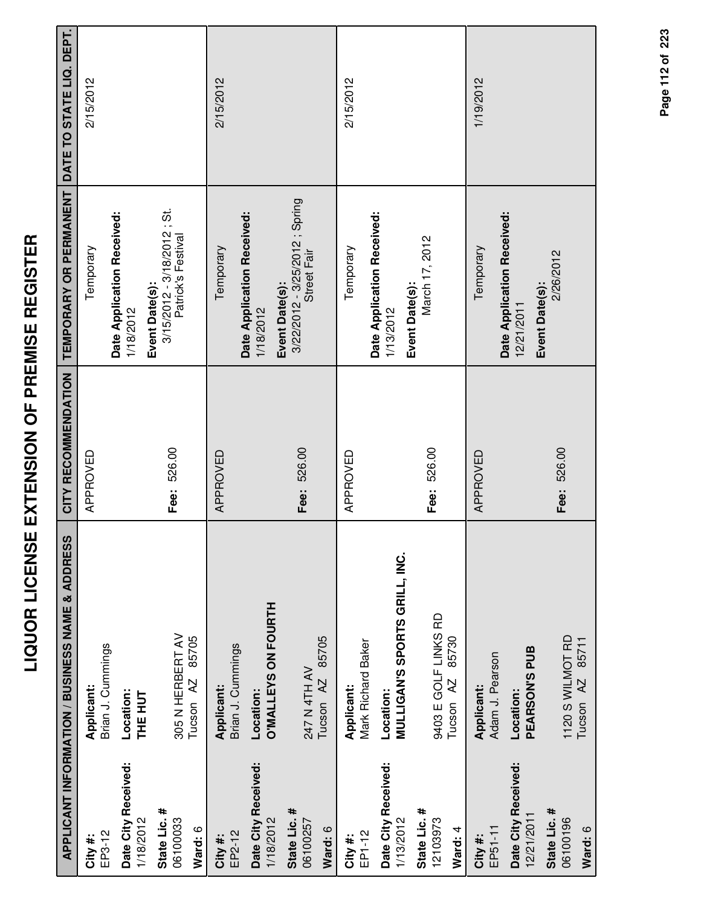# LIQUOR LICENSE EXTENSION OF PREMISE REGISTER

| APPLICANT INFORMATION / BUSINESS NAME & ADDRESS | | CITY RECOMMENDATION | TEMPORARY OR PERMANENT | DATE TO STATE LIQ. DEPT. |
|---|---|---|---|---|
| **City #:** EP3-12<br>**Date City Received:** 1/18/2012<br>**State Lic. #** 06100033<br>**Ward:** 6 | **Applicant:** Brian J. Cummings<br>**Location:** **THE HUT**<br>305 N HERBERT AV<br>Tucson AZ 85705 | APPROVED<br><br>**Fee:** 526.00 | Temporary<br>**Date Application Received:** 1/18/2012<br>**Event Date(s):** 3/15/2012 - 3/18/2012 ; St. Patrick's Festival | 2/15/2012 |
| **City #:** EP2-12<br>**Date City Received:** 1/18/2012<br>**State Lic. #** 06100257<br>**Ward:** 6 | **Applicant:** Brian J. Cummings<br>**Location:** **O'MALLEYS ON FOURTH**<br>247 N 4TH AV<br>Tucson AZ 85705 | APPROVED<br><br>**Fee:** 526.00 | Temporary<br>**Date Application Received:** 1/18/2012<br>**Event Date(s):** 3/22/2012 - 3/25/2012 ; Spring Street Fair | 2/15/2012 |
| **City #:** EP1-12<br>**Date City Received:** 1/13/2012<br>**State Lic. #** 12103973<br>**Ward:** 4 | **Applicant:** Mark Richard Baker<br>**Location:** **MULLIGAN'S SPORTS GRILL, INC.**<br>9403 E GOLF LINKS RD<br>Tucson AZ 85730 | APPROVED<br><br>**Fee:** 526.00 | Temporary<br>**Date Application Received:** 1/13/2012<br>**Event Date(s):** March 17, 2012 | 2/15/2012 |
| **City #:** EP51-11<br>**Date City Received:** 12/21/2011<br>**State Lic. #** 06100196<br>**Ward:** 6 | **Applicant:** Adam J. Pearson<br>**Location:** **PEARSON'S PUB**<br>1120 S WILMOT RD<br>Tucson AZ 85711 | APPROVED<br><br>**Fee:** 526.00 | Temporary<br>**Date Application Received:** 12/21/2011<br>**Event Date(s):** 2/26/2012 | 1/19/2012 |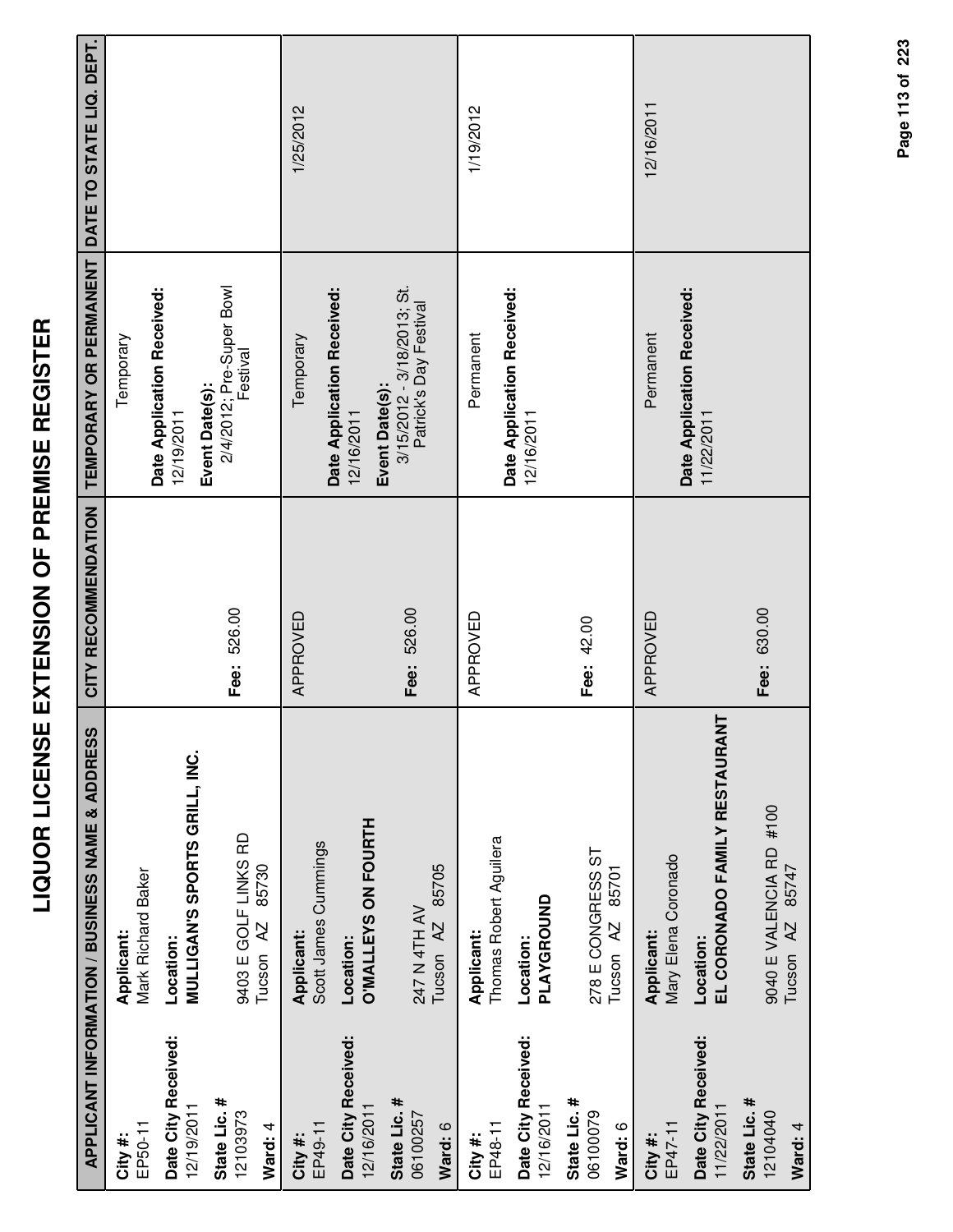# LIQUOR LICENSE EXTENSION OF PREMISE REGISTER

| APPLICANT INFORMATION / BUSINESS NAME & ADDRESS | | CITY RECOMMENDATION | TEMPORARY OR PERMANENT | DATE TO STATE LIQ. DEPT. |
|---|---|---|---|---|
| **City #:** EP50-11<br>**Date City Received:** 12/19/2011<br>**State Lic. #** 12103973<br>**Ward:** 4 | **Applicant:** Mark Richard Baker<br>**Location:** **MULLIGAN'S SPORTS GRILL, INC.**<br>9403 E GOLF LINKS RD<br>Tucson AZ 85730 | <br><br><br>**Fee:** 526.00 | Temporary<br>**Date Application Received:** 12/19/2011<br>**Event Date(s):** 2/4/2012; Pre-Super Bowl Festival | |
| **City #:** EP49-11<br>**Date City Received:** 12/16/2011<br>**State Lic. #** 06100257<br>**Ward:** 6 | **Applicant:** Scott James Cummings<br>**Location:** **O'MALLEYS ON FOURTH**<br>247 N 4TH AV<br>Tucson AZ 85705 | APPROVED<br><br><br>**Fee:** 526.00 | Temporary<br>**Date Application Received:** 12/16/2011<br>**Event Date(s):** 3/15/2012 - 3/18/2013; St. Patrick's Day Festival | 1/25/2012 |
| **City #:** EP48-11<br>**Date City Received:** 12/16/2011<br>**State Lic. #** 06100079<br>**Ward:** 6 | **Applicant:** Thomas Robert Aguilera<br>**Location:** **PLAYGROUND**<br>278 E CONGRESS ST<br>Tucson AZ 85701 | APPROVED<br><br><br>**Fee:** 42.00 | Permanent<br>**Date Application Received:** 12/16/2011 | 1/19/2012 |
| **City #:** EP47-11<br>**Date City Received:** 11/22/2011<br>**State Lic. #** 12104040<br>**Ward:** 4 | **Applicant:** Mary Elena Coronado<br>**Location:** **EL CORONADO FAMILY RESTAURANT**<br>9040 E VALENCIA RD #100<br>Tucson AZ 85747 | APPROVED<br><br><br>**Fee:** 630.00 | Permanent<br>**Date Application Received:** 11/22/2011 | 12/16/2011 |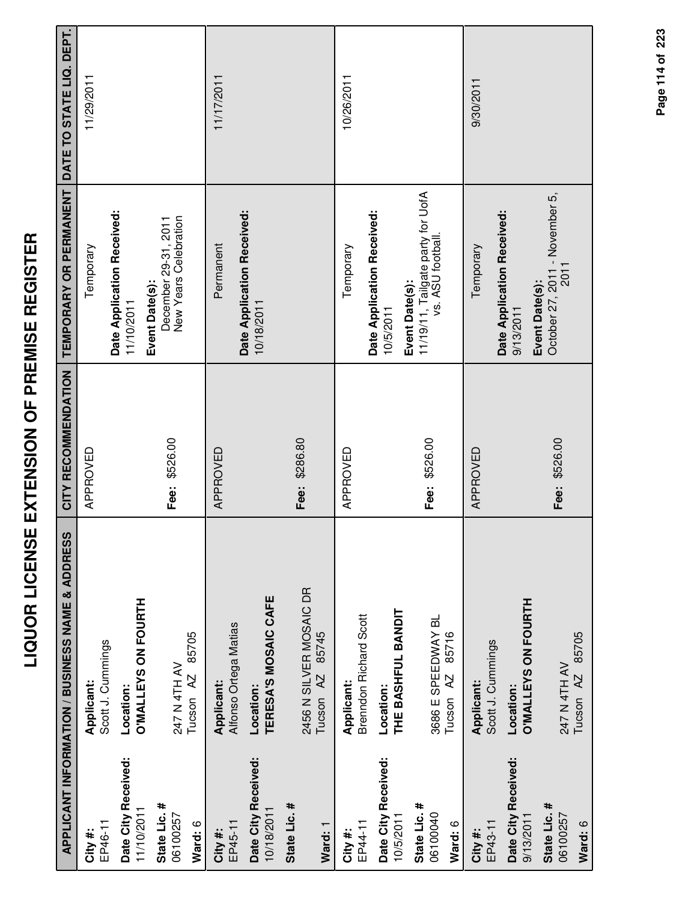# LIQUOR LICENSE EXTENSION OF PREMISE REGISTER

| APPLICANT INFORMATION / BUSINESS NAME & ADDRESS | CITY RECOMMENDATION | TEMPORARY OR PERMANENT | DATE TO STATE LIQ. DEPT. |
|---|---|---|---|
| **City #:** EP46-11 **Date City Received:** 11/10/2011 **State Lic. #** 06100257 **Ward:** 6 **Applicant:** Scott J. Cummings **Location:** **O'MALLEYS ON FOURTH** 247 N 4TH AV Tucson AZ 85705 | APPROVED **Fee:** $526.00 | Temporary **Date Application Received:** 11/10/2011 **Event Date(s):** December 29-31, 2011 New Years Celebration | 11/29/2011 |
| **City #:** EP45-11 **Date City Received:** 10/18/2011 **State Lic. #** **Ward:** 1 **Applicant:** Alfonso Ortega Matias **Location:** **TERESA'S MOSAIC CAFE** 2456 N SILVER MOSAIC DR Tucson AZ 85745 | APPROVED **Fee:** $286.80 | Permanent **Date Application Received:** 10/18/2011 | 11/17/2011 |
| **City #:** EP44-11 **Date City Received:** 10/5/2011 **State Lic. #** 06100040 **Ward:** 6 **Applicant:** Brenndon Richard Scott **Location:** **THE BASHFUL BANDIT** 3686 E SPEEDWAY BL Tucson AZ 85716 | APPROVED **Fee:** $526.00 | Temporary **Date Application Received:** 10/5/2011 **Event Date(s):** 11/19/11, Tailgate party for UofA vs. ASU football. | 10/26/2011 |
| **City #:** EP43-11 **Date City Received:** 9/13/2011 **State Lic. #** 06100257 **Ward:** 6 **Applicant:** Scott J. Cummings **Location:** **O'MALLEYS ON FOURTH** 247 N 4TH AV Tucson AZ 85705 | APPROVED **Fee:** $526.00 | Temporary **Date Application Received:** 9/13/2011 **Event Date(s):** October 27, 2011 - November 5, 2011 | 9/30/2011 |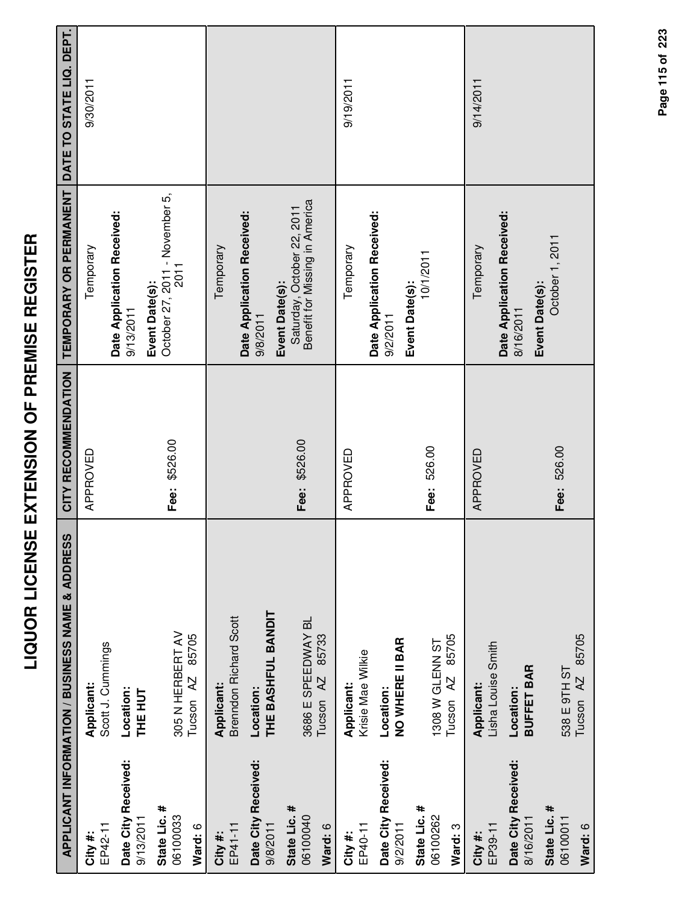# LIQUOR LICENSE EXTENSION OF PREMISE REGISTER

| APPLICANT INFORMATION / BUSINESS NAME & ADDRESS | | CITY RECOMMENDATION | TEMPORARY OR PERMANENT | DATE TO STATE LIQ. DEPT. |
|---|---|---|---|---|
| **City #:** EP42-11<br>**Date City Received:** 9/13/2011<br>**State Lic. #** 06100033<br>**Ward:** 6 | **Applicant:** Scott J. Cummings<br>**Location:** **THE HUT**<br>305 N HERBERT AV<br>Tucson AZ 85705 | APPROVED<br><br>**Fee:** $526.00 | Temporary<br>**Date Application Received:** 9/13/2011<br>**Event Date(s):** October 27, 2011 - November 5, 2011 | 9/30/2011 |
| **City #:** EP41-11<br>**Date City Received:** 9/8/2011<br>**State Lic. #** 06100040<br>**Ward:** 6 | **Applicant:** Brenndon Richard Scott<br>**Location:** **THE BASHFUL BANDIT**<br>3686 E SPEEDWAY BL<br>Tucson AZ 85733 | <br><br>**Fee:** $526.00 | Temporary<br>**Date Application Received:** 9/8/2011<br>**Event Date(s):** Saturday, October 22, 2011 Benefit for Missing in America | |
| **City #:** EP40-11<br>**Date City Received:** 9/2/2011<br>**State Lic. #** 06100262<br>**Ward:** 3 | **Applicant:** Krisie Mae Wilkie<br>**Location:** **NO WHERE II BAR**<br>1308 W GLENN ST<br>Tucson AZ 85705 | APPROVED<br><br>**Fee:** 526.00 | Temporary<br>**Date Application Received:** 9/2/2011<br>**Event Date(s):** 10/1/2011 | 9/19/2011 |
| **City #:** EP39-11<br>**Date City Received:** 8/16/2011<br>**State Lic. #** 06100011<br>**Ward:** 6 | **Applicant:** Lisha Louise Smith<br>**Location:** **BUFFET BAR**<br>538 E 9TH ST<br>Tucson AZ 85705 | APPROVED<br><br>**Fee:** 526.00 | Temporary<br>**Date Application Received:** 8/16/2011<br>**Event Date(s):** October 1, 2011 | 9/14/2011 |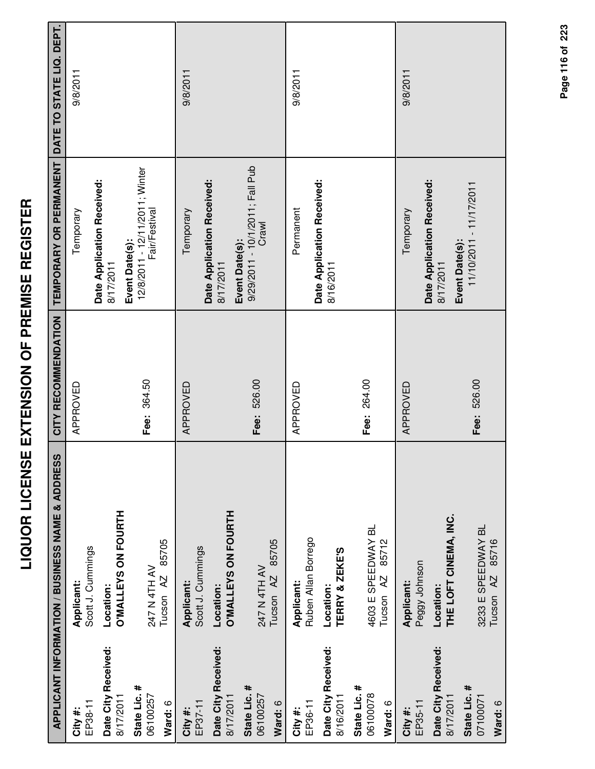# LIQUOR LICENSE EXTENSION OF PREMISE REGISTER

| APPLICANT INFORMATION / BUSINESS NAME & ADDRESS | | CITY RECOMMENDATION | TEMPORARY OR PERMANENT | DATE TO STATE LIQ. DEPT. |
|---|---|---|---|---|
| **City #:** EP38-11<br>**Date City Received:** 8/17/2011<br>**State Lic. #** 06100257<br>**Ward:** 6 | **Applicant:** Scott J. Cummings<br>**Location:** **O'MALLEYS ON FOURTH**<br>247 N 4TH AV<br>Tucson AZ 85705 | APPROVED<br><br>**Fee:** 364.50 | Temporary<br>**Date Application Received:** 8/17/2011<br>**Event Date(s):** 12/8/2011 - 12/11/2011; Winter Fair/Festival | 9/8/2011 |
| **City #:** EP37-11<br>**Date City Received:** 8/17/2011<br>**State Lic. #** 06100257<br>**Ward:** 6 | **Applicant:** Scott J. Cummings<br>**Location:** **O'MALLEYS ON FOURTH**<br>247 N 4TH AV<br>Tucson AZ 85705 | APPROVED<br><br>**Fee:** 526.00 | Temporary<br>**Date Application Received:** 8/17/2011<br>**Event Date(s):** 9/29/2011 - 10/1/2011; Fall Pub Crawl | 9/8/2011 |
| **City #:** EP36-11<br>**Date City Received:** 8/16/2011<br>**State Lic. #** 06100078<br>**Ward:** 6 | **Applicant:** Ruben Allan Borrego<br>**Location:** **TERRY & ZEKE'S**<br>4603 E SPEEDWAY BL<br>Tucson AZ 85712 | APPROVED<br><br>**Fee:** 264.00 | Permanent<br>**Date Application Received:** 8/16/2011 | 9/8/2011 |
| **City #:** EP35-11<br>**Date City Received:** 8/17/2011<br>**State Lic. #** 07100071<br>**Ward:** 6 | **Applicant:** Peggy Johnson<br>**Location:** **THE LOFT CINEMA, INC.**<br>3233 E SPEEDWAY BL<br>Tucson AZ 85716 | APPROVED<br><br>**Fee:** 526.00 | Temporary<br>**Date Application Received:** 8/17/2011<br>**Event Date(s):** 11/10/2011 - 11/17/2011 | 9/8/2011 |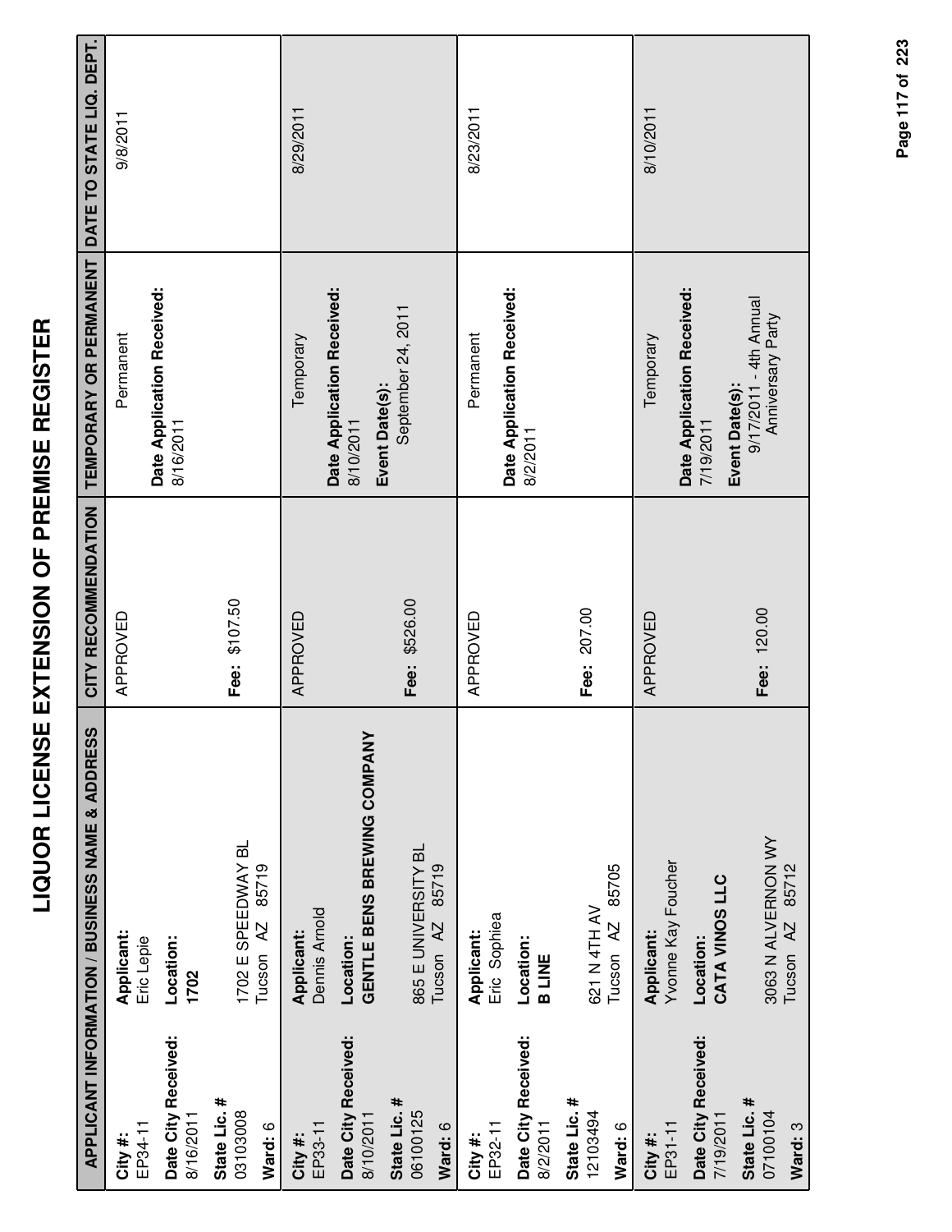# LIQUOR LICENSE EXTENSION OF PREMISE REGISTER

| APPLICANT INFORMATION / BUSINESS NAME & ADDRESS | | CITY RECOMMENDATION | TEMPORARY OR PERMANENT | DATE TO STATE LIQ. DEPT. |
|---|---|---|---|---|
| **City #:** EP34-11<br>**Date City Received:** 8/16/2011<br>**State Lic. #** 03103008<br>**Ward:** 6 | **Applicant:** Eric Lepie<br>**Location:** **1702**<br>1702 E SPEEDWAY BL<br>Tucson AZ 85719 | APPROVED<br><br>**Fee:** $107.50 | Permanent<br><br>**Date Application Received:** 8/16/2011 | 9/8/2011 |
| **City #:** EP33-11<br>**Date City Received:** 8/10/2011<br>**State Lic. #** 06100125<br>**Ward:** 6 | **Applicant:** Dennis Arnold<br>**Location:** **GENTLE BENS BREWING COMPANY**<br>865 E UNIVERSITY BL<br>Tucson AZ 85719 | APPROVED<br><br>**Fee:** $526.00 | Temporary<br><br>**Date Application Received:** 8/10/2011<br>**Event Date(s):** September 24, 2011 | 8/29/2011 |
| **City #:** EP32-11<br>**Date City Received:** 8/2/2011<br>**State Lic. #** 12103494<br>**Ward:** 6 | **Applicant:** Eric Sophiea<br>**Location:** **B LINE**<br>621 N 4TH AV<br>Tucson AZ 85705 | APPROVED<br><br>**Fee:** 207.00 | Permanent<br><br>**Date Application Received:** 8/2/2011 | 8/23/2011 |
| **City #:** EP31-11<br>**Date City Received:** 7/19/2011<br>**State Lic. #** 07100104<br>**Ward:** 3 | **Applicant:** Yvonne Kay Foucher<br>**Location:** **CATA VINOS LLC**<br>3063 N ALVERNON WY<br>Tucson AZ 85712 | APPROVED<br><br>**Fee:** 120.00 | Temporary<br><br>**Date Application Received:** 7/19/2011<br>**Event Date(s):** 9/17/2011 - 4th Annual Anniversary Party | 8/10/2011 |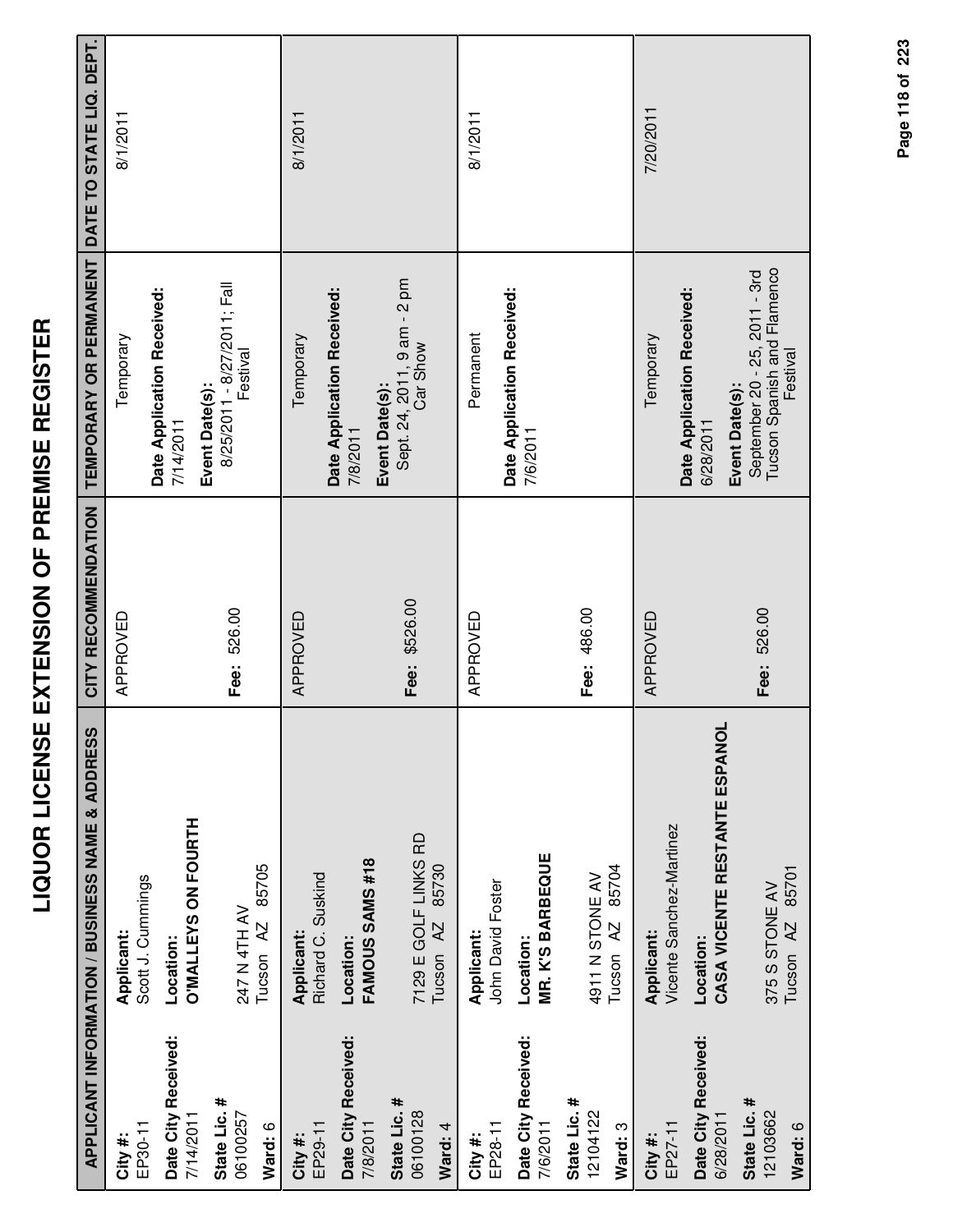# LIQUOR LICENSE EXTENSION OF PREMISE REGISTER

| APPLICANT INFORMATION / BUSINESS NAME & ADDRESS | | CITY RECOMMENDATION | TEMPORARY OR PERMANENT | DATE TO STATE LIQ. DEPT. |
|---|---|---|---|---|
| **City #:** EP30-11<br>**Date City Received:** 7/14/2011<br>**State Lic. #** 06100257<br>**Ward:** 6 | **Applicant:** Scott J. Cummings<br>**Location:** **O'MALLEYS ON FOURTH**<br>247 N 4TH AV<br>Tucson AZ 85705 | APPROVED<br>**Fee:** 526.00 | Temporary<br>**Date Application Received:** 7/14/2011<br>**Event Date(s):** 8/25/2011 - 8/27/2011; Fall Festival | 8/1/2011 |
| **City #:** EP29-11<br>**Date City Received:** 7/8/2011<br>**State Lic. #** 06100128<br>**Ward:** 4 | **Applicant:** Richard C. Suskind<br>**Location:** **FAMOUS SAMS #18**<br>7129 E GOLF LINKS RD<br>Tucson AZ 85730 | APPROVED<br>**Fee:** $526.00 | Temporary<br>**Date Application Received:** 7/8/2011<br>**Event Date(s):** Sept. 24, 2011, 9 am - 2 pm Car Show | 8/1/2011 |
| **City #:** EP28-11<br>**Date City Received:** 7/6/2011<br>**State Lic. #** 12104122<br>**Ward:** 3 | **Applicant:** John David Foster<br>**Location:** **MR. K'S BARBEQUE**<br>4911 N STONE AV<br>Tucson AZ 85704 | APPROVED<br>**Fee:** 486.00 | Permanent<br>**Date Application Received:** 7/6/2011 | 8/1/2011 |
| **City #:** EP27-11<br>**Date City Received:** 6/28/2011<br>**State Lic. #** 12103662<br>**Ward:** 6 | **Applicant:** Vicente Sanchez-Martinez<br>**Location:** **CASA VICENTE RESTANTE ESPANOL**<br>375 S STONE AV<br>Tucson AZ 85701 | APPROVED<br>**Fee:** 526.00 | Temporary<br>**Date Application Received:** 6/28/2011<br>**Event Date(s):** September 20 - 25, 2011 - 3rd Tucson Spanish and Flamenco Festival | 7/20/2011 |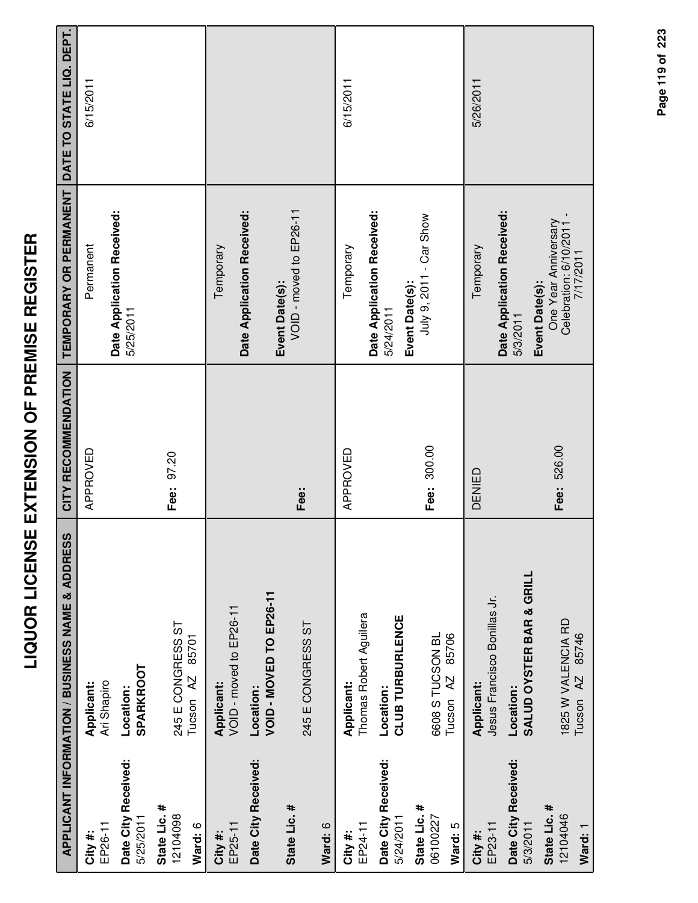# LIQUOR LICENSE EXTENSION OF PREMISE REGISTER

| APPLICANT INFORMATION / BUSINESS NAME & ADDRESS | | CITY RECOMMENDATION | TEMPORARY OR PERMANENT | DATE TO STATE LIQ. DEPT. |
|---|---|---|---|---|
| **City #:** EP26-11<br>**Date City Received:** 5/25/2011<br>**State Lic. #** 12104098<br>**Ward:** 6 | **Applicant:** Ari Shapiro<br>**Location:** **SPARKROOT**<br>245 E CONGRESS ST<br>Tucson AZ 85701 | APPROVED<br>**Fee:** 97.20 | Permanent<br>**Date Application Received:** 5/25/2011 | 6/15/2011 |
| **City #:** EP25-11<br>**Date City Received:**<br>**State Lic. #**<br>**Ward:** 6 | **Applicant:** VOID - moved to EP26-11<br>**Location:** **VOID - MOVED TO EP26-11**<br>245 E CONGRESS ST | **Fee:** | Temporary<br>**Date Application Received:**<br>**Event Date(s):** VOID - moved to EP26-11 | |
| **City #:** EP24-11<br>**Date City Received:** 5/24/2011<br>**State Lic. #** 06100227<br>**Ward:** 5 | **Applicant:** Thomas Robert Aguilera<br>**Location:** **CLUB TURBURLENCE**<br>6608 S TUCSON BL<br>Tucson AZ 85706 | APPROVED<br>**Fee:** 300.00 | Temporary<br>**Date Application Received:** 5/24/2011<br>**Event Date(s):** July 9, 2011 - Car Show | 6/15/2011 |
| **City #:** EP23-11<br>**Date City Received:** 5/3/2011<br>**State Lic. #** 12104046<br>**Ward:** 1 | **Applicant:** Jesus Francisco Bonillas Jr.<br>**Location:** **SALUD OYSTER BAR & GRILL**<br>1825 W VALENCIA RD<br>Tucson AZ 85746 | DENIED<br>**Fee:** 526.00 | Temporary<br>**Date Application Received:** 5/3/2011<br>**Event Date(s):** One Year Anniversary Celebration: 6/10/2011 - 7/17/2011 | 5/26/2011 |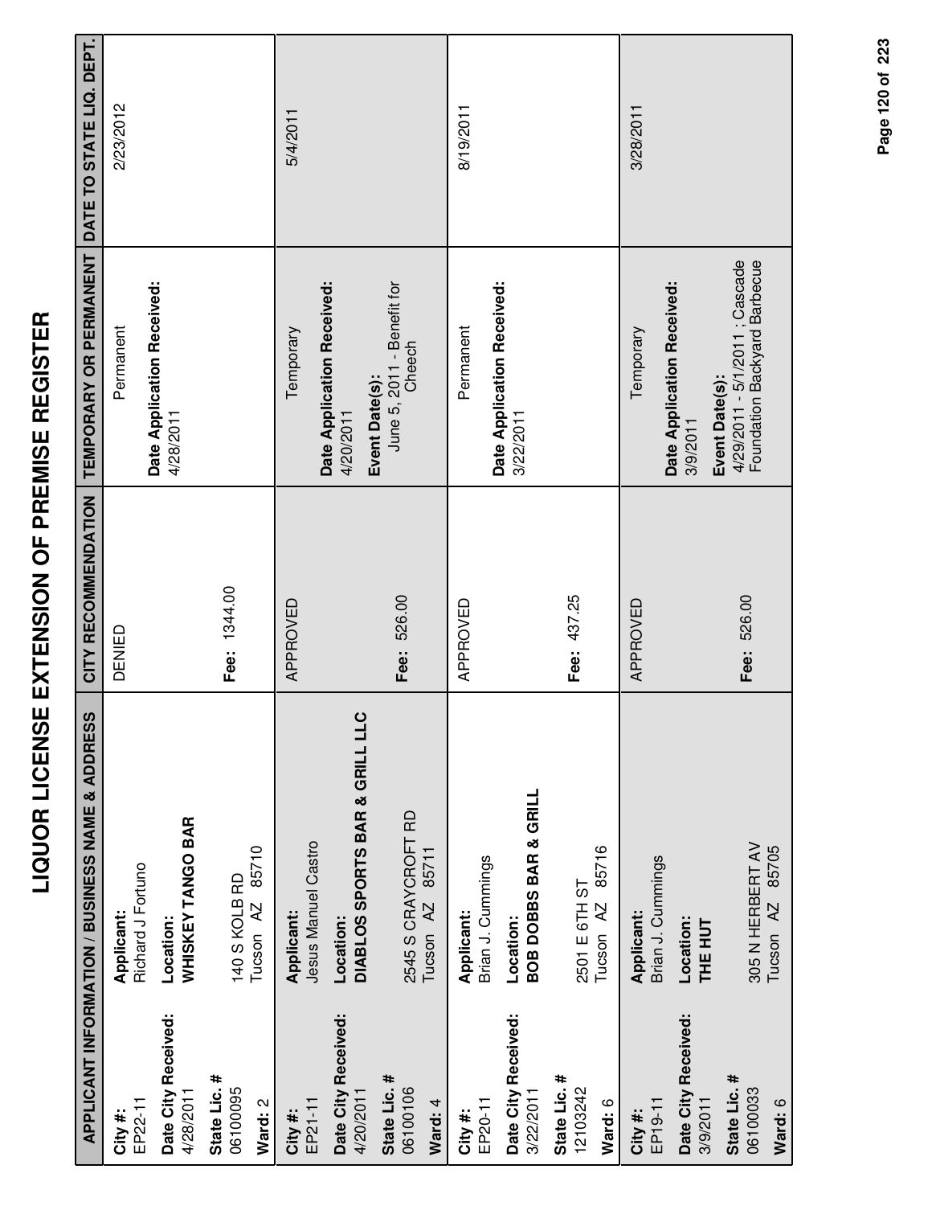# LIQUOR LICENSE EXTENSION OF PREMISE REGISTER

| APPLICANT INFORMATION / BUSINESS NAME & ADDRESS | | CITY RECOMMENDATION | TEMPORARY OR PERMANENT | DATE TO STATE LIQ. DEPT. |
|---|---|---|---|---|
| **City #:** EP22-11<br>**Date City Received:** 4/28/2011<br>**State Lic. #** 06100095<br>**Ward:** 2 | **Applicant:** Richard J Fortuno<br>**Location:** **WHISKEY TANGO BAR**<br>140 S KOLB RD<br>Tucson AZ 85710 | DENIED<br><br>**Fee:** 1344.00 | Permanent<br>**Date Application Received:** 4/28/2011 | 2/23/2012 |
| **City #:** EP21-11<br>**Date City Received:** 4/20/2011<br>**State Lic. #** 06100106<br>**Ward:** 4 | **Applicant:** Jesus Manuel Castro<br>**Location:** **DIABLOS SPORTS BAR & GRILL LLC**<br>2545 S CRAYCROFT RD<br>Tucson AZ 85711 | APPROVED<br><br>**Fee:** 526.00 | Temporary<br>**Date Application Received:** 4/20/2011<br>**Event Date(s):** June 5, 2011 - Benefit for Cheech | 5/4/2011 |
| **City #:** EP20-11<br>**Date City Received:** 3/22/2011<br>**State Lic. #** 12103242<br>**Ward:** 6 | **Applicant:** Brian J. Cummings<br>**Location:** **BOB DOBBS BAR & GRILL**<br>2501 E 6TH ST<br>Tucson AZ 85716 | APPROVED<br><br>**Fee:** 437.25 | Permanent<br>**Date Application Received:** 3/22/2011 | 8/19/2011 |
| **City #:** EP19-11<br>**Date City Received:** 3/9/2011<br>**State Lic. #** 06100033<br>**Ward:** 6 | **Applicant:** Brian J. Cummings<br>**Location:** **THE HUT**<br>305 N HERBERT AV<br>Tucson AZ 85705 | APPROVED<br><br>**Fee:** 526.00 | Temporary<br>**Date Application Received:** 3/9/2011<br>**Event Date(s):** 4/29/2011 - 5/1/2011 ; Cascade Foundation Backyard Barbecue | 3/28/2011 |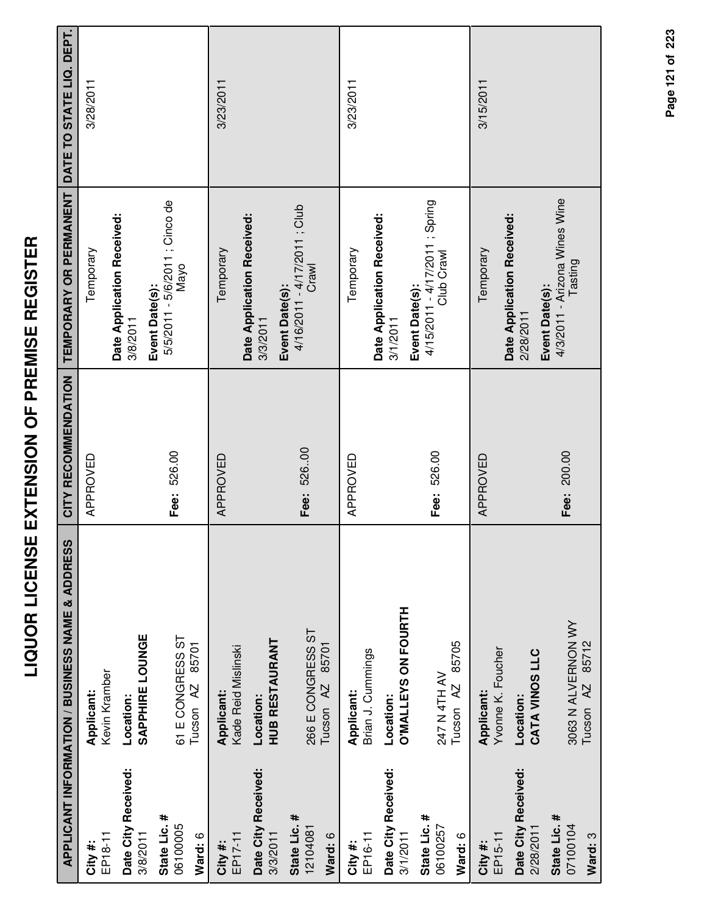# LIQUOR LICENSE EXTENSION OF PREMISE REGISTER

| APPLICANT INFORMATION / BUSINESS NAME & ADDRESS | | CITY RECOMMENDATION | TEMPORARY OR PERMANENT | DATE TO STATE LIQ. DEPT. |
|---|---|---|---|---|
| **City #:** EP18-11<br>**Date City Received:** 3/8/2011<br>**State Lic. #** 06100005<br>**Ward:** 6 | **Applicant:** Kevin Kramber<br>**Location:** **SAPPHIRE LOUNGE**<br>61 E CONGRESS ST<br>Tucson AZ 85701 | APPROVED<br><br>**Fee:** 526.00 | Temporary<br>**Date Application Received:** 3/8/2011<br>**Event Date(s):** 5/5/2011 - 5/6/2011 ; Cinco de Mayo | 3/28/2011 |
| **City #:** EP17-11<br>**Date City Received:** 3/3/2011<br>**State Lic. #** 12104081<br>**Ward:** 6 | **Applicant:** Kade Reid Mislinski<br>**Location:** **HUB RESTAURANT**<br>266 E CONGRESS ST<br>Tucson AZ 85701 | APPROVED<br><br>**Fee:** 526..00 | Temporary<br>**Date Application Received:** 3/3/2011<br>**Event Date(s):** 4/16/2011 - 4/17/2011 ; Club Crawl | 3/23/2011 |
| **City #:** EP16-11<br>**Date City Received:** 3/1/2011<br>**State Lic. #** 06100257<br>**Ward:** 6 | **Applicant:** Brian J. Cummings<br>**Location:** **O'MALLEYS ON FOURTH**<br>247 N 4TH AV<br>Tucson AZ 85705 | APPROVED<br><br>**Fee:** 526.00 | Temporary<br>**Date Application Received:** 3/1/2011<br>**Event Date(s):** 4/15/2011 - 4/17/2011 ; Spring Club Crawl | 3/23/2011 |
| **City #:** EP15-11<br>**Date City Received:** 2/28/2011<br>**State Lic. #** 07100104<br>**Ward:** 3 | **Applicant:** Yvonne K. Foucher<br>**Location:** **CATA VINOS LLC**<br>3063 N ALVERNON WY<br>Tucson AZ 85712 | APPROVED<br><br>**Fee:** 200.00 | Temporary<br>**Date Application Received:** 2/28/2011<br>**Event Date(s):** 4/3/2011 - Arizona Wines Wine Tasting | 3/15/2011 |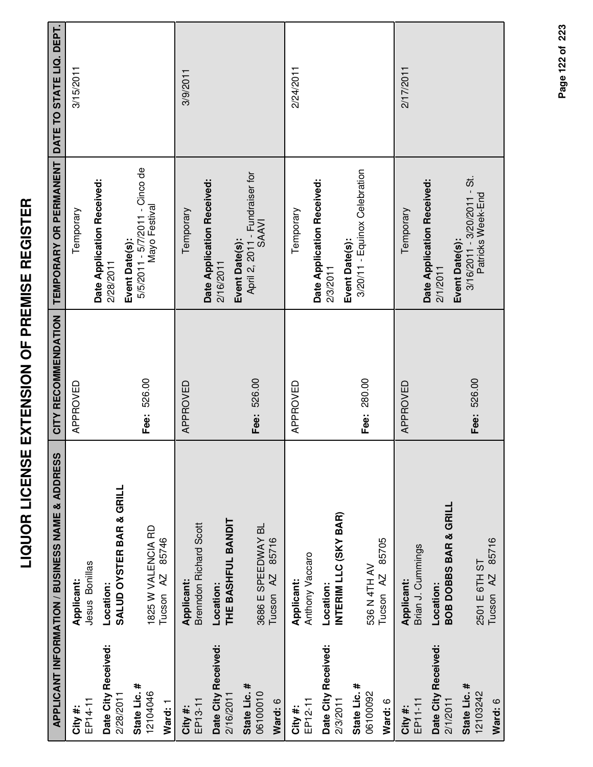# LIQUOR LICENSE EXTENSION OF PREMISE REGISTER

| APPLICANT INFORMATION / BUSINESS NAME & ADDRESS | CITY RECOMMENDATION | TEMPORARY OR PERMANENT | DATE TO STATE LIQ. DEPT. |
|---|---|---|---|
| **City #:** EP14-11<br>**Date City Received:** 2/28/2011<br>**State Lic. #** 12104046<br>**Ward:** 1<br>**Applicant:** Jesus Bonillas<br>**Location:** **SALUD OYSTER BAR & GRILL**<br>1825 W VALENCIA RD<br>Tucson AZ 85746 | APPROVED<br>**Fee:** 526.00 | Temporary<br>**Date Application Received:** 2/28/2011<br>**Event Date(s):** 5/5/2011 - 5/7/2011 - Cinco de Mayo Festival | 3/15/2011 |
| **City #:** EP13-11<br>**Date City Received:** 2/16/2011<br>**State Lic. #** 06100010<br>**Ward:** 6<br>**Applicant:** Brenndon Richard Scott<br>**Location:** **THE BASHFUL BANDIT**<br>3686 E SPEEDWAY BL<br>Tucson AZ 85716 | APPROVED<br>**Fee:** 526.00 | Temporary<br>**Date Application Received:** 2/16/2011<br>**Event Date(s):** April 2, 2011 - Fundraiser for SAAVI | 3/9/2011 |
| **City #:** EP12-11<br>**Date City Received:** 2/3/2011<br>**State Lic. #** 06100092<br>**Ward:** 6<br>**Applicant:** Anthony Vaccaro<br>**Location:** **INTERIM LLC (SKY BAR)**<br>536 N 4TH AV<br>Tucson AZ 85705 | APPROVED<br>**Fee:** 280.00 | Temporary<br>**Date Application Received:** 2/3/2011<br>**Event Date(s):** 3/20/11 - Equinox Celebration | 2/24/2011 |
| **City #:** EP11-11<br>**Date City Received:** 2/1/2011<br>**State Lic. #** 12103242<br>**Ward:** 6<br>**Applicant:** Brian J. Cummings<br>**Location:** **BOB DOBBS BAR & GRILL**<br>2501 E 6TH ST<br>Tucson AZ 85716 | APPROVED<br>**Fee:** 526.00 | Temporary<br>**Date Application Received:** 2/1/2011<br>**Event Date(s):** 3/16/2011 - 3/20/2011 - St. Patricks Week-End | 2/17/2011 |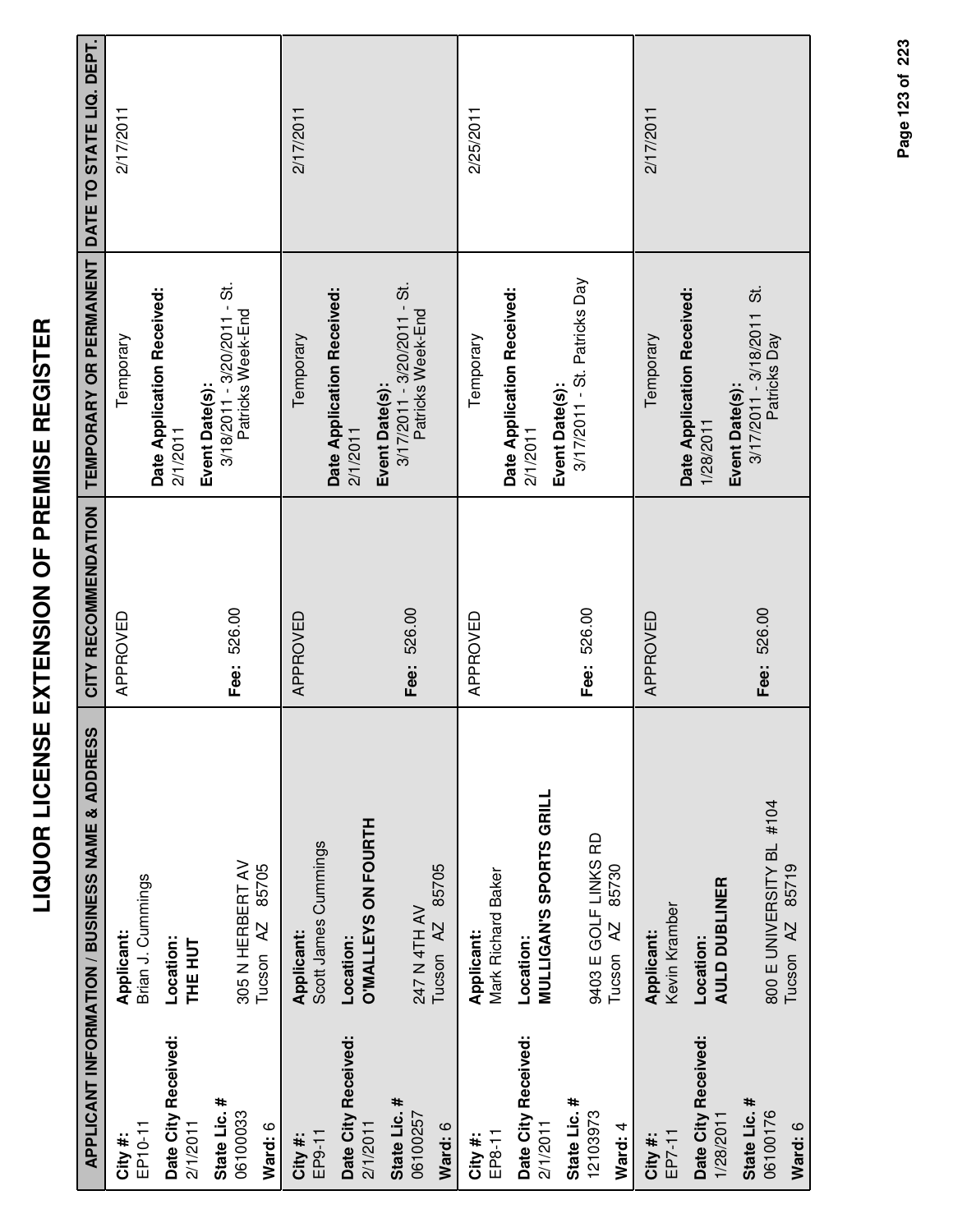# LIQUOR LICENSE EXTENSION OF PREMISE REGISTER

| APPLICANT INFORMATION / BUSINESS NAME & ADDRESS | | CITY RECOMMENDATION | TEMPORARY OR PERMANENT | DATE TO STATE LIQ. DEPT. |
|---|---|---|---|---|
| **City #:** EP10-11 **Date City Received:** 2/1/2011 **State Lic. #** 06100033 **Ward:** 6 | **Applicant:** Brian J. Cummings **Location:** **THE HUT** 305 N HERBERT AV Tucson AZ 85705 | APPROVED **Fee:** 526.00 | Temporary **Date Application Received:** 2/1/2011 **Event Date(s):** 3/18/2011 - 3/20/2011 - St. Patricks Week-End | 2/17/2011 |
| **City #:** EP9-11 **Date City Received:** 2/1/2011 **State Lic. #** 06100257 **Ward:** 6 | **Applicant:** Scott James Cummings **Location:** **O'MALLEYS ON FOURTH** 247 N 4TH AV Tucson AZ 85705 | APPROVED **Fee:** 526.00 | Temporary **Date Application Received:** 2/1/2011 **Event Date(s):** 3/17/2011 - 3/20/2011 - St. Patricks Week-End | 2/17/2011 |
| **City #:** EP8-11 **Date City Received:** 2/1/2011 **State Lic. #** 12103973 **Ward:** 4 | **Applicant:** Mark Richard Baker **Location:** **MULLIGAN'S SPORTS GRILL** 9403 E GOLF LINKS RD Tucson AZ 85730 | APPROVED **Fee:** 526.00 | Temporary **Date Application Received:** 2/1/2011 **Event Date(s):** 3/17/2011 - St. Patricks Day | 2/25/2011 |
| **City #:** EP7-11 **Date City Received:** 1/28/2011 **State Lic. #** 06100176 **Ward:** 6 | **Applicant:** Kevin Kramber **Location:** **AULD DUBLINER** 800 E UNIVERSITY BL #104 Tucson AZ 85719 | APPROVED **Fee:** 526.00 | Temporary **Date Application Received:** 1/28/2011 **Event Date(s):** 3/17/2011 - 3/18/2011 St. Patricks Day | 2/17/2011 |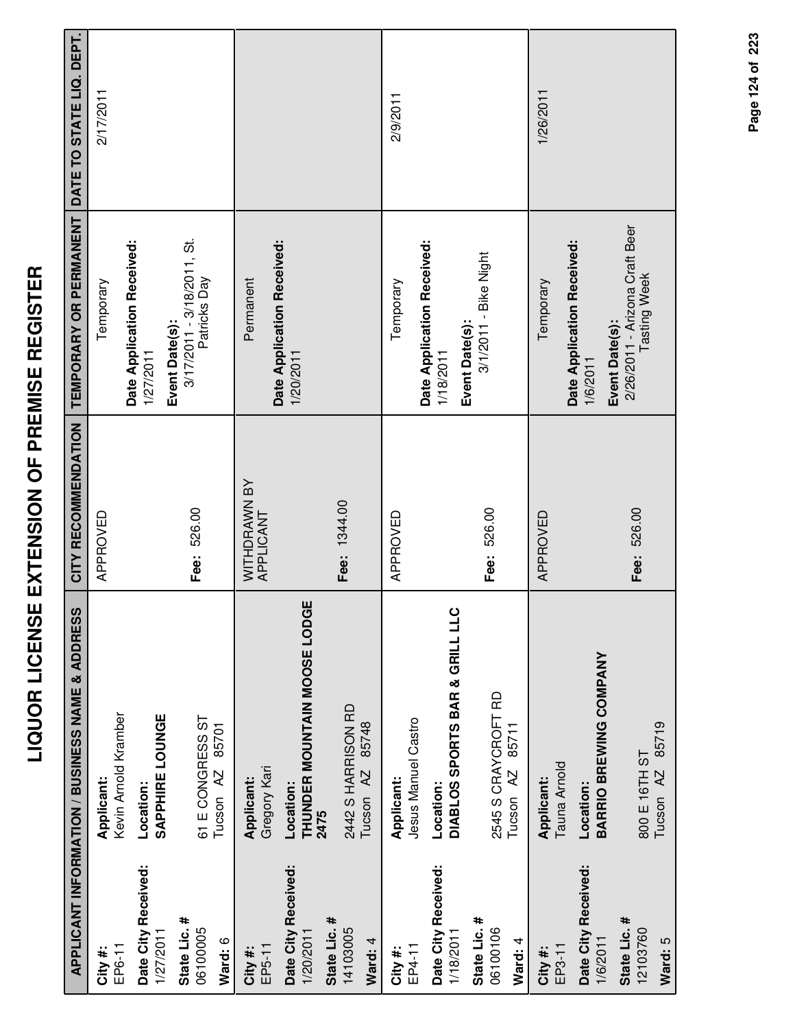# LIQUOR LICENSE EXTENSION OF PREMISE REGISTER

| APPLICANT INFORMATION / BUSINESS NAME & ADDRESS | | CITY RECOMMENDATION | TEMPORARY OR PERMANENT | DATE TO STATE LIQ. DEPT. |
|---|---|---|---|---|
| **City #:** EP6-11<br>**Date City Received:** 1/27/2011<br>**State Lic. #** 06100005<br>**Ward:** 6 | **Applicant:** Kevin Arnold Kramber<br>**Location:** **SAPPHIRE LOUNGE**<br>61 E CONGRESS ST<br>Tucson AZ 85701 | APPROVED<br>**Fee:** 526.00 | Temporary<br>**Date Application Received:** 1/27/2011<br>**Event Date(s):** 3/17/2011 - 3/18/2011, St. Patricks Day | 2/17/2011 |
| **City #:** EP5-11<br>**Date City Received:** 1/20/2011<br>**State Lic. #** 14103005<br>**Ward:** 4 | **Applicant:** Gregory Kari<br>**Location:** **THUNDER MOUNTAIN MOOSE LODGE 2475**<br>2442 S HARRISON RD<br>Tucson AZ 85748 | WITHDRAWN BY APPLICANT<br>**Fee:** 1344.00 | Permanent<br>**Date Application Received:** 1/20/2011 | |
| **City #:** EP4-11<br>**Date City Received:** 1/18/2011<br>**State Lic. #** 06100106<br>**Ward:** 4 | **Applicant:** Jesus Manuel Castro<br>**Location:** **DIABLOS SPORTS BAR & GRILL LLC**<br>2545 S CRAYCROFT RD<br>Tucson AZ 85711 | APPROVED<br>**Fee:** 526.00 | Temporary<br>**Date Application Received:** 1/18/2011<br>**Event Date(s):** 3/1/2011 - Bike Night | 2/9/2011 |
| **City #:** EP3-11<br>**Date City Received:** 1/6/2011<br>**State Lic. #** 12103760<br>**Ward:** 5 | **Applicant:** Tauna Arnold<br>**Location:** **BARRIO BREWING COMPANY**<br>800 E 16TH ST<br>Tucson AZ 85719 | APPROVED<br>**Fee:** 526.00 | Temporary<br>**Date Application Received:** 1/6/2011<br>**Event Date(s):** 2/26/2011 - Arizona Craft Beer Tasting Week | 1/26/2011 |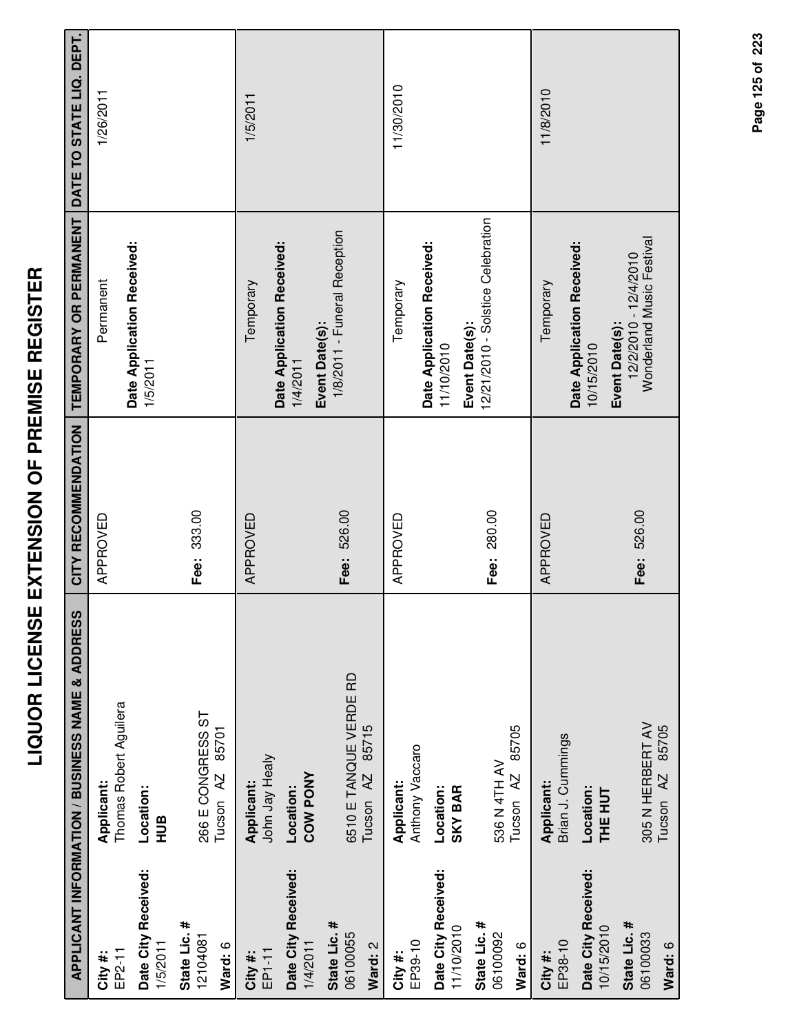# LIQUOR LICENSE EXTENSION OF PREMISE REGISTER

| APPLICANT INFORMATION / BUSINESS NAME & ADDRESS | | CITY RECOMMENDATION | TEMPORARY OR PERMANENT | DATE TO STATE LIQ. DEPT. |
|---|---|---|---|---|
| **City #:** EP2-11<br>**Date City Received:** 1/5/2011<br>**State Lic. #** 12104081<br>**Ward:** 6 | **Applicant:** Thomas Robert Aguilera<br>**Location:** **HUB**<br>266 E CONGRESS ST<br>Tucson AZ 85701 | APPROVED<br><br>**Fee:** 333.00 | Permanent<br>**Date Application Received:** 1/5/2011 | 1/26/2011 |
| **City #:** EP1-11<br>**Date City Received:** 1/4/2011<br>**State Lic. #** 06100055<br>**Ward:** 2 | **Applicant:** John Jay Healy<br>**Location:** **COW PONY**<br>6510 E TANQUE VERDE RD<br>Tucson AZ 85715 | APPROVED<br><br>**Fee:** 526.00 | Temporary<br>**Date Application Received:** 1/4/2011<br>**Event Date(s):** 1/8/2011 - Funeral Reception | 1/5/2011 |
| **City #:** EP39-10<br>**Date City Received:** 11/10/2010<br>**State Lic. #** 06100092<br>**Ward:** 6 | **Applicant:** Anthony Vaccaro<br>**Location:** **SKY BAR**<br>536 N 4TH AV<br>Tucson AZ 85705 | APPROVED<br><br>**Fee:** 280.00 | Temporary<br>**Date Application Received:** 11/10/2010<br>**Event Date(s):** 12/21/2010 - Solstice Celebration | 11/30/2010 |
| **City #:** EP38-10<br>**Date City Received:** 10/15/2010<br>**State Lic. #** 06100033<br>**Ward:** 6 | **Applicant:** Brian J. Cummings<br>**Location:** **THE HUT**<br>305 N HERBERT AV<br>Tucson AZ 85705 | APPROVED<br><br>**Fee:** 526.00 | Temporary<br>**Date Application Received:** 10/15/2010<br>**Event Date(s):** 12/2/2010 - 12/4/2010 Wonderland Music Festival | 11/8/2010 |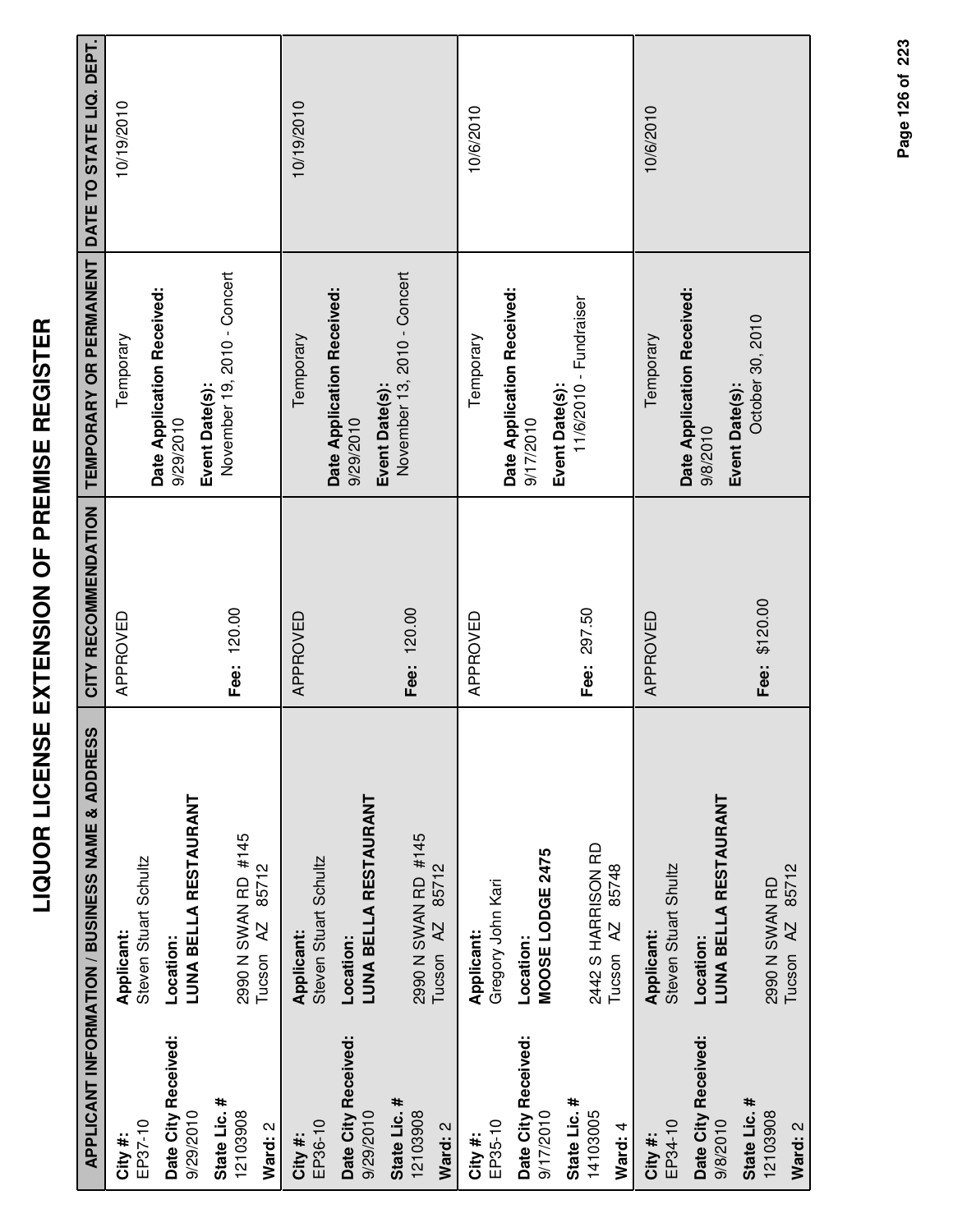# LIQUOR LICENSE EXTENSION OF PREMISE REGISTER

| APPLICANT INFORMATION / BUSINESS NAME & ADDRESS | CITY RECOMMENDATION | TEMPORARY OR PERMANENT | DATE TO STATE LIQ. DEPT. |
|---|---|---|---|
| **City #:** EP37-10<br>**Date City Received:** 9/29/2010<br>**State Lic. #** 12103908<br>**Ward:** 2<br>**Applicant:** Steven Stuart Schultz<br>**Location:** **LUNA BELLA RESTAURANT**<br>2990 N SWAN RD #145<br>Tucson AZ 85712 | APPROVED<br><br>**Fee:** 120.00 | Temporary<br>**Date Application Received:** 9/29/2010<br>**Event Date(s):** November 19, 2010 - Concert | 10/19/2010 |
| **City #:** EP36-10<br>**Date City Received:** 9/29/2010<br>**State Lic. #** 12103908<br>**Ward:** 2<br>**Applicant:** Steven Stuart Schultz<br>**Location:** **LUNA BELLA RESTAURANT**<br>2990 N SWAN RD #145<br>Tucson AZ 85712 | APPROVED<br><br>**Fee:** 120.00 | Temporary<br>**Date Application Received:** 9/29/2010<br>**Event Date(s):** November 13, 2010 - Concert | 10/19/2010 |
| **City #:** EP35-10<br>**Date City Received:** 9/17/2010<br>**State Lic. #** 14103005<br>**Ward:** 4<br>**Applicant:** Gregory John Kari<br>**Location:** **MOOSE LODGE 2475**<br>2442 S HARRISON RD<br>Tucson AZ 85748 | APPROVED<br><br>**Fee:** 297.50 | Temporary<br>**Date Application Received:** 9/17/2010<br>**Event Date(s):** 11/6/2010 - Fundraiser | 10/6/2010 |
| **City #:** EP34-10<br>**Date City Received:** 9/8/2010<br>**State Lic. #** 12103908<br>**Ward:** 2<br>**Applicant:** Steven Stuart Shultz<br>**Location:** **LUNA BELLA RESTAURANT**<br>2990 N SWAN RD<br>Tucson AZ 85712 | APPROVED<br><br>**Fee:** $120.00 | Temporary<br>**Date Application Received:** 9/8/2010<br>**Event Date(s):** October 30, 2010 | 10/6/2010 |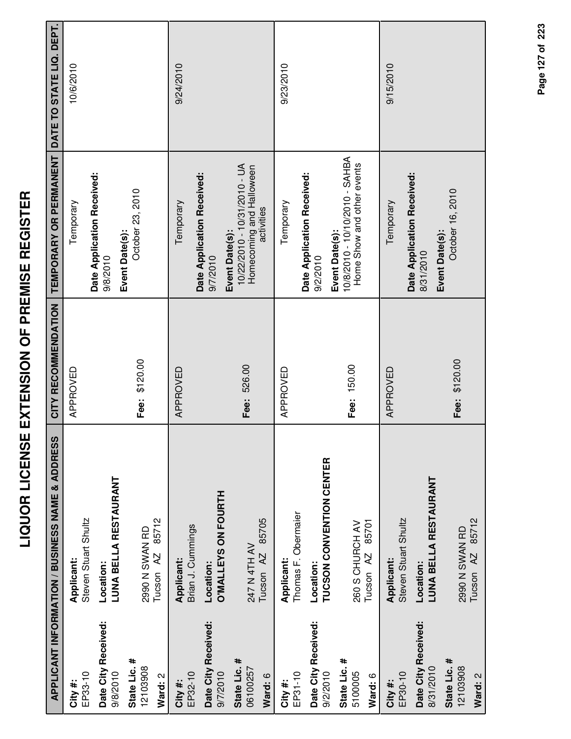# LIQUOR LICENSE EXTENSION OF PREMISE REGISTER

| APPLICANT INFORMATION / BUSINESS NAME & ADDRESS | | CITY RECOMMENDATION | TEMPORARY OR PERMANENT | DATE TO STATE LIQ. DEPT. |
|---|---|---|---|---|
| **City #:** EP33-10<br>**Date City Received:** 9/8/2010<br>**State Lic. #** 12103908<br>**Ward:** 2 | **Applicant:** Steven Stuart Shultz<br>**Location:** **LUNA BELLA RESTAURANT**<br>2990 N SWAN RD<br>Tucson AZ 85712 | APPROVED<br><br>**Fee:** $120.00 | Temporary<br>**Date Application Received:** 9/8/2010<br>**Event Date(s):** October 23, 2010 | 10/6/2010 |
| **City #:** EP32-10<br>**Date City Received:** 9/7/2010<br>**State Lic. #** 06100257<br>**Ward:** 6 | **Applicant:** Brian J. Cummings<br>**Location:** **O'MALLEYS ON FOURTH**<br>247 N 4TH AV<br>Tucson AZ 85705 | APPROVED<br><br>**Fee:** 526.00 | Temporary<br>**Date Application Received:** 9/7/2010<br>**Event Date(s):** 10/22/2010 - 10/31/2010 - UA Homecoming and Halloween activities | 9/24/2010 |
| **City #:** EP31-10<br>**Date City Received:** 9/2/2010<br>**State Lic. #** 5100005<br>**Ward:** 6 | **Applicant:** Thomas F. Obermaier<br>**Location:** **TUCSON CONVENTION CENTER**<br>260 S CHURCH AV<br>Tucson AZ 85701 | APPROVED<br><br>**Fee:** 150.00 | Temporary<br>**Date Application Received:** 9/2/2010<br>**Event Date(s):** 10/8/2010 - 10/10/2010 - SAHBA Home Show and other events | 9/23/2010 |
| **City #:** EP30-10<br>**Date City Received:** 8/31/2010<br>**State Lic. #** 12103908<br>**Ward:** 2 | **Applicant:** Steven Stuart Shultz<br>**Location:** **LUNA BELLA RESTAURANT**<br>2990 N SWAN RD<br>Tucson AZ 85712 | APPROVED<br><br>**Fee:** $120.00 | Temporary<br>**Date Application Received:** 8/31/2010<br>**Event Date(s):** October 16, 2010 | 9/15/2010 |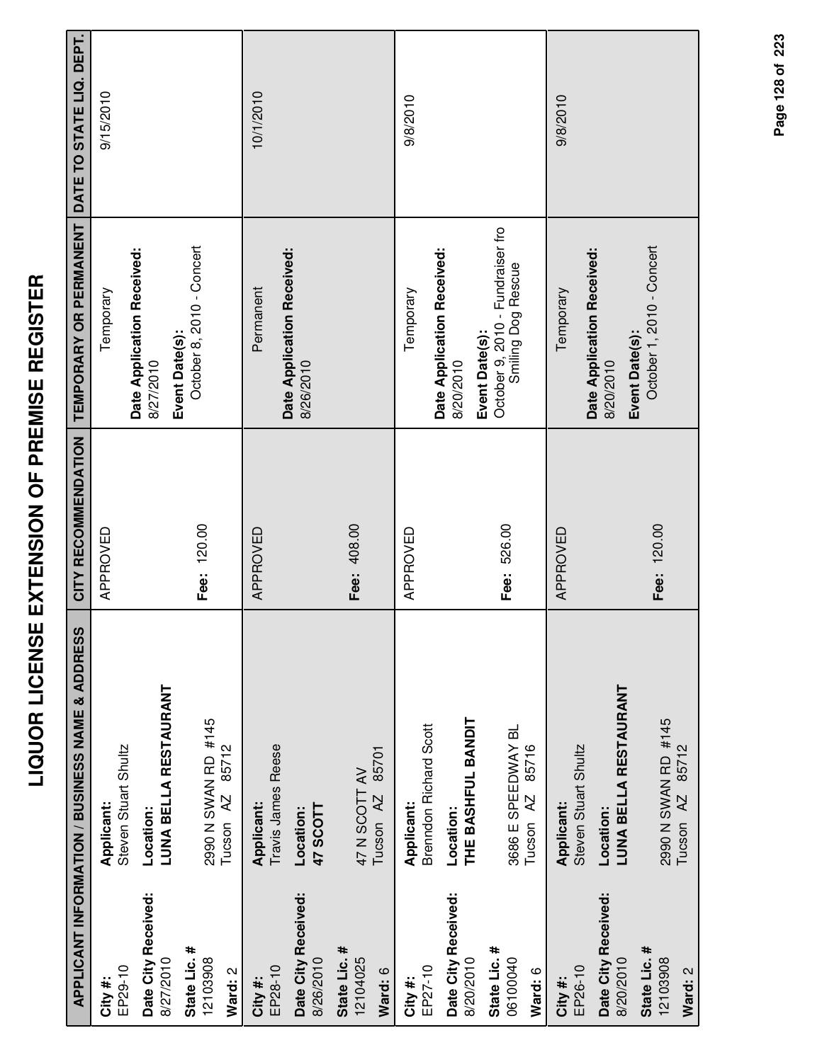# LIQUOR LICENSE EXTENSION OF PREMISE REGISTER

| APPLICANT INFORMATION / BUSINESS NAME & ADDRESS | | CITY RECOMMENDATION | TEMPORARY OR PERMANENT | DATE TO STATE LIQ. DEPT. |
|---|---|---|---|---|
| **City #:** EP29-10<br>**Date City Received:** 8/27/2010<br>**State Lic. #** 12103908<br>**Ward:** 2 | **Applicant:** Steven Stuart Shultz<br>**Location:** **LUNA BELLA RESTAURANT**<br>2990 N SWAN RD #145<br>Tucson AZ 85712 | APPROVED<br><br>**Fee:** 120.00 | Temporary<br>**Date Application Received:** 8/27/2010<br>**Event Date(s):** October 8, 2010 - Concert | 9/15/2010 |
| **City #:** EP28-10<br>**Date City Received:** 8/26/2010<br>**State Lic. #** 12104025<br>**Ward:** 6 | **Applicant:** Travis James Reese<br>**Location:** **47 SCOTT**<br>47 N SCOTT AV<br>Tucson AZ 85701 | APPROVED<br><br>**Fee:** 408.00 | Permanent<br>**Date Application Received:** 8/26/2010 | 10/1/2010 |
| **City #:** EP27-10<br>**Date City Received:** 8/20/2010<br>**State Lic. #** 06100040<br>**Ward:** 6 | **Applicant:** Brenndon Richard Scott<br>**Location:** **THE BASHFUL BANDIT**<br>3686 E SPEEDWAY BL<br>Tucson AZ 85716 | APPROVED<br><br>**Fee:** 526.00 | Temporary<br>**Date Application Received:** 8/20/2010<br>**Event Date(s):** October 9, 2010 - Fundraiser fro Smiling Dog Rescue | 9/8/2010 |
| **City #:** EP26-10<br>**Date City Received:** 8/20/2010<br>**State Lic. #** 12103908<br>**Ward:** 2 | **Applicant:** Steven Stuart Shultz<br>**Location:** **LUNA BELLA RESTAURANT**<br>2990 N SWAN RD #145<br>Tucson AZ 85712 | APPROVED<br><br>**Fee:** 120.00 | Temporary<br>**Date Application Received:** 8/20/2010<br>**Event Date(s):** October 1, 2010 - Concert | 9/8/2010 |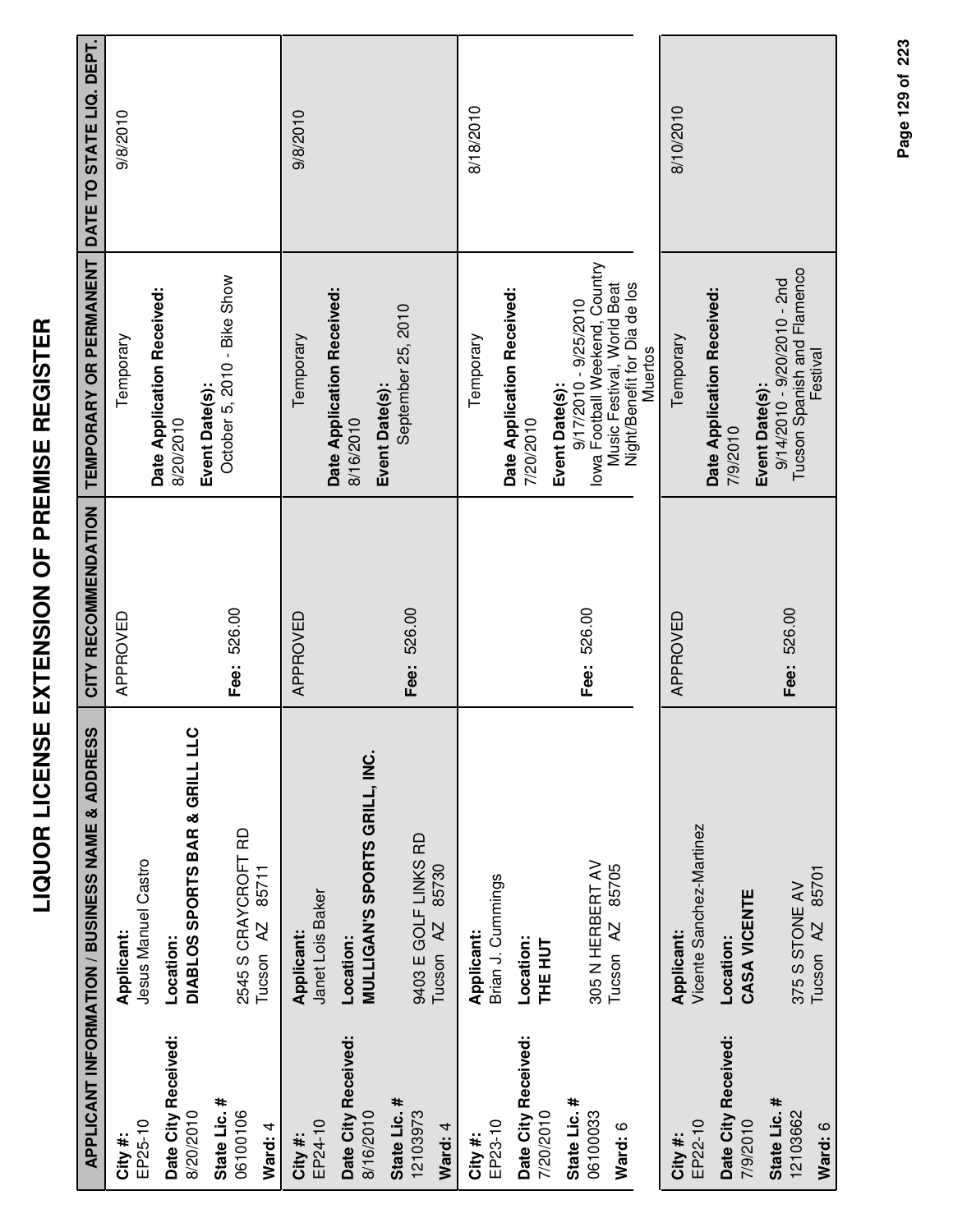# LIQUOR LICENSE EXTENSION OF PREMISE REGISTER

| APPLICANT INFORMATION / BUSINESS NAME & ADDRESS | | CITY RECOMMENDATION | TEMPORARY OR PERMANENT | DATE TO STATE LIQ. DEPT. |
|---|---|---|---|---|
| **City #:** EP25-10<br>**Date City Received:** 8/20/2010<br>**State Lic. #** 06100106<br>**Ward:** 4 | **Applicant:** Jesus Manuel Castro<br>**Location:** **DIABLOS SPORTS BAR & GRILL LLC**<br>2545 S CRAYCROFT RD<br>Tucson AZ 85711 | APPROVED<br><br>**Fee:** 526.00 | Temporary<br>**Date Application Received:** 8/20/2010<br>**Event Date(s):** October 5, 2010 - Bike Show | 9/8/2010 |
| **City #:** EP24-10<br>**Date City Received:** 8/16/2010<br>**State Lic. #** 12103973<br>**Ward:** 4 | **Applicant:** Janet Lois Baker<br>**Location:** **MULLIGAN'S SPORTS GRILL, INC.**<br>9403 E GOLF LINKS RD<br>Tucson AZ 85730 | APPROVED<br><br>**Fee:** 526.00 | Temporary<br>**Date Application Received:** 8/16/2010<br>**Event Date(s):** September 25, 2010 | 9/8/2010 |
| **City #:** EP23-10<br>**Date City Received:** 7/20/2010<br>**State Lic. #** 06100033<br>**Ward:** 6 | **Applicant:** Brian J. Cummings<br>**Location:** **THE HUT**<br>305 N HERBERT AV<br>Tucson AZ 85705 | **Fee:** 526.00 | Temporary<br>**Date Application Received:** 7/20/2010<br>**Event Date(s):** 9/17/2010 - 9/25/2010 Iowa Football Weekend, Country Music Festival, World Beat Night/Benefit for Dia de los Muertos | 8/18/2010 |
| **City #:** EP22-10<br>**Date City Received:** 7/9/2010<br>**State Lic. #** 12103662<br>**Ward:** 6 | **Applicant:** Vicente Sanchez-Martinez<br>**Location:** **CASA VICENTE**<br>375 S STONE AV<br>Tucson AZ 85701 | APPROVED<br><br>**Fee:** 526.00 | Temporary<br>**Date Application Received:** 7/9/2010<br>**Event Date(s):** 9/14/2010 - 9/20/2010 - 2nd Tucson Spanish and Flamenco Festival | 8/10/2010 |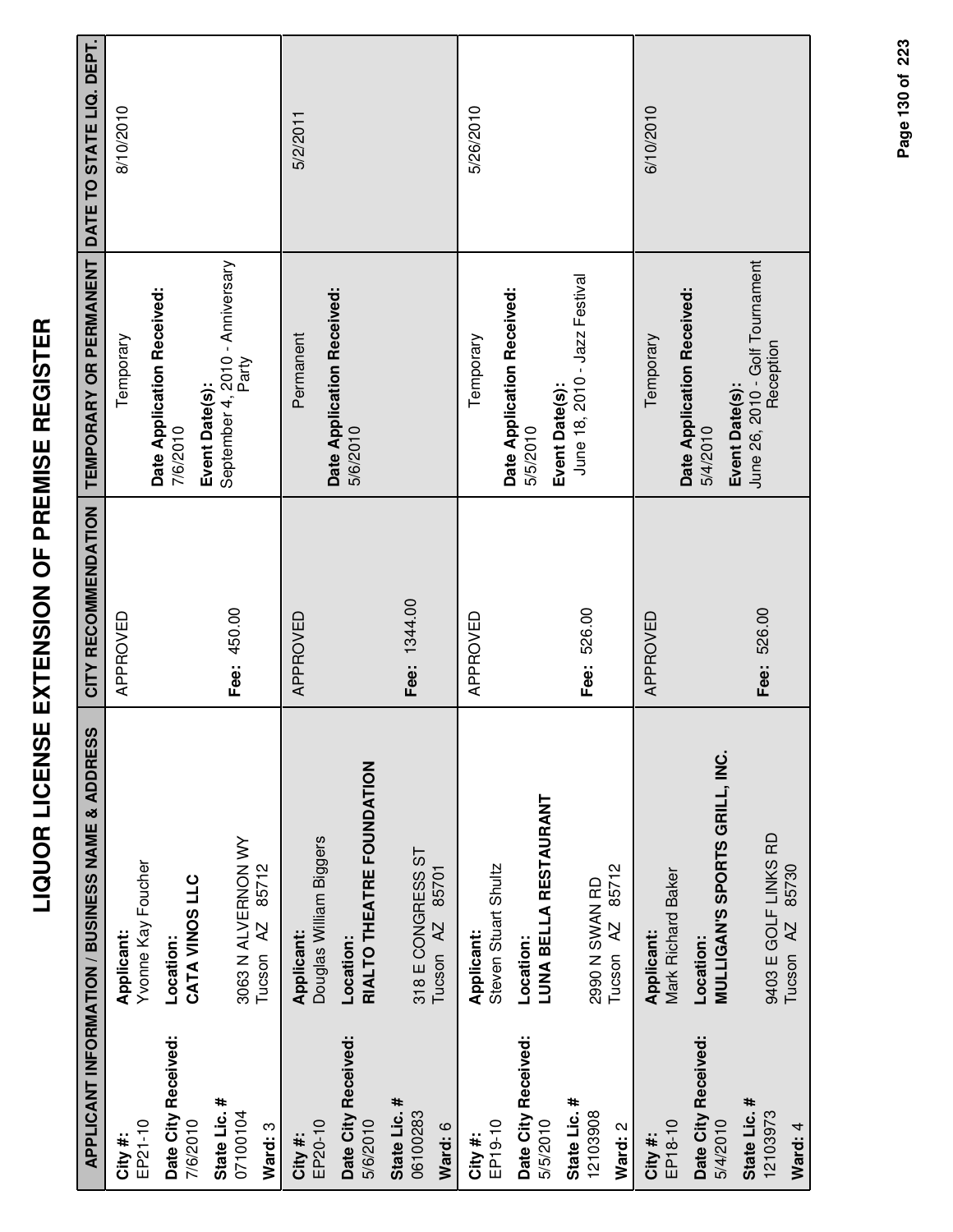# LIQUOR LICENSE EXTENSION OF PREMISE REGISTER

| APPLICANT INFORMATION / BUSINESS NAME & ADDRESS | | CITY RECOMMENDATION | TEMPORARY OR PERMANENT | DATE TO STATE LIQ. DEPT. |
|---|---|---|---|---|
| **City #:** EP21-10<br>**Date City Received:** 7/6/2010<br>**State Lic. #** 07100104<br>**Ward:** 3 | **Applicant:** Yvonne Kay Foucher<br>**Location:** **CATA VINOS LLC**<br>3063 N ALVERNON WY<br>Tucson AZ 85712 | APPROVED<br>**Fee:** 450.00 | Temporary<br>**Date Application Received:** 7/6/2010<br>**Event Date(s):** September 4, 2010 - Anniversary Party | 8/10/2010 |
| **City #:** EP20-10<br>**Date City Received:** 5/6/2010<br>**State Lic. #** 06100283<br>**Ward:** 6 | **Applicant:** Douglas William Biggers<br>**Location:** **RIALTO THEATRE FOUNDATION**<br>318 E CONGRESS ST<br>Tucson AZ 85701 | APPROVED<br>**Fee:** 1344.00 | Permanent<br>**Date Application Received:** 5/6/2010 | 5/2/2011 |
| **City #:** EP19-10<br>**Date City Received:** 5/5/2010<br>**State Lic. #** 12103908<br>**Ward:** 2 | **Applicant:** Steven Stuart Shultz<br>**Location:** **LUNA BELLA RESTAURANT**<br>2990 N SWAN RD<br>Tucson AZ 85712 | APPROVED<br>**Fee:** 526.00 | Temporary<br>**Date Application Received:** 5/5/2010<br>**Event Date(s):** June 18, 2010 - Jazz Festival | 5/26/2010 |
| **City #:** EP18-10<br>**Date City Received:** 5/4/2010<br>**State Lic. #** 12103973<br>**Ward:** 4 | **Applicant:** Mark Richard Baker<br>**Location:** **MULLIGAN'S SPORTS GRILL, INC.**<br>9403 E GOLF LINKS RD<br>Tucson AZ 85730 | APPROVED<br>**Fee:** 526.00 | Temporary<br>**Date Application Received:** 5/4/2010<br>**Event Date(s):** June 26, 2010 - Golf Tournament Reception | 6/10/2010 |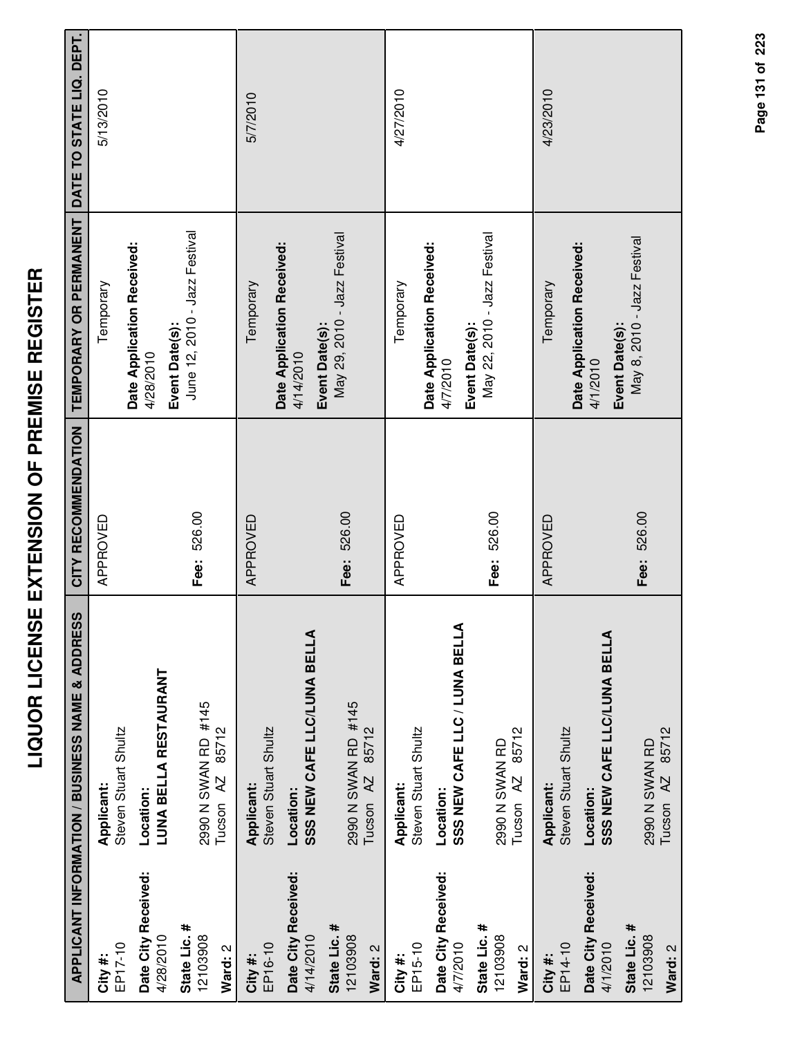# LIQUOR LICENSE EXTENSION OF PREMISE REGISTER

| APPLICANT INFORMATION / BUSINESS NAME & ADDRESS | | CITY RECOMMENDATION | TEMPORARY OR PERMANENT | DATE TO STATE LIQ. DEPT. |
|---|---|---|---|---|
| **City #:** EP17-10<br>**Date City Received:** 4/28/2010<br>**State Lic. #** 12103908<br>**Ward:** 2 | **Applicant:** Steven Stuart Shultz<br>**Location:** **LUNA BELLA RESTAURANT**<br>2990 N SWAN RD #145<br>Tucson AZ 85712 | APPROVED<br><br>**Fee:** 526.00 | Temporary<br>**Date Application Received:** 4/28/2010<br>**Event Date(s):** June 12, 2010 - Jazz Festival | 5/13/2010 |
| **City #:** EP16-10<br>**Date City Received:** 4/14/2010<br>**State Lic. #** 12103908<br>**Ward:** 2 | **Applicant:** Steven Stuart Shultz<br>**Location:** **SSS NEW CAFE LLC/LUNA BELLA**<br>2990 N SWAN RD #145<br>Tucson AZ 85712 | APPROVED<br><br>**Fee:** 526.00 | Temporary<br>**Date Application Received:** 4/14/2010<br>**Event Date(s):** May 29, 2010 - Jazz Festival | 5/7/2010 |
| **City #:** EP15-10<br>**Date City Received:** 4/7/2010<br>**State Lic. #** 12103908<br>**Ward:** 2 | **Applicant:** Steven Stuart Shultz<br>**Location:** **SSS NEW CAFE LLC / LUNA BELLA**<br>2990 N SWAN RD<br>Tucson AZ 85712 | APPROVED<br><br>**Fee:** 526.00 | Temporary<br>**Date Application Received:** 4/7/2010<br>**Event Date(s):** May 22, 2010 - Jazz Festival | 4/27/2010 |
| **City #:** EP14-10<br>**Date City Received:** 4/1/2010<br>**State Lic. #** 12103908<br>**Ward:** 2 | **Applicant:** Steven Stuart Shultz<br>**Location:** **SSS NEW CAFE LLC/LUNA BELLA**<br>2990 N SWAN RD<br>Tucson AZ 85712 | APPROVED<br><br>**Fee:** 526.00 | Temporary<br>**Date Application Received:** 4/1/2010<br>**Event Date(s):** May 8, 2010 - Jazz Festival | 4/23/2010 |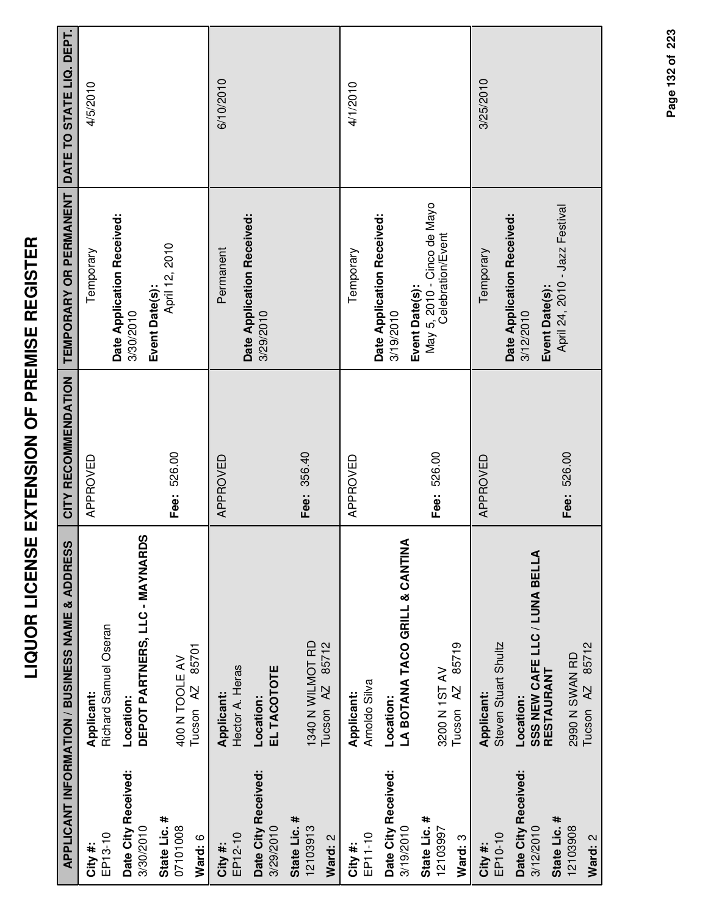# LIQUOR LICENSE EXTENSION OF PREMISE REGISTER

| APPLICANT INFORMATION / BUSINESS NAME & ADDRESS | | CITY RECOMMENDATION | TEMPORARY OR PERMANENT | DATE TO STATE LIQ. DEPT. |
|---|---|---|---|---|
| **City #:** EP13-10<br>**Date City Received:** 3/30/2010<br>**State Lic. #** 07101008<br>**Ward:** 6 | **Applicant:** Richard Samuel Oseran<br>**Location:** **DEPOT PARTNERS, LLC - MAYNARDS**<br>400 N TOOLE AV<br>Tucson AZ 85701 | APPROVED<br><br>**Fee:** 526.00 | Temporary<br>**Date Application Received:** 3/30/2010<br>**Event Date(s):** April 12, 2010 | 4/5/2010 |
| **City #:** EP12-10<br>**Date City Received:** 3/29/2010<br>**State Lic. #** 12103913<br>**Ward:** 2 | **Applicant:** Hector A. Heras<br>**Location:** **EL TACOTOTE**<br>1340 N WILMOT RD<br>Tucson AZ 85712 | APPROVED<br><br>**Fee:** 356.40 | Permanent<br>**Date Application Received:** 3/29/2010 | 6/10/2010 |
| **City #:** EP11-10<br>**Date City Received:** 3/19/2010<br>**State Lic. #** 12103997<br>**Ward:** 3 | **Applicant:** Arnoldo Silva<br>**Location:** **LA BOTANA TACO GRILL & CANTINA**<br>3200 N 1ST AV<br>Tucson AZ 85719 | APPROVED<br><br>**Fee:** 526.00 | Temporary<br>**Date Application Received:** 3/19/2010<br>**Event Date(s):** May 5, 2010 - Cinco de Mayo Celebration/Event | 4/1/2010 |
| **City #:** EP10-10<br>**Date City Received:** 3/12/2010<br>**State Lic. #** 12103908<br>**Ward:** 2 | **Applicant:** Steven Stuart Shultz<br>**Location:** **SSS NEW CAFE LLC / LUNA BELLA RESTAURANT**<br>2990 N SWAN RD<br>Tucson AZ 85712 | APPROVED<br><br>**Fee:** 526.00 | Temporary<br>**Date Application Received:** 3/12/2010<br>**Event Date(s):** April 24, 2010 - Jazz Festival | 3/25/2010 |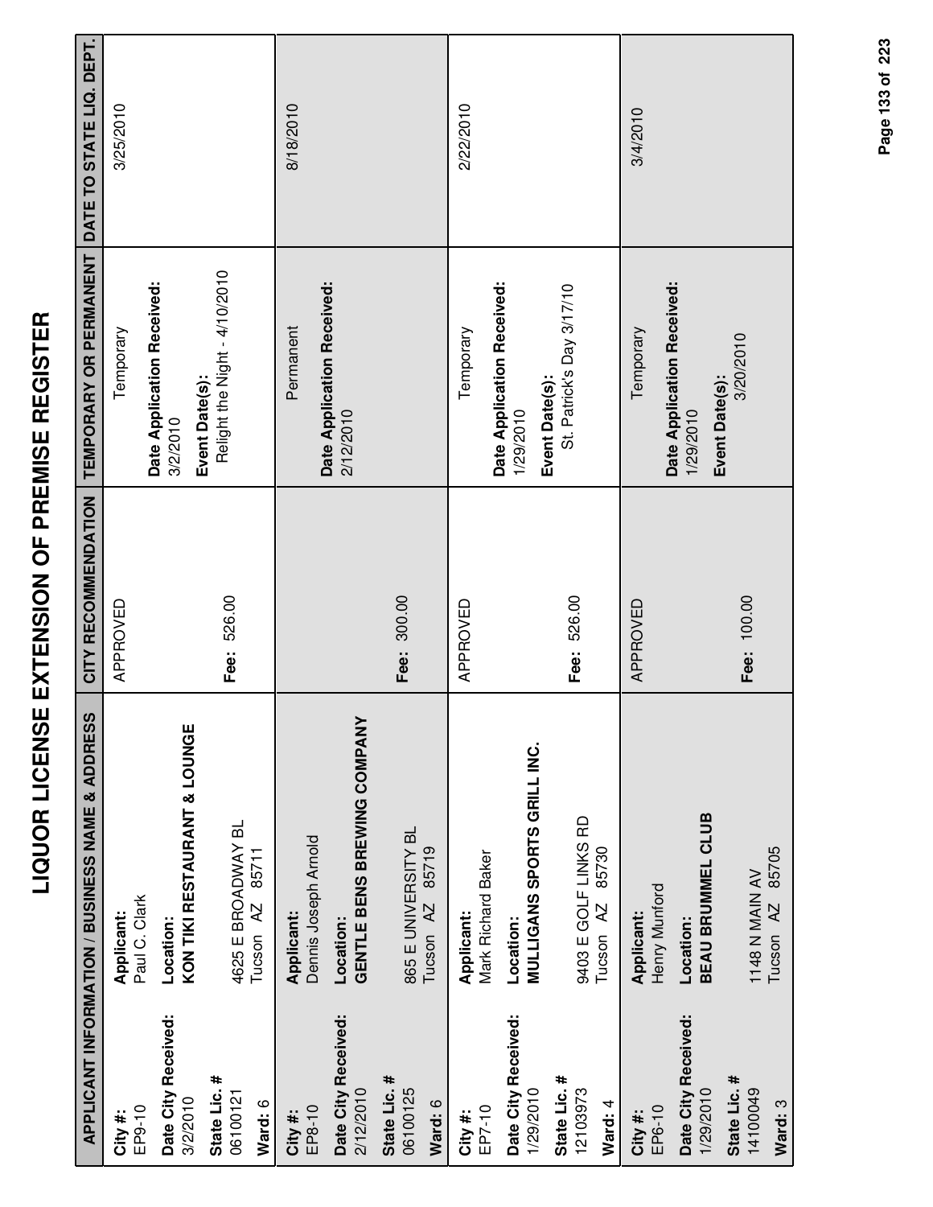# LIQUOR LICENSE EXTENSION OF PREMISE REGISTER

| APPLICANT INFORMATION / BUSINESS NAME & ADDRESS | | CITY RECOMMENDATION | TEMPORARY OR PERMANENT | DATE TO STATE LIQ. DEPT. |
|---|---|---|---|---|
| **City #:** EP9-10<br>**Date City Received:** 3/2/2010<br>**State Lic. #** 06100121<br>**Ward:** 6 | **Applicant:** Paul C. Clark<br>**Location:** **KON TIKI RESTAURANT & LOUNGE**<br>4625 E BROADWAY BL<br>Tucson AZ 85711 | APPROVED<br>**Fee:** 526.00 | Temporary<br>**Date Application Received:** 3/2/2010<br>**Event Date(s):** Relight the Night - 4/10/2010 | 3/25/2010 |
| **City #:** EP8-10<br>**Date City Received:** 2/12/2010<br>**State Lic. #** 06100125<br>**Ward:** 6 | **Applicant:** Dennis Joseph Arnold<br>**Location:** **GENTLE BENS BREWING COMPANY**<br>865 E UNIVERSITY BL<br>Tucson AZ 85719 | **Fee:** 300.00 | Permanent<br>**Date Application Received:** 2/12/2010 | 8/18/2010 |
| **City #:** EP7-10<br>**Date City Received:** 1/29/2010<br>**State Lic. #** 12103973<br>**Ward:** 4 | **Applicant:** Mark Richard Baker<br>**Location:** **MULLIGANS SPORTS GRILL INC.**<br>9403 E GOLF LINKS RD<br>Tucson AZ 85730 | APPROVED<br>**Fee:** 526.00 | Temporary<br>**Date Application Received:** 1/29/2010<br>**Event Date(s):** St. Patrick's Day 3/17/10 | 2/22/2010 |
| **City #:** EP6-10<br>**Date City Received:** 1/29/2010<br>**State Lic. #** 14100049<br>**Ward:** 3 | **Applicant:** Henry Munford<br>**Location:** **BEAU BRUMMEL CLUB**<br>1148 N MAIN AV<br>Tucson AZ 85705 | APPROVED<br>**Fee:** 100.00 | Temporary<br>**Date Application Received:** 1/29/2010<br>**Event Date(s):** 3/20/2010 | 3/4/2010 |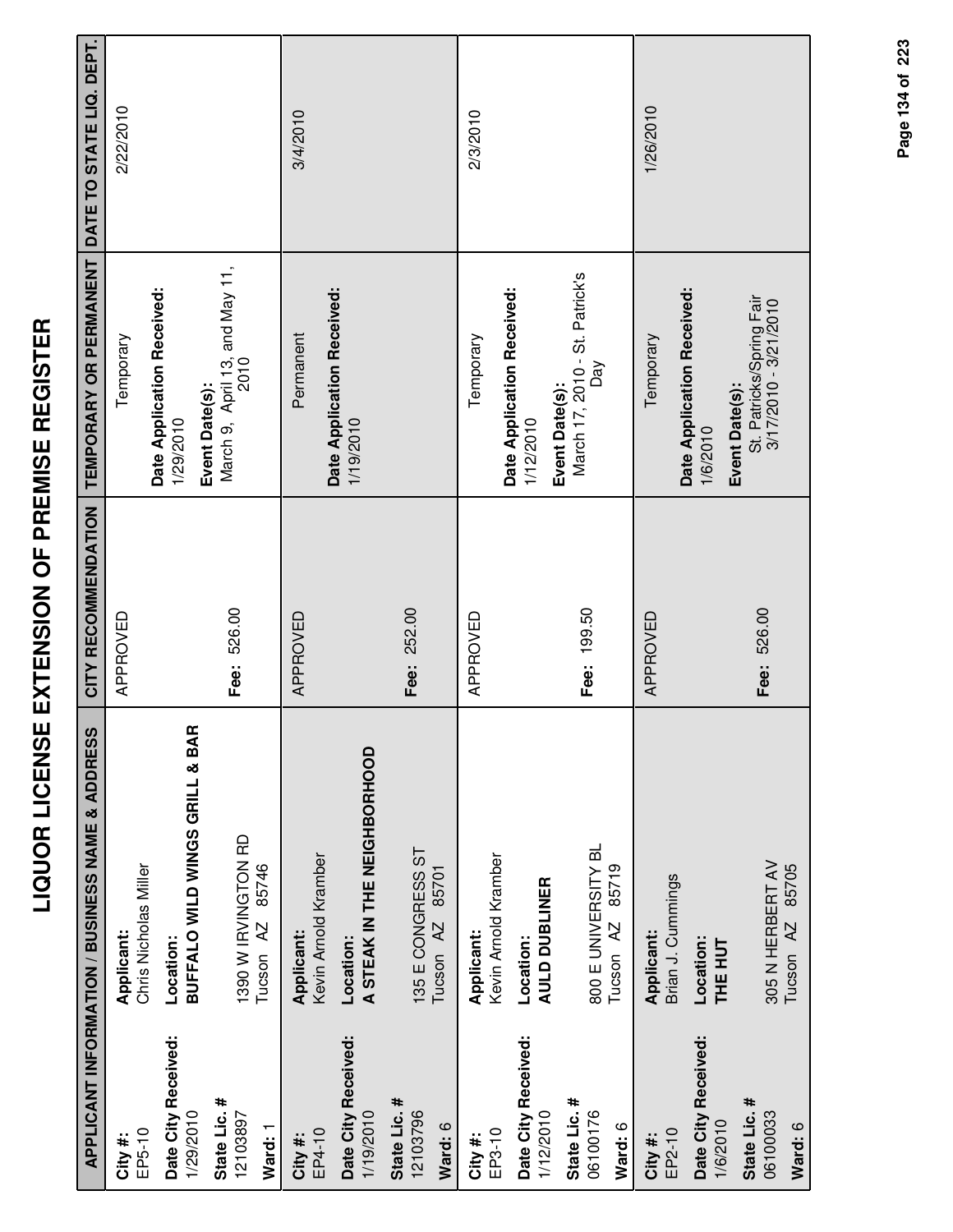# LIQUOR LICENSE EXTENSION OF PREMISE REGISTER

| APPLICANT INFORMATION / BUSINESS NAME & ADDRESS | | CITY RECOMMENDATION | TEMPORARY OR PERMANENT | DATE TO STATE LIQ. DEPT. |
|---|---|---|---|---|
| **City #:** EP5-10<br>**Date City Received:** 1/29/2010<br>**State Lic. #** 12103897<br>**Ward:** 1 | **Applicant:** Chris Nicholas Miller<br>**Location:** **BUFFALO WILD WINGS GRILL & BAR**<br>1390 W IRVINGTON RD<br>Tucson AZ 85746 | APPROVED<br>**Fee:** 526.00 | Temporary<br>**Date Application Received:** 1/29/2010<br>**Event Date(s):** March 9, April 13, and May 11, 2010 | 2/22/2010 |
| **City #:** EP4-10<br>**Date City Received:** 1/19/2010<br>**State Lic. #** 12103796<br>**Ward:** 6 | **Applicant:** Kevin Arnold Kramber<br>**Location:** **A STEAK IN THE NEIGHBORHOOD**<br>135 E CONGRESS ST<br>Tucson AZ 85701 | APPROVED<br>**Fee:** 252.00 | Permanent<br>**Date Application Received:** 1/19/2010 | 3/4/2010 |
| **City #:** EP3-10<br>**Date City Received:** 1/12/2010<br>**State Lic. #** 06100176<br>**Ward:** 6 | **Applicant:** Kevin Arnold Kramber<br>**Location:** **AULD DUBLINER**<br>800 E UNIVERSITY BL<br>Tucson AZ 85719 | APPROVED<br>**Fee:** 199.50 | Temporary<br>**Date Application Received:** 1/12/2010<br>**Event Date(s):** March 17, 2010 - St. Patrick's Day | 2/3/2010 |
| **City #:** EP2-10<br>**Date City Received:** 1/6/2010<br>**State Lic. #** 06100033<br>**Ward:** 6 | **Applicant:** Brian J. Cummings<br>**Location:** **THE HUT**<br>305 N HERBERT AV<br>Tucson AZ 85705 | APPROVED<br>**Fee:** 526.00 | Temporary<br>**Date Application Received:** 1/6/2010<br>**Event Date(s):** St. Patricks/Spring Fair 3/17/2010 - 3/21/2010 | 1/26/2010 |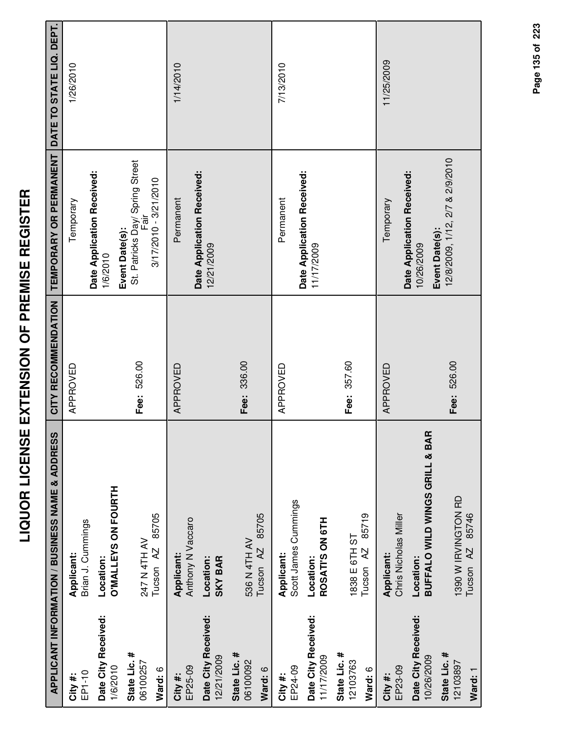# LIQUOR LICENSE EXTENSION OF PREMISE REGISTER

| APPLICANT INFORMATION / BUSINESS NAME & ADDRESS | | CITY RECOMMENDATION | TEMPORARY OR PERMANENT | DATE TO STATE LIQ. DEPT. |
|---|---|---|---|---|
| **City #:** EP1-10<br>**Date City Received:** 1/6/2010<br>**State Lic. #** 06100257<br>**Ward:** 6 | **Applicant:** Brian J. Cummings<br>**Location:** **O'MALLEYS ON FOURTH**<br>247 N 4TH AV<br>Tucson AZ 85705 | APPROVED<br><br>**Fee:** 526.00 | Temporary<br>**Date Application Received:** 1/6/2010<br>**Event Date(s):** St. Patricks Day/ Spring Street Fair<br>3/17/2010 - 3/21/2010 | 1/26/2010 |
| **City #:** EP25-09<br>**Date City Received:** 12/21/2009<br>**State Lic. #** 06100092<br>**Ward:** 6 | **Applicant:** Anthony N Vaccaro<br>**Location:** **SKY BAR**<br>536 N 4TH AV<br>Tucson AZ 85705 | APPROVED<br><br>**Fee:** 336.00 | Permanent<br>**Date Application Received:** 12/21/2009 | 1/14/2010 |
| **City #:** EP24-09<br>**Date City Received:** 11/17/2009<br>**State Lic. #** 12103763<br>**Ward:** 6 | **Applicant:** Scott James Cummings<br>**Location:** **ROSATI'S ON 6TH**<br>1838 E 6TH ST<br>Tucson AZ 85719 | APPROVED<br><br>**Fee:** 357.60 | Permanent<br>**Date Application Received:** 11/17/2009 | 7/13/2010 |
| **City #:** EP23-09<br>**Date City Received:** 10/26/2009<br>**State Lic. #** 12103897<br>**Ward:** 1 | **Applicant:** Chris Nicholas Miller<br>**Location:** **BUFFALO WILD WINGS GRILL & BAR**<br>1390 W IRVINGTON RD<br>Tucson AZ 85746 | APPROVED<br><br>**Fee:** 526.00 | Temporary<br>**Date Application Received:** 10/26/2009<br>**Event Date(s):** 12/8/2009, 1/12, 2/7 & 2/9/2010 | 11/25/2009 |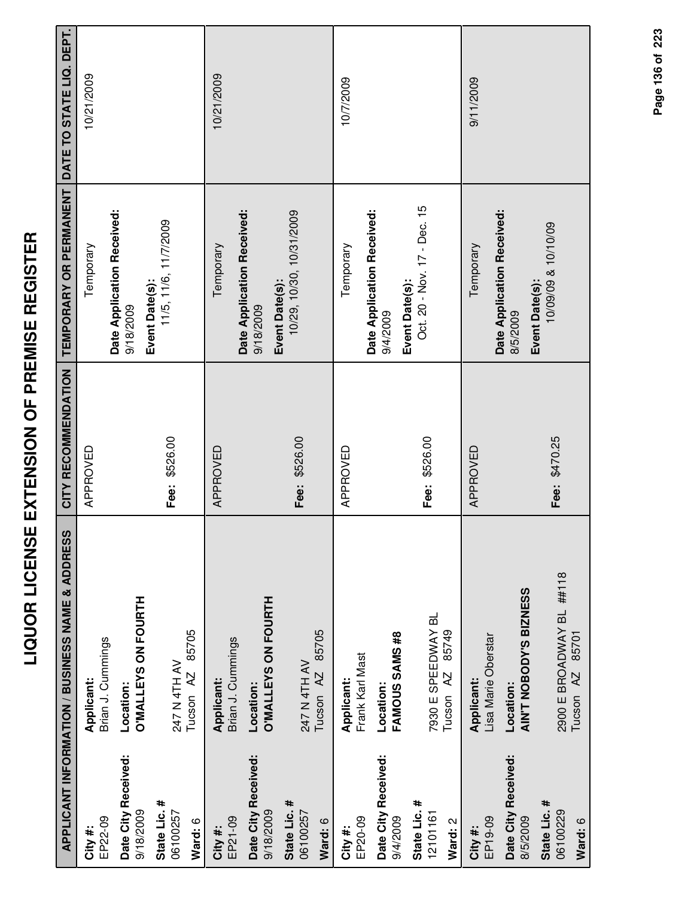# LIQUOR LICENSE EXTENSION OF PREMISE REGISTER

| APPLICANT INFORMATION / BUSINESS NAME & ADDRESS | | CITY RECOMMENDATION | TEMPORARY OR PERMANENT | DATE TO STATE LIQ. DEPT. |
|---|---|---|---|---|
| **City #:** EP22-09<br>**Date City Received:** 9/18/2009<br>**State Lic. #** 06100257<br>**Ward:** 6 | **Applicant:** Brian J. Cummings<br>**Location:** **O'MALLEYS ON FOURTH**<br>247 N 4TH AV<br>Tucson AZ 85705 | APPROVED<br><br>**Fee:** $526.00 | Temporary<br>**Date Application Received:** 9/18/2009<br>**Event Date(s):** 11/5, 11/6, 11/7/2009 | 10/21/2009 |
| **City #:** EP21-09<br>**Date City Received:** 9/18/2009<br>**State Lic. #** 06100257<br>**Ward:** 6 | **Applicant:** Brian J. Cummings<br>**Location:** **O'MALLEYS ON FOURTH**<br>247 N 4TH AV<br>Tucson AZ 85705 | APPROVED<br><br>**Fee:** $526.00 | Temporary<br>**Date Application Received:** 9/18/2009<br>**Event Date(s):** 10/29, 10/30, 10/31/2009 | 10/21/2009 |
| **City #:** EP20-09<br>**Date City Received:** 9/4/2009<br>**State Lic. #** 12101161<br>**Ward:** 2 | **Applicant:** Frank Karl Mast<br>**Location:** **FAMOUS SAMS #8**<br>7930 E SPEEDWAY BL<br>Tucson AZ 85749 | APPROVED<br><br>**Fee:** $526.00 | Temporary<br>**Date Application Received:** 9/4/2009<br>**Event Date(s):** Oct. 20 - Nov. 17 - Dec. 15 | 10/7/2009 |
| **City #:** EP19-09<br>**Date City Received:** 8/5/2009<br>**State Lic. #** 06100229<br>**Ward:** 6 | **Applicant:** Lisa Marie Oberstar<br>**Location:** **AIN'T NOBODY'S BIZNESS**<br>2900 E BROADWAY BL ##118<br>Tucson AZ 85701 | APPROVED<br><br>**Fee:** $470.25 | Temporary<br>**Date Application Received:** 8/5/2009<br>**Event Date(s):** 10/09/09 & 10/10/09 | 9/11/2009 |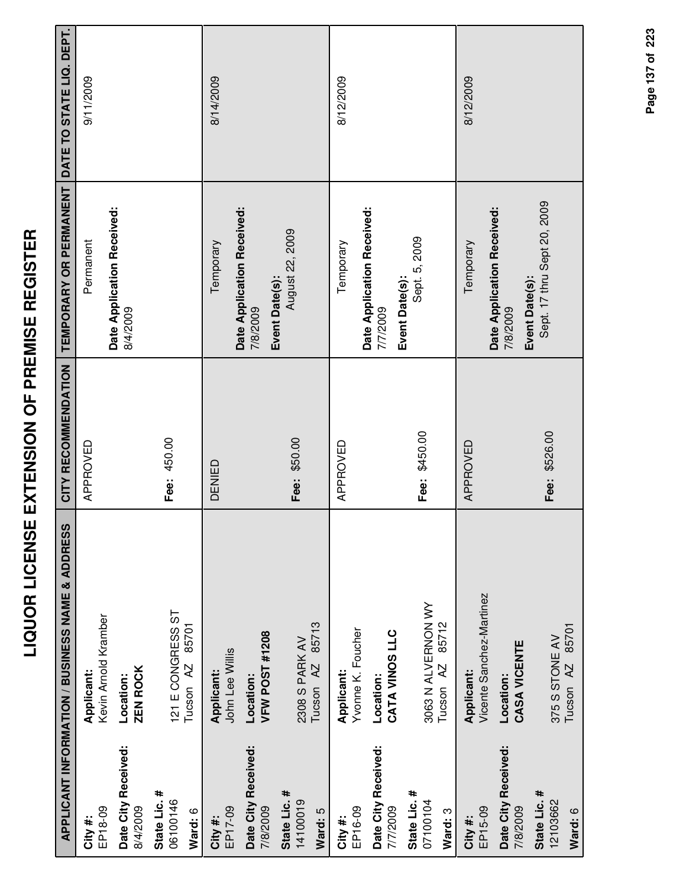# LIQUOR LICENSE EXTENSION OF PREMISE REGISTER

| APPLICANT INFORMATION / BUSINESS NAME & ADDRESS | | CITY RECOMMENDATION | TEMPORARY OR PERMANENT | DATE TO STATE LIQ. DEPT. |
|---|---|---|---|---|
| **City #:** EP18-09<br>**Date City Received:** 8/4/2009<br>**State Lic. #** 06100146<br>**Ward:** 6 | **Applicant:** Kevin Arnold Kramber<br>**Location:** **ZEN ROCK**<br>121 E CONGRESS ST<br>Tucson AZ 85701 | APPROVED<br><br>**Fee:** 450.00 | Permanent<br>**Date Application Received:** 8/4/2009 | 9/11/2009 |
| **City #:** EP17-09<br>**Date City Received:** 7/8/2009<br>**State Lic. #** 14100019<br>**Ward:** 5 | **Applicant:** John Lee Willis<br>**Location:** **VFW POST #1208**<br>2308 S PARK AV<br>Tucson AZ 85713 | DENIED<br><br>**Fee:** $50.00 | Temporary<br>**Date Application Received:** 7/8/2009<br>**Event Date(s):** August 22, 2009 | 8/14/2009 |
| **City #:** EP16-09<br>**Date City Received:** 7/7/2009<br>**State Lic. #** 07100104<br>**Ward:** 3 | **Applicant:** Yvonne K. Foucher<br>**Location:** **CATA VINOS LLC**<br>3063 N ALVERNON WY<br>Tucson AZ 85712 | APPROVED<br><br>**Fee:** $450.00 | Temporary<br>**Date Application Received:** 7/7/2009<br>**Event Date(s):** Sept. 5, 2009 | 8/12/2009 |
| **City #:** EP15-09<br>**Date City Received:** 7/8/2009<br>**State Lic. #** 12103662<br>**Ward:** 6 | **Applicant:** Vicente Sanchez-Martinez<br>**Location:** **CASA VICENTE**<br>375 S STONE AV<br>Tucson AZ 85701 | APPROVED<br><br>**Fee:** $526.00 | Temporary<br>**Date Application Received:** 7/8/2009<br>**Event Date(s):** Sept. 17 thru Sept 20, 2009 | 8/12/2009 |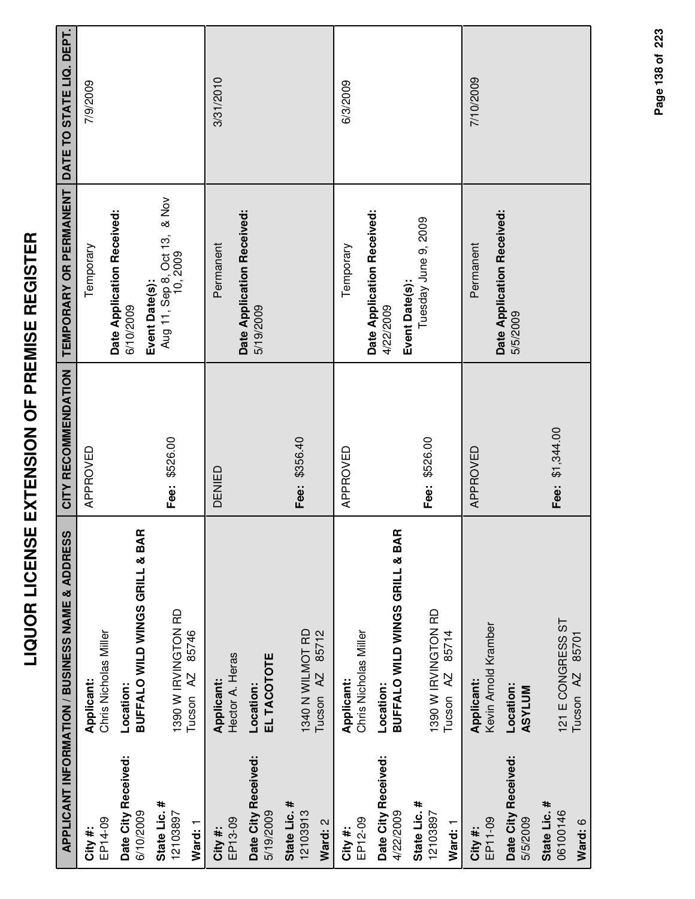# LIQUOR LICENSE EXTENSION OF PREMISE REGISTER

| APPLICANT INFORMATION / BUSINESS NAME & ADDRESS | | CITY RECOMMENDATION | TEMPORARY OR PERMANENT | DATE TO STATE LIQ. DEPT. |
|---|---|---|---|---|
| **City #:** EP14-09 **Date City Received:** 6/10/2009 **State Lic. #** 12103897 **Ward:** 1 | **Applicant:** Chris Nicholas Miller **Location:** **BUFFALO WILD WINGS GRILL & BAR** 1390 W IRVINGTON RD Tucson AZ 85746 | APPROVED **Fee:** $526.00 | Temporary **Date Application Received:** 6/10/2009 **Event Date(s):** Aug 11, Sep 8, Oct 13, & Nov 10, 2009 | 7/9/2009 |
| **City #:** EP13-09 **Date City Received:** 5/19/2009 **State Lic. #** 12103913 **Ward:** 2 | **Applicant:** Hector A. Heras **Location:** **EL TACOTOTE** 1340 N WILMOT RD Tucson AZ 85712 | DENIED **Fee:** $356.40 | Permanent **Date Application Received:** 5/19/2009 | 3/31/2010 |
| **City #:** EP12-09 **Date City Received:** 4/22/2009 **State Lic. #** 12103897 **Ward:** 1 | **Applicant:** Chris Nicholas Miller **Location:** **BUFFALO WILD WINGS GRILL & BAR** 1390 W IRVINGTON RD Tucson AZ 85714 | APPROVED **Fee:** $526.00 | Temporary **Date Application Received:** 4/22/2009 **Event Date(s):** Tuesday June 9, 2009 | 6/3/2009 |
| **City #:** EP11-09 **Date City Received:** 5/5/2009 **State Lic. #** 06100146 **Ward:** 6 | **Applicant:** Kevin Arnold Kramber **Location:** **ASYLUM** 121 E CONGRESS ST Tucson AZ 85701 | APPROVED **Fee:** $1,344.00 | Permanent **Date Application Received:** 5/5/2009 | 7/10/2009 |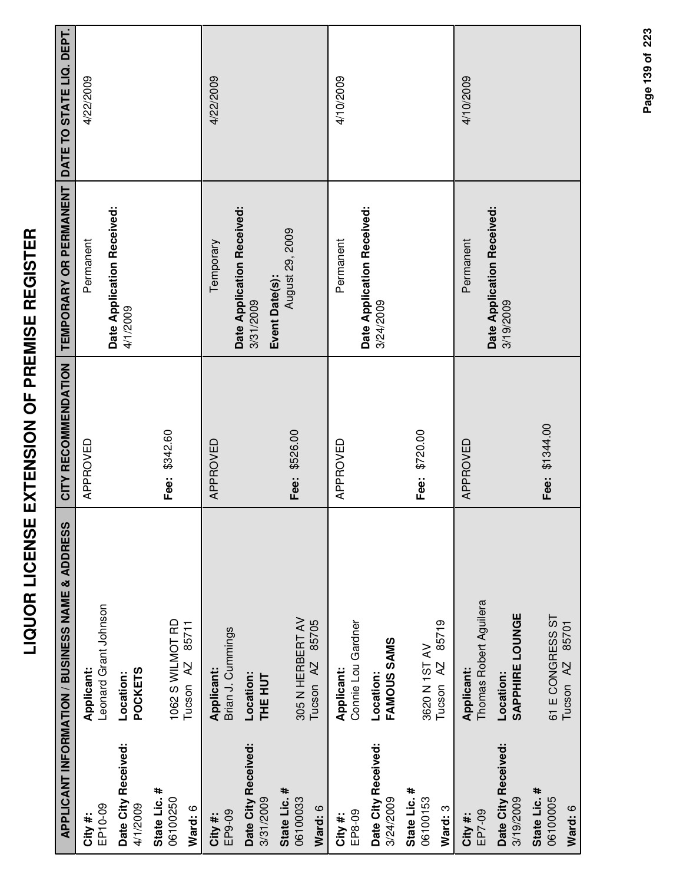# LIQUOR LICENSE EXTENSION OF PREMISE REGISTER

| APPLICANT INFORMATION / BUSINESS NAME & ADDRESS | | CITY RECOMMENDATION | TEMPORARY OR PERMANENT | DATE TO STATE LIQ. DEPT. |
|---|---|---|---|---|
| **City #:** EP10-09<br>**Date City Received:** 4/1/2009<br>**State Lic. #** 06100250<br>**Ward:** 6 | **Applicant:** Leonard Grant Johnson<br>**Location:** **POCKETS**<br>1062 S WILMOT RD<br>Tucson AZ 85711 | APPROVED<br>**Fee:** $342.60 | Permanent<br>**Date Application Received:** 4/1/2009 | 4/22/2009 |
| **City #:** EP9-09<br>**Date City Received:** 3/31/2009<br>**State Lic. #** 06100033<br>**Ward:** 6 | **Applicant:** Brian J. Cummings<br>**Location:** **THE HUT**<br>305 N HERBERT AV<br>Tucson AZ 85705 | APPROVED<br>**Fee:** $526.00 | Temporary<br>**Date Application Received:** 3/31/2009<br>**Event Date(s):** August 29, 2009 | 4/22/2009 |
| **City #:** EP8-09<br>**Date City Received:** 3/24/2009<br>**State Lic. #** 06100153<br>**Ward:** 3 | **Applicant:** Connie Lou Gardner<br>**Location:** **FAMOUS SAMS**<br>3620 N 1ST AV<br>Tucson AZ 85719 | APPROVED<br>**Fee:** $720.00 | Permanent<br>**Date Application Received:** 3/24/2009 | 4/10/2009 |
| **City #:** EP7-09<br>**Date City Received:** 3/19/2009<br>**State Lic. #** 06100005<br>**Ward:** 6 | **Applicant:** Thomas Robert Aguilera<br>**Location:** **SAPPHIRE LOUNGE**<br>61 E CONGRESS ST<br>Tucson AZ 85701 | APPROVED<br>**Fee:** $1344.00 | Permanent<br>**Date Application Received:** 3/19/2009 | 4/10/2009 |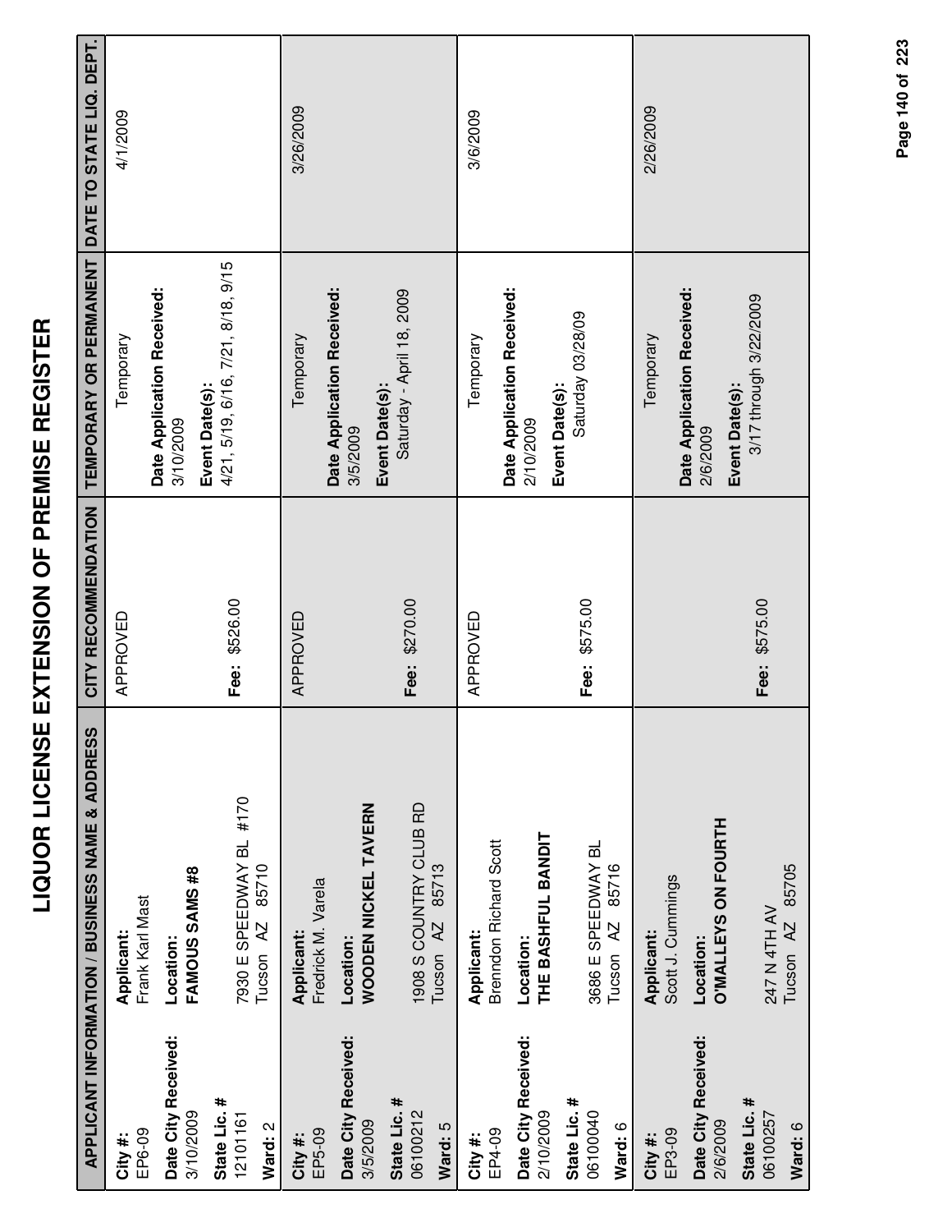# LIQUOR LICENSE EXTENSION OF PREMISE REGISTER

| APPLICANT INFORMATION / BUSINESS NAME & ADDRESS | | CITY RECOMMENDATION | TEMPORARY OR PERMANENT | DATE TO STATE LIQ. DEPT. |
|---|---|---|---|---|
| **City #:** EP6-09 **Date City Received:** 3/10/2009 **State Lic. #** 12101161 **Ward:** 2 | **Applicant:** Frank Karl Mast **Location:** **FAMOUS SAMS #8** 7930 E SPEEDWAY BL #170 Tucson AZ 85710 | APPROVED **Fee:** $526.00 | Temporary **Date Application Received:** 3/10/2009 **Event Date(s):** 4/21, 5/19, 6/16, 7/21, 8/18, 9/15 | 4/1/2009 |
| **City #:** EP5-09 **Date City Received:** 3/5/2009 **State Lic. #** 06100212 **Ward:** 5 | **Applicant:** Fredrick M. Varela **Location:** **WOODEN NICKEL TAVERN** 1908 S COUNTRY CLUB RD Tucson AZ 85713 | APPROVED **Fee:** $270.00 | Temporary **Date Application Received:** 3/5/2009 **Event Date(s):** Saturday - April 18, 2009 | 3/26/2009 |
| **City #:** EP4-09 **Date City Received:** 2/10/2009 **State Lic. #** 06100040 **Ward:** 6 | **Applicant:** Brenndon Richard Scott **Location:** **THE BASHFUL BANDIT** 3686 E SPEEDWAY BL Tucson AZ 85716 | APPROVED **Fee:** $575.00 | Temporary **Date Application Received:** 2/10/2009 **Event Date(s):** Saturday 03/28/09 | 3/6/2009 |
| **City #:** EP3-09 **Date City Received:** 2/6/2009 **State Lic. #** 06100257 **Ward:** 6 | **Applicant:** Scott J. Cummings **Location:** **O'MALLEYS ON FOURTH** 247 N 4TH AV Tucson AZ 85705 | **Fee:** $575.00 | Temporary **Date Application Received:** 2/6/2009 **Event Date(s):** 3/17 through 3/22/2009 | 2/26/2009 |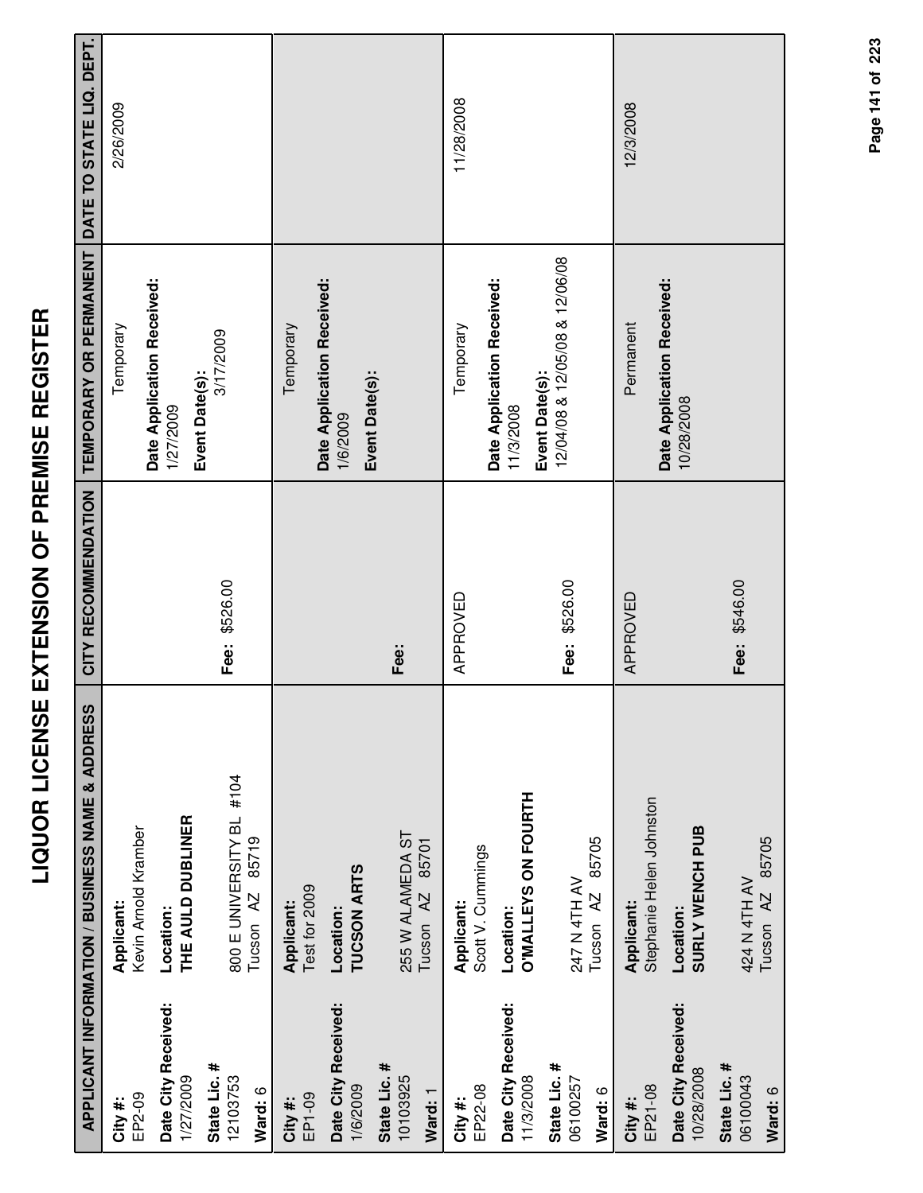# LIQUOR LICENSE EXTENSION OF PREMISE REGISTER

| APPLICANT INFORMATION / BUSINESS NAME & ADDRESS | | CITY RECOMMENDATION | TEMPORARY OR PERMANENT | DATE TO STATE LIQ. DEPT. |
|---|---|---|---|---|
| **City #:** EP2-09<br>**Date City Received:** 1/27/2009<br>**State Lic. #** 12103753<br>**Ward:** 6 | **Applicant:** Kevin Arnold Kramber<br>**Location:** **THE AULD DUBLINER**<br>800 E UNIVERSITY BL #104<br>Tucson AZ 85719 | **Fee:** $526.00 | Temporary<br>**Date Application Received:** 1/27/2009<br>**Event Date(s):** 3/17/2009 | 2/26/2009 |
| **City #:** EP1-09<br>**Date City Received:** 1/6/2009<br>**State Lic. #** 10103925<br>**Ward:** 1 | **Applicant:** Test for 2009<br>**Location:** **TUCSON ARTS**<br>255 W ALAMEDA ST<br>Tucson AZ 85701 | **Fee:** | Temporary<br>**Date Application Received:** 1/6/2009<br>**Event Date(s):** | |
| **City #:** EP22-08<br>**Date City Received:** 11/3/2008<br>**State Lic. #** 06100257<br>**Ward:** 6 | **Applicant:** Scott V. Cummings<br>**Location:** **O'MALLEYS ON FOURTH**<br>247 N 4TH AV<br>Tucson AZ 85705 | APPROVED<br>**Fee:** $526.00 | Temporary<br>**Date Application Received:** 11/3/2008<br>**Event Date(s):** 12/04/08 & 12/05/08 & 12/06/08 | 11/28/2008 |
| **City #:** EP21-08<br>**Date City Received:** 10/28/2008<br>**State Lic. #** 06100043<br>**Ward:** 6 | **Applicant:** Stephanie Helen Johnston<br>**Location:** **SURLY WENCH PUB**<br>424 N 4TH AV<br>Tucson AZ 85705 | APPROVED<br>**Fee:** $546.00 | Permanent<br>**Date Application Received:** 10/28/2008 | 12/3/2008 |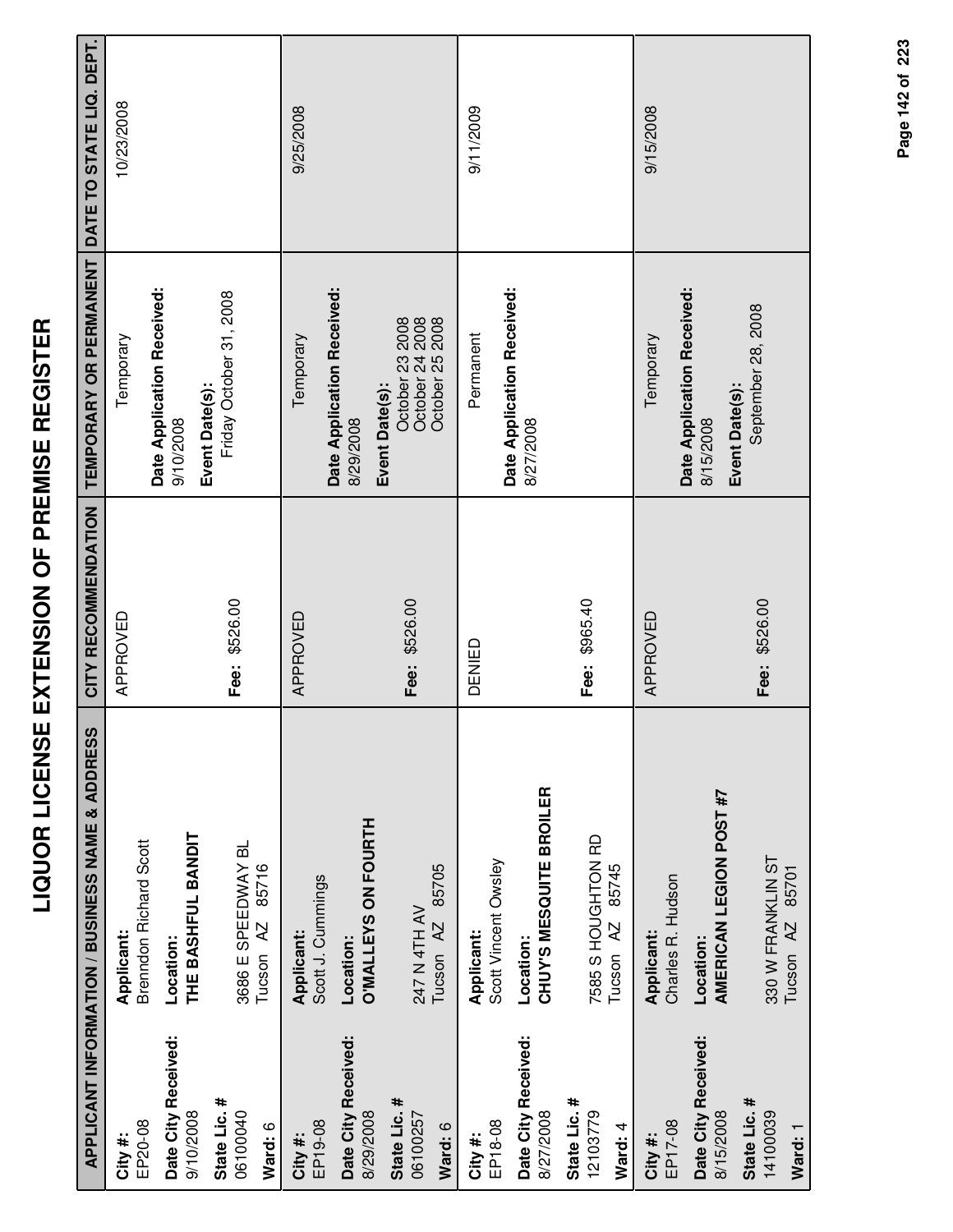# LIQUOR LICENSE EXTENSION OF PREMISE REGISTER

| APPLICANT INFORMATION / BUSINESS NAME & ADDRESS | | CITY RECOMMENDATION | TEMPORARY OR PERMANENT | DATE TO STATE LIQ. DEPT. |
|---|---|---|---|---|
| **City #:** EP20-08 **Date City Received:** 9/10/2008 **State Lic. #** 06100040 **Ward:** 6 | **Applicant:** Brenndon Richard Scott **Location:** **THE BASHFUL BANDIT** 3686 E SPEEDWAY BL Tucson AZ 85716 | APPROVED **Fee:** $526.00 | Temporary **Date Application Received:** 9/10/2008 **Event Date(s):** Friday October 31, 2008 | 10/23/2008 |
| **City #:** EP19-08 **Date City Received:** 8/29/2008 **State Lic. #** 06100257 **Ward:** 6 | **Applicant:** Scott J. Cummings **Location:** **O'MALLEYS ON FOURTH** 247 N 4TH AV Tucson AZ 85705 | APPROVED **Fee:** $526.00 | Temporary **Date Application Received:** 8/29/2008 **Event Date(s):** October 23 2008 October 24 2008 October 25 2008 | 9/25/2008 |
| **City #:** EP18-08 **Date City Received:** 8/27/2008 **State Lic. #** 12103779 **Ward:** 4 | **Applicant:** Scott Vincent Owsley **Location:** **CHUY'S MESQUITE BROILER** 7585 S HOUGHTON RD Tucson AZ 85745 | DENIED **Fee:** $965.40 | Permanent **Date Application Received:** 8/27/2008 | 9/11/2009 |
| **City #:** EP17-08 **Date City Received:** 8/15/2008 **State Lic. #** 14100039 **Ward:** 1 | **Applicant:** Charles R. Hudson **Location:** **AMERICAN LEGION POST #7** 330 W FRANKLIN ST Tucson AZ 85701 | APPROVED **Fee:** $526.00 | Temporary **Date Application Received:** 8/15/2008 **Event Date(s):** September 28, 2008 | 9/15/2008 |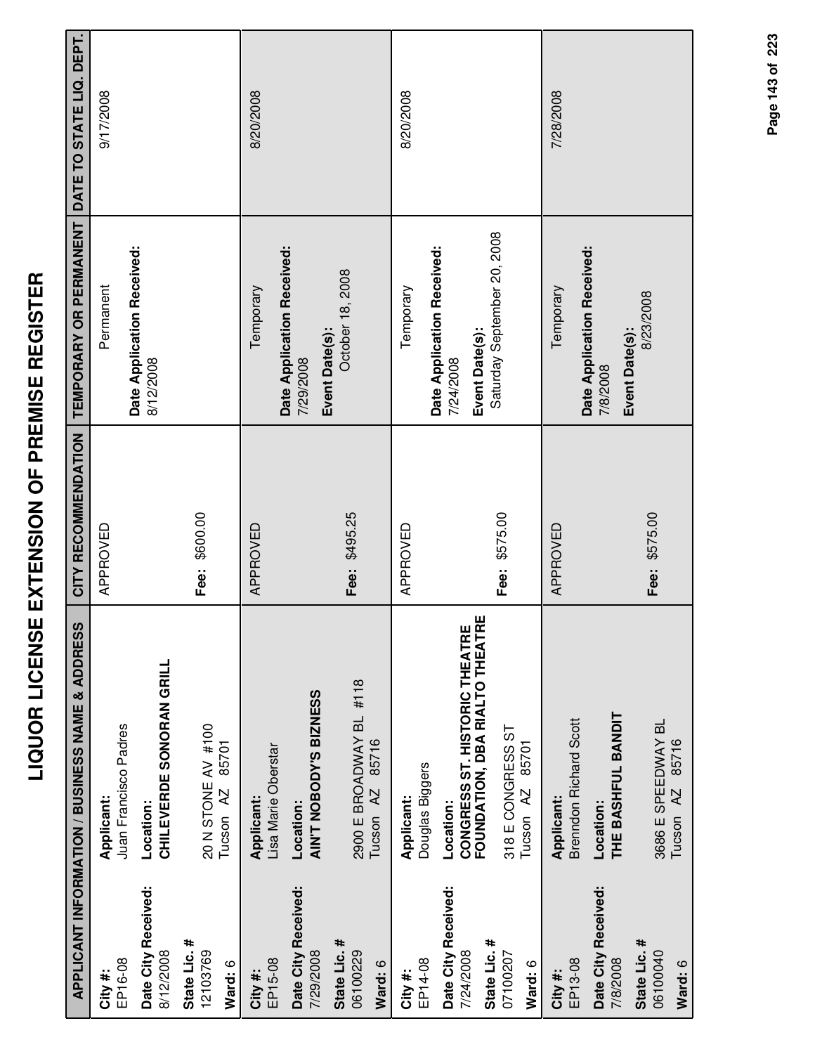# LIQUOR LICENSE EXTENSION OF PREMISE REGISTER

| APPLICANT INFORMATION / BUSINESS NAME & ADDRESS | | CITY RECOMMENDATION | TEMPORARY OR PERMANENT | DATE TO STATE LIQ. DEPT. |
|---|---|---|---|---|
| **City #:** EP16-08<br>**Date City Received:** 8/12/2008<br>**State Lic. #** 12103769<br>**Ward:** 6 | **Applicant:** Juan Francisco Padres<br>**Location:** **CHILEVERDE SONORAN GRILL**<br>20 N STONE AV #100<br>Tucson AZ 85701 | APPROVED<br><br>**Fee:** $600.00 | Permanent<br>**Date Application Received:** 8/12/2008 | 9/17/2008 |
| **City #:** EP15-08<br>**Date City Received:** 7/29/2008<br>**State Lic. #** 06100229<br>**Ward:** 6 | **Applicant:** Lisa Marie Oberstar<br>**Location:** **AIN'T NOBODY'S BIZNESS**<br>2900 E BROADWAY BL #118<br>Tucson AZ 85716 | APPROVED<br><br>**Fee:** $495.25 | Temporary<br>**Date Application Received:** 7/29/2008<br>**Event Date(s):** October 18, 2008 | 8/20/2008 |
| **City #:** EP14-08<br>**Date City Received:** 7/24/2008<br>**State Lic. #** 07100207<br>**Ward:** 6 | **Applicant:** Douglas Biggers<br>**Location:** **CONGRESS ST. HISTORIC THEATRE FOUNDATION, DBA RIALTO THEATRE**<br>318 E CONGRESS ST<br>Tucson AZ 85701 | APPROVED<br><br>**Fee:** $575.00 | Temporary<br>**Date Application Received:** 7/24/2008<br>**Event Date(s):** Saturday September 20, 2008 | 8/20/2008 |
| **City #:** EP13-08<br>**Date City Received:** 7/8/2008<br>**State Lic. #** 06100040<br>**Ward:** 6 | **Applicant:** Brenndon Richard Scott<br>**Location:** **THE BASHFUL BANDIT**<br>3686 E SPEEDWAY BL<br>Tucson AZ 85716 | APPROVED<br><br>**Fee:** $575.00 | Temporary<br>**Date Application Received:** 7/8/2008<br>**Event Date(s):** 8/23/2008 | 7/28/2008 |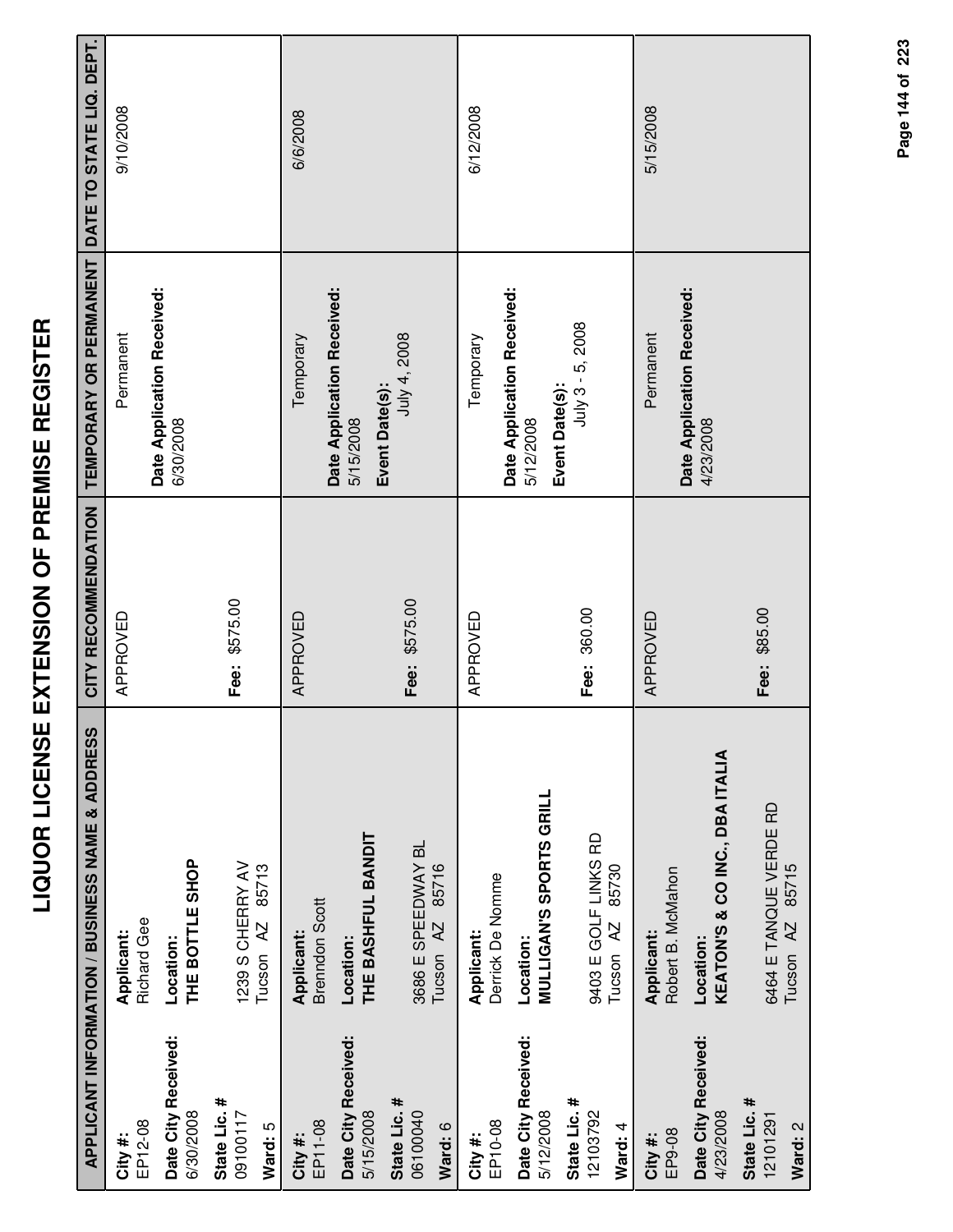# LIQUOR LICENSE EXTENSION OF PREMISE REGISTER

| APPLICANT INFORMATION / BUSINESS NAME & ADDRESS | | CITY RECOMMENDATION | TEMPORARY OR PERMANENT | DATE TO STATE LIQ. DEPT. |
|---|---|---|---|---|
| **City #:** EP12-08<br>**Date City Received:** 6/30/2008<br>**State Lic. #** 09100117<br>**Ward:** 5 | **Applicant:** Richard Gee<br>**Location:** **THE BOTTLE SHOP**<br>1239 S CHERRY AV<br>Tucson AZ 85713 | APPROVED<br>**Fee:** $575.00 | Permanent<br>**Date Application Received:** 6/30/2008 | 9/10/2008 |
| **City #:** EP11-08<br>**Date City Received:** 5/15/2008<br>**State Lic. #** 06100040<br>**Ward:** 6 | **Applicant:** Brenndon Scott<br>**Location:** **THE BASHFUL BANDIT**<br>3686 E SPEEDWAY BL<br>Tucson AZ 85716 | APPROVED<br>**Fee:** $575.00 | Temporary<br>**Date Application Received:** 5/15/2008<br>**Event Date(s):** July 4, 2008 | 6/6/2008 |
| **City #:** EP10-08<br>**Date City Received:** 5/12/2008<br>**State Lic. #** 12103792<br>**Ward:** 4 | **Applicant:** Derrick De Nomme<br>**Location:** **MULLIGAN'S SPORTS GRILL**<br>9403 E GOLF LINKS RD<br>Tucson AZ 85730 | APPROVED<br>**Fee:** 360.00 | Temporary<br>**Date Application Received:** 5/12/2008<br>**Event Date(s):** July 3 - 5, 2008 | 6/12/2008 |
| **City #:** EP9-08<br>**Date City Received:** 4/23/2008<br>**State Lic. #** 12101291<br>**Ward:** 2 | **Applicant:** Robert B. McMahon<br>**Location:** **KEATON'S & CO INC., DBA ITALIA**<br>6464 E TANQUE VERDE RD<br>Tucson AZ 85715 | APPROVED<br>**Fee:** $85.00 | Permanent<br>**Date Application Received:** 4/23/2008 | 5/15/2008 |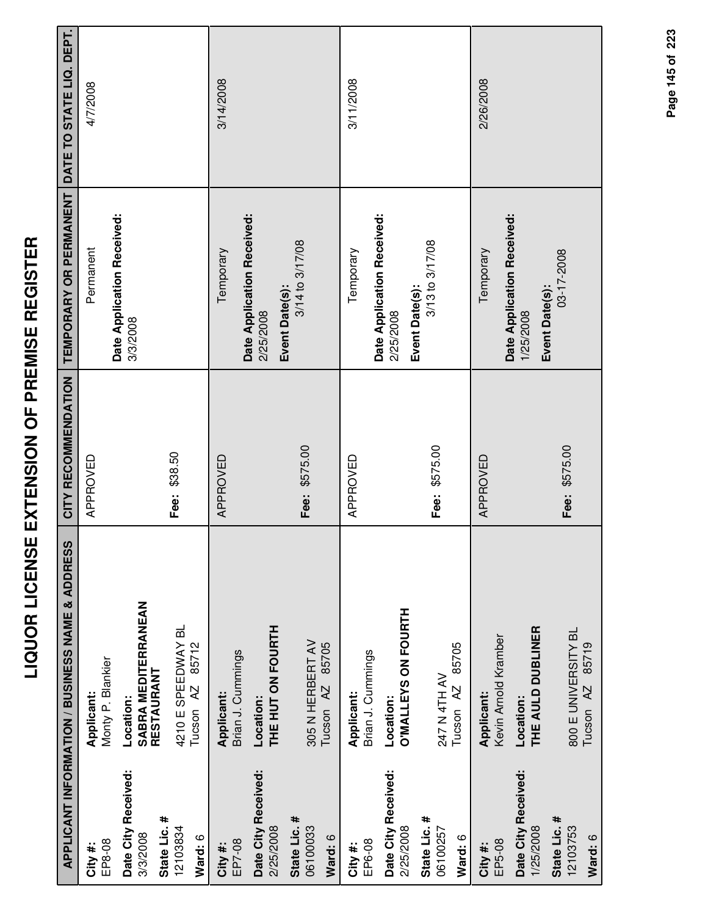# LIQUOR LICENSE EXTENSION OF PREMISE REGISTER

| APPLICANT INFORMATION / BUSINESS NAME & ADDRESS | | CITY RECOMMENDATION | TEMPORARY OR PERMANENT | DATE TO STATE LIQ. DEPT. |
|---|---|---|---|---|
| **City #:** EP8-08<br>**Date City Received:** 3/3/2008<br>**State Lic. #** 12103834<br>**Ward:** 6 | **Applicant:** Monty P. Blankier<br>**Location:** **SABRA MEDITERRANEAN RESTAURANT**<br>4210 E SPEEDWAY BL<br>Tucson AZ 85712 | APPROVED<br>**Fee:** $38.50 | Permanent<br>**Date Application Received:** 3/3/2008 | 4/7/2008 |
| **City #:** EP7-08<br>**Date City Received:** 2/25/2008<br>**State Lic. #** 06100033<br>**Ward:** 6 | **Applicant:** Brian J. Cummings<br>**Location:** **THE HUT ON FOURTH**<br>305 N HERBERT AV<br>Tucson AZ 85705 | APPROVED<br>**Fee:** $575.00 | Temporary<br>**Date Application Received:** 2/25/2008<br>**Event Date(s):** 3/14 to 3/17/08 | 3/14/2008 |
| **City #:** EP6-08<br>**Date City Received:** 2/25/2008<br>**State Lic. #** 06100257<br>**Ward:** 6 | **Applicant:** Brian J. Cummings<br>**Location:** **O'MALLEYS ON FOURTH**<br>247 N 4TH AV<br>Tucson AZ 85705 | APPROVED<br>**Fee:** $575.00 | Temporary<br>**Date Application Received:** 2/25/2008<br>**Event Date(s):** 3/13 to 3/17/08 | 3/11/2008 |
| **City #:** EP5-08<br>**Date City Received:** 1/25/2008<br>**State Lic. #** 12103753<br>**Ward:** 6 | **Applicant:** Kevin Arnold Kramber<br>**Location:** **THE AULD DUBLINER**<br>800 E UNIVERSITY BL<br>Tucson AZ 85719 | APPROVED<br>**Fee:** $575.00 | Temporary<br>**Date Application Received:** 1/25/2008<br>**Event Date(s):** 03-17-2008 | 2/26/2008 |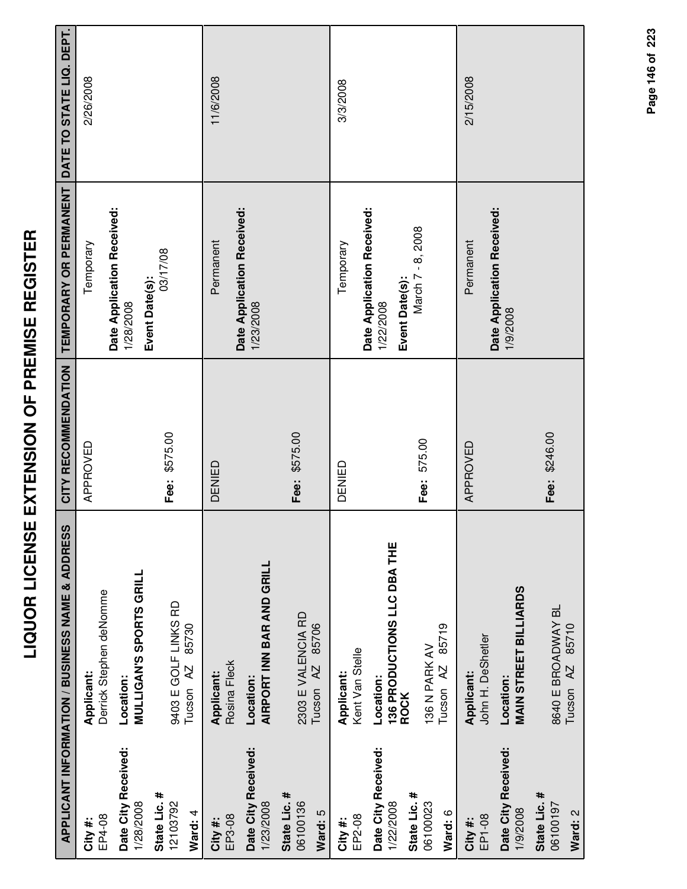# LIQUOR LICENSE EXTENSION OF PREMISE REGISTER

| APPLICANT INFORMATION / BUSINESS NAME & ADDRESS | | CITY RECOMMENDATION | TEMPORARY OR PERMANENT | DATE TO STATE LIQ. DEPT. |
|---|---|---|---|---|
| **City #:** EP4-08 **Date City Received:** 1/28/2008 **State Lic. #** 12103792 **Ward:** 4 | **Applicant:** Derrick Stephen deNomme **Location:** **MULLIGAN'S SPORTS GRILL** 9403 E GOLF LINKS RD Tucson AZ 85730 | APPROVED **Fee:** $575.00 | Temporary **Date Application Received:** 1/28/2008 **Event Date(s):** 03/17/08 | 2/26/2008 |
| **City #:** EP3-08 **Date City Received:** 1/23/2008 **State Lic. #** 06100136 **Ward:** 5 | **Applicant:** Rosina Fleck **Location:** **AIRPORT INN BAR AND GRILL** 2303 E VALENCIA RD Tucson AZ 85706 | DENIED **Fee:** $575.00 | Permanent **Date Application Received:** 1/23/2008 | 11/6/2008 |
| **City #:** EP2-08 **Date City Received:** 1/22/2008 **State Lic. #** 06100023 **Ward:** 6 | **Applicant:** Kent Van Stelle **Location:** **136 PRODUCTIONS LLC DBA THE ROCK** 136 N PARK AV Tucson AZ 85719 | DENIED **Fee:** 575.00 | Temporary **Date Application Received:** 1/22/2008 **Event Date(s):** March 7 - 8, 2008 | 3/3/2008 |
| **City #:** EP1-08 **Date City Received:** 1/9/2008 **State Lic. #** 06100197 **Ward:** 2 | **Applicant:** John H. DeShetler **Location:** **MAIN STREET BILLIARDS** 8640 E BROADWAY BL Tucson AZ 85710 | APPROVED **Fee:** $246.00 | Permanent **Date Application Received:** 1/9/2008 | 2/15/2008 |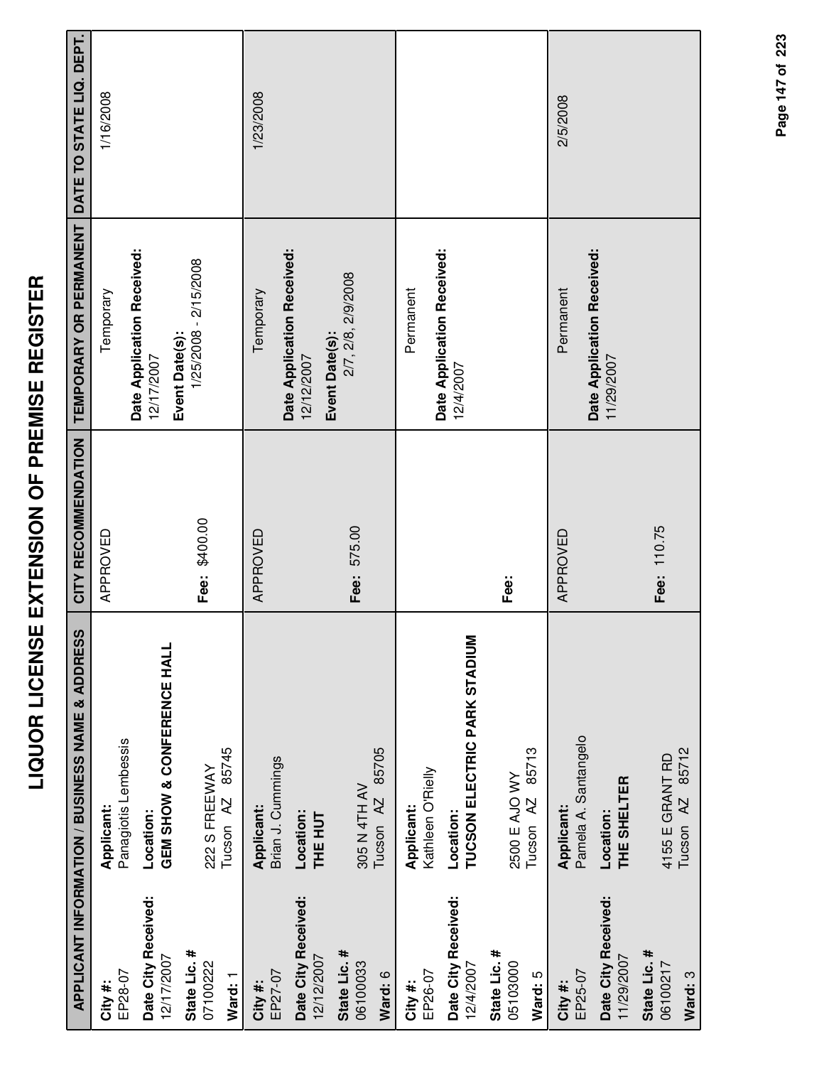# LIQUOR LICENSE EXTENSION OF PREMISE REGISTER

| APPLICANT INFORMATION / BUSINESS NAME & ADDRESS | CITY RECOMMENDATION | TEMPORARY OR PERMANENT | DATE TO STATE LIQ. DEPT. |
|---|---|---|---|
| **City #:** EP28-07<br>**Date City Received:** 12/17/2007<br>**State Lic. #** 07100222<br>**Ward:** 1<br>**Applicant:** Panagiotis Lembessis<br>**Location:** **GEM SHOW & CONFERENCE HALL**<br>222 S FREEWAY<br>Tucson AZ 85745 | APPROVED<br>**Fee:** $400.00 | Temporary<br>**Date Application Received:** 12/17/2007<br>**Event Date(s):** 1/25/2008 - 2/15/2008 | 1/16/2008 |
| **City #:** EP27-07<br>**Date City Received:** 12/12/2007<br>**State Lic. #** 06100033<br>**Ward:** 6<br>**Applicant:** Brian J. Cummings<br>**Location:** **THE HUT**<br>305 N 4TH AV<br>Tucson AZ 85705 | APPROVED<br>**Fee:** 575.00 | Temporary<br>**Date Application Received:** 12/12/2007<br>**Event Date(s):** 2/7, 2/8, 2/9/2008 | 1/23/2008 |
| **City #:** EP26-07<br>**Date City Received:** 12/4/2007<br>**State Lic. #** 05103000<br>**Ward:** 5<br>**Applicant:** Kathleen O'Rielly<br>**Location:** **TUCSON ELECTRIC PARK STADIUM**<br>2500 E AJO WY<br>Tucson AZ 85713 | **Fee:** | Permanent<br>**Date Application Received:** 12/4/2007 | |
| **City #:** EP25-07<br>**Date City Received:** 11/29/2007<br>**State Lic. #** 06100217<br>**Ward:** 3<br>**Applicant:** Pamela A. Santangelo<br>**Location:** **THE SHELTER**<br>4155 E GRANT RD<br>Tucson AZ 85712 | APPROVED<br>**Fee:** 110.75 | Permanent<br>**Date Application Received:** 11/29/2007 | 2/5/2008 |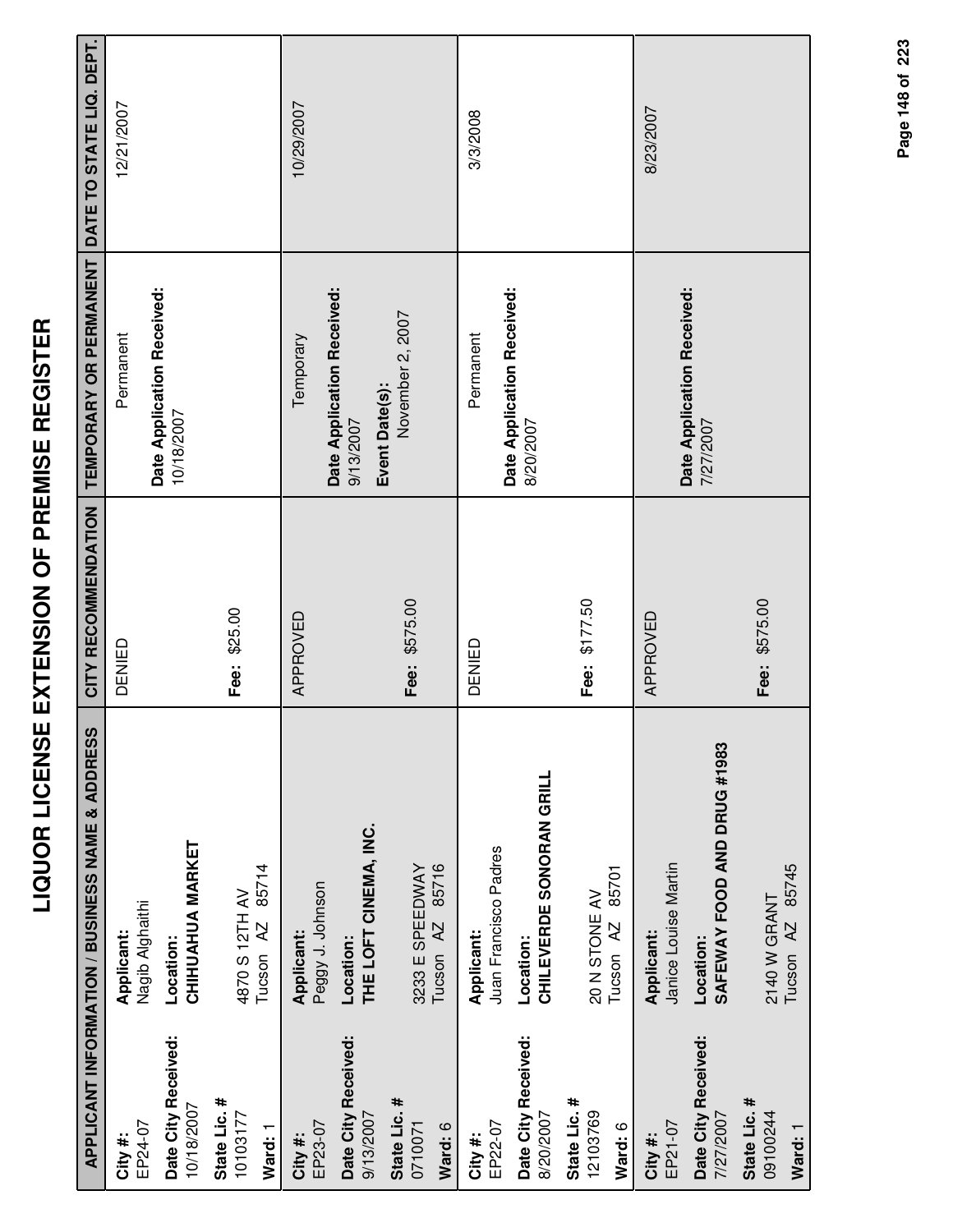# LIQUOR LICENSE EXTENSION OF PREMISE REGISTER

| APPLICANT INFORMATION / BUSINESS NAME & ADDRESS | | CITY RECOMMENDATION | TEMPORARY OR PERMANENT | DATE TO STATE LIQ. DEPT. |
|---|---|---|---|---|
| **City #:** EP24-07<br>**Date City Received:** 10/18/2007<br>**State Lic. #** 10103177<br>**Ward:** 1 | **Applicant:** Nagib Alghaithi<br>**Location:** **CHIHUAHUA MARKET**<br>4870 S 12TH AV<br>Tucson AZ 85714 | DENIED<br><br>**Fee:** $25.00 | Permanent<br>**Date Application Received:** 10/18/2007 | 12/21/2007 |
| **City #:** EP23-07<br>**Date City Received:** 9/13/2007<br>**State Lic. #** 0710071<br>**Ward:** 6 | **Applicant:** Peggy J. Johnson<br>**Location:** **THE LOFT CINEMA, INC.**<br>3233 E SPEEDWAY<br>Tucson AZ 85716 | APPROVED<br><br>**Fee:** $575.00 | Temporary<br>**Date Application Received:** 9/13/2007<br>**Event Date(s):** November 2, 2007 | 10/29/2007 |
| **City #:** EP22-07<br>**Date City Received:** 8/20/2007<br>**State Lic. #** 12103769<br>**Ward:** 6 | **Applicant:** Juan Francisco Padres<br>**Location:** **CHILEVERDE SONORAN GRILL**<br>20 N STONE AV<br>Tucson AZ 85701 | DENIED<br><br>**Fee:** $177.50 | Permanent<br>**Date Application Received:** 8/20/2007 | 3/3/2008 |
| **City #:** EP21-07<br>**Date City Received:** 7/27/2007<br>**State Lic. #** 09100244<br>**Ward:** 1 | **Applicant:** Janice Louise Martin<br>**Location:** **SAFEWAY FOOD AND DRUG #1983**<br>2140 W GRANT<br>Tucson AZ 85745 | APPROVED<br><br>**Fee:** $575.00 | **Date Application Received:** 7/27/2007 | 8/23/2007 |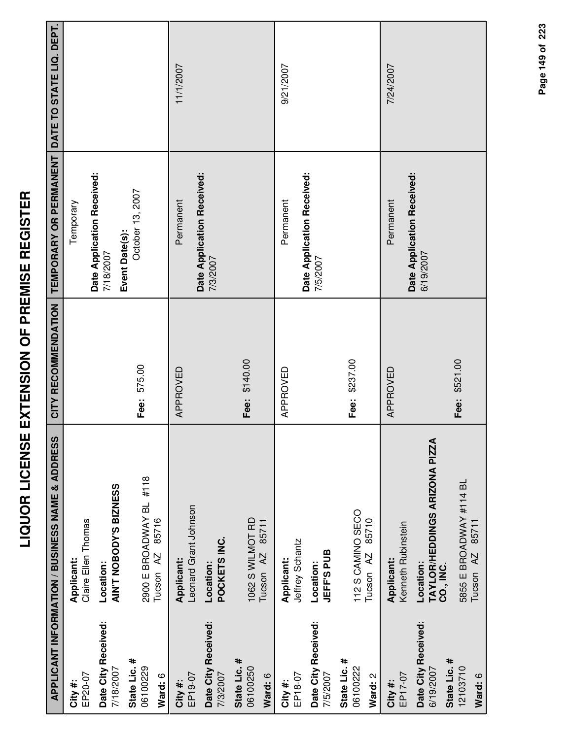# LIQUOR LICENSE EXTENSION OF PREMISE REGISTER

| APPLICANT INFORMATION / BUSINESS NAME & ADDRESS | | CITY RECOMMENDATION | TEMPORARY OR PERMANENT | DATE TO STATE LIQ. DEPT. |
|---|---|---|---|---|
| **City #:** EP20-07 **Date City Received:** 7/18/2007 **State Lic. #** 06100229 **Ward:** 6 | **Applicant:** Claire Ellen Thomas **Location:** **AIN'T NOBODY'S BIZNESS** 2900 E BROADWAY BL #118 Tucson AZ 85716 | **Fee:** 575.00 | Temporary **Date Application Received:** 7/18/2007 **Event Date(s):** October 13, 2007 | |
| **City #:** EP19-07 **Date City Received:** 7/3/2007 **State Lic. #** 06100250 **Ward:** 6 | **Applicant:** Leonard Grant Johnson **Location:** **POCKETS INC.** 1062 S WILMOT RD Tucson AZ 85711 | APPROVED **Fee:** $140.00 | Permanent **Date Application Received:** 7/3/2007 | 11/1/2007 |
| **City #:** EP18-07 **Date City Received:** 7/5/2007 **State Lic. #** 06100222 **Ward:** 2 | **Applicant:** Jeffrey Schantz **Location:** **JEFF'S PUB** 112 S CAMINO SECO Tucson AZ 85710 | APPROVED **Fee:** $237.00 | Permanent **Date Application Received:** 7/5/2007 | 9/21/2007 |
| **City #:** EP17-07 **Date City Received:** 6/19/2007 **State Lic. #** 12103710 **Ward:** 6 | **Applicant:** Kenneth Rubinstein **Location:** **TAYLOR/HEDDINGS ARIZONA PIZZA CO., INC.** 5855 E BROADWAY #114 BL Tucson AZ 85711 | APPROVED **Fee:** $521.00 | Permanent **Date Application Received:** 6/19/2007 | 7/24/2007 |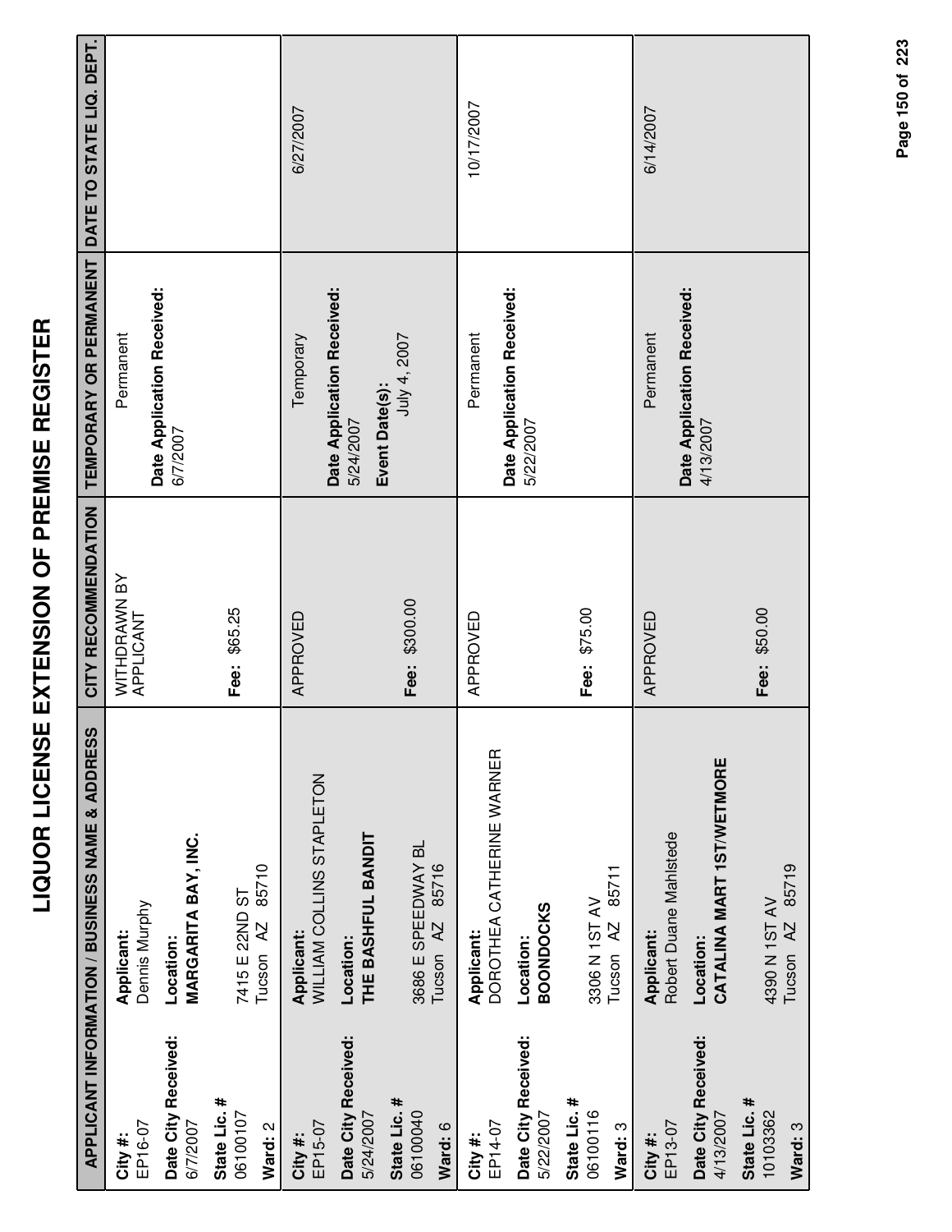# LIQUOR LICENSE EXTENSION OF PREMISE REGISTER

| APPLICANT INFORMATION / BUSINESS NAME & ADDRESS | | CITY RECOMMENDATION | TEMPORARY OR PERMANENT | DATE TO STATE LIQ. DEPT. |
|---|---|---|---|---|
| **City #:** EP16-07<br>**Date City Received:** 6/7/2007<br>**State Lic. #** 06100107<br>**Ward:** 2 | **Applicant:** Dennis Murphy<br>**Location:** **MARGARITA BAY, INC.**<br>7415 E 22ND ST<br>Tucson AZ 85710 | WITHDRAWN BY APPLICANT<br>**Fee:** $65.25 | Permanent<br>**Date Application Received:** 6/7/2007 | |
| **City #:** EP15-07<br>**Date City Received:** 5/24/2007<br>**State Lic. #** 06100040<br>**Ward:** 6 | **Applicant:** WILLIAM COLLINS STAPLETON<br>**Location:** **THE BASHFUL BANDIT**<br>3686 E SPEEDWAY BL<br>Tucson AZ 85716 | APPROVED<br>**Fee:** $300.00 | Temporary<br>**Date Application Received:** 5/24/2007<br>**Event Date(s):** July 4, 2007 | 6/27/2007 |
| **City #:** EP14-07<br>**Date City Received:** 5/22/2007<br>**State Lic. #** 06100116<br>**Ward:** 3 | **Applicant:** DOROTHEA CATHERINE WARNER<br>**Location:** **BOONDOCKS**<br>3306 N 1ST AV<br>Tucson AZ 85711 | APPROVED<br>**Fee:** $75.00 | Permanent<br>**Date Application Received:** 5/22/2007 | 10/17/2007 |
| **City #:** EP13-07<br>**Date City Received:** 4/13/2007<br>**State Lic. #** 10103362<br>**Ward:** 3 | **Applicant:** Robert Duane Mahlstede<br>**Location:** **CATALINA MART 1ST/WETMORE**<br>4390 N 1ST AV<br>Tucson AZ 85719 | APPROVED<br>**Fee:** $50.00 | Permanent<br>**Date Application Received:** 4/13/2007 | 6/14/2007 |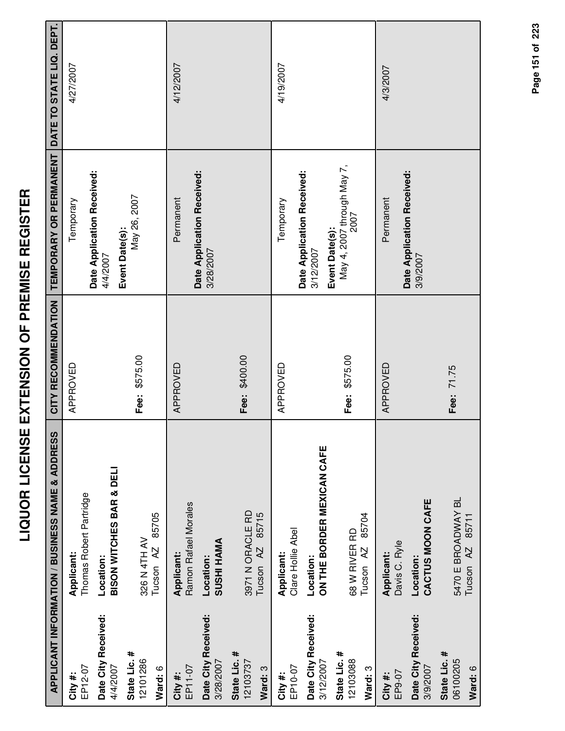# LIQUOR LICENSE EXTENSION OF PREMISE REGISTER

| APPLICANT INFORMATION / BUSINESS NAME & ADDRESS | | CITY RECOMMENDATION | TEMPORARY OR PERMANENT | DATE TO STATE LIQ. DEPT. |
|---|---|---|---|---|
| **City #:** EP12-07<br>**Date City Received:** 4/4/2007<br>**State Lic. #** 12101286<br>**Ward:** 6 | **Applicant:** Thomas Robert Partridge<br>**Location:** **BISON WITCHES BAR & DELI**<br>326 N 4TH AV<br>Tucson AZ 85705 | APPROVED<br>**Fee:** $575.00 | Temporary<br>**Date Application Received:** 4/4/2007<br>**Event Date(s):** May 26, 2007 | 4/27/2007 |
| **City #:** EP11-07<br>**Date City Received:** 3/28/2007<br>**State Lic. #** 12103737<br>**Ward:** 3 | **Applicant:** Ramon Rafael Morales<br>**Location:** **SUSHI HAMA**<br>3971 N ORACLE RD<br>Tucson AZ 85715 | APPROVED<br>**Fee:** $400.00 | Permanent<br>**Date Application Received:** 3/28/2007 | 4/12/2007 |
| **City #:** EP10-07<br>**Date City Received:** 3/12/2007<br>**State Lic. #** 12103088<br>**Ward:** 3 | **Applicant:** Clare Hollie Abel<br>**Location:** **ON THE BORDER MEXICAN CAFE**<br>68 W RIVER RD<br>Tucson AZ 85704 | APPROVED<br>**Fee:** $575.00 | Temporary<br>**Date Application Received:** 3/12/2007<br>**Event Date(s):** May 4, 2007 through May 7, 2007 | 4/19/2007 |
| **City #:** EP9-07<br>**Date City Received:** 3/9/2007<br>**State Lic. #** 06100205<br>**Ward:** 6 | **Applicant:** Davis C. Ryle<br>**Location:** **CACTUS MOON CAFE**<br>5470 E BROADWAY BL<br>Tucson AZ 85711 | APPROVED<br>**Fee:** 71.75 | Permanent<br>**Date Application Received:** 3/9/2007 | 4/3/2007 |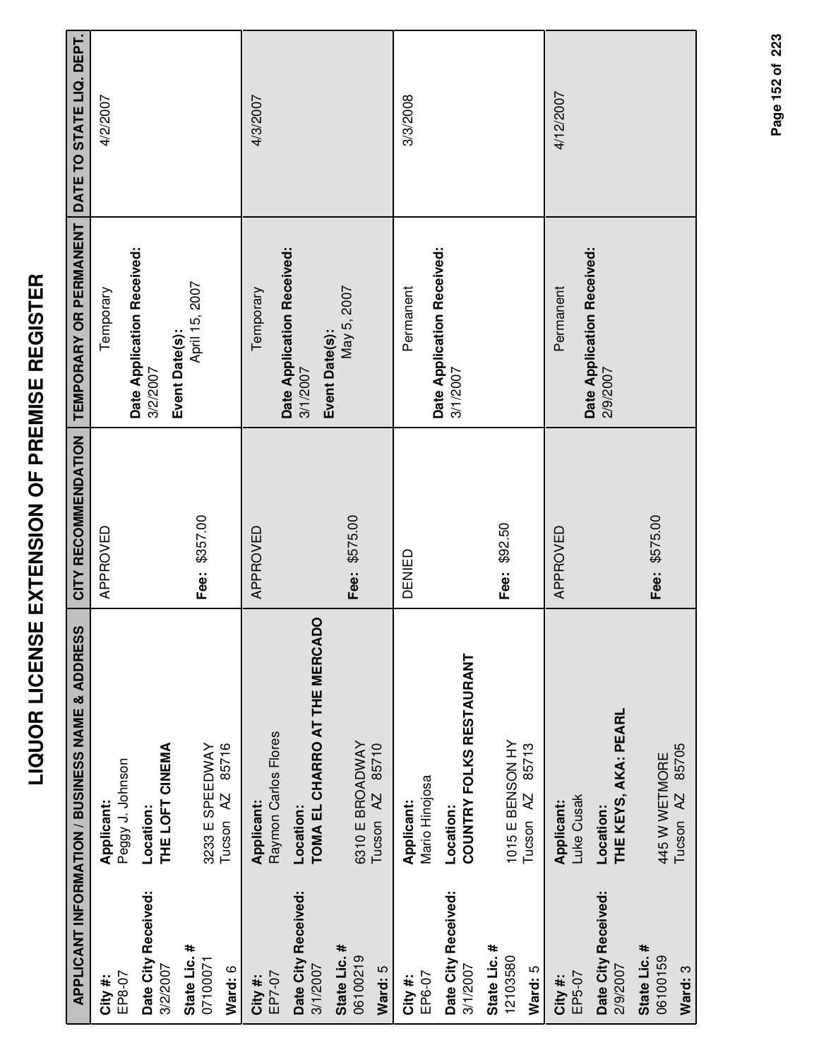# LIQUOR LICENSE EXTENSION OF PREMISE REGISTER

| APPLICANT INFORMATION / BUSINESS NAME & ADDRESS | | CITY RECOMMENDATION | TEMPORARY OR PERMANENT | DATE TO STATE LIQ. DEPT. |
|---|---|---|---|---|
| **City #:** EP8-07<br>**Date City Received:** 3/2/2007<br>**State Lic. #** 07100071<br>**Ward:** 6 | **Applicant:** Peggy J. Johnson<br>**Location:** **THE LOFT CINEMA**<br>3233 E SPEEDWAY<br>Tucson AZ 85716 | APPROVED<br><br>**Fee:** $357.00 | Temporary<br>**Date Application Received:** 3/2/2007<br>**Event Date(s):** April 15, 2007 | 4/2/2007 |
| **City #:** EP7-07<br>**Date City Received:** 3/1/2007<br>**State Lic. #** 06100219<br>**Ward:** 5 | **Applicant:** Raymon Carlos Flores<br>**Location:** **TOMA EL CHARRO AT THE MERCADO**<br>6310 E BROADWAY<br>Tucson AZ 85710 | APPROVED<br><br>**Fee:** $575.00 | Temporary<br>**Date Application Received:** 3/1/2007<br>**Event Date(s):** May 5, 2007 | 4/3/2007 |
| **City #:** EP6-07<br>**Date City Received:** 3/1/2007<br>**State Lic. #** 12103580<br>**Ward:** 5 | **Applicant:** Mario Hinojosa<br>**Location:** **COUNTRY FOLKS RESTAURANT**<br>1015 E BENSON HY<br>Tucson AZ 85713 | DENIED<br><br>**Fee:** $92.50 | Permanent<br>**Date Application Received:** 3/1/2007 | 3/3/2008 |
| **City #:** EP5-07<br>**Date City Received:** 2/9/2007<br>**State Lic. #** 06100159<br>**Ward:** 3 | **Applicant:** Luke Cusak<br>**Location:** **THE KEYS, AKA: PEARL**<br>445 W WETMORE<br>Tucson AZ 85705 | APPROVED<br><br>**Fee:** $575.00 | Permanent<br>**Date Application Received:** 2/9/2007 | 4/12/2007 |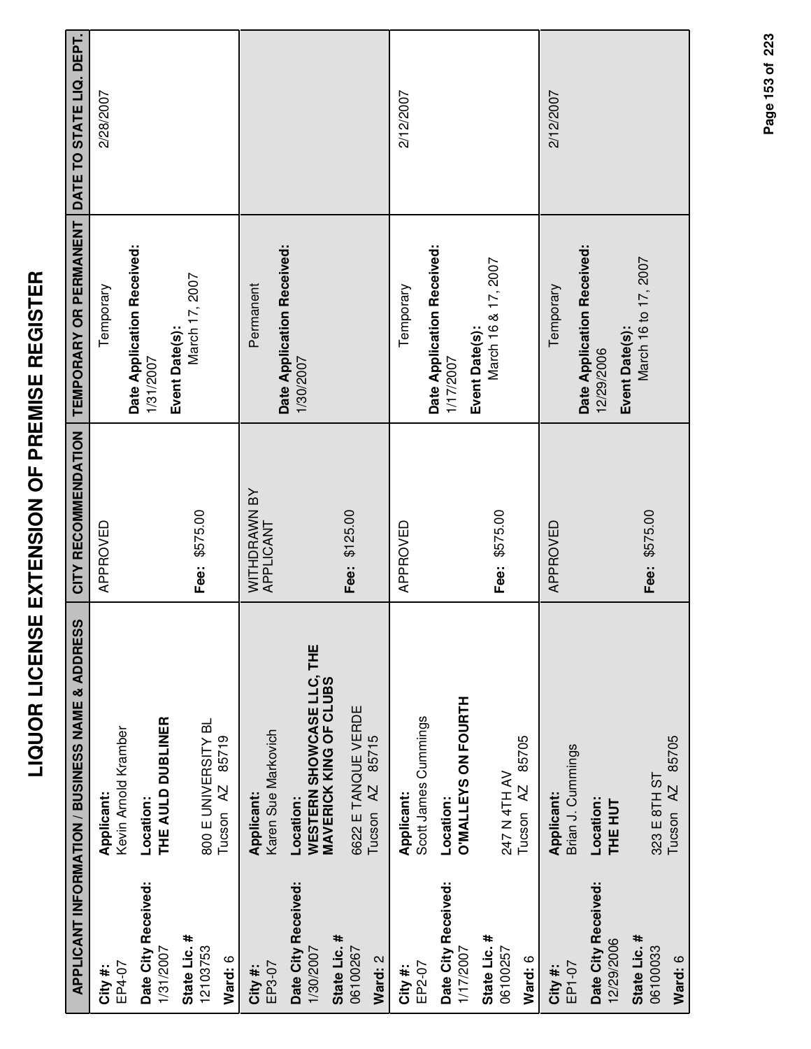# LIQUOR LICENSE EXTENSION OF PREMISE REGISTER

| APPLICANT INFORMATION / BUSINESS NAME & ADDRESS | | CITY RECOMMENDATION | TEMPORARY OR PERMANENT | DATE TO STATE LIQ. DEPT. |
|---|---|---|---|---|
| **City #:** EP4-07<br>**Date City Received:** 1/31/2007<br>**State Lic. #** 12103753<br>**Ward:** 6 | **Applicant:** Kevin Arnold Kramber<br>**Location:** **THE AULD DUBLINER**<br>800 E UNIVERSITY BL<br>Tucson AZ 85719 | APPROVED<br><br>**Fee:** $575.00 | Temporary<br>**Date Application Received:** 1/31/2007<br>**Event Date(s):** March 17, 2007 | 2/28/2007 |
| **City #:** EP3-07<br>**Date City Received:** 1/30/2007<br>**State Lic. #** 06100267<br>**Ward:** 2 | **Applicant:** Karen Sue Markovich<br>**Location:** **WESTERN SHOWCASE LLC, THE MAVERICK KING OF CLUBS**<br>6622 E TANQUE VERDE<br>Tucson AZ 85715 | WITHDRAWN BY APPLICANT<br><br>**Fee:** $125.00 | Permanent<br>**Date Application Received:** 1/30/2007 | |
| **City #:** EP2-07<br>**Date City Received:** 1/17/2007<br>**State Lic. #** 06100257<br>**Ward:** 6 | **Applicant:** Scott James Cummings<br>**Location:** **O'MALLEYS ON FOURTH**<br>247 N 4TH AV<br>Tucson AZ 85705 | APPROVED<br><br>**Fee:** $575.00 | Temporary<br>**Date Application Received:** 1/17/2007<br>**Event Date(s):** March 16 & 17, 2007 | 2/12/2007 |
| **City #:** EP1-07<br>**Date City Received:** 12/29/2006<br>**State Lic. #** 06100033<br>**Ward:** 6 | **Applicant:** Brian J. Cummings<br>**Location:** **THE HUT**<br>323 E 8TH ST<br>Tucson AZ 85705 | APPROVED<br><br>**Fee:** $575.00 | Temporary<br>**Date Application Received:** 12/29/2006<br>**Event Date(s):** March 16 to 17, 2007 | 2/12/2007 |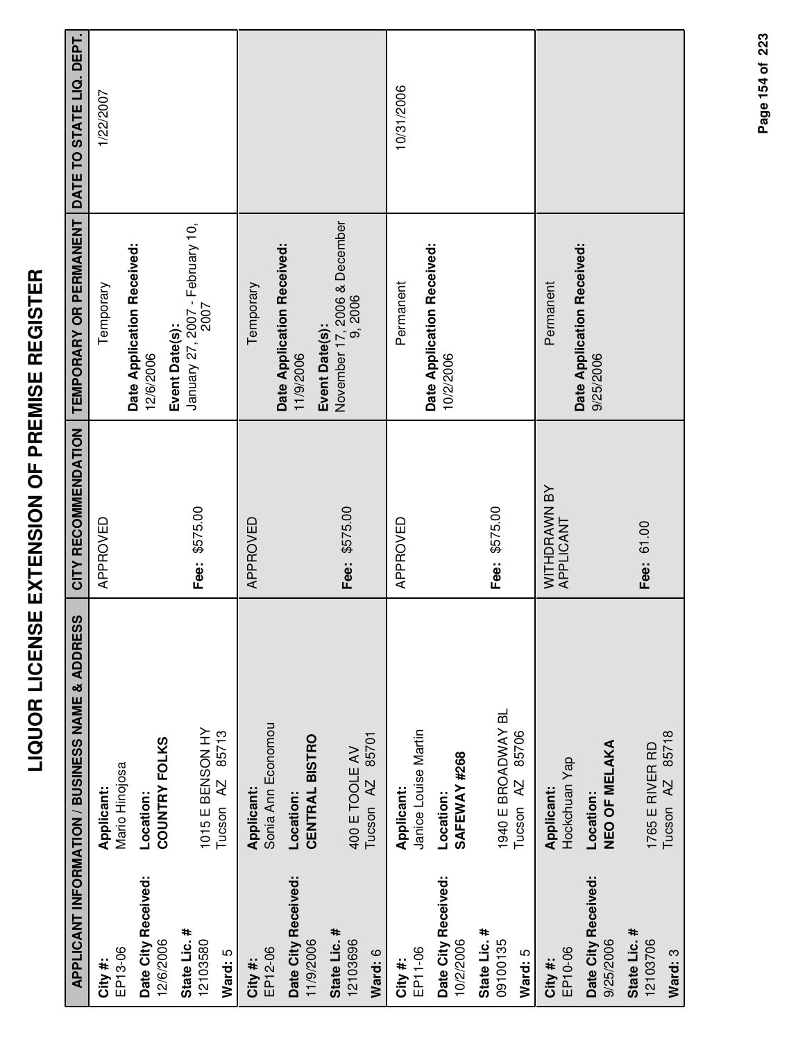# LIQUOR LICENSE EXTENSION OF PREMISE REGISTER

| APPLICANT INFORMATION / BUSINESS NAME & ADDRESS | | CITY RECOMMENDATION | TEMPORARY OR PERMANENT | DATE TO STATE LIQ. DEPT. |
|---|---|---|---|---|
| **City #:** EP13-06<br>**Date City Received:** 12/6/2006<br>**State Lic. #** 12103580<br>**Ward:** 5 | **Applicant:** Mario Hinojosa<br>**Location:** **COUNTRY FOLKS**<br>1015 E BENSON HY<br>Tucson AZ 85713 | APPROVED<br><br>**Fee:** $575.00 | Temporary<br>**Date Application Received:** 12/6/2006<br>**Event Date(s):** January 27, 2007 - February 10, 2007 | 1/22/2007 |
| **City #:** EP12-06<br>**Date City Received:** 11/9/2006<br>**State Lic. #** 12103696<br>**Ward:** 6 | **Applicant:** Sonia Ann Economou<br>**Location:** **CENTRAL BISTRO**<br>400 E TOOLE AV<br>Tucson AZ 85701 | APPROVED<br><br>**Fee:** $575.00 | Temporary<br>**Date Application Received:** 11/9/2006<br>**Event Date(s):** November 17, 2006 & December 9, 2006 | |
| **City #:** EP11-06<br>**Date City Received:** 10/2/2006<br>**State Lic. #** 09100135<br>**Ward:** 5 | **Applicant:** Janice Louise Martin<br>**Location:** **SAFEWAY #268**<br>1940 E BROADWAY BL<br>Tucson AZ 85706 | APPROVED<br><br>**Fee:** $575.00 | Permanent<br>**Date Application Received:** 10/2/2006 | 10/31/2006 |
| **City #:** EP10-06<br>**Date City Received:** 9/25/2006<br>**State Lic. #** 12103706<br>**Ward:** 3 | **Applicant:** Hockchuan Yap<br>**Location:** **NEO OF MELAKA**<br>1765 E RIVER RD<br>Tucson AZ 85718 | WITHDRAWN BY APPLICANT<br><br>**Fee:** 61.00 | Permanent<br>**Date Application Received:** 9/25/2006 | |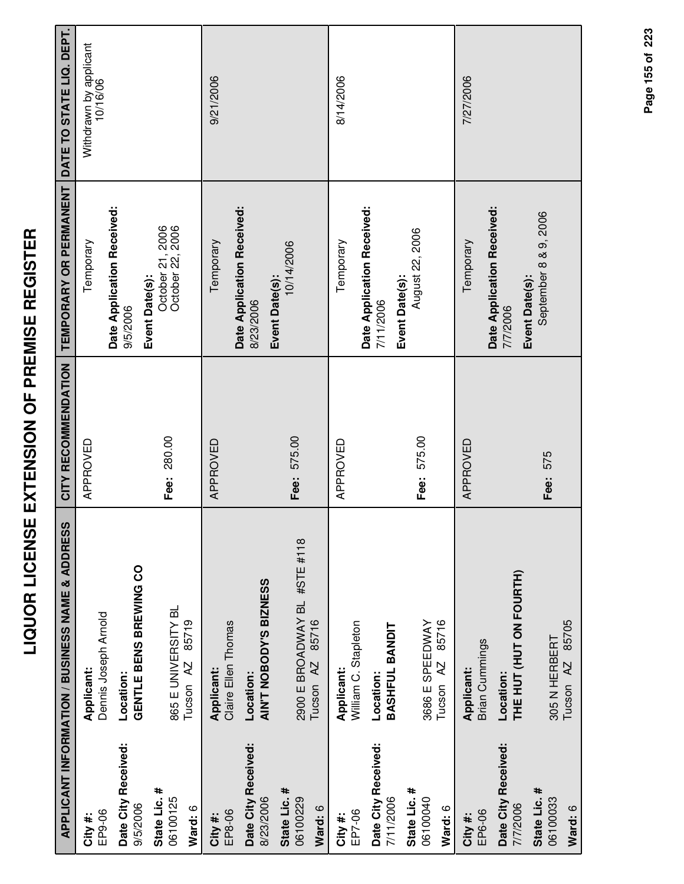# LIQUOR LICENSE EXTENSION OF PREMISE REGISTER

| APPLICANT INFORMATION / BUSINESS NAME & ADDRESS | | CITY RECOMMENDATION | TEMPORARY OR PERMANENT | DATE TO STATE LIQ. DEPT. |
|---|---|---|---|---|
| **City #:** EP9-06 **Date City Received:** 9/5/2006 **State Lic. #** 06100125 **Ward:** 6 | **Applicant:** Dennis Joseph Arnold **Location:** **GENTLE BENS BREWING CO** 865 E UNIVERSITY BL Tucson AZ 85719 | APPROVED **Fee:** 280.00 | Temporary **Date Application Received:** 9/5/2006 **Event Date(s):** October 21, 2006 October 22, 2006 | Withdrawn by applicant 10/16/06 |
| **City #:** EP8-06 **Date City Received:** 8/23/2006 **State Lic. #** 06100229 **Ward:** 6 | **Applicant:** Claire Ellen Thomas **Location:** **AIN'T NOBODY'S BIZNESS** 2900 E BROADWAY BL #STE #118 Tucson AZ 85716 | APPROVED **Fee:** 575.00 | Temporary **Date Application Received:** 8/23/2006 **Event Date(s):** 10/14/2006 | 9/21/2006 |
| **City #:** EP7-06 **Date City Received:** 7/11/2006 **State Lic. #** 06100040 **Ward:** 6 | **Applicant:** William C. Stapleton **Location:** **BASHFUL BANDIT** 3686 E SPEEDWAY Tucson AZ 85716 | APPROVED **Fee:** 575.00 | Temporary **Date Application Received:** 7/11/2006 **Event Date(s):** August 22, 2006 | 8/14/2006 |
| **City #:** EP6-06 **Date City Received:** 7/7/2006 **State Lic. #** 06100033 **Ward:** 6 | **Applicant:** Brian Cummings **Location:** **THE HUT (HUT ON FOURTH)** 305 N HERBERT Tucson AZ 85705 | APPROVED **Fee:** 575 | Temporary **Date Application Received:** 7/7/2006 **Event Date(s):** September 8 & 9, 2006 | 7/27/2006 |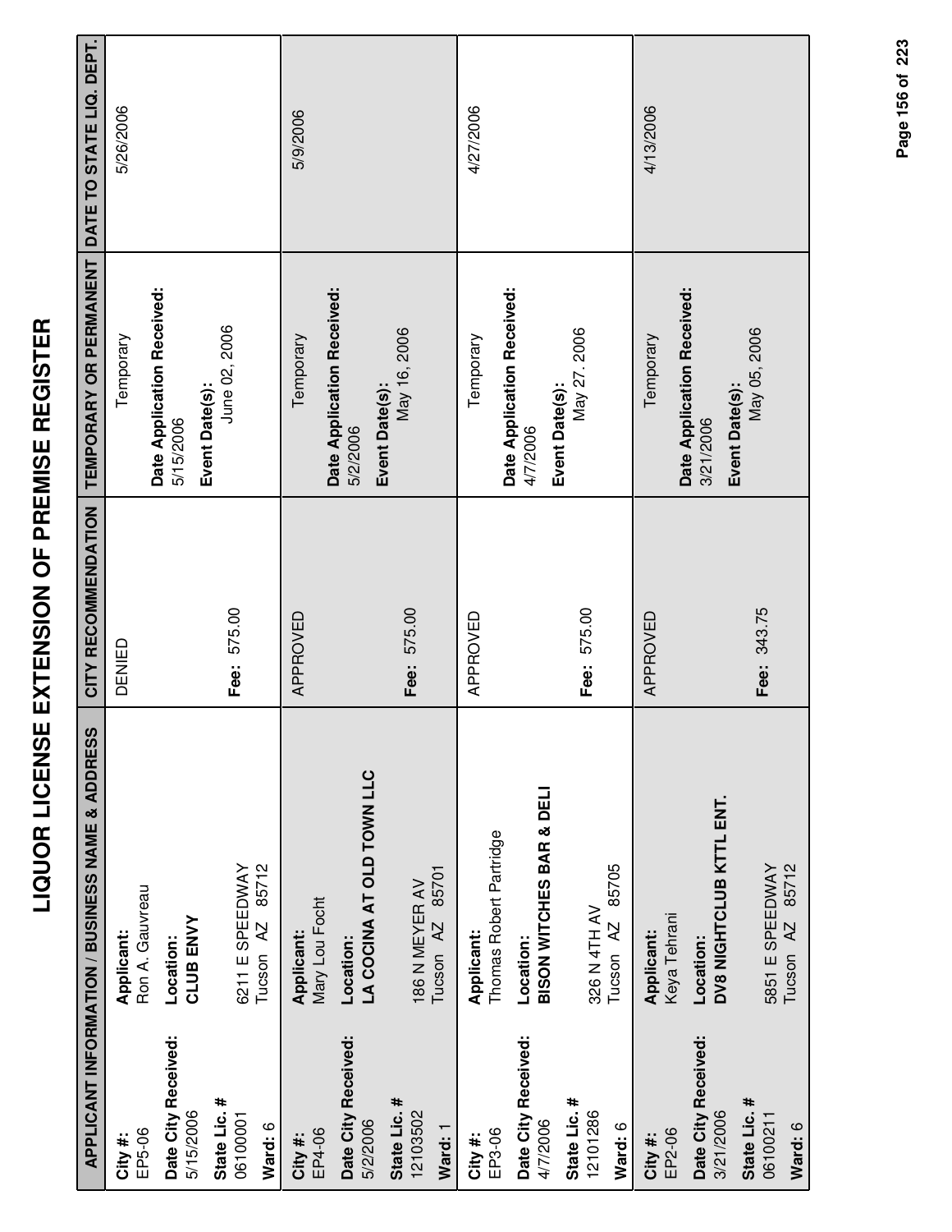# LIQUOR LICENSE EXTENSION OF PREMISE REGISTER

| APPLICANT INFORMATION / BUSINESS NAME & ADDRESS | | CITY RECOMMENDATION | TEMPORARY OR PERMANENT | DATE TO STATE LIQ. DEPT. |
|---|---|---|---|---|
| **City #:** EP5-06<br>**Date City Received:** 5/15/2006<br>**State Lic. #** 06100001<br>**Ward:** 6 | **Applicant:** Ron A. Gauvreau<br>**Location:** **CLUB ENVY**<br>6211 E SPEEDWAY<br>Tucson AZ 85712 | DENIED<br><br>**Fee:** 575.00 | Temporary<br>**Date Application Received:** 5/15/2006<br>**Event Date(s):** June 02, 2006 | 5/26/2006 |
| **City #:** EP4-06<br>**Date City Received:** 5/2/2006<br>**State Lic. #** 12103502<br>**Ward:** 1 | **Applicant:** Mary Lou Focht<br>**Location:** **LA COCINA AT OLD TOWN LLC**<br>186 N MEYER AV<br>Tucson AZ 85701 | APPROVED<br><br>**Fee:** 575.00 | Temporary<br>**Date Application Received:** 5/2/2006<br>**Event Date(s):** May 16, 2006 | 5/9/2006 |
| **City #:** EP3-06<br>**Date City Received:** 4/7/2006<br>**State Lic. #** 12101286<br>**Ward:** 6 | **Applicant:** Thomas Robert Partridge<br>**Location:** **BISON WITCHES BAR & DELI**<br>326 N 4TH AV<br>Tucson AZ 85705 | APPROVED<br><br>**Fee:** 575.00 | Temporary<br>**Date Application Received:** 4/7/2006<br>**Event Date(s):** May 27, 2006 | 4/27/2006 |
| **City #:** EP2-06<br>**Date City Received:** 3/21/2006<br>**State Lic. #** 06100211<br>**Ward:** 6 | **Applicant:** Keya Tehrani<br>**Location:** **DV8 NIGHTCLUB KTTL ENT.**<br>5851 E SPEEDWAY<br>Tucson AZ 85712 | APPROVED<br><br>**Fee:** 343.75 | Temporary<br>**Date Application Received:** 3/21/2006<br>**Event Date(s):** May 05, 2006 | 4/13/2006 |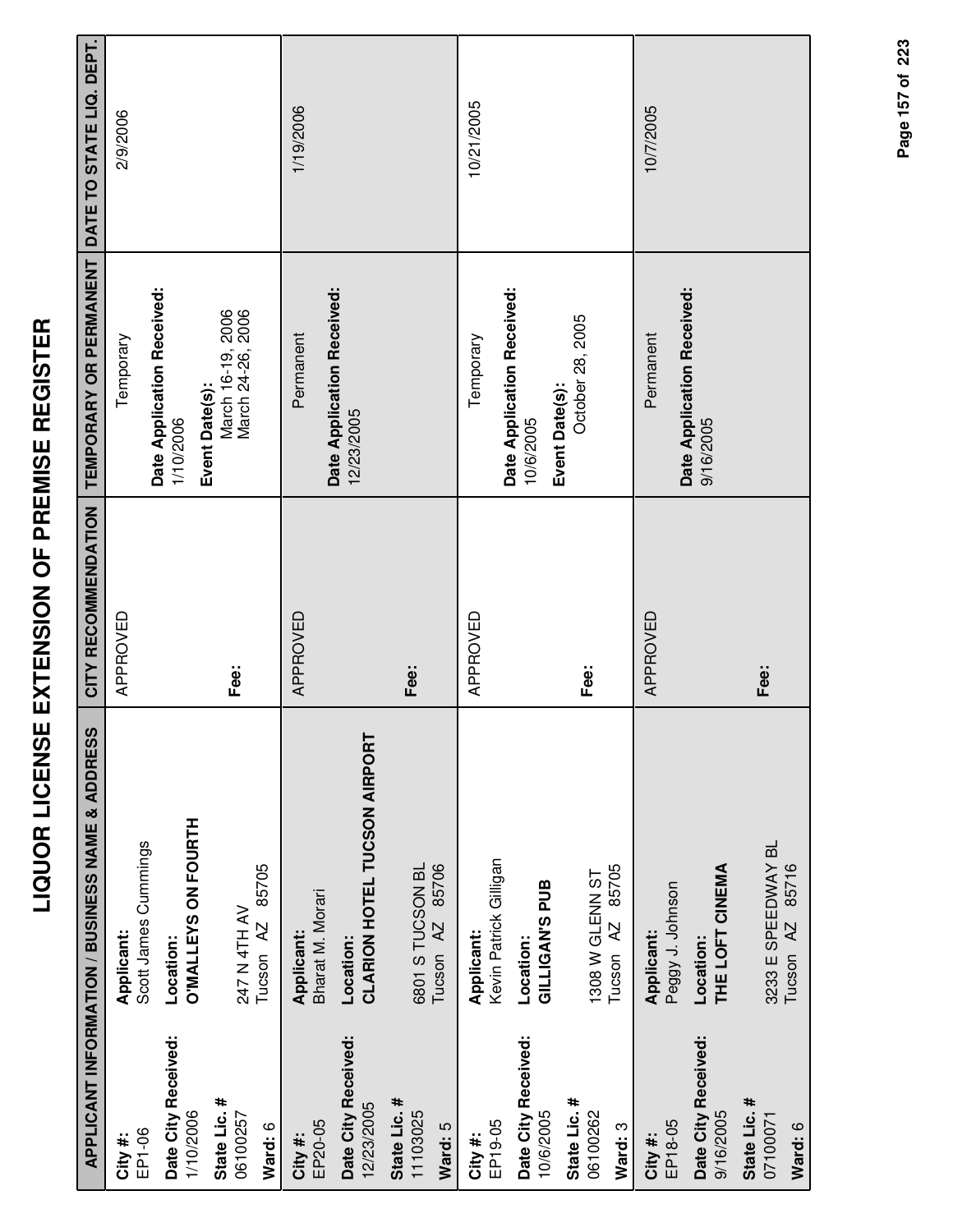# LIQUOR LICENSE EXTENSION OF PREMISE REGISTER

| APPLICANT INFORMATION / BUSINESS NAME & ADDRESS | | CITY RECOMMENDATION | TEMPORARY OR PERMANENT | DATE TO STATE LIQ. DEPT. |
|---|---|---|---|---|
| **City #:** EP1-06<br>**Date City Received:** 1/10/2006<br>**State Lic. #** 06100257<br>**Ward:** 6 | **Applicant:** Scott James Cummings<br>**Location:** **O'MALLEYS ON FOURTH**<br>247 N 4TH AV<br>Tucson AZ 85705 | APPROVED<br><br>**Fee:** | Temporary<br>**Date Application Received:** 1/10/2006<br>**Event Date(s):** March 16-19, 2006<br>March 24-26, 2006 | 2/9/2006 |
| **City #:** EP20-05<br>**Date City Received:** 12/23/2005<br>**State Lic. #** 11103025<br>**Ward:** 5 | **Applicant:** Bharat M. Morari<br>**Location:** **CLARION HOTEL TUCSON AIRPORT**<br>6801 S TUCSON BL<br>Tucson AZ 85706 | APPROVED<br><br>**Fee:** | Permanent<br>**Date Application Received:** 12/23/2005 | 1/19/2006 |
| **City #:** EP19-05<br>**Date City Received:** 10/6/2005<br>**State Lic. #** 06100262<br>**Ward:** 3 | **Applicant:** Kevin Patrick Gilligan<br>**Location:** **GILLIGAN'S PUB**<br>1308 W GLENN ST<br>Tucson AZ 85705 | APPROVED<br><br>**Fee:** | Temporary<br>**Date Application Received:** 10/6/2005<br>**Event Date(s):** October 28, 2005 | 10/21/2005 |
| **City #:** EP18-05<br>**Date City Received:** 9/16/2005<br>**State Lic. #** 07100071<br>**Ward:** 6 | **Applicant:** Peggy J. Johnson<br>**Location:** **THE LOFT CINEMA**<br>3233 E SPEEDWAY BL<br>Tucson AZ 85716 | APPROVED<br><br>**Fee:** | Permanent<br>**Date Application Received:** 9/16/2005 | 10/7/2005 |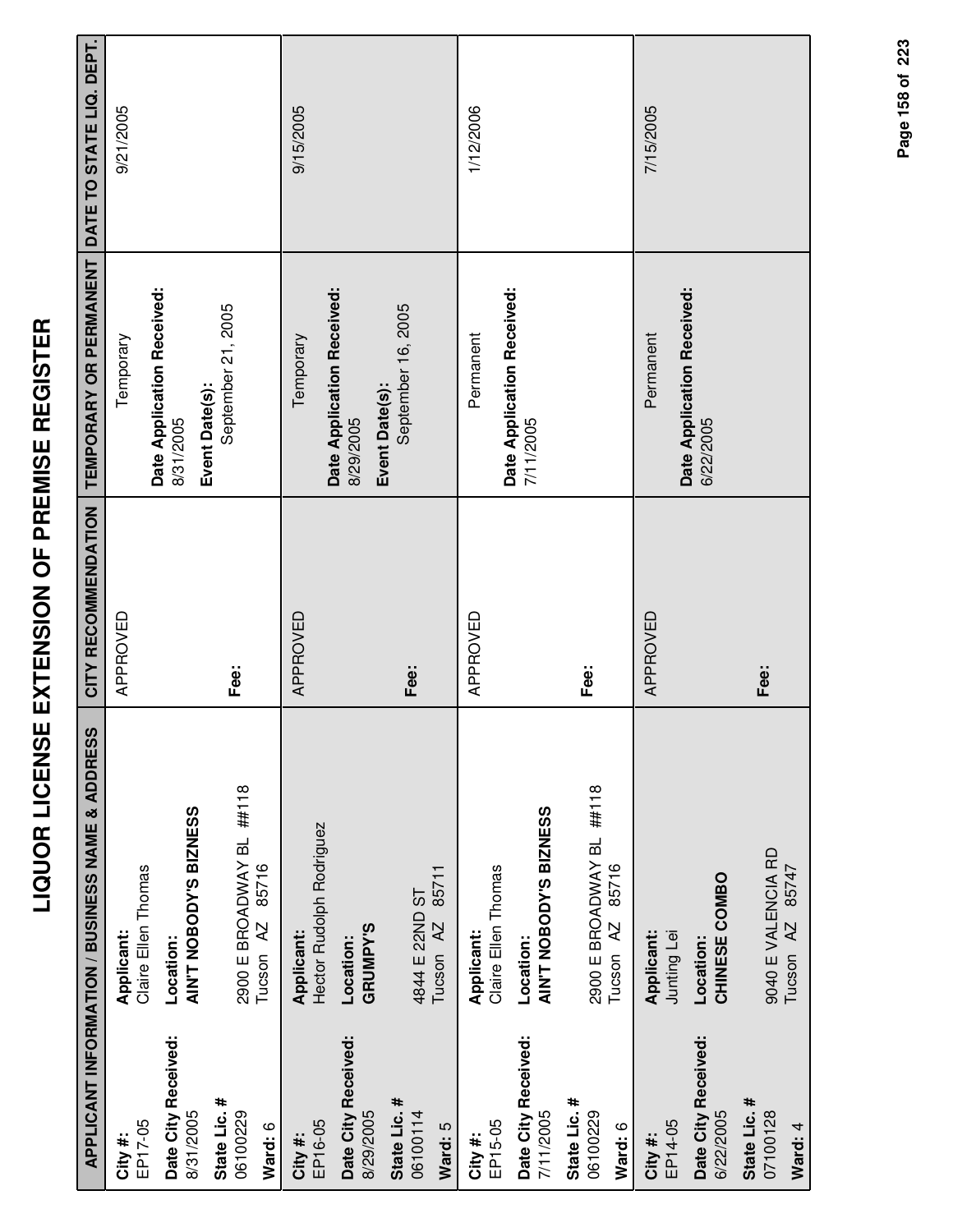# LIQUOR LICENSE EXTENSION OF PREMISE REGISTER

| APPLICANT INFORMATION / BUSINESS NAME & ADDRESS | | CITY RECOMMENDATION | TEMPORARY OR PERMANENT | DATE TO STATE LIQ. DEPT. |
|---|---|---|---|---|
| **City #:** EP17-05<br>**Date City Received:** 8/31/2005<br>**State Lic. #** 06100229<br>**Ward:** 6 | **Applicant:** Claire Ellen Thomas<br>**Location:** **AIN'T NOBODY'S BIZNESS**<br>2900 E BROADWAY BL ##118<br>Tucson AZ 85716 | APPROVED<br>**Fee:** | Temporary<br>**Date Application Received:** 8/31/2005<br>**Event Date(s):** September 21, 2005 | 9/21/2005 |
| **City #:** EP16-05<br>**Date City Received:** 8/29/2005<br>**State Lic. #** 06100114<br>**Ward:** 5 | **Applicant:** Hector Rudolph Rodriguez<br>**Location:** **GRUMPY'S**<br>4844 E 22ND ST<br>Tucson AZ 85711 | APPROVED<br>**Fee:** | Temporary<br>**Date Application Received:** 8/29/2005<br>**Event Date(s):** September 16, 2005 | 9/15/2005 |
| **City #:** EP15-05<br>**Date City Received:** 7/11/2005<br>**State Lic. #** 06100229<br>**Ward:** 6 | **Applicant:** Claire Ellen Thomas<br>**Location:** **AIN'T NOBODY'S BIZNESS**<br>2900 E BROADWAY BL ##118<br>Tucson AZ 85716 | APPROVED<br>**Fee:** | Permanent<br>**Date Application Received:** 7/11/2005 | 1/12/2006 |
| **City #:** EP14-05<br>**Date City Received:** 6/22/2005<br>**State Lic. #** 07100128<br>**Ward:** 4 | **Applicant:** Junting Lei<br>**Location:** **CHINESE COMBO**<br>9040 E VALENCIA RD<br>Tucson AZ 85747 | APPROVED<br>**Fee:** | Permanent<br>**Date Application Received:** 6/22/2005 | 7/15/2005 |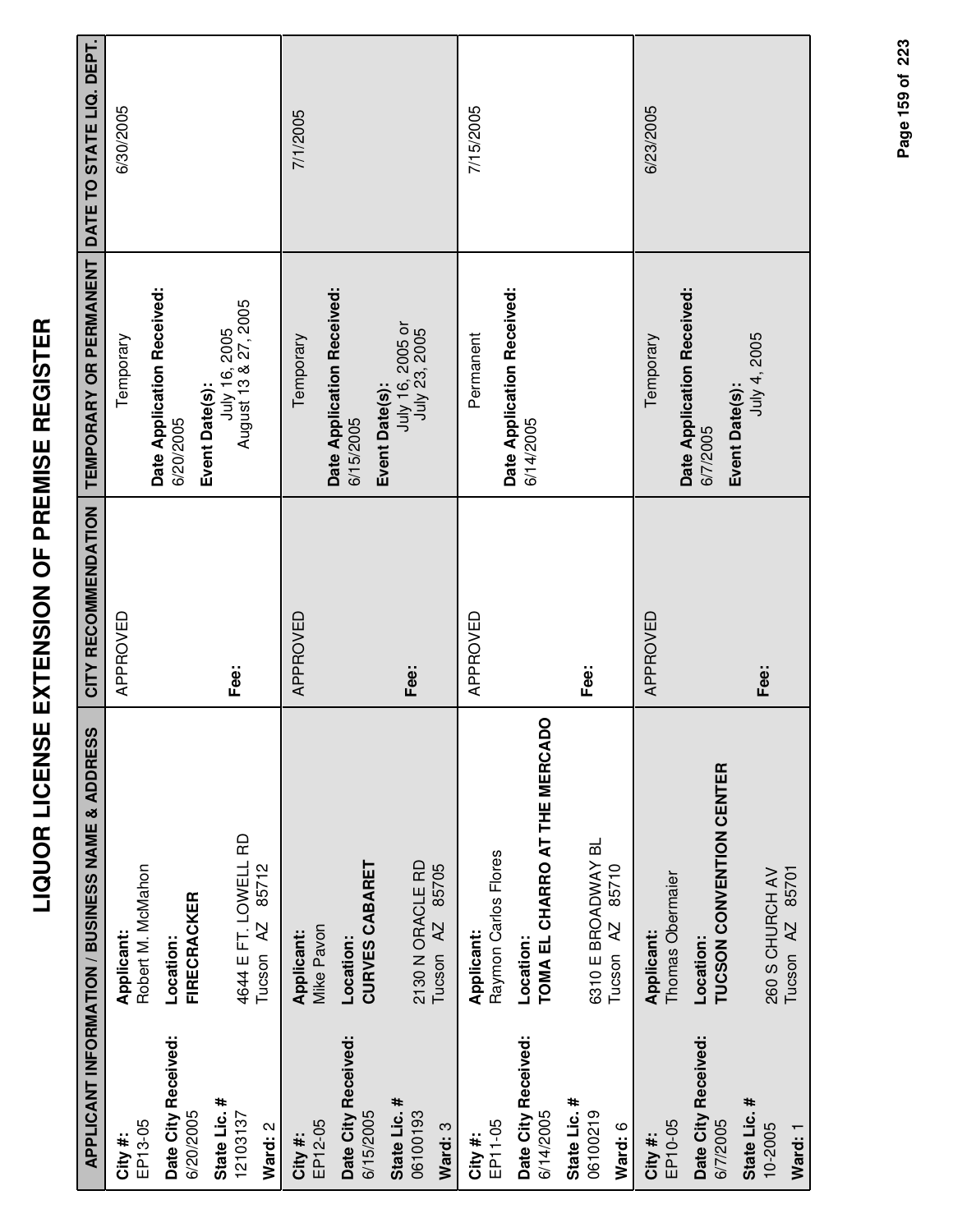# LIQUOR LICENSE EXTENSION OF PREMISE REGISTER

| APPLICANT INFORMATION / BUSINESS NAME & ADDRESS | | CITY RECOMMENDATION | TEMPORARY OR PERMANENT | DATE TO STATE LIQ. DEPT. |
|---|---|---|---|---|
| **City #:** EP13-05<br>**Date City Received:** 6/20/2005<br>**State Lic. #** 12103137<br>**Ward:** 2 | **Applicant:** Robert M. McMahon<br>**Location:** **FIRECRACKER**<br>4644 E FT. LOWELL RD<br>Tucson AZ 85712 | APPROVED<br>**Fee:** | Temporary<br>**Date Application Received:** 6/20/2005<br>**Event Date(s):** July 16, 2005 August 13 & 27, 2005 | 6/30/2005 |
| **City #:** EP12-05<br>**Date City Received:** 6/15/2005<br>**State Lic. #** 06100193<br>**Ward:** 3 | **Applicant:** Mike Pavon<br>**Location:** **CURVES CABARET**<br>2130 N ORACLE RD<br>Tucson AZ 85705 | APPROVED<br>**Fee:** | Temporary<br>**Date Application Received:** 6/15/2005<br>**Event Date(s):** July 16, 2005 or July 23, 2005 | 7/1/2005 |
| **City #:** EP11-05<br>**Date City Received:** 6/14/2005<br>**State Lic. #** 06100219<br>**Ward:** 6 | **Applicant:** Raymon Carlos Flores<br>**Location:** **TOMA EL CHARRO AT THE MERCADO**<br>6310 E BROADWAY BL<br>Tucson AZ 85710 | APPROVED<br>**Fee:** | Permanent<br>**Date Application Received:** 6/14/2005 | 7/15/2005 |
| **City #:** EP10-05<br>**Date City Received:** 6/7/2005<br>**State Lic. #** 10-2005<br>**Ward:** 1 | **Applicant:** Thomas Obermaier<br>**Location:** **TUCSON CONVENTION CENTER**<br>260 S CHURCH AV<br>Tucson AZ 85701 | APPROVED<br>**Fee:** | Temporary<br>**Date Application Received:** 6/7/2005<br>**Event Date(s):** July 4, 2005 | 6/23/2005 |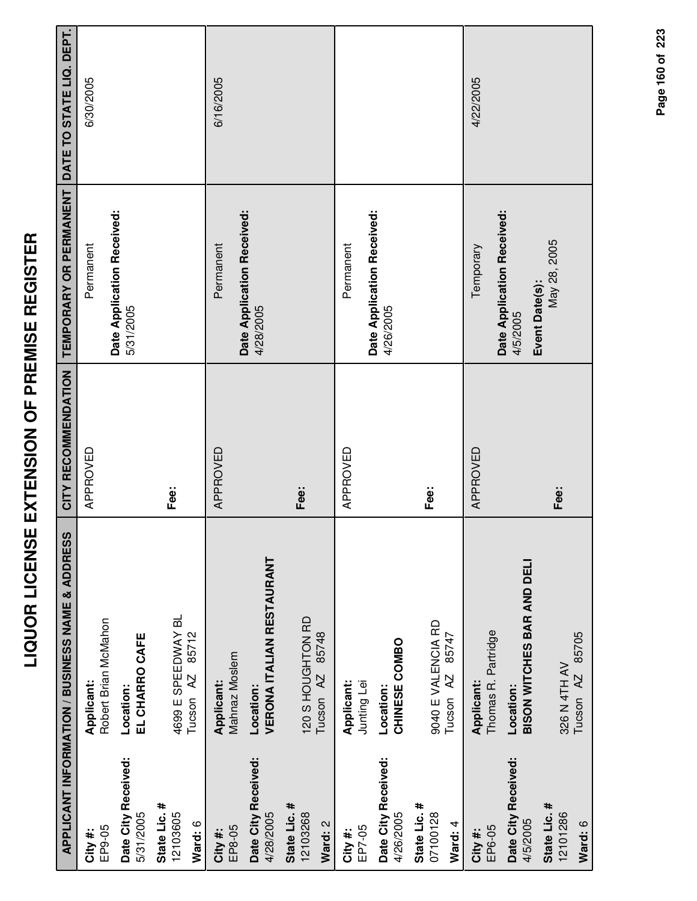# LIQUOR LICENSE EXTENSION OF PREMISE REGISTER

| APPLICANT INFORMATION / BUSINESS NAME & ADDRESS | CITY RECOMMENDATION | TEMPORARY OR PERMANENT | DATE TO STATE LIQ. DEPT. |
|---|---|---|---|
| **City #:** EP9-05<br>**Date City Received:** 5/31/2005<br>**State Lic. #** 12103605<br>**Ward:** 6<br>**Applicant:** Robert Brian McMahon<br>**Location:** **EL CHARRO CAFE**<br>4699 E SPEEDWAY BL<br>Tucson AZ 85712 | APPROVED<br><br>**Fee:** | Permanent<br>**Date Application Received:** 5/31/2005 | 6/30/2005 |
| **City #:** EP8-05<br>**Date City Received:** 4/28/2005<br>**State Lic. #** 12103268<br>**Ward:** 2<br>**Applicant:** Mahnaz Moslem<br>**Location:** **VERONA ITALIAN RESTAURANT**<br>120 S HOUGHTON RD<br>Tucson AZ 85748 | APPROVED<br><br>**Fee:** | Permanent<br>**Date Application Received:** 4/28/2005 | 6/16/2005 |
| **City #:** EP7-05<br>**Date City Received:** 4/26/2005<br>**State Lic. #** 07100128<br>**Ward:** 4<br>**Applicant:** Junting Lei<br>**Location:** **CHINESE COMBO**<br>9040 E VALENCIA RD<br>Tucson AZ 85747 | APPROVED<br><br>**Fee:** | Permanent<br>**Date Application Received:** 4/26/2005 | |
| **City #:** EP6-05<br>**Date City Received:** 4/5/2005<br>**State Lic. #** 12101286<br>**Ward:** 6<br>**Applicant:** Thomas R. Partridge<br>**Location:** **BISON WITCHES BAR AND DELI**<br>326 N 4TH AV<br>Tucson AZ 85705 | APPROVED<br><br>**Fee:** | Temporary<br>**Date Application Received:** 4/5/2005<br>**Event Date(s):** May 28, 2005 | 4/22/2005 |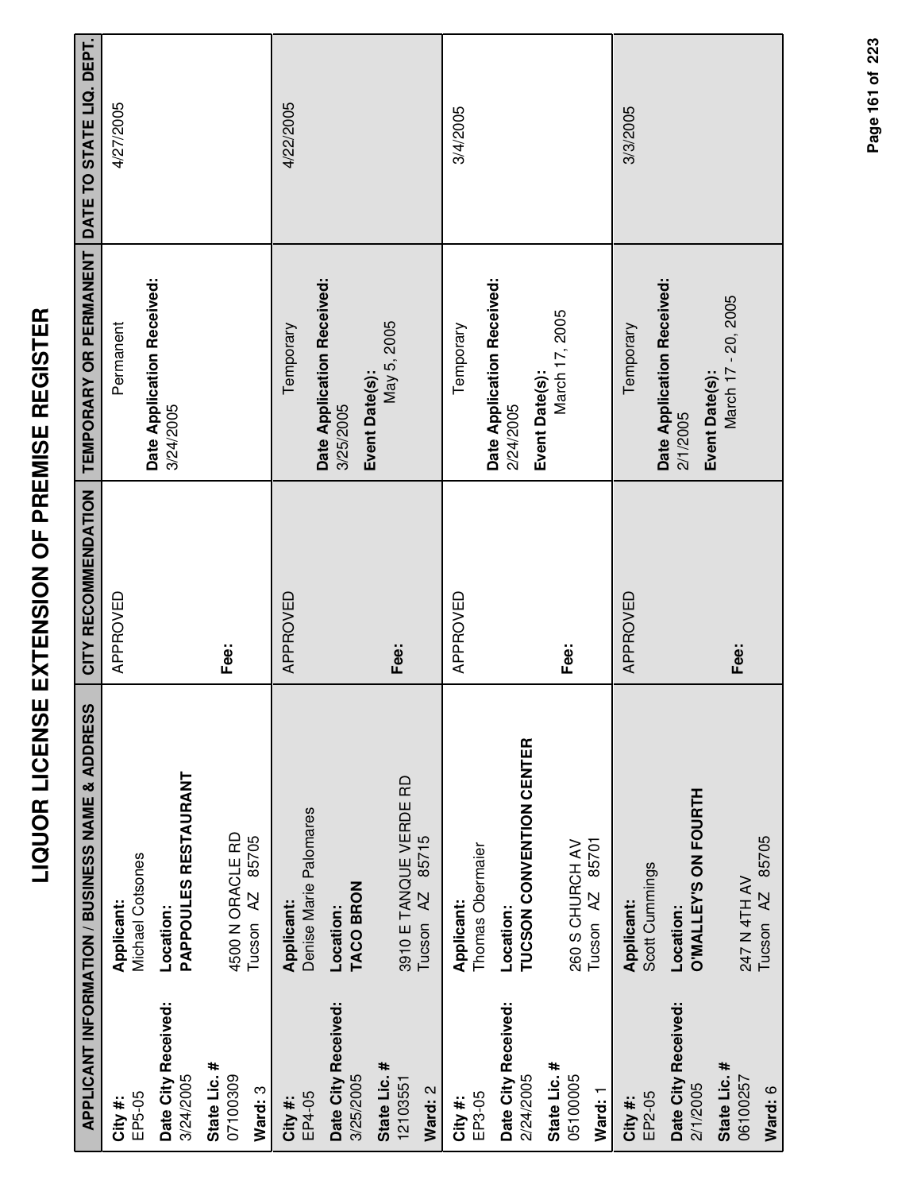# LIQUOR LICENSE EXTENSION OF PREMISE REGISTER

| APPLICANT INFORMATION / BUSINESS NAME & ADDRESS | | CITY RECOMMENDATION | TEMPORARY OR PERMANENT | DATE TO STATE LIQ. DEPT. |
|---|---|---|---|---|
| **City #:** EP5-05<br>**Date City Received:** 3/24/2005<br>**State Lic. #** 07100309<br>**Ward:** 3 | **Applicant:** Michael Cotsones<br>**Location:** **PAPPOULES RESTAURANT**<br>4500 N ORACLE RD<br>Tucson AZ 85705 | APPROVED<br><br>**Fee:** | Permanent<br>**Date Application Received:** 3/24/2005 | 4/27/2005 |
| **City #:** EP4-05<br>**Date City Received:** 3/25/2005<br>**State Lic. #** 12103551<br>**Ward:** 2 | **Applicant:** Denise Marie Palomares<br>**Location:** **TACO BRON**<br>3910 E TANQUE VERDE RD<br>Tucson AZ 85715 | APPROVED<br><br>**Fee:** | Temporary<br>**Date Application Received:** 3/25/2005<br>**Event Date(s):** May 5, 2005 | 4/22/2005 |
| **City #:** EP3-05<br>**Date City Received:** 2/24/2005<br>**State Lic. #** 05100005<br>**Ward:** 1 | **Applicant:** Thomas Obermaier<br>**Location:** **TUCSON CONVENTION CENTER**<br>260 S CHURCH AV<br>Tucson AZ 85701 | APPROVED<br><br>**Fee:** | Temporary<br>**Date Application Received:** 2/24/2005<br>**Event Date(s):** March 17, 2005 | 3/4/2005 |
| **City #:** EP2-05<br>**Date City Received:** 2/1/2005<br>**State Lic. #** 06100257<br>**Ward:** 6 | **Applicant:** Scott Cummings<br>**Location:** **O'MALLEY'S ON FOURTH**<br>247 N 4TH AV<br>Tucson AZ 85705 | APPROVED<br><br>**Fee:** | Temporary<br>**Date Application Received:** 2/1/2005<br>**Event Date(s):** March 17 - 20, 2005 | 3/3/2005 |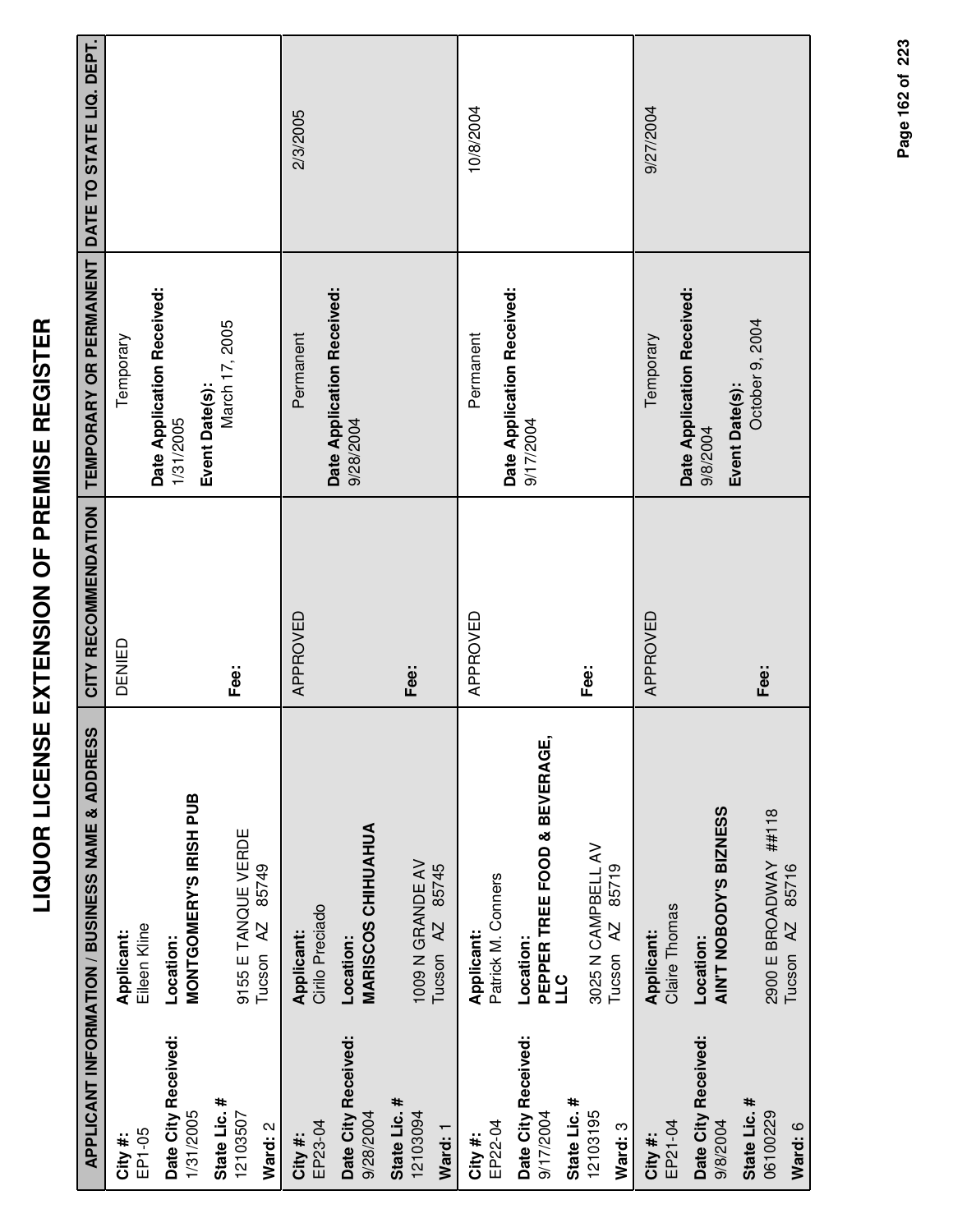# LIQUOR LICENSE EXTENSION OF PREMISE REGISTER

| APPLICANT INFORMATION / BUSINESS NAME & ADDRESS | | CITY RECOMMENDATION | TEMPORARY OR PERMANENT | DATE TO STATE LIQ. DEPT. |
|---|---|---|---|---|
| **City #:** EP1-05<br>**Date City Received:** 1/31/2005<br>**State Lic. #** 12103507<br>**Ward:** 2 | **Applicant:** Eileen Kline<br>**Location:** **MONTGOMERY'S IRISH PUB**<br>9155 E TANQUE VERDE<br>Tucson AZ 85749 | DENIED<br><br>**Fee:** | Temporary<br>**Date Application Received:** 1/31/2005<br>**Event Date(s):** March 17, 2005 | |
| **City #:** EP23-04<br>**Date City Received:** 9/28/2004<br>**State Lic. #** 12103094<br>**Ward:** 1 | **Applicant:** Cirilo Preciado<br>**Location:** **MARISCOS CHIHUAHUA**<br>1009 N GRANDE AV<br>Tucson AZ 85745 | APPROVED<br><br>**Fee:** | Permanent<br>**Date Application Received:** 9/28/2004 | 2/3/2005 |
| **City #:** EP22-04<br>**Date City Received:** 9/17/2004<br>**State Lic. #** 12103195<br>**Ward:** 3 | **Applicant:** Patrick M. Conners<br>**Location:** **PEPPER TREE FOOD & BEVERAGE, LLC**<br>3025 N CAMPBELL AV<br>Tucson AZ 85719 | APPROVED<br><br>**Fee:** | Permanent<br>**Date Application Received:** 9/17/2004 | 10/8/2004 |
| **City #:** EP21-04<br>**Date City Received:** 9/8/2004<br>**State Lic. #** 06100229<br>**Ward:** 6 | **Applicant:** Claire Thomas<br>**Location:** **AIN'T NOBODY'S BIZNESS**<br>2900 E BROADWAY ##118<br>Tucson AZ 85716 | APPROVED<br><br>**Fee:** | Temporary<br>**Date Application Received:** 9/8/2004<br>**Event Date(s):** October 9, 2004 | 9/27/2004 |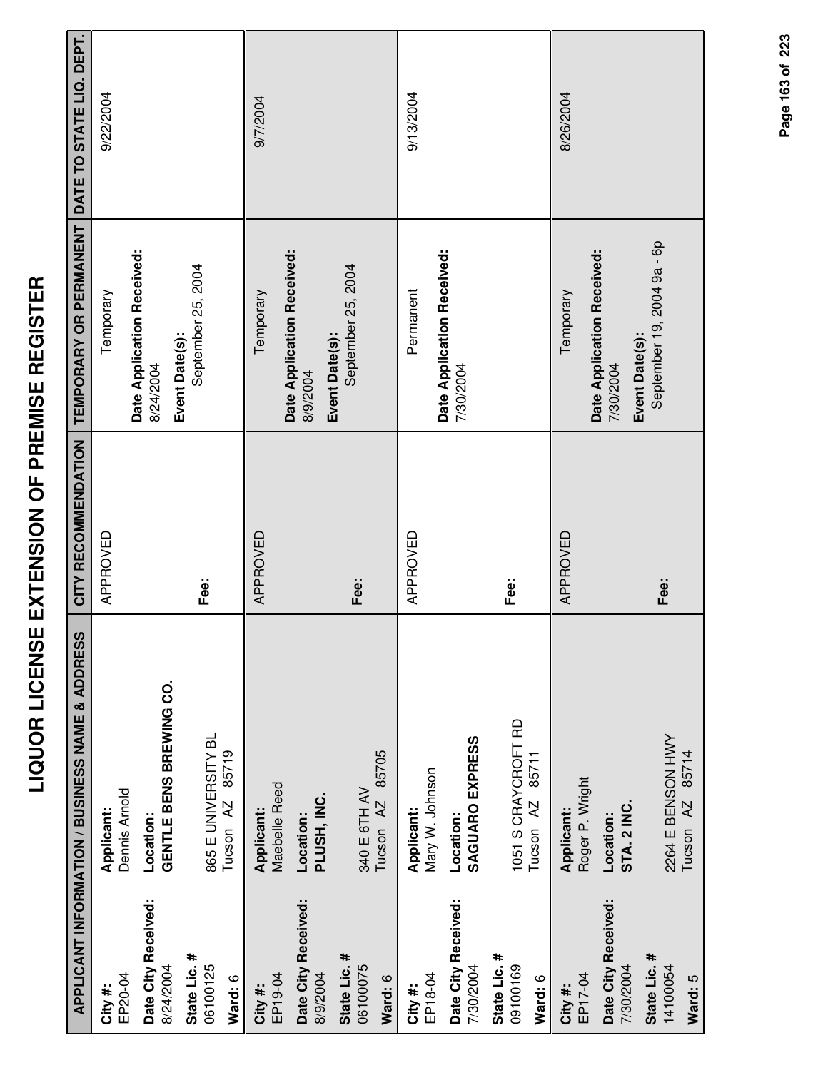# LIQUOR LICENSE EXTENSION OF PREMISE REGISTER

| APPLICANT INFORMATION / BUSINESS NAME & ADDRESS | CITY RECOMMENDATION | TEMPORARY OR PERMANENT | DATE TO STATE LIQ. DEPT. |
|---|---|---|---|
| **City #:** EP20-04<br>**Date City Received:** 8/24/2004<br>**State Lic. #** 06100125<br>**Ward:** 6<br>**Applicant:** Dennis Arnold<br>**Location:** **GENTLE BENS BREWING CO.**<br>865 E UNIVERSITY BL<br>Tucson AZ 85719 | APPROVED<br>**Fee:** | Temporary<br>**Date Application Received:** 8/24/2004<br>**Event Date(s):** September 25, 2004 | 9/22/2004 |
| **City #:** EP19-04<br>**Date City Received:** 8/9/2004<br>**State Lic. #** 06100075<br>**Ward:** 6<br>**Applicant:** Maebelle Reed<br>**Location:** **PLUSH, INC.**<br>340 E 6TH AV<br>Tucson AZ 85705 | APPROVED<br>**Fee:** | Temporary<br>**Date Application Received:** 8/9/2004<br>**Event Date(s):** September 25, 2004 | 9/7/2004 |
| **City #:** EP18-04<br>**Date City Received:** 7/30/2004<br>**State Lic. #** 09100169<br>**Ward:** 6<br>**Applicant:** Mary W. Johnson<br>**Location:** **SAGUARO EXPRESS**<br>1051 S CRAYCROFT RD<br>Tucson AZ 85711 | APPROVED<br>**Fee:** | Permanent<br>**Date Application Received:** 7/30/2004 | 9/13/2004 |
| **City #:** EP17-04<br>**Date City Received:** 7/30/2004<br>**State Lic. #** 14100054<br>**Ward:** 5<br>**Applicant:** Roger P. Wright<br>**Location:** **STA. 2 INC.**<br>2264 E BENSON HWY<br>Tucson AZ 85714 | APPROVED<br>**Fee:** | Temporary<br>**Date Application Received:** 7/30/2004<br>**Event Date(s):** September 19, 2004 9a - 6p | 8/26/2004 |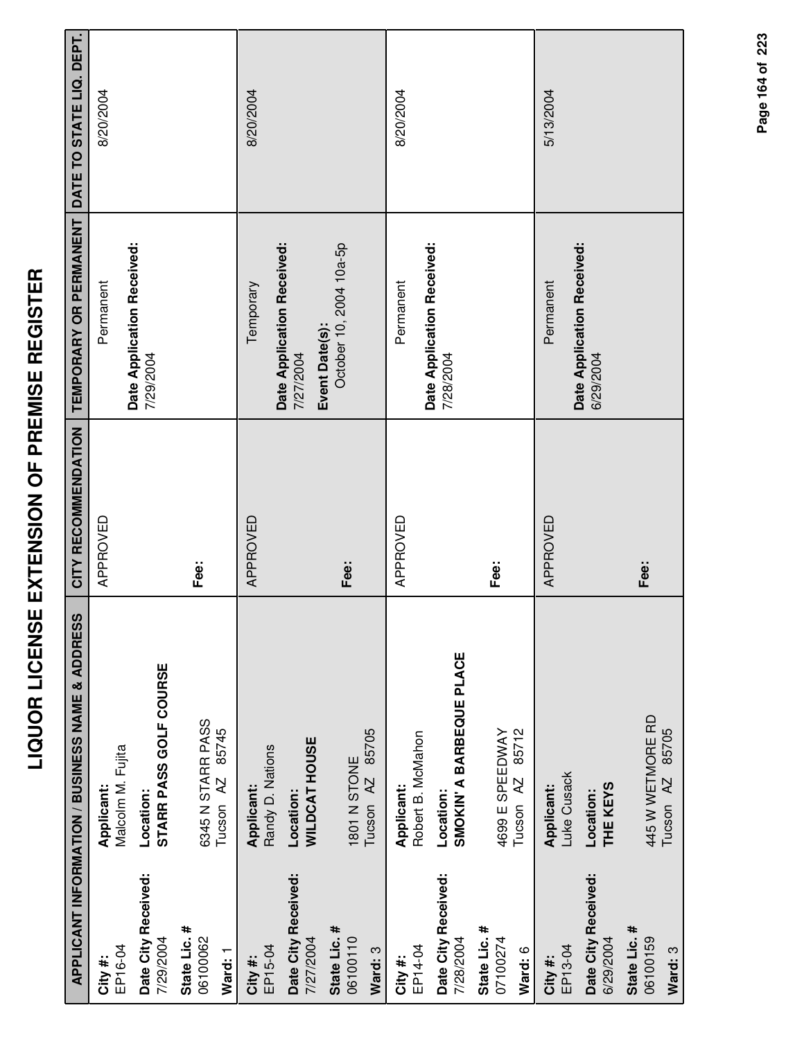# LIQUOR LICENSE EXTENSION OF PREMISE REGISTER

| APPLICANT INFORMATION / BUSINESS NAME & ADDRESS | | CITY RECOMMENDATION | TEMPORARY OR PERMANENT | DATE TO STATE LIQ. DEPT. |
|---|---|---|---|---|
| **City #:** EP16-04<br>**Date City Received:** 7/29/2004<br>**State Lic. #** 06100062<br>**Ward:** 1 | **Applicant:** Malcolm M. Fujita<br>**Location:** **STARR PASS GOLF COURSE**<br>6345 N STARR PASS<br>Tucson AZ 85745 | APPROVED<br>**Fee:** | Permanent<br>**Date Application Received:** 7/29/2004 | 8/20/2004 |
| **City #:** EP15-04<br>**Date City Received:** 7/27/2004<br>**State Lic. #** 06100110<br>**Ward:** 3 | **Applicant:** Randy D. Nations<br>**Location:** **WILDCAT HOUSE**<br>1801 N STONE<br>Tucson AZ 85705 | APPROVED<br>**Fee:** | Temporary<br>**Date Application Received:** 7/27/2004<br>**Event Date(s):** October 10, 2004 10a-5p | 8/20/2004 |
| **City #:** EP14-04<br>**Date City Received:** 7/28/2004<br>**State Lic. #** 07100274<br>**Ward:** 6 | **Applicant:** Robert B. McMahon<br>**Location:** **SMOKIN' A BARBEQUE PLACE**<br>4699 E SPEEDWAY<br>Tucson AZ 85712 | APPROVED<br>**Fee:** | Permanent<br>**Date Application Received:** 7/28/2004 | 8/20/2004 |
| **City #:** EP13-04<br>**Date City Received:** 6/29/2004<br>**State Lic. #** 06100159<br>**Ward:** 3 | **Applicant:** Luke Cusack<br>**Location:** **THE KEYS**<br>445 W WETMORE RD<br>Tucson AZ 85705 | APPROVED<br>**Fee:** | Permanent<br>**Date Application Received:** 6/29/2004 | 5/13/2004 |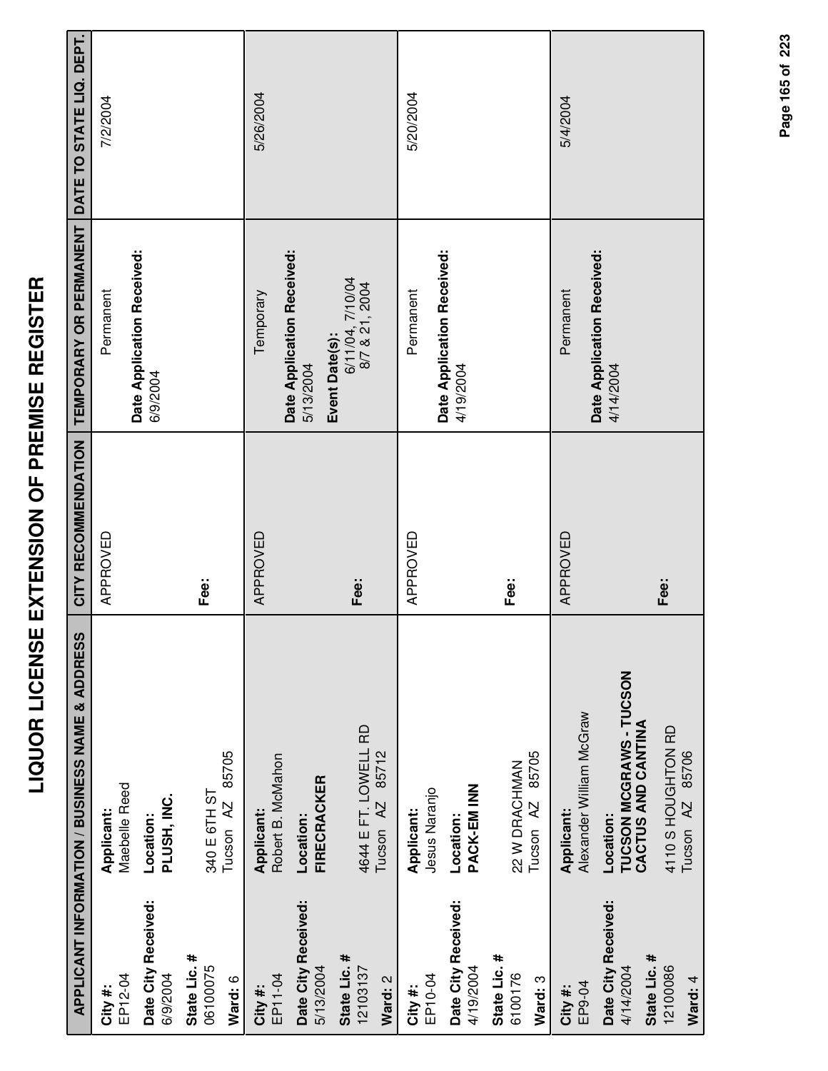# LIQUOR LICENSE EXTENSION OF PREMISE REGISTER

| APPLICANT INFORMATION / BUSINESS NAME & ADDRESS | | CITY RECOMMENDATION | TEMPORARY OR PERMANENT | DATE TO STATE LIQ. DEPT. |
|---|---|---|---|---|
| **City #:** EP12-04<br>**Date City Received:** 6/9/2004<br>**State Lic. #** 06100075<br>**Ward:** 6 | **Applicant:** Maebelle Reed<br>**Location:** **PLUSH, INC.**<br>340 E 6TH ST<br>Tucson AZ 85705 | APPROVED<br><br>**Fee:** | Permanent<br>**Date Application Received:** 6/9/2004 | 7/2/2004 |
| **City #:** EP11-04<br>**Date City Received:** 5/13/2004<br>**State Lic. #** 12103137<br>**Ward:** 2 | **Applicant:** Robert B. McMahon<br>**Location:** **FIRECRACKER**<br>4644 E FT. LOWELL RD<br>Tucson AZ 85712 | APPROVED<br><br>**Fee:** | Temporary<br>**Date Application Received:** 5/13/2004<br>**Event Date(s):** 6/11/04, 7/10/04 8/7 & 21, 2004 | 5/26/2004 |
| **City #:** EP10-04<br>**Date City Received:** 4/19/2004<br>**State Lic. #** 6100176<br>**Ward:** 3 | **Applicant:** Jesus Naranjo<br>**Location:** **PACK-EM INN**<br>22 W DRACHMAN<br>Tucson AZ 85705 | APPROVED<br><br>**Fee:** | Permanent<br>**Date Application Received:** 4/19/2004 | 5/20/2004 |
| **City #:** EP9-04<br>**Date City Received:** 4/14/2004<br>**State Lic. #** 12100086<br>**Ward:** 4 | **Applicant:** Alexander William McGraw<br>**Location:** **TUCSON MCGRAWS - TUCSON CACTUS AND CANTINA**<br>4110 S HOUGHTON RD<br>Tucson AZ 85706 | APPROVED<br><br>**Fee:** | Permanent<br>**Date Application Received:** 4/14/2004 | 5/4/2004 |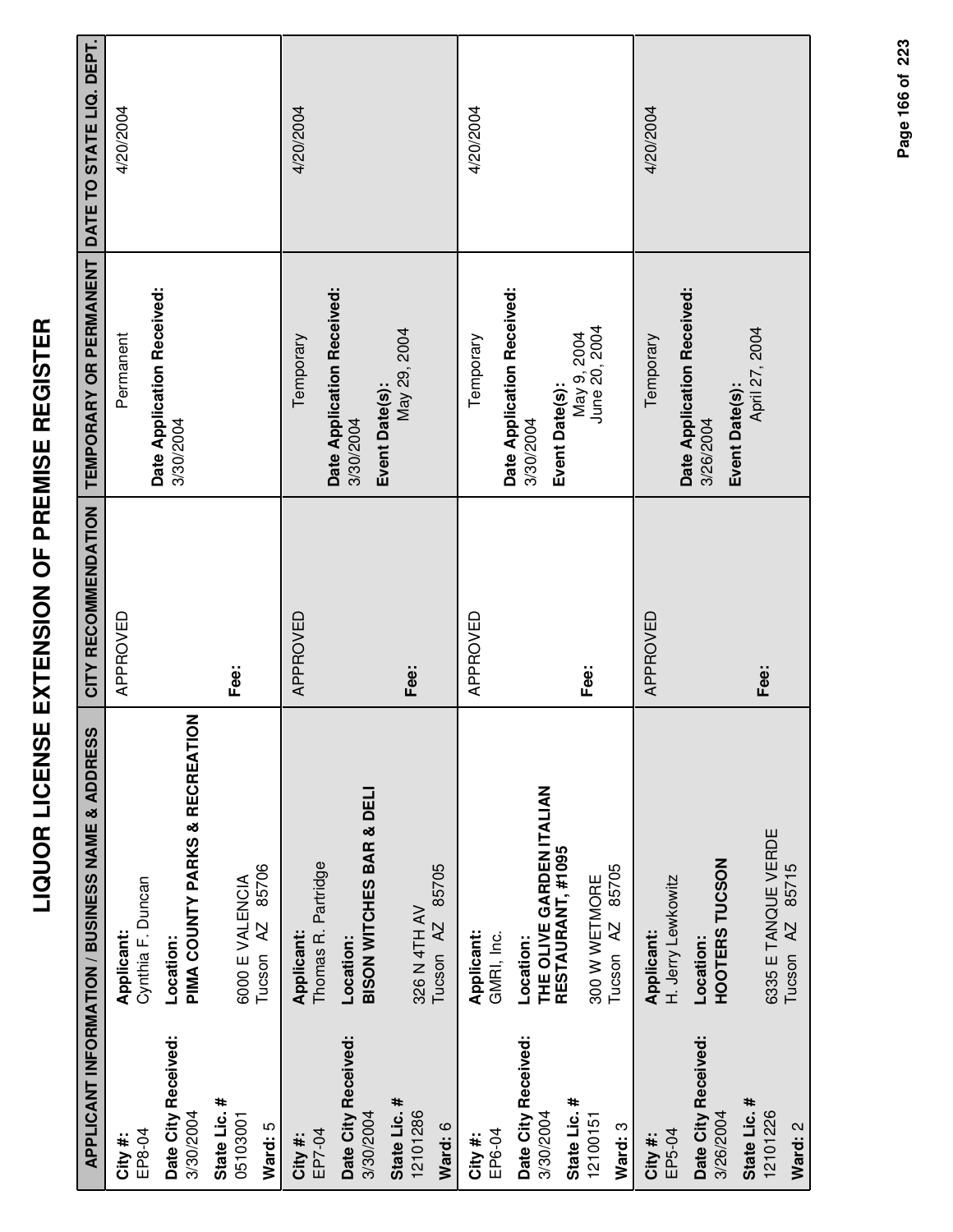# LIQUOR LICENSE EXTENSION OF PREMISE REGISTER

| APPLICANT INFORMATION / BUSINESS NAME & ADDRESS | | CITY RECOMMENDATION | TEMPORARY OR PERMANENT | DATE TO STATE LIQ. DEPT. |
|---|---|---|---|---|
| **City #:** EP8-04<br>**Date City Received:** 3/30/2004<br>**State Lic. #** 05103001<br>**Ward:** 5 | **Applicant:** Cynthia F. Duncan<br>**Location:** **PIMA COUNTY PARKS & RECREATION**<br>6000 E VALENCIA<br>Tucson AZ 85706 | APPROVED<br><br>**Fee:** | Permanent<br><br>**Date Application Received:** 3/30/2004 | 4/20/2004 |
| **City #:** EP7-04<br>**Date City Received:** 3/30/2004<br>**State Lic. #** 12101286<br>**Ward:** 6 | **Applicant:** Thomas R. Partridge<br>**Location:** **BISON WITCHES BAR & DELI**<br>326 N 4TH AV<br>Tucson AZ 85705 | APPROVED<br><br>**Fee:** | Temporary<br><br>**Date Application Received:** 3/30/2004<br>**Event Date(s):** May 29, 2004 | 4/20/2004 |
| **City #:** EP6-04<br>**Date City Received:** 3/30/2004<br>**State Lic. #** 12100151<br>**Ward:** 3 | **Applicant:** GMRI, Inc.<br>**Location:** **THE OLIVE GARDEN ITALIAN RESTAURANT, #1095**<br>300 W WETMORE<br>Tucson AZ 85705 | APPROVED<br><br>**Fee:** | Temporary<br><br>**Date Application Received:** 3/30/2004<br>**Event Date(s):** May 9, 2004<br>June 20, 2004 | 4/20/2004 |
| **City #:** EP5-04<br>**Date City Received:** 3/26/2004<br>**State Lic. #** 12101226<br>**Ward:** 2 | **Applicant:** H. Jerry Lewkowitz<br>**Location:** **HOOTERS TUCSON**<br>6335 E TANQUE VERDE<br>Tucson AZ 85715 | APPROVED<br><br>**Fee:** | Temporary<br><br>**Date Application Received:** 3/26/2004<br>**Event Date(s):** April 27, 2004 | 4/20/2004 |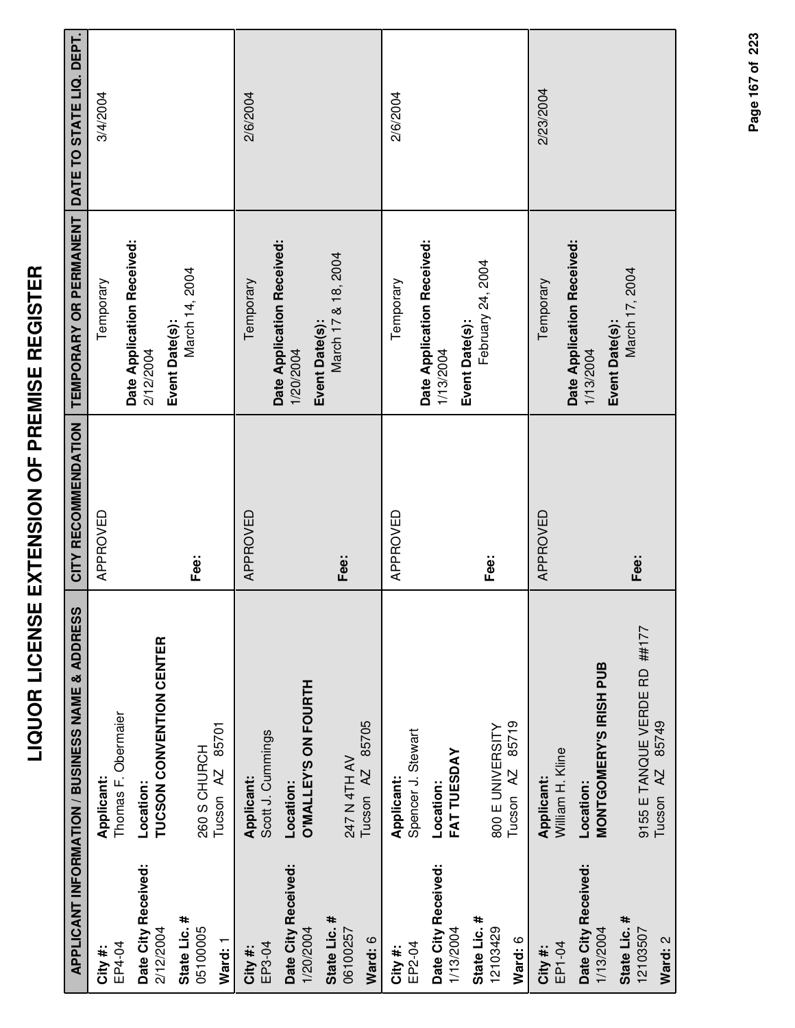# LIQUOR LICENSE EXTENSION OF PREMISE REGISTER

| APPLICANT INFORMATION / BUSINESS NAME & ADDRESS | CITY RECOMMENDATION | TEMPORARY OR PERMANENT | DATE TO STATE LIQ. DEPT. |
|---|---|---|---|
| **City #:** EP4-04<br>**Date City Received:** 2/12/2004<br>**State Lic. #** 05100005<br>**Ward:** 1<br>**Applicant:** Thomas F. Obermaier<br>**Location:** **TUCSON CONVENTION CENTER**<br>260 S CHURCH<br>Tucson AZ 85701 | APPROVED<br>**Fee:** | Temporary<br>**Date Application Received:** 2/12/2004<br>**Event Date(s):** March 14, 2004 | 3/4/2004 |
| **City #:** EP3-04<br>**Date City Received:** 1/20/2004<br>**State Lic. #** 06100257<br>**Ward:** 6<br>**Applicant:** Scott J. Cummings<br>**Location:** **O'MALLEY'S ON FOURTH**<br>247 N 4TH AV<br>Tucson AZ 85705 | APPROVED<br>**Fee:** | Temporary<br>**Date Application Received:** 1/20/2004<br>**Event Date(s):** March 17 & 18, 2004 | 2/6/2004 |
| **City #:** EP2-04<br>**Date City Received:** 1/13/2004<br>**State Lic. #** 12103429<br>**Ward:** 6<br>**Applicant:** Spencer J. Stewart<br>**Location:** **FAT TUESDAY**<br>800 E UNIVERSITY<br>Tucson AZ 85719 | APPROVED<br>**Fee:** | Temporary<br>**Date Application Received:** 1/13/2004<br>**Event Date(s):** February 24, 2004 | 2/6/2004 |
| **City #:** EP1-04<br>**Date City Received:** 1/13/2004<br>**State Lic. #** 12103507<br>**Ward:** 2<br>**Applicant:** William H. Kline<br>**Location:** **MONTGOMERY'S IRISH PUB**<br>9155 E TANQUE VERDE RD ##177<br>Tucson AZ 85749 | APPROVED<br>**Fee:** | Temporary<br>**Date Application Received:** 1/13/2004<br>**Event Date(s):** March 17, 2004 | 2/23/2004 |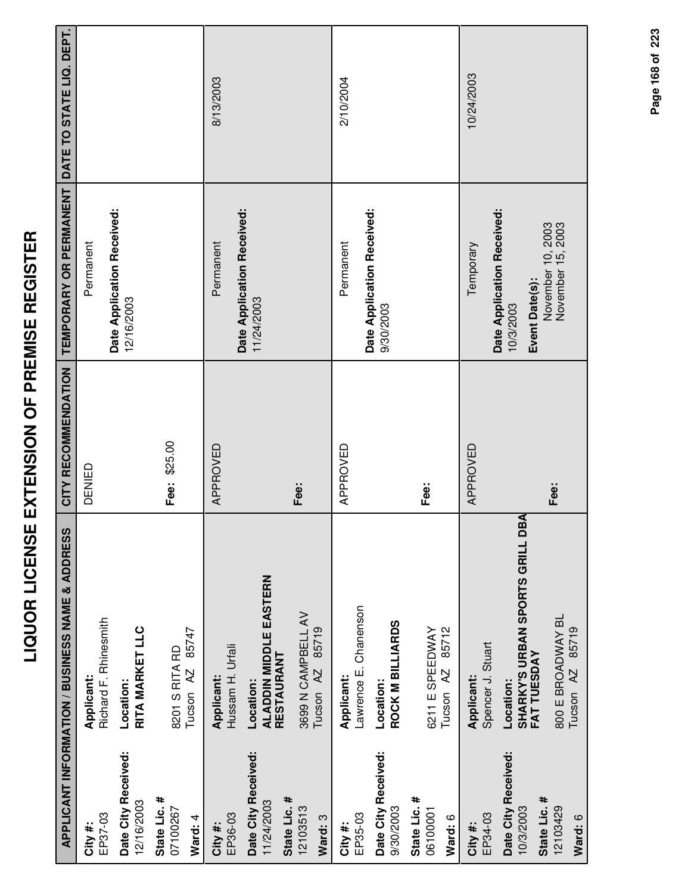# LIQUOR LICENSE EXTENSION OF PREMISE REGISTER

| APPLICANT INFORMATION / BUSINESS NAME & ADDRESS | | CITY RECOMMENDATION | TEMPORARY OR PERMANENT | DATE TO STATE LIQ. DEPT. |
|---|---|---|---|---|
| **City #:** EP37-03<br>**Date City Received:** 12/16/2003<br>**State Lic. #** 07100267<br>**Ward:** 4 | **Applicant:** Richard F. Rhinesmith<br>**Location:** **RITA MARKET LLC**<br>8201 S RITA RD<br>Tucson AZ 85747 | DENIED<br>**Fee:** $25.00 | Permanent<br>**Date Application Received:** 12/16/2003 | |
| **City #:** EP36-03<br>**Date City Received:** 11/24/2003<br>**State Lic. #** 12103513<br>**Ward:** 3 | **Applicant:** Hussam H. Urfali<br>**Location:** **ALADDIN MIDDLE EASTERN RESTAURANT**<br>3699 N CAMPBELL AV<br>Tucson AZ 85719 | APPROVED<br>**Fee:** | Permanent<br>**Date Application Received:** 11/24/2003 | 8/13/2003 |
| **City #:** EP35-03<br>**Date City Received:** 9/30/2003<br>**State Lic. #** 06100001<br>**Ward:** 6 | **Applicant:** Lawrence E. Chanenson<br>**Location:** **ROCK M BILLIARDS**<br>6211 E SPEEDWAY<br>Tucson AZ 85712 | APPROVED<br>**Fee:** | Permanent<br>**Date Application Received:** 9/30/2003 | 2/10/2004 |
| **City #:** EP34-03<br>**Date City Received:** 10/3/2003<br>**State Lic. #** 12103429<br>**Ward:** 6 | **Applicant:** Spencer J. Stuart<br>**Location:** **SHARKY'S URBAN SPORTS GRILL DBA FAT TUESDAY**<br>800 E BROADWAY BL<br>Tucson AZ 85719 | APPROVED<br>**Fee:** | Temporary<br>**Date Application Received:** 10/3/2003<br>**Event Date(s):** November 10, 2003<br>November 15, 2003 | 10/24/2003 |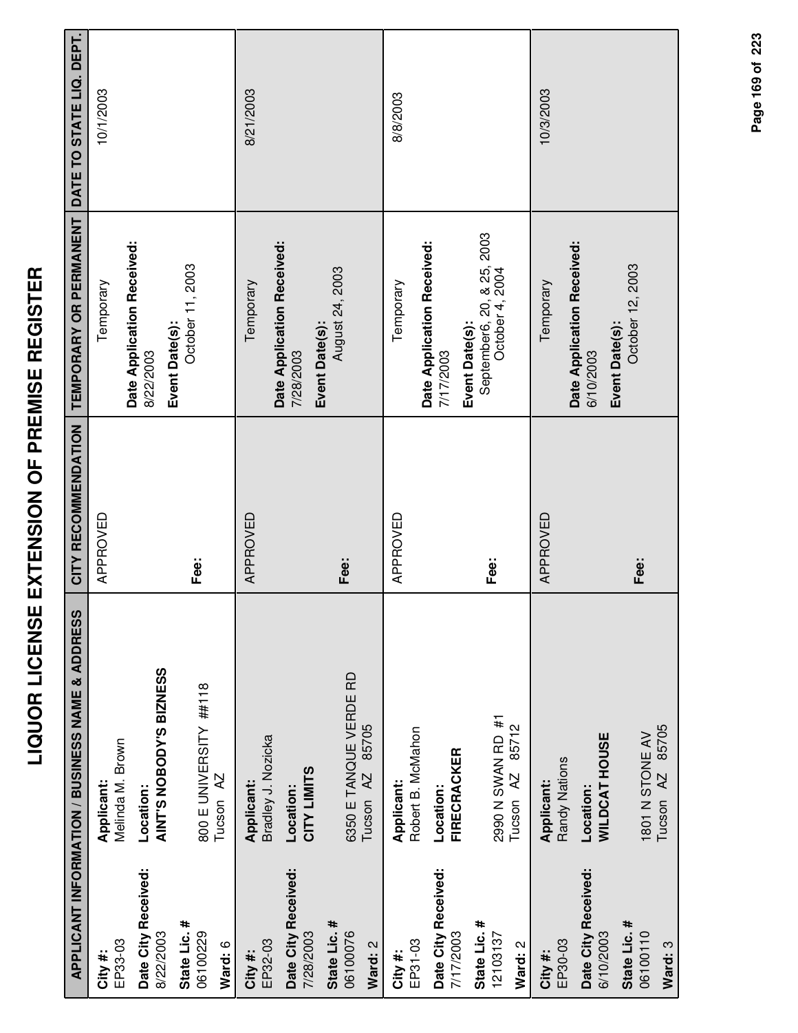# LIQUOR LICENSE EXTENSION OF PREMISE REGISTER

| APPLICANT INFORMATION / BUSINESS NAME & ADDRESS | | CITY RECOMMENDATION | TEMPORARY OR PERMANENT | DATE TO STATE LIQ. DEPT. |
|---|---|---|---|---|
| **City #:** EP33-03<br>**Date City Received:** 8/22/2003<br>**State Lic. #** 06100229<br>**Ward:** 6 | **Applicant:** Melinda M. Brown<br>**Location:** **AINT'S NOBODY'S BIZNESS**<br>800 E UNIVERSITY ##118<br>Tucson AZ | APPROVED<br><br>**Fee:** | Temporary<br>**Date Application Received:** 8/22/2003<br>**Event Date(s):** October 11, 2003 | 10/1/2003 |
| **City #:** EP32-03<br>**Date City Received:** 7/28/2003<br>**State Lic. #** 06100076<br>**Ward:** 2 | **Applicant:** Bradley J. Nozicka<br>**Location:** **CITY LIMITS**<br>6350 E TANQUE VERDE RD<br>Tucson AZ 85705 | APPROVED<br><br>**Fee:** | Temporary<br>**Date Application Received:** 7/28/2003<br>**Event Date(s):** August 24, 2003 | 8/21/2003 |
| **City #:** EP31-03<br>**Date City Received:** 7/17/2003<br>**State Lic. #** 12103137<br>**Ward:** 2 | **Applicant:** Robert B. McMahon<br>**Location:** **FIRECRACKER**<br>2990 N SWAN RD #1<br>Tucson AZ 85712 | APPROVED<br><br>**Fee:** | Temporary<br>**Date Application Received:** 7/17/2003<br>**Event Date(s):** September6, 20, & 25, 2003 October 4, 2004 | 8/8/2003 |
| **City #:** EP30-03<br>**Date City Received:** 6/10/2003<br>**State Lic. #** 06100110<br>**Ward:** 3 | **Applicant:** Randy Nations<br>**Location:** **WILDCAT HOUSE**<br>1801 N STONE AV<br>Tucson AZ 85705 | APPROVED<br><br>**Fee:** | Temporary<br>**Date Application Received:** 6/10/2003<br>**Event Date(s):** October 12, 2003 | 10/3/2003 |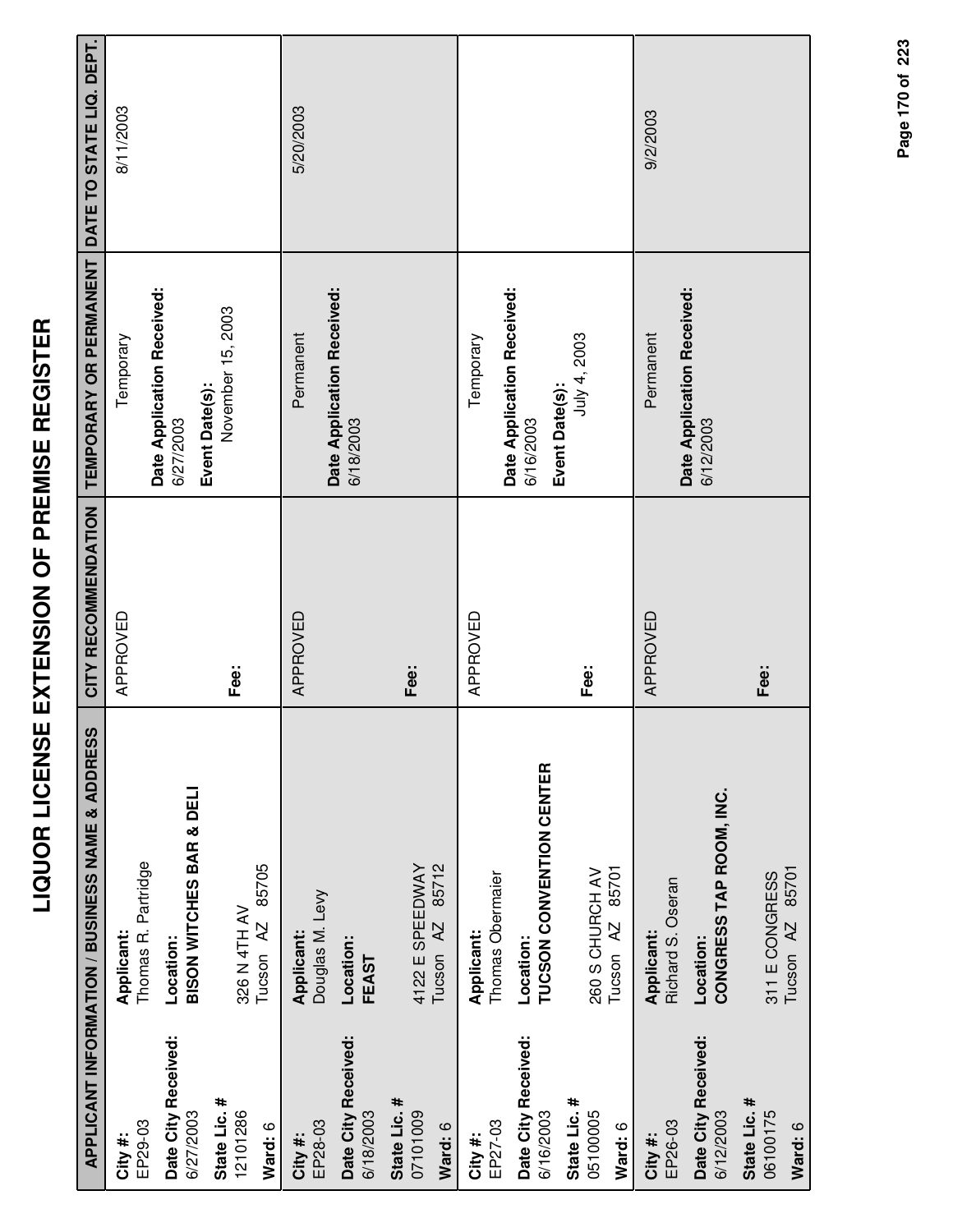# LIQUOR LICENSE EXTENSION OF PREMISE REGISTER

| APPLICANT INFORMATION / BUSINESS NAME & ADDRESS | | CITY RECOMMENDATION | TEMPORARY OR PERMANENT | DATE TO STATE LIQ. DEPT. |
|---|---|---|---|---|
| **City #:** EP29-03 **Date City Received:** 6/27/2003 **State Lic. #** 12101286 **Ward:** 6 | **Applicant:** Thomas R. Partridge **Location:** **BISON WITCHES BAR & DELI** 326 N 4TH AV Tucson AZ 85705 | APPROVED **Fee:** | Temporary **Date Application Received:** 6/27/2003 **Event Date(s):** November 15, 2003 | 8/11/2003 |
| **City #:** EP28-03 **Date City Received:** 6/18/2003 **State Lic. #** 07101009 **Ward:** 6 | **Applicant:** Douglas M. Levy **Location:** **FEAST** 4122 E SPEEDWAY Tucson AZ 85712 | APPROVED **Fee:** | Permanent **Date Application Received:** 6/18/2003 | 5/20/2003 |
| **City #:** EP27-03 **Date City Received:** 6/16/2003 **State Lic. #** 0510005 **Ward:** 6 | **Applicant:** Thomas Obermaier **Location:** **TUCSON CONVENTION CENTER** 260 S CHURCH AV Tucson AZ 85701 | APPROVED **Fee:** | Temporary **Date Application Received:** 6/16/2003 **Event Date(s):** July 4, 2003 | |
| **City #:** EP26-03 **Date City Received:** 6/12/2003 **State Lic. #** 06100175 **Ward:** 6 | **Applicant:** Richard S. Oseran **Location:** **CONGRESS TAP ROOM, INC.** 311 E CONGRESS Tucson AZ 85701 | APPROVED **Fee:** | Permanent **Date Application Received:** 6/12/2003 | 9/2/2003 |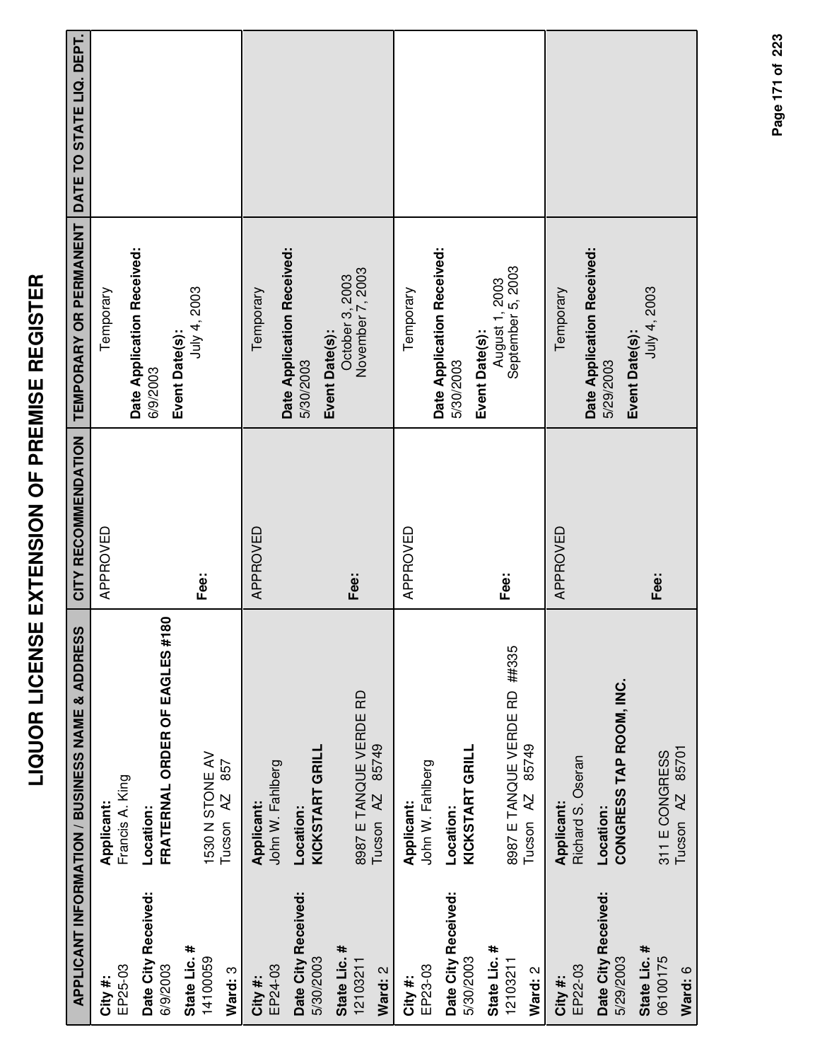# LIQUOR LICENSE EXTENSION OF PREMISE REGISTER

| APPLICANT INFORMATION / BUSINESS NAME & ADDRESS | | CITY RECOMMENDATION | TEMPORARY OR PERMANENT | DATE TO STATE LIQ. DEPT. |
|---|---|---|---|---|
| **City #:** EP25-03<br>**Date City Received:** 6/9/2003<br>**State Lic. #** 14100059<br>**Ward:** 3 | **Applicant:** Francis A. King<br>**Location:** **FRATERNAL ORDER OF EAGLES #180**<br>1530 N STONE AV<br>Tucson AZ 857 | APPROVED<br>**Fee:** | Temporary<br>**Date Application Received:** 6/9/2003<br>**Event Date(s):** July 4, 2003 | |
| **City #:** EP24-03<br>**Date City Received:** 5/30/2003<br>**State Lic. #** 12103211<br>**Ward:** 2 | **Applicant:** John W. Fahlberg<br>**Location:** **KICKSTART GRILL**<br>8987 E TANQUE VERDE RD<br>Tucson AZ 85749 | APPROVED<br>**Fee:** | Temporary<br>**Date Application Received:** 5/30/2003<br>**Event Date(s):** October 3, 2003<br>November 7, 2003 | |
| **City #:** EP23-03<br>**Date City Received:** 5/30/2003<br>**State Lic. #** 12103211<br>**Ward:** 2 | **Applicant:** John W. Fahlberg<br>**Location:** **KICKSTART GRILL**<br>8987 E TANQUE VERDE RD ##335<br>Tucson AZ 85749 | APPROVED<br>**Fee:** | Temporary<br>**Date Application Received:** 5/30/2003<br>**Event Date(s):** August 1, 2003<br>September 5, 2003 | |
| **City #:** EP22-03<br>**Date City Received:** 5/29/2003<br>**State Lic. #** 06100175<br>**Ward:** 6 | **Applicant:** Richard S. Oseran<br>**Location:** **CONGRESS TAP ROOM, INC.**<br>311 E CONGRESS<br>Tucson AZ 85701 | APPROVED<br>**Fee:** | Temporary<br>**Date Application Received:** 5/29/2003<br>**Event Date(s):** July 4, 2003 | |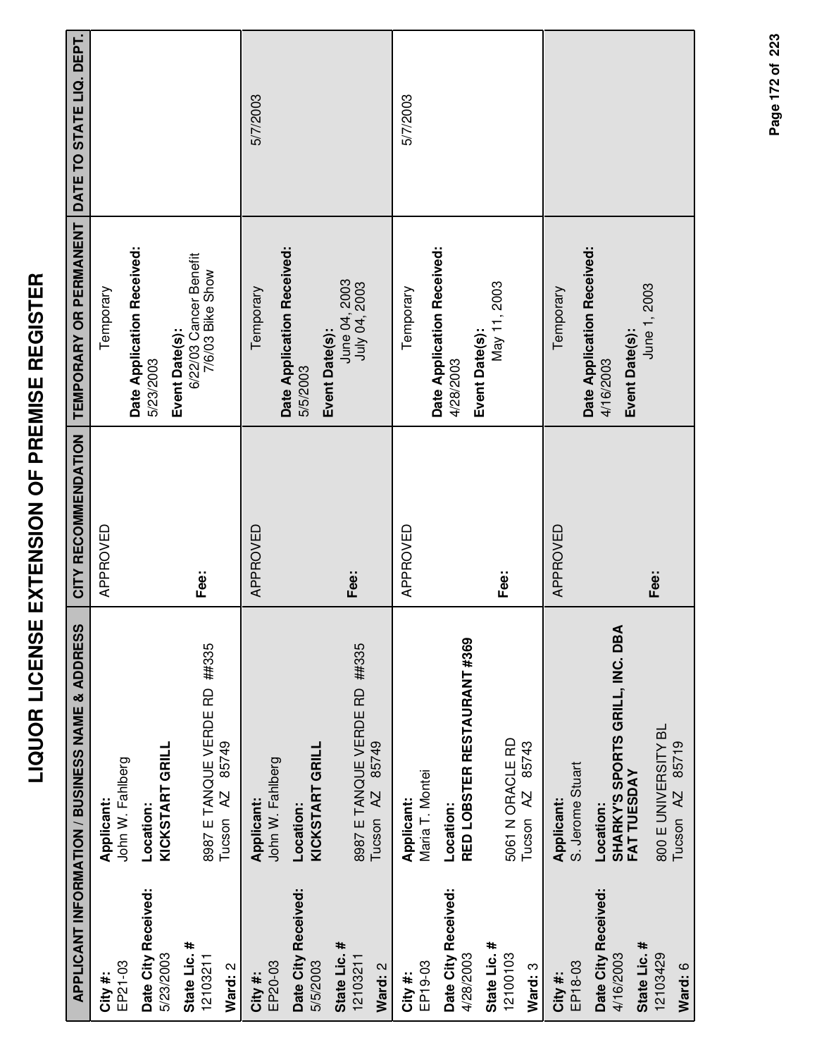# LIQUOR LICENSE EXTENSION OF PREMISE REGISTER

| APPLICANT INFORMATION / BUSINESS NAME & ADDRESS | | CITY RECOMMENDATION | TEMPORARY OR PERMANENT | DATE TO STATE LIQ. DEPT. |
|---|---|---|---|---|
| **City #:** EP21-03<br>**Date City Received:** 5/23/2003<br>**State Lic. #** 12103211<br>**Ward:** 2 | **Applicant:** John W. Fahlberg<br>**Location:** **KICKSTART GRILL**<br>8987 E TANQUE VERDE RD ##335<br>Tucson AZ 85749 | APPROVED<br>**Fee:** | Temporary<br>**Date Application Received:** 5/23/2003<br>**Event Date(s):** 6/22/03 Cancer Benefit 7/6/03 Bike Show | |
| **City #:** EP20-03<br>**Date City Received:** 5/5/2003<br>**State Lic. #** 12103211<br>**Ward:** 2 | **Applicant:** John W. Fahlberg<br>**Location:** **KICKSTART GRILL**<br>8987 E TANQUE VERDE RD ##335<br>Tucson AZ 85749 | APPROVED<br>**Fee:** | Temporary<br>**Date Application Received:** 5/5/2003<br>**Event Date(s):** June 04, 2003 July 04, 2003 | 5/7/2003 |
| **City #:** EP19-03<br>**Date City Received:** 4/28/2003<br>**State Lic. #** 12100103<br>**Ward:** 3 | **Applicant:** Maria T. Montei<br>**Location:** **RED LOBSTER RESTAURANT #369**<br>5061 N ORACLE RD<br>Tucson AZ 85743 | APPROVED<br>**Fee:** | Temporary<br>**Date Application Received:** 4/28/2003<br>**Event Date(s):** May 11, 2003 | 5/7/2003 |
| **City #:** EP18-03<br>**Date City Received:** 4/16/2003<br>**State Lic. #** 12103429<br>**Ward:** 6 | **Applicant:** S. Jerome Stuart<br>**Location:** **SHARKY'S SPORTS GRILL, INC. DBA FAT TUESDAY**<br>800 E UNIVERSITY BL<br>Tucson AZ 85719 | APPROVED<br>**Fee:** | Temporary<br>**Date Application Received:** 4/16/2003<br>**Event Date(s):** June 1, 2003 | |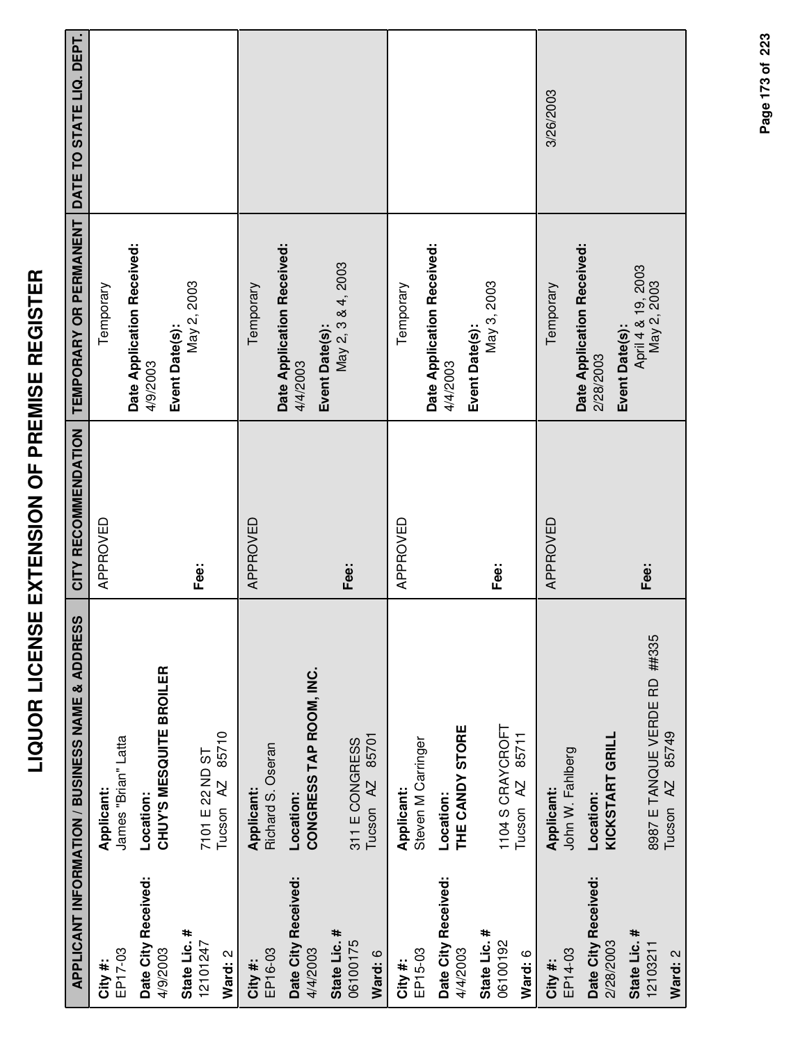# LIQUOR LICENSE EXTENSION OF PREMISE REGISTER

| APPLICANT INFORMATION / BUSINESS NAME & ADDRESS | | CITY RECOMMENDATION | TEMPORARY OR PERMANENT | DATE TO STATE LIQ. DEPT. |
|---|---|---|---|---|
| **City #:** EP17-03<br>**Date City Received:** 4/9/2003<br>**State Lic. #** 12101247<br>**Ward:** 2 | **Applicant:** James "Brian" Latta<br>**Location:** **CHUY'S MESQUITE BROILER**<br>7101 E 22 ND ST<br>Tucson AZ 85710 | APPROVED<br><br>**Fee:** | Temporary<br>**Date Application Received:** 4/9/2003<br>**Event Date(s):** May 2, 2003 | |
| **City #:** EP16-03<br>**Date City Received:** 4/4/2003<br>**State Lic. #** 06100175<br>**Ward:** 6 | **Applicant:** Richard S. Oseran<br>**Location:** **CONGRESS TAP ROOM, INC.**<br>311 E CONGRESS<br>Tucson AZ 85701 | APPROVED<br><br>**Fee:** | Temporary<br>**Date Application Received:** 4/4/2003<br>**Event Date(s):** May 2, 3 & 4, 2003 | |
| **City #:** EP15-03<br>**Date City Received:** 4/4/2003<br>**State Lic. #** 06100192<br>**Ward:** 6 | **Applicant:** Steven M Carringer<br>**Location:** **THE CANDY STORE**<br>1104 S CRAYCROFT<br>Tucson AZ 85711 | APPROVED<br><br>**Fee:** | Temporary<br>**Date Application Received:** 4/4/2003<br>**Event Date(s):** May 3, 2003 | |
| **City #:** EP14-03<br>**Date City Received:** 2/28/2003<br>**State Lic. #** 12103211<br>**Ward:** 2 | **Applicant:** John W. Fahlberg<br>**Location:** **KICKSTART GRILL**<br>8987 E TANQUE VERDE RD ##335<br>Tucson AZ 85749 | APPROVED<br><br>**Fee:** | Temporary<br>**Date Application Received:** 2/28/2003<br>**Event Date(s):** April 4 & 19, 2003<br>May 2, 2003 | 3/26/2003 |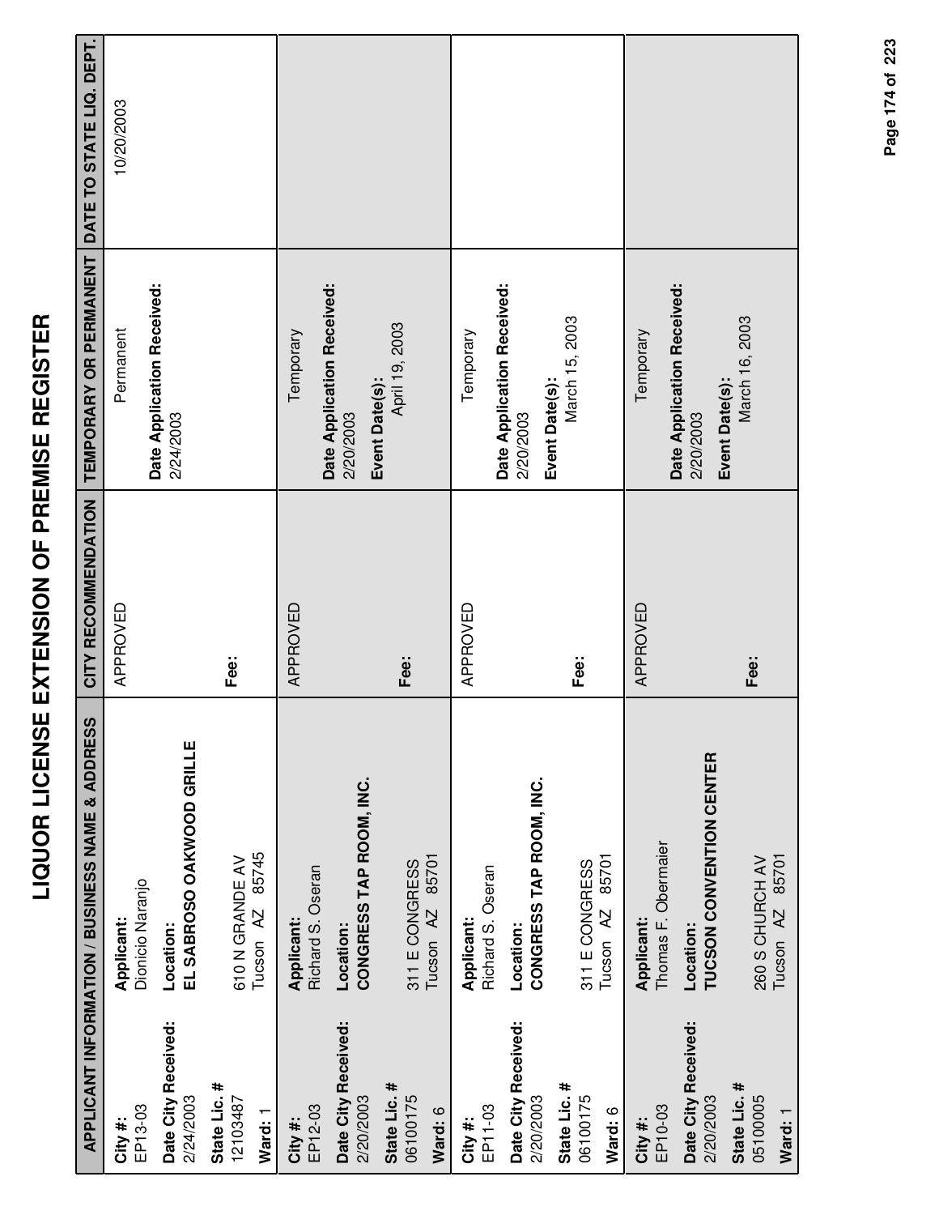# LIQUOR LICENSE EXTENSION OF PREMISE REGISTER

| APPLICANT INFORMATION / BUSINESS NAME & ADDRESS | | CITY RECOMMENDATION | TEMPORARY OR PERMANENT | DATE TO STATE LIQ. DEPT. |
|---|---|---|---|---|
| **City #:** EP13-03<br>**Date City Received:** 2/24/2003<br>**State Lic. #** 12103487<br>**Ward:** 1 | **Applicant:** Dionicio Naranjo<br>**Location:** **EL SABROSO OAKWOOD GRILLE**<br>610 N GRANDE AV<br>Tucson AZ 85745 | APPROVED<br><br>**Fee:** | Permanent<br>**Date Application Received:** 2/24/2003 | 10/20/2003 |
| **City #:** EP12-03<br>**Date City Received:** 2/20/2003<br>**State Lic. #** 06100175<br>**Ward:** 6 | **Applicant:** Richard S. Oseran<br>**Location:** **CONGRESS TAP ROOM, INC.**<br>311 E CONGRESS<br>Tucson AZ 85701 | APPROVED<br><br>**Fee:** | Temporary<br>**Date Application Received:** 2/20/2003<br>**Event Date(s):** April 19, 2003 | |
| **City #:** EP11-03<br>**Date City Received:** 2/20/2003<br>**State Lic. #** 06100175<br>**Ward:** 6 | **Applicant:** Richard S. Oseran<br>**Location:** **CONGRESS TAP ROOM, INC.**<br>311 E CONGRESS<br>Tucson AZ 85701 | APPROVED<br><br>**Fee:** | Temporary<br>**Date Application Received:** 2/20/2003<br>**Event Date(s):** March 15, 2003 | |
| **City #:** EP10-03<br>**Date City Received:** 2/20/2003<br>**State Lic. #** 05100005<br>**Ward:** 1 | **Applicant:** Thomas F. Obermaier<br>**Location:** **TUCSON CONVENTION CENTER**<br>260 S CHURCH AV<br>Tucson AZ 85701 | APPROVED<br><br>**Fee:** | Temporary<br>**Date Application Received:** 2/20/2003<br>**Event Date(s):** March 16, 2003 | |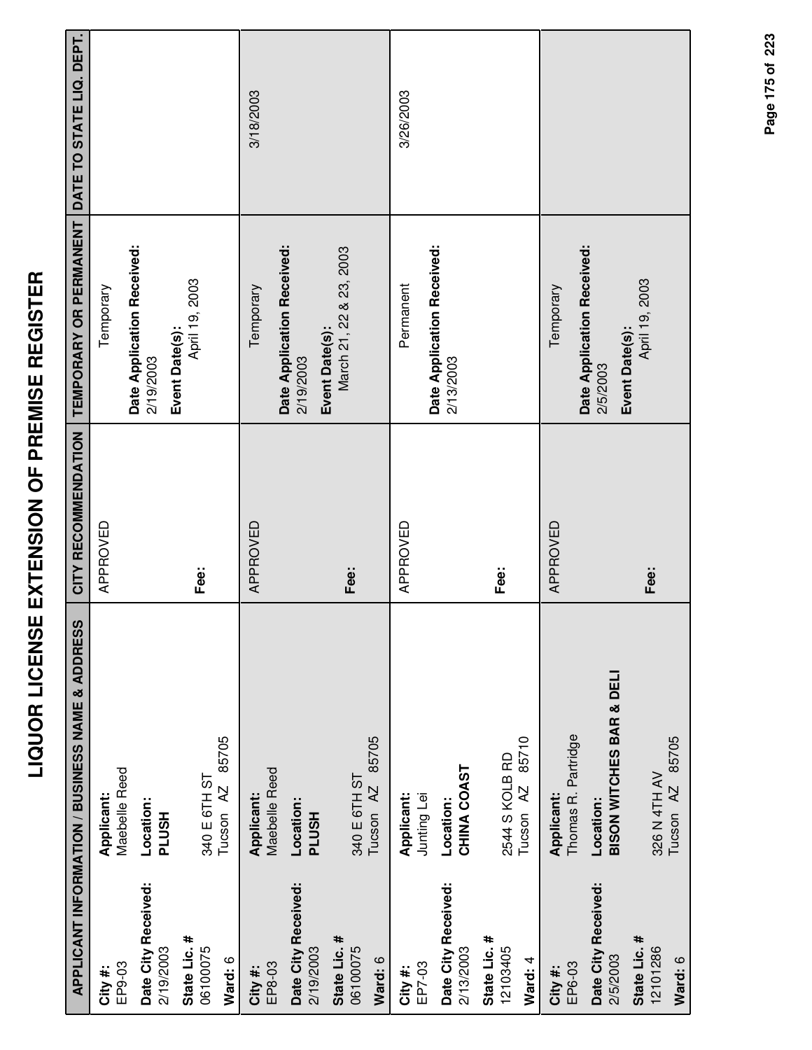# LIQUOR LICENSE EXTENSION OF PREMISE REGISTER

| APPLICANT INFORMATION / BUSINESS NAME & ADDRESS | | CITY RECOMMENDATION | TEMPORARY OR PERMANENT | DATE TO STATE LIQ. DEPT. |
|---|---|---|---|---|
| **City #:** EP9-03<br>**Date City Received:** 2/19/2003<br>**State Lic. #** 06100075<br>**Ward:** 6 | **Applicant:** Maebelle Reed<br>**Location:** **PLUSH**<br>340 E 6TH ST<br>Tucson AZ 85705 | APPROVED<br><br>**Fee:** | Temporary<br>**Date Application Received:** 2/19/2003<br>**Event Date(s):** April 19, 2003 | |
| **City #:** EP8-03<br>**Date City Received:** 2/19/2003<br>**State Lic. #** 06100075<br>**Ward:** 6 | **Applicant:** Maebelle Reed<br>**Location:** **PLUSH**<br>340 E 6TH ST<br>Tucson AZ 85705 | APPROVED<br><br>**Fee:** | Temporary<br>**Date Application Received:** 2/19/2003<br>**Event Date(s):** March 21, 22 & 23, 2003 | 3/18/2003 |
| **City #:** EP7-03<br>**Date City Received:** 2/13/2003<br>**State Lic. #** 12103405<br>**Ward:** 4 | **Applicant:** Junting Lei<br>**Location:** **CHINA COAST**<br>2544 S KOLB RD<br>Tucson AZ 85710 | APPROVED<br><br>**Fee:** | Permanent<br>**Date Application Received:** 2/13/2003 | 3/26/2003 |
| **City #:** EP6-03<br>**Date City Received:** 2/5/2003<br>**State Lic. #** 12101286<br>**Ward:** 6 | **Applicant:** Thomas R. Partridge<br>**Location:** **BISON WITCHES BAR & DELI**<br>326 N 4TH AV<br>Tucson AZ 85705 | APPROVED<br><br>**Fee:** | Temporary<br>**Date Application Received:** 2/5/2003<br>**Event Date(s):** April 19, 2003 | |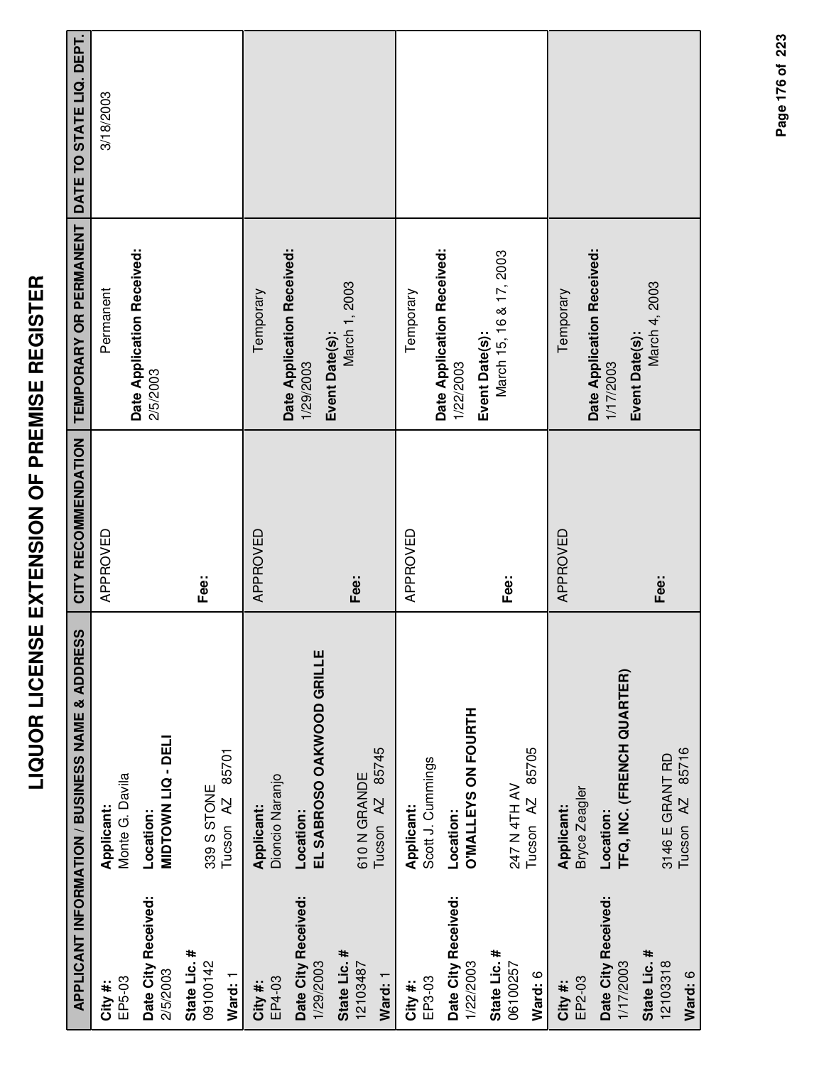# LIQUOR LICENSE EXTENSION OF PREMISE REGISTER

| APPLICANT INFORMATION / BUSINESS NAME & ADDRESS | | CITY RECOMMENDATION | TEMPORARY OR PERMANENT | DATE TO STATE LIQ. DEPT. |
|---|---|---|---|---|
| **City #:** EP5-03<br>**Date City Received:** 2/5/2003<br>**State Lic. #** 09100142<br>**Ward:** 1 | **Applicant:** Monte G. Davila<br>**Location:** **MIDTOWN LIQ - DELI**<br>339 S STONE<br>Tucson AZ 85701 | APPROVED<br><br>**Fee:** | Permanent<br>**Date Application Received:** 2/5/2003 | 3/18/2003 |
| **City #:** EP4-03<br>**Date City Received:** 1/29/2003<br>**State Lic. #** 12103487<br>**Ward:** 1 | **Applicant:** Dioncio Naranjo<br>**Location:** **EL SABROSO OAKWOOD GRILLE**<br>610 N GRANDE<br>Tucson AZ 85745 | APPROVED<br><br>**Fee:** | Temporary<br>**Date Application Received:** 1/29/2003<br>**Event Date(s):** March 1, 2003 | |
| **City #:** EP3-03<br>**Date City Received:** 1/22/2003<br>**State Lic. #** 06100257<br>**Ward:** 6 | **Applicant:** Scott J. Cummings<br>**Location:** **O'MALLEYS ON FOURTH**<br>247 N 4TH AV<br>Tucson AZ 85705 | APPROVED<br><br>**Fee:** | Temporary<br>**Date Application Received:** 1/22/2003<br>**Event Date(s):** March 15, 16 & 17, 2003 | |
| **City #:** EP2-03<br>**Date City Received:** 1/17/2003<br>**State Lic. #** 12103318<br>**Ward:** 6 | **Applicant:** Bryce Zeagler<br>**Location:** **TFQ, INC. (FRENCH QUARTER)**<br>3146 E GRANT RD<br>Tucson AZ 85716 | APPROVED<br><br>**Fee:** | Temporary<br>**Date Application Received:** 1/17/2003<br>**Event Date(s):** March 4, 2003 | |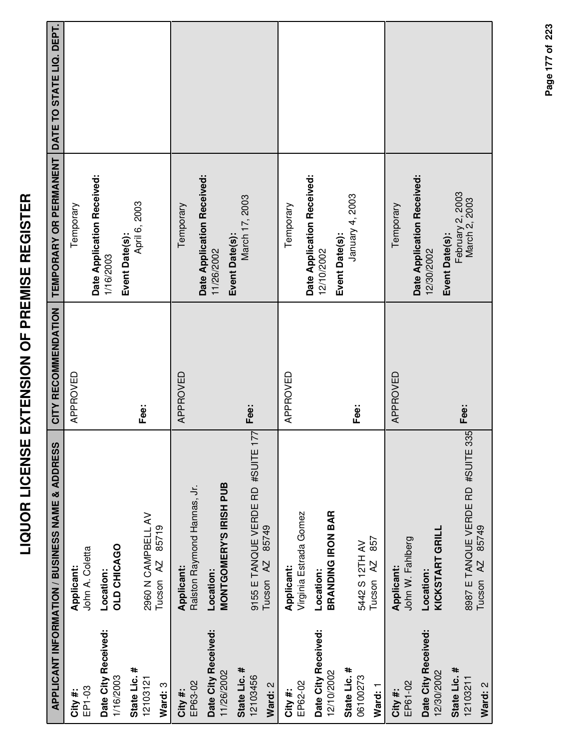# LIQUOR LICENSE EXTENSION OF PREMISE REGISTER

| APPLICANT INFORMATION / BUSINESS NAME & ADDRESS | | CITY RECOMMENDATION | TEMPORARY OR PERMANENT | DATE TO STATE LIQ. DEPT. |
|---|---|---|---|---|
| **City #:** EP1-03 **Date City Received:** 1/16/2003 **State Lic. #** 12103121 **Ward:** 3 | **Applicant:** John A. Coletta **Location:** **OLD CHICAGO** 2960 N CAMPBELL AV Tucson AZ 85719 | APPROVED **Fee:** | Temporary **Date Application Received:** 1/16/2003 **Event Date(s):** April 6, 2003 | |
| **City #:** EP63-02 **Date City Received:** 11/26/2002 **State Lic. #** 12103456 **Ward:** 2 | **Applicant:** Ralston Raymond Hannas, Jr. **Location:** **MONTGOMERY'S IRISH PUB** 9155 E TANQUE VERDE RD #SUITE 177 Tucson AZ 85749 | APPROVED **Fee:** | Temporary **Date Application Received:** 11/26/2002 **Event Date(s):** March 17, 2003 | |
| **City #:** EP62-02 **Date City Received:** 12/10/2002 **State Lic. #** 06100273 **Ward:** 1 | **Applicant:** Virginia Estrada Gomez **Location:** **BRANDING IRON BAR** 5442 S 12TH AV Tucson AZ 857 | APPROVED **Fee:** | Temporary **Date Application Received:** 12/10/2002 **Event Date(s):** January 4, 2003 | |
| **City #:** EP61-02 **Date City Received:** 12/30/2002 **State Lic. #** 12103211 **Ward:** 2 | **Applicant:** John W. Fahlberg **Location:** **KICKSTART GRILL** 8987 E TANQUE VERDE RD #SUITE 335 Tucson AZ 85749 | APPROVED **Fee:** | Temporary **Date Application Received:** 12/30/2002 **Event Date(s):** February 2, 2003 March 2, 2003 | |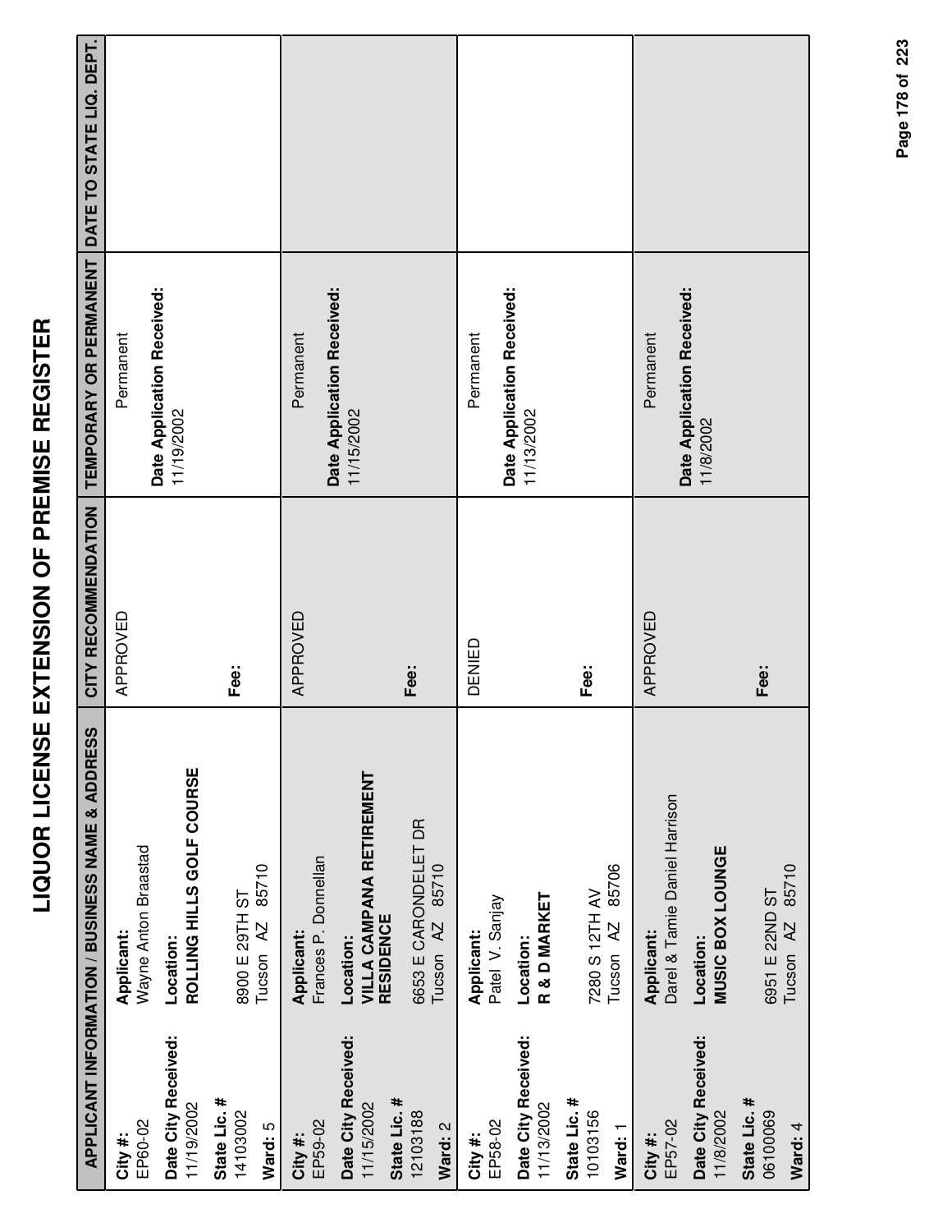# LIQUOR LICENSE EXTENSION OF PREMISE REGISTER

| APPLICANT INFORMATION / BUSINESS NAME & ADDRESS | CITY RECOMMENDATION | TEMPORARY OR PERMANENT | DATE TO STATE LIQ. DEPT. |
|---|---|---|---|
| **City #:** EP60-02<br>**Date City Received:** 11/19/2002<br>**State Lic. #** 14103002<br>**Ward:** 5<br>**Applicant:** Wayne Anton Braastad<br>**Location:** **ROLLING HILLS GOLF COURSE**<br>8900 E 29TH ST<br>Tucson AZ 85710 | APPROVED<br><br>**Fee:** | Permanent<br><br>**Date Application Received:** 11/19/2002 | |
| **City #:** EP59-02<br>**Date City Received:** 11/15/2002<br>**State Lic. #** 12103188<br>**Ward:** 2<br>**Applicant:** Frances P. Donnellan<br>**Location:** **VILLA CAMPANA RETIREMENT RESIDENCE**<br>6653 E CARONDELET DR<br>Tucson AZ 85710 | APPROVED<br><br>**Fee:** | Permanent<br><br>**Date Application Received:** 11/15/2002 | |
| **City #:** EP58-02<br>**Date City Received:** 11/13/2002<br>**State Lic. #** 10103156<br>**Ward:** 1<br>**Applicant:** Patel V. Sanjay<br>**Location:** **R & D MARKET**<br>7280 S 12TH AV<br>Tucson AZ 85706 | DENIED<br><br>**Fee:** | Permanent<br><br>**Date Application Received:** 11/13/2002 | |
| **City #:** EP57-02<br>**Date City Received:** 11/8/2002<br>**State Lic. #** 06100069<br>**Ward:** 4<br>**Applicant:** Darel & Tamie Daniel Harrison<br>**Location:** **MUSIC BOX LOUNGE**<br>6951 E 22ND ST<br>Tucson AZ 85710 | APPROVED<br><br>**Fee:** | Permanent<br><br>**Date Application Received:** 11/8/2002 | |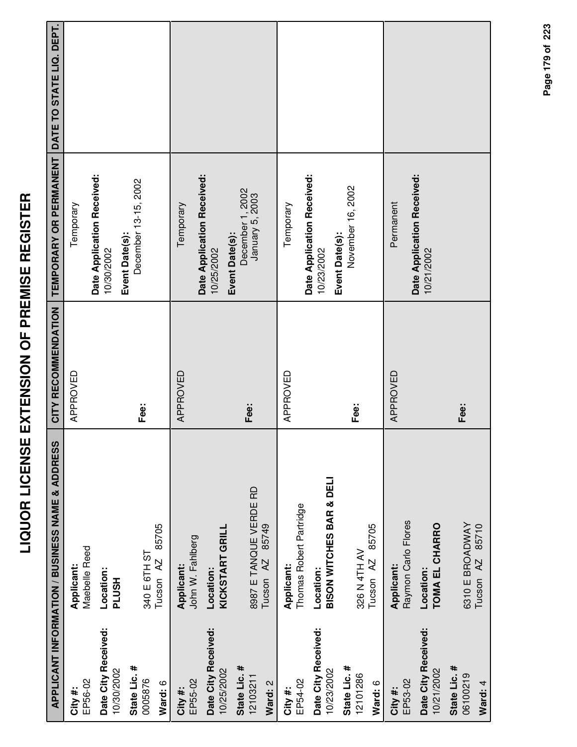# LIQUOR LICENSE EXTENSION OF PREMISE REGISTER

| APPLICANT INFORMATION / BUSINESS NAME & ADDRESS | | CITY RECOMMENDATION | TEMPORARY OR PERMANENT | DATE TO STATE LIQ. DEPT. |
|---|---|---|---|---|
| **City #:** EP56-02<br>**Date City Received:** 10/30/2002<br>**State Lic. #** 0005876<br>**Ward:** 6 | **Applicant:** Maebelle Reed<br>**Location:** **PLUSH**<br>340 E 6TH ST<br>Tucson AZ 85705 | APPROVED<br>**Fee:** | Temporary<br>**Date Application Received:** 10/30/2002<br>**Event Date(s):** December 13-15, 2002 | |
| **City #:** EP55-02<br>**Date City Received:** 10/25/2002<br>**State Lic. #** 12103211<br>**Ward:** 2 | **Applicant:** John W. Fahlberg<br>**Location:** **KICKSTART GRILL**<br>8987 E TANQUE VERDE RD<br>Tucson AZ 85749 | APPROVED<br>**Fee:** | Temporary<br>**Date Application Received:** 10/25/2002<br>**Event Date(s):** December 1, 2002<br>January 5, 2003 | |
| **City #:** EP54-02<br>**Date City Received:** 10/23/2002<br>**State Lic. #** 12101286<br>**Ward:** 6 | **Applicant:** Thomas Robert Partridge<br>**Location:** **BISON WITCHES BAR & DELI**<br>326 N 4TH AV<br>Tucson AZ 85705 | APPROVED<br>**Fee:** | Temporary<br>**Date Application Received:** 10/23/2002<br>**Event Date(s):** November 16, 2002 | |
| **City #:** EP53-02<br>**Date City Received:** 10/21/2002<br>**State Lic. #** 06100219<br>**Ward:** 4 | **Applicant:** Raymon Carlo Flores<br>**Location:** **TOMA EL CHARRO**<br>6310 E BROADWAY<br>Tucson AZ 85710 | APPROVED<br>**Fee:** | Permanent<br>**Date Application Received:** 10/21/2002 | |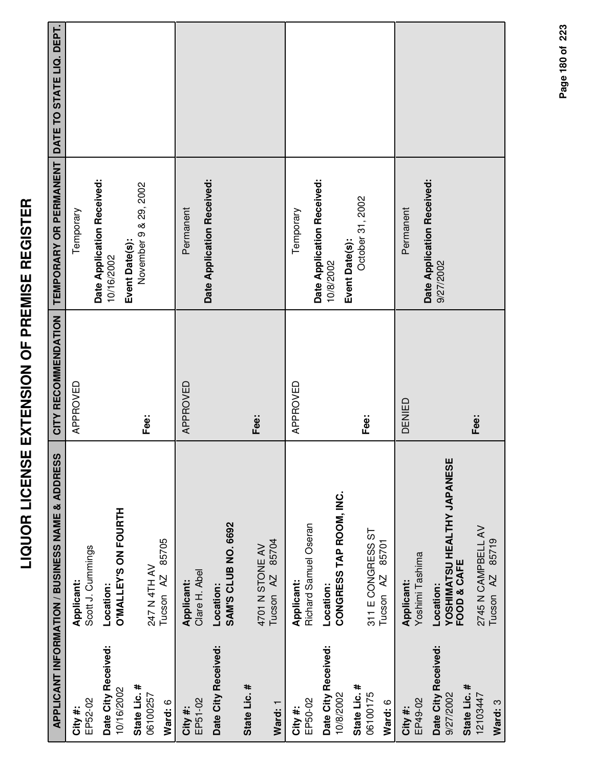# LIQUOR LICENSE EXTENSION OF PREMISE REGISTER

| APPLICANT INFORMATION / BUSINESS NAME & ADDRESS | | CITY RECOMMENDATION | TEMPORARY OR PERMANENT | DATE TO STATE LIQ. DEPT. |
|---|---|---|---|---|
| **City #:** EP52-02<br>**Date City Received:** 10/16/2002<br>**State Lic. #** 06100257<br>**Ward:** 6 | **Applicant:** Scott J. Cummings<br>**Location:** **O'MALLEY'S ON FOURTH**<br>247 N 4TH AV<br>Tucson AZ 85705 | APPROVED<br><br>**Fee:** | Temporary<br>**Date Application Received:** 10/16/2002<br>**Event Date(s):** November 9 & 29, 2002 | |
| **City #:** EP51-02<br>**Date City Received:**<br>**State Lic. #**<br>**Ward:** 1 | **Applicant:** Clare H. Abel<br>**Location:** **SAM'S CLUB NO. 6692**<br>4701 N STONE AV<br>Tucson AZ 85704 | APPROVED<br><br>**Fee:** | Permanent<br>**Date Application Received:** | |
| **City #:** EP50-02<br>**Date City Received:** 10/8/2002<br>**State Lic. #** 06100175<br>**Ward:** 6 | **Applicant:** Richard Samuel Oseran<br>**Location:** **CONGRESS TAP ROOM, INC.**<br>311 E CONGRESS ST<br>Tucson AZ 85701 | APPROVED<br><br>**Fee:** | Temporary<br>**Date Application Received:** 10/8/2002<br>**Event Date(s):** October 31, 2002 | |
| **City #:** EP49-02<br>**Date City Received:** 9/27/2002<br>**State Lic. #** 12103447<br>**Ward:** 3 | **Applicant:** Yoshimi Tashima<br>**Location:** **YOSHIMATSU HEALTHY JAPANESE FOOD & CAFE**<br>2745 N CAMPBELL AV<br>Tucson AZ 85719 | DENIED<br><br>**Fee:** | Permanent<br>**Date Application Received:** 9/27/2002 | |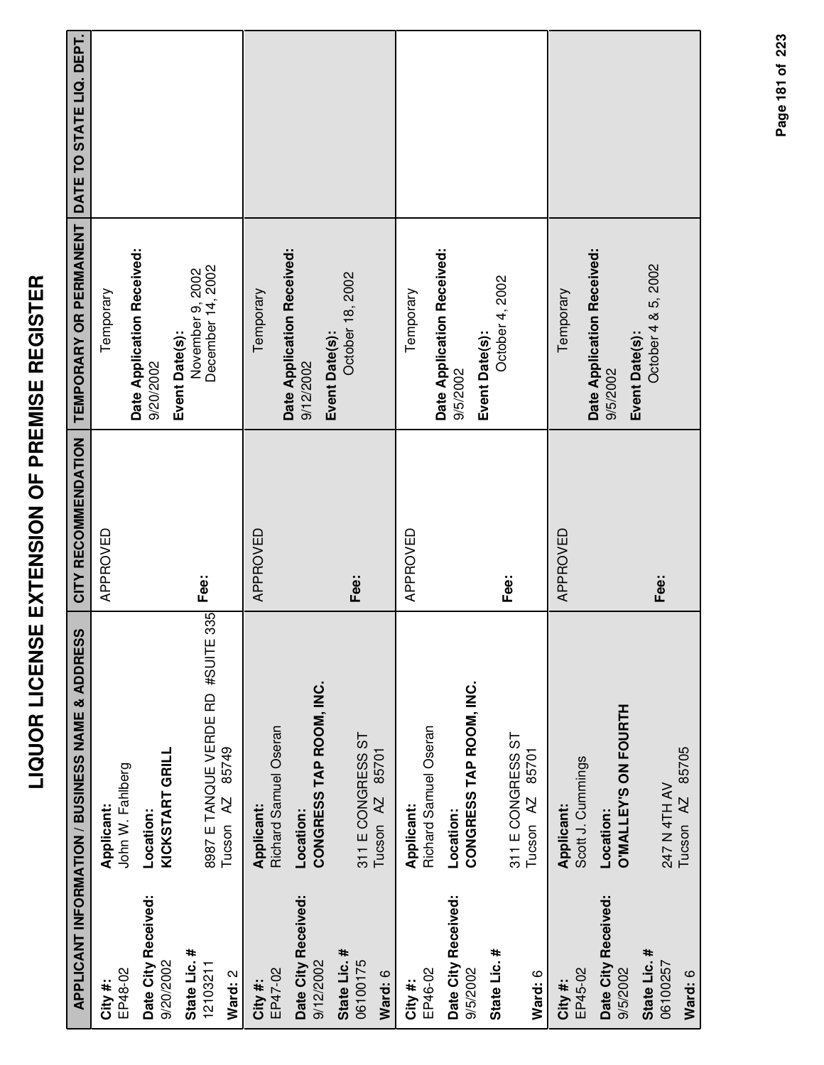# LIQUOR LICENSE EXTENSION OF PREMISE REGISTER

| APPLICANT INFORMATION / BUSINESS NAME & ADDRESS | | CITY RECOMMENDATION | TEMPORARY OR PERMANENT | DATE TO STATE LIQ. DEPT. |
|---|---|---|---|---|
| **City #:** EP48-02<br>**Date City Received:** 9/20/2002<br>**State Lic. #** 12103211<br>**Ward:** 2 | **Applicant:** John W. Fahlberg<br>**Location:** **KICKSTART GRILL**<br>8987 E TANQUE VERDE RD #SUITE 335<br>Tucson AZ 85749 | APPROVED<br>**Fee:** | Temporary<br>**Date Application Received:** 9/20/2002<br>**Event Date(s):** November 9, 2002<br>December 14, 2002 | |
| **City #:** EP47-02<br>**Date City Received:** 9/12/2002<br>**State Lic. #** 06100175<br>**Ward:** 6 | **Applicant:** Richard Samuel Oseran<br>**Location:** **CONGRESS TAP ROOM, INC.**<br>311 E CONGRESS ST<br>Tucson AZ 85701 | APPROVED<br>**Fee:** | Temporary<br>**Date Application Received:** 9/12/2002<br>**Event Date(s):** October 18, 2002 | |
| **City #:** EP46-02<br>**Date City Received:** 9/5/2002<br>**State Lic. #**<br>**Ward:** 6 | **Applicant:** Richard Samuel Oseran<br>**Location:** **CONGRESS TAP ROOM, INC.**<br>311 E CONGRESS ST<br>Tucson AZ 85701 | APPROVED<br>**Fee:** | Temporary<br>**Date Application Received:** 9/5/2002<br>**Event Date(s):** October 4, 2002 | |
| **City #:** EP45-02<br>**Date City Received:** 9/5/2002<br>**State Lic. #** 06100257<br>**Ward:** 6 | **Applicant:** Scott J. Cummings<br>**Location:** **O'MALLEY'S ON FOURTH**<br>247 N 4TH AV<br>Tucson AZ 85705 | APPROVED<br>**Fee:** | Temporary<br>**Date Application Received:** 9/5/2002<br>**Event Date(s):** October 4 & 5, 2002 | |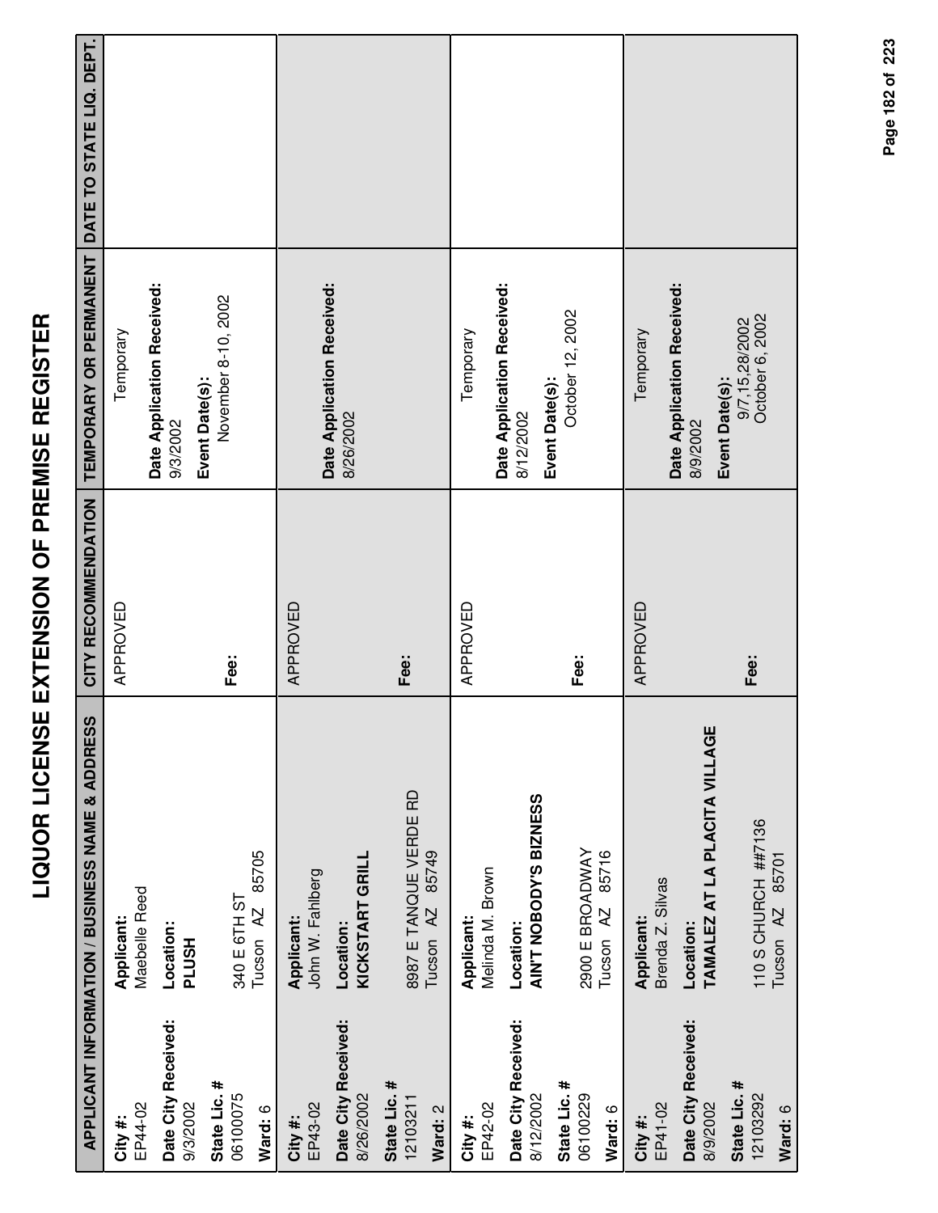# LIQUOR LICENSE EXTENSION OF PREMISE REGISTER

| APPLICANT INFORMATION / BUSINESS NAME & ADDRESS | | CITY RECOMMENDATION | TEMPORARY OR PERMANENT | DATE TO STATE LIQ. DEPT. |
|---|---|---|---|---|
| **City #:** EP44-02<br>**Date City Received:** 9/3/2002<br>**State Lic. #** 06100075<br>**Ward:** 6 | **Applicant:** Maebelle Reed<br>**Location:** **PLUSH**<br>340 E 6TH ST<br>Tucson AZ 85705 | APPROVED<br><br>**Fee:** | Temporary<br>**Date Application Received:** 9/3/2002<br>**Event Date(s):** November 8-10, 2002 | |
| **City #:** EP43-02<br>**Date City Received:** 8/26/2002<br>**State Lic. #** 12103211<br>**Ward:** 2 | **Applicant:** John W. Fahlberg<br>**Location:** **KICKSTART GRILL**<br>8987 E TANQUE VERDE RD<br>Tucson AZ 85749 | APPROVED<br><br>**Fee:** | **Date Application Received:** 8/26/2002 | |
| **City #:** EP42-02<br>**Date City Received:** 8/12/2002<br>**State Lic. #** 06100229<br>**Ward:** 6 | **Applicant:** Melinda M. Brown<br>**Location:** **AIN'T NOBODY'S BIZNESS**<br>2900 E BROADWAY<br>Tucson AZ 85716 | APPROVED<br><br>**Fee:** | Temporary<br>**Date Application Received:** 8/12/2002<br>**Event Date(s):** October 12, 2002 | |
| **City #:** EP41-02<br>**Date City Received:** 8/9/2002<br>**State Lic. #** 12103292<br>**Ward:** 6 | **Applicant:** Brenda Z. Silvas<br>**Location:** **TAMALEZ AT LA PLACITA VILLAGE**<br>110 S CHURCH ##7136<br>Tucson AZ 85701 | APPROVED<br><br>**Fee:** | Temporary<br>**Date Application Received:** 8/9/2002<br>**Event Date(s):** 9/7,15,28/2002 October 6, 2002 | |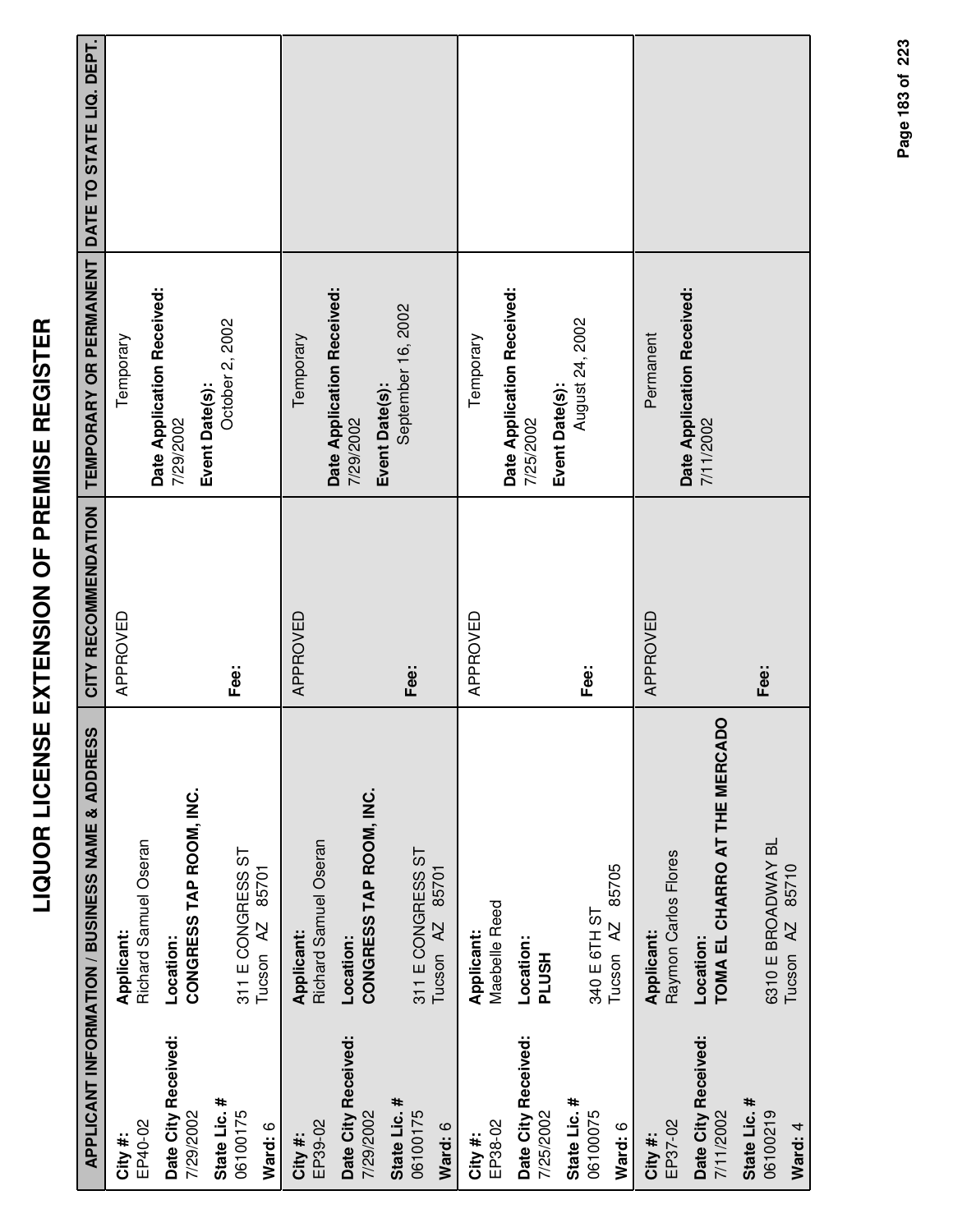# LIQUOR LICENSE EXTENSION OF PREMISE REGISTER

| APPLICANT INFORMATION / BUSINESS NAME & ADDRESS | | CITY RECOMMENDATION | TEMPORARY OR PERMANENT | DATE TO STATE LIQ. DEPT. |
|---|---|---|---|---|
| **City #:** EP40-02<br>**Date City Received:** 7/29/2002<br>**State Lic. #** 06100175<br>**Ward:** 6 | **Applicant:** Richard Samuel Oseran<br>**Location:** **CONGRESS TAP ROOM, INC.**<br>311 E CONGRESS ST<br>Tucson AZ 85701 | APPROVED<br><br>**Fee:** | Temporary<br>**Date Application Received:** 7/29/2002<br>**Event Date(s):** October 2, 2002 | |
| **City #:** EP39-02<br>**Date City Received:** 7/29/2002<br>**State Lic. #** 06100175<br>**Ward:** 6 | **Applicant:** Richard Samuel Oseran<br>**Location:** **CONGRESS TAP ROOM, INC.**<br>311 E CONGRESS ST<br>Tucson AZ 85701 | APPROVED<br><br>**Fee:** | Temporary<br>**Date Application Received:** 7/29/2002<br>**Event Date(s):** September 16, 2002 | |
| **City #:** EP38-02<br>**Date City Received:** 7/25/2002<br>**State Lic. #** 06100075<br>**Ward:** 6 | **Applicant:** Maebelle Reed<br>**Location:** **PLUSH**<br>340 E 6TH ST<br>Tucson AZ 85705 | APPROVED<br><br>**Fee:** | Temporary<br>**Date Application Received:** 7/25/2002<br>**Event Date(s):** August 24, 2002 | |
| **City #:** EP37-02<br>**Date City Received:** 7/11/2002<br>**State Lic. #** 06100219<br>**Ward:** 4 | **Applicant:** Raymon Carlos Flores<br>**Location:** **TOMA EL CHARRO AT THE MERCADO**<br>6310 E BROADWAY BL<br>Tucson AZ 85710 | APPROVED<br><br>**Fee:** | Permanent<br>**Date Application Received:** 7/11/2002 | |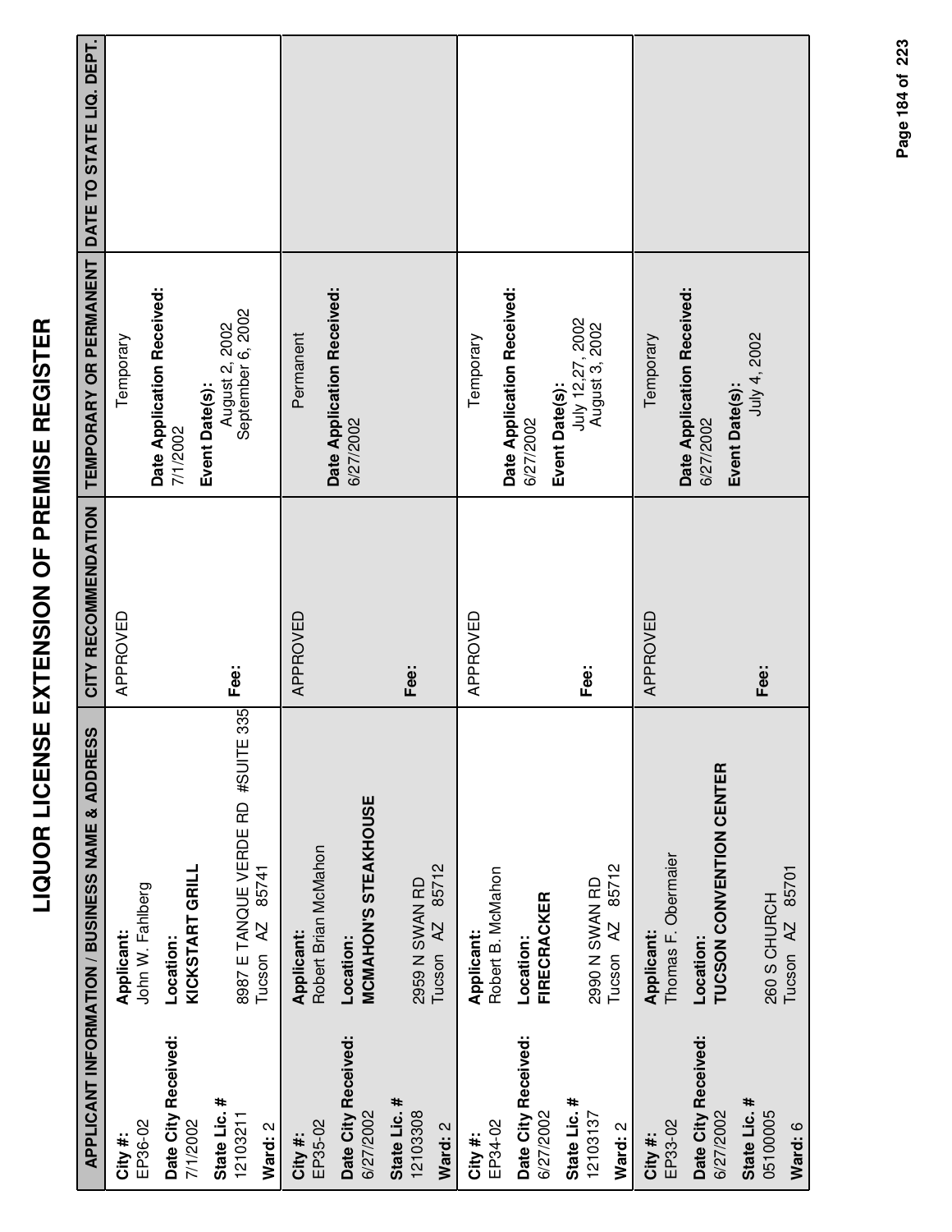# LIQUOR LICENSE EXTENSION OF PREMISE REGISTER

| APPLICANT INFORMATION / BUSINESS NAME & ADDRESS | | CITY RECOMMENDATION | TEMPORARY OR PERMANENT | DATE TO STATE LIQ. DEPT. |
|---|---|---|---|---|
| **City #:** EP36-02<br>**Date City Received:** 7/1/2002<br>**State Lic. #** 12103211<br>**Ward:** 2 | **Applicant:** John W. Fahlberg<br>**Location:** **KICKSTART GRILL**<br>8987 E TANQUE VERDE RD #SUITE 335<br>Tucson AZ 85741 | APPROVED<br><br>**Fee:** | Temporary<br>**Date Application Received:** 7/1/2002<br>**Event Date(s):** August 2, 2002<br>September 6, 2002 | |
| **City #:** EP35-02<br>**Date City Received:** 6/27/2002<br>**State Lic. #** 12103308<br>**Ward:** 2 | **Applicant:** Robert Brian McMahon<br>**Location:** **MCMAHON'S STEAKHOUSE**<br>2959 N SWAN RD<br>Tucson AZ 85712 | APPROVED<br><br>**Fee:** | Permanent<br>**Date Application Received:** 6/27/2002 | |
| **City #:** EP34-02<br>**Date City Received:** 6/27/2002<br>**State Lic. #** 12103137<br>**Ward:** 2 | **Applicant:** Robert B. McMahon<br>**Location:** **FIRECRACKER**<br>2990 N SWAN RD<br>Tucson AZ 85712 | APPROVED<br><br>**Fee:** | Temporary<br>**Date Application Received:** 6/27/2002<br>**Event Date(s):** July 12,27, 2002<br>August 3, 2002 | |
| **City #:** EP33-02<br>**Date City Received:** 6/27/2002<br>**State Lic. #** 05100005<br>**Ward:** 6 | **Applicant:** Thomas F. Obermaier<br>**Location:** **TUCSON CONVENTION CENTER**<br>260 S CHURCH<br>Tucson AZ 85701 | APPROVED<br><br>**Fee:** | Temporary<br>**Date Application Received:** 6/27/2002<br>**Event Date(s):** July 4, 2002 | |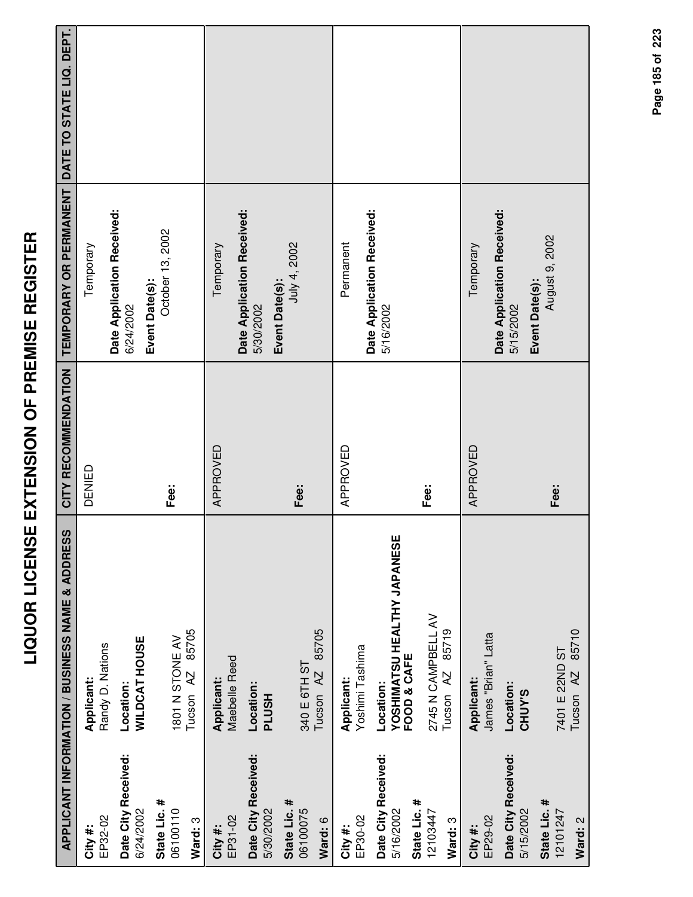# LIQUOR LICENSE EXTENSION OF PREMISE REGISTER

| APPLICANT INFORMATION / BUSINESS NAME & ADDRESS | | CITY RECOMMENDATION | TEMPORARY OR PERMANENT | DATE TO STATE LIQ. DEPT. |
|---|---|---|---|---|
| **City #:** EP32-02<br>**Date City Received:** 6/24/2002<br>**State Lic. #** 06100110<br>**Ward:** 3 | **Applicant:** Randy D. Nations<br>**Location:** **WILDCAT HOUSE**<br>1801 N STONE AV<br>Tucson AZ 85705 | DENIED<br><br>**Fee:** | Temporary<br>**Date Application Received:** 6/24/2002<br>**Event Date(s):** October 13, 2002 | |
| **City #:** EP31-02<br>**Date City Received:** 5/30/2002<br>**State Lic. #** 06100075<br>**Ward:** 6 | **Applicant:** Maebelle Reed<br>**Location:** **PLUSH**<br>340 E 6TH ST<br>Tucson AZ 85705 | APPROVED<br><br>**Fee:** | Temporary<br>**Date Application Received:** 5/30/2002<br>**Event Date(s):** July 4, 2002 | |
| **City #:** EP30-02<br>**Date City Received:** 5/16/2002<br>**State Lic. #** 12103447<br>**Ward:** 3 | **Applicant:** Yoshimi Tashima<br>**Location:** **YOSHIMATSU HEALTHY JAPANESE FOOD & CAFE**<br>2745 N CAMPBELL AV<br>Tucson AZ 85719 | APPROVED<br><br>**Fee:** | Permanent<br>**Date Application Received:** 5/16/2002 | |
| **City #:** EP29-02<br>**Date City Received:** 5/15/2002<br>**State Lic. #** 12101247<br>**Ward:** 2 | **Applicant:** James "Brian" Latta<br>**Location:** **CHUY'S**<br>7401 E 22ND ST<br>Tucson AZ 85710 | APPROVED<br><br>**Fee:** | Temporary<br>**Date Application Received:** 5/15/2002<br>**Event Date(s):** August 9, 2002 | |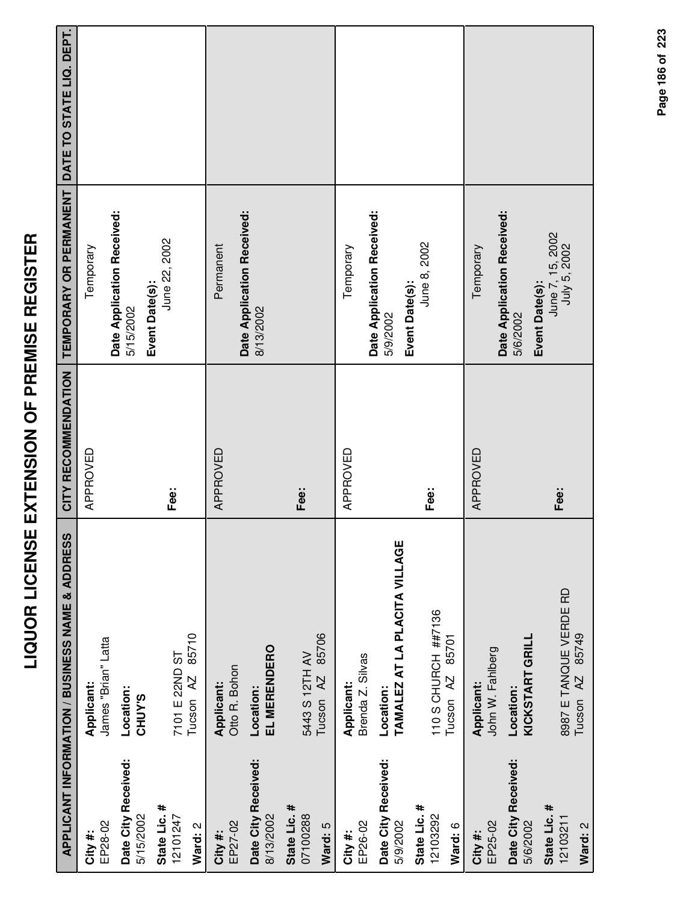# LIQUOR LICENSE EXTENSION OF PREMISE REGISTER

| APPLICANT INFORMATION / BUSINESS NAME & ADDRESS | | CITY RECOMMENDATION | TEMPORARY OR PERMANENT | DATE TO STATE LIQ. DEPT. |
|---|---|---|---|---|
| **City #:** EP28-02<br>**Date City Received:** 5/15/2002<br>**State Lic. #** 12101247<br>**Ward:** 2 | **Applicant:** James "Brian" Latta<br>**Location:** **CHUY'S**<br>7101 E 22ND ST<br>Tucson AZ 85710 | APPROVED<br><br>**Fee:** | Temporary<br>**Date Application Received:** 5/15/2002<br>**Event Date(s):** June 22, 2002 | |
| **City #:** EP27-02<br>**Date City Received:** 8/13/2002<br>**State Lic. #** 07100288<br>**Ward:** 5 | **Applicant:** Otto R. Bohon<br>**Location:** **EL MERENDERO**<br>5443 S 12TH AV<br>Tucson AZ 85706 | APPROVED<br><br>**Fee:** | Permanent<br>**Date Application Received:** 8/13/2002 | |
| **City #:** EP26-02<br>**Date City Received:** 5/9/2002<br>**State Lic. #** 12103292<br>**Ward:** 6 | **Applicant:** Brenda Z. Silvas<br>**Location:** **TAMALEZ AT LA PLACITA VILLAGE**<br>110 S CHURCH ##7136<br>Tucson AZ 85701 | APPROVED<br><br>**Fee:** | Temporary<br>**Date Application Received:** 5/9/2002<br>**Event Date(s):** June 8, 2002 | |
| **City #:** EP25-02<br>**Date City Received:** 5/6/2002<br>**State Lic. #** 12103211<br>**Ward:** 2 | **Applicant:** John W. Fahlberg<br>**Location:** **KICKSTART GRILL**<br>8987 E TANQUE VERDE RD<br>Tucson AZ 85749 | APPROVED<br><br>**Fee:** | Temporary<br>**Date Application Received:** 5/6/2002<br>**Event Date(s):** June 7, 15, 2002<br>July 5, 2002 | |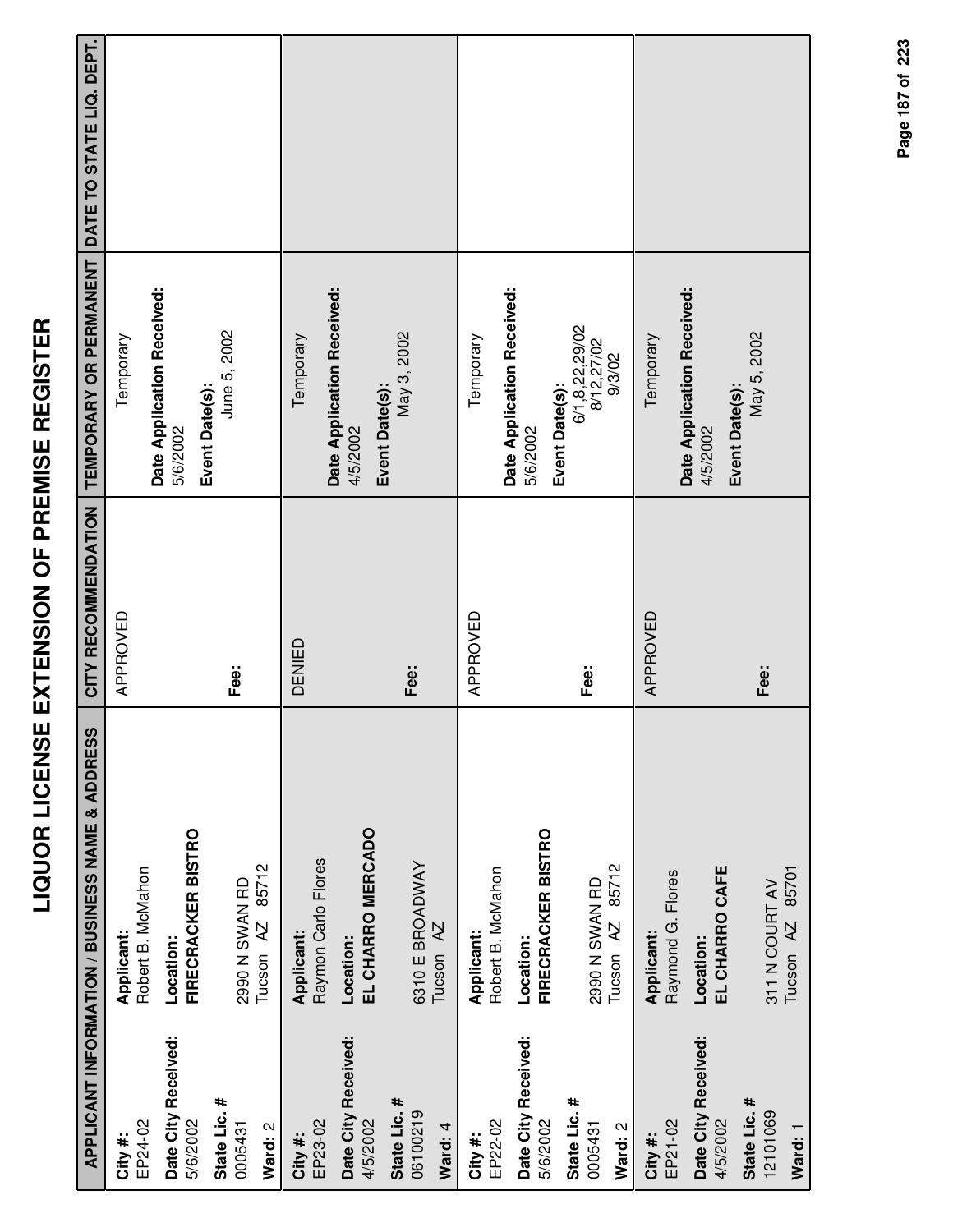# LIQUOR LICENSE EXTENSION OF PREMISE REGISTER

| APPLICANT INFORMATION / BUSINESS NAME & ADDRESS | | CITY RECOMMENDATION | TEMPORARY OR PERMANENT | DATE TO STATE LIQ. DEPT. |
|---|---|---|---|---|
| **City #:** EP24-02 **Date City Received:** 5/6/2002 **State Lic. #** 0005431 **Ward:** 2 | **Applicant:** Robert B. McMahon **Location:** **FIRECRACKER BISTRO** 2990 N SWAN RD Tucson AZ 85712 | APPROVED **Fee:** | Temporary **Date Application Received:** 5/6/2002 **Event Date(s):** June 5, 2002 | |
| **City #:** EP23-02 **Date City Received:** 4/5/2002 **State Lic. #** 06100219 **Ward:** 4 | **Applicant:** Raymon Carlo Flores **Location:** **EL CHARRO MERCADO** 6310 E BROADWAY Tucson AZ | DENIED **Fee:** | Temporary **Date Application Received:** 4/5/2002 **Event Date(s):** May 3, 2002 | |
| **City #:** EP22-02 **Date City Received:** 5/6/2002 **State Lic. #** 0005431 **Ward:** 2 | **Applicant:** Robert B. McMahon **Location:** **FIRECRACKER BISTRO** 2990 N SWAN RD Tucson AZ 85712 | APPROVED **Fee:** | Temporary **Date Application Received:** 5/6/2002 **Event Date(s):** 6/1,8,22,29/02 8/12,27/02 9/3/02 | |
| **City #:** EP21-02 **Date City Received:** 4/5/2002 **State Lic. #** 12101069 **Ward:** 1 | **Applicant:** Raymond G. Flores **Location:** **EL CHARRO CAFE** 311 N COURT AV Tucson AZ 85701 | APPROVED **Fee:** | Temporary **Date Application Received:** 4/5/2002 **Event Date(s):** May 5, 2002 | |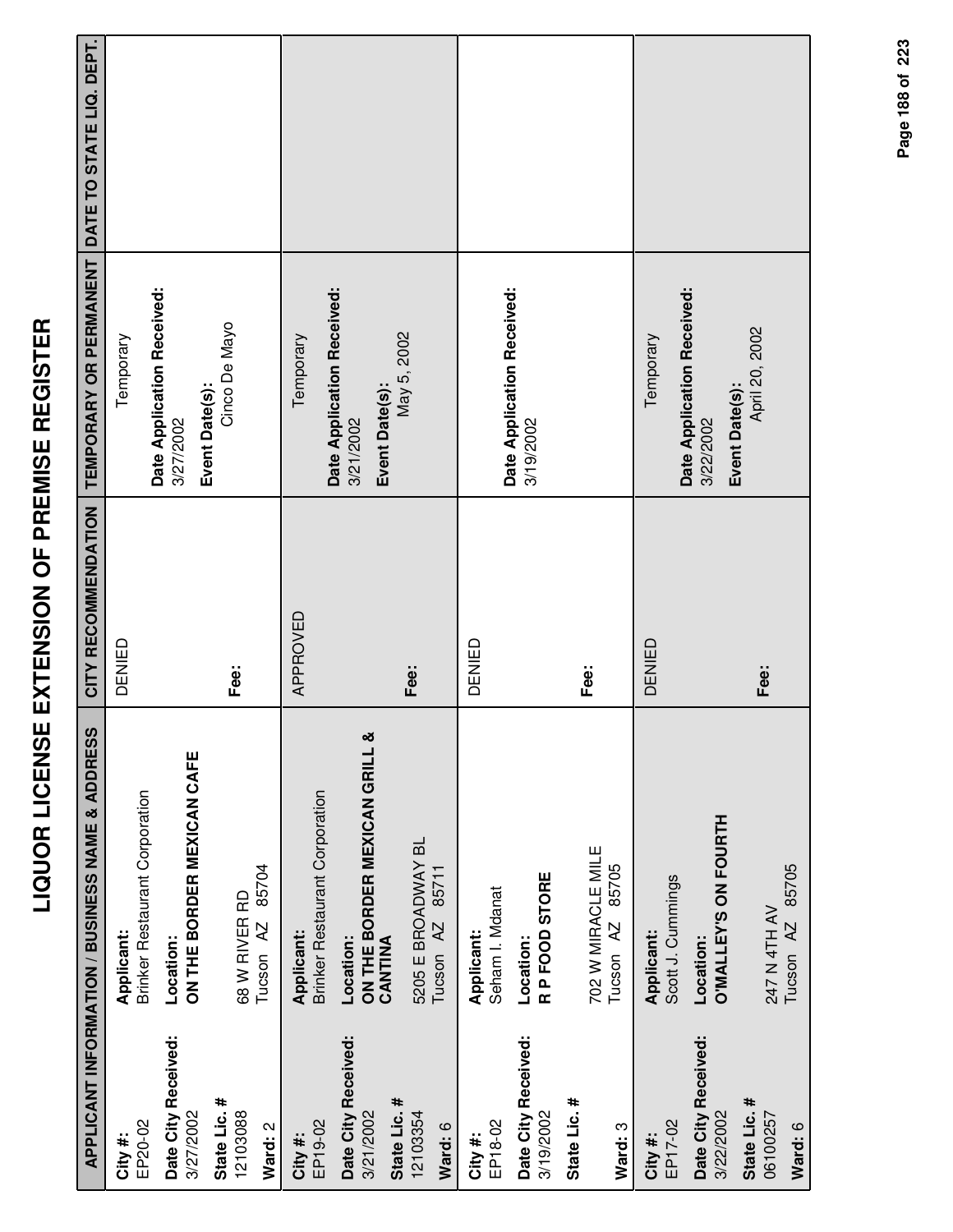# LIQUOR LICENSE EXTENSION OF PREMISE REGISTER

| APPLICANT INFORMATION / BUSINESS NAME & ADDRESS | | CITY RECOMMENDATION | TEMPORARY OR PERMANENT | DATE TO STATE LIQ. DEPT. |
|---|---|---|---|---|
| **City #:** EP20-02<br>**Date City Received:** 3/27/2002<br>**State Lic. #** 12103088<br>**Ward:** 2 | **Applicant:** Brinker Restaurant Corporation<br>**Location:** **ON THE BORDER MEXICAN CAFE**<br>68 W RIVER RD<br>Tucson AZ 85704 | DENIED<br><br>**Fee:** | Temporary<br>**Date Application Received:** 3/27/2002<br>**Event Date(s):** Cinco De Mayo | |
| **City #:** EP19-02<br>**Date City Received:** 3/21/2002<br>**State Lic. #** 12103354<br>**Ward:** 6 | **Applicant:** Brinker Restaurant Corporation<br>**Location:** **ON THE BORDER MEXICAN GRILL & CANTINA**<br>5205 E BROADWAY BL<br>Tucson AZ 85711 | APPROVED<br><br>**Fee:** | Temporary<br>**Date Application Received:** 3/21/2002<br>**Event Date(s):** May 5, 2002 | |
| **City #:** EP18-02<br>**Date City Received:** 3/19/2002<br>**State Lic. #**<br>**Ward:** 3 | **Applicant:** Seham I. Mdanat<br>**Location:** **R P FOOD STORE**<br>702 W MIRACLE MILE<br>Tucson AZ 85705 | DENIED<br><br>**Fee:** | **Date Application Received:** 3/19/2002 | |
| **City #:** EP17-02<br>**Date City Received:** 3/22/2002<br>**State Lic. #** 06100257<br>**Ward:** 6 | **Applicant:** Scott J. Cummings<br>**Location:** **O'MALLEY'S ON FOURTH**<br>247 N 4TH AV<br>Tucson AZ 85705 | DENIED<br><br>**Fee:** | Temporary<br>**Date Application Received:** 3/22/2002<br>**Event Date(s):** April 20, 2002 | |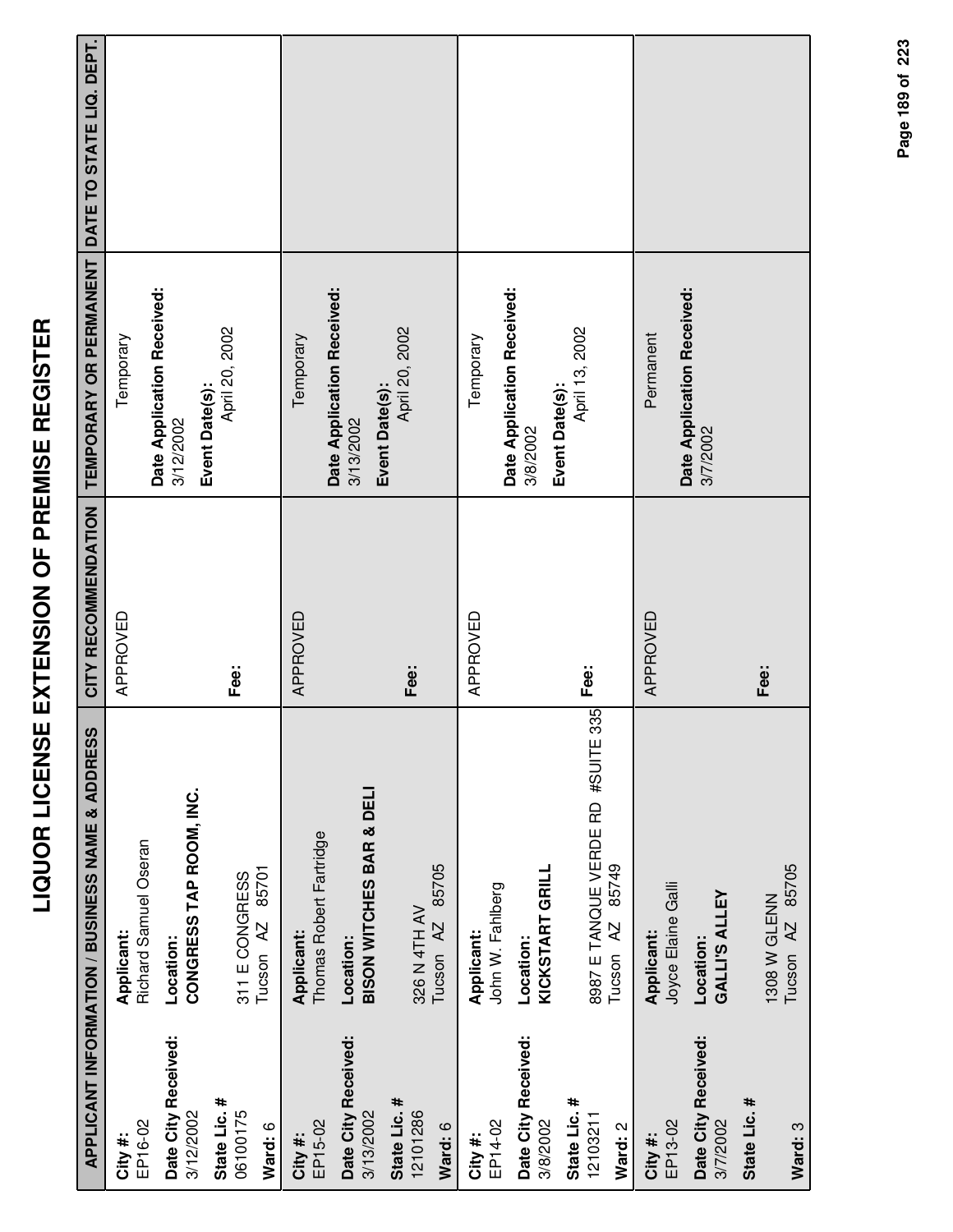# LIQUOR LICENSE EXTENSION OF PREMISE REGISTER

| APPLICANT INFORMATION / BUSINESS NAME & ADDRESS | | CITY RECOMMENDATION | TEMPORARY OR PERMANENT | DATE TO STATE LIQ. DEPT. |
|---|---|---|---|---|
| **City #:** EP16-02<br>**Date City Received:** 3/12/2002<br>**State Lic. #** 06100175<br>**Ward:** 6 | **Applicant:** Richard Samuel Oseran<br>**Location:** **CONGRESS TAP ROOM, INC.**<br>311 E CONGRESS<br>Tucson AZ 85701 | APPROVED<br>**Fee:** | Temporary<br>**Date Application Received:** 3/12/2002<br>**Event Date(s):** April 20, 2002 | |
| **City #:** EP15-02<br>**Date City Received:** 3/13/2002<br>**State Lic. #** 12101286<br>**Ward:** 6 | **Applicant:** Thomas Robert Fartridge<br>**Location:** **BISON WITCHES BAR & DELI**<br>326 N 4TH AV<br>Tucson AZ 85705 | APPROVED<br>**Fee:** | Temporary<br>**Date Application Received:** 3/13/2002<br>**Event Date(s):** April 20, 2002 | |
| **City #:** EP14-02<br>**Date City Received:** 3/8/2002<br>**State Lic. #** 12103211<br>**Ward:** 2 | **Applicant:** John W. Fahlberg<br>**Location:** **KICKSTART GRILL**<br>8987 E TANQUE VERDE RD #SUITE 335<br>Tucson AZ 85749 | APPROVED<br>**Fee:** | Temporary<br>**Date Application Received:** 3/8/2002<br>**Event Date(s):** April 13, 2002 | |
| **City #:** EP13-02<br>**Date City Received:** 3/7/2002<br>**State Lic. #**<br>**Ward:** 3 | **Applicant:** Joyce Elaine Galli<br>**Location:** **GALLI'S ALLEY**<br>1308 W GLENN<br>Tucson AZ 85705 | APPROVED<br>**Fee:** | Permanent<br>**Date Application Received:** 3/7/2002 | |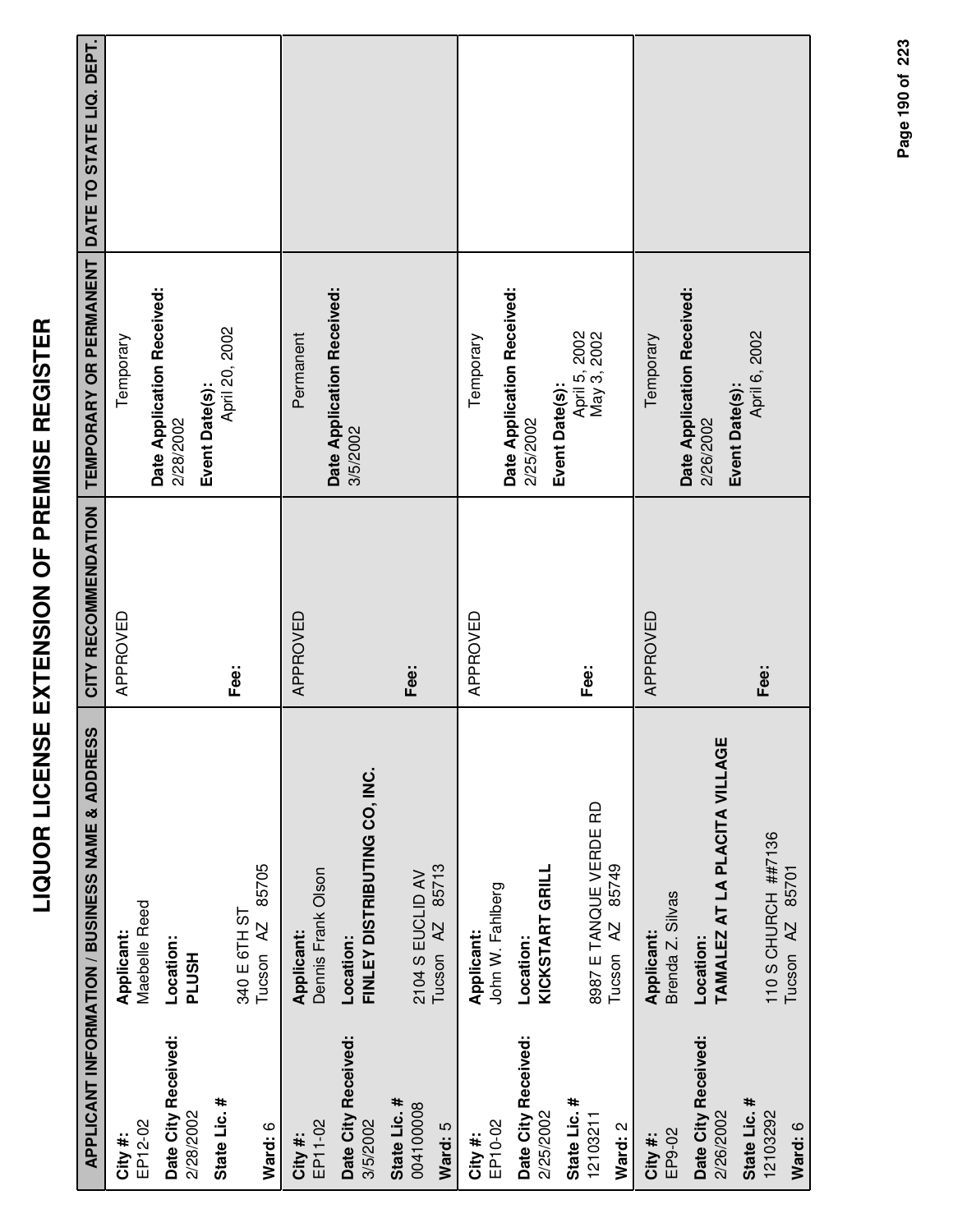# LIQUOR LICENSE EXTENSION OF PREMISE REGISTER

| APPLICANT INFORMATION / BUSINESS NAME & ADDRESS | | CITY RECOMMENDATION | TEMPORARY OR PERMANENT | DATE TO STATE LIQ. DEPT. |
|---|---|---|---|---|
| **City #:** EP12-02 **Date City Received:** 2/28/2002 **State Lic. #** **Ward:** 6 | **Applicant:** Maebelle Reed **Location:** **PLUSH** 340 E 6TH ST Tucson AZ 85705 | APPROVED **Fee:** | Temporary **Date Application Received:** 2/28/2002 **Event Date(s):** April 20, 2002 | |
| **City #:** EP11-02 **Date City Received:** 3/5/2002 **State Lic. #** 004100008 **Ward:** 5 | **Applicant:** Dennis Frank Olson **Location:** **FINLEY DISTRIBUTING CO, INC.** 2104 S EUCLID AV Tucson AZ 85713 | APPROVED **Fee:** | Permanent **Date Application Received:** 3/5/2002 | |
| **City #:** EP10-02 **Date City Received:** 2/25/2002 **State Lic. #** 12103211 **Ward:** 2 | **Applicant:** John W. Fahlberg **Location:** **KICKSTART GRILL** 8987 E TANQUE VERDE RD Tucson AZ 85749 | APPROVED **Fee:** | Temporary **Date Application Received:** 2/25/2002 **Event Date(s):** April 5, 2002 May 3, 2002 | |
| **City #:** EP9-02 **Date City Received:** 2/26/2002 **State Lic. #** 12103292 **Ward:** 6 | **Applicant:** Brenda Z. Silvas **Location:** **TAMALEZ AT LA PLACITA VILLAGE** 110 S CHURCH ##7136 Tucson AZ 85701 | APPROVED **Fee:** | Temporary **Date Application Received:** 2/26/2002 **Event Date(s):** April 6, 2002 | |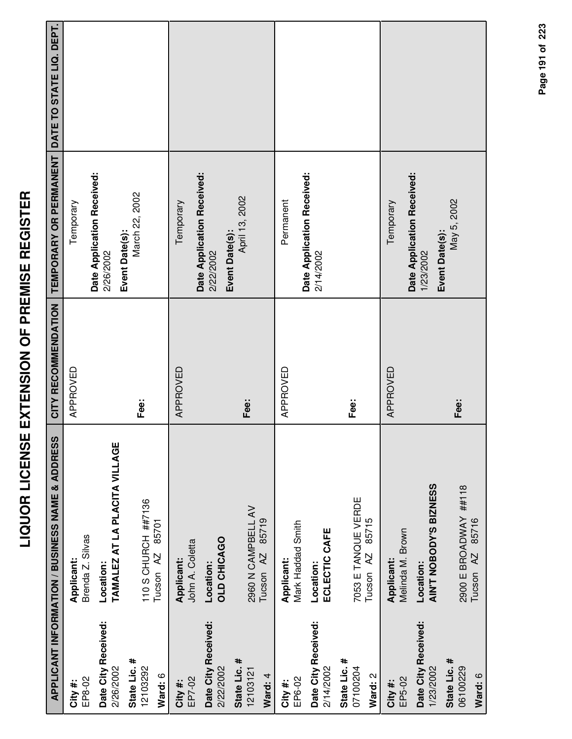# LIQUOR LICENSE EXTENSION OF PREMISE REGISTER

| APPLICANT INFORMATION / BUSINESS NAME & ADDRESS | | CITY RECOMMENDATION | TEMPORARY OR PERMANENT | DATE TO STATE LIQ. DEPT. |
|---|---|---|---|---|
| **City #:** EP8-02<br>**Date City Received:** 2/26/2002<br>**State Lic. #** 12103292<br>**Ward:** 6 | **Applicant:** Brenda Z. Silvas<br>**Location:** **TAMALEZ AT LA PLACITA VILLAGE**<br>110 S CHURCH ##7136<br>Tucson AZ 85701 | APPROVED<br>**Fee:** | Temporary<br>**Date Application Received:** 2/26/2002<br>**Event Date(s):** March 22, 2002 | |
| **City #:** EP7-02<br>**Date City Received:** 2/22/2002<br>**State Lic. #** 12103121<br>**Ward:** 4 | **Applicant:** John A. Coletta<br>**Location:** **OLD CHICAGO**<br>2960 N CAMPBELL AV<br>Tucson AZ 85719 | APPROVED<br>**Fee:** | Temporary<br>**Date Application Received:** 2/22/2002<br>**Event Date(s):** April 13, 2002 | |
| **City #:** EP6-02<br>**Date City Received:** 2/14/2002<br>**State Lic. #** 07100204<br>**Ward:** 2 | **Applicant:** Mark Haddad Smith<br>**Location:** **ECLECTIC CAFE**<br>7053 E TANQUE VERDE<br>Tucson AZ 85715 | APPROVED<br>**Fee:** | Permanent<br>**Date Application Received:** 2/14/2002 | |
| **City #:** EP5-02<br>**Date City Received:** 1/23/2002<br>**State Lic. #** 06100229<br>**Ward:** 6 | **Applicant:** Melinda M. Brown<br>**Location:** **AIN'T NOBODY'S BIZNESS**<br>2900 E BROADWAY ##118<br>Tucson AZ 85716 | APPROVED<br>**Fee:** | Temporary<br>**Date Application Received:** 1/23/2002<br>**Event Date(s):** May 5, 2002 | |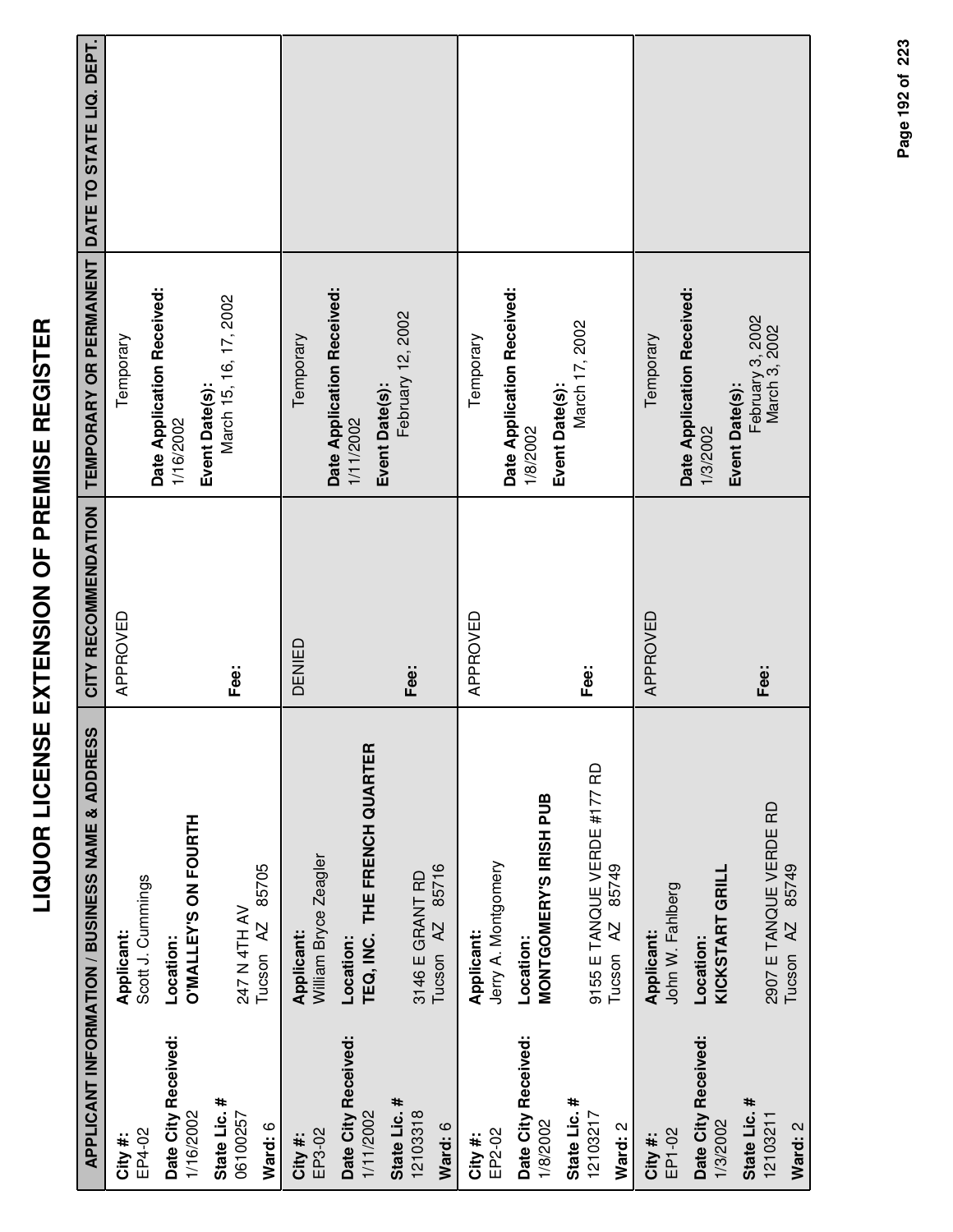# LIQUOR LICENSE EXTENSION OF PREMISE REGISTER

| APPLICANT INFORMATION / BUSINESS NAME & ADDRESS | | CITY RECOMMENDATION | TEMPORARY OR PERMANENT | DATE TO STATE LIQ. DEPT. |
|---|---|---|---|---|
| **City #:** EP4-02<br>**Date City Received:** 1/16/2002<br>**State Lic. #** 06100257<br>**Ward:** 6 | **Applicant:** Scott J. Cummings<br>**Location:** **O'MALLEY'S ON FOURTH**<br>247 N 4TH AV<br>Tucson AZ 85705 | APPROVED<br>**Fee:** | Temporary<br>**Date Application Received:** 1/16/2002<br>**Event Date(s):** March 15, 16, 17, 2002 | |
| **City #:** EP3-02<br>**Date City Received:** 1/11/2002<br>**State Lic. #** 12103318<br>**Ward:** 6 | **Applicant:** William Bryce Zeagler<br>**Location:** **TEQ, INC. THE FRENCH QUARTER**<br>3146 E GRANT RD<br>Tucson AZ 85716 | DENIED<br>**Fee:** | Temporary<br>**Date Application Received:** 1/11/2002<br>**Event Date(s):** February 12, 2002 | |
| **City #:** EP2-02<br>**Date City Received:** 1/8/2002<br>**State Lic. #** 12103217<br>**Ward:** 2 | **Applicant:** Jerry A. Montgomery<br>**Location:** **MONTGOMERY'S IRISH PUB**<br>9155 E TANQUE VERDE #177 RD<br>Tucson AZ 85749 | APPROVED<br>**Fee:** | Temporary<br>**Date Application Received:** 1/8/2002<br>**Event Date(s):** March 17, 2002 | |
| **City #:** EP1-02<br>**Date City Received:** 1/3/2002<br>**State Lic. #** 12103211<br>**Ward:** 2 | **Applicant:** John W. Fahlberg<br>**Location:** **KICKSTART GRILL**<br>2907 E TANQUE VERDE RD<br>Tucson AZ 85749 | APPROVED<br>**Fee:** | Temporary<br>**Date Application Received:** 1/3/2002<br>**Event Date(s):** February 3, 2002<br>March 3, 2002 | |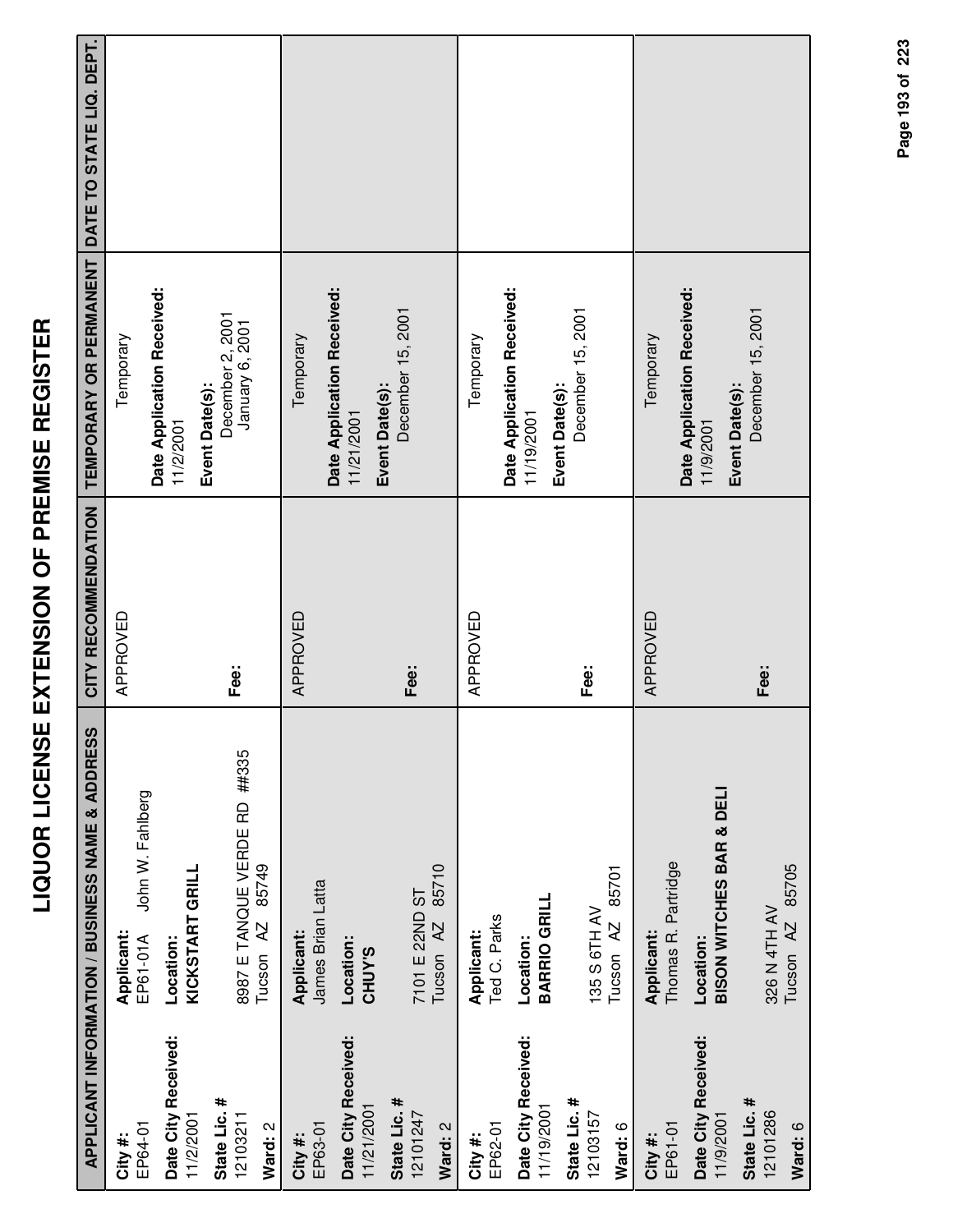# LIQUOR LICENSE EXTENSION OF PREMISE REGISTER

| APPLICANT INFORMATION / BUSINESS NAME & ADDRESS | | CITY RECOMMENDATION | TEMPORARY OR PERMANENT | DATE TO STATE LIQ. DEPT. |
|---|---|---|---|---|
| **City #:** EP64-01<br>**Date City Received:** 11/2/2001<br>**State Lic. #** 12103211<br>**Ward:** 2 | **Applicant:** EP61-01A John W. Fahlberg<br>**Location:** **KICKSTART GRILL**<br>8987 E TANQUE VERDE RD ##335<br>Tucson AZ 85749 | APPROVED<br>**Fee:** | Temporary<br>**Date Application Received:** 11/2/2001<br>**Event Date(s):** December 2, 2001<br>January 6, 2001 | |
| **City #:** EP63-01<br>**Date City Received:** 11/21/2001<br>**State Lic. #** 12101247<br>**Ward:** 2 | **Applicant:** James Brian Latta<br>**Location:** **CHUY'S**<br>7101 E 22ND ST<br>Tucson AZ 85710 | APPROVED<br>**Fee:** | Temporary<br>**Date Application Received:** 11/21/2001<br>**Event Date(s):** December 15, 2001 | |
| **City #:** EP62-01<br>**Date City Received:** 11/19/2001<br>**State Lic. #** 12103157<br>**Ward:** 6 | **Applicant:** Ted C. Parks<br>**Location:** **BARRIO GRILL**<br>135 S 6TH AV<br>Tucson AZ 85701 | APPROVED<br>**Fee:** | Temporary<br>**Date Application Received:** 11/19/2001<br>**Event Date(s):** December 15, 2001 | |
| **City #:** EP61-01<br>**Date City Received:** 11/9/2001<br>**State Lic. #** 12101286<br>**Ward:** 6 | **Applicant:** Thomas R. Partridge<br>**Location:** **BISON WITCHES BAR & DELI**<br>326 N 4TH AV<br>Tucson AZ 85705 | APPROVED<br>**Fee:** | Temporary<br>**Date Application Received:** 11/9/2001<br>**Event Date(s):** December 15, 2001 | |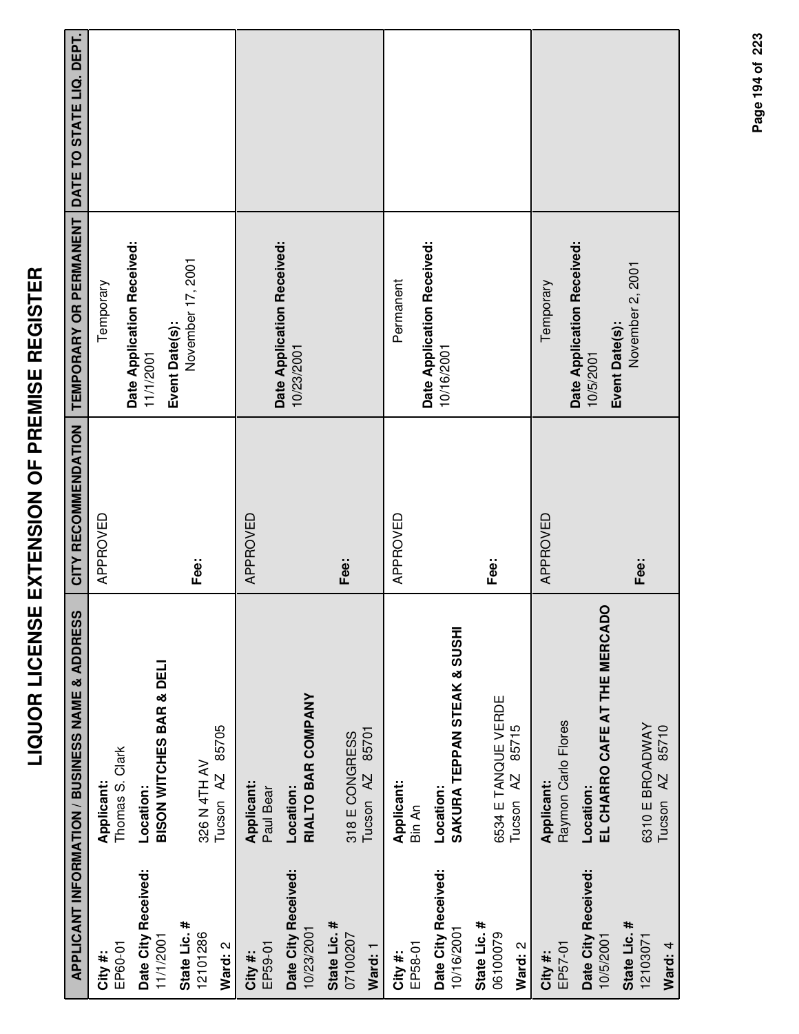# LIQUOR LICENSE EXTENSION OF PREMISE REGISTER

| APPLICANT INFORMATION / BUSINESS NAME & ADDRESS | | CITY RECOMMENDATION | TEMPORARY OR PERMANENT | DATE TO STATE LIQ. DEPT. |
|---|---|---|---|---|
| **City #:** EP60-01<br>**Date City Received:** 11/1/2001<br>**State Lic. #** 12101286<br>**Ward:** 2 | **Applicant:** Thomas S. Clark<br>**Location:** **BISON WITCHES BAR & DELI**<br>326 N 4TH AV<br>Tucson AZ 85705 | APPROVED<br>**Fee:** | Temporary<br>**Date Application Received:** 11/1/2001<br>**Event Date(s):** November 17, 2001 | |
| **City #:** EP59-01<br>**Date City Received:** 10/23/2001<br>**State Lic. #** 07100207<br>**Ward:** 1 | **Applicant:** Paul Bear<br>**Location:** **RIALTO BAR COMPANY**<br>318 E CONGRESS<br>Tucson AZ 85701 | APPROVED<br>**Fee:** | **Date Application Received:** 10/23/2001 | |
| **City #:** EP58-01<br>**Date City Received:** 10/16/2001<br>**State Lic. #** 06100079<br>**Ward:** 2 | **Applicant:** Bin An<br>**Location:** **SAKURA TEPPAN STEAK & SUSHI**<br>6534 E TANQUE VERDE<br>Tucson AZ 85715 | APPROVED<br>**Fee:** | Permanent<br>**Date Application Received:** 10/16/2001 | |
| **City #:** EP57-01<br>**Date City Received:** 10/5/2001<br>**State Lic. #** 12103071<br>**Ward:** 4 | **Applicant:** Raymon Carlo Flores<br>**Location:** **EL CHARRO CAFE AT THE MERCADO**<br>6310 E BROADWAY<br>Tucson AZ 85710 | APPROVED<br>**Fee:** | Temporary<br>**Date Application Received:** 10/5/2001<br>**Event Date(s):** November 2, 2001 | |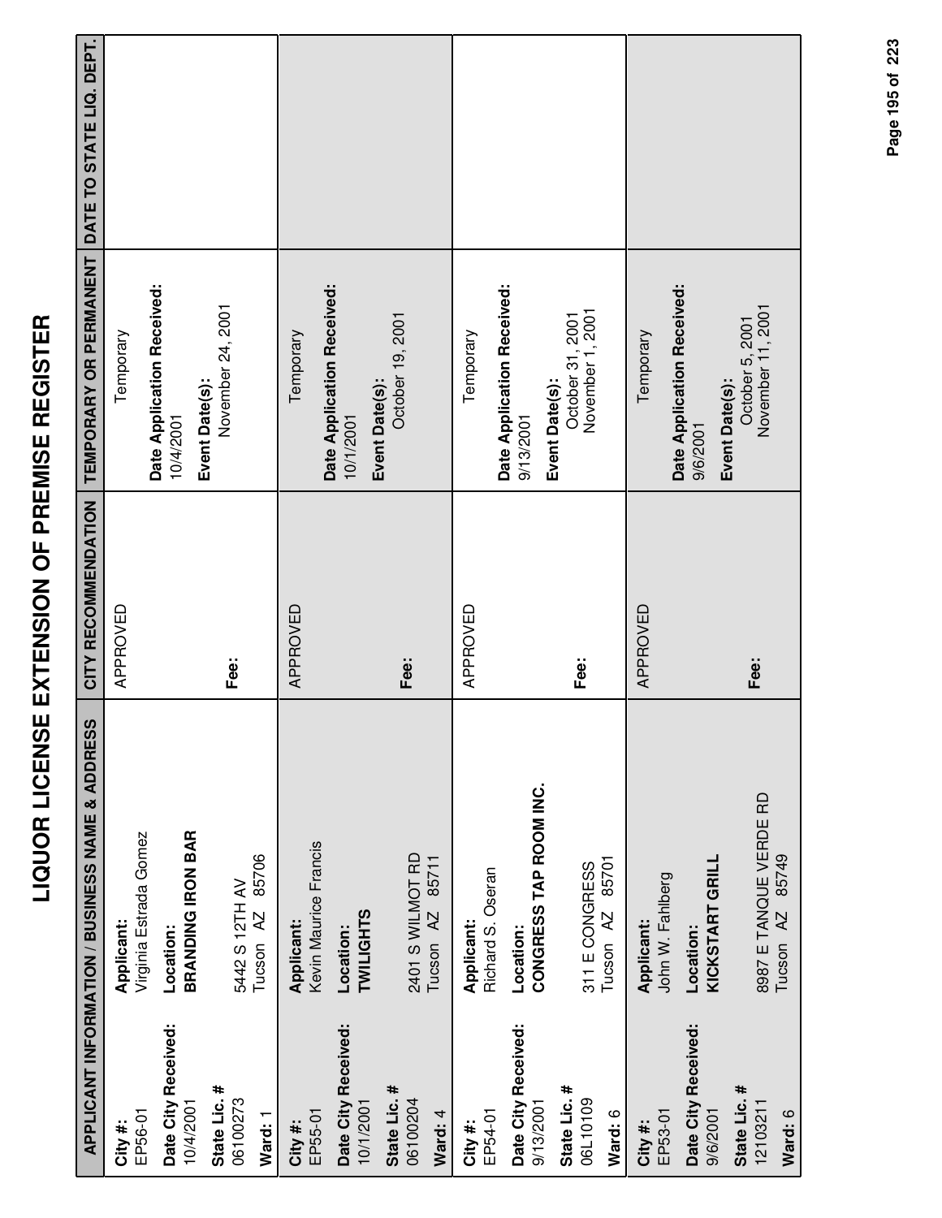# LIQUOR LICENSE EXTENSION OF PREMISE REGISTER

| APPLICANT INFORMATION / BUSINESS NAME & ADDRESS | | CITY RECOMMENDATION | TEMPORARY OR PERMANENT | DATE TO STATE LIQ. DEPT. |
|---|---|---|---|---|
| **City #:** EP56-01<br>**Date City Received:** 10/4/2001<br>**State Lic. #** 06100273<br>**Ward:** 1 | **Applicant:** Virginia Estrada Gomez<br>**Location:** **BRANDING IRON BAR**<br>5442 S 12TH AV<br>Tucson AZ 85706 | APPROVED<br><br>**Fee:** | Temporary<br>**Date Application Received:** 10/4/2001<br>**Event Date(s):** November 24, 2001 | |
| **City #:** EP55-01<br>**Date City Received:** 10/1/2001<br>**State Lic. #** 06100204<br>**Ward:** 4 | **Applicant:** Kevin Maurice Francis<br>**Location:** **TWILIGHTS**<br>2401 S WILMOT RD<br>Tucson AZ 85711 | APPROVED<br><br>**Fee:** | Temporary<br>**Date Application Received:** 10/1/2001<br>**Event Date(s):** October 19, 2001 | |
| **City #:** EP54-01<br>**Date City Received:** 9/13/2001<br>**State Lic. #** 06L10109<br>**Ward:** 6 | **Applicant:** Richard S. Oseran<br>**Location:** **CONGRESS TAP ROOM INC.**<br>311 E CONGRESS<br>Tucson AZ 85701 | APPROVED<br><br>**Fee:** | Temporary<br>**Date Application Received:** 9/13/2001<br>**Event Date(s):** October 31, 2001<br>November 1, 2001 | |
| **City #:** EP53-01<br>**Date City Received:** 9/6/2001<br>**State Lic. #** 12103211<br>**Ward:** 6 | **Applicant:** John W. Fahlberg<br>**Location:** **KICKSTART GRILL**<br>8987 E TANQUE VERDE RD<br>Tucson AZ 85749 | APPROVED<br><br>**Fee:** | Temporary<br>**Date Application Received:** 9/6/2001<br>**Event Date(s):** October 5, 2001<br>November 11, 2001 | |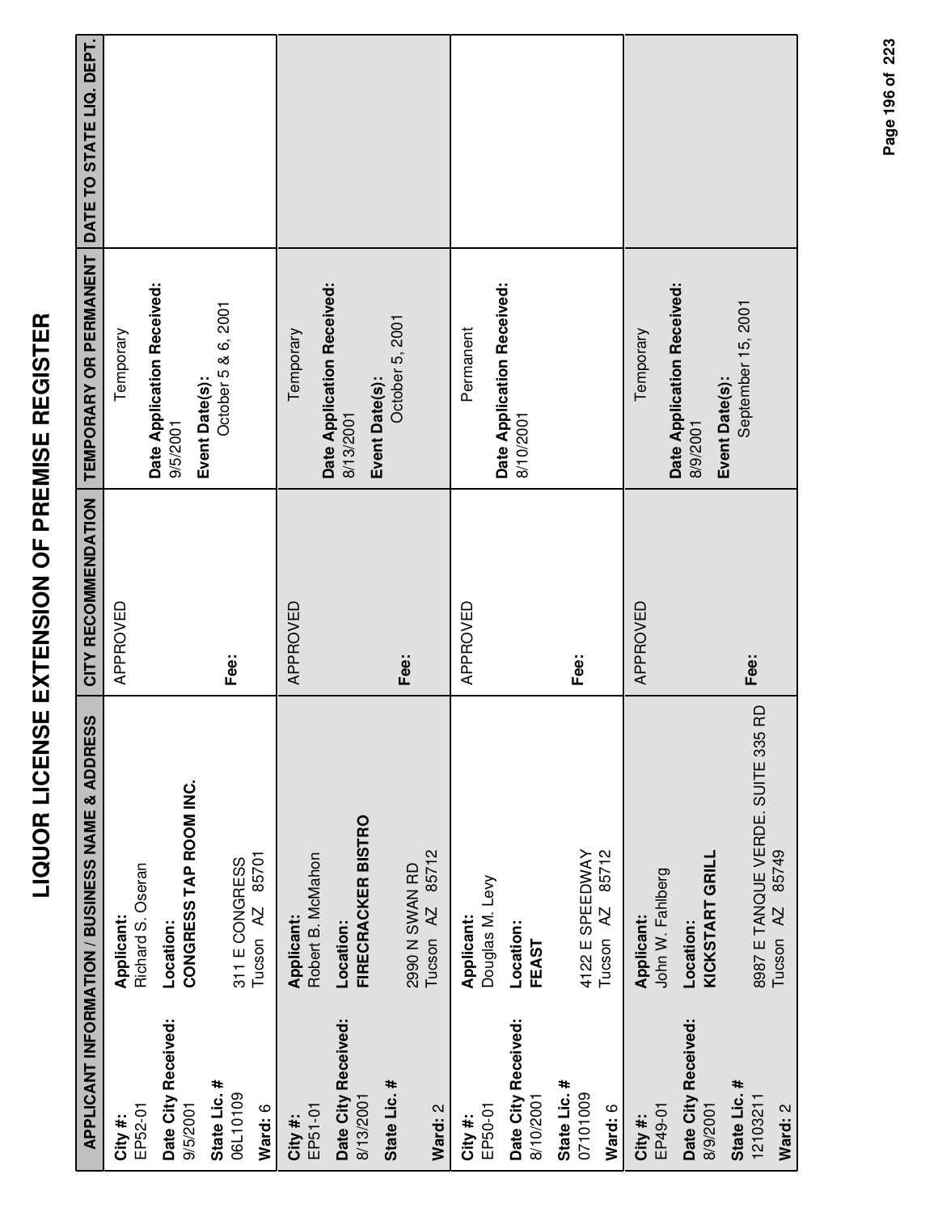# LIQUOR LICENSE EXTENSION OF PREMISE REGISTER

| APPLICANT INFORMATION / BUSINESS NAME & ADDRESS | | CITY RECOMMENDATION | TEMPORARY OR PERMANENT | DATE TO STATE LIQ. DEPT. |
|---|---|---|---|---|
| **City #:** EP52-01<br>**Date City Received:** 9/5/2001<br>**State Lic. #** 06L10109<br>**Ward:** 6 | **Applicant:** Richard S. Oseran<br>**Location:** **CONGRESS TAP ROOM INC.**<br>311 E CONGRESS<br>Tucson AZ 85701 | APPROVED<br><br>**Fee:** | Temporary<br>**Date Application Received:** 9/5/2001<br>**Event Date(s):** October 5 & 6, 2001 | |
| **City #:** EP51-01<br>**Date City Received:** 8/13/2001<br>**State Lic. #**<br>**Ward:** 2 | **Applicant:** Robert B. McMahon<br>**Location:** **FIRECRACKER BISTRO**<br>2990 N SWAN RD<br>Tucson AZ 85712 | APPROVED<br><br>**Fee:** | Temporary<br>**Date Application Received:** 8/13/2001<br>**Event Date(s):** October 5, 2001 | |
| **City #:** EP50-01<br>**Date City Received:** 8/10/2001<br>**State Lic. #** 07101009<br>**Ward:** 6 | **Applicant:** Douglas M. Levy<br>**Location:** **FEAST**<br>4122 E SPEEDWAY<br>Tucson AZ 85712 | APPROVED<br><br>**Fee:** | Permanent<br>**Date Application Received:** 8/10/2001 | |
| **City #:** EP49-01<br>**Date City Received:** 8/9/2001<br>**State Lic. #** 12103211<br>**Ward:** 2 | **Applicant:** John W. Fahlberg<br>**Location:** **KICKSTART GRILL**<br>8987 E TANQUE VERDE. SUITE 335 RD<br>Tucson AZ 85749 | APPROVED<br><br>**Fee:** | Temporary<br>**Date Application Received:** 8/9/2001<br>**Event Date(s):** September 15, 2001 | |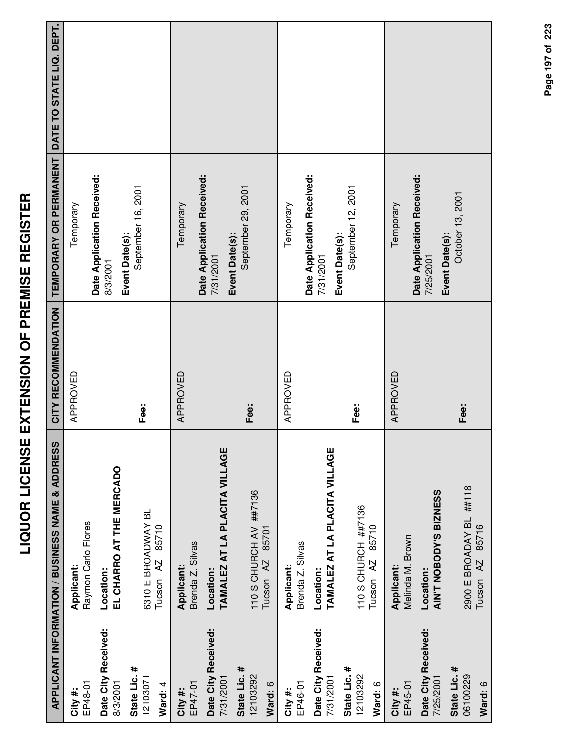# LIQUOR LICENSE EXTENSION OF PREMISE REGISTER

| APPLICANT INFORMATION / BUSINESS NAME & ADDRESS | | CITY RECOMMENDATION | TEMPORARY OR PERMANENT | DATE TO STATE LIQ. DEPT. |
|---|---|---|---|---|
| **City #:** EP48-01<br>**Date City Received:** 8/3/2001<br>**State Lic. #** 12103071<br>**Ward:** 4 | **Applicant:** Raymon Carlo Flores<br>**Location:** **EL CHARRO AT THE MERCADO**<br>6310 E BROADWAY BL<br>Tucson AZ 85710 | APPROVED<br><br>**Fee:** | Temporary<br>**Date Application Received:** 8/3/2001<br>**Event Date(s):** September 16, 2001 | |
| **City #:** EP47-01<br>**Date City Received:** 7/31/2001<br>**State Lic. #** 12103292<br>**Ward:** 6 | **Applicant:** Brenda Z. Silvas<br>**Location:** **TAMALEZ AT LA PLACITA VILLAGE**<br>110 S CHURCH AV ##7136<br>Tucson AZ 85701 | APPROVED<br><br>**Fee:** | Temporary<br>**Date Application Received:** 7/31/2001<br>**Event Date(s):** September 29, 2001 | |
| **City #:** EP46-01<br>**Date City Received:** 7/31/2001<br>**State Lic. #** 12103292<br>**Ward:** 6 | **Applicant:** Brenda Z. Silvas<br>**Location:** **TAMALEZ AT LA PLACITA VILLAGE**<br>110 S CHURCH ##7136<br>Tucson AZ 85710 | APPROVED<br><br>**Fee:** | Temporary<br>**Date Application Received:** 7/31/2001<br>**Event Date(s):** September 12, 2001 | |
| **City #:** EP45-01<br>**Date City Received:** 7/25/2001<br>**State Lic. #** 06100229<br>**Ward:** 6 | **Applicant:** Melinda M. Brown<br>**Location:** **AIN'T NOBODY'S BIZNESS**<br>2900 E BROADAY BL ##118<br>Tucson AZ 85716 | APPROVED<br><br>**Fee:** | Temporary<br>**Date Application Received:** 7/25/2001<br>**Event Date(s):** October 13, 2001 | |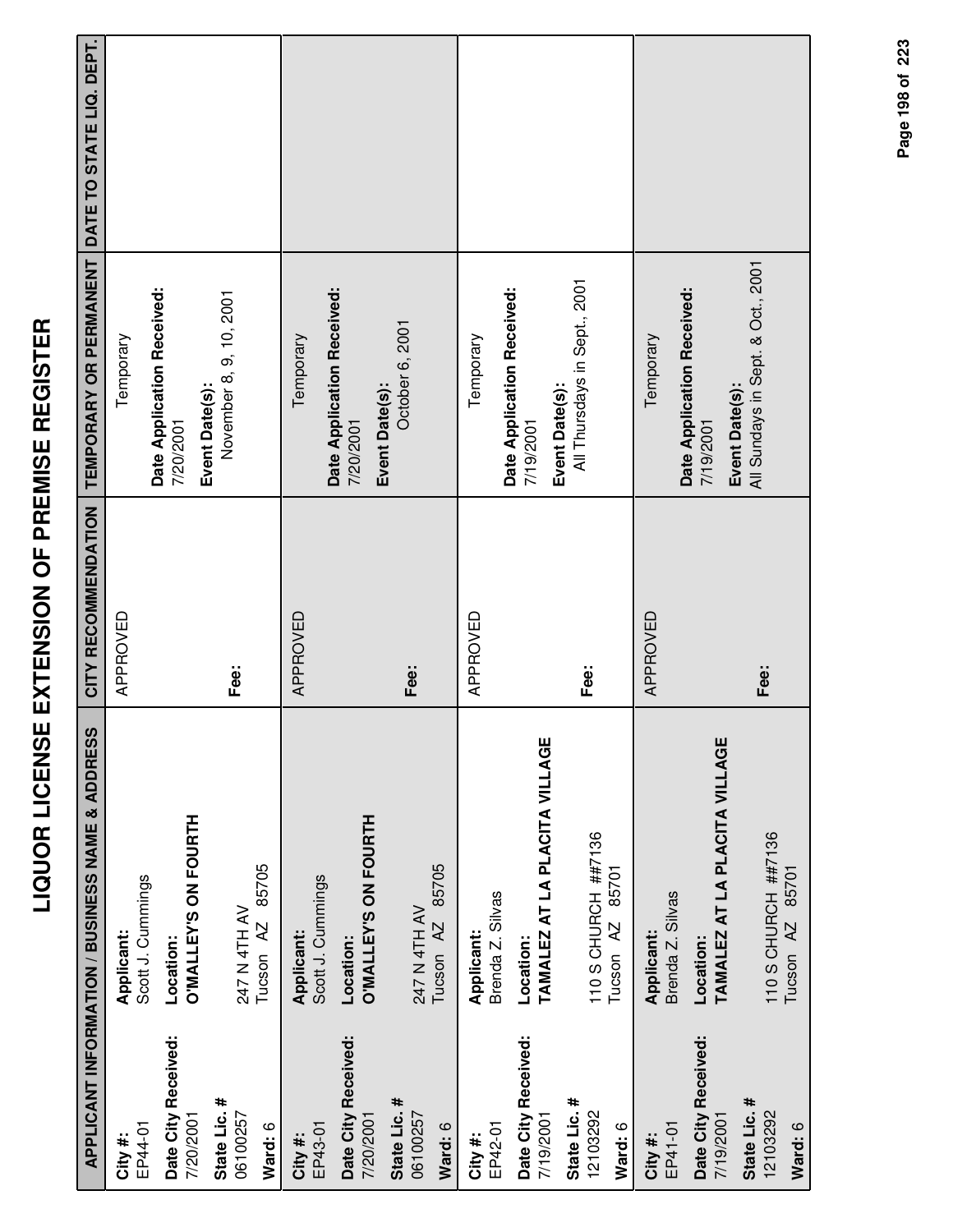# LIQUOR LICENSE EXTENSION OF PREMISE REGISTER

| APPLICANT INFORMATION / BUSINESS NAME & ADDRESS | | CITY RECOMMENDATION | TEMPORARY OR PERMANENT | DATE TO STATE LIQ. DEPT. |
|---|---|---|---|---|
| **City #:** EP44-01<br>**Date City Received:** 7/20/2001<br>**State Lic. #** 06100257<br>**Ward:** 6 | **Applicant:** Scott J. Cummings<br>**Location:** **O'MALLEY'S ON FOURTH**<br>247 N 4TH AV<br>Tucson AZ 85705 | APPROVED<br><br>**Fee:** | Temporary<br>**Date Application Received:** 7/20/2001<br>**Event Date(s):** November 8, 9, 10, 2001 | |
| **City #:** EP43-01<br>**Date City Received:** 7/20/2001<br>**State Lic. #** 06100257<br>**Ward:** 6 | **Applicant:** Scott J. Cummings<br>**Location:** **O'MALLEY'S ON FOURTH**<br>247 N 4TH AV<br>Tucson AZ 85705 | APPROVED<br><br>**Fee:** | Temporary<br>**Date Application Received:** 7/20/2001<br>**Event Date(s):** October 6, 2001 | |
| **City #:** EP42-01<br>**Date City Received:** 7/19/2001<br>**State Lic. #** 12103292<br>**Ward:** 6 | **Applicant:** Brenda Z. Silvas<br>**Location:** **TAMALEZ AT LA PLACITA VILLAGE**<br>110 S CHURCH ##7136<br>Tucson AZ 85701 | APPROVED<br><br>**Fee:** | Temporary<br>**Date Application Received:** 7/19/2001<br>**Event Date(s):** All Thursdays in Sept., 2001 | |
| **City #:** EP41-01<br>**Date City Received:** 7/19/2001<br>**State Lic. #** 12103292<br>**Ward:** 6 | **Applicant:** Brenda Z. Silvas<br>**Location:** **TAMALEZ AT LA PLACITA VILLAGE**<br>110 S CHURCH ##7136<br>Tucson AZ 85701 | APPROVED<br><br>**Fee:** | Temporary<br>**Date Application Received:** 7/19/2001<br>**Event Date(s):** All Sundays in Sept. & Oct., 2001 | |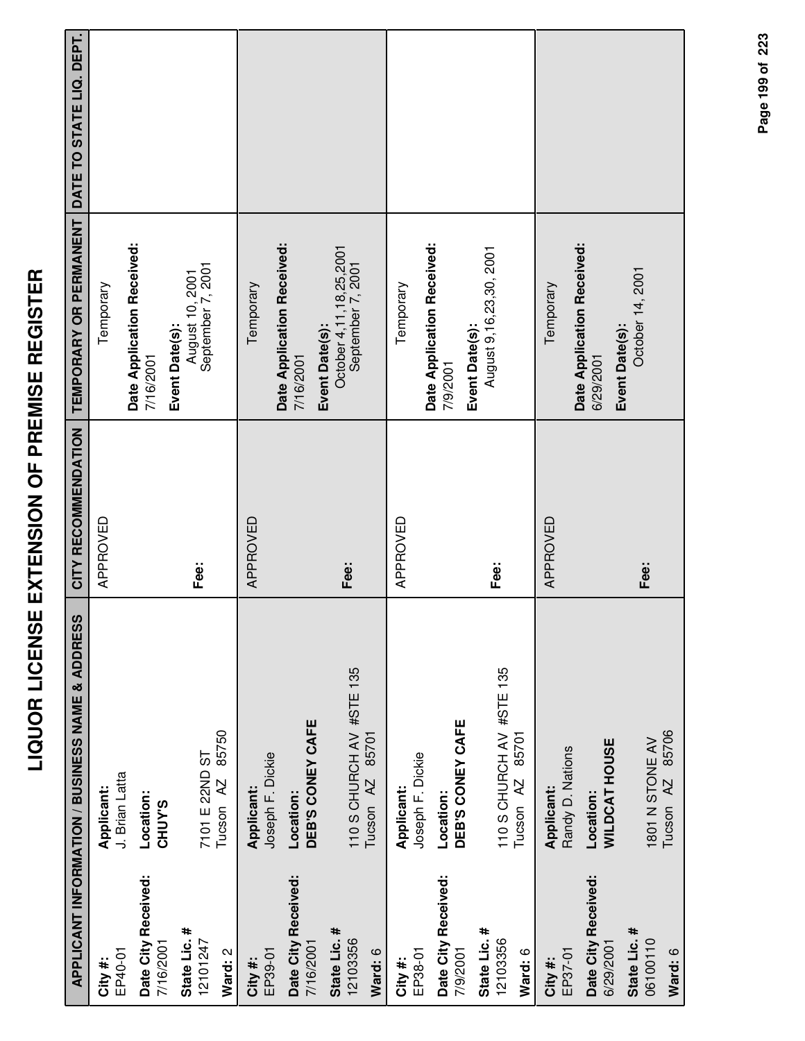# LIQUOR LICENSE EXTENSION OF PREMISE REGISTER

| APPLICANT INFORMATION / BUSINESS NAME & ADDRESS | | CITY RECOMMENDATION | TEMPORARY OR PERMANENT | DATE TO STATE LIQ. DEPT. |
|---|---|---|---|---|
| **City #:** EP40-01<br>**Date City Received:** 7/16/2001<br>**State Lic. #** 12101247<br>**Ward:** 2 | **Applicant:** J. Brian Latta<br>**Location:** **CHUY'S**<br>7101 E 22ND ST<br>Tucson AZ 85750 | APPROVED<br><br>**Fee:** | Temporary<br>**Date Application Received:** 7/16/2001<br>**Event Date(s):** August 10, 2001<br>September 7, 2001 | |
| **City #:** EP39-01<br>**Date City Received:** 7/16/2001<br>**State Lic. #** 12103356<br>**Ward:** 6 | **Applicant:** Joseph F. Dickie<br>**Location:** **DEB'S CONEY CAFE**<br>110 S CHURCH AV #STE 135<br>Tucson AZ 85701 | APPROVED<br><br>**Fee:** | Temporary<br>**Date Application Received:** 7/16/2001<br>**Event Date(s):** October 4,11,18,25,2001<br>September 7, 2001 | |
| **City #:** EP38-01<br>**Date City Received:** 7/9/2001<br>**State Lic. #** 12103356<br>**Ward:** 6 | **Applicant:** Joseph F. Dickie<br>**Location:** **DEB'S CONEY CAFE**<br>110 S CHURCH AV #STE 135<br>Tucson AZ 85701 | APPROVED<br><br>**Fee:** | Temporary<br>**Date Application Received:** 7/9/2001<br>**Event Date(s):** August 9,16,23,30, 2001 | |
| **City #:** EP37-01<br>**Date City Received:** 6/29/2001<br>**State Lic. #** 06100110<br>**Ward:** 6 | **Applicant:** Randy D. Nations<br>**Location:** **WILDCAT HOUSE**<br>1801 N STONE AV<br>Tucson AZ 85706 | APPROVED<br><br>**Fee:** | Temporary<br>**Date Application Received:** 6/29/2001<br>**Event Date(s):** October 14, 2001 | |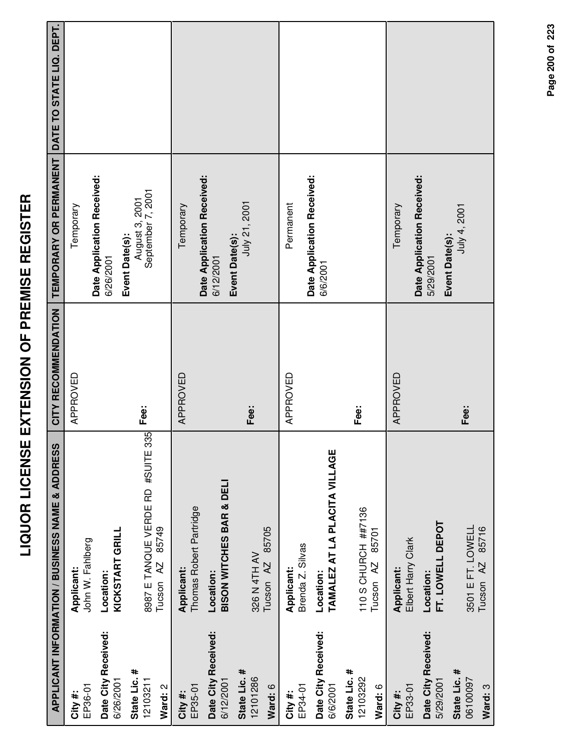# LIQUOR LICENSE EXTENSION OF PREMISE REGISTER

| APPLICANT INFORMATION / BUSINESS NAME & ADDRESS | | CITY RECOMMENDATION | TEMPORARY OR PERMANENT | DATE TO STATE LIQ. DEPT. |
|---|---|---|---|---|
| **City #:** EP36-01<br>**Date City Received:** 6/26/2001<br>**State Lic. #** 12103211<br>**Ward:** 2 | **Applicant:** John W. Fahlberg<br>**Location:** **KICKSTART GRILL**<br>8987 E TANQUE VERDE RD #SUITE 335<br>Tucson AZ 85749 | APPROVED<br>**Fee:** | Temporary<br>**Date Application Received:** 6/26/2001<br>**Event Date(s):** August 3, 2001<br>September 7, 2001 | |
| **City #:** EP35-01<br>**Date City Received:** 6/12/2001<br>**State Lic. #** 12101286<br>**Ward:** 6 | **Applicant:** Thomas Robert Partridge<br>**Location:** **BISON WITCHES BAR & DELI**<br>326 N 4TH AV<br>Tucson AZ 85705 | APPROVED<br>**Fee:** | Temporary<br>**Date Application Received:** 6/12/2001<br>**Event Date(s):** July 21, 2001 | |
| **City #:** EP34-01<br>**Date City Received:** 6/6/2001<br>**State Lic. #** 12103292<br>**Ward:** 6 | **Applicant:** Brenda Z. Silvas<br>**Location:** **TAMALEZ AT LA PLACITA VILLAGE**<br>110 S CHURCH ##7136<br>Tucson AZ 85701 | APPROVED<br>**Fee:** | Permanent<br>**Date Application Received:** 6/6/2001 | |
| **City #:** EP33-01<br>**Date City Received:** 5/29/2001<br>**State Lic. #** 06100097<br>**Ward:** 3 | **Applicant:** Elbert Harry Clark<br>**Location:** **FT. LOWELL DEPOT**<br>3501 E FT. LOWELL<br>Tucson AZ 85716 | APPROVED<br>**Fee:** | Temporary<br>**Date Application Received:** 5/29/2001<br>**Event Date(s):** July 4, 2001 | |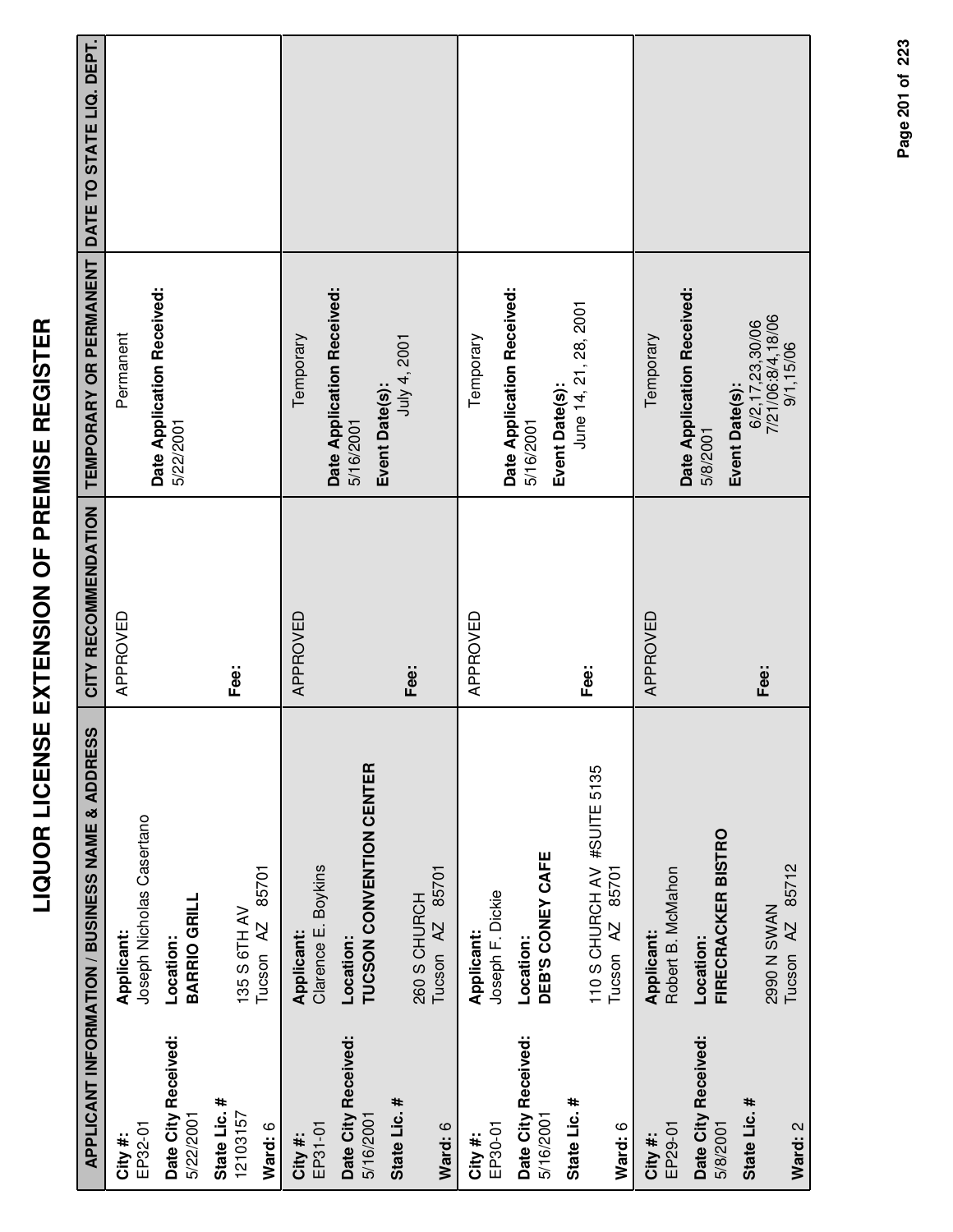# LIQUOR LICENSE EXTENSION OF PREMISE REGISTER

| APPLICANT INFORMATION / BUSINESS NAME & ADDRESS | | CITY RECOMMENDATION | TEMPORARY OR PERMANENT | DATE TO STATE LIQ. DEPT. |
|---|---|---|---|---|
| **City #:** EP32-01 **Date City Received:** 5/22/2001 **State Lic. #** 12103157 **Ward:** 6 | **Applicant:** Joseph Nicholas Casertano **Location:** **BARRIO GRILL** 135 S 6TH AV Tucson AZ 85701 | APPROVED **Fee:** | Permanent **Date Application Received:** 5/22/2001 | |
| **City #:** EP31-01 **Date City Received:** 5/16/2001 **State Lic. #** **Ward:** 6 | **Applicant:** Clarence E. Boykins **Location:** **TUCSON CONVENTION CENTER** 260 S CHURCH Tucson AZ 85701 | APPROVED **Fee:** | Temporary **Date Application Received:** 5/16/2001 **Event Date(s):** July 4, 2001 | |
| **City #:** EP30-01 **Date City Received:** 5/16/2001 **State Lic. #** **Ward:** 6 | **Applicant:** Joseph F. Dickie **Location:** **DEB'S CONEY CAFE** 110 S CHURCH AV #SUITE 5135 Tucson AZ 85701 | APPROVED **Fee:** | Temporary **Date Application Received:** 5/16/2001 **Event Date(s):** June 14, 21, 28, 2001 | |
| **City #:** EP29-01 **Date City Received:** 5/8/2001 **State Lic. #** **Ward:** 2 | **Applicant:** Robert B. McMahon **Location:** **FIRECRACKER BISTRO** 2990 N SWAN Tucson AZ 85712 | APPROVED **Fee:** | Temporary **Date Application Received:** 5/8/2001 **Event Date(s):** 6/2,17,23,30/06 7/21/06;8/4,18/06 9/1,15/06 | |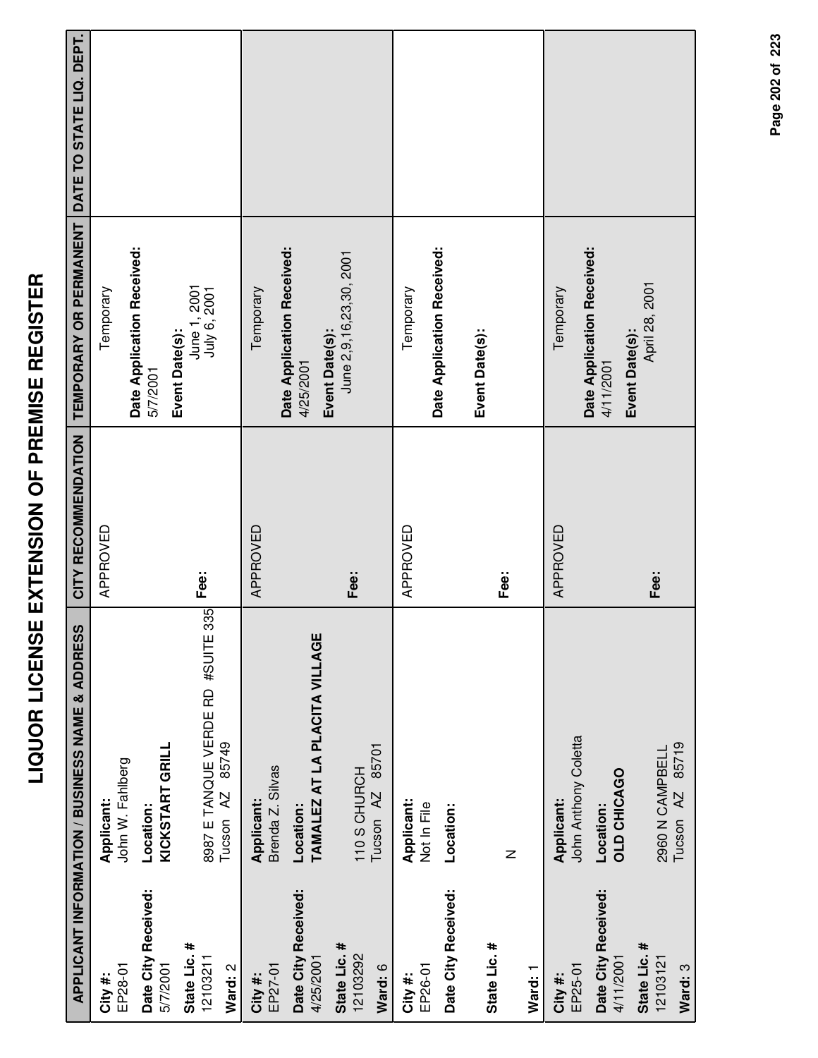# LIQUOR LICENSE EXTENSION OF PREMISE REGISTER

| APPLICANT INFORMATION / BUSINESS NAME & ADDRESS | CITY RECOMMENDATION | TEMPORARY OR PERMANENT | DATE TO STATE LIQ. DEPT. |
|---|---|---|---|
| **City #:** EP28-01<br>**Date City Received:** 5/7/2001<br>**State Lic. #** 12103211<br>**Ward:** 2<br>**Applicant:** John W. Fahlberg<br>**Location:** **KICKSTART GRILL**<br>8987 E TANQUE VERDE RD #SUITE 335<br>Tucson AZ 85749 | APPROVED<br><br>**Fee:** | Temporary<br>**Date Application Received:** 5/7/2001<br>**Event Date(s):** June 1, 2001<br>July 6, 2001 | |
| **City #:** EP27-01<br>**Date City Received:** 4/25/2001<br>**State Lic. #** 12103292<br>**Ward:** 6<br>**Applicant:** Brenda Z. Silvas<br>**Location:** **TAMALEZ AT LA PLACITA VILLAGE**<br>110 S CHURCH<br>Tucson AZ 85701 | APPROVED<br><br>**Fee:** | Temporary<br>**Date Application Received:** 4/25/2001<br>**Event Date(s):** June 2,9,16,23,30, 2001 | |
| **City #:** EP26-01<br>**Date City Received:**<br>**State Lic. #**<br>**Ward:** 1<br>**Applicant:** Not In File<br>**Location:**<br>N | APPROVED<br><br>**Fee:** | Temporary<br>**Date Application Received:**<br>**Event Date(s):** | |
| **City #:** EP25-01<br>**Date City Received:** 4/11/2001<br>**State Lic. #** 12103121<br>**Ward:** 3<br>**Applicant:** John Anthony Coletta<br>**Location:** **OLD CHICAGO**<br>2960 N CAMPBELL<br>Tucson AZ 85719 | APPROVED<br><br>**Fee:** | Temporary<br>**Date Application Received:** 4/11/2001<br>**Event Date(s):** April 28, 2001 | |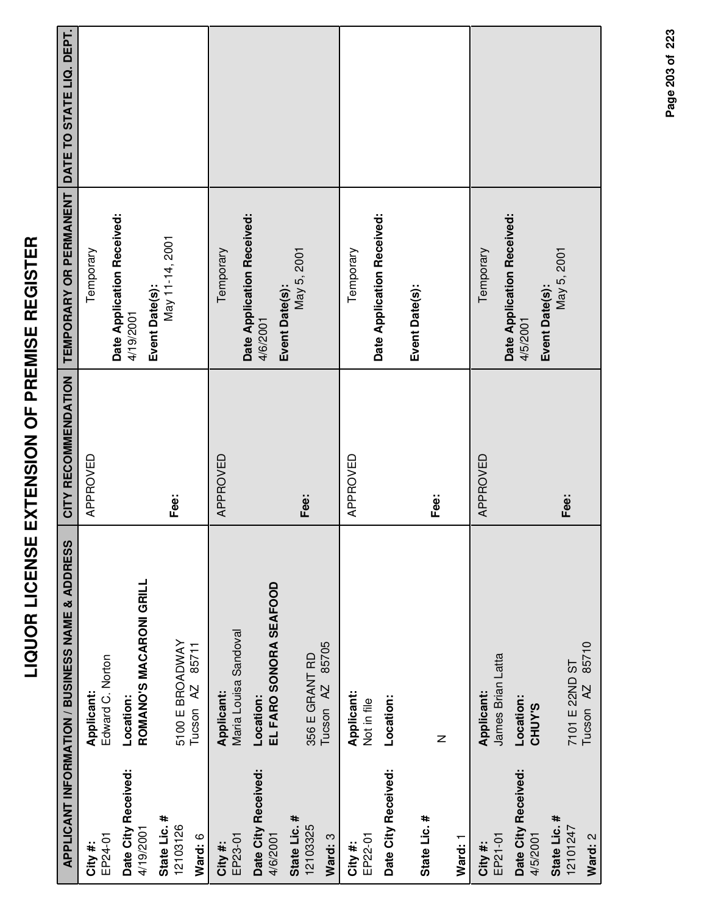# LIQUOR LICENSE EXTENSION OF PREMISE REGISTER

| APPLICANT INFORMATION / BUSINESS NAME & ADDRESS | | CITY RECOMMENDATION | TEMPORARY OR PERMANENT | DATE TO STATE LIQ. DEPT. |
|---|---|---|---|---|
| **City #:** EP24-01<br>**Date City Received:** 4/19/2001<br>**State Lic. #** 12103126<br>**Ward:** 6 | **Applicant:** Edward C. Norton<br>**Location:** **ROMANO'S MACARONI GRILL**<br>5100 E BROADWAY<br>Tucson AZ 85711 | APPROVED<br><br>**Fee:** | Temporary<br>**Date Application Received:** 4/19/2001<br>**Event Date(s):** May 11-14, 2001 | |
| **City #:** EP23-01<br>**Date City Received:** 4/6/2001<br>**State Lic. #** 12103325<br>**Ward:** 3 | **Applicant:** Maria Louisa Sandoval<br>**Location:** **EL FARO SONORA SEAFOOD**<br>356 E GRANT RD<br>Tucson AZ 85705 | APPROVED<br><br>**Fee:** | Temporary<br>**Date Application Received:** 4/6/2001<br>**Event Date(s):** May 5, 2001 | |
| **City #:** EP22-01<br>**Date City Received:**<br>**State Lic. #**<br>**Ward:** 1 | **Applicant:** Not in file<br>**Location:**<br>N | APPROVED<br><br>**Fee:** | Temporary<br>**Date Application Received:**<br>**Event Date(s):** | |
| **City #:** EP21-01<br>**Date City Received:** 4/5/2001<br>**State Lic. #** 12101247<br>**Ward:** 2 | **Applicant:** James Brian Latta<br>**Location:** **CHUY'S**<br>7101 E 22ND ST<br>Tucson AZ 85710 | APPROVED<br><br>**Fee:** | Temporary<br>**Date Application Received:** 4/5/2001<br>**Event Date(s):** May 5, 2001 | |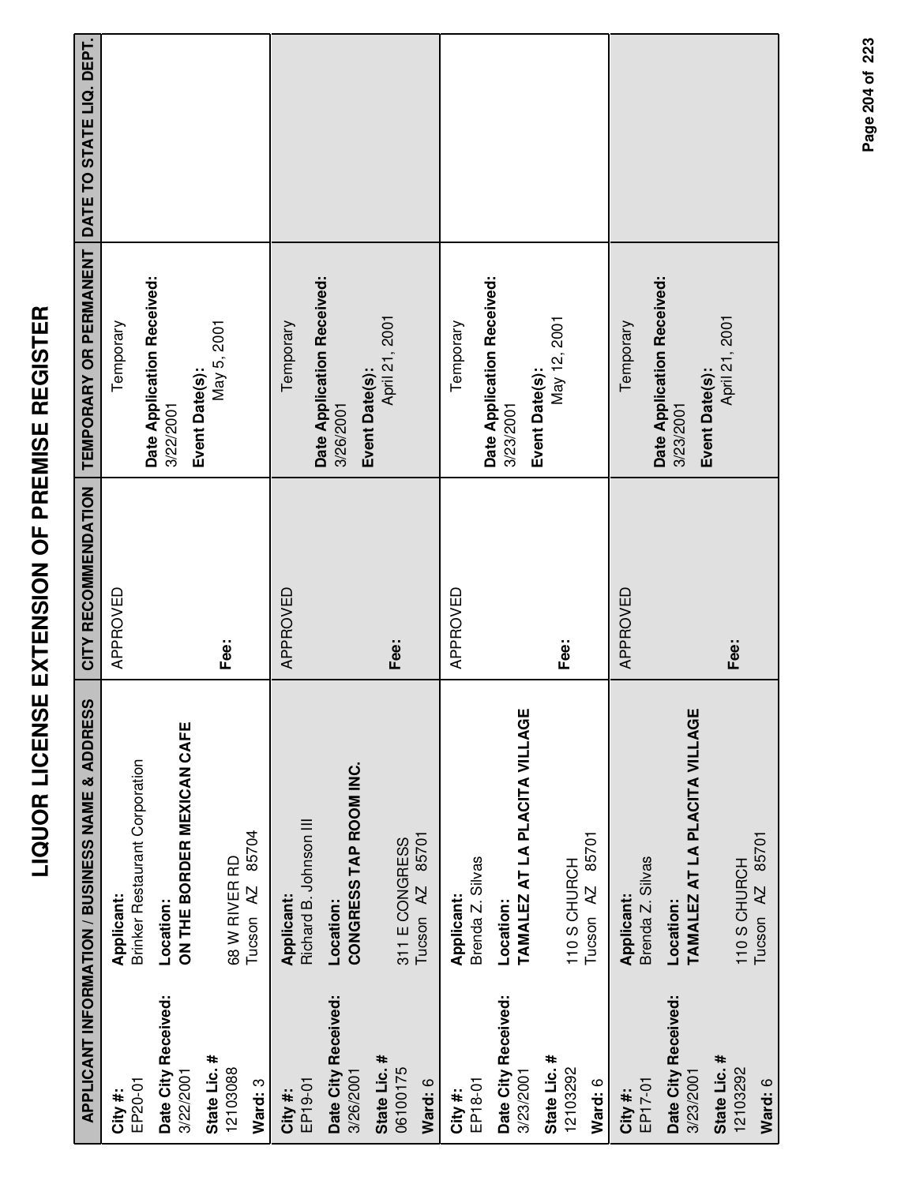# LIQUOR LICENSE EXTENSION OF PREMISE REGISTER

| APPLICANT INFORMATION / BUSINESS NAME & ADDRESS | | CITY RECOMMENDATION | TEMPORARY OR PERMANENT | DATE TO STATE LIQ. DEPT. |
|---|---|---|---|---|
| **City #:** EP20-01<br>**Date City Received:** 3/22/2001<br>**State Lic. #** 12103088<br>**Ward:** 3 | **Applicant:** Brinker Restaurant Corporation<br>**Location:** **ON THE BORDER MEXICAN CAFE**<br>68 W RIVER RD<br>Tucson AZ 85704 | APPROVED<br><br>**Fee:** | Temporary<br>**Date Application Received:** 3/22/2001<br>**Event Date(s):** May 5, 2001 | |
| **City #:** EP19-01<br>**Date City Received:** 3/26/2001<br>**State Lic. #** 06100175<br>**Ward:** 6 | **Applicant:** Richard B. Johnson III<br>**Location:** **CONGRESS TAP ROOM INC.**<br>311 E CONGRESS<br>Tucson AZ 85701 | APPROVED<br><br>**Fee:** | Temporary<br>**Date Application Received:** 3/26/2001<br>**Event Date(s):** April 21, 2001 | |
| **City #:** EP18-01<br>**Date City Received:** 3/23/2001<br>**State Lic. #** 12103292<br>**Ward:** 6 | **Applicant:** Brenda Z. Silvas<br>**Location:** **TAMALEZ AT LA PLACITA VILLAGE**<br>110 S CHURCH<br>Tucson AZ 85701 | APPROVED<br><br>**Fee:** | Temporary<br>**Date Application Received:** 3/23/2001<br>**Event Date(s):** May 12, 2001 | |
| **City #:** EP17-01<br>**Date City Received:** 3/23/2001<br>**State Lic. #** 12103292<br>**Ward:** 6 | **Applicant:** Brenda Z. Silvas<br>**Location:** **TAMALEZ AT LA PLACITA VILLAGE**<br>110 S CHURCH<br>Tucson AZ 85701 | APPROVED<br><br>**Fee:** | Temporary<br>**Date Application Received:** 3/23/2001<br>**Event Date(s):** April 21, 2001 | |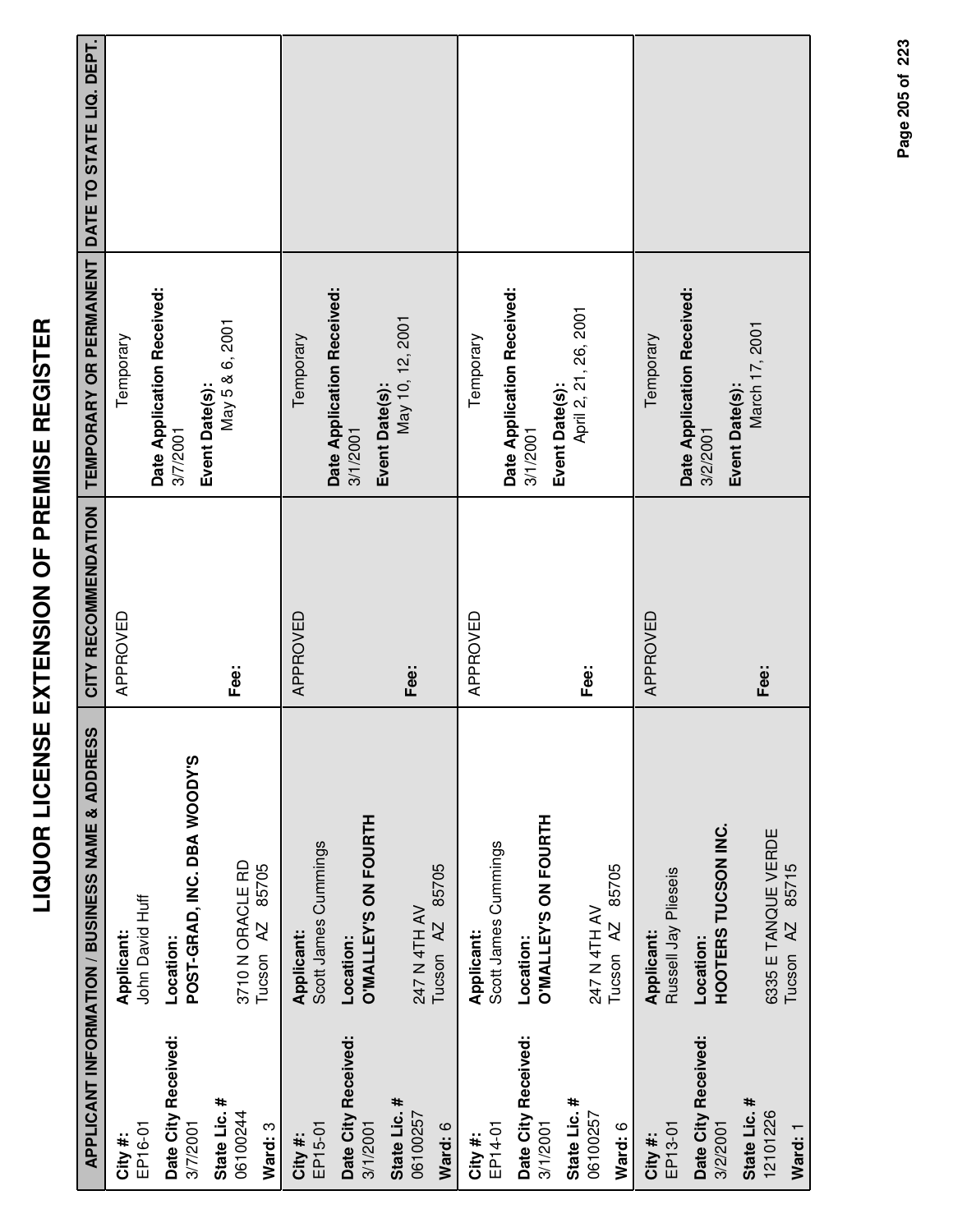# LIQUOR LICENSE EXTENSION OF PREMISE REGISTER

| APPLICANT INFORMATION / BUSINESS NAME & ADDRESS | | CITY RECOMMENDATION | TEMPORARY OR PERMANENT | DATE TO STATE LIQ. DEPT. |
|---|---|---|---|---|
| **City #:** EP16-01<br>**Date City Received:** 3/7/2001<br>**State Lic. #** 06100244<br>**Ward:** 3 | **Applicant:** John David Huff<br>**Location:** **POST-GRAD, INC. DBA WOODY'S**<br>3710 N ORACLE RD<br>Tucson AZ 85705 | APPROVED<br>**Fee:** | Temporary<br>**Date Application Received:** 3/7/2001<br>**Event Date(s):** May 5 & 6, 2001 | |
| **City #:** EP15-01<br>**Date City Received:** 3/1/2001<br>**State Lic. #** 06100257<br>**Ward:** 6 | **Applicant:** Scott James Cummings<br>**Location:** **O'MALLEY'S ON FOURTH**<br>247 N 4TH AV<br>Tucson AZ 85705 | APPROVED<br>**Fee:** | Temporary<br>**Date Application Received:** 3/1/2001<br>**Event Date(s):** May 10, 12, 2001 | |
| **City #:** EP14-01<br>**Date City Received:** 3/1/2001<br>**State Lic. #** 06100257<br>**Ward:** 6 | **Applicant:** Scott James Cummings<br>**Location:** **O'MALLEY'S ON FOURTH**<br>247 N 4TH AV<br>Tucson AZ 85705 | APPROVED<br>**Fee:** | Temporary<br>**Date Application Received:** 3/1/2001<br>**Event Date(s):** April 2, 21, 26, 2001 | |
| **City #:** EP13-01<br>**Date City Received:** 3/2/2001<br>**State Lic. #** 12101226<br>**Ward:** 1 | **Applicant:** Russell Jay Plieseis<br>**Location:** **HOOTERS TUCSON INC.**<br>6335 E TANQUE VERDE<br>Tucson AZ 85715 | APPROVED<br>**Fee:** | Temporary<br>**Date Application Received:** 3/2/2001<br>**Event Date(s):** March 17, 2001 | |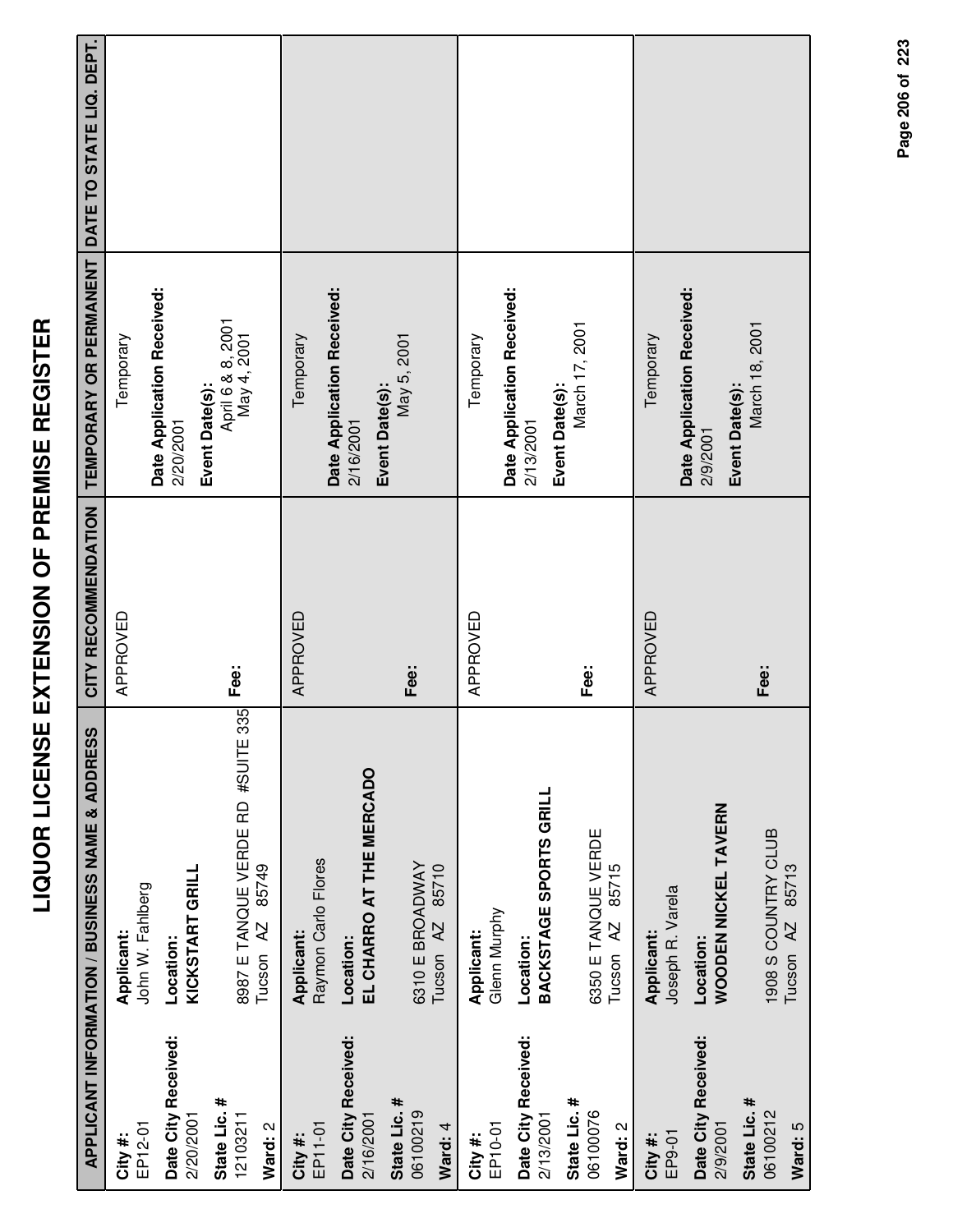# LIQUOR LICENSE EXTENSION OF PREMISE REGISTER

| APPLICANT INFORMATION / BUSINESS NAME & ADDRESS | | CITY RECOMMENDATION | TEMPORARY OR PERMANENT | DATE TO STATE LIQ. DEPT. |
|---|---|---|---|---|
| **City #:** EP12-01<br>**Date City Received:** 2/20/2001<br>**State Lic. #** 12103211<br>**Ward:** 2 | **Applicant:** John W. Fahlberg<br>**Location:** **KICKSTART GRILL**<br>8987 E TANQUE VERDE RD #SUITE 335<br>Tucson AZ 85749 | APPROVED<br>**Fee:** | Temporary<br>**Date Application Received:** 2/20/2001<br>**Event Date(s):** April 6 & 8, 2001 May 4, 2001 | |
| **City #:** EP11-01<br>**Date City Received:** 2/16/2001<br>**State Lic. #** 06100219<br>**Ward:** 4 | **Applicant:** Raymon Carlo Flores<br>**Location:** **EL CHARRO AT THE MERCADO**<br>6310 E BROADWAY<br>Tucson AZ 85710 | APPROVED<br>**Fee:** | Temporary<br>**Date Application Received:** 2/16/2001<br>**Event Date(s):** May 5, 2001 | |
| **City #:** EP10-01<br>**Date City Received:** 2/13/2001<br>**State Lic. #** 06100076<br>**Ward:** 2 | **Applicant:** Glenn Murphy<br>**Location:** **BACKSTAGE SPORTS GRILL**<br>6350 E TANQUE VERDE<br>Tucson AZ 85715 | APPROVED<br>**Fee:** | Temporary<br>**Date Application Received:** 2/13/2001<br>**Event Date(s):** March 17, 2001 | |
| **City #:** EP9-01<br>**Date City Received:** 2/9/2001<br>**State Lic. #** 06100212<br>**Ward:** 5 | **Applicant:** Joseph R. Varela<br>**Location:** **WOODEN NICKEL TAVERN**<br>1908 S COUNTRY CLUB<br>Tucson AZ 85713 | APPROVED<br>**Fee:** | Temporary<br>**Date Application Received:** 2/9/2001<br>**Event Date(s):** March 18, 2001 | |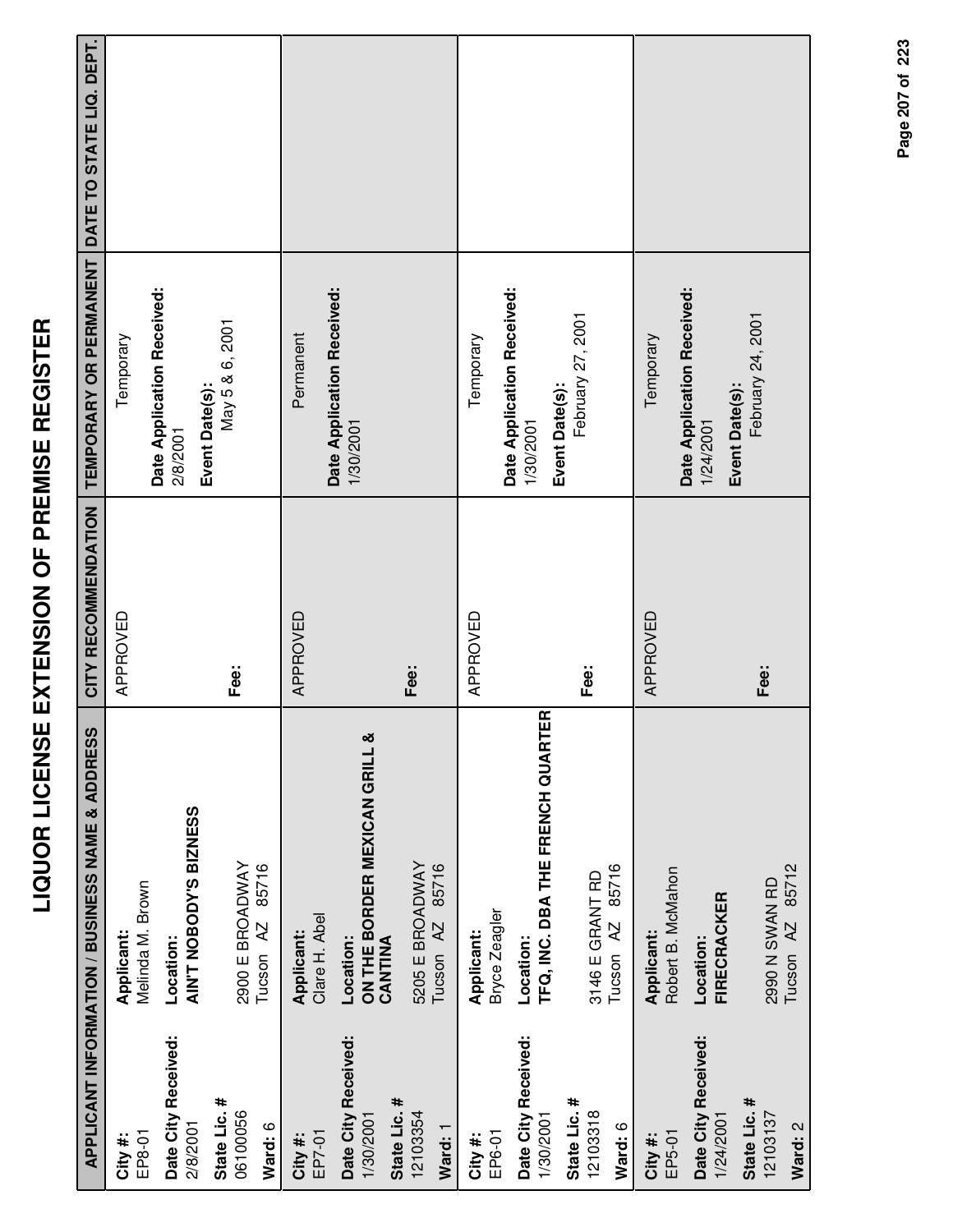# LIQUOR LICENSE EXTENSION OF PREMISE REGISTER

| APPLICANT INFORMATION / BUSINESS NAME & ADDRESS | | CITY RECOMMENDATION | TEMPORARY OR PERMANENT | DATE TO STATE LIQ. DEPT. |
|---|---|---|---|---|
| **City #:** EP8-01<br>**Date City Received:** 2/8/2001<br>**State Lic. #** 06100056<br>**Ward:** 6 | **Applicant:** Melinda M. Brown<br>**Location:** **AIN'T NOBODY'S BIZNESS**<br>2900 E BROADWAY<br>Tucson AZ 85716 | APPROVED<br>**Fee:** | Temporary<br>**Date Application Received:** 2/8/2001<br>**Event Date(s):** May 5 & 6, 2001 | |
| **City #:** EP7-01<br>**Date City Received:** 1/30/2001<br>**State Lic. #** 12103354<br>**Ward:** 1 | **Applicant:** Clare H. Abel<br>**Location:** **ON THE BORDER MEXICAN GRILL & CANTINA**<br>5205 E BROADWAY<br>Tucson AZ 85716 | APPROVED<br>**Fee:** | Permanent<br>**Date Application Received:** 1/30/2001 | |
| **City #:** EP6-01<br>**Date City Received:** 1/30/2001<br>**State Lic. #** 12103318<br>**Ward:** 6 | **Applicant:** Bryce Zeagler<br>**Location:** **TFQ, INC. DBA THE FRENCH QUARTER**<br>3146 E GRANT RD<br>Tucson AZ 85716 | APPROVED<br>**Fee:** | Temporary<br>**Date Application Received:** 1/30/2001<br>**Event Date(s):** February 27, 2001 | |
| **City #:** EP5-01<br>**Date City Received:** 1/24/2001<br>**State Lic. #** 12103137<br>**Ward:** 2 | **Applicant:** Robert B. McMahon<br>**Location:** **FIRECRACKER**<br>2990 N SWAN RD<br>Tucson AZ 85712 | APPROVED<br>**Fee:** | Temporary<br>**Date Application Received:** 1/24/2001<br>**Event Date(s):** February 24, 2001 | |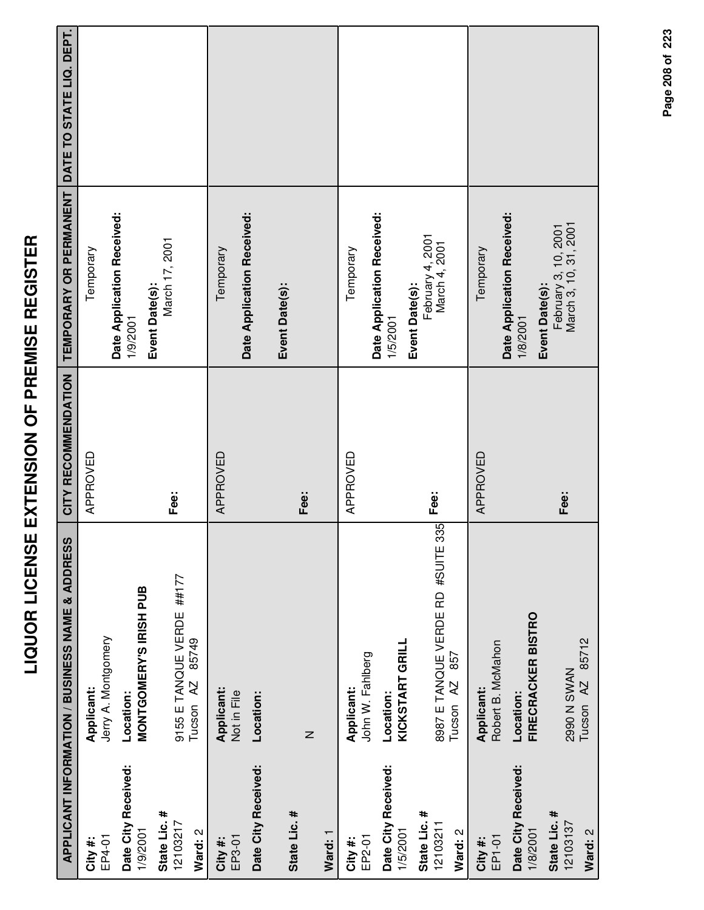# LIQUOR LICENSE EXTENSION OF PREMISE REGISTER

| APPLICANT INFORMATION / BUSINESS NAME & ADDRESS | | CITY RECOMMENDATION | TEMPORARY OR PERMANENT | DATE TO STATE LIQ. DEPT. |
|---|---|---|---|---|
| **City #:** EP4-01<br>**Date City Received:** 1/9/2001<br>**State Lic. #** 12103217<br>**Ward:** 2 | **Applicant:** Jerry A. Montgomery<br>**Location:** **MONTGOMERY'S IRISH PUB**<br>9155 E TANQUE VERDE ##177<br>Tucson AZ 85749 | APPROVED<br>**Fee:** | Temporary<br>**Date Application Received:** 1/9/2001<br>**Event Date(s):** March 17, 2001 | |
| **City #:** EP3-01<br>**Date City Received:**<br>**State Lic. #**<br>**Ward:** 1 | **Applicant:** Not in File<br>**Location:**<br>N | APPROVED<br>**Fee:** | Temporary<br>**Date Application Received:**<br>**Event Date(s):** | |
| **City #:** EP2-01<br>**Date City Received:** 1/5/2001<br>**State Lic. #** 12103211<br>**Ward:** 2 | **Applicant:** John W. Fahlberg<br>**Location:** **KICKSTART GRILL**<br>8987 E TANQUE VERDE RD #SUITE 335<br>Tucson AZ 857 | APPROVED<br>**Fee:** | Temporary<br>**Date Application Received:** 1/5/2001<br>**Event Date(s):** February 4, 2001<br>March 4, 2001 | |
| **City #:** EP1-01<br>**Date City Received:** 1/8/2001<br>**State Lic. #** 12103137<br>**Ward:** 2 | **Applicant:** Robert B. McMahon<br>**Location:** **FIRECRACKER BISTRO**<br>2990 N SWAN<br>Tucson AZ 85712 | APPROVED<br>**Fee:** | Temporary<br>**Date Application Received:** 1/8/2001<br>**Event Date(s):** February 3, 10, 2001<br>March 3, 10, 31, 2001 | |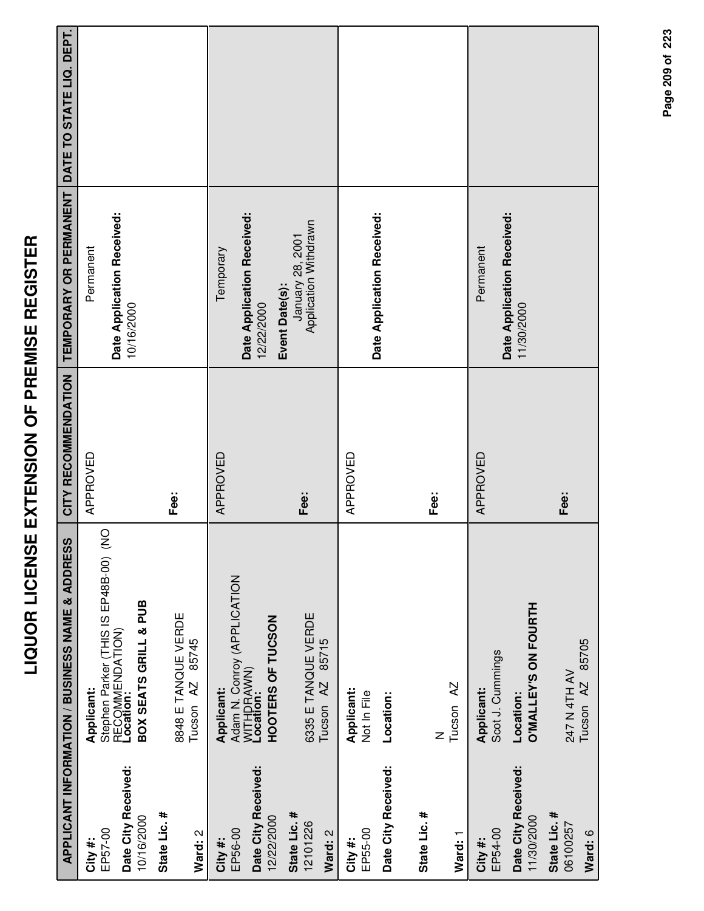# LIQUOR LICENSE EXTENSION OF PREMISE REGISTER

| APPLICANT INFORMATION / BUSINESS NAME & ADDRESS | | CITY RECOMMENDATION | TEMPORARY OR PERMANENT | DATE TO STATE LIQ. DEPT. |
|---|---|---|---|---|
| **City #:** EP57-00<br>**Date City Received:** 10/16/2000<br>**State Lic. #**<br>**Ward:** 2 | **Applicant:** Stephen Parker (THIS IS EP48B-00) (NO RECOMMENDATION)<br>**Location:** **BOX SEATS GRILL & PUB**<br>8848 E TANQUE VERDE<br>Tucson AZ 85745 | APPROVED<br><br>**Fee:** | Permanent<br>**Date Application Received:** 10/16/2000 | |
| **City #:** EP56-00<br>**Date City Received:** 12/22/2000<br>**State Lic. #** 12101226<br>**Ward:** 2 | **Applicant:** Adam N. Conroy (APPLICATION WITHDRAWN)<br>**Location:** **HOOTERS OF TUCSON**<br>6335 E TANQUE VERDE<br>Tucson AZ 85715 | APPROVED<br><br>**Fee:** | Temporary<br>**Date Application Received:** 12/22/2000<br>**Event Date(s):** January 28, 2001 Application Withdrawn | |
| **City #:** EP55-00<br>**Date City Received:**<br>**State Lic. #**<br>**Ward:** 1 | **Applicant:** Not In File<br>**Location:**<br>N<br>Tucson AZ | APPROVED<br><br>**Fee:** | **Date Application Received:** | |
| **City #:** EP54-00<br>**Date City Received:** 11/30/2000<br>**State Lic. #** 06100257<br>**Ward:** 6 | **Applicant:** Scot J. Cummings<br>**Location:** **O'MALLEY'S ON FOURTH**<br>247 N 4TH AV<br>Tucson AZ 85705 | APPROVED<br><br>**Fee:** | Permanent<br>**Date Application Received:** 11/30/2000 | |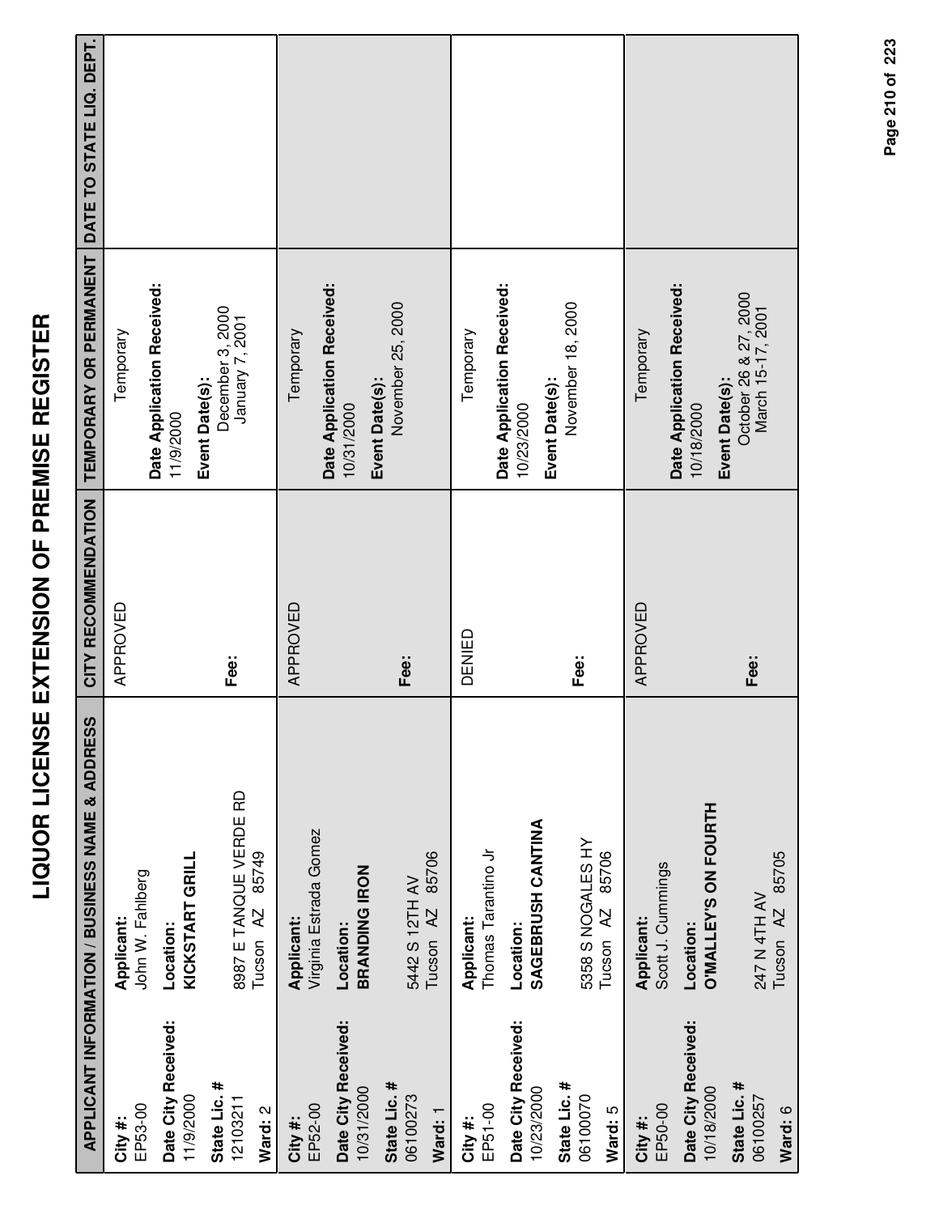# LIQUOR LICENSE EXTENSION OF PREMISE REGISTER

| APPLICANT INFORMATION / BUSINESS NAME & ADDRESS | | CITY RECOMMENDATION | TEMPORARY OR PERMANENT | DATE TO STATE LIQ. DEPT. |
|---|---|---|---|---|
| **City #:** EP53-00<br>**Date City Received:** 11/9/2000<br>**State Lic. #** 12103211<br>**Ward:** 2 | **Applicant:** John W. Fahlberg<br>**Location:** **KICKSTART GRILL**<br>8987 E TANQUE VERDE RD<br>Tucson AZ 85749 | APPROVED<br><br>**Fee:** | Temporary<br>**Date Application Received:** 11/9/2000<br>**Event Date(s):** December 3, 2000<br>January 7, 2001 | |
| **City #:** EP52-00<br>**Date City Received:** 10/31/2000<br>**State Lic. #** 06100273<br>**Ward:** 1 | **Applicant:** Virginia Estrada Gomez<br>**Location:** **BRANDING IRON**<br>5442 S 12TH AV<br>Tucson AZ 85706 | APPROVED<br><br>**Fee:** | Temporary<br>**Date Application Received:** 10/31/2000<br>**Event Date(s):** November 25, 2000 | |
| **City #:** EP51-00<br>**Date City Received:** 10/23/2000<br>**State Lic. #** 06100070<br>**Ward:** 5 | **Applicant:** Thomas Tarantino Jr<br>**Location:** **SAGEBRUSH CANTINA**<br>5358 S NOGALES HY<br>Tucson AZ 85706 | DENIED<br><br>**Fee:** | Temporary<br>**Date Application Received:** 10/23/2000<br>**Event Date(s):** November 18, 2000 | |
| **City #:** EP50-00<br>**Date City Received:** 10/18/2000<br>**State Lic. #** 06100257<br>**Ward:** 6 | **Applicant:** Scott J. Cummings<br>**Location:** **O'MALLEY'S ON FOURTH**<br>247 N 4TH AV<br>Tucson AZ 85705 | APPROVED<br><br>**Fee:** | Temporary<br>**Date Application Received:** 10/18/2000<br>**Event Date(s):** October 26 & 27, 2000<br>March 15-17, 2001 | |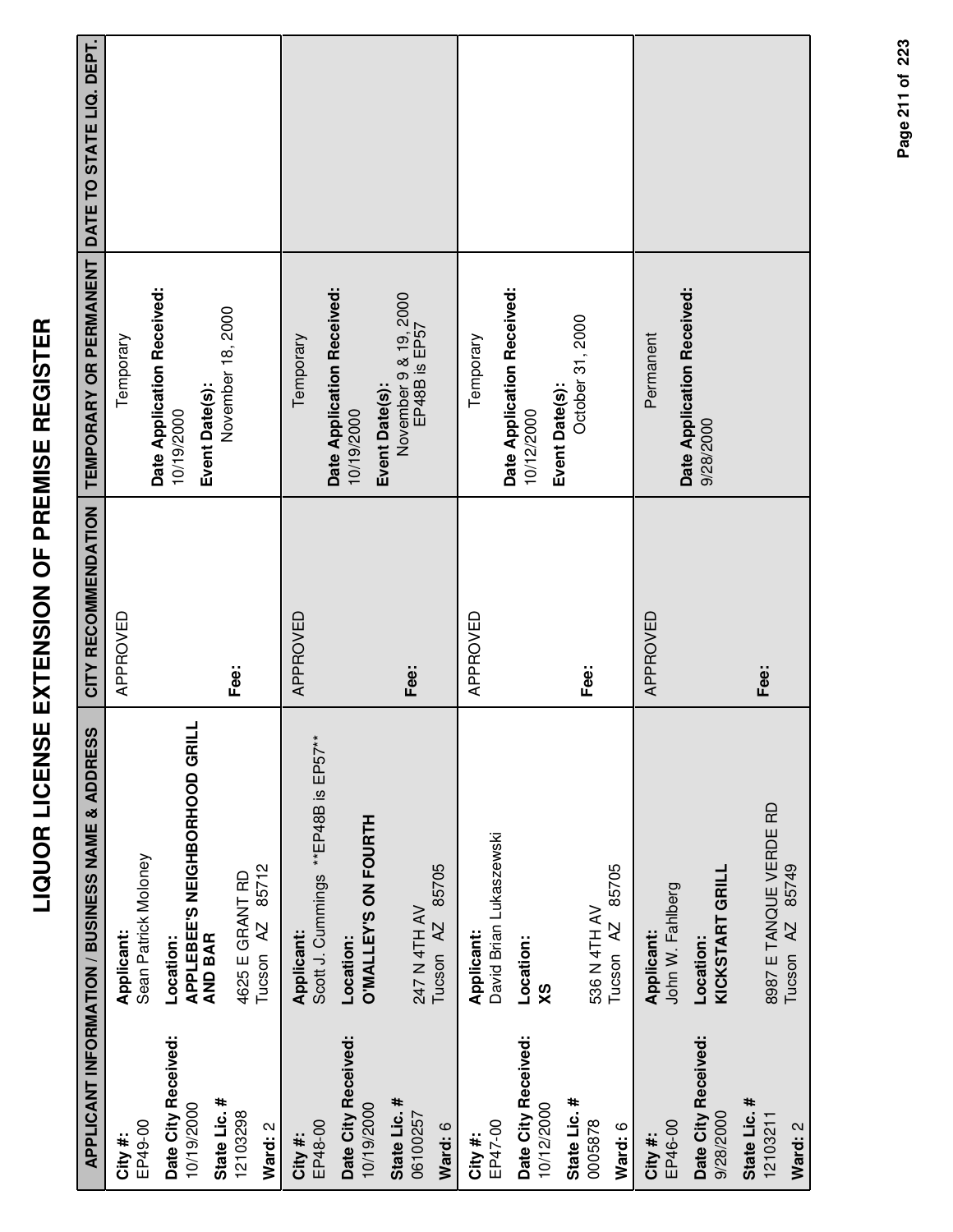# LIQUOR LICENSE EXTENSION OF PREMISE REGISTER

| APPLICANT INFORMATION / BUSINESS NAME & ADDRESS | | CITY RECOMMENDATION | TEMPORARY OR PERMANENT | DATE TO STATE LIQ. DEPT. |
|---|---|---|---|---|
| **City #:** EP49-00<br>**Date City Received:** 10/19/2000<br>**State Lic. #** 12103298<br>**Ward:** 2 | **Applicant:** Sean Patrick Moloney<br>**Location:** **APPLEBEE'S NEIGHBORHOOD GRILL AND BAR**<br>4625 E GRANT RD<br>Tucson AZ 85712 | APPROVED<br>**Fee:** | Temporary<br>**Date Application Received:** 10/19/2000<br>**Event Date(s):** November 18, 2000 | |
| **City #:** EP48-00<br>**Date City Received:** 10/19/2000<br>**State Lic. #** 06100257<br>**Ward:** 6 | **Applicant:** Scott J. Cummings \*\*EP48B is EP57\*\*<br>**Location:** **O'MALLEY'S ON FOURTH**<br>247 N 4TH AV<br>Tucson AZ 85705 | APPROVED<br>**Fee:** | Temporary<br>**Date Application Received:** 10/19/2000<br>**Event Date(s):** November 9 & 19, 2000 EP48B is EP57 | |
| **City #:** EP47-00<br>**Date City Received:** 10/12/2000<br>**State Lic. #** 0005878<br>**Ward:** 6 | **Applicant:** David Brian Lukaszewski<br>**Location:** **XS**<br>536 N 4TH AV<br>Tucson AZ 85705 | APPROVED<br>**Fee:** | Temporary<br>**Date Application Received:** 10/12/2000<br>**Event Date(s):** October 31, 2000 | |
| **City #:** EP46-00<br>**Date City Received:** 9/28/2000<br>**State Lic. #** 12103211<br>**Ward:** 2 | **Applicant:** John W. Fahlberg<br>**Location:** **KICKSTART GRILL**<br>8987 E TANQUE VERDE RD<br>Tucson AZ 85749 | APPROVED<br>**Fee:** | Permanent<br>**Date Application Received:** 9/28/2000 | |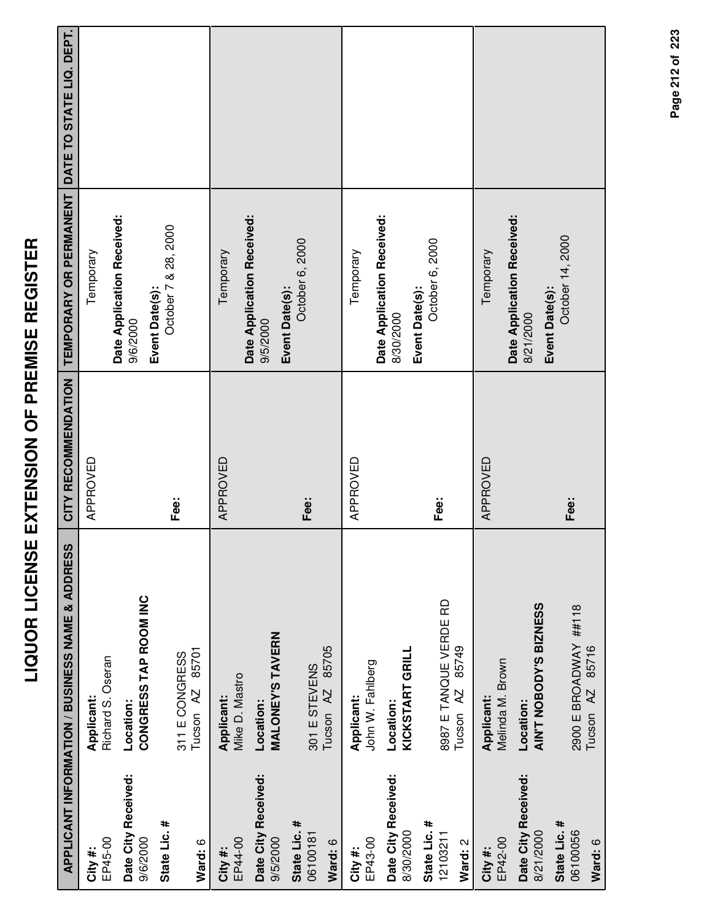# LIQUOR LICENSE EXTENSION OF PREMISE REGISTER

| APPLICANT INFORMATION / BUSINESS NAME & ADDRESS | | CITY RECOMMENDATION | TEMPORARY OR PERMANENT | DATE TO STATE LIQ. DEPT. |
|---|---|---|---|---|
| **City #:** EP45-00<br>**Date City Received:** 9/6/2000<br>**State Lic. #**<br><br>**Ward:** 6 | **Applicant:** Richard S. Oseran<br>**Location:** **CONGRESS TAP ROOM INC**<br><br>311 E CONGRESS<br>Tucson AZ 85701 | APPROVED<br><br>**Fee:** | Temporary<br>**Date Application Received:** 9/6/2000<br>**Event Date(s):** October 7 & 28, 2000 | |
| **City #:** EP44-00<br>**Date City Received:** 9/5/2000<br>**State Lic. #** 06100181<br>**Ward:** 6 | **Applicant:** Mike D. Mastro<br>**Location:** **MALONEY'S TAVERN**<br><br>301 E STEVENS<br>Tucson AZ 85705 | APPROVED<br><br>**Fee:** | Temporary<br>**Date Application Received:** 9/5/2000<br>**Event Date(s):** October 6, 2000 | |
| **City #:** EP43-00<br>**Date City Received:** 8/30/2000<br>**State Lic. #** 12103211<br>**Ward:** 2 | **Applicant:** John W. Fahlberg<br>**Location:** **KICKSTART GRILL**<br><br>8987 E TANQUE VERDE RD<br>Tucson AZ 85749 | APPROVED<br><br>**Fee:** | Temporary<br>**Date Application Received:** 8/30/2000<br>**Event Date(s):** October 6, 2000 | |
| **City #:** EP42-00<br>**Date City Received:** 8/21/2000<br>**State Lic. #** 06100056<br>**Ward:** 6 | **Applicant:** Melinda M. Brown<br>**Location:** **AIN'T NOBODY'S BIZNESS**<br><br>2900 E BROADWAY ##118<br>Tucson AZ 85716 | APPROVED<br><br>**Fee:** | Temporary<br>**Date Application Received:** 8/21/2000<br>**Event Date(s):** October 14, 2000 | |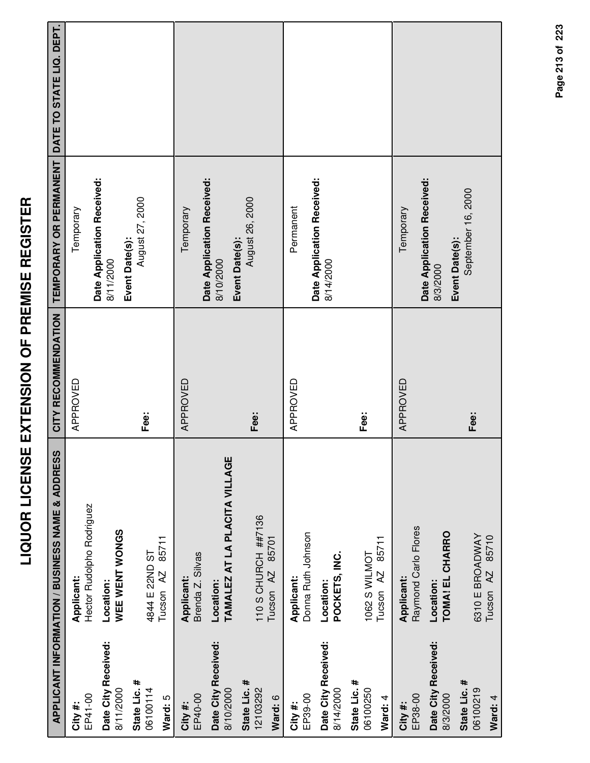# LIQUOR LICENSE EXTENSION OF PREMISE REGISTER

| APPLICANT INFORMATION / BUSINESS NAME & ADDRESS | | CITY RECOMMENDATION | TEMPORARY OR PERMANENT | DATE TO STATE LIQ. DEPT. |
|---|---|---|---|---|
| **City #:** EP41-00<br>**Date City Received:** 8/11/2000<br>**State Lic. #** 06100114<br>**Ward:** 5 | **Applicant:** Hector Rudolpho Rodriguez<br>**Location:** **WEE WENT WONGS**<br>4844 E 22ND ST<br>Tucson AZ 85711 | APPROVED<br><br>**Fee:** | Temporary<br>**Date Application Received:** 8/11/2000<br>**Event Date(s):** August 27, 2000 | |
| **City #:** EP40-00<br>**Date City Received:** 8/10/2000<br>**State Lic. #** 12103292<br>**Ward:** 6 | **Applicant:** Brenda Z. Silvas<br>**Location:** **TAMALEZ AT LA PLACITA VILLAGE**<br>110 S CHURCH ##7136<br>Tucson AZ 85701 | APPROVED<br><br>**Fee:** | Temporary<br>**Date Application Received:** 8/10/2000<br>**Event Date(s):** August 26, 2000 | |
| **City #:** EP39-00<br>**Date City Received:** 8/14/2000<br>**State Lic. #** 06100250<br>**Ward:** 4 | **Applicant:** Donna Ruth Johnson<br>**Location:** **POCKETS, INC.**<br>1062 S WILMOT<br>Tucson AZ 85711 | APPROVED<br><br>**Fee:** | Permanent<br>**Date Application Received:** 8/14/2000 | |
| **City #:** EP38-00<br>**Date City Received:** 8/3/2000<br>**State Lic. #** 06100219<br>**Ward:** 4 | **Applicant:** Raymond Carlo Flores<br>**Location:** **TOMA! EL CHARRO**<br>6310 E BROADWAY<br>Tucson AZ 85710 | APPROVED<br><br>**Fee:** | Temporary<br>**Date Application Received:** 8/3/2000<br>**Event Date(s):** September 16, 2000 | |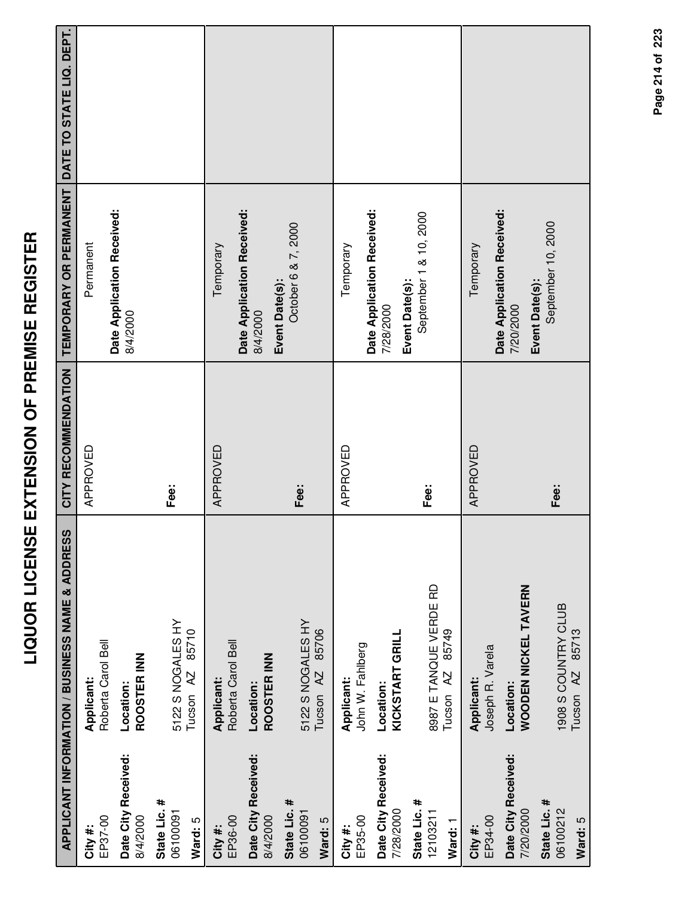# LIQUOR LICENSE EXTENSION OF PREMISE REGISTER

| APPLICANT INFORMATION / BUSINESS NAME & ADDRESS | | CITY RECOMMENDATION | TEMPORARY OR PERMANENT | DATE TO STATE LIQ. DEPT. |
|---|---|---|---|---|
| **City #:** EP37-00<br>**Date City Received:** 8/4/2000<br>**State Lic. #** 06100091<br>**Ward:** 5 | **Applicant:** Roberta Carol Bell<br>**Location:** **ROOSTER INN**<br>5122 S NOGALES HY<br>Tucson AZ 85710 | APPROVED<br><br>**Fee:** | Permanent<br>**Date Application Received:** 8/4/2000 | |
| **City #:** EP36-00<br>**Date City Received:** 8/4/2000<br>**State Lic. #** 06100091<br>**Ward:** 5 | **Applicant:** Roberta Carol Bell<br>**Location:** **ROOSTER INN**<br>5122 S NOGALES HY<br>Tucson AZ 85706 | APPROVED<br><br>**Fee:** | Temporary<br>**Date Application Received:** 8/4/2000<br>**Event Date(s):** October 6 & 7, 2000 | |
| **City #:** EP35-00<br>**Date City Received:** 7/28/2000<br>**State Lic. #** 12103211<br>**Ward:** 1 | **Applicant:** John W. Fahlberg<br>**Location:** **KICKSTART GRILL**<br>8987 E TANQUE VERDE RD<br>Tucson AZ 85749 | APPROVED<br><br>**Fee:** | Temporary<br>**Date Application Received:** 7/28/2000<br>**Event Date(s):** September 1 & 10, 2000 | |
| **City #:** EP34-00<br>**Date City Received:** 7/20/2000<br>**State Lic. #** 06100212<br>**Ward:** 5 | **Applicant:** Joseph R. Varela<br>**Location:** **WOODEN NICKEL TAVERN**<br>1908 S COUNTRY CLUB<br>Tucson AZ 85713 | APPROVED<br><br>**Fee:** | Temporary<br>**Date Application Received:** 7/20/2000<br>**Event Date(s):** September 10, 2000 | |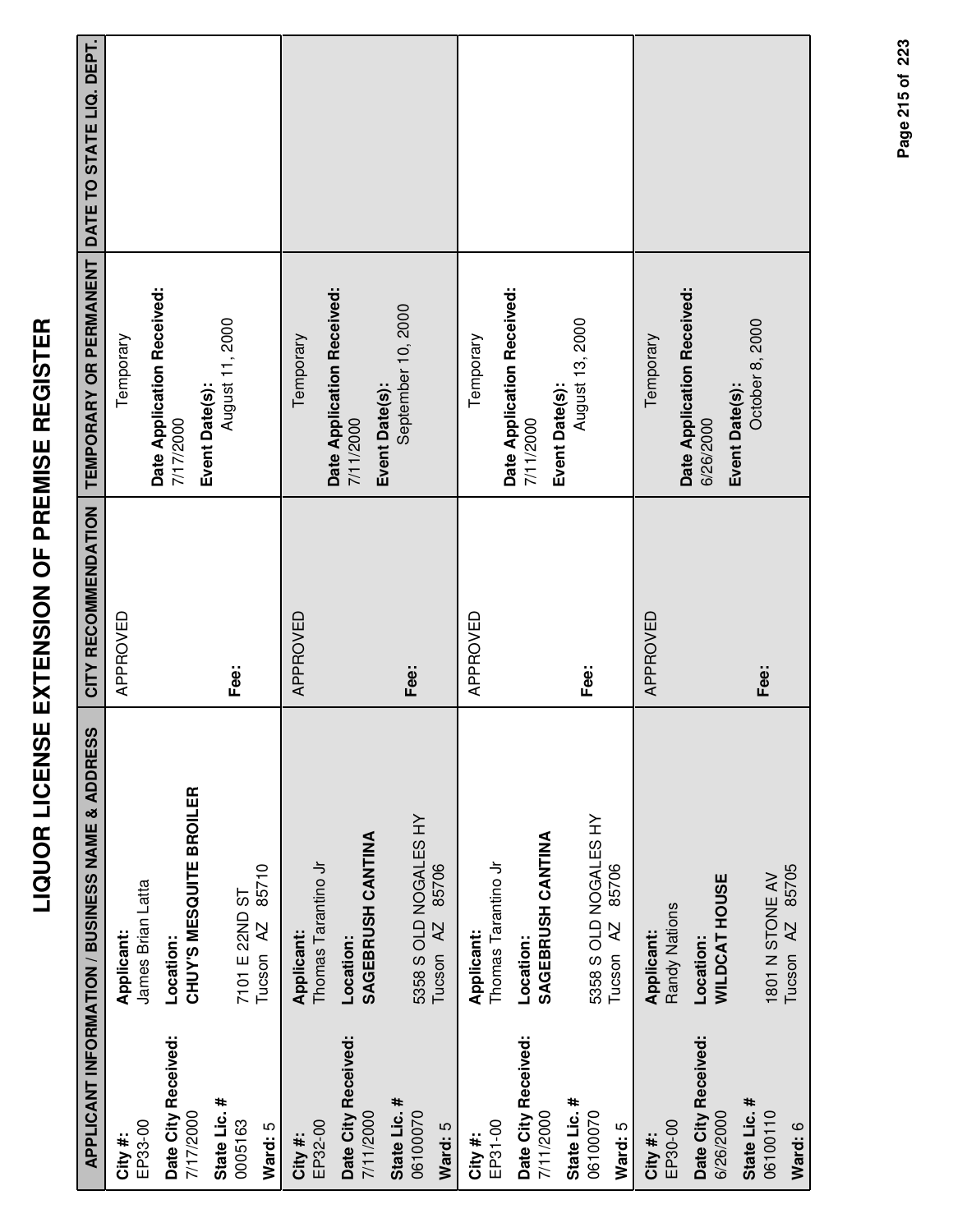# LIQUOR LICENSE EXTENSION OF PREMISE REGISTER

| APPLICANT INFORMATION / BUSINESS NAME & ADDRESS | | CITY RECOMMENDATION | TEMPORARY OR PERMANENT | DATE TO STATE LIQ. DEPT. |
|---|---|---|---|---|
| **City #:** EP33-00<br>**Date City Received:** 7/17/2000<br>**State Lic. #** 0005163<br>**Ward:** 5 | **Applicant:** James Brian Latta<br>**Location:** **CHUY'S MESQUITE BROILER**<br>7101 E 22ND ST<br>Tucson AZ 85710 | APPROVED<br><br>**Fee:** | Temporary<br>**Date Application Received:** 7/17/2000<br>**Event Date(s):** August 11, 2000 | |
| **City #:** EP32-00<br>**Date City Received:** 7/11/2000<br>**State Lic. #** 06100070<br>**Ward:** 5 | **Applicant:** Thomas Tarantino Jr<br>**Location:** **SAGEBRUSH CANTINA**<br>5358 S OLD NOGALES HY<br>Tucson AZ 85706 | APPROVED<br><br>**Fee:** | Temporary<br>**Date Application Received:** 7/11/2000<br>**Event Date(s):** September 10, 2000 | |
| **City #:** EP31-00<br>**Date City Received:** 7/11/2000<br>**State Lic. #** 06100070<br>**Ward:** 5 | **Applicant:** Thomas Tarantino Jr<br>**Location:** **SAGEBRUSH CANTINA**<br>5358 S OLD NOGALES HY<br>Tucson AZ 85706 | APPROVED<br><br>**Fee:** | Temporary<br>**Date Application Received:** 7/11/2000<br>**Event Date(s):** August 13, 2000 | |
| **City #:** EP30-00<br>**Date City Received:** 6/26/2000<br>**State Lic. #** 06100110<br>**Ward:** 6 | **Applicant:** Randy Nations<br>**Location:** **WILDCAT HOUSE**<br>1801 N STONE AV<br>Tucson AZ 85705 | APPROVED<br><br>**Fee:** | Temporary<br>**Date Application Received:** 6/26/2000<br>**Event Date(s):** October 8, 2000 | |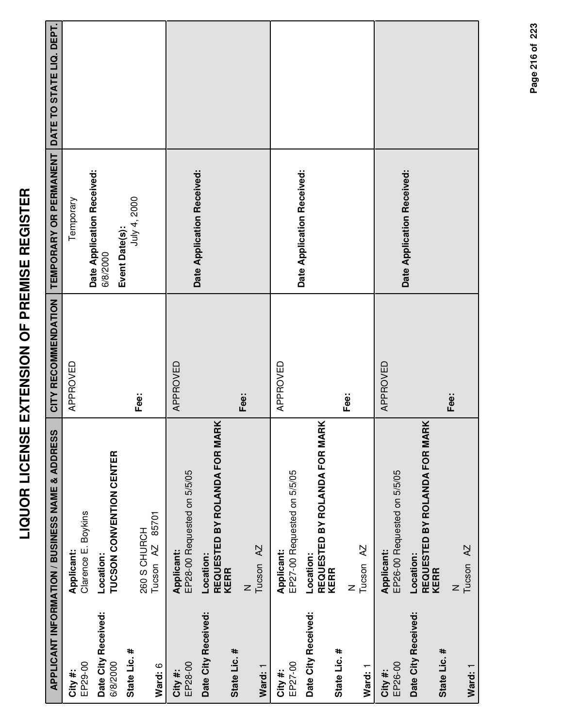# LIQUOR LICENSE EXTENSION OF PREMISE REGISTER

| APPLICANT INFORMATION / BUSINESS NAME & ADDRESS | | CITY RECOMMENDATION | TEMPORARY OR PERMANENT | DATE TO STATE LIQ. DEPT. |
|---|---|---|---|---|
| **City #:** EP29-00<br>**Date City Received:** 6/8/2000<br>**State Lic. #**<br>**Ward:** 6 | **Applicant:** Clarence E. Boykins<br>**Location:** **TUCSON CONVENTION CENTER**<br>260 S CHURCH<br>Tucson AZ 85701 | APPROVED<br>**Fee:** | Temporary<br>**Date Application Received:** 6/8/2000<br>**Event Date(s):** July 4, 2000 | |
| **City #:** EP28-00<br>**Date City Received:**<br>**State Lic. #**<br>**Ward:** 1 | **Applicant:** EP28-00 Requested on 5/5/05<br>**Location:** **REQUESTED BY ROLANDA FOR MARK KERR**<br>N<br>Tucson AZ | APPROVED<br>**Fee:** | **Date Application Received:** | |
| **City #:** EP27-00<br>**Date City Received:**<br>**State Lic. #**<br>**Ward:** 1 | **Applicant:** EP27-00 Requested on 5/5/05<br>**Location:** **REQUESTED BY ROLANDA FOR MARK KERR**<br>N<br>Tucson AZ | APPROVED<br>**Fee:** | **Date Application Received:** | |
| **City #:** EP26-00<br>**Date City Received:**<br>**State Lic. #**<br>**Ward:** 1 | **Applicant:** EP26-00 Requested on 5/5/05<br>**Location:** **REQUESTED BY ROLANDA FOR MARK KERR**<br>N<br>Tucson AZ | APPROVED<br>**Fee:** | **Date Application Received:** | |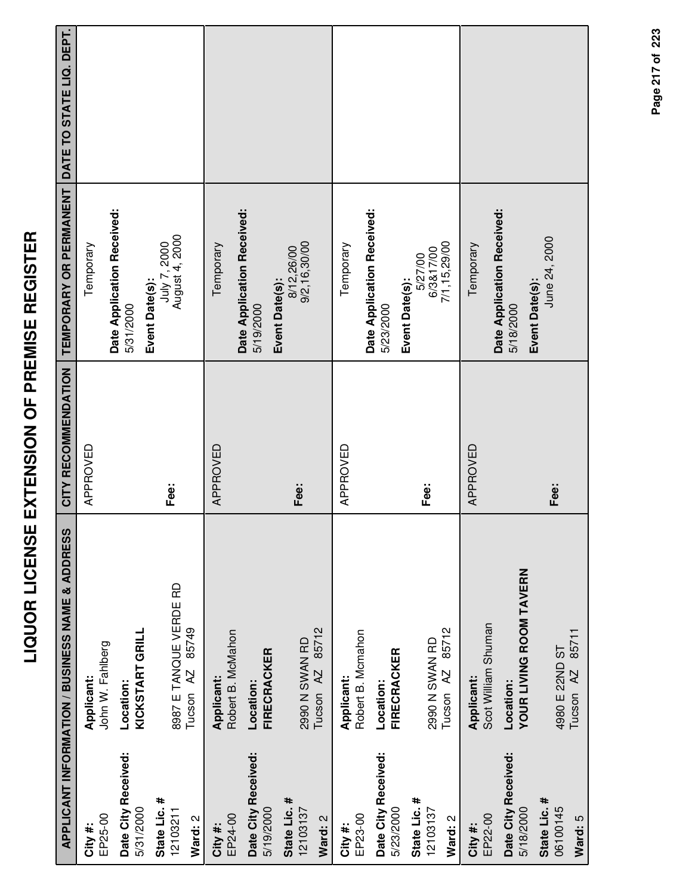# LIQUOR LICENSE EXTENSION OF PREMISE REGISTER

| APPLICANT INFORMATION / BUSINESS NAME & ADDRESS | | CITY RECOMMENDATION | TEMPORARY OR PERMANENT | DATE TO STATE LIQ. DEPT. |
|---|---|---|---|---|
| **City #:** EP25-00<br>**Date City Received:** 5/31/2000<br>**State Lic. #** 12103211<br>**Ward:** 2 | **Applicant:** John W. Fahlberg<br>**Location:** **KICKSTART GRILL**<br>8987 E TANQUE VERDE RD<br>Tucson AZ 85749 | APPROVED<br><br>**Fee:** | Temporary<br>**Date Application Received:** 5/31/2000<br>**Event Date(s):** July 7, 2000<br>August 4, 2000 | |
| **City #:** EP24-00<br>**Date City Received:** 5/19/2000<br>**State Lic. #** 12103137<br>**Ward:** 2 | **Applicant:** Robert B. McMahon<br>**Location:** **FIRECRACKER**<br>2990 N SWAN RD<br>Tucson AZ 85712 | APPROVED<br><br>**Fee:** | Temporary<br>**Date Application Received:** 5/19/2000<br>**Event Date(s):** 8/12,26/00<br>9/2,16,30/00 | |
| **City #:** EP23-00<br>**Date City Received:** 5/23/2000<br>**State Lic. #** 12103137<br>**Ward:** 2 | **Applicant:** Robert B. Mcmahon<br>**Location:** **FIRECRACKER**<br>2990 N SWAN RD<br>Tucson AZ 85712 | APPROVED<br><br>**Fee:** | Temporary<br>**Date Application Received:** 5/23/2000<br>**Event Date(s):** 5/27/00<br>6/3&17/00<br>7/1,15,29/00 | |
| **City #:** EP22-00<br>**Date City Received:** 5/18/2000<br>**State Lic. #** 06100145<br>**Ward:** 5 | **Applicant:** Scot William Shuman<br>**Location:** **YOUR LIVING ROOM TAVERN**<br>4980 E 22ND ST<br>Tucson AZ 85711 | APPROVED<br><br>**Fee:** | Temporary<br>**Date Application Received:** 5/18/2000<br>**Event Date(s):** June 24, 2000 | |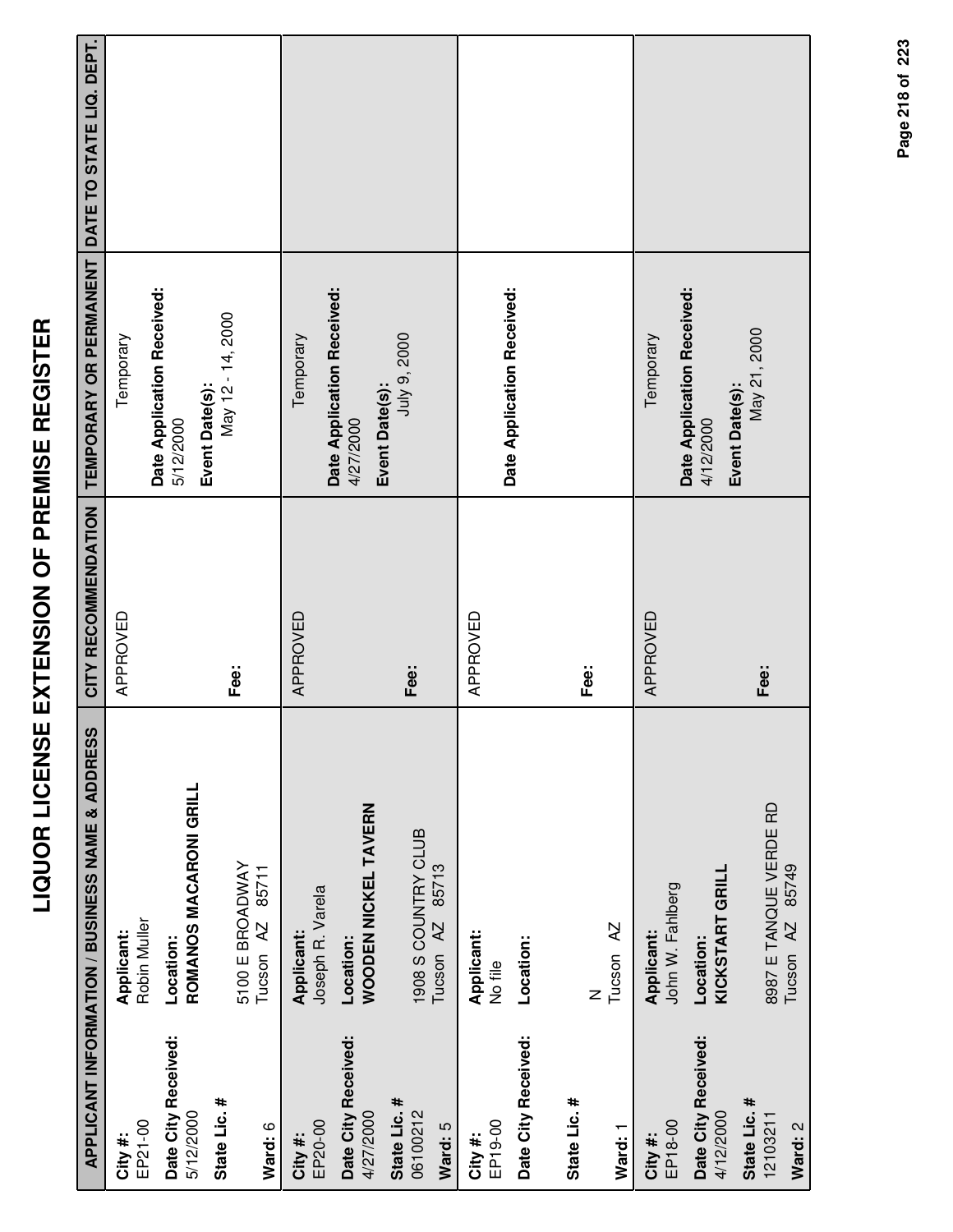# LIQUOR LICENSE EXTENSION OF PREMISE REGISTER

| APPLICANT INFORMATION / BUSINESS NAME & ADDRESS | | CITY RECOMMENDATION | TEMPORARY OR PERMANENT | DATE TO STATE LIQ. DEPT. |
|---|---|---|---|---|
| **City #:** EP21-00<br>**Date City Received:** 5/12/2000<br>**State Lic. #**<br>**Ward:** 6 | **Applicant:** Robin Muller<br>**Location:** **ROMANOS MACARONI GRILL**<br>5100 E BROADWAY<br>Tucson AZ 85711 | APPROVED<br>**Fee:** | Temporary<br>**Date Application Received:** 5/12/2000<br>**Event Date(s):** May 12 - 14, 2000 | |
| **City #:** EP20-00<br>**Date City Received:** 4/27/2000<br>**State Lic. #** 06100212<br>**Ward:** 5 | **Applicant:** Joseph R. Varela<br>**Location:** **WOODEN NICKEL TAVERN**<br>1908 S COUNTRY CLUB<br>Tucson AZ 85713 | APPROVED<br>**Fee:** | Temporary<br>**Date Application Received:** 4/27/2000<br>**Event Date(s):** July 9, 2000 | |
| **City #:** EP19-00<br>**Date City Received:**<br>**State Lic. #**<br>**Ward:** 1 | **Applicant:** No file<br>**Location:**<br>N<br>Tucson AZ | APPROVED<br>**Fee:** | **Date Application Received:** | |
| **City #:** EP18-00<br>**Date City Received:** 4/12/2000<br>**State Lic. #** 12103211<br>**Ward:** 2 | **Applicant:** John W. Fahlberg<br>**Location:** **KICKSTART GRILL**<br>8987 E TANQUE VERDE RD<br>Tucson AZ 85749 | APPROVED<br>**Fee:** | Temporary<br>**Date Application Received:** 4/12/2000<br>**Event Date(s):** May 21, 2000 | |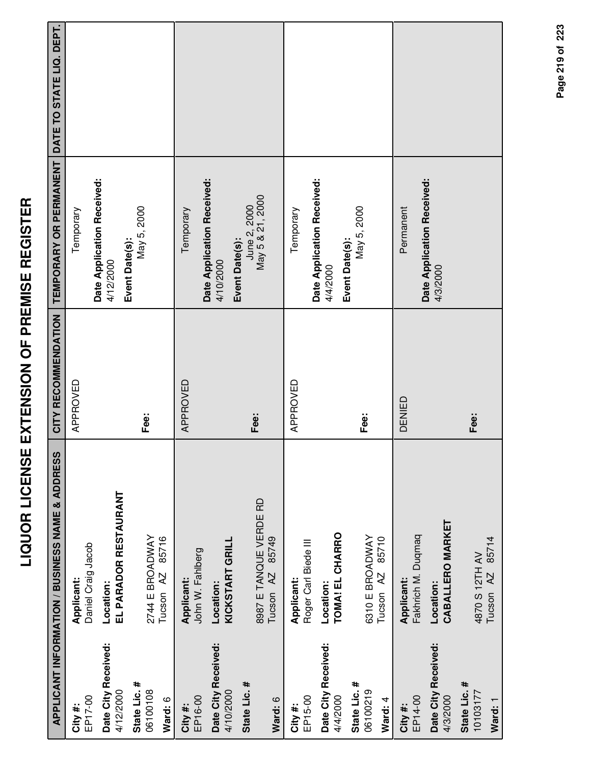# LIQUOR LICENSE EXTENSION OF PREMISE REGISTER

| APPLICANT INFORMATION / BUSINESS NAME & ADDRESS | CITY RECOMMENDATION | TEMPORARY OR PERMANENT | DATE TO STATE LIQ. DEPT. |
|---|---|---|---|
| **City #:** EP17-00<br>**Date City Received:** 4/12/2000<br>**State Lic. #** 06100108<br>**Ward:** 6<br>**Applicant:** Daniel Craig Jacob<br>**Location:** **EL PARADOR RESTAURANT**<br>2744 E BROADWAY<br>Tucson AZ 85716 | APPROVED<br><br>**Fee:** | Temporary<br>**Date Application Received:** 4/12/2000<br>**Event Date(s):** May 5, 2000 | |
| **City #:** EP16-00<br>**Date City Received:** 4/10/2000<br>**State Lic. #**<br>**Ward:** 6<br>**Applicant:** John W. Fahlberg<br>**Location:** **KICKSTART GRILL**<br>8987 E TANQUE VERDE RD<br>Tucson AZ 85749 | APPROVED<br><br>**Fee:** | Temporary<br>**Date Application Received:** 4/10/2000<br>**Event Date(s):** June 2, 2000<br>May 5 & 21, 2000 | |
| **City #:** EP15-00<br>**Date City Received:** 4/4/2000<br>**State Lic. #** 06100219<br>**Ward:** 4<br>**Applicant:** Roger Carl Biede III<br>**Location:** **TOMA! EL CHARRO**<br>6310 E BROADWAY<br>Tucson AZ 85710 | APPROVED<br><br>**Fee:** | Temporary<br>**Date Application Received:** 4/4/2000<br>**Event Date(s):** May 5, 2000 | |
| **City #:** EP14-00<br>**Date City Received:** 4/3/2000<br>**State Lic. #** 10103177<br>**Ward:** 1<br>**Applicant:** Fakhrich M. Duqmaq<br>**Location:** **CABALLERO MARKET**<br>4870 S 12TH AV<br>Tucson AZ 85714 | DENIED<br><br>**Fee:** | Permanent<br>**Date Application Received:** 4/3/2000 | |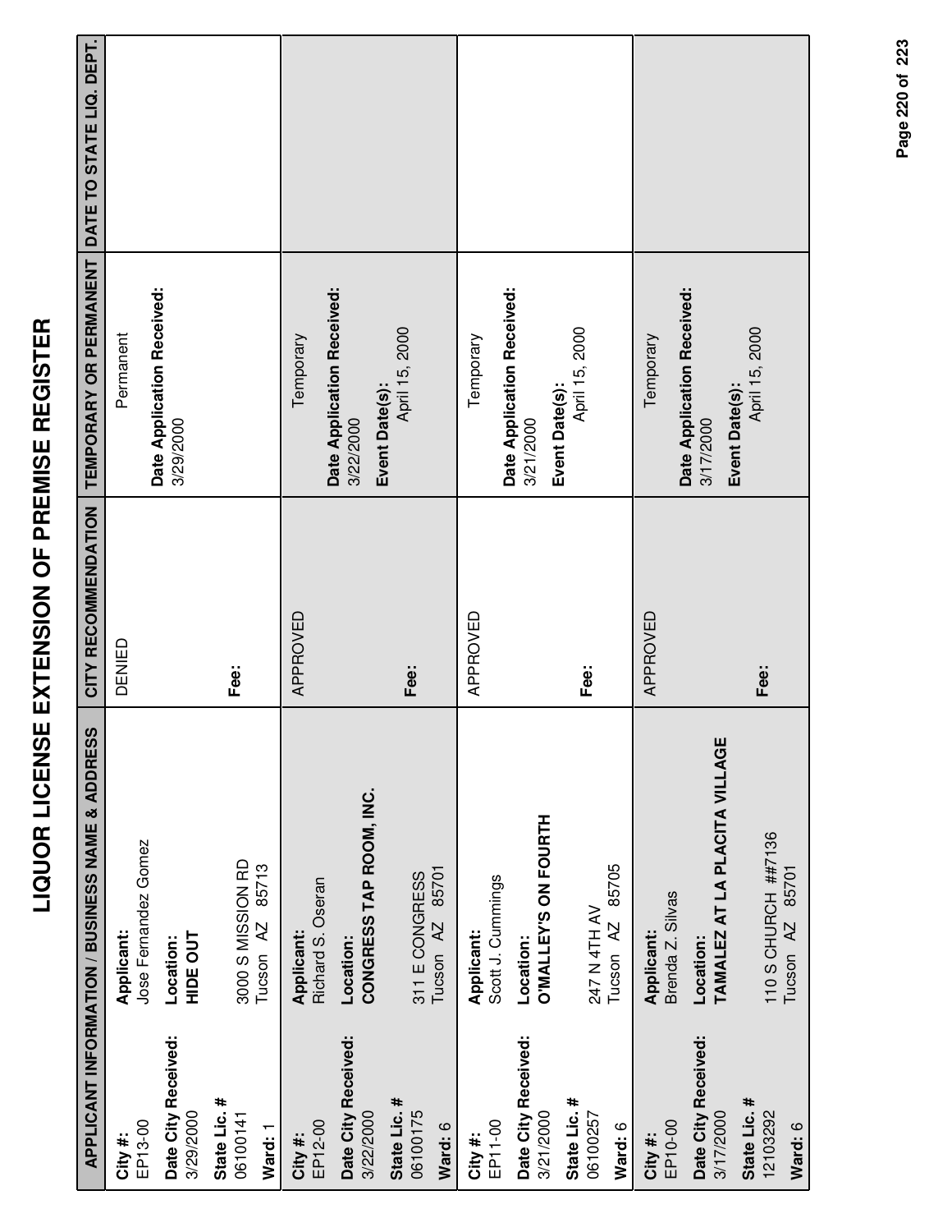# LIQUOR LICENSE EXTENSION OF PREMISE REGISTER

| APPLICANT INFORMATION / BUSINESS NAME & ADDRESS | | CITY RECOMMENDATION | TEMPORARY OR PERMANENT | DATE TO STATE LIQ. DEPT. |
|---|---|---|---|---|
| **City #:** EP13-00<br>**Date City Received:** 3/29/2000<br>**State Lic. #** 06100141<br>**Ward:** 1 | **Applicant:** Jose Fernandez Gomez<br>**Location:** **HIDE OUT**<br>3000 S MISSION RD<br>Tucson AZ 85713 | DENIED<br>**Fee:** | Permanent<br>**Date Application Received:** 3/29/2000 | |
| **City #:** EP12-00<br>**Date City Received:** 3/22/2000<br>**State Lic. #** 06100175<br>**Ward:** 6 | **Applicant:** Richard S. Oseran<br>**Location:** **CONGRESS TAP ROOM, INC.**<br>311 E CONGRESS<br>Tucson AZ 85701 | APPROVED<br>**Fee:** | Temporary<br>**Date Application Received:** 3/22/2000<br>**Event Date(s):** April 15, 2000 | |
| **City #:** EP11-00<br>**Date City Received:** 3/21/2000<br>**State Lic. #** 06100257<br>**Ward:** 6 | **Applicant:** Scott J. Cummings<br>**Location:** **O'MALLEY'S ON FOURTH**<br>247 N 4TH AV<br>Tucson AZ 85705 | APPROVED<br>**Fee:** | Temporary<br>**Date Application Received:** 3/21/2000<br>**Event Date(s):** April 15, 2000 | |
| **City #:** EP10-00<br>**Date City Received:** 3/17/2000<br>**State Lic. #** 12103292<br>**Ward:** 6 | **Applicant:** Brenda Z. Silvas<br>**Location:** **TAMALEZ AT LA PLACITA VILLAGE**<br>110 S CHURCH ##7136<br>Tucson AZ 85701 | APPROVED<br>**Fee:** | Temporary<br>**Date Application Received:** 3/17/2000<br>**Event Date(s):** April 15, 2000 | |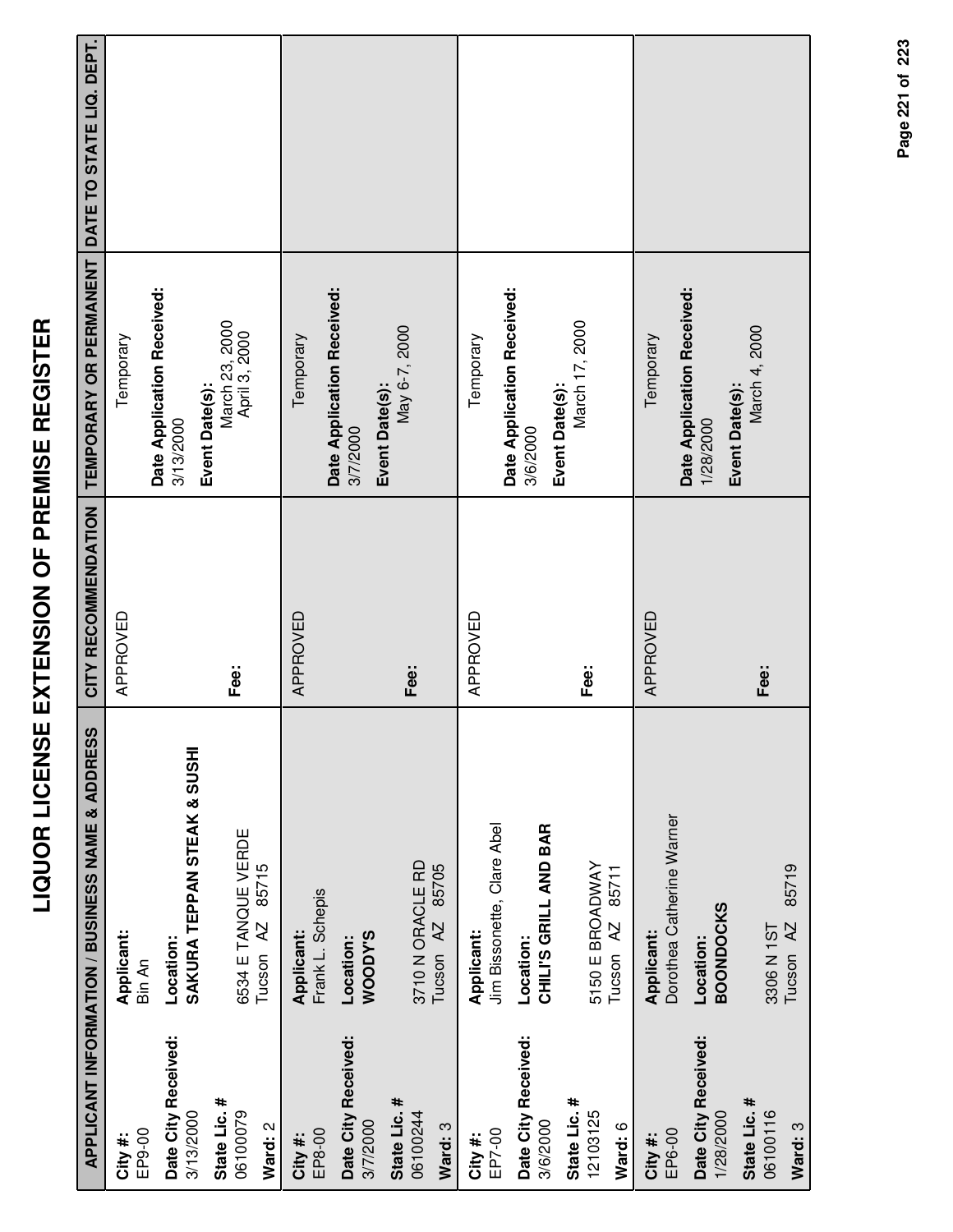# LIQUOR LICENSE EXTENSION OF PREMISE REGISTER

| APPLICANT INFORMATION / BUSINESS NAME & ADDRESS | | CITY RECOMMENDATION | TEMPORARY OR PERMANENT | DATE TO STATE LIQ. DEPT. |
|---|---|---|---|---|
| **City #:** EP9-00<br>**Date City Received:** 3/13/2000<br>**State Lic. #** 06100079<br>**Ward:** 2 | **Applicant:** Bin An<br>**Location:** **SAKURA TEPPAN STEAK & SUSHI**<br>6534 E TANQUE VERDE<br>Tucson AZ 85715 | APPROVED<br>**Fee:** | Temporary<br>**Date Application Received:** 3/13/2000<br>**Event Date(s):** March 23, 2000 April 3, 2000 | |
| **City #:** EP8-00<br>**Date City Received:** 3/7/2000<br>**State Lic. #** 06100244<br>**Ward:** 3 | **Applicant:** Frank L. Schepis<br>**Location:** **WOODY'S**<br>3710 N ORACLE RD<br>Tucson AZ 85705 | APPROVED<br>**Fee:** | Temporary<br>**Date Application Received:** 3/7/2000<br>**Event Date(s):** May 6-7, 2000 | |
| **City #:** EP7-00<br>**Date City Received:** 3/6/2000<br>**State Lic. #** 12103125<br>**Ward:** 6 | **Applicant:** Jim Bissonette, Clare Abel<br>**Location:** **CHILI'S GRILL AND BAR**<br>5150 E BROADWAY<br>Tucson AZ 85711 | APPROVED<br>**Fee:** | Temporary<br>**Date Application Received:** 3/6/2000<br>**Event Date(s):** March 17, 2000 | |
| **City #:** EP6-00<br>**Date City Received:** 1/28/2000<br>**State Lic. #** 06100116<br>**Ward:** 3 | **Applicant:** Dorothea Catherine Warner<br>**Location:** **BOONDOCKS**<br>3306 N 1ST<br>Tucson AZ 85719 | APPROVED<br>**Fee:** | Temporary<br>**Date Application Received:** 1/28/2000<br>**Event Date(s):** March 4, 2000 | |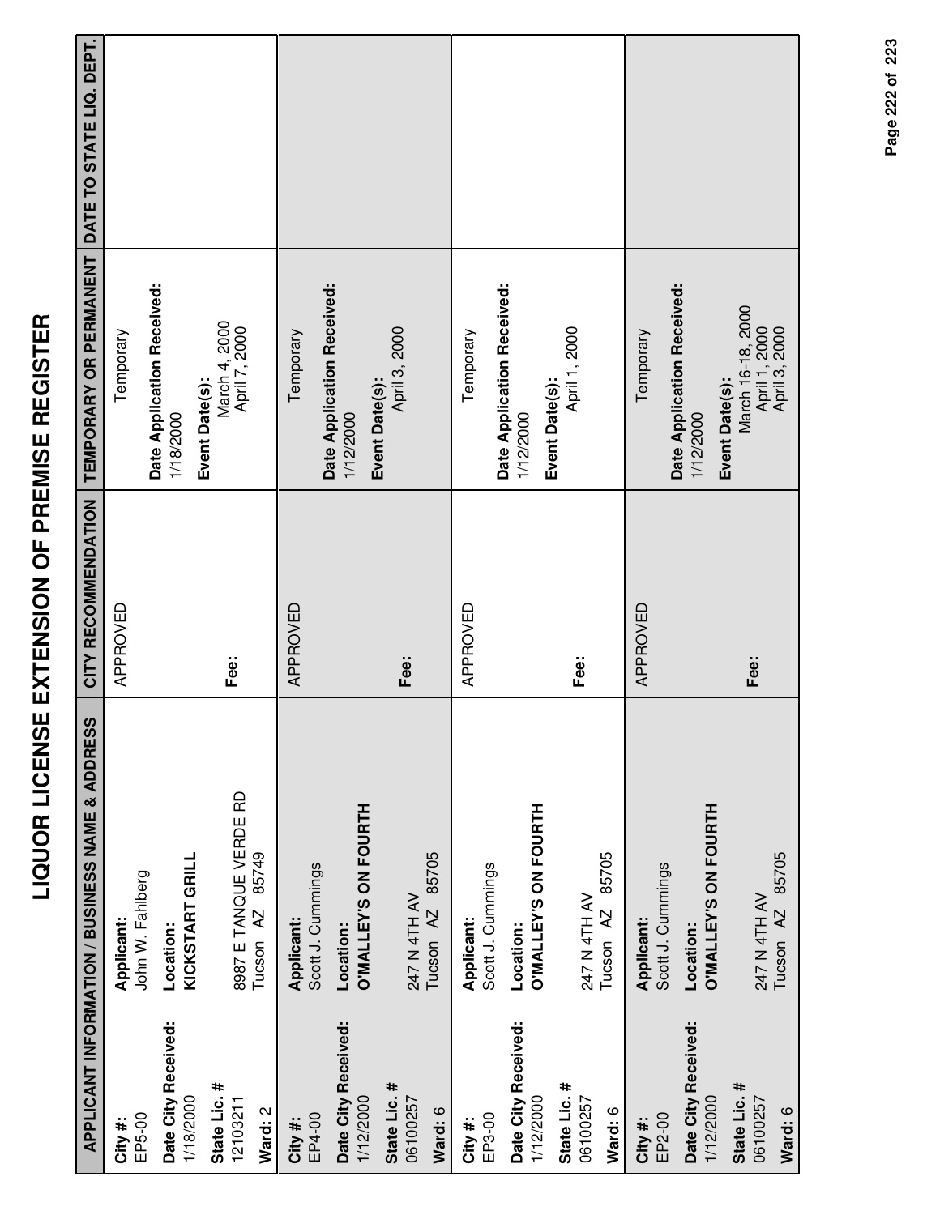# LIQUOR LICENSE EXTENSION OF PREMISE REGISTER

| APPLICANT INFORMATION / BUSINESS NAME & ADDRESS | | CITY RECOMMENDATION | TEMPORARY OR PERMANENT | DATE TO STATE LIQ. DEPT. |
|---|---|---|---|---|
| **City #:** EP5-00<br>**Date City Received:** 1/18/2000<br>**State Lic. #** 12103211<br>**Ward:** 2 | **Applicant:** John W. Fahlberg<br>**Location:** **KICKSTART GRILL**<br>8987 E TANQUE VERDE RD<br>Tucson AZ 85749 | APPROVED<br>**Fee:** | Temporary<br>**Date Application Received:** 1/18/2000<br>**Event Date(s):** March 4, 2000<br>April 7, 2000 | |
| **City #:** EP4-00<br>**Date City Received:** 1/12/2000<br>**State Lic. #** 06100257<br>**Ward:** 6 | **Applicant:** Scott J. Cummings<br>**Location:** **O'MALLEY'S ON FOURTH**<br>247 N 4TH AV<br>Tucson AZ 85705 | APPROVED<br>**Fee:** | Temporary<br>**Date Application Received:** 1/12/2000<br>**Event Date(s):** April 3, 2000 | |
| **City #:** EP3-00<br>**Date City Received:** 1/12/2000<br>**State Lic. #** 06100257<br>**Ward:** 6 | **Applicant:** Scott J. Cummings<br>**Location:** **O'MALLEY'S ON FOURTH**<br>247 N 4TH AV<br>Tucson AZ 85705 | APPROVED<br>**Fee:** | Temporary<br>**Date Application Received:** 1/12/2000<br>**Event Date(s):** April 1, 2000 | |
| **City #:** EP2-00<br>**Date City Received:** 1/12/2000<br>**State Lic. #** 06100257<br>**Ward:** 6 | **Applicant:** Scott J. Cummings<br>**Location:** **O'MALLEY'S ON FOURTH**<br>247 N 4TH AV<br>Tucson AZ 85705 | APPROVED<br>**Fee:** | Temporary<br>**Date Application Received:** 1/12/2000<br>**Event Date(s):** March 16-18, 2000<br>April 1, 2000<br>April 3, 2000 | |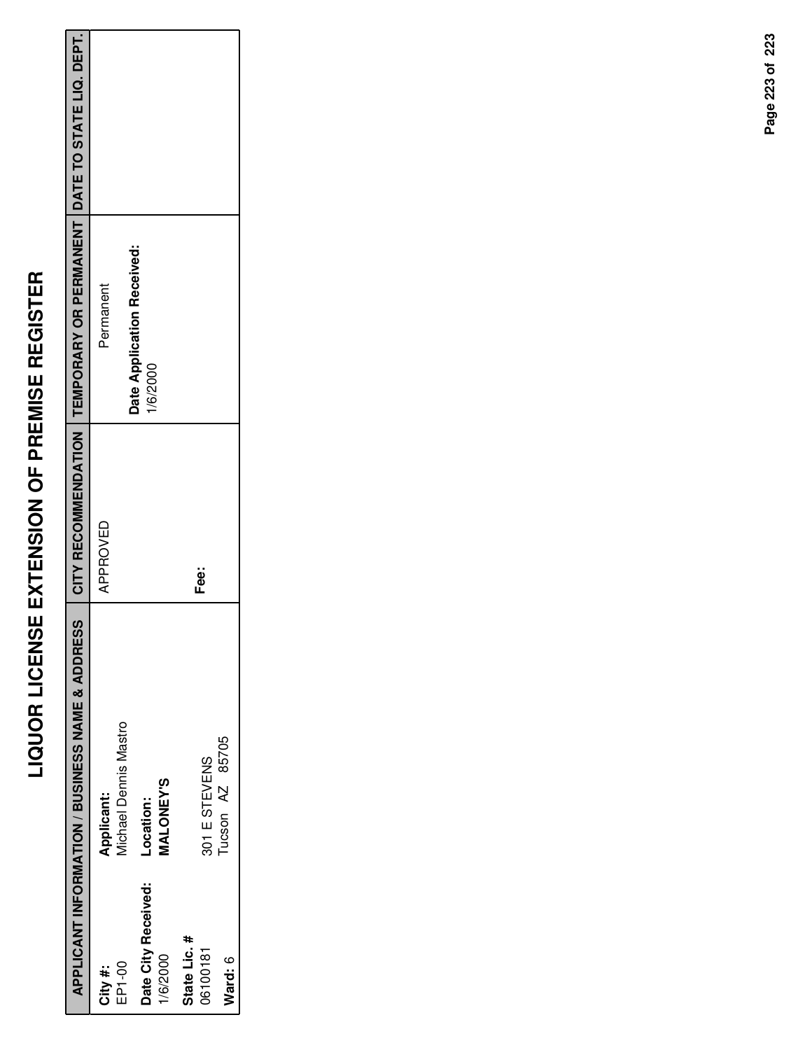# LIQUOR LICENSE EXTENSION OF PREMISE REGISTER

| APPLICANT INFORMATION / BUSINESS NAME & ADDRESS | | CITY RECOMMENDATION | TEMPORARY OR PERMANENT | DATE TO STATE LIQ. DEPT. |
|---|---|---|---|---|
| **City #:** EP1-00<br>**Date City Received:** 1/6/2000<br>**State Lic. #** 06100181<br>**Ward:** 6 | **Applicant:** Michael Dennis Mastro<br>**Location:** **MALONEY'S**<br>301 E STEVENS<br>Tucson AZ 85705 | APPROVED<br><br>**Fee:** | Permanent<br><br>**Date Application Received:** 1/6/2000 | |